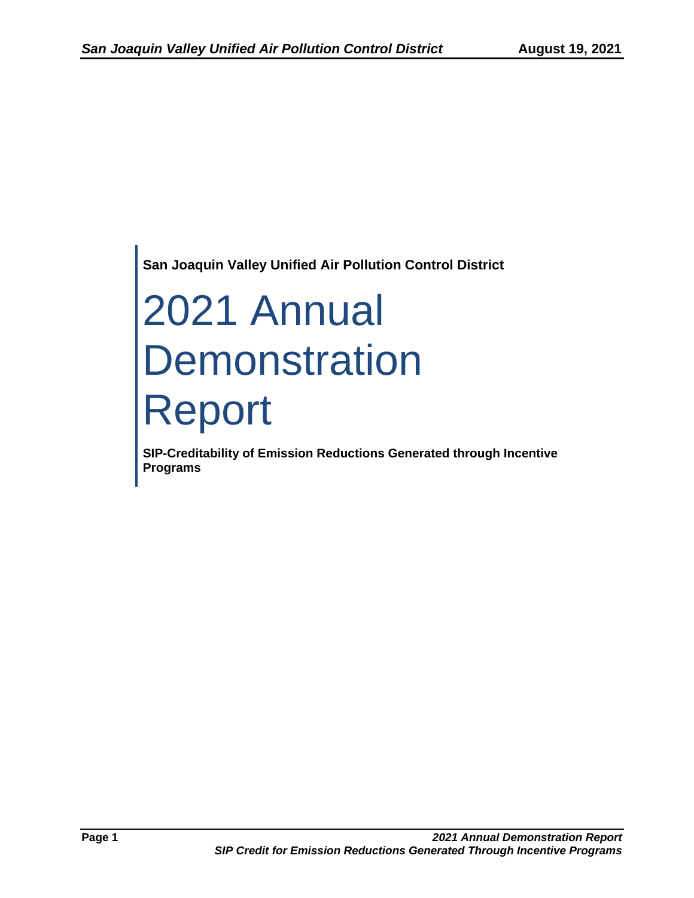San Joaquin Valley Unified Air Pollution Control District

# 2021 Annual Demonstration Report

**SIP-Creditability of Emission Reductions Generated through Incentive Programs**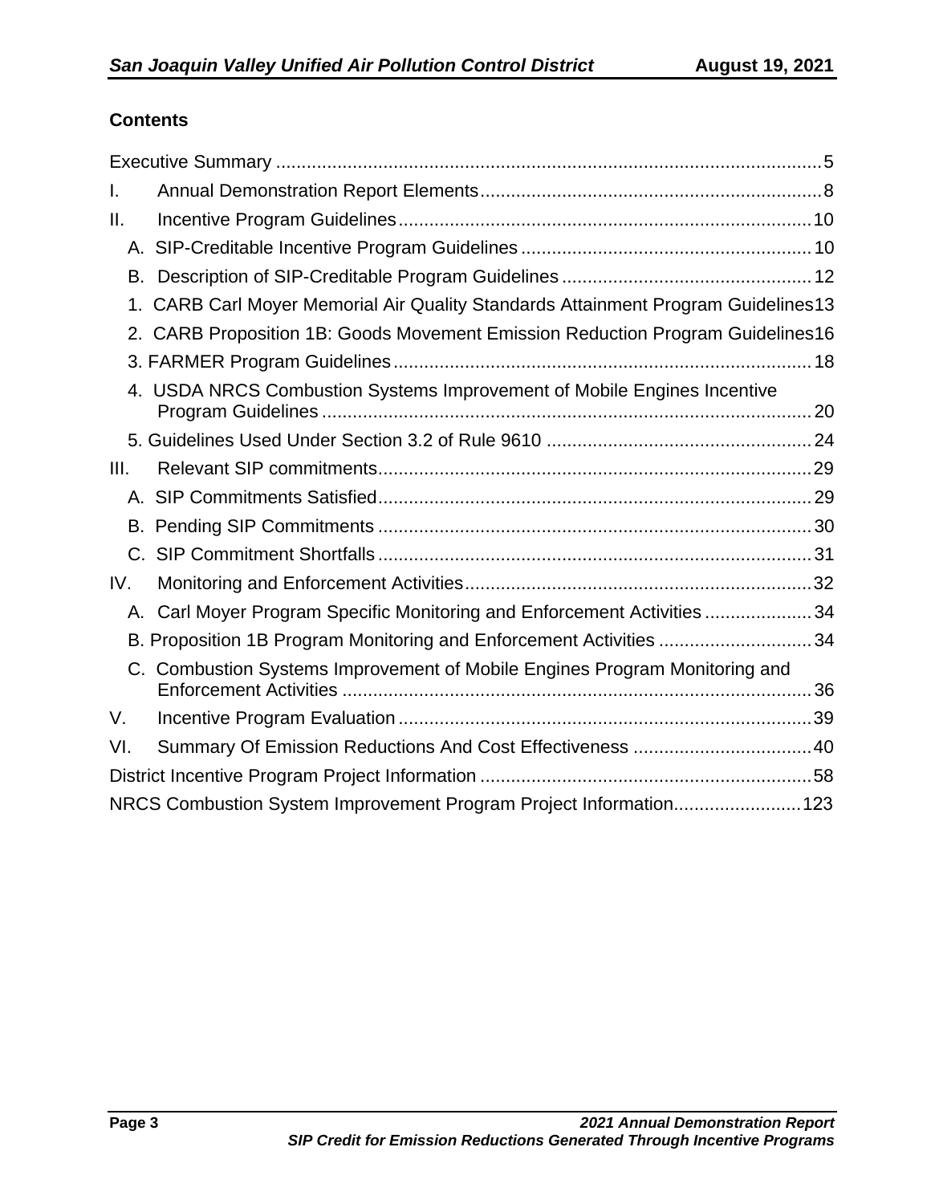## Contents

Executive Summary ........................................................................................................... 5

I. Annual Demonstration Report Elements .................................................................. 8

II. Incentive Program Guidelines ................................................................................. 10

- A. SIP-Creditable Incentive Program Guidelines ......................................................... 10
- B. Description of SIP-Creditable Program Guidelines ................................................. 12
- 1. CARB Carl Moyer Memorial Air Quality Standards Attainment Program Guidelines 13
- 2. CARB Proposition 1B: Goods Movement Emission Reduction Program Guidelines 16
- 3. FARMER Program Guidelines .................................................................................. 18
- 4. USDA NRCS Combustion Systems Improvement of Mobile Engines Incentive Program Guidelines ................................................................................................ 20
- 5. Guidelines Used Under Section 3.2 of Rule 9610 .................................................... 24

III. Relevant SIP commitments ..................................................................................... 29

- A. SIP Commitments Satisfied ..................................................................................... 29
- B. Pending SIP Commitments ..................................................................................... 30
- C. SIP Commitment Shortfalls ..................................................................................... 31

IV. Monitoring and Enforcement Activities .................................................................... 32

- A. Carl Moyer Program Specific Monitoring and Enforcement Activities ..................... 34
- B. Proposition 1B Program Monitoring and Enforcement Activities .............................. 34
- C. Combustion Systems Improvement of Mobile Engines Program Monitoring and Enforcement Activities ............................................................................................ 36

V. Incentive Program Evaluation ................................................................................. 39

VI. Summary Of Emission Reductions And Cost Effectiveness ................................... 40

District Incentive Program Project Information ................................................................. 58

NRCS Combustion System Improvement Program Project Information ......................... 123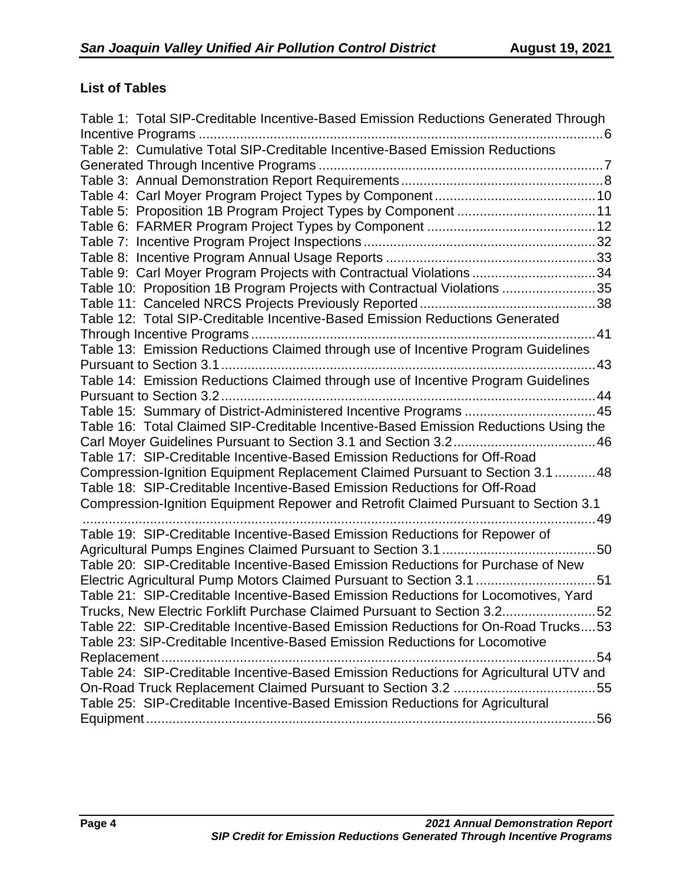**List of Tables**

Table 1: Total SIP-Creditable Incentive-Based Emission Reductions Generated Through Incentive Programs ....... 6
Table 2: Cumulative Total SIP-Creditable Incentive-Based Emission Reductions Generated Through Incentive Programs ....... 7
Table 3: Annual Demonstration Report Requirements ....... 8
Table 4: Carl Moyer Program Project Types by Component ....... 10
Table 5: Proposition 1B Program Project Types by Component ....... 11
Table 6: FARMER Program Project Types by Component ....... 12
Table 7: Incentive Program Project Inspections ....... 32
Table 8: Incentive Program Annual Usage Reports ....... 33
Table 9: Carl Moyer Program Projects with Contractual Violations ....... 34
Table 10: Proposition 1B Program Projects with Contractual Violations ....... 35
Table 11: Canceled NRCS Projects Previously Reported ....... 38
Table 12: Total SIP-Creditable Incentive-Based Emission Reductions Generated Through Incentive Programs ....... 41
Table 13: Emission Reductions Claimed through use of Incentive Program Guidelines Pursuant to Section 3.1 ....... 43
Table 14: Emission Reductions Claimed through use of Incentive Program Guidelines Pursuant to Section 3.2 ....... 44
Table 15: Summary of District-Administered Incentive Programs ....... 45
Table 16: Total Claimed SIP-Creditable Incentive-Based Emission Reductions Using the Carl Moyer Guidelines Pursuant to Section 3.1 and Section 3.2 ....... 46
Table 17: SIP-Creditable Incentive-Based Emission Reductions for Off-Road Compression-Ignition Equipment Replacement Claimed Pursuant to Section 3.1 ....... 48
Table 18: SIP-Creditable Incentive-Based Emission Reductions for Off-Road Compression-Ignition Equipment Repower and Retrofit Claimed Pursuant to Section 3.1 ....... 49
Table 19: SIP-Creditable Incentive-Based Emission Reductions for Repower of Agricultural Pumps Engines Claimed Pursuant to Section 3.1 ....... 50
Table 20: SIP-Creditable Incentive-Based Emission Reductions for Purchase of New Electric Agricultural Pump Motors Claimed Pursuant to Section 3.1 ....... 51
Table 21: SIP-Creditable Incentive-Based Emission Reductions for Locomotives, Yard Trucks, New Electric Forklift Purchase Claimed Pursuant to Section 3.2 ....... 52
Table 22: SIP-Creditable Incentive-Based Emission Reductions for On-Road Trucks ....... 53
Table 23: SIP-Creditable Incentive-Based Emission Reductions for Locomotive Replacement ....... 54
Table 24: SIP-Creditable Incentive-Based Emission Reductions for Agricultural UTV and On-Road Truck Replacement Claimed Pursuant to Section 3.2 ....... 55
Table 25: SIP-Creditable Incentive-Based Emission Reductions for Agricultural Equipment ....... 56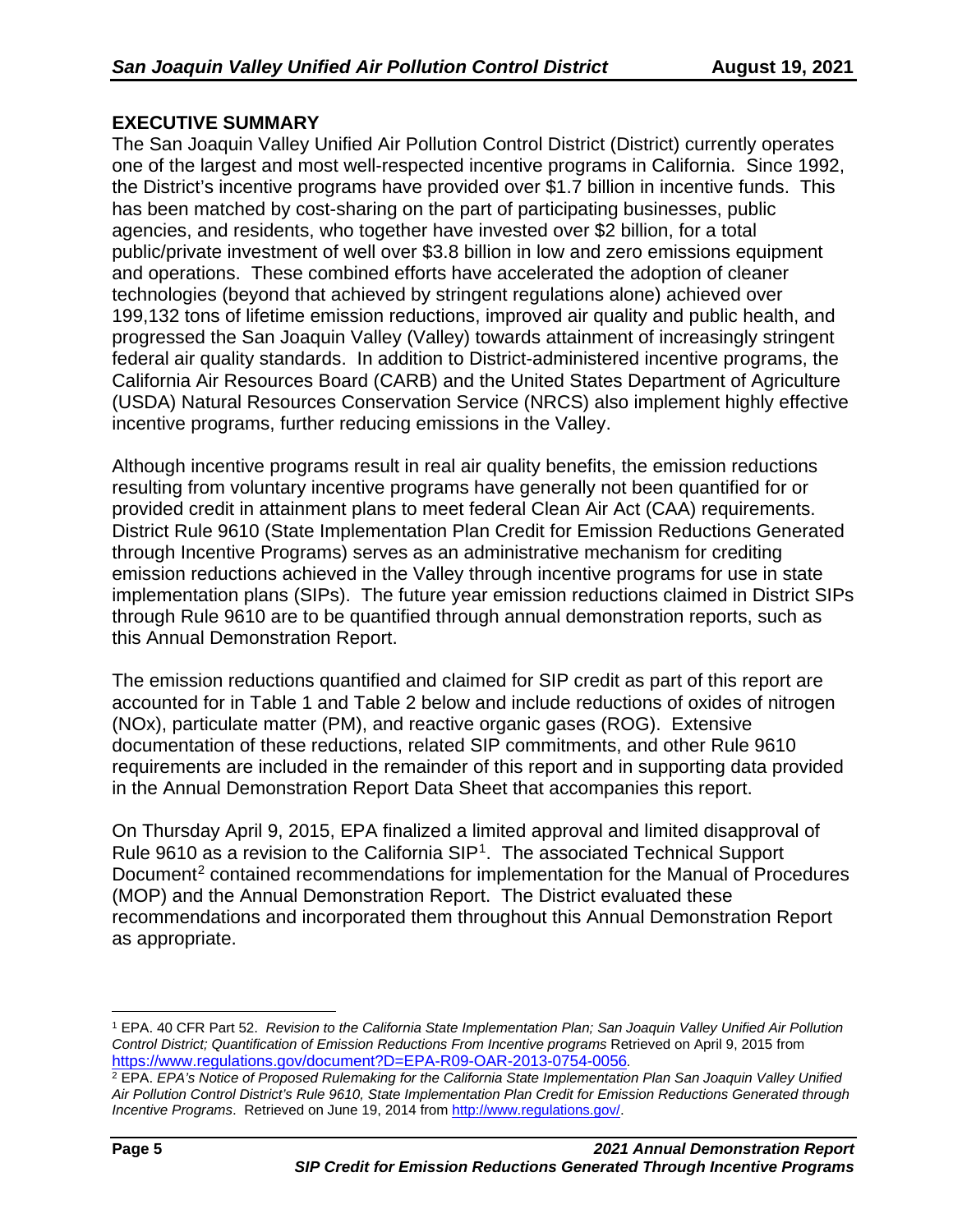## EXECUTIVE SUMMARY

The San Joaquin Valley Unified Air Pollution Control District (District) currently operates one of the largest and most well-respected incentive programs in California. Since 1992, the District's incentive programs have provided over $1.7 billion in incentive funds. This has been matched by cost-sharing on the part of participating businesses, public agencies, and residents, who together have invested over $2 billion, for a total public/private investment of well over $3.8 billion in low and zero emissions equipment and operations. These combined efforts have accelerated the adoption of cleaner technologies (beyond that achieved by stringent regulations alone) achieved over 199,132 tons of lifetime emission reductions, improved air quality and public health, and progressed the San Joaquin Valley (Valley) towards attainment of increasingly stringent federal air quality standards. In addition to District-administered incentive programs, the California Air Resources Board (CARB) and the United States Department of Agriculture (USDA) Natural Resources Conservation Service (NRCS) also implement highly effective incentive programs, further reducing emissions in the Valley.

Although incentive programs result in real air quality benefits, the emission reductions resulting from voluntary incentive programs have generally not been quantified for or provided credit in attainment plans to meet federal Clean Air Act (CAA) requirements. District Rule 9610 (State Implementation Plan Credit for Emission Reductions Generated through Incentive Programs) serves as an administrative mechanism for crediting emission reductions achieved in the Valley through incentive programs for use in state implementation plans (SIPs). The future year emission reductions claimed in District SIPs through Rule 9610 are to be quantified through annual demonstration reports, such as this Annual Demonstration Report.

The emission reductions quantified and claimed for SIP credit as part of this report are accounted for in Table 1 and Table 2 below and include reductions of oxides of nitrogen (NOx), particulate matter (PM), and reactive organic gases (ROG). Extensive documentation of these reductions, related SIP commitments, and other Rule 9610 requirements are included in the remainder of this report and in supporting data provided in the Annual Demonstration Report Data Sheet that accompanies this report.

On Thursday April 9, 2015, EPA finalized a limited approval and limited disapproval of Rule 9610 as a revision to the California SIP[1]. The associated Technical Support Document[2] contained recommendations for implementation for the Manual of Procedures (MOP) and the Annual Demonstration Report. The District evaluated these recommendations and incorporated them throughout this Annual Demonstration Report as appropriate.

---

[1] EPA. 40 CFR Part 52. *Revision to the California State Implementation Plan; San Joaquin Valley Unified Air Pollution Control District; Quantification of Emission Reductions From Incentive programs* Retrieved on April 9, 2015 from https://www.regulations.gov/document?D=EPA-R09-OAR-2013-0754-0056.

[2] EPA. *EPA's Notice of Proposed Rulemaking for the California State Implementation Plan San Joaquin Valley Unified Air Pollution Control District's Rule 9610, State Implementation Plan Credit for Emission Reductions Generated through Incentive Programs*. Retrieved on June 19, 2014 from http://www.regulations.gov/.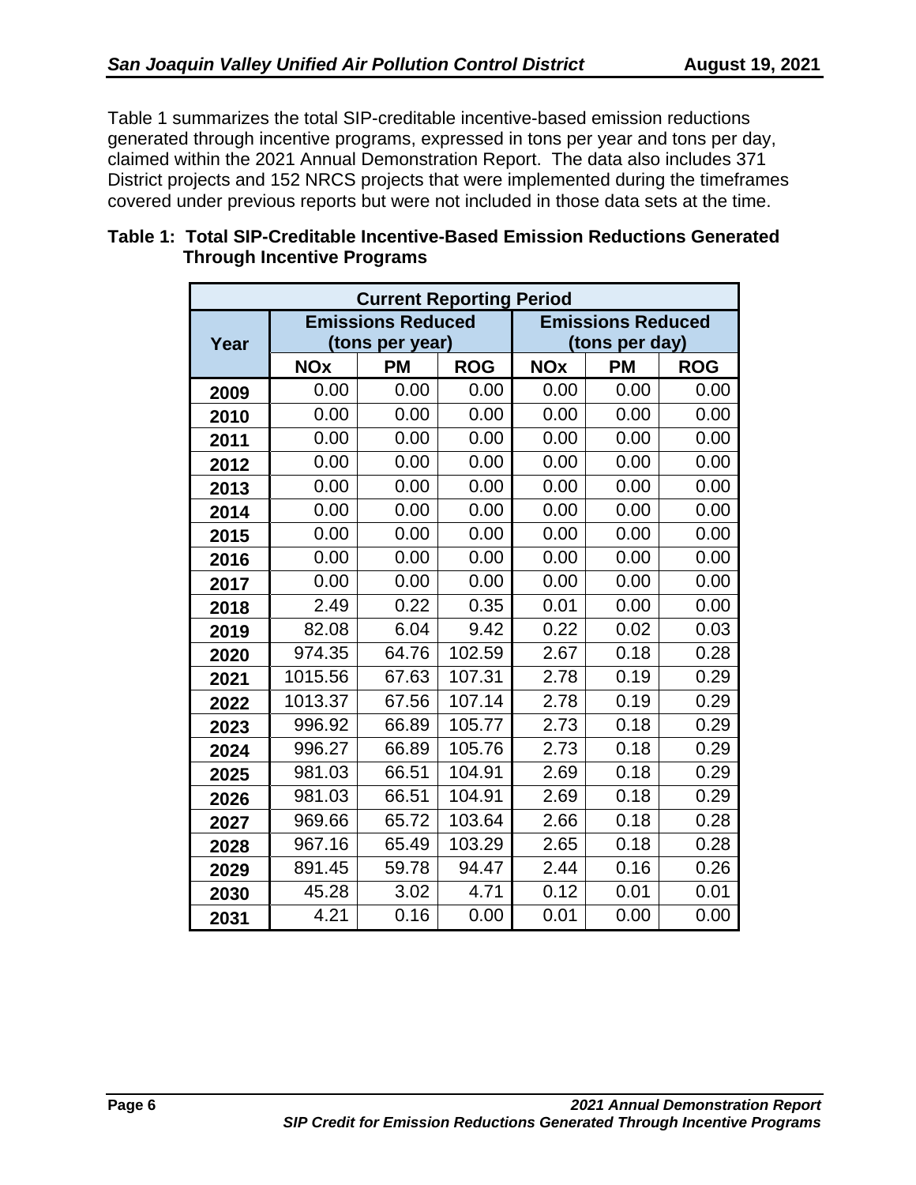Table 1 summarizes the total SIP-creditable incentive-based emission reductions generated through incentive programs, expressed in tons per year and tons per day, claimed within the 2021 Annual Demonstration Report. The data also includes 371 District projects and 152 NRCS projects that were implemented during the timeframes covered under previous reports but were not included in those data sets at the time.

**Table 1: Total SIP-Creditable Incentive-Based Emission Reductions Generated Through Incentive Programs**

| Current Reporting Period | | | | | | |
|---|---|---|---|---|---|---|
| Year | Emissions Reduced (tons per year) | | | Emissions Reduced (tons per day) | | |
| | NOx | PM | ROG | NOx | PM | ROG |
| 2009 | 0.00 | 0.00 | 0.00 | 0.00 | 0.00 | 0.00 |
| 2010 | 0.00 | 0.00 | 0.00 | 0.00 | 0.00 | 0.00 |
| 2011 | 0.00 | 0.00 | 0.00 | 0.00 | 0.00 | 0.00 |
| 2012 | 0.00 | 0.00 | 0.00 | 0.00 | 0.00 | 0.00 |
| 2013 | 0.00 | 0.00 | 0.00 | 0.00 | 0.00 | 0.00 |
| 2014 | 0.00 | 0.00 | 0.00 | 0.00 | 0.00 | 0.00 |
| 2015 | 0.00 | 0.00 | 0.00 | 0.00 | 0.00 | 0.00 |
| 2016 | 0.00 | 0.00 | 0.00 | 0.00 | 0.00 | 0.00 |
| 2017 | 0.00 | 0.00 | 0.00 | 0.00 | 0.00 | 0.00 |
| 2018 | 2.49 | 0.22 | 0.35 | 0.01 | 0.00 | 0.00 |
| 2019 | 82.08 | 6.04 | 9.42 | 0.22 | 0.02 | 0.03 |
| 2020 | 974.35 | 64.76 | 102.59 | 2.67 | 0.18 | 0.28 |
| 2021 | 1015.56 | 67.63 | 107.31 | 2.78 | 0.19 | 0.29 |
| 2022 | 1013.37 | 67.56 | 107.14 | 2.78 | 0.19 | 0.29 |
| 2023 | 996.92 | 66.89 | 105.77 | 2.73 | 0.18 | 0.29 |
| 2024 | 996.27 | 66.89 | 105.76 | 2.73 | 0.18 | 0.29 |
| 2025 | 981.03 | 66.51 | 104.91 | 2.69 | 0.18 | 0.29 |
| 2026 | 981.03 | 66.51 | 104.91 | 2.69 | 0.18 | 0.29 |
| 2027 | 969.66 | 65.72 | 103.64 | 2.66 | 0.18 | 0.28 |
| 2028 | 967.16 | 65.49 | 103.29 | 2.65 | 0.18 | 0.28 |
| 2029 | 891.45 | 59.78 | 94.47 | 2.44 | 0.16 | 0.26 |
| 2030 | 45.28 | 3.02 | 4.71 | 0.12 | 0.01 | 0.01 |
| 2031 | 4.21 | 0.16 | 0.00 | 0.01 | 0.00 | 0.00 |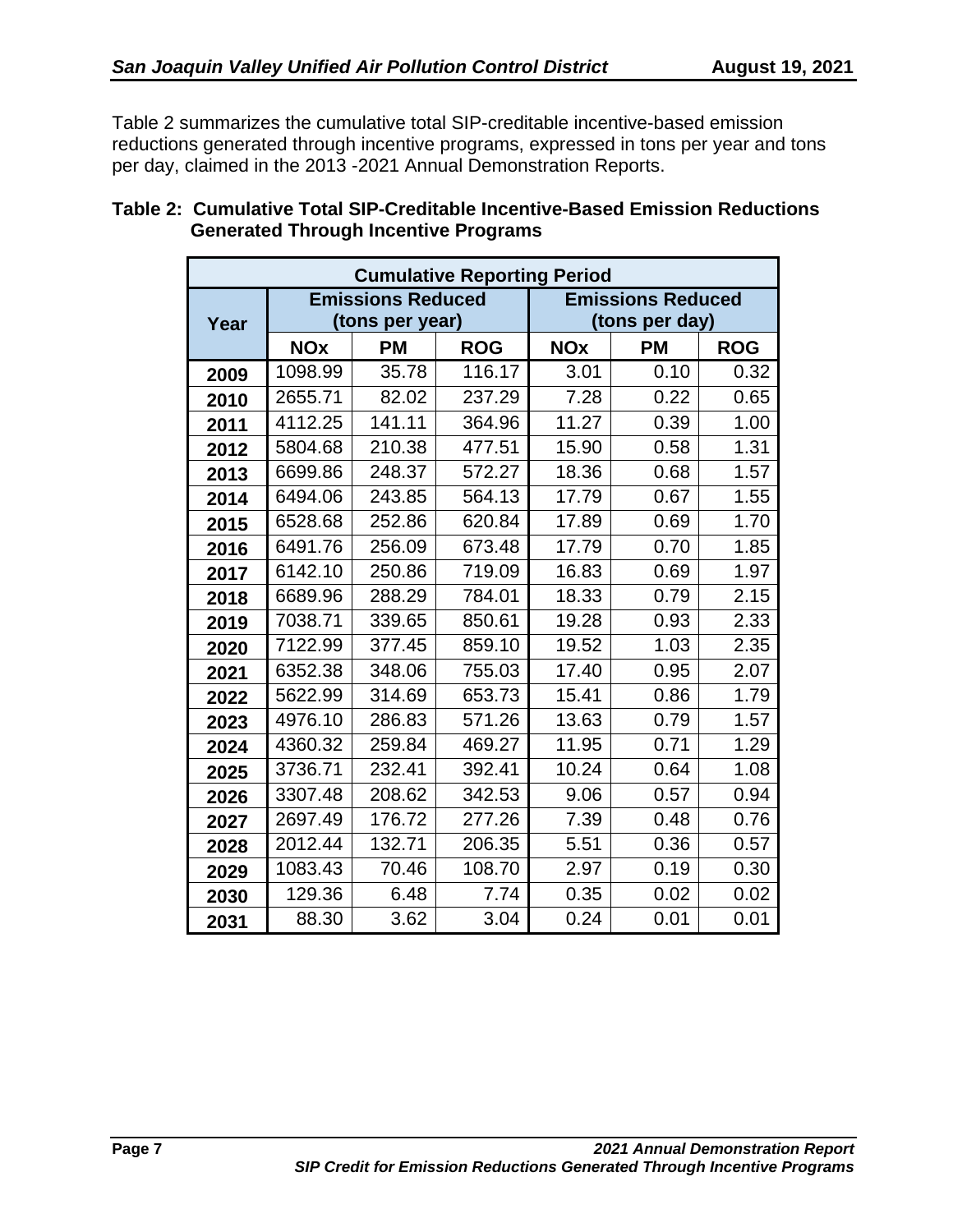Table 2 summarizes the cumulative total SIP-creditable incentive-based emission reductions generated through incentive programs, expressed in tons per year and tons per day, claimed in the 2013 -2021 Annual Demonstration Reports.

**Table 2: Cumulative Total SIP-Creditable Incentive-Based Emission Reductions Generated Through Incentive Programs**

| Cumulative Reporting Period | | | | | | |
|---|---|---|---|---|---|---|
| Year | Emissions Reduced (tons per year) | | | Emissions Reduced (tons per day) | | |
| | NOx | PM | ROG | NOx | PM | ROG |
| 2009 | 1098.99 | 35.78 | 116.17 | 3.01 | 0.10 | 0.32 |
| 2010 | 2655.71 | 82.02 | 237.29 | 7.28 | 0.22 | 0.65 |
| 2011 | 4112.25 | 141.11 | 364.96 | 11.27 | 0.39 | 1.00 |
| 2012 | 5804.68 | 210.38 | 477.51 | 15.90 | 0.58 | 1.31 |
| 2013 | 6699.86 | 248.37 | 572.27 | 18.36 | 0.68 | 1.57 |
| 2014 | 6494.06 | 243.85 | 564.13 | 17.79 | 0.67 | 1.55 |
| 2015 | 6528.68 | 252.86 | 620.84 | 17.89 | 0.69 | 1.70 |
| 2016 | 6491.76 | 256.09 | 673.48 | 17.79 | 0.70 | 1.85 |
| 2017 | 6142.10 | 250.86 | 719.09 | 16.83 | 0.69 | 1.97 |
| 2018 | 6689.96 | 288.29 | 784.01 | 18.33 | 0.79 | 2.15 |
| 2019 | 7038.71 | 339.65 | 850.61 | 19.28 | 0.93 | 2.33 |
| 2020 | 7122.99 | 377.45 | 859.10 | 19.52 | 1.03 | 2.35 |
| 2021 | 6352.38 | 348.06 | 755.03 | 17.40 | 0.95 | 2.07 |
| 2022 | 5622.99 | 314.69 | 653.73 | 15.41 | 0.86 | 1.79 |
| 2023 | 4976.10 | 286.83 | 571.26 | 13.63 | 0.79 | 1.57 |
| 2024 | 4360.32 | 259.84 | 469.27 | 11.95 | 0.71 | 1.29 |
| 2025 | 3736.71 | 232.41 | 392.41 | 10.24 | 0.64 | 1.08 |
| 2026 | 3307.48 | 208.62 | 342.53 | 9.06 | 0.57 | 0.94 |
| 2027 | 2697.49 | 176.72 | 277.26 | 7.39 | 0.48 | 0.76 |
| 2028 | 2012.44 | 132.71 | 206.35 | 5.51 | 0.36 | 0.57 |
| 2029 | 1083.43 | 70.46 | 108.70 | 2.97 | 0.19 | 0.30 |
| 2030 | 129.36 | 6.48 | 7.74 | 0.35 | 0.02 | 0.02 |
| 2031 | 88.30 | 3.62 | 3.04 | 0.24 | 0.01 | 0.01 |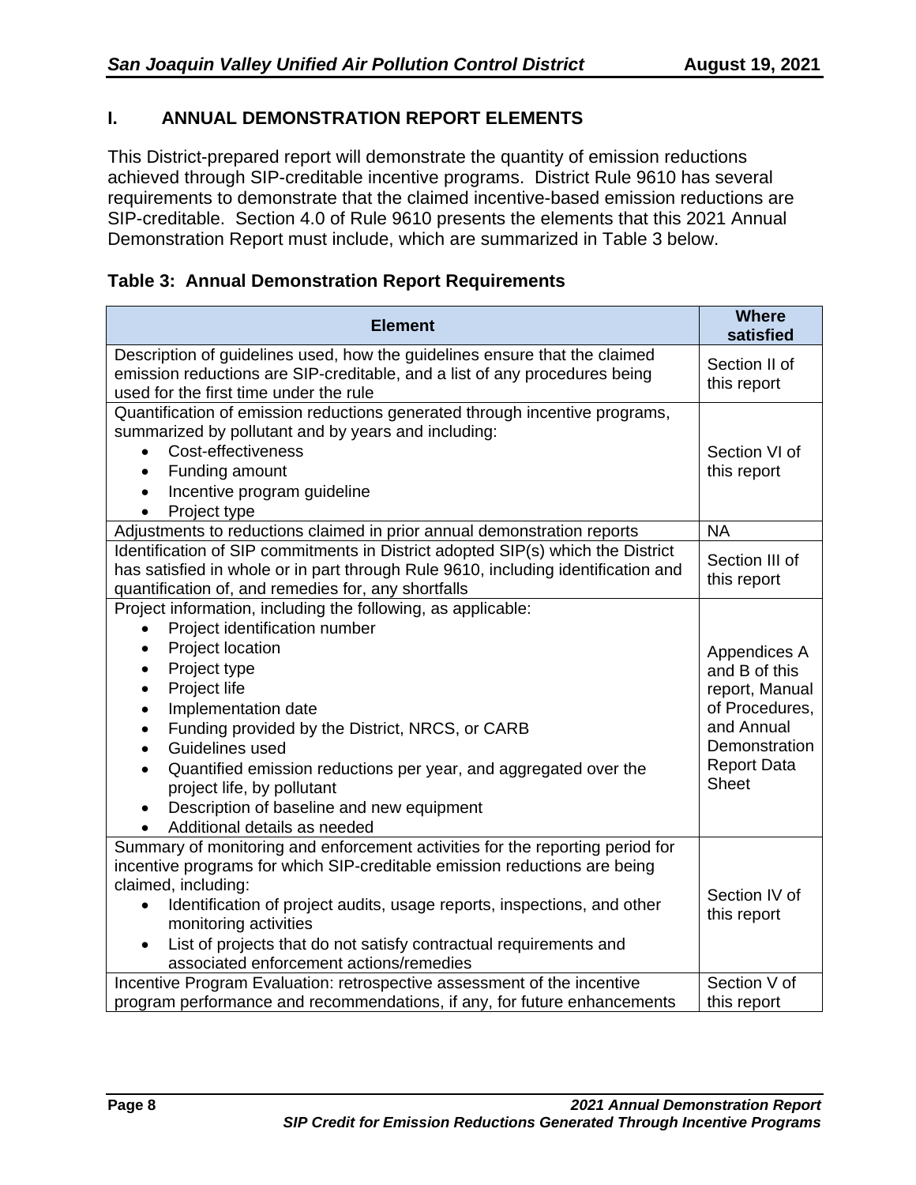## I. ANNUAL DEMONSTRATION REPORT ELEMENTS

This District-prepared report will demonstrate the quantity of emission reductions achieved through SIP-creditable incentive programs. District Rule 9610 has several requirements to demonstrate that the claimed incentive-based emission reductions are SIP-creditable. Section 4.0 of Rule 9610 presents the elements that this 2021 Annual Demonstration Report must include, which are summarized in Table 3 below.

**Table 3: Annual Demonstration Report Requirements**

| Element | Where satisfied |
|---|---|
| Description of guidelines used, how the guidelines ensure that the claimed emission reductions are SIP-creditable, and a list of any procedures being used for the first time under the rule | Section II of this report |
| Quantification of emission reductions generated through incentive programs, summarized by pollutant and by years and including: <br>• Cost-effectiveness <br>• Funding amount <br>• Incentive program guideline <br>• Project type | Section VI of this report |
| Adjustments to reductions claimed in prior annual demonstration reports | NA |
| Identification of SIP commitments in District adopted SIP(s) which the District has satisfied in whole or in part through Rule 9610, including identification and quantification of, and remedies for, any shortfalls | Section III of this report |
| Project information, including the following, as applicable: <br>• Project identification number <br>• Project location <br>• Project type <br>• Project life <br>• Implementation date <br>• Funding provided by the District, NRCS, or CARB <br>• Guidelines used <br>• Quantified emission reductions per year, and aggregated over the project life, by pollutant <br>• Description of baseline and new equipment <br>• Additional details as needed | Appendices A and B of this report, Manual of Procedures, and Annual Demonstration Report Data Sheet |
| Summary of monitoring and enforcement activities for the reporting period for incentive programs for which SIP-creditable emission reductions are being claimed, including: <br>• Identification of project audits, usage reports, inspections, and other monitoring activities <br>• List of projects that do not satisfy contractual requirements and associated enforcement actions/remedies | Section IV of this report |
| Incentive Program Evaluation: retrospective assessment of the incentive program performance and recommendations, if any, for future enhancements | Section V of this report |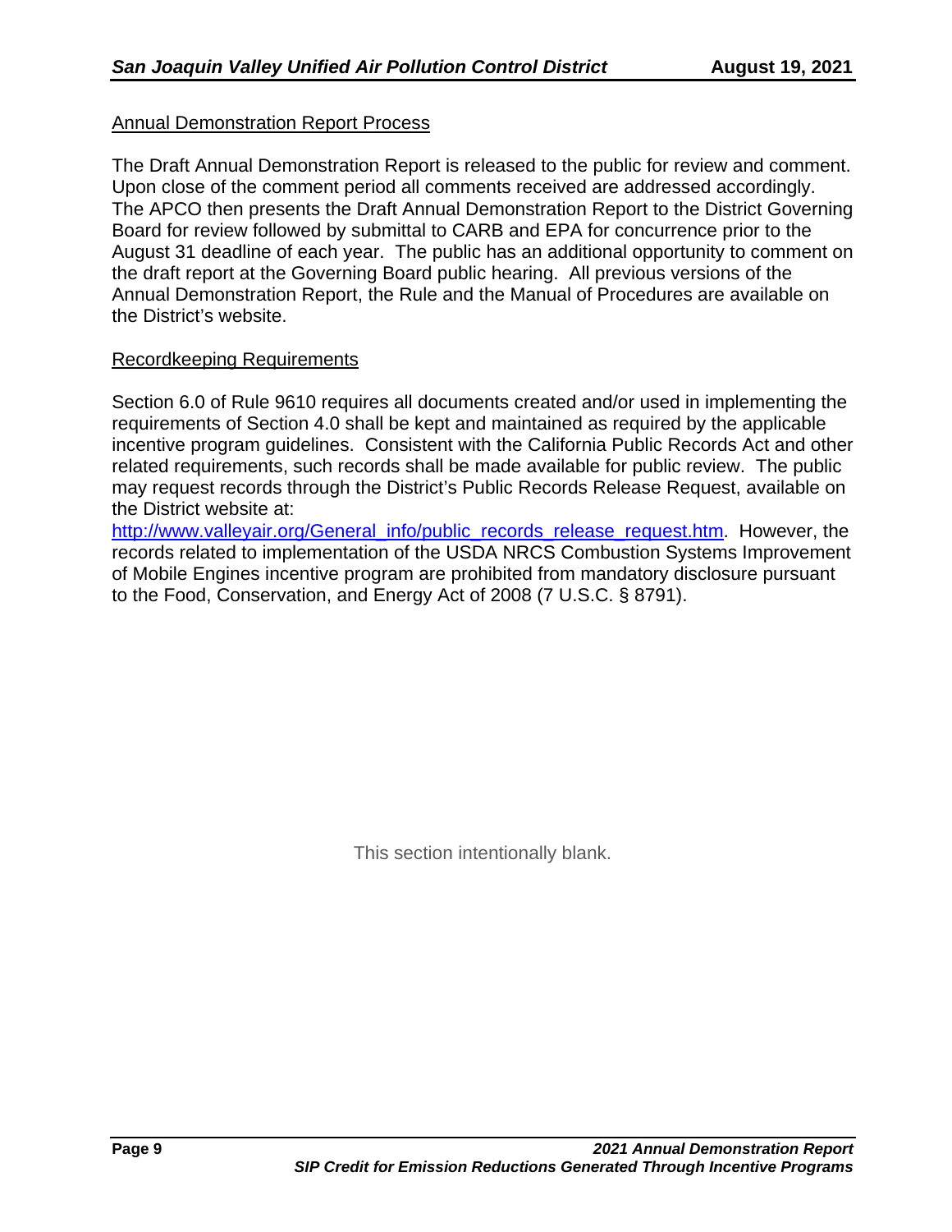Annual Demonstration Report Process

The Draft Annual Demonstration Report is released to the public for review and comment. Upon close of the comment period all comments received are addressed accordingly. The APCO then presents the Draft Annual Demonstration Report to the District Governing Board for review followed by submittal to CARB and EPA for concurrence prior to the August 31 deadline of each year. The public has an additional opportunity to comment on the draft report at the Governing Board public hearing. All previous versions of the Annual Demonstration Report, the Rule and the Manual of Procedures are available on the District's website.

Recordkeeping Requirements

Section 6.0 of Rule 9610 requires all documents created and/or used in implementing the requirements of Section 4.0 shall be kept and maintained as required by the applicable incentive program guidelines. Consistent with the California Public Records Act and other related requirements, such records shall be made available for public review. The public may request records through the District's Public Records Release Request, available on the District website at: http://www.valleyair.org/General_info/public_records_release_request.htm. However, the records related to implementation of the USDA NRCS Combustion Systems Improvement of Mobile Engines incentive program are prohibited from mandatory disclosure pursuant to the Food, Conservation, and Energy Act of 2008 (7 U.S.C. § 8791).

This section intentionally blank.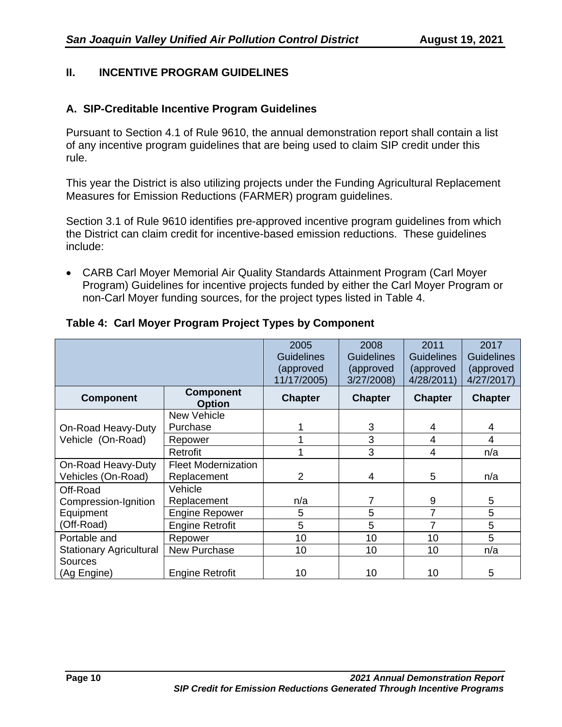## II. INCENTIVE PROGRAM GUIDELINES

### A. SIP-Creditable Incentive Program Guidelines

Pursuant to Section 4.1 of Rule 9610, the annual demonstration report shall contain a list of any incentive program guidelines that are being used to claim SIP credit under this rule.

This year the District is also utilizing projects under the Funding Agricultural Replacement Measures for Emission Reductions (FARMER) program guidelines.

Section 3.1 of Rule 9610 identifies pre-approved incentive program guidelines from which the District can claim credit for incentive-based emission reductions. These guidelines include:

- CARB Carl Moyer Memorial Air Quality Standards Attainment Program (Carl Moyer Program) Guidelines for incentive projects funded by either the Carl Moyer Program or non-Carl Moyer funding sources, for the project types listed in Table 4.

**Table 4: Carl Moyer Program Project Types by Component**

| | | 2005 Guidelines (approved 11/17/2005) | 2008 Guidelines (approved 3/27/2008) | 2011 Guidelines (approved 4/28/2011) | 2017 Guidelines (approved 4/27/2017) |
|---|---|---|---|---|---|
| **Component** | **Component Option** | **Chapter** | **Chapter** | **Chapter** | **Chapter** |
| On-Road Heavy-Duty Vehicle (On-Road) | New Vehicle Purchase | 1 | 3 | 4 | 4 |
| | Repower | 1 | 3 | 4 | 4 |
| | Retrofit | 1 | 3 | 4 | n/a |
| On-Road Heavy-Duty Vehicles (On-Road) | Fleet Modernization Replacement | 2 | 4 | 5 | n/a |
| Off-Road Compression-Ignition Equipment (Off-Road) | Vehicle Replacement | n/a | 7 | 9 | 5 |
| | Engine Repower | 5 | 5 | 7 | 5 |
| | Engine Retrofit | 5 | 5 | 7 | 5 |
| Portable and Stationary Agricultural Sources (Ag Engine) | Repower | 10 | 10 | 10 | 5 |
| | New Purchase | 10 | 10 | 10 | n/a |
| | Engine Retrofit | 10 | 10 | 10 | 5 |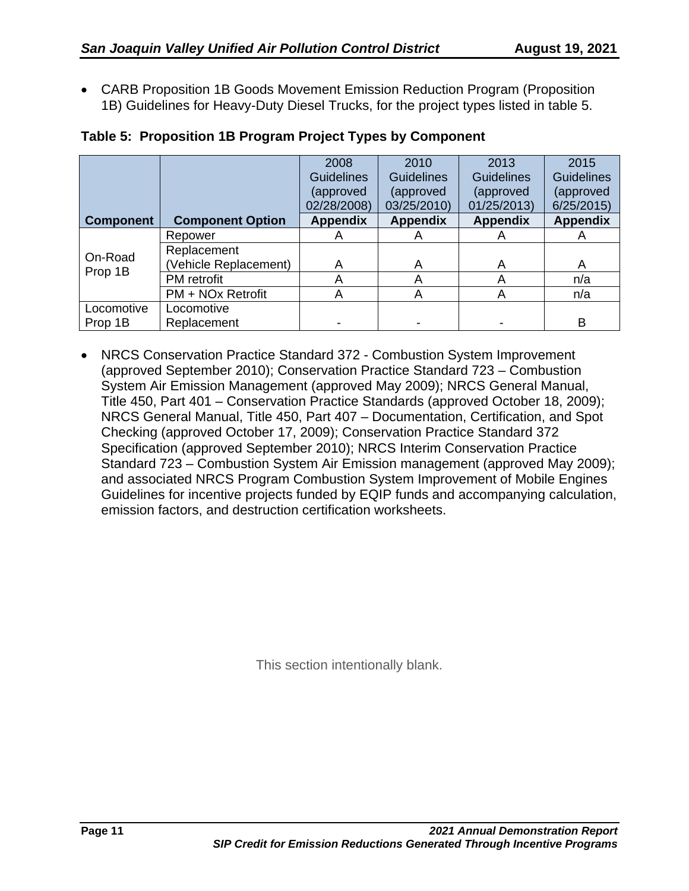- CARB Proposition 1B Goods Movement Emission Reduction Program (Proposition 1B) Guidelines for Heavy-Duty Diesel Trucks, for the project types listed in table 5.

**Table 5: Proposition 1B Program Project Types by Component**

| Component | Component Option | 2008 Guidelines (approved 02/28/2008) Appendix | 2010 Guidelines (approved 03/25/2010) Appendix | 2013 Guidelines (approved 01/25/2013) Appendix | 2015 Guidelines (approved 6/25/2015) Appendix |
|---|---|---|---|---|---|
| On-Road Prop 1B | Repower | A | A | A | A |
| | Replacement (Vehicle Replacement) | A | A | A | A |
| | PM retrofit | A | A | A | n/a |
| | PM + NOx Retrofit | A | A | A | n/a |
| Locomotive Prop 1B | Locomotive Replacement | - | - | - | B |

- NRCS Conservation Practice Standard 372 - Combustion System Improvement (approved September 2010); Conservation Practice Standard 723 – Combustion System Air Emission Management (approved May 2009); NRCS General Manual, Title 450, Part 401 – Conservation Practice Standards (approved October 18, 2009); NRCS General Manual, Title 450, Part 407 – Documentation, Certification, and Spot Checking (approved October 17, 2009); Conservation Practice Standard 372 Specification (approved September 2010); NRCS Interim Conservation Practice Standard 723 – Combustion System Air Emission management (approved May 2009); and associated NRCS Program Combustion System Improvement of Mobile Engines Guidelines for incentive projects funded by EQIP funds and accompanying calculation, emission factors, and destruction certification worksheets.

This section intentionally blank.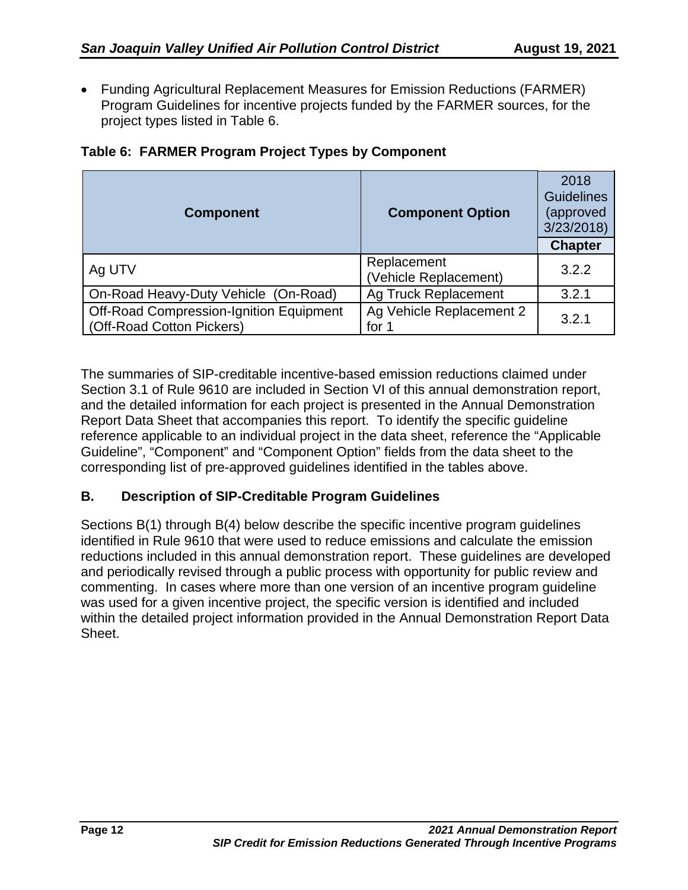- Funding Agricultural Replacement Measures for Emission Reductions (FARMER) Program Guidelines for incentive projects funded by the FARMER sources, for the project types listed in Table 6.

**Table 6: FARMER Program Project Types by Component**

| Component | Component Option | 2018 Guidelines (approved 3/23/2018) |
|---|---|---|
| | | **Chapter** |
| Ag UTV | Replacement (Vehicle Replacement) | 3.2.2 |
| On-Road Heavy-Duty Vehicle (On-Road) | Ag Truck Replacement | 3.2.1 |
| Off-Road Compression-Ignition Equipment (Off-Road Cotton Pickers) | Ag Vehicle Replacement 2 for 1 | 3.2.1 |

The summaries of SIP-creditable incentive-based emission reductions claimed under Section 3.1 of Rule 9610 are included in Section VI of this annual demonstration report, and the detailed information for each project is presented in the Annual Demonstration Report Data Sheet that accompanies this report. To identify the specific guideline reference applicable to an individual project in the data sheet, reference the "Applicable Guideline", "Component" and "Component Option" fields from the data sheet to the corresponding list of pre-approved guidelines identified in the tables above.

## B. Description of SIP-Creditable Program Guidelines

Sections B(1) through B(4) below describe the specific incentive program guidelines identified in Rule 9610 that were used to reduce emissions and calculate the emission reductions included in this annual demonstration report. These guidelines are developed and periodically revised through a public process with opportunity for public review and commenting. In cases where more than one version of an incentive program guideline was used for a given incentive project, the specific version is identified and included within the detailed project information provided in the Annual Demonstration Report Data Sheet.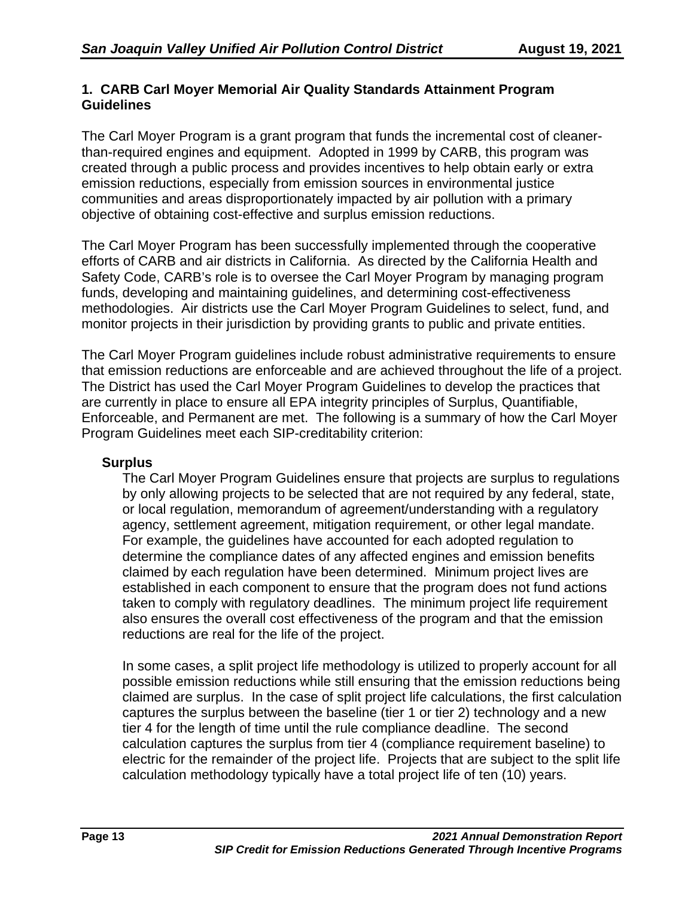## 1. CARB Carl Moyer Memorial Air Quality Standards Attainment Program Guidelines

The Carl Moyer Program is a grant program that funds the incremental cost of cleaner-than-required engines and equipment. Adopted in 1999 by CARB, this program was created through a public process and provides incentives to help obtain early or extra emission reductions, especially from emission sources in environmental justice communities and areas disproportionately impacted by air pollution with a primary objective of obtaining cost-effective and surplus emission reductions.

The Carl Moyer Program has been successfully implemented through the cooperative efforts of CARB and air districts in California. As directed by the California Health and Safety Code, CARB's role is to oversee the Carl Moyer Program by managing program funds, developing and maintaining guidelines, and determining cost-effectiveness methodologies. Air districts use the Carl Moyer Program Guidelines to select, fund, and monitor projects in their jurisdiction by providing grants to public and private entities.

The Carl Moyer Program guidelines include robust administrative requirements to ensure that emission reductions are enforceable and are achieved throughout the life of a project. The District has used the Carl Moyer Program Guidelines to develop the practices that are currently in place to ensure all EPA integrity principles of Surplus, Quantifiable, Enforceable, and Permanent are met. The following is a summary of how the Carl Moyer Program Guidelines meet each SIP-creditability criterion:

**Surplus**

The Carl Moyer Program Guidelines ensure that projects are surplus to regulations by only allowing projects to be selected that are not required by any federal, state, or local regulation, memorandum of agreement/understanding with a regulatory agency, settlement agreement, mitigation requirement, or other legal mandate. For example, the guidelines have accounted for each adopted regulation to determine the compliance dates of any affected engines and emission benefits claimed by each regulation have been determined. Minimum project lives are established in each component to ensure that the program does not fund actions taken to comply with regulatory deadlines. The minimum project life requirement also ensures the overall cost effectiveness of the program and that the emission reductions are real for the life of the project.

In some cases, a split project life methodology is utilized to properly account for all possible emission reductions while still ensuring that the emission reductions being claimed are surplus. In the case of split project life calculations, the first calculation captures the surplus between the baseline (tier 1 or tier 2) technology and a new tier 4 for the length of time until the rule compliance deadline. The second calculation captures the surplus from tier 4 (compliance requirement baseline) to electric for the remainder of the project life. Projects that are subject to the split life calculation methodology typically have a total project life of ten (10) years.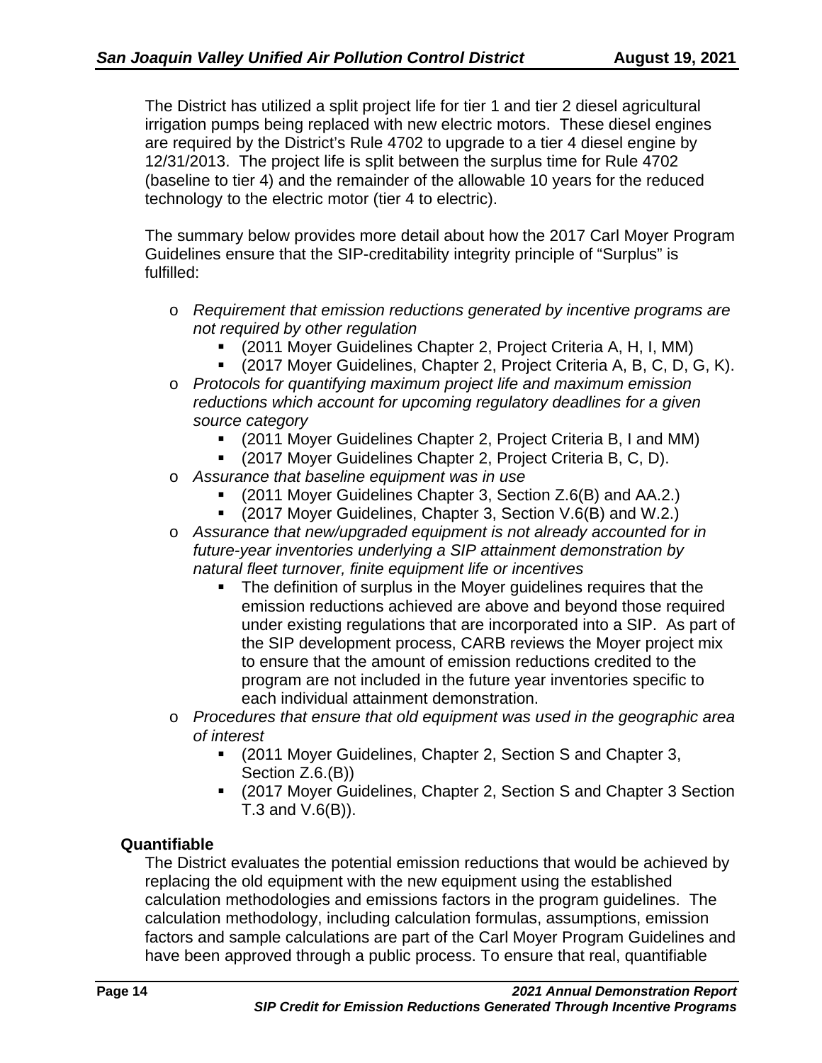The District has utilized a split project life for tier 1 and tier 2 diesel agricultural irrigation pumps being replaced with new electric motors. These diesel engines are required by the District's Rule 4702 to upgrade to a tier 4 diesel engine by 12/31/2013. The project life is split between the surplus time for Rule 4702 (baseline to tier 4) and the remainder of the allowable 10 years for the reduced technology to the electric motor (tier 4 to electric).

The summary below provides more detail about how the 2017 Carl Moyer Program Guidelines ensure that the SIP-creditability integrity principle of "Surplus" is fulfilled:

- *Requirement that emission reductions generated by incentive programs are not required by other regulation*
  - (2011 Moyer Guidelines Chapter 2, Project Criteria A, H, I, MM)
  - (2017 Moyer Guidelines, Chapter 2, Project Criteria A, B, C, D, G, K).
- *Protocols for quantifying maximum project life and maximum emission reductions which account for upcoming regulatory deadlines for a given source category*
  - (2011 Moyer Guidelines Chapter 2, Project Criteria B, I and MM)
  - (2017 Moyer Guidelines Chapter 2, Project Criteria B, C, D).
- *Assurance that baseline equipment was in use*
  - (2011 Moyer Guidelines Chapter 3, Section Z.6(B) and AA.2.)
  - (2017 Moyer Guidelines, Chapter 3, Section V.6(B) and W.2.)
- *Assurance that new/upgraded equipment is not already accounted for in future-year inventories underlying a SIP attainment demonstration by natural fleet turnover, finite equipment life or incentives*
  - The definition of surplus in the Moyer guidelines requires that the emission reductions achieved are above and beyond those required under existing regulations that are incorporated into a SIP. As part of the SIP development process, CARB reviews the Moyer project mix to ensure that the amount of emission reductions credited to the program are not included in the future year inventories specific to each individual attainment demonstration.
- *Procedures that ensure that old equipment was used in the geographic area of interest*
  - (2011 Moyer Guidelines, Chapter 2, Section S and Chapter 3, Section Z.6.(B))
  - (2017 Moyer Guidelines, Chapter 2, Section S and Chapter 3 Section T.3 and V.6(B)).

**Quantifiable**

The District evaluates the potential emission reductions that would be achieved by replacing the old equipment with the new equipment using the established calculation methodologies and emissions factors in the program guidelines. The calculation methodology, including calculation formulas, assumptions, emission factors and sample calculations are part of the Carl Moyer Program Guidelines and have been approved through a public process. To ensure that real, quantifiable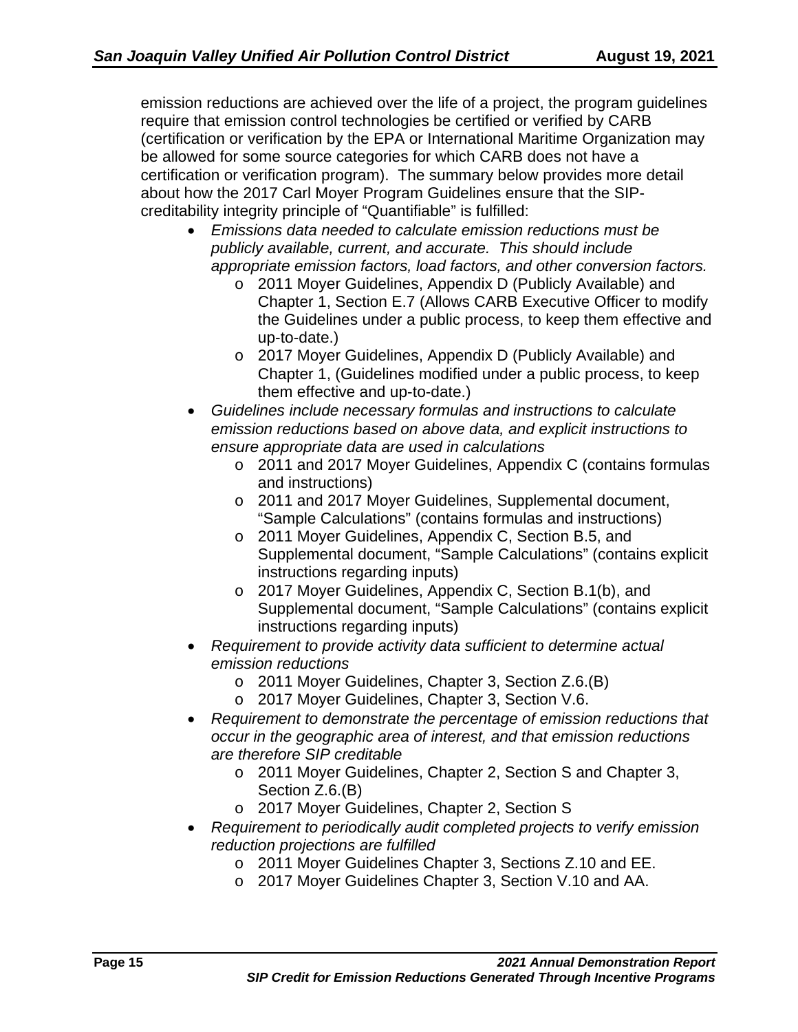emission reductions are achieved over the life of a project, the program guidelines require that emission control technologies be certified or verified by CARB (certification or verification by the EPA or International Maritime Organization may be allowed for some source categories for which CARB does not have a certification or verification program). The summary below provides more detail about how the 2017 Carl Moyer Program Guidelines ensure that the SIP-creditability integrity principle of "Quantifiable" is fulfilled:

- *Emissions data needed to calculate emission reductions must be publicly available, current, and accurate. This should include appropriate emission factors, load factors, and other conversion factors.*
  - 2011 Moyer Guidelines, Appendix D (Publicly Available) and Chapter 1, Section E.7 (Allows CARB Executive Officer to modify the Guidelines under a public process, to keep them effective and up-to-date.)
  - 2017 Moyer Guidelines, Appendix D (Publicly Available) and Chapter 1, (Guidelines modified under a public process, to keep them effective and up-to-date.)
- *Guidelines include necessary formulas and instructions to calculate emission reductions based on above data, and explicit instructions to ensure appropriate data are used in calculations*
  - 2011 and 2017 Moyer Guidelines, Appendix C (contains formulas and instructions)
  - 2011 and 2017 Moyer Guidelines, Supplemental document, "Sample Calculations" (contains formulas and instructions)
  - 2011 Moyer Guidelines, Appendix C, Section B.5, and Supplemental document, "Sample Calculations" (contains explicit instructions regarding inputs)
  - 2017 Moyer Guidelines, Appendix C, Section B.1(b), and Supplemental document, "Sample Calculations" (contains explicit instructions regarding inputs)
- *Requirement to provide activity data sufficient to determine actual emission reductions*
  - 2011 Moyer Guidelines, Chapter 3, Section Z.6.(B)
  - 2017 Moyer Guidelines, Chapter 3, Section V.6.
- *Requirement to demonstrate the percentage of emission reductions that occur in the geographic area of interest, and that emission reductions are therefore SIP creditable*
  - 2011 Moyer Guidelines, Chapter 2, Section S and Chapter 3, Section Z.6.(B)
  - 2017 Moyer Guidelines, Chapter 2, Section S
- *Requirement to periodically audit completed projects to verify emission reduction projections are fulfilled*
  - 2011 Moyer Guidelines Chapter 3, Sections Z.10 and EE.
  - 2017 Moyer Guidelines Chapter 3, Section V.10 and AA.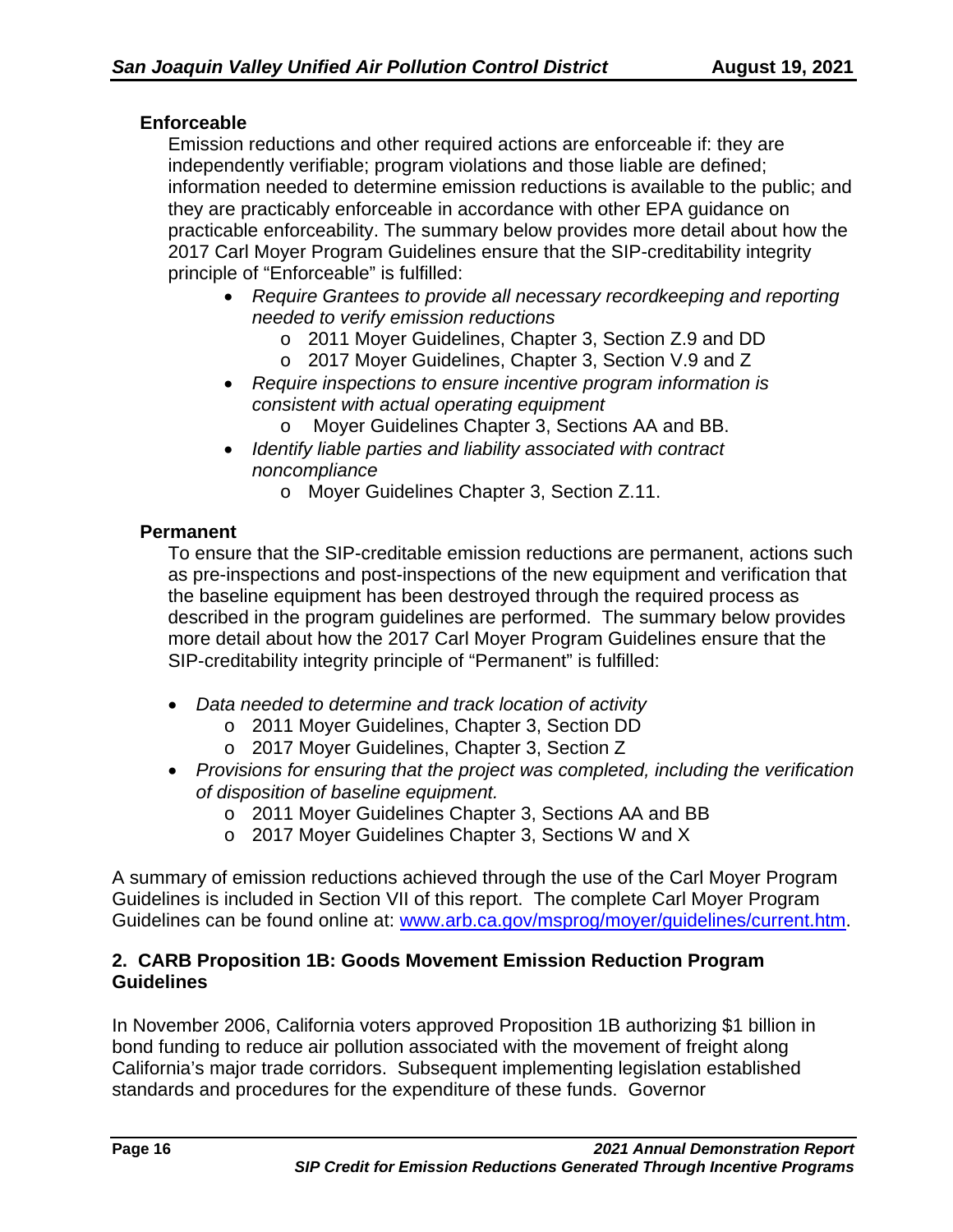**Enforceable**

Emission reductions and other required actions are enforceable if: they are independently verifiable; program violations and those liable are defined; information needed to determine emission reductions is available to the public; and they are practicably enforceable in accordance with other EPA guidance on practicable enforceability. The summary below provides more detail about how the 2017 Carl Moyer Program Guidelines ensure that the SIP-creditability integrity principle of "Enforceable" is fulfilled:

- *Require Grantees to provide all necessary recordkeeping and reporting needed to verify emission reductions*
  - 2011 Moyer Guidelines, Chapter 3, Section Z.9 and DD
  - 2017 Moyer Guidelines, Chapter 3, Section V.9 and Z
- *Require inspections to ensure incentive program information is consistent with actual operating equipment*
  - Moyer Guidelines Chapter 3, Sections AA and BB.
- *Identify liable parties and liability associated with contract noncompliance*
  - Moyer Guidelines Chapter 3, Section Z.11.

**Permanent**

To ensure that the SIP-creditable emission reductions are permanent, actions such as pre-inspections and post-inspections of the new equipment and verification that the baseline equipment has been destroyed through the required process as described in the program guidelines are performed. The summary below provides more detail about how the 2017 Carl Moyer Program Guidelines ensure that the SIP-creditability integrity principle of "Permanent" is fulfilled:

- *Data needed to determine and track location of activity*
  - 2011 Moyer Guidelines, Chapter 3, Section DD
  - 2017 Moyer Guidelines, Chapter 3, Section Z
- *Provisions for ensuring that the project was completed, including the verification of disposition of baseline equipment.*
  - 2011 Moyer Guidelines Chapter 3, Sections AA and BB
  - 2017 Moyer Guidelines Chapter 3, Sections W and X

A summary of emission reductions achieved through the use of the Carl Moyer Program Guidelines is included in Section VII of this report. The complete Carl Moyer Program Guidelines can be found online at: www.arb.ca.gov/msprog/moyer/guidelines/current.htm.

### 2. CARB Proposition 1B: Goods Movement Emission Reduction Program Guidelines

In November 2006, California voters approved Proposition 1B authorizing $1 billion in bond funding to reduce air pollution associated with the movement of freight along California's major trade corridors. Subsequent implementing legislation established standards and procedures for the expenditure of these funds. Governor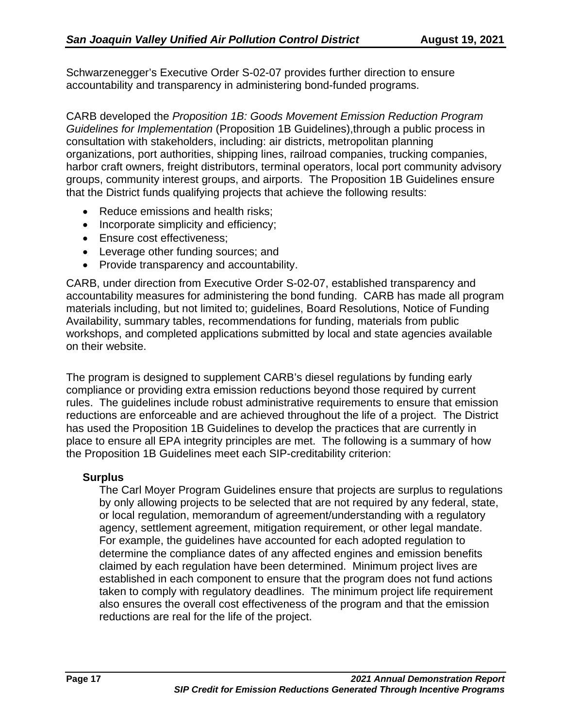Schwarzenegger's Executive Order S-02-07 provides further direction to ensure accountability and transparency in administering bond-funded programs.

CARB developed the *Proposition 1B: Goods Movement Emission Reduction Program Guidelines for Implementation* (Proposition 1B Guidelines),through a public process in consultation with stakeholders, including: air districts, metropolitan planning organizations, port authorities, shipping lines, railroad companies, trucking companies, harbor craft owners, freight distributors, terminal operators, local port community advisory groups, community interest groups, and airports. The Proposition 1B Guidelines ensure that the District funds qualifying projects that achieve the following results:

- Reduce emissions and health risks;
- Incorporate simplicity and efficiency;
- Ensure cost effectiveness;
- Leverage other funding sources; and
- Provide transparency and accountability.

CARB, under direction from Executive Order S-02-07, established transparency and accountability measures for administering the bond funding. CARB has made all program materials including, but not limited to; guidelines, Board Resolutions, Notice of Funding Availability, summary tables, recommendations for funding, materials from public workshops, and completed applications submitted by local and state agencies available on their website.

The program is designed to supplement CARB's diesel regulations by funding early compliance or providing extra emission reductions beyond those required by current rules. The guidelines include robust administrative requirements to ensure that emission reductions are enforceable and are achieved throughout the life of a project. The District has used the Proposition 1B Guidelines to develop the practices that are currently in place to ensure all EPA integrity principles are met. The following is a summary of how the Proposition 1B Guidelines meet each SIP-creditability criterion:

**Surplus**

The Carl Moyer Program Guidelines ensure that projects are surplus to regulations by only allowing projects to be selected that are not required by any federal, state, or local regulation, memorandum of agreement/understanding with a regulatory agency, settlement agreement, mitigation requirement, or other legal mandate. For example, the guidelines have accounted for each adopted regulation to determine the compliance dates of any affected engines and emission benefits claimed by each regulation have been determined. Minimum project lives are established in each component to ensure that the program does not fund actions taken to comply with regulatory deadlines. The minimum project life requirement also ensures the overall cost effectiveness of the program and that the emission reductions are real for the life of the project.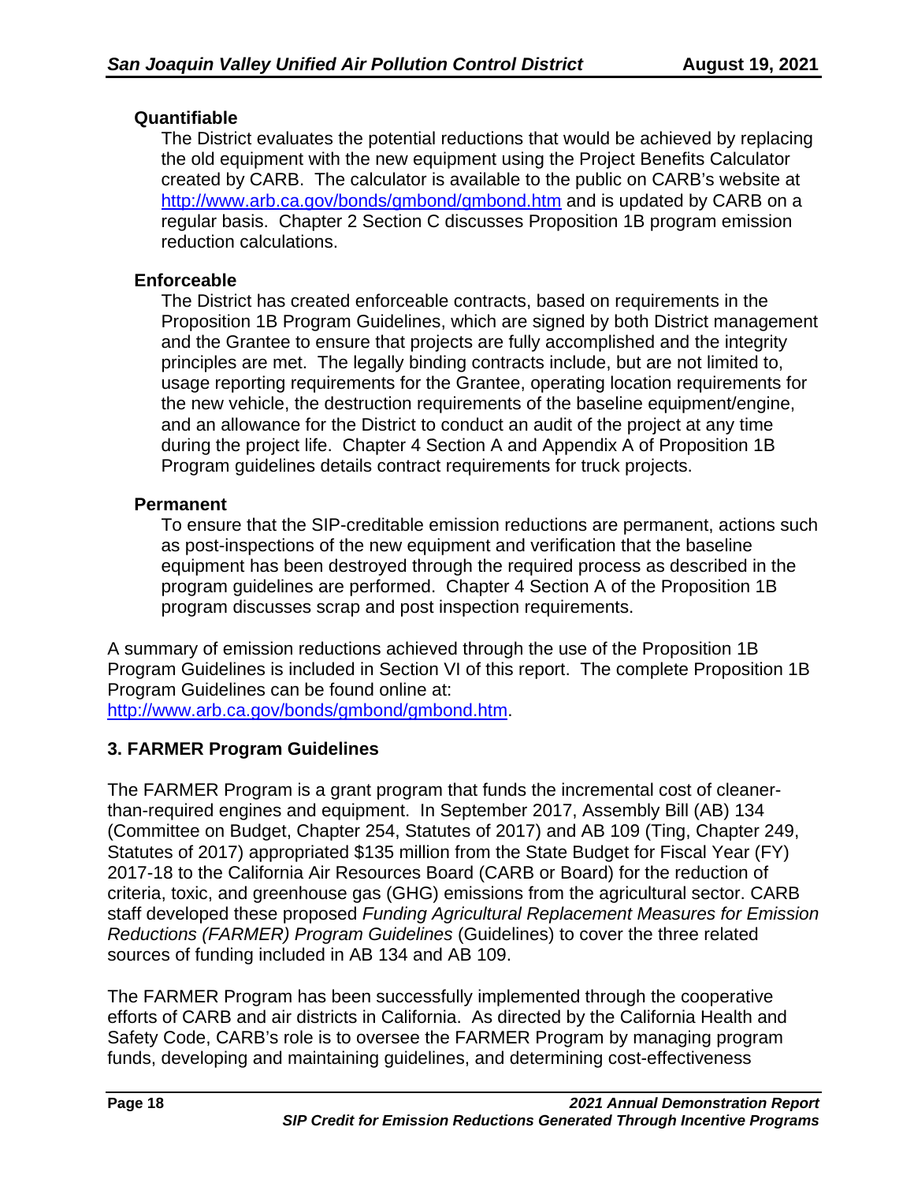**Quantifiable**

The District evaluates the potential reductions that would be achieved by replacing the old equipment with the new equipment using the Project Benefits Calculator created by CARB. The calculator is available to the public on CARB's website at http://www.arb.ca.gov/bonds/gmbond/gmbond.htm and is updated by CARB on a regular basis. Chapter 2 Section C discusses Proposition 1B program emission reduction calculations.

**Enforceable**

The District has created enforceable contracts, based on requirements in the Proposition 1B Program Guidelines, which are signed by both District management and the Grantee to ensure that projects are fully accomplished and the integrity principles are met. The legally binding contracts include, but are not limited to, usage reporting requirements for the Grantee, operating location requirements for the new vehicle, the destruction requirements of the baseline equipment/engine, and an allowance for the District to conduct an audit of the project at any time during the project life. Chapter 4 Section A and Appendix A of Proposition 1B Program guidelines details contract requirements for truck projects.

**Permanent**

To ensure that the SIP-creditable emission reductions are permanent, actions such as post-inspections of the new equipment and verification that the baseline equipment has been destroyed through the required process as described in the program guidelines are performed. Chapter 4 Section A of the Proposition 1B program discusses scrap and post inspection requirements.

A summary of emission reductions achieved through the use of the Proposition 1B Program Guidelines is included in Section VI of this report. The complete Proposition 1B Program Guidelines can be found online at: http://www.arb.ca.gov/bonds/gmbond/gmbond.htm.

### 3. FARMER Program Guidelines

The FARMER Program is a grant program that funds the incremental cost of cleaner-than-required engines and equipment. In September 2017, Assembly Bill (AB) 134 (Committee on Budget, Chapter 254, Statutes of 2017) and AB 109 (Ting, Chapter 249, Statutes of 2017) appropriated $135 million from the State Budget for Fiscal Year (FY) 2017-18 to the California Air Resources Board (CARB or Board) for the reduction of criteria, toxic, and greenhouse gas (GHG) emissions from the agricultural sector. CARB staff developed these proposed *Funding Agricultural Replacement Measures for Emission Reductions (FARMER) Program Guidelines* (Guidelines) to cover the three related sources of funding included in AB 134 and AB 109.

The FARMER Program has been successfully implemented through the cooperative efforts of CARB and air districts in California. As directed by the California Health and Safety Code, CARB's role is to oversee the FARMER Program by managing program funds, developing and maintaining guidelines, and determining cost-effectiveness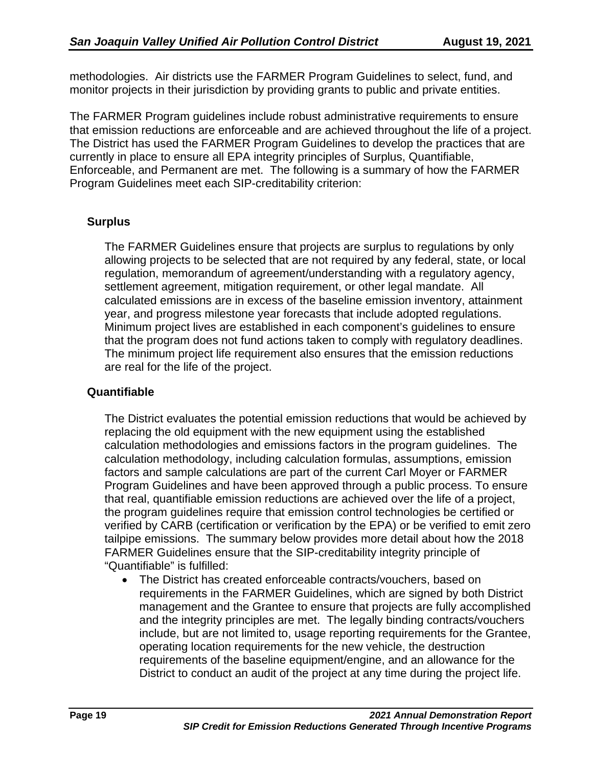methodologies. Air districts use the FARMER Program Guidelines to select, fund, and monitor projects in their jurisdiction by providing grants to public and private entities.

The FARMER Program guidelines include robust administrative requirements to ensure that emission reductions are enforceable and are achieved throughout the life of a project. The District has used the FARMER Program Guidelines to develop the practices that are currently in place to ensure all EPA integrity principles of Surplus, Quantifiable, Enforceable, and Permanent are met. The following is a summary of how the FARMER Program Guidelines meet each SIP-creditability criterion:

**Surplus**

The FARMER Guidelines ensure that projects are surplus to regulations by only allowing projects to be selected that are not required by any federal, state, or local regulation, memorandum of agreement/understanding with a regulatory agency, settlement agreement, mitigation requirement, or other legal mandate. All calculated emissions are in excess of the baseline emission inventory, attainment year, and progress milestone year forecasts that include adopted regulations. Minimum project lives are established in each component's guidelines to ensure that the program does not fund actions taken to comply with regulatory deadlines. The minimum project life requirement also ensures that the emission reductions are real for the life of the project.

**Quantifiable**

The District evaluates the potential emission reductions that would be achieved by replacing the old equipment with the new equipment using the established calculation methodologies and emissions factors in the program guidelines. The calculation methodology, including calculation formulas, assumptions, emission factors and sample calculations are part of the current Carl Moyer or FARMER Program Guidelines and have been approved through a public process. To ensure that real, quantifiable emission reductions are achieved over the life of a project, the program guidelines require that emission control technologies be certified or verified by CARB (certification or verification by the EPA) or be verified to emit zero tailpipe emissions. The summary below provides more detail about how the 2018 FARMER Guidelines ensure that the SIP-creditability integrity principle of "Quantifiable" is fulfilled:

- The District has created enforceable contracts/vouchers, based on requirements in the FARMER Guidelines, which are signed by both District management and the Grantee to ensure that projects are fully accomplished and the integrity principles are met. The legally binding contracts/vouchers include, but are not limited to, usage reporting requirements for the Grantee, operating location requirements for the new vehicle, the destruction requirements of the baseline equipment/engine, and an allowance for the District to conduct an audit of the project at any time during the project life.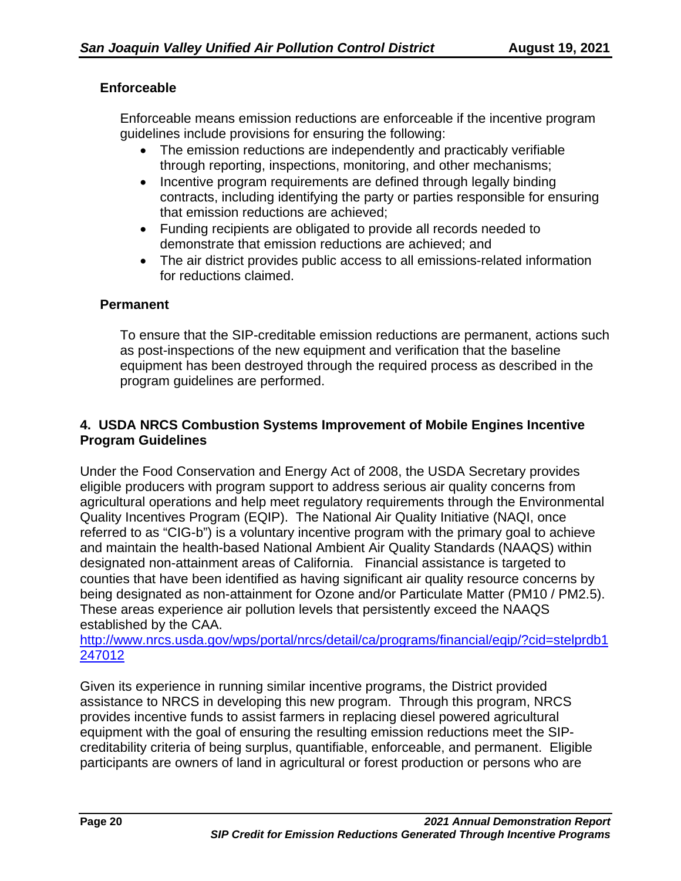### Enforceable

Enforceable means emission reductions are enforceable if the incentive program guidelines include provisions for ensuring the following:

- The emission reductions are independently and practicably verifiable through reporting, inspections, monitoring, and other mechanisms;
- Incentive program requirements are defined through legally binding contracts, including identifying the party or parties responsible for ensuring that emission reductions are achieved;
- Funding recipients are obligated to provide all records needed to demonstrate that emission reductions are achieved; and
- The air district provides public access to all emissions-related information for reductions claimed.

### Permanent

To ensure that the SIP-creditable emission reductions are permanent, actions such as post-inspections of the new equipment and verification that the baseline equipment has been destroyed through the required process as described in the program guidelines are performed.

## 4. USDA NRCS Combustion Systems Improvement of Mobile Engines Incentive Program Guidelines

Under the Food Conservation and Energy Act of 2008, the USDA Secretary provides eligible producers with program support to address serious air quality concerns from agricultural operations and help meet regulatory requirements through the Environmental Quality Incentives Program (EQIP). The National Air Quality Initiative (NAQI, once referred to as "CIG-b") is a voluntary incentive program with the primary goal to achieve and maintain the health-based National Ambient Air Quality Standards (NAAQS) within designated non-attainment areas of California. Financial assistance is targeted to counties that have been identified as having significant air quality resource concerns by being designated as non-attainment for Ozone and/or Particulate Matter (PM10 / PM2.5). These areas experience air pollution levels that persistently exceed the NAAQS established by the CAA.
http://www.nrcs.usda.gov/wps/portal/nrcs/detail/ca/programs/financial/eqip/?cid=stelprdb1247012

Given its experience in running similar incentive programs, the District provided assistance to NRCS in developing this new program. Through this program, NRCS provides incentive funds to assist farmers in replacing diesel powered agricultural equipment with the goal of ensuring the resulting emission reductions meet the SIP-creditability criteria of being surplus, quantifiable, enforceable, and permanent. Eligible participants are owners of land in agricultural or forest production or persons who are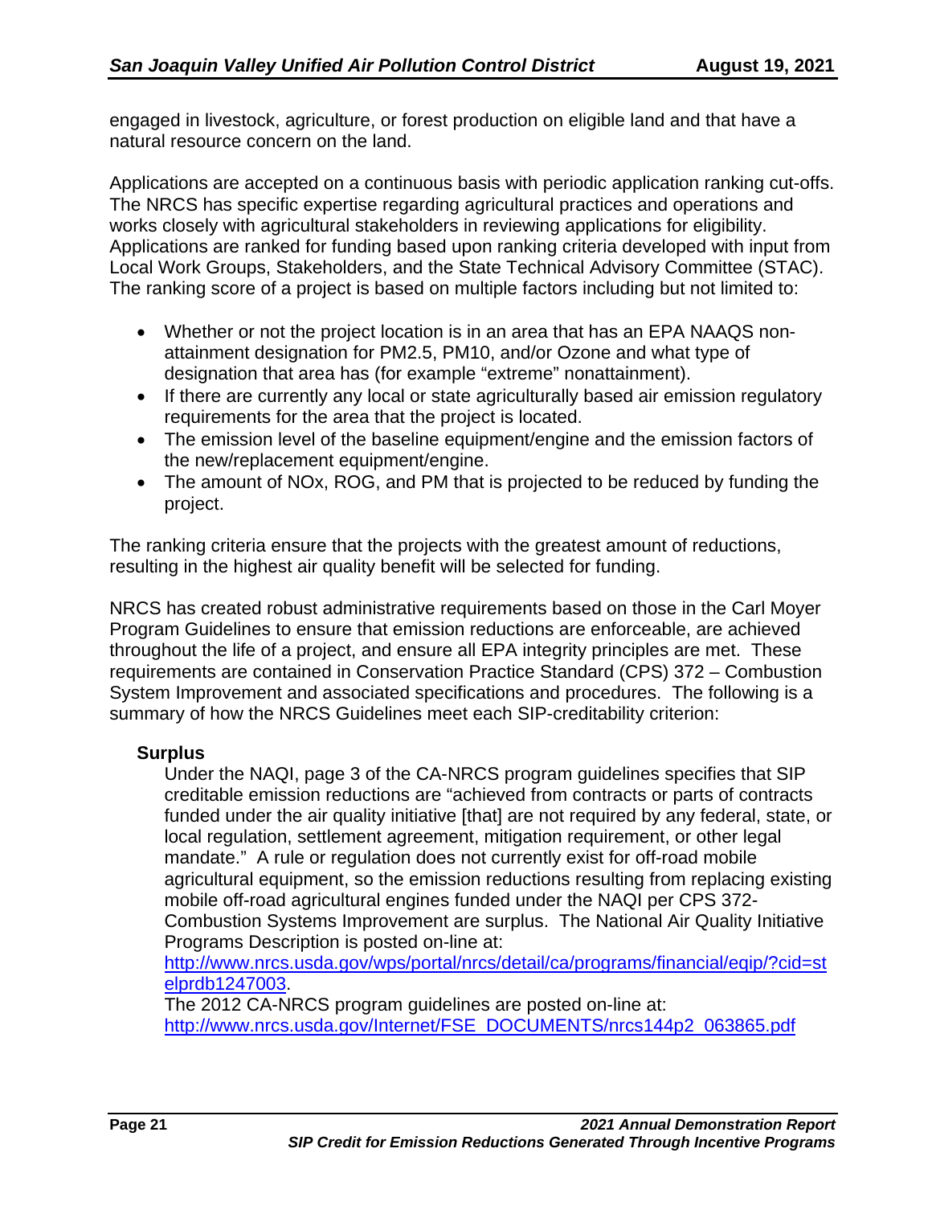engaged in livestock, agriculture, or forest production on eligible land and that have a natural resource concern on the land.

Applications are accepted on a continuous basis with periodic application ranking cut-offs. The NRCS has specific expertise regarding agricultural practices and operations and works closely with agricultural stakeholders in reviewing applications for eligibility. Applications are ranked for funding based upon ranking criteria developed with input from Local Work Groups, Stakeholders, and the State Technical Advisory Committee (STAC). The ranking score of a project is based on multiple factors including but not limited to:

- Whether or not the project location is in an area that has an EPA NAAQS non-attainment designation for PM2.5, PM10, and/or Ozone and what type of designation that area has (for example "extreme" nonattainment).
- If there are currently any local or state agriculturally based air emission regulatory requirements for the area that the project is located.
- The emission level of the baseline equipment/engine and the emission factors of the new/replacement equipment/engine.
- The amount of NOx, ROG, and PM that is projected to be reduced by funding the project.

The ranking criteria ensure that the projects with the greatest amount of reductions, resulting in the highest air quality benefit will be selected for funding.

NRCS has created robust administrative requirements based on those in the Carl Moyer Program Guidelines to ensure that emission reductions are enforceable, are achieved throughout the life of a project, and ensure all EPA integrity principles are met. These requirements are contained in Conservation Practice Standard (CPS) 372 – Combustion System Improvement and associated specifications and procedures. The following is a summary of how the NRCS Guidelines meet each SIP-creditability criterion:

**Surplus**

Under the NAQI, page 3 of the CA-NRCS program guidelines specifies that SIP creditable emission reductions are "achieved from contracts or parts of contracts funded under the air quality initiative [that] are not required by any federal, state, or local regulation, settlement agreement, mitigation requirement, or other legal mandate." A rule or regulation does not currently exist for off-road mobile agricultural equipment, so the emission reductions resulting from replacing existing mobile off-road agricultural engines funded under the NAQI per CPS 372-Combustion Systems Improvement are surplus. The National Air Quality Initiative Programs Description is posted on-line at: http://www.nrcs.usda.gov/wps/portal/nrcs/detail/ca/programs/financial/eqip/?cid=stelprdb1247003.
The 2012 CA-NRCS program guidelines are posted on-line at: http://www.nrcs.usda.gov/Internet/FSE_DOCUMENTS/nrcs144p2_063865.pdf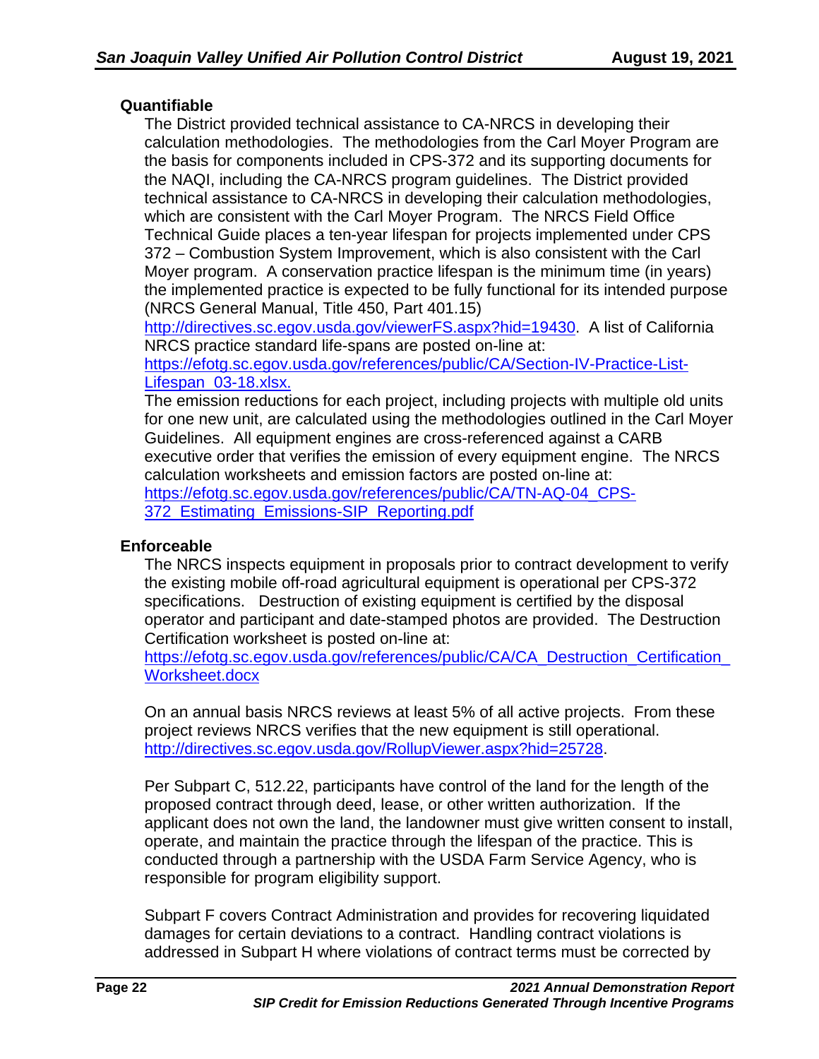### Quantifiable

The District provided technical assistance to CA-NRCS in developing their calculation methodologies. The methodologies from the Carl Moyer Program are the basis for components included in CPS-372 and its supporting documents for the NAQI, including the CA-NRCS program guidelines. The District provided technical assistance to CA-NRCS in developing their calculation methodologies, which are consistent with the Carl Moyer Program. The NRCS Field Office Technical Guide places a ten-year lifespan for projects implemented under CPS 372 – Combustion System Improvement, which is also consistent with the Carl Moyer program. A conservation practice lifespan is the minimum time (in years) the implemented practice is expected to be fully functional for its intended purpose (NRCS General Manual, Title 450, Part 401.15) http://directives.sc.egov.usda.gov/viewerFS.aspx?hid=19430. A list of California NRCS practice standard life-spans are posted on-line at: https://efotg.sc.egov.usda.gov/references/public/CA/Section-IV-Practice-List-Lifespan_03-18.xlsx.

The emission reductions for each project, including projects with multiple old units for one new unit, are calculated using the methodologies outlined in the Carl Moyer Guidelines. All equipment engines are cross-referenced against a CARB executive order that verifies the emission of every equipment engine. The NRCS calculation worksheets and emission factors are posted on-line at: https://efotg.sc.egov.usda.gov/references/public/CA/TN-AQ-04_CPS-372_Estimating_Emissions-SIP_Reporting.pdf

### Enforceable

The NRCS inspects equipment in proposals prior to contract development to verify the existing mobile off-road agricultural equipment is operational per CPS-372 specifications. Destruction of existing equipment is certified by the disposal operator and participant and date-stamped photos are provided. The Destruction Certification worksheet is posted on-line at: https://efotg.sc.egov.usda.gov/references/public/CA/CA_Destruction_Certification_Worksheet.docx

On an annual basis NRCS reviews at least 5% of all active projects. From these project reviews NRCS verifies that the new equipment is still operational. http://directives.sc.egov.usda.gov/RollupViewer.aspx?hid=25728.

Per Subpart C, 512.22, participants have control of the land for the length of the proposed contract through deed, lease, or other written authorization. If the applicant does not own the land, the landowner must give written consent to install, operate, and maintain the practice through the lifespan of the practice. This is conducted through a partnership with the USDA Farm Service Agency, who is responsible for program eligibility support.

Subpart F covers Contract Administration and provides for recovering liquidated damages for certain deviations to a contract. Handling contract violations is addressed in Subpart H where violations of contract terms must be corrected by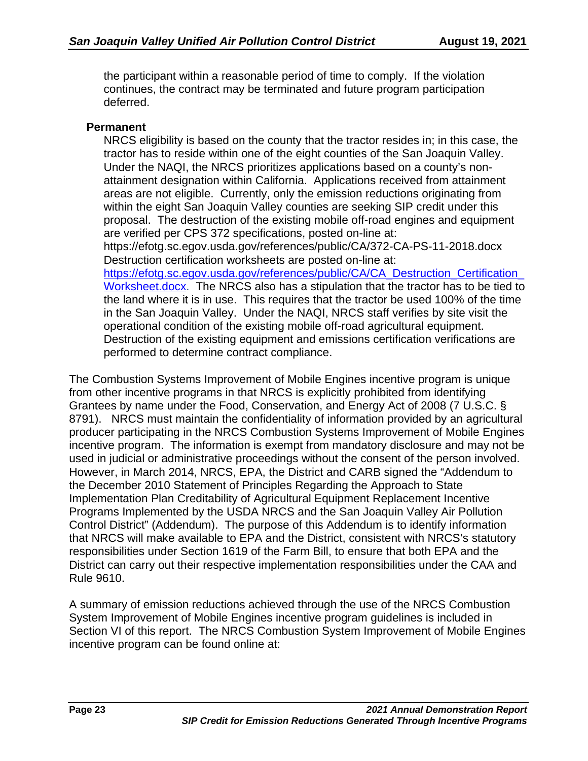the participant within a reasonable period of time to comply. If the violation continues, the contract may be terminated and future program participation deferred.

**Permanent**

NRCS eligibility is based on the county that the tractor resides in; in this case, the tractor has to reside within one of the eight counties of the San Joaquin Valley. Under the NAQI, the NRCS prioritizes applications based on a county's non-attainment designation within California. Applications received from attainment areas are not eligible. Currently, only the emission reductions originating from within the eight San Joaquin Valley counties are seeking SIP credit under this proposal. The destruction of the existing mobile off-road engines and equipment are verified per CPS 372 specifications, posted on-line at: https://efotg.sc.egov.usda.gov/references/public/CA/372-CA-PS-11-2018.docx Destruction certification worksheets are posted on-line at: [https://efotg.sc.egov.usda.gov/references/public/CA/CA_Destruction_Certification_Worksheet.docx](https://efotg.sc.egov.usda.gov/references/public/CA/CA_Destruction_Certification_Worksheet.docx). The NRCS also has a stipulation that the tractor has to be tied to the land where it is in use. This requires that the tractor be used 100% of the time in the San Joaquin Valley. Under the NAQI, NRCS staff verifies by site visit the operational condition of the existing mobile off-road agricultural equipment. Destruction of the existing equipment and emissions certification verifications are performed to determine contract compliance.

The Combustion Systems Improvement of Mobile Engines incentive program is unique from other incentive programs in that NRCS is explicitly prohibited from identifying Grantees by name under the Food, Conservation, and Energy Act of 2008 (7 U.S.C. § 8791). NRCS must maintain the confidentiality of information provided by an agricultural producer participating in the NRCS Combustion Systems Improvement of Mobile Engines incentive program. The information is exempt from mandatory disclosure and may not be used in judicial or administrative proceedings without the consent of the person involved. However, in March 2014, NRCS, EPA, the District and CARB signed the "Addendum to the December 2010 Statement of Principles Regarding the Approach to State Implementation Plan Creditability of Agricultural Equipment Replacement Incentive Programs Implemented by the USDA NRCS and the San Joaquin Valley Air Pollution Control District" (Addendum). The purpose of this Addendum is to identify information that NRCS will make available to EPA and the District, consistent with NRCS's statutory responsibilities under Section 1619 of the Farm Bill, to ensure that both EPA and the District can carry out their respective implementation responsibilities under the CAA and Rule 9610.

A summary of emission reductions achieved through the use of the NRCS Combustion System Improvement of Mobile Engines incentive program guidelines is included in Section VI of this report. The NRCS Combustion System Improvement of Mobile Engines incentive program can be found online at: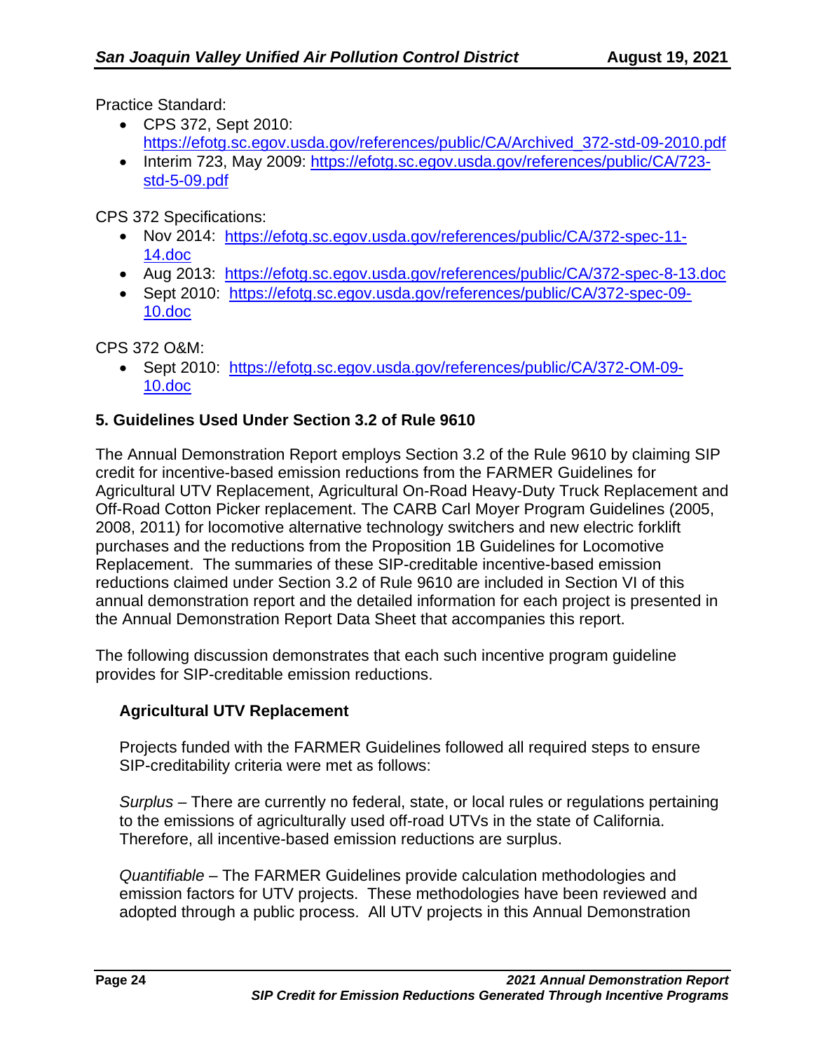Practice Standard:

- CPS 372, Sept 2010: https://efotg.sc.egov.usda.gov/references/public/CA/Archived_372-std-09-2010.pdf
- Interim 723, May 2009: https://efotg.sc.egov.usda.gov/references/public/CA/723-std-5-09.pdf

CPS 372 Specifications:

- Nov 2014: https://efotg.sc.egov.usda.gov/references/public/CA/372-spec-11-14.doc
- Aug 2013: https://efotg.sc.egov.usda.gov/references/public/CA/372-spec-8-13.doc
- Sept 2010: https://efotg.sc.egov.usda.gov/references/public/CA/372-spec-09-10.doc

CPS 372 O&M:

- Sept 2010: https://efotg.sc.egov.usda.gov/references/public/CA/372-OM-09-10.doc

## 5. Guidelines Used Under Section 3.2 of Rule 9610

The Annual Demonstration Report employs Section 3.2 of the Rule 9610 by claiming SIP credit for incentive-based emission reductions from the FARMER Guidelines for Agricultural UTV Replacement, Agricultural On-Road Heavy-Duty Truck Replacement and Off-Road Cotton Picker replacement. The CARB Carl Moyer Program Guidelines (2005, 2008, 2011) for locomotive alternative technology switchers and new electric forklift purchases and the reductions from the Proposition 1B Guidelines for Locomotive Replacement. The summaries of these SIP-creditable incentive-based emission reductions claimed under Section 3.2 of Rule 9610 are included in Section VI of this annual demonstration report and the detailed information for each project is presented in the Annual Demonstration Report Data Sheet that accompanies this report.

The following discussion demonstrates that each such incentive program guideline provides for SIP-creditable emission reductions.

### Agricultural UTV Replacement

Projects funded with the FARMER Guidelines followed all required steps to ensure SIP-creditability criteria were met as follows:

*Surplus* – There are currently no federal, state, or local rules or regulations pertaining to the emissions of agriculturally used off-road UTVs in the state of California. Therefore, all incentive-based emission reductions are surplus.

*Quantifiable* – The FARMER Guidelines provide calculation methodologies and emission factors for UTV projects. These methodologies have been reviewed and adopted through a public process. All UTV projects in this Annual Demonstration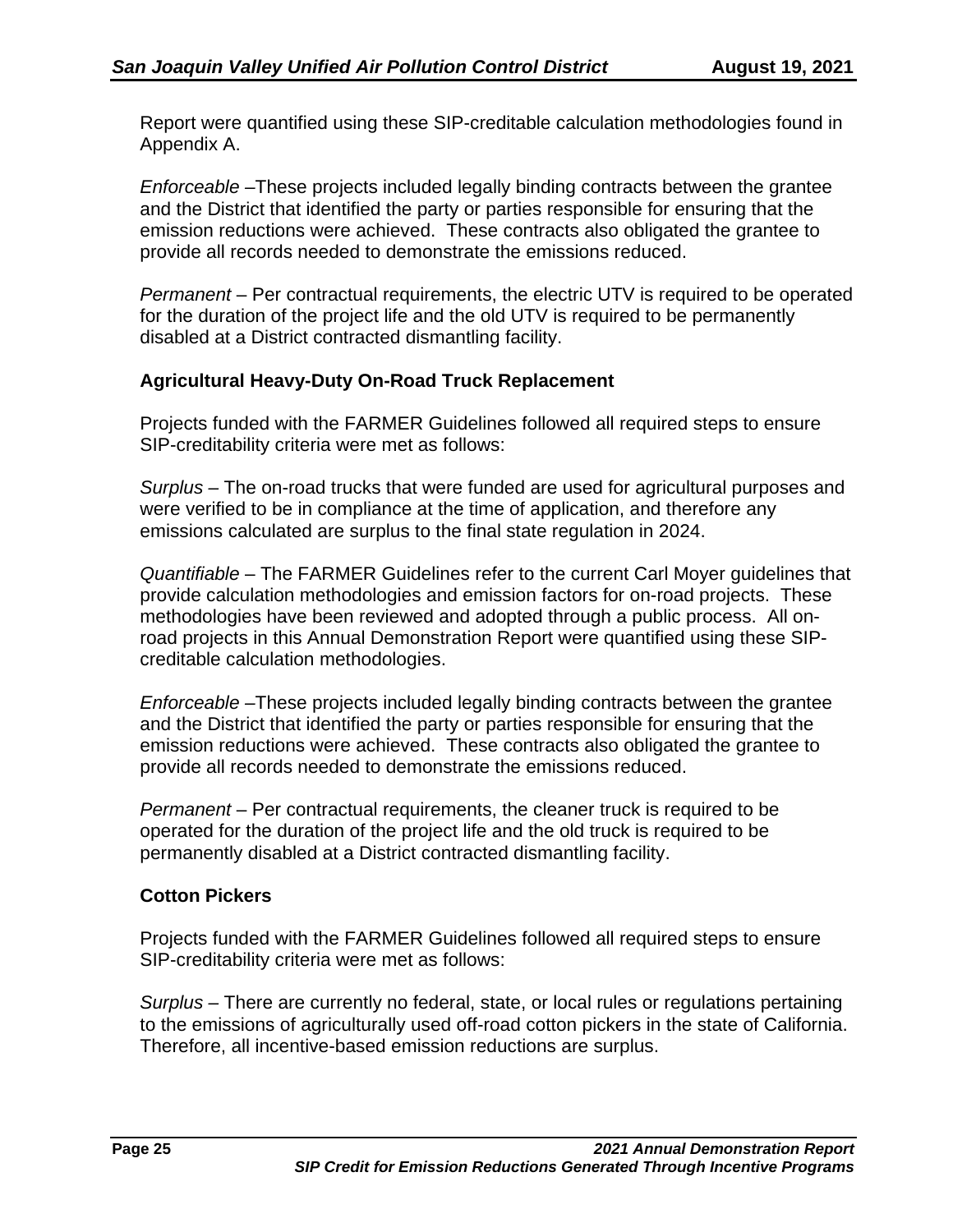Report were quantified using these SIP-creditable calculation methodologies found in Appendix A.

*Enforceable* –These projects included legally binding contracts between the grantee and the District that identified the party or parties responsible for ensuring that the emission reductions were achieved. These contracts also obligated the grantee to provide all records needed to demonstrate the emissions reduced.

*Permanent* – Per contractual requirements, the electric UTV is required to be operated for the duration of the project life and the old UTV is required to be permanently disabled at a District contracted dismantling facility.

**Agricultural Heavy-Duty On-Road Truck Replacement**

Projects funded with the FARMER Guidelines followed all required steps to ensure SIP-creditability criteria were met as follows:

*Surplus* – The on-road trucks that were funded are used for agricultural purposes and were verified to be in compliance at the time of application, and therefore any emissions calculated are surplus to the final state regulation in 2024.

*Quantifiable* – The FARMER Guidelines refer to the current Carl Moyer guidelines that provide calculation methodologies and emission factors for on-road projects. These methodologies have been reviewed and adopted through a public process. All on-road projects in this Annual Demonstration Report were quantified using these SIP-creditable calculation methodologies.

*Enforceable* –These projects included legally binding contracts between the grantee and the District that identified the party or parties responsible for ensuring that the emission reductions were achieved. These contracts also obligated the grantee to provide all records needed to demonstrate the emissions reduced.

*Permanent* – Per contractual requirements, the cleaner truck is required to be operated for the duration of the project life and the old truck is required to be permanently disabled at a District contracted dismantling facility.

**Cotton Pickers**

Projects funded with the FARMER Guidelines followed all required steps to ensure SIP-creditability criteria were met as follows:

*Surplus* – There are currently no federal, state, or local rules or regulations pertaining to the emissions of agriculturally used off-road cotton pickers in the state of California. Therefore, all incentive-based emission reductions are surplus.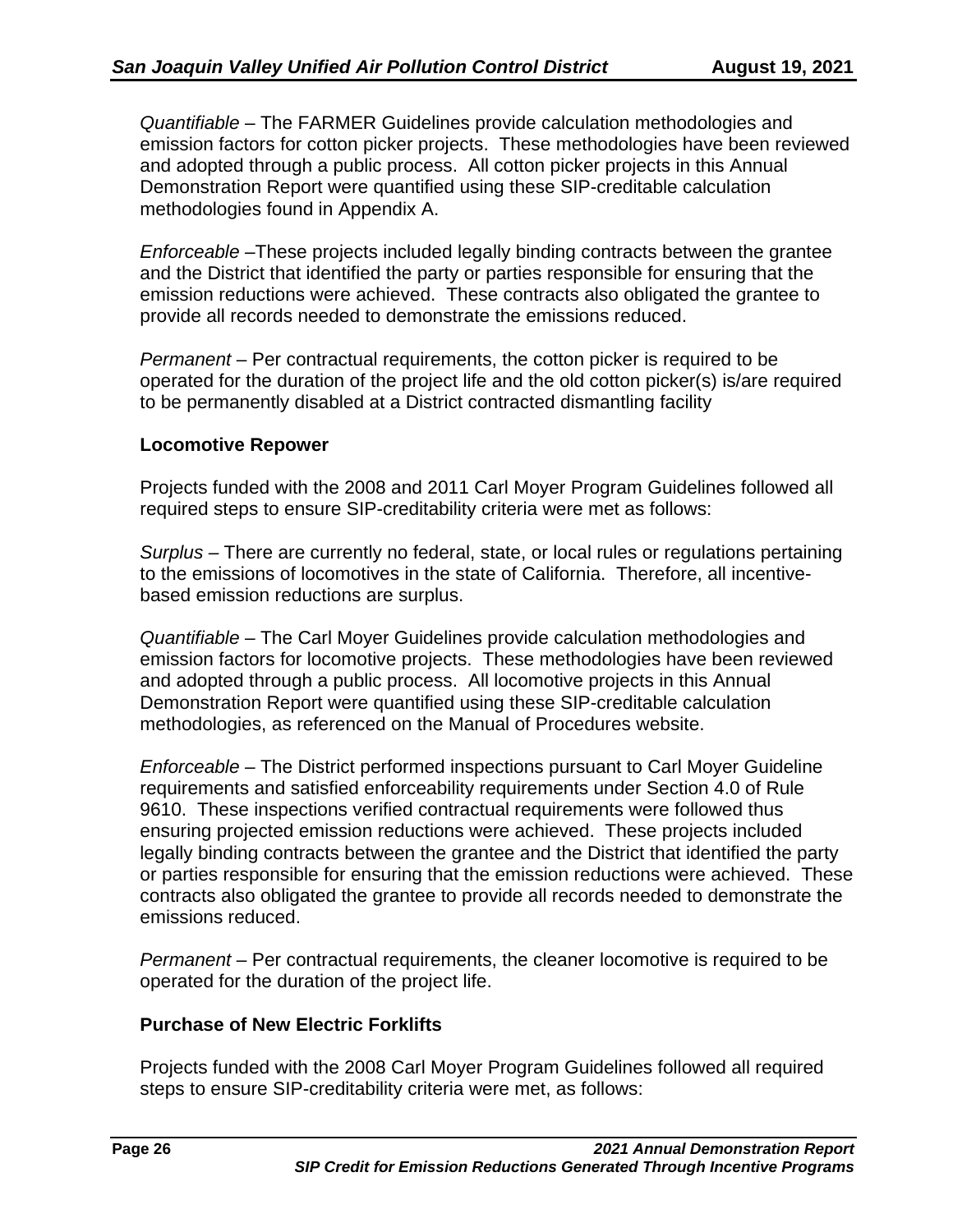*Quantifiable* – The FARMER Guidelines provide calculation methodologies and emission factors for cotton picker projects. These methodologies have been reviewed and adopted through a public process. All cotton picker projects in this Annual Demonstration Report were quantified using these SIP-creditable calculation methodologies found in Appendix A.

*Enforceable* –These projects included legally binding contracts between the grantee and the District that identified the party or parties responsible for ensuring that the emission reductions were achieved. These contracts also obligated the grantee to provide all records needed to demonstrate the emissions reduced.

*Permanent* – Per contractual requirements, the cotton picker is required to be operated for the duration of the project life and the old cotton picker(s) is/are required to be permanently disabled at a District contracted dismantling facility

**Locomotive Repower**

Projects funded with the 2008 and 2011 Carl Moyer Program Guidelines followed all required steps to ensure SIP-creditability criteria were met as follows:

*Surplus* – There are currently no federal, state, or local rules or regulations pertaining to the emissions of locomotives in the state of California. Therefore, all incentive-based emission reductions are surplus.

*Quantifiable* – The Carl Moyer Guidelines provide calculation methodologies and emission factors for locomotive projects. These methodologies have been reviewed and adopted through a public process. All locomotive projects in this Annual Demonstration Report were quantified using these SIP-creditable calculation methodologies, as referenced on the Manual of Procedures website.

*Enforceable* – The District performed inspections pursuant to Carl Moyer Guideline requirements and satisfied enforceability requirements under Section 4.0 of Rule 9610. These inspections verified contractual requirements were followed thus ensuring projected emission reductions were achieved. These projects included legally binding contracts between the grantee and the District that identified the party or parties responsible for ensuring that the emission reductions were achieved. These contracts also obligated the grantee to provide all records needed to demonstrate the emissions reduced.

*Permanent* – Per contractual requirements, the cleaner locomotive is required to be operated for the duration of the project life.

**Purchase of New Electric Forklifts**

Projects funded with the 2008 Carl Moyer Program Guidelines followed all required steps to ensure SIP-creditability criteria were met, as follows: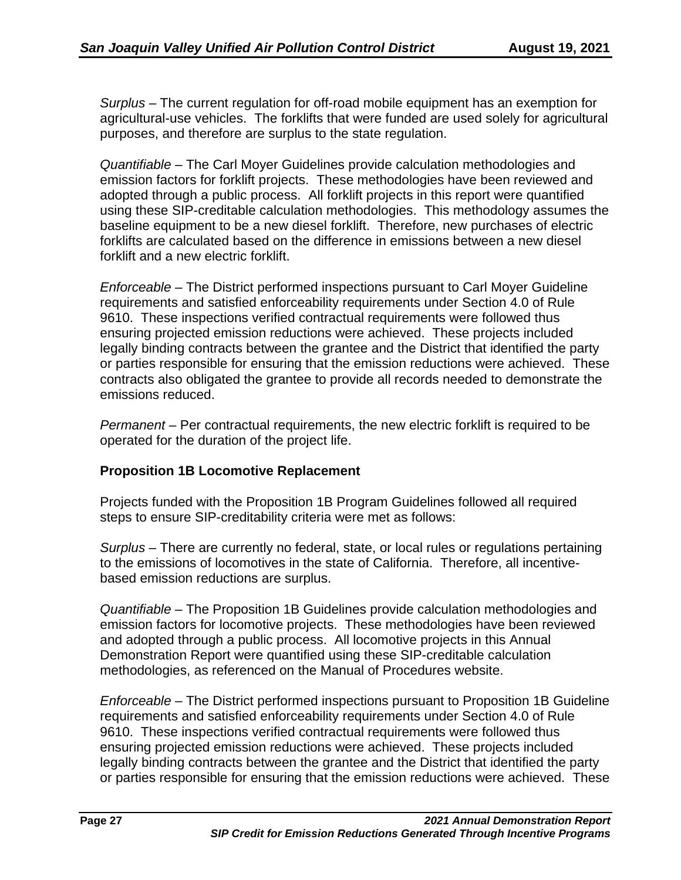*Surplus* – The current regulation for off-road mobile equipment has an exemption for agricultural-use vehicles. The forklifts that were funded are used solely for agricultural purposes, and therefore are surplus to the state regulation.

*Quantifiable* – The Carl Moyer Guidelines provide calculation methodologies and emission factors for forklift projects. These methodologies have been reviewed and adopted through a public process. All forklift projects in this report were quantified using these SIP-creditable calculation methodologies. This methodology assumes the baseline equipment to be a new diesel forklift. Therefore, new purchases of electric forklifts are calculated based on the difference in emissions between a new diesel forklift and a new electric forklift.

*Enforceable* – The District performed inspections pursuant to Carl Moyer Guideline requirements and satisfied enforceability requirements under Section 4.0 of Rule 9610. These inspections verified contractual requirements were followed thus ensuring projected emission reductions were achieved. These projects included legally binding contracts between the grantee and the District that identified the party or parties responsible for ensuring that the emission reductions were achieved. These contracts also obligated the grantee to provide all records needed to demonstrate the emissions reduced.

*Permanent* – Per contractual requirements, the new electric forklift is required to be operated for the duration of the project life.

**Proposition 1B Locomotive Replacement**

Projects funded with the Proposition 1B Program Guidelines followed all required steps to ensure SIP-creditability criteria were met as follows:

*Surplus* – There are currently no federal, state, or local rules or regulations pertaining to the emissions of locomotives in the state of California. Therefore, all incentive-based emission reductions are surplus.

*Quantifiable* – The Proposition 1B Guidelines provide calculation methodologies and emission factors for locomotive projects. These methodologies have been reviewed and adopted through a public process. All locomotive projects in this Annual Demonstration Report were quantified using these SIP-creditable calculation methodologies, as referenced on the Manual of Procedures website.

*Enforceable* – The District performed inspections pursuant to Proposition 1B Guideline requirements and satisfied enforceability requirements under Section 4.0 of Rule 9610. These inspections verified contractual requirements were followed thus ensuring projected emission reductions were achieved. These projects included legally binding contracts between the grantee and the District that identified the party or parties responsible for ensuring that the emission reductions were achieved. These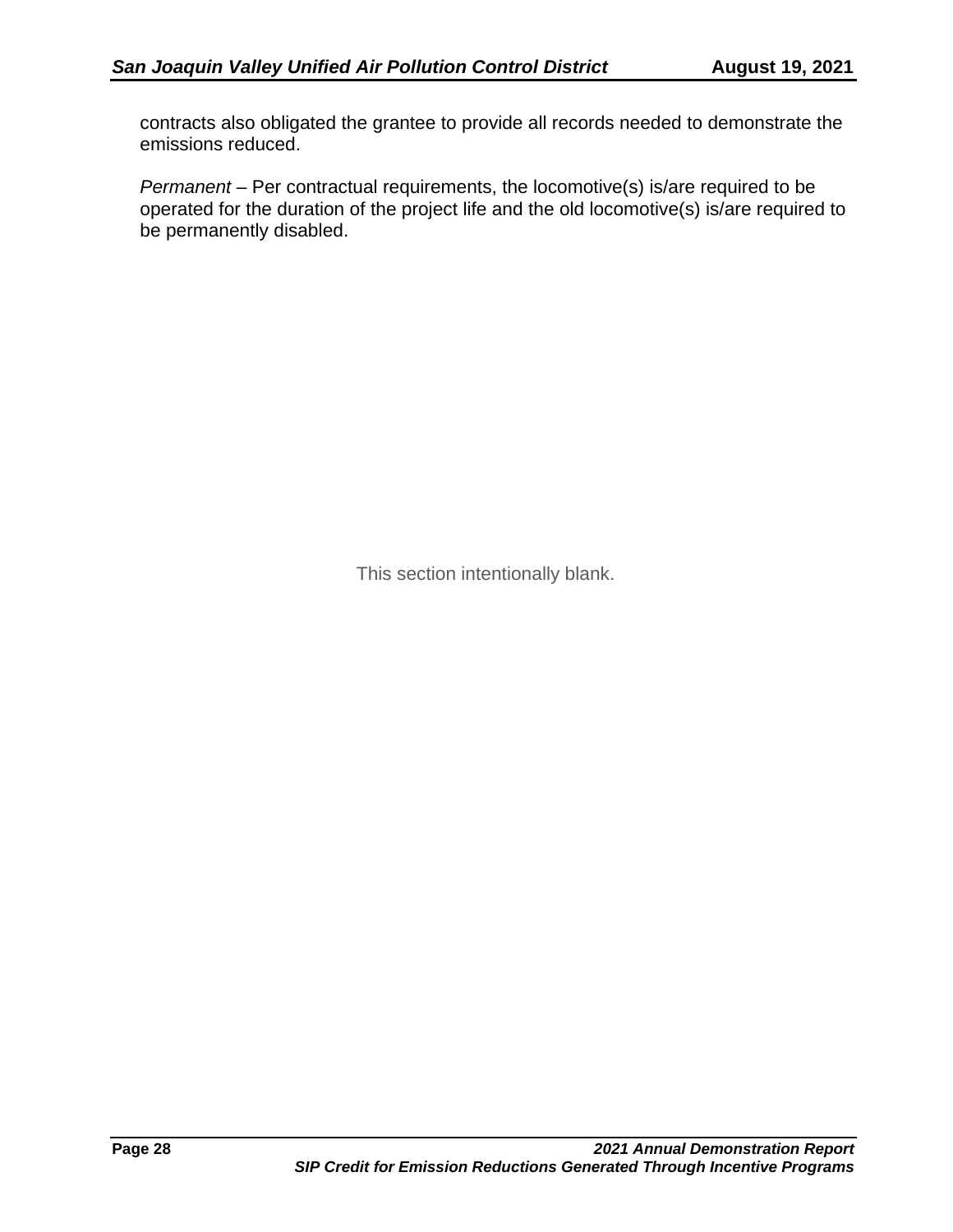contracts also obligated the grantee to provide all records needed to demonstrate the emissions reduced.

*Permanent* – Per contractual requirements, the locomotive(s) is/are required to be operated for the duration of the project life and the old locomotive(s) is/are required to be permanently disabled.

This section intentionally blank.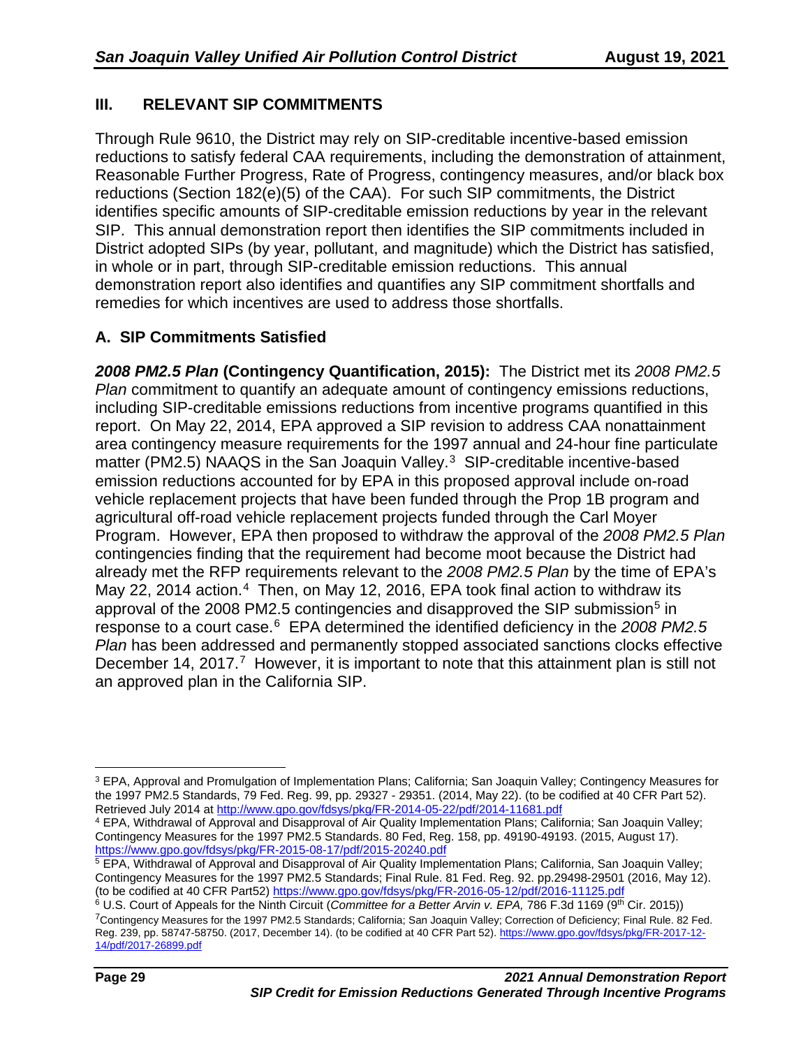## III. RELEVANT SIP COMMITMENTS

Through Rule 9610, the District may rely on SIP-creditable incentive-based emission reductions to satisfy federal CAA requirements, including the demonstration of attainment, Reasonable Further Progress, Rate of Progress, contingency measures, and/or black box reductions (Section 182(e)(5) of the CAA). For such SIP commitments, the District identifies specific amounts of SIP-creditable emission reductions by year in the relevant SIP. This annual demonstration report then identifies the SIP commitments included in District adopted SIPs (by year, pollutant, and magnitude) which the District has satisfied, in whole or in part, through SIP-creditable emission reductions. This annual demonstration report also identifies and quantifies any SIP commitment shortfalls and remedies for which incentives are used to address those shortfalls.

### A. SIP Commitments Satisfied

***2008 PM2.5 Plan* (Contingency Quantification, 2015):** The District met its *2008 PM2.5 Plan* commitment to quantify an adequate amount of contingency emissions reductions, including SIP-creditable emissions reductions from incentive programs quantified in this report. On May 22, 2014, EPA approved a SIP revision to address CAA nonattainment area contingency measure requirements for the 1997 annual and 24-hour fine particulate matter (PM2.5) NAAQS in the San Joaquin Valley.[3] SIP-creditable incentive-based emission reductions accounted for by EPA in this proposed approval include on-road vehicle replacement projects that have been funded through the Prop 1B program and agricultural off-road vehicle replacement projects funded through the Carl Moyer Program. However, EPA then proposed to withdraw the approval of the *2008 PM2.5 Plan* contingencies finding that the requirement had become moot because the District had already met the RFP requirements relevant to the *2008 PM2.5 Plan* by the time of EPA's May 22, 2014 action.[4] Then, on May 12, 2016, EPA took final action to withdraw its approval of the 2008 PM2.5 contingencies and disapproved the SIP submission[5] in response to a court case.[6] EPA determined the identified deficiency in the *2008 PM2.5 Plan* has been addressed and permanently stopped associated sanctions clocks effective December 14, 2017.[7] However, it is important to note that this attainment plan is still not an approved plan in the California SIP.

---

[3] EPA, Approval and Promulgation of Implementation Plans; California; San Joaquin Valley; Contingency Measures for the 1997 PM2.5 Standards, 79 Fed. Reg. 99, pp. 29327 - 29351. (2014, May 22). (to be codified at 40 CFR Part 52). Retrieved July 2014 at http://www.gpo.gov/fdsys/pkg/FR-2014-05-22/pdf/2014-11681.pdf

[4] EPA, Withdrawal of Approval and Disapproval of Air Quality Implementation Plans; California; San Joaquin Valley; Contingency Measures for the 1997 PM2.5 Standards. 80 Fed, Reg. 158, pp. 49190-49193. (2015, August 17). https://www.gpo.gov/fdsys/pkg/FR-2015-08-17/pdf/2015-20240.pdf

[5] EPA, Withdrawal of Approval and Disapproval of Air Quality Implementation Plans; California, San Joaquin Valley; Contingency Measures for the 1997 PM2.5 Standards; Final Rule. 81 Fed. Reg. 92. pp.29498-29501 (2016, May 12). (to be codified at 40 CFR Part52) https://www.gpo.gov/fdsys/pkg/FR-2016-05-12/pdf/2016-11125.pdf

[6] U.S. Court of Appeals for the Ninth Circuit (*Committee for a Better Arvin v. EPA,* 786 F.3d 1169 (9th Cir. 2015))

[7] Contingency Measures for the 1997 PM2.5 Standards; California; San Joaquin Valley; Correction of Deficiency; Final Rule. 82 Fed. Reg. 239, pp. 58747-58750. (2017, December 14). (to be codified at 40 CFR Part 52). https://www.gpo.gov/fdsys/pkg/FR-2017-12-14/pdf/2017-26899.pdf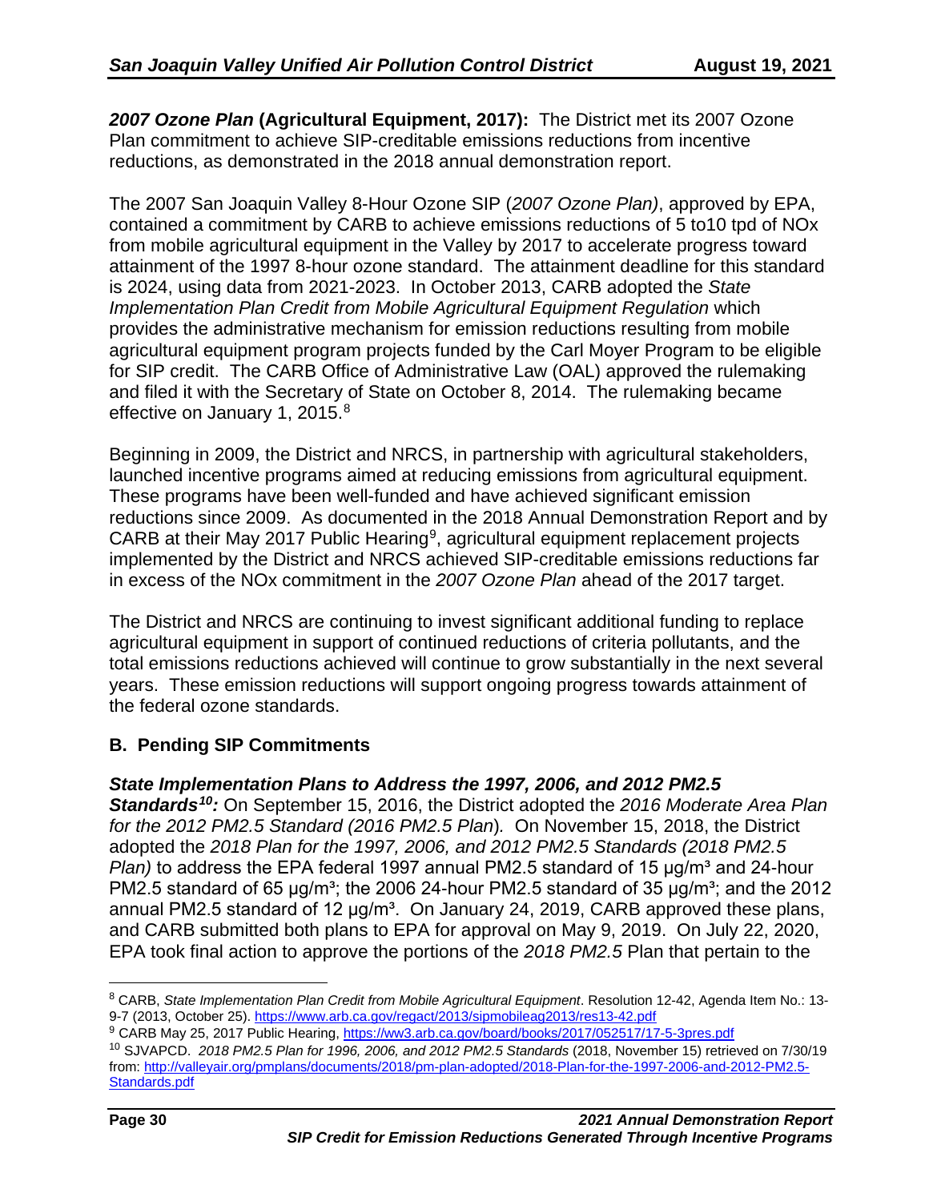***2007 Ozone Plan* (Agricultural Equipment, 2017):** The District met its 2007 Ozone Plan commitment to achieve SIP-creditable emissions reductions from incentive reductions, as demonstrated in the 2018 annual demonstration report.

The 2007 San Joaquin Valley 8-Hour Ozone SIP (*2007 Ozone Plan)*, approved by EPA, contained a commitment by CARB to achieve emissions reductions of 5 to10 tpd of NOx from mobile agricultural equipment in the Valley by 2017 to accelerate progress toward attainment of the 1997 8-hour ozone standard. The attainment deadline for this standard is 2024, using data from 2021-2023. In October 2013, CARB adopted the *State Implementation Plan Credit from Mobile Agricultural Equipment Regulation* which provides the administrative mechanism for emission reductions resulting from mobile agricultural equipment program projects funded by the Carl Moyer Program to be eligible for SIP credit. The CARB Office of Administrative Law (OAL) approved the rulemaking and filed it with the Secretary of State on October 8, 2014. The rulemaking became effective on January 1, 2015.[8]

Beginning in 2009, the District and NRCS, in partnership with agricultural stakeholders, launched incentive programs aimed at reducing emissions from agricultural equipment. These programs have been well-funded and have achieved significant emission reductions since 2009. As documented in the 2018 Annual Demonstration Report and by CARB at their May 2017 Public Hearing[9], agricultural equipment replacement projects implemented by the District and NRCS achieved SIP-creditable emissions reductions far in excess of the NOx commitment in the *2007 Ozone Plan* ahead of the 2017 target.

The District and NRCS are continuing to invest significant additional funding to replace agricultural equipment in support of continued reductions of criteria pollutants, and the total emissions reductions achieved will continue to grow substantially in the next several years. These emission reductions will support ongoing progress towards attainment of the federal ozone standards.

## B. Pending SIP Commitments

***State Implementation Plans to Address the 1997, 2006, and 2012 PM2.5 Standards[10]:*** On September 15, 2016, the District adopted the *2016 Moderate Area Plan for the 2012 PM2.5 Standard (2016 PM2.5 Plan*)*.* On November 15, 2018, the District adopted the *2018 Plan for the 1997, 2006, and 2012 PM2.5 Standards (2018 PM2.5 Plan)* to address the EPA federal 1997 annual PM2.5 standard of 15 µg/m³ and 24-hour PM2.5 standard of 65 µg/m³; the 2006 24-hour PM2.5 standard of 35 µg/m³; and the 2012 annual PM2.5 standard of 12 µg/m³. On January 24, 2019, CARB approved these plans, and CARB submitted both plans to EPA for approval on May 9, 2019. On July 22, 2020, EPA took final action to approve the portions of the *2018 PM2.5* Plan that pertain to the

---

[8] CARB, *State Implementation Plan Credit from Mobile Agricultural Equipment*. Resolution 12-42, Agenda Item No.: 13-9-7 (2013, October 25). https://www.arb.ca.gov/regact/2013/sipmobileag2013/res13-42.pdf

[9] CARB May 25, 2017 Public Hearing, https://ww3.arb.ca.gov/board/books/2017/052517/17-5-3pres.pdf

[10] SJVAPCD. *2018 PM2.5 Plan for 1996, 2006, and 2012 PM2.5 Standards* (2018, November 15) retrieved on 7/30/19 from: http://valleyair.org/pmplans/documents/2018/pm-plan-adopted/2018-Plan-for-the-1997-2006-and-2012-PM2.5-Standards.pdf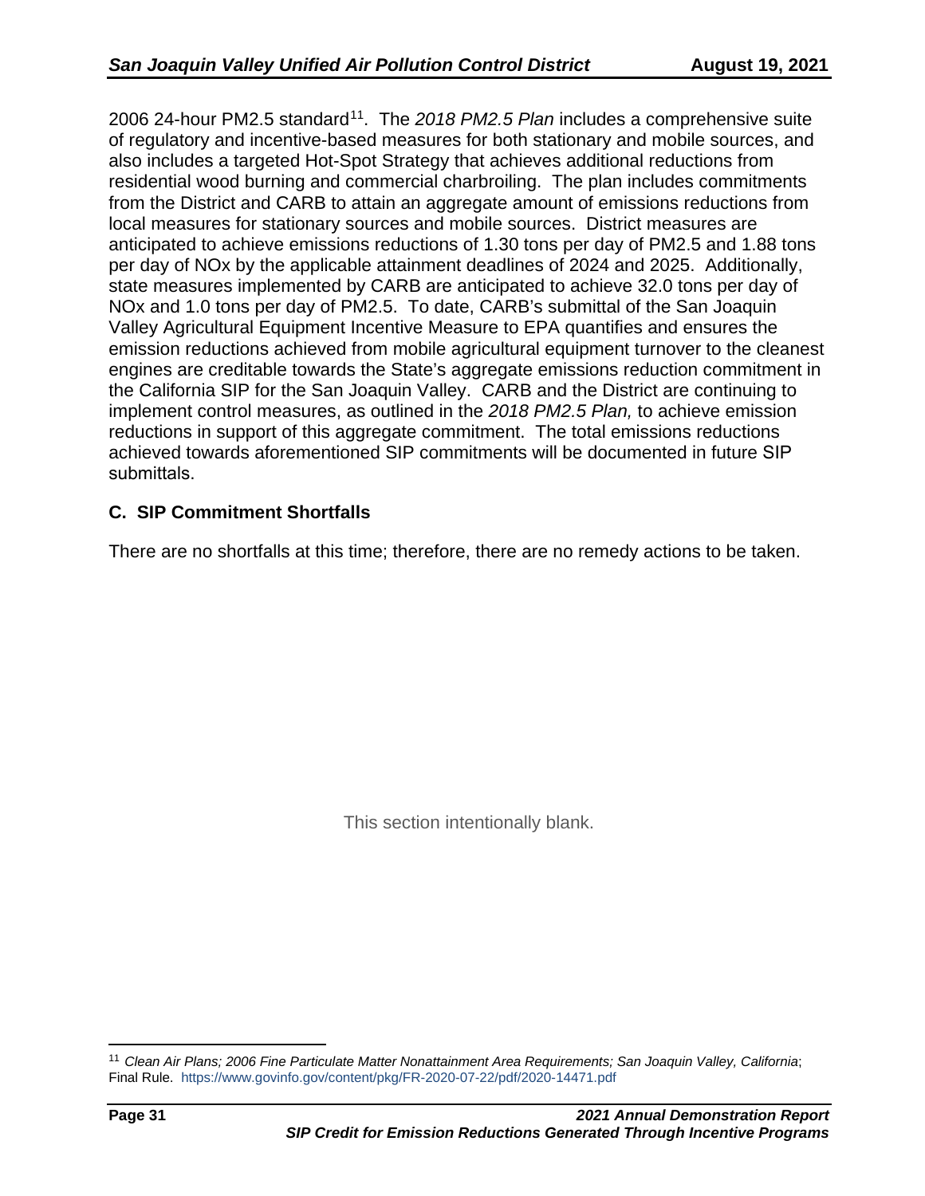2006 24-hour PM2.5 standard[11]. The *2018 PM2.5 Plan* includes a comprehensive suite of regulatory and incentive-based measures for both stationary and mobile sources, and also includes a targeted Hot-Spot Strategy that achieves additional reductions from residential wood burning and commercial charbroiling. The plan includes commitments from the District and CARB to attain an aggregate amount of emissions reductions from local measures for stationary sources and mobile sources. District measures are anticipated to achieve emissions reductions of 1.30 tons per day of PM2.5 and 1.88 tons per day of NOx by the applicable attainment deadlines of 2024 and 2025. Additionally, state measures implemented by CARB are anticipated to achieve 32.0 tons per day of NOx and 1.0 tons per day of PM2.5. To date, CARB's submittal of the San Joaquin Valley Agricultural Equipment Incentive Measure to EPA quantifies and ensures the emission reductions achieved from mobile agricultural equipment turnover to the cleanest engines are creditable towards the State's aggregate emissions reduction commitment in the California SIP for the San Joaquin Valley. CARB and the District are continuing to implement control measures, as outlined in the *2018 PM2.5 Plan,* to achieve emission reductions in support of this aggregate commitment. The total emissions reductions achieved towards aforementioned SIP commitments will be documented in future SIP submittals.

### C. SIP Commitment Shortfalls

There are no shortfalls at this time; therefore, there are no remedy actions to be taken.

This section intentionally blank.

---

[11] *Clean Air Plans; 2006 Fine Particulate Matter Nonattainment Area Requirements; San Joaquin Valley, California*; Final Rule. https://www.govinfo.gov/content/pkg/FR-2020-07-22/pdf/2020-14471.pdf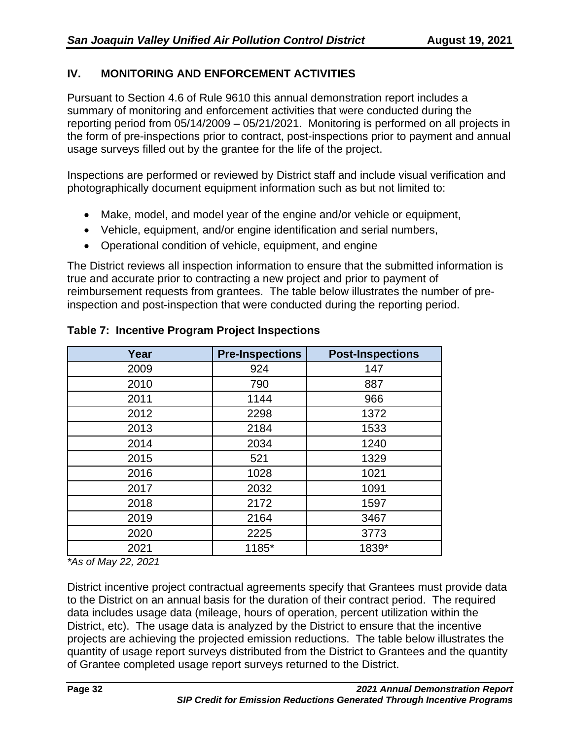## IV. MONITORING AND ENFORCEMENT ACTIVITIES

Pursuant to Section 4.6 of Rule 9610 this annual demonstration report includes a summary of monitoring and enforcement activities that were conducted during the reporting period from 05/14/2009 – 05/21/2021. Monitoring is performed on all projects in the form of pre-inspections prior to contract, post-inspections prior to payment and annual usage surveys filled out by the grantee for the life of the project.

Inspections are performed or reviewed by District staff and include visual verification and photographically document equipment information such as but not limited to:

- Make, model, and model year of the engine and/or vehicle or equipment,
- Vehicle, equipment, and/or engine identification and serial numbers,
- Operational condition of vehicle, equipment, and engine

The District reviews all inspection information to ensure that the submitted information is true and accurate prior to contracting a new project and prior to payment of reimbursement requests from grantees. The table below illustrates the number of pre-inspection and post-inspection that were conducted during the reporting period.

**Table 7: Incentive Program Project Inspections**

| Year | Pre-Inspections | Post-Inspections |
|---|---|---|
| 2009 | 924 | 147 |
| 2010 | 790 | 887 |
| 2011 | 1144 | 966 |
| 2012 | 2298 | 1372 |
| 2013 | 2184 | 1533 |
| 2014 | 2034 | 1240 |
| 2015 | 521 | 1329 |
| 2016 | 1028 | 1021 |
| 2017 | 2032 | 1091 |
| 2018 | 2172 | 1597 |
| 2019 | 2164 | 3467 |
| 2020 | 2225 | 3773 |
| 2021 | 1185* | 1839* |

*\*As of May 22, 2021*

District incentive project contractual agreements specify that Grantees must provide data to the District on an annual basis for the duration of their contract period. The required data includes usage data (mileage, hours of operation, percent utilization within the District, etc). The usage data is analyzed by the District to ensure that the incentive projects are achieving the projected emission reductions. The table below illustrates the quantity of usage report surveys distributed from the District to Grantees and the quantity of Grantee completed usage report surveys returned to the District.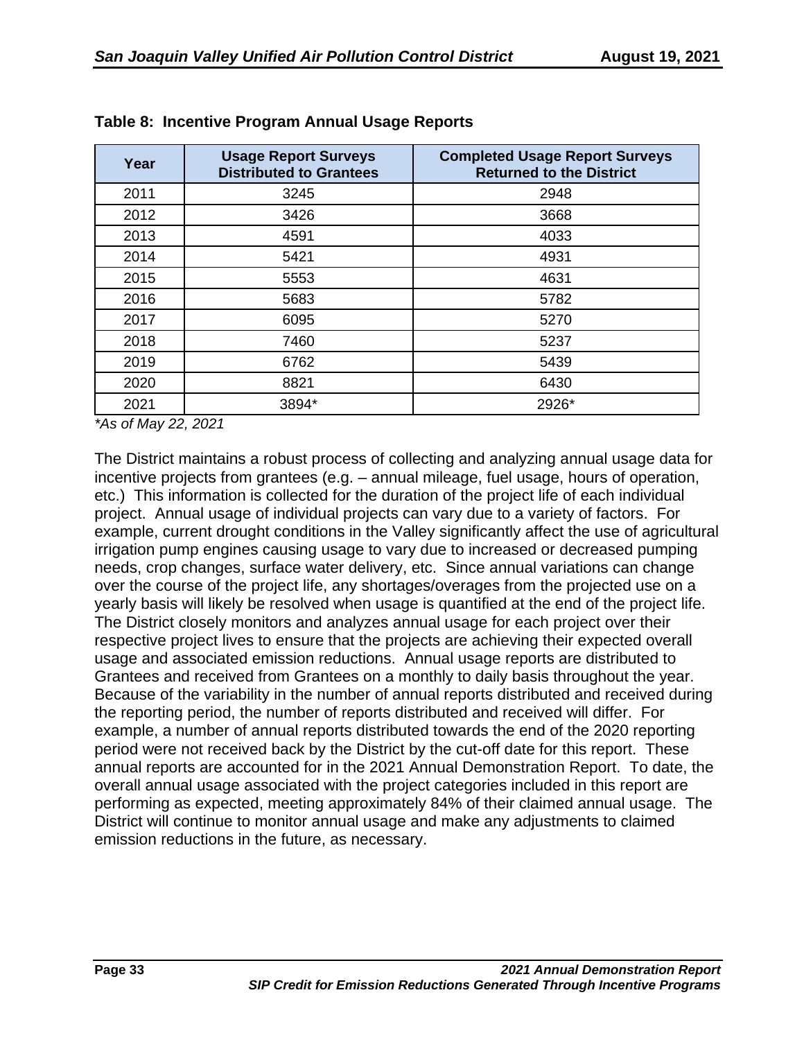**Table 8: Incentive Program Annual Usage Reports**

| Year | Usage Report Surveys Distributed to Grantees | Completed Usage Report Surveys Returned to the District |
|---|---|---|
| 2011 | 3245 | 2948 |
| 2012 | 3426 | 3668 |
| 2013 | 4591 | 4033 |
| 2014 | 5421 | 4931 |
| 2015 | 5553 | 4631 |
| 2016 | 5683 | 5782 |
| 2017 | 6095 | 5270 |
| 2018 | 7460 | 5237 |
| 2019 | 6762 | 5439 |
| 2020 | 8821 | 6430 |
| 2021 | 3894* | 2926* |

*\*As of May 22, 2021*

The District maintains a robust process of collecting and analyzing annual usage data for incentive projects from grantees (e.g. – annual mileage, fuel usage, hours of operation, etc.) This information is collected for the duration of the project life of each individual project. Annual usage of individual projects can vary due to a variety of factors. For example, current drought conditions in the Valley significantly affect the use of agricultural irrigation pump engines causing usage to vary due to increased or decreased pumping needs, crop changes, surface water delivery, etc. Since annual variations can change over the course of the project life, any shortages/overages from the projected use on a yearly basis will likely be resolved when usage is quantified at the end of the project life. The District closely monitors and analyzes annual usage for each project over their respective project lives to ensure that the projects are achieving their expected overall usage and associated emission reductions. Annual usage reports are distributed to Grantees and received from Grantees on a monthly to daily basis throughout the year. Because of the variability in the number of annual reports distributed and received during the reporting period, the number of reports distributed and received will differ. For example, a number of annual reports distributed towards the end of the 2020 reporting period were not received back by the District by the cut-off date for this report. These annual reports are accounted for in the 2021 Annual Demonstration Report. To date, the overall annual usage associated with the project categories included in this report are performing as expected, meeting approximately 84% of their claimed annual usage. The District will continue to monitor annual usage and make any adjustments to claimed emission reductions in the future, as necessary.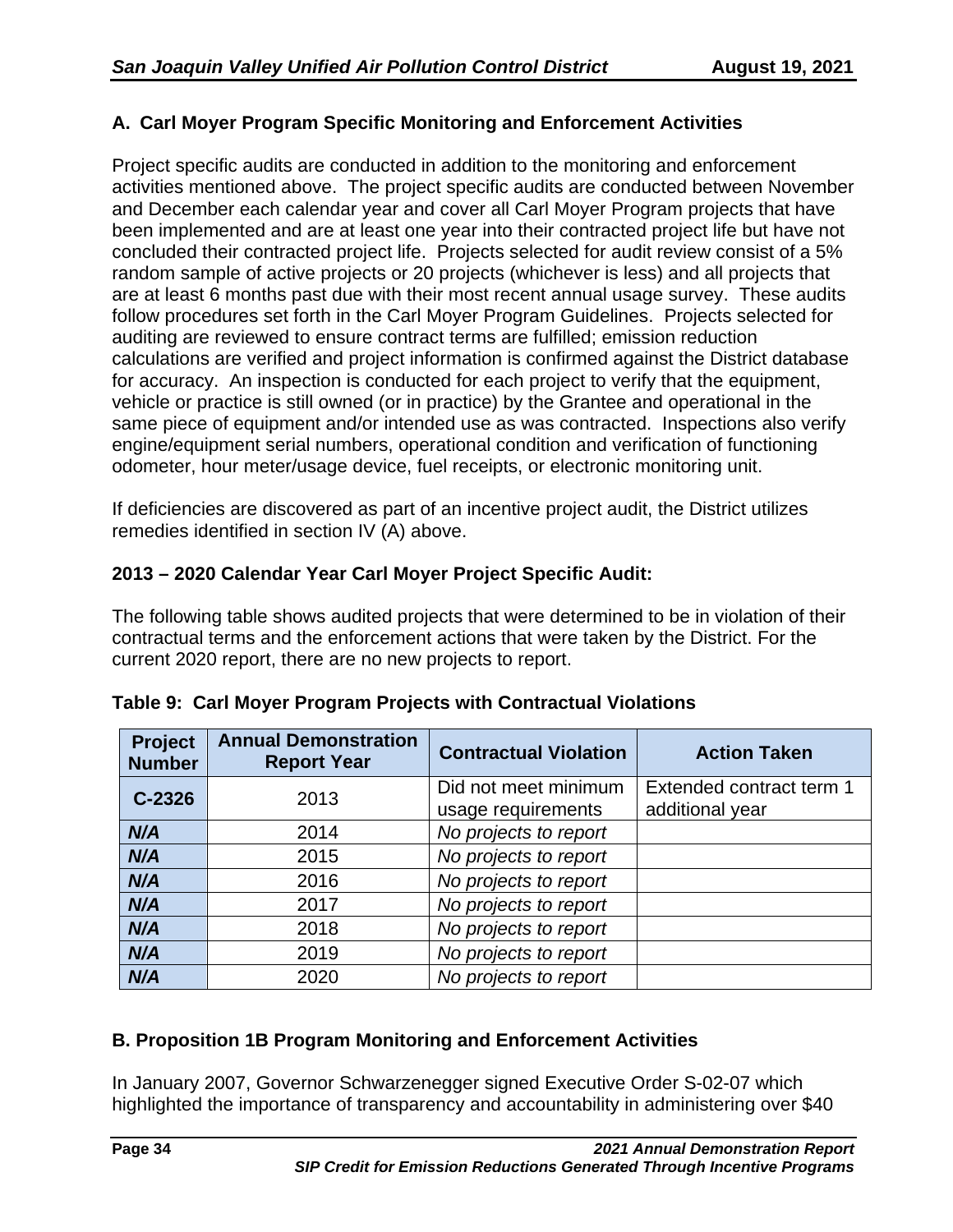## A. Carl Moyer Program Specific Monitoring and Enforcement Activities

Project specific audits are conducted in addition to the monitoring and enforcement activities mentioned above. The project specific audits are conducted between November and December each calendar year and cover all Carl Moyer Program projects that have been implemented and are at least one year into their contracted project life but have not concluded their contracted project life. Projects selected for audit review consist of a 5% random sample of active projects or 20 projects (whichever is less) and all projects that are at least 6 months past due with their most recent annual usage survey. These audits follow procedures set forth in the Carl Moyer Program Guidelines. Projects selected for auditing are reviewed to ensure contract terms are fulfilled; emission reduction calculations are verified and project information is confirmed against the District database for accuracy. An inspection is conducted for each project to verify that the equipment, vehicle or practice is still owned (or in practice) by the Grantee and operational in the same piece of equipment and/or intended use as was contracted. Inspections also verify engine/equipment serial numbers, operational condition and verification of functioning odometer, hour meter/usage device, fuel receipts, or electronic monitoring unit.

If deficiencies are discovered as part of an incentive project audit, the District utilizes remedies identified in section IV (A) above.

### 2013 – 2020 Calendar Year Carl Moyer Project Specific Audit:

The following table shows audited projects that were determined to be in violation of their contractual terms and the enforcement actions that were taken by the District. For the current 2020 report, there are no new projects to report.

**Table 9: Carl Moyer Program Projects with Contractual Violations**

| Project Number | Annual Demonstration Report Year | Contractual Violation | Action Taken |
|---|---|---|---|
| **C-2326** | 2013 | Did not meet minimum usage requirements | Extended contract term 1 additional year |
| ***N/A*** | 2014 | *No projects to report* | |
| ***N/A*** | 2015 | *No projects to report* | |
| ***N/A*** | 2016 | *No projects to report* | |
| ***N/A*** | 2017 | *No projects to report* | |
| ***N/A*** | 2018 | *No projects to report* | |
| ***N/A*** | 2019 | *No projects to report* | |
| ***N/A*** | 2020 | *No projects to report* | |

## B. Proposition 1B Program Monitoring and Enforcement Activities

In January 2007, Governor Schwarzenegger signed Executive Order S-02-07 which highlighted the importance of transparency and accountability in administering over $40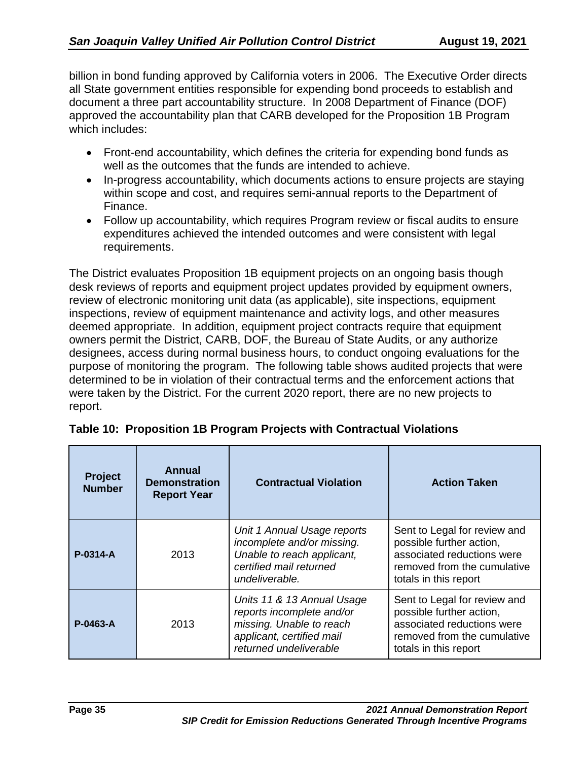billion in bond funding approved by California voters in 2006. The Executive Order directs all State government entities responsible for expending bond proceeds to establish and document a three part accountability structure. In 2008 Department of Finance (DOF) approved the accountability plan that CARB developed for the Proposition 1B Program which includes:

- Front-end accountability, which defines the criteria for expending bond funds as well as the outcomes that the funds are intended to achieve.
- In-progress accountability, which documents actions to ensure projects are staying within scope and cost, and requires semi-annual reports to the Department of Finance.
- Follow up accountability, which requires Program review or fiscal audits to ensure expenditures achieved the intended outcomes and were consistent with legal requirements.

The District evaluates Proposition 1B equipment projects on an ongoing basis though desk reviews of reports and equipment project updates provided by equipment owners, review of electronic monitoring unit data (as applicable), site inspections, equipment inspections, review of equipment maintenance and activity logs, and other measures deemed appropriate. In addition, equipment project contracts require that equipment owners permit the District, CARB, DOF, the Bureau of State Audits, or any authorize designees, access during normal business hours, to conduct ongoing evaluations for the purpose of monitoring the program. The following table shows audited projects that were determined to be in violation of their contractual terms and the enforcement actions that were taken by the District. For the current 2020 report, there are no new projects to report.

**Table 10: Proposition 1B Program Projects with Contractual Violations**

| Project Number | Annual Demonstration Report Year | Contractual Violation | Action Taken |
|---|---|---|---|
| **P-0314-A** | 2013 | *Unit 1 Annual Usage reports incomplete and/or missing. Unable to reach applicant, certified mail returned undeliverable.* | Sent to Legal for review and possible further action, associated reductions were removed from the cumulative totals in this report |
| **P-0463-A** | 2013 | *Units 11 & 13 Annual Usage reports incomplete and/or missing. Unable to reach applicant, certified mail returned undeliverable* | Sent to Legal for review and possible further action, associated reductions were removed from the cumulative totals in this report |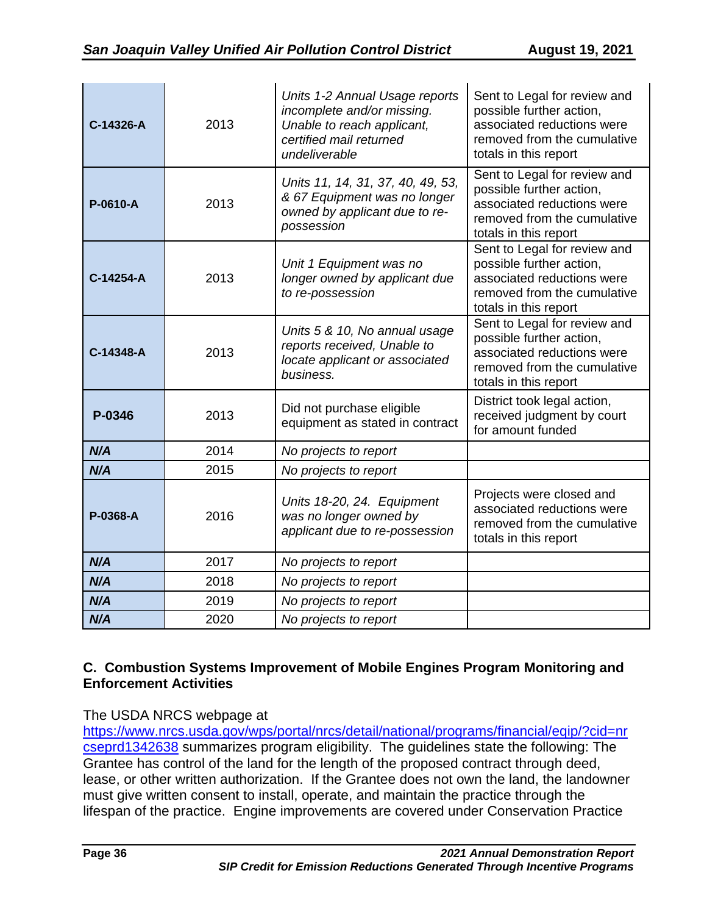| | | | |
|---|---|---|---|
| **C-14326-A** | 2013 | *Units 1-2 Annual Usage reports incomplete and/or missing. Unable to reach applicant, certified mail returned undeliverable* | Sent to Legal for review and possible further action, associated reductions were removed from the cumulative totals in this report |
| **P-0610-A** | 2013 | *Units 11, 14, 31, 37, 40, 49, 53, & 67 Equipment was no longer owned by applicant due to re-possession* | Sent to Legal for review and possible further action, associated reductions were removed from the cumulative totals in this report |
| **C-14254-A** | 2013 | *Unit 1 Equipment was no longer owned by applicant due to re-possession* | Sent to Legal for review and possible further action, associated reductions were removed from the cumulative totals in this report |
| **C-14348-A** | 2013 | *Units 5 & 10, No annual usage reports received, Unable to locate applicant or associated business.* | Sent to Legal for review and possible further action, associated reductions were removed from the cumulative totals in this report |
| **P-0346** | 2013 | Did not purchase eligible equipment as stated in contract | District took legal action, received judgment by court for amount funded |
| ***N/A*** | 2014 | *No projects to report* | |
| ***N/A*** | 2015 | *No projects to report* | |
| **P-0368-A** | 2016 | *Units 18-20, 24. Equipment was no longer owned by applicant due to re-possession* | Projects were closed and associated reductions were removed from the cumulative totals in this report |
| ***N/A*** | 2017 | *No projects to report* | |
| ***N/A*** | 2018 | *No projects to report* | |
| ***N/A*** | 2019 | *No projects to report* | |
| ***N/A*** | 2020 | *No projects to report* | |

### C. Combustion Systems Improvement of Mobile Engines Program Monitoring and Enforcement Activities

The USDA NRCS webpage at https://www.nrcs.usda.gov/wps/portal/nrcs/detail/national/programs/financial/eqip/?cid=nrcseprd1342638 summarizes program eligibility. The guidelines state the following: The Grantee has control of the land for the length of the proposed contract through deed, lease, or other written authorization. If the Grantee does not own the land, the landowner must give written consent to install, operate, and maintain the practice through the lifespan of the practice. Engine improvements are covered under Conservation Practice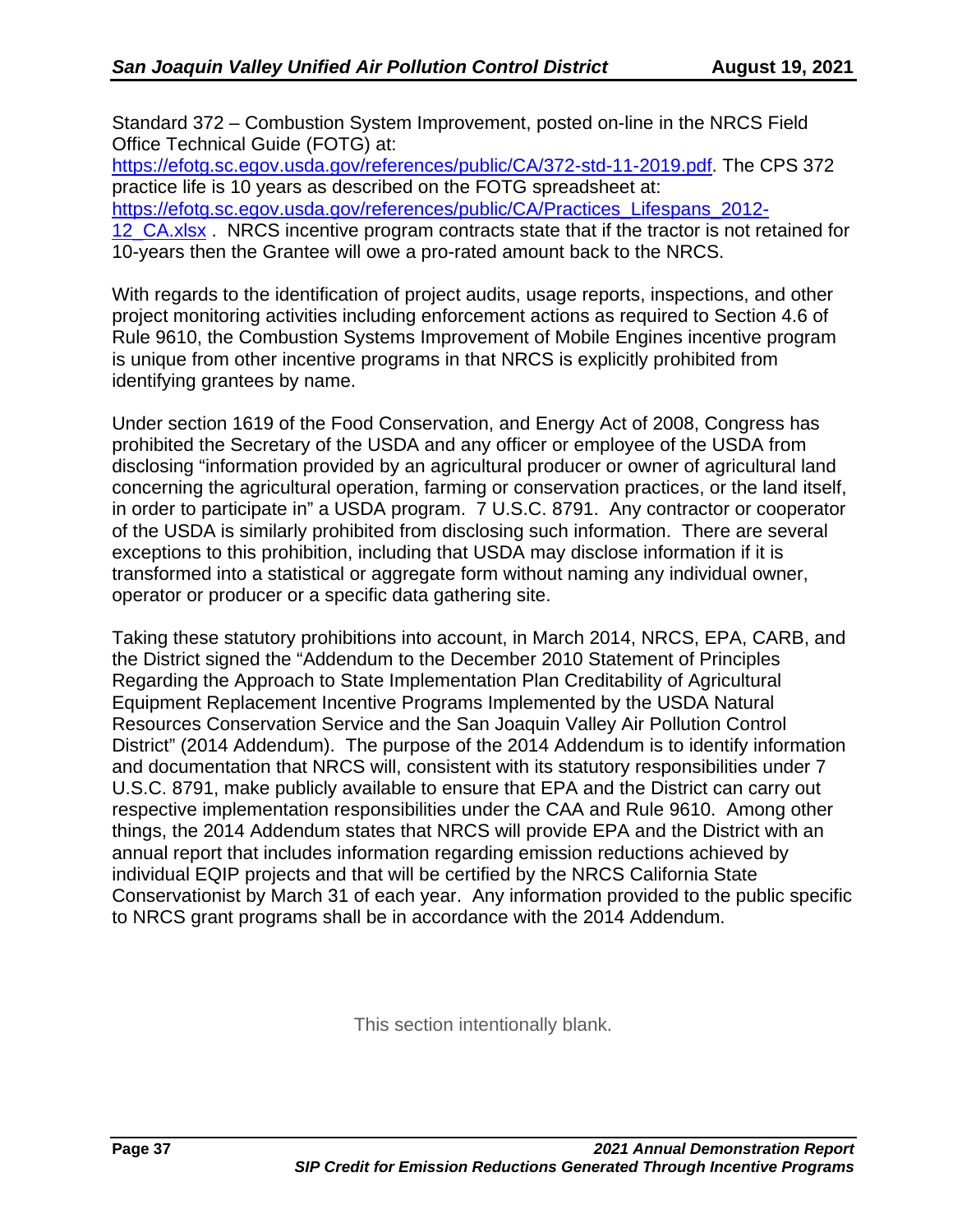Standard 372 – Combustion System Improvement, posted on-line in the NRCS Field Office Technical Guide (FOTG) at: https://efotg.sc.egov.usda.gov/references/public/CA/372-std-11-2019.pdf. The CPS 372 practice life is 10 years as described on the FOTG spreadsheet at: https://efotg.sc.egov.usda.gov/references/public/CA/Practices_Lifespans_2012-12_CA.xlsx . NRCS incentive program contracts state that if the tractor is not retained for 10-years then the Grantee will owe a pro-rated amount back to the NRCS.

With regards to the identification of project audits, usage reports, inspections, and other project monitoring activities including enforcement actions as required to Section 4.6 of Rule 9610, the Combustion Systems Improvement of Mobile Engines incentive program is unique from other incentive programs in that NRCS is explicitly prohibited from identifying grantees by name.

Under section 1619 of the Food Conservation, and Energy Act of 2008, Congress has prohibited the Secretary of the USDA and any officer or employee of the USDA from disclosing "information provided by an agricultural producer or owner of agricultural land concerning the agricultural operation, farming or conservation practices, or the land itself, in order to participate in" a USDA program. 7 U.S.C. 8791. Any contractor or cooperator of the USDA is similarly prohibited from disclosing such information. There are several exceptions to this prohibition, including that USDA may disclose information if it is transformed into a statistical or aggregate form without naming any individual owner, operator or producer or a specific data gathering site.

Taking these statutory prohibitions into account, in March 2014, NRCS, EPA, CARB, and the District signed the "Addendum to the December 2010 Statement of Principles Regarding the Approach to State Implementation Plan Creditability of Agricultural Equipment Replacement Incentive Programs Implemented by the USDA Natural Resources Conservation Service and the San Joaquin Valley Air Pollution Control District" (2014 Addendum). The purpose of the 2014 Addendum is to identify information and documentation that NRCS will, consistent with its statutory responsibilities under 7 U.S.C. 8791, make publicly available to ensure that EPA and the District can carry out respective implementation responsibilities under the CAA and Rule 9610. Among other things, the 2014 Addendum states that NRCS will provide EPA and the District with an annual report that includes information regarding emission reductions achieved by individual EQIP projects and that will be certified by the NRCS California State Conservationist by March 31 of each year. Any information provided to the public specific to NRCS grant programs shall be in accordance with the 2014 Addendum.

This section intentionally blank.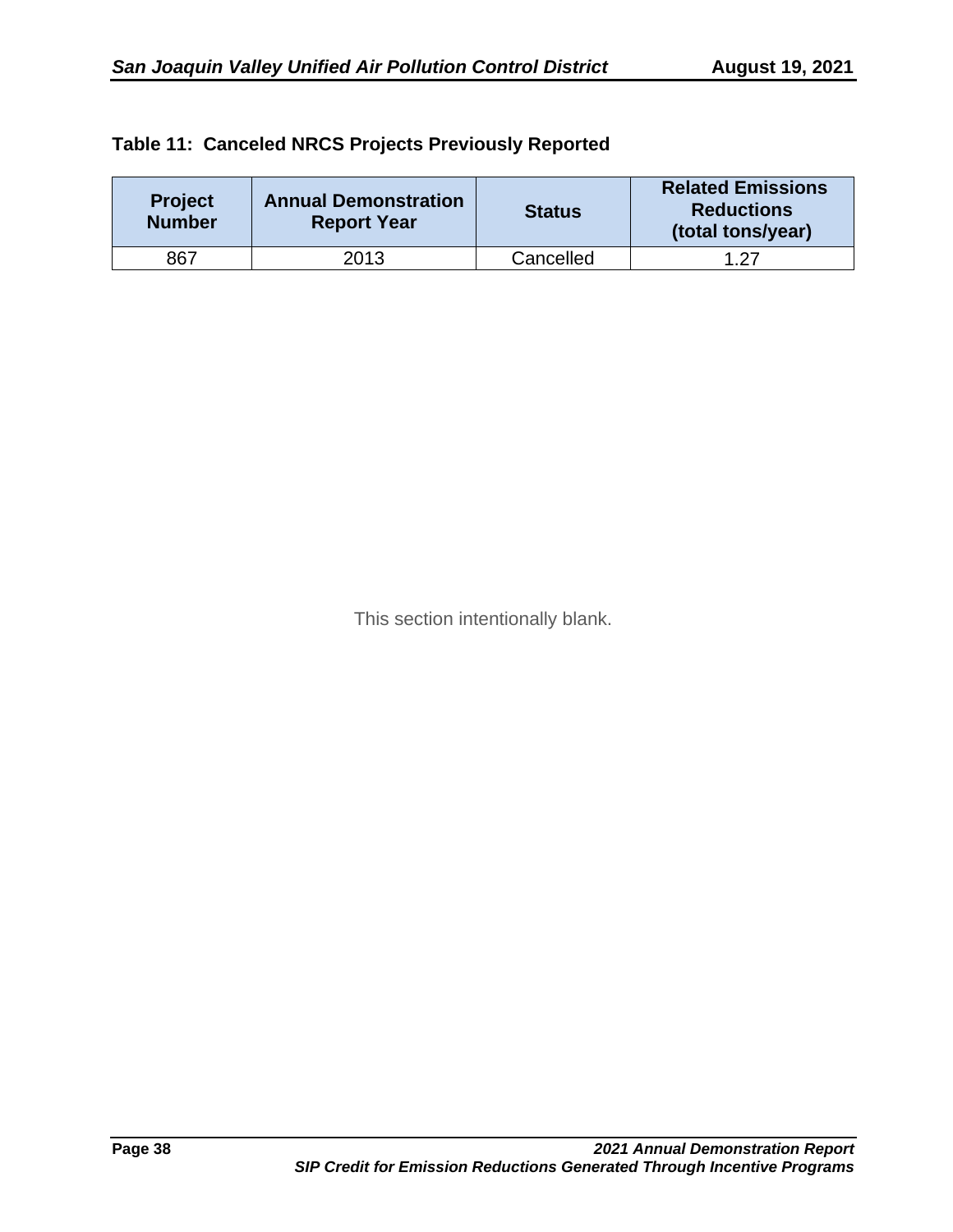**Table 11: Canceled NRCS Projects Previously Reported**

| Project Number | Annual Demonstration Report Year | Status | Related Emissions Reductions (total tons/year) |
|---|---|---|---|
| 867 | 2013 | Cancelled | 1.27 |

This section intentionally blank.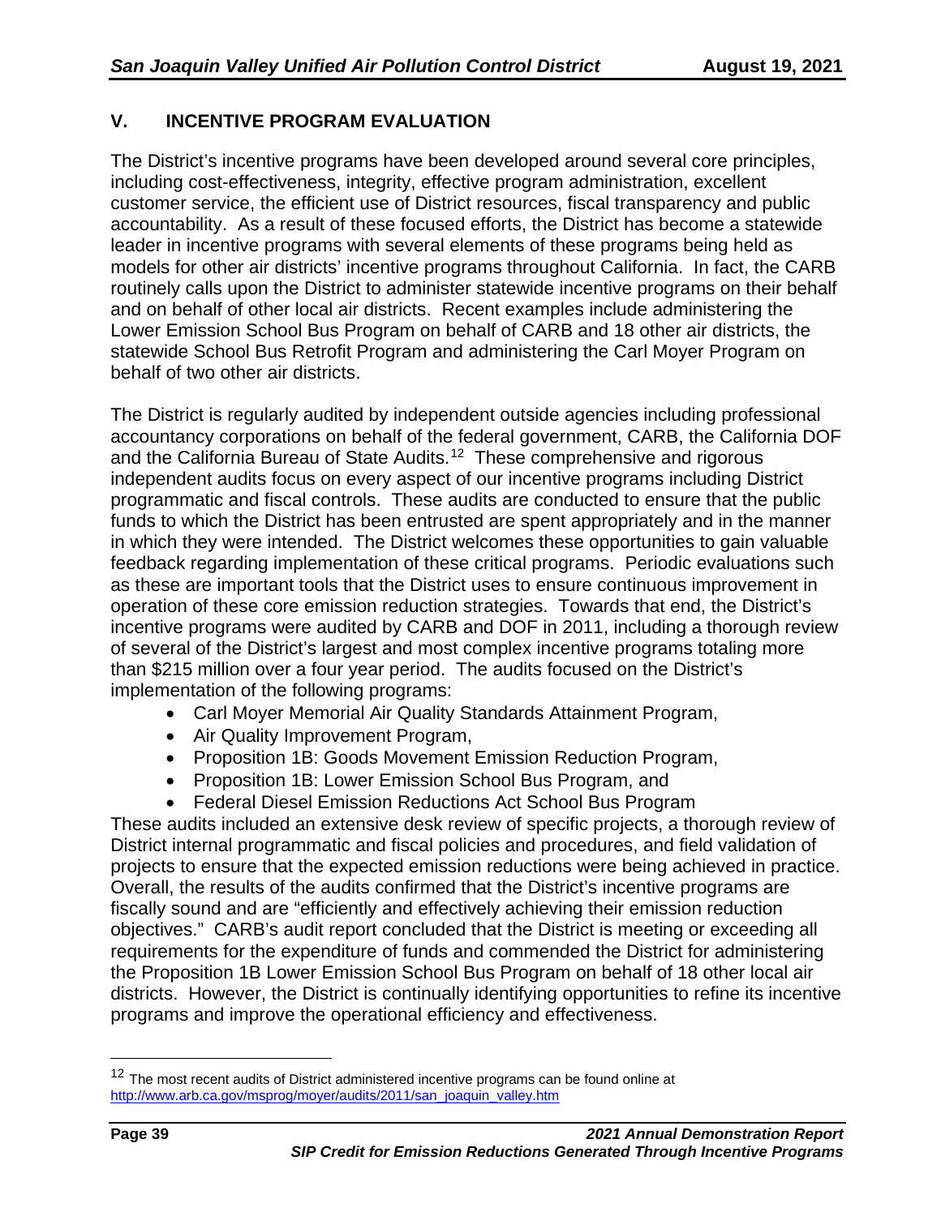## V. INCENTIVE PROGRAM EVALUATION

The District's incentive programs have been developed around several core principles, including cost-effectiveness, integrity, effective program administration, excellent customer service, the efficient use of District resources, fiscal transparency and public accountability. As a result of these focused efforts, the District has become a statewide leader in incentive programs with several elements of these programs being held as models for other air districts' incentive programs throughout California. In fact, the CARB routinely calls upon the District to administer statewide incentive programs on their behalf and on behalf of other local air districts. Recent examples include administering the Lower Emission School Bus Program on behalf of CARB and 18 other air districts, the statewide School Bus Retrofit Program and administering the Carl Moyer Program on behalf of two other air districts.

The District is regularly audited by independent outside agencies including professional accountancy corporations on behalf of the federal government, CARB, the California DOF and the California Bureau of State Audits.[12] These comprehensive and rigorous independent audits focus on every aspect of our incentive programs including District programmatic and fiscal controls. These audits are conducted to ensure that the public funds to which the District has been entrusted are spent appropriately and in the manner in which they were intended. The District welcomes these opportunities to gain valuable feedback regarding implementation of these critical programs. Periodic evaluations such as these are important tools that the District uses to ensure continuous improvement in operation of these core emission reduction strategies. Towards that end, the District's incentive programs were audited by CARB and DOF in 2011, including a thorough review of several of the District's largest and most complex incentive programs totaling more than $215 million over a four year period. The audits focused on the District's implementation of the following programs:

- Carl Moyer Memorial Air Quality Standards Attainment Program,
- Air Quality Improvement Program,
- Proposition 1B: Goods Movement Emission Reduction Program,
- Proposition 1B: Lower Emission School Bus Program, and
- Federal Diesel Emission Reductions Act School Bus Program

These audits included an extensive desk review of specific projects, a thorough review of District internal programmatic and fiscal policies and procedures, and field validation of projects to ensure that the expected emission reductions were being achieved in practice. Overall, the results of the audits confirmed that the District's incentive programs are fiscally sound and are "efficiently and effectively achieving their emission reduction objectives." CARB's audit report concluded that the District is meeting or exceeding all requirements for the expenditure of funds and commended the District for administering the Proposition 1B Lower Emission School Bus Program on behalf of 18 other local air districts. However, the District is continually identifying opportunities to refine its incentive programs and improve the operational efficiency and effectiveness.

---

[12] The most recent audits of District administered incentive programs can be found online at http://www.arb.ca.gov/msprog/moyer/audits/2011/san_joaquin_valley.htm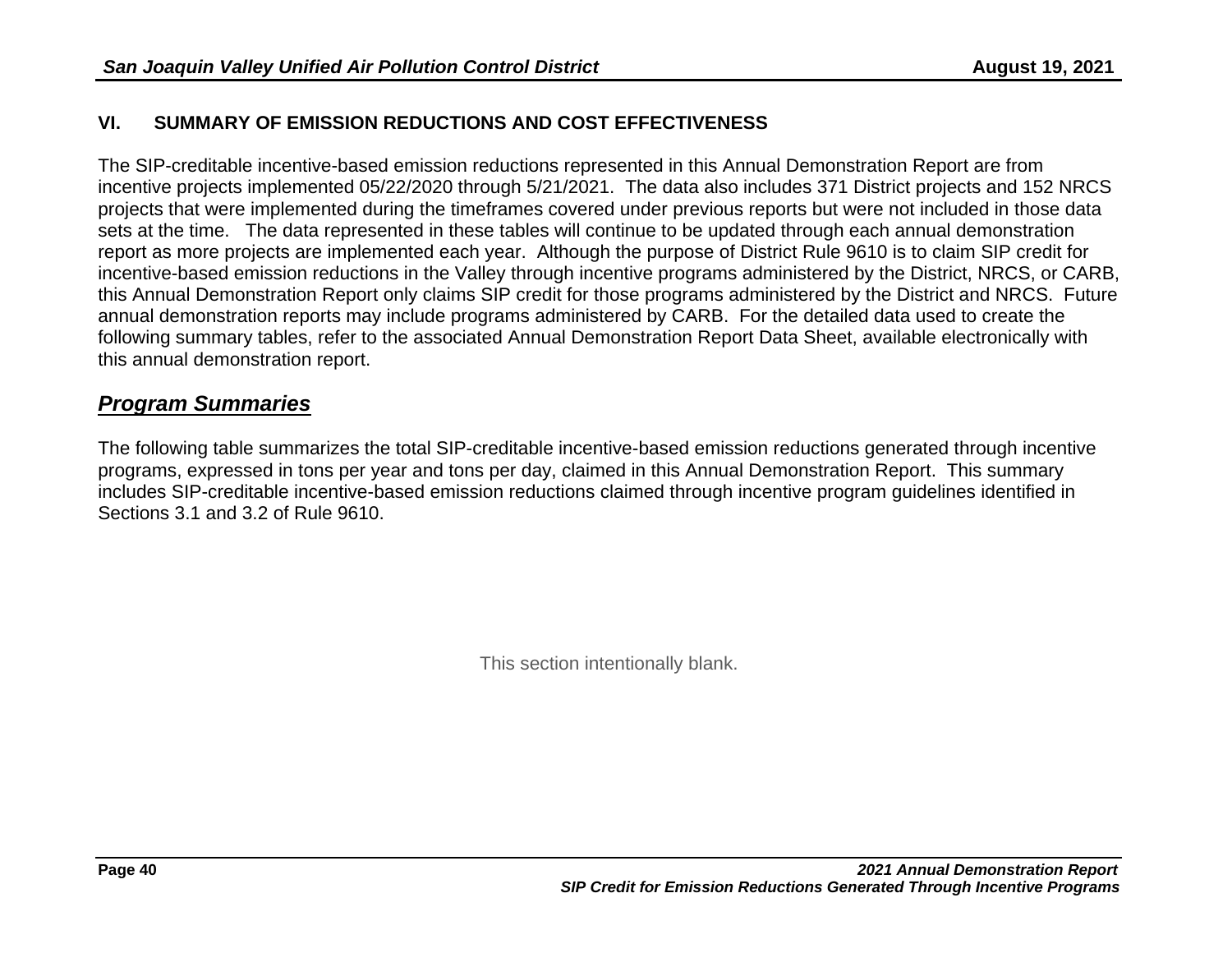## VI. SUMMARY OF EMISSION REDUCTIONS AND COST EFFECTIVENESS

The SIP-creditable incentive-based emission reductions represented in this Annual Demonstration Report are from incentive projects implemented 05/22/2020 through 5/21/2021. The data also includes 371 District projects and 152 NRCS projects that were implemented during the timeframes covered under previous reports but were not included in those data sets at the time. The data represented in these tables will continue to be updated through each annual demonstration report as more projects are implemented each year. Although the purpose of District Rule 9610 is to claim SIP credit for incentive-based emission reductions in the Valley through incentive programs administered by the District, NRCS, or CARB, this Annual Demonstration Report only claims SIP credit for those programs administered by the District and NRCS. Future annual demonstration reports may include programs administered by CARB. For the detailed data used to create the following summary tables, refer to the associated Annual Demonstration Report Data Sheet, available electronically with this annual demonstration report.

### ***Program Summaries***

The following table summarizes the total SIP-creditable incentive-based emission reductions generated through incentive programs, expressed in tons per year and tons per day, claimed in this Annual Demonstration Report. This summary includes SIP-creditable incentive-based emission reductions claimed through incentive program guidelines identified in Sections 3.1 and 3.2 of Rule 9610.

This section intentionally blank.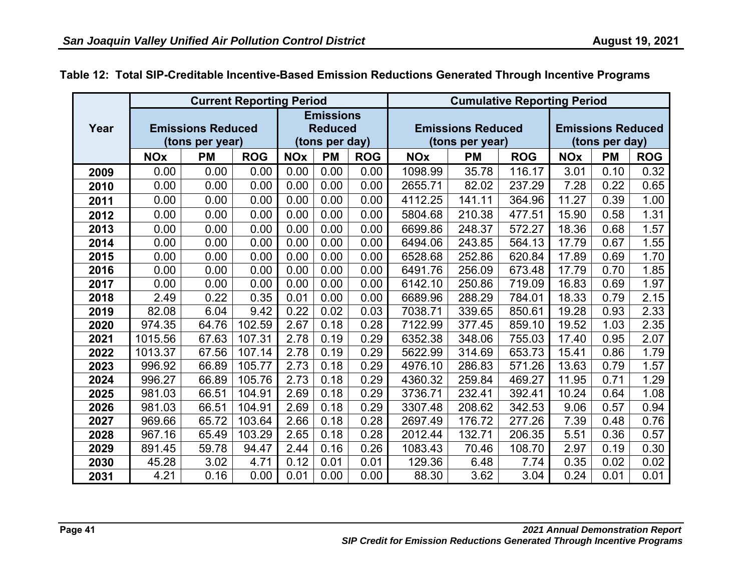**Table 12: Total SIP-Creditable Incentive-Based Emission Reductions Generated Through Incentive Programs**

| Year | Current Reporting Period | | | | | | Cumulative Reporting Period | | | | | |
|---|---|---|---|---|---|---|---|---|---|---|---|---|
| | Emissions Reduced (tons per year) | | | Emissions Reduced (tons per day) | | | Emissions Reduced (tons per year) | | | Emissions Reduced (tons per day) | | |
| | NOx | PM | ROG | NOx | PM | ROG | NOx | PM | ROG | NOx | PM | ROG |
| 2009 | 0.00 | 0.00 | 0.00 | 0.00 | 0.00 | 0.00 | 1098.99 | 35.78 | 116.17 | 3.01 | 0.10 | 0.32 |
| 2010 | 0.00 | 0.00 | 0.00 | 0.00 | 0.00 | 0.00 | 2655.71 | 82.02 | 237.29 | 7.28 | 0.22 | 0.65 |
| 2011 | 0.00 | 0.00 | 0.00 | 0.00 | 0.00 | 0.00 | 4112.25 | 141.11 | 364.96 | 11.27 | 0.39 | 1.00 |
| 2012 | 0.00 | 0.00 | 0.00 | 0.00 | 0.00 | 0.00 | 5804.68 | 210.38 | 477.51 | 15.90 | 0.58 | 1.31 |
| 2013 | 0.00 | 0.00 | 0.00 | 0.00 | 0.00 | 0.00 | 6699.86 | 248.37 | 572.27 | 18.36 | 0.68 | 1.57 |
| 2014 | 0.00 | 0.00 | 0.00 | 0.00 | 0.00 | 0.00 | 6494.06 | 243.85 | 564.13 | 17.79 | 0.67 | 1.55 |
| 2015 | 0.00 | 0.00 | 0.00 | 0.00 | 0.00 | 0.00 | 6528.68 | 252.86 | 620.84 | 17.89 | 0.69 | 1.70 |
| 2016 | 0.00 | 0.00 | 0.00 | 0.00 | 0.00 | 0.00 | 6491.76 | 256.09 | 673.48 | 17.79 | 0.70 | 1.85 |
| 2017 | 0.00 | 0.00 | 0.00 | 0.00 | 0.00 | 0.00 | 6142.10 | 250.86 | 719.09 | 16.83 | 0.69 | 1.97 |
| 2018 | 2.49 | 0.22 | 0.35 | 0.01 | 0.00 | 0.00 | 6689.96 | 288.29 | 784.01 | 18.33 | 0.79 | 2.15 |
| 2019 | 82.08 | 6.04 | 9.42 | 0.22 | 0.02 | 0.03 | 7038.71 | 339.65 | 850.61 | 19.28 | 0.93 | 2.33 |
| 2020 | 974.35 | 64.76 | 102.59 | 2.67 | 0.18 | 0.28 | 7122.99 | 377.45 | 859.10 | 19.52 | 1.03 | 2.35 |
| 2021 | 1015.56 | 67.63 | 107.31 | 2.78 | 0.19 | 0.29 | 6352.38 | 348.06 | 755.03 | 17.40 | 0.95 | 2.07 |
| 2022 | 1013.37 | 67.56 | 107.14 | 2.78 | 0.19 | 0.29 | 5622.99 | 314.69 | 653.73 | 15.41 | 0.86 | 1.79 |
| 2023 | 996.92 | 66.89 | 105.77 | 2.73 | 0.18 | 0.29 | 4976.10 | 286.83 | 571.26 | 13.63 | 0.79 | 1.57 |
| 2024 | 996.27 | 66.89 | 105.76 | 2.73 | 0.18 | 0.29 | 4360.32 | 259.84 | 469.27 | 11.95 | 0.71 | 1.29 |
| 2025 | 981.03 | 66.51 | 104.91 | 2.69 | 0.18 | 0.29 | 3736.71 | 232.41 | 392.41 | 10.24 | 0.64 | 1.08 |
| 2026 | 981.03 | 66.51 | 104.91 | 2.69 | 0.18 | 0.29 | 3307.48 | 208.62 | 342.53 | 9.06 | 0.57 | 0.94 |
| 2027 | 969.66 | 65.72 | 103.64 | 2.66 | 0.18 | 0.28 | 2697.49 | 176.72 | 277.26 | 7.39 | 0.48 | 0.76 |
| 2028 | 967.16 | 65.49 | 103.29 | 2.65 | 0.18 | 0.28 | 2012.44 | 132.71 | 206.35 | 5.51 | 0.36 | 0.57 |
| 2029 | 891.45 | 59.78 | 94.47 | 2.44 | 0.16 | 0.26 | 1083.43 | 70.46 | 108.70 | 2.97 | 0.19 | 0.30 |
| 2030 | 45.28 | 3.02 | 4.71 | 0.12 | 0.01 | 0.01 | 129.36 | 6.48 | 7.74 | 0.35 | 0.02 | 0.02 |
| 2031 | 4.21 | 0.16 | 0.00 | 0.01 | 0.00 | 0.00 | 88.30 | 3.62 | 3.04 | 0.24 | 0.01 | 0.01 |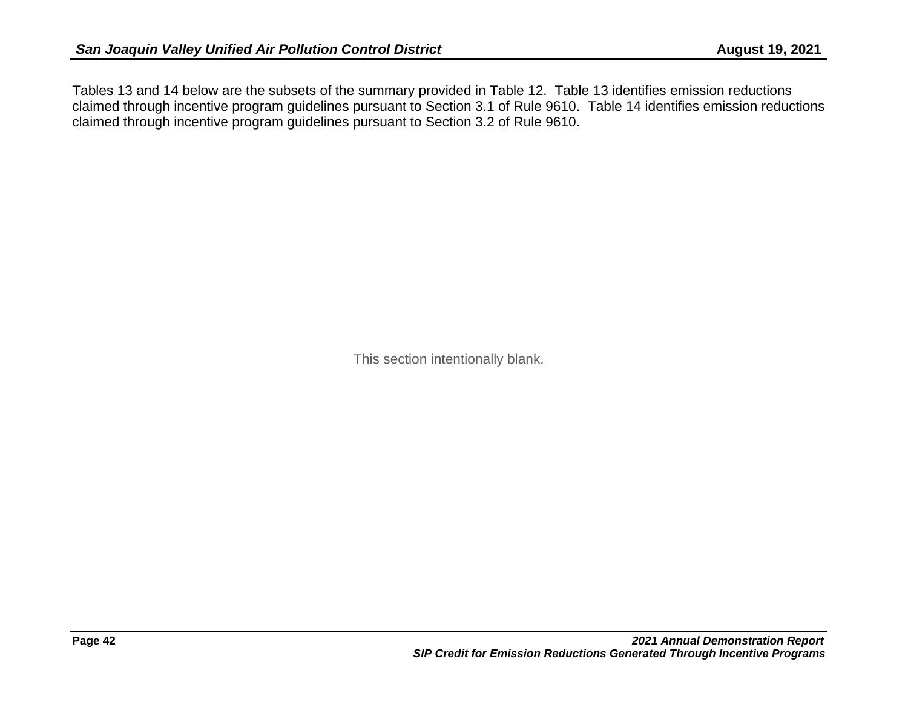Tables 13 and 14 below are the subsets of the summary provided in Table 12. Table 13 identifies emission reductions claimed through incentive program guidelines pursuant to Section 3.1 of Rule 9610. Table 14 identifies emission reductions claimed through incentive program guidelines pursuant to Section 3.2 of Rule 9610.

This section intentionally blank.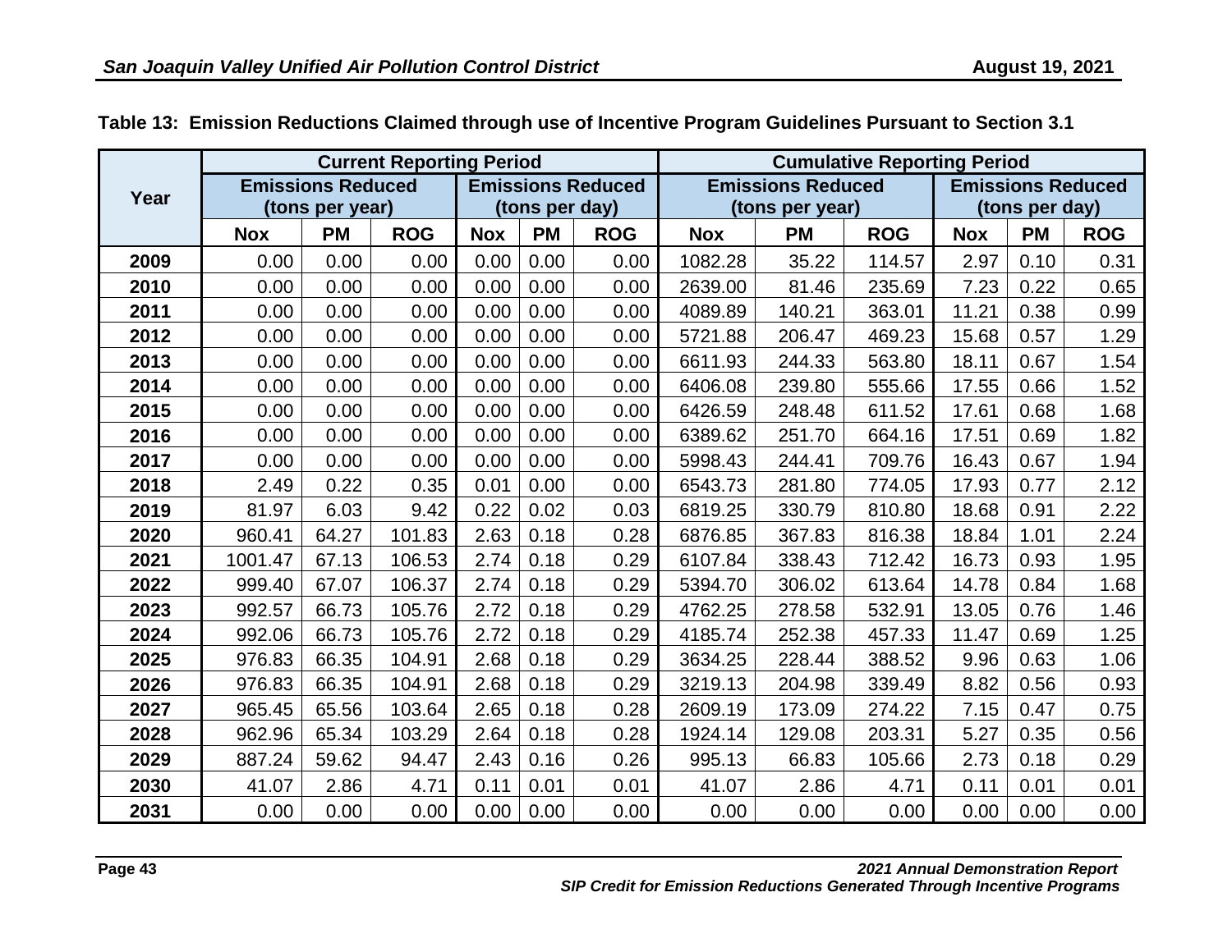**Table 13: Emission Reductions Claimed through use of Incentive Program Guidelines Pursuant to Section 3.1**

| Year | Current Reporting Period | | | | | | Cumulative Reporting Period | | | | | |
|---|---|---|---|---|---|---|---|---|---|---|---|---|
| | Emissions Reduced (tons per year) | | | Emissions Reduced (tons per day) | | | Emissions Reduced (tons per year) | | | Emissions Reduced (tons per day) | | |
| | Nox | PM | ROG | Nox | PM | ROG | Nox | PM | ROG | Nox | PM | ROG |
| 2009 | 0.00 | 0.00 | 0.00 | 0.00 | 0.00 | 0.00 | 1082.28 | 35.22 | 114.57 | 2.97 | 0.10 | 0.31 |
| 2010 | 0.00 | 0.00 | 0.00 | 0.00 | 0.00 | 0.00 | 2639.00 | 81.46 | 235.69 | 7.23 | 0.22 | 0.65 |
| 2011 | 0.00 | 0.00 | 0.00 | 0.00 | 0.00 | 0.00 | 4089.89 | 140.21 | 363.01 | 11.21 | 0.38 | 0.99 |
| 2012 | 0.00 | 0.00 | 0.00 | 0.00 | 0.00 | 0.00 | 5721.88 | 206.47 | 469.23 | 15.68 | 0.57 | 1.29 |
| 2013 | 0.00 | 0.00 | 0.00 | 0.00 | 0.00 | 0.00 | 6611.93 | 244.33 | 563.80 | 18.11 | 0.67 | 1.54 |
| 2014 | 0.00 | 0.00 | 0.00 | 0.00 | 0.00 | 0.00 | 6406.08 | 239.80 | 555.66 | 17.55 | 0.66 | 1.52 |
| 2015 | 0.00 | 0.00 | 0.00 | 0.00 | 0.00 | 0.00 | 6426.59 | 248.48 | 611.52 | 17.61 | 0.68 | 1.68 |
| 2016 | 0.00 | 0.00 | 0.00 | 0.00 | 0.00 | 0.00 | 6389.62 | 251.70 | 664.16 | 17.51 | 0.69 | 1.82 |
| 2017 | 0.00 | 0.00 | 0.00 | 0.00 | 0.00 | 0.00 | 5998.43 | 244.41 | 709.76 | 16.43 | 0.67 | 1.94 |
| 2018 | 2.49 | 0.22 | 0.35 | 0.01 | 0.00 | 0.00 | 6543.73 | 281.80 | 774.05 | 17.93 | 0.77 | 2.12 |
| 2019 | 81.97 | 6.03 | 9.42 | 0.22 | 0.02 | 0.03 | 6819.25 | 330.79 | 810.80 | 18.68 | 0.91 | 2.22 |
| 2020 | 960.41 | 64.27 | 101.83 | 2.63 | 0.18 | 0.28 | 6876.85 | 367.83 | 816.38 | 18.84 | 1.01 | 2.24 |
| 2021 | 1001.47 | 67.13 | 106.53 | 2.74 | 0.18 | 0.29 | 6107.84 | 338.43 | 712.42 | 16.73 | 0.93 | 1.95 |
| 2022 | 999.40 | 67.07 | 106.37 | 2.74 | 0.18 | 0.29 | 5394.70 | 306.02 | 613.64 | 14.78 | 0.84 | 1.68 |
| 2023 | 992.57 | 66.73 | 105.76 | 2.72 | 0.18 | 0.29 | 4762.25 | 278.58 | 532.91 | 13.05 | 0.76 | 1.46 |
| 2024 | 992.06 | 66.73 | 105.76 | 2.72 | 0.18 | 0.29 | 4185.74 | 252.38 | 457.33 | 11.47 | 0.69 | 1.25 |
| 2025 | 976.83 | 66.35 | 104.91 | 2.68 | 0.18 | 0.29 | 3634.25 | 228.44 | 388.52 | 9.96 | 0.63 | 1.06 |
| 2026 | 976.83 | 66.35 | 104.91 | 2.68 | 0.18 | 0.29 | 3219.13 | 204.98 | 339.49 | 8.82 | 0.56 | 0.93 |
| 2027 | 965.45 | 65.56 | 103.64 | 2.65 | 0.18 | 0.28 | 2609.19 | 173.09 | 274.22 | 7.15 | 0.47 | 0.75 |
| 2028 | 962.96 | 65.34 | 103.29 | 2.64 | 0.18 | 0.28 | 1924.14 | 129.08 | 203.31 | 5.27 | 0.35 | 0.56 |
| 2029 | 887.24 | 59.62 | 94.47 | 2.43 | 0.16 | 0.26 | 995.13 | 66.83 | 105.66 | 2.73 | 0.18 | 0.29 |
| 2030 | 41.07 | 2.86 | 4.71 | 0.11 | 0.01 | 0.01 | 41.07 | 2.86 | 4.71 | 0.11 | 0.01 | 0.01 |
| 2031 | 0.00 | 0.00 | 0.00 | 0.00 | 0.00 | 0.00 | 0.00 | 0.00 | 0.00 | 0.00 | 0.00 | 0.00 |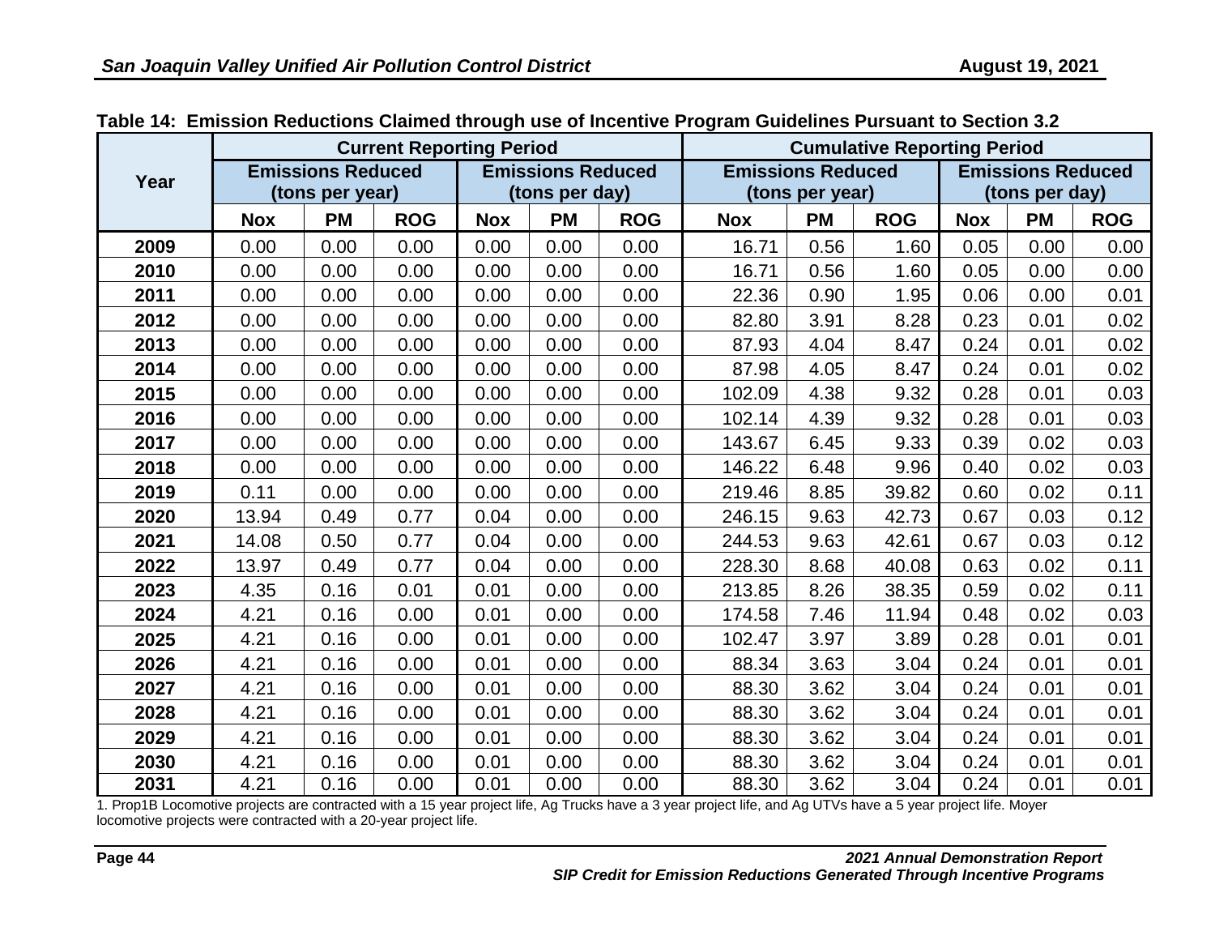**Table 14: Emission Reductions Claimed through use of Incentive Program Guidelines Pursuant to Section 3.2**

| Year | Current Reporting Period | | | | | | Cumulative Reporting Period | | | | | |
|---|---|---|---|---|---|---|---|---|---|---|---|---|
| | Emissions Reduced (tons per year) | | | Emissions Reduced (tons per day) | | | Emissions Reduced (tons per year) | | | Emissions Reduced (tons per day) | | |
| | Nox | PM | ROG | Nox | PM | ROG | Nox | PM | ROG | Nox | PM | ROG |
| 2009 | 0.00 | 0.00 | 0.00 | 0.00 | 0.00 | 0.00 | 16.71 | 0.56 | 1.60 | 0.05 | 0.00 | 0.00 |
| 2010 | 0.00 | 0.00 | 0.00 | 0.00 | 0.00 | 0.00 | 16.71 | 0.56 | 1.60 | 0.05 | 0.00 | 0.00 |
| 2011 | 0.00 | 0.00 | 0.00 | 0.00 | 0.00 | 0.00 | 22.36 | 0.90 | 1.95 | 0.06 | 0.00 | 0.01 |
| 2012 | 0.00 | 0.00 | 0.00 | 0.00 | 0.00 | 0.00 | 82.80 | 3.91 | 8.28 | 0.23 | 0.01 | 0.02 |
| 2013 | 0.00 | 0.00 | 0.00 | 0.00 | 0.00 | 0.00 | 87.93 | 4.04 | 8.47 | 0.24 | 0.01 | 0.02 |
| 2014 | 0.00 | 0.00 | 0.00 | 0.00 | 0.00 | 0.00 | 87.98 | 4.05 | 8.47 | 0.24 | 0.01 | 0.02 |
| 2015 | 0.00 | 0.00 | 0.00 | 0.00 | 0.00 | 0.00 | 102.09 | 4.38 | 9.32 | 0.28 | 0.01 | 0.03 |
| 2016 | 0.00 | 0.00 | 0.00 | 0.00 | 0.00 | 0.00 | 102.14 | 4.39 | 9.32 | 0.28 | 0.01 | 0.03 |
| 2017 | 0.00 | 0.00 | 0.00 | 0.00 | 0.00 | 0.00 | 143.67 | 6.45 | 9.33 | 0.39 | 0.02 | 0.03 |
| 2018 | 0.00 | 0.00 | 0.00 | 0.00 | 0.00 | 0.00 | 146.22 | 6.48 | 9.96 | 0.40 | 0.02 | 0.03 |
| 2019 | 0.11 | 0.00 | 0.00 | 0.00 | 0.00 | 0.00 | 219.46 | 8.85 | 39.82 | 0.60 | 0.02 | 0.11 |
| 2020 | 13.94 | 0.49 | 0.77 | 0.04 | 0.00 | 0.00 | 246.15 | 9.63 | 42.73 | 0.67 | 0.03 | 0.12 |
| 2021 | 14.08 | 0.50 | 0.77 | 0.04 | 0.00 | 0.00 | 244.53 | 9.63 | 42.61 | 0.67 | 0.03 | 0.12 |
| 2022 | 13.97 | 0.49 | 0.77 | 0.04 | 0.00 | 0.00 | 228.30 | 8.68 | 40.08 | 0.63 | 0.02 | 0.11 |
| 2023 | 4.35 | 0.16 | 0.01 | 0.01 | 0.00 | 0.00 | 213.85 | 8.26 | 38.35 | 0.59 | 0.02 | 0.11 |
| 2024 | 4.21 | 0.16 | 0.00 | 0.01 | 0.00 | 0.00 | 174.58 | 7.46 | 11.94 | 0.48 | 0.02 | 0.03 |
| 2025 | 4.21 | 0.16 | 0.00 | 0.01 | 0.00 | 0.00 | 102.47 | 3.97 | 3.89 | 0.28 | 0.01 | 0.01 |
| 2026 | 4.21 | 0.16 | 0.00 | 0.01 | 0.00 | 0.00 | 88.34 | 3.63 | 3.04 | 0.24 | 0.01 | 0.01 |
| 2027 | 4.21 | 0.16 | 0.00 | 0.01 | 0.00 | 0.00 | 88.30 | 3.62 | 3.04 | 0.24 | 0.01 | 0.01 |
| 2028 | 4.21 | 0.16 | 0.00 | 0.01 | 0.00 | 0.00 | 88.30 | 3.62 | 3.04 | 0.24 | 0.01 | 0.01 |
| 2029 | 4.21 | 0.16 | 0.00 | 0.01 | 0.00 | 0.00 | 88.30 | 3.62 | 3.04 | 0.24 | 0.01 | 0.01 |
| 2030 | 4.21 | 0.16 | 0.00 | 0.01 | 0.00 | 0.00 | 88.30 | 3.62 | 3.04 | 0.24 | 0.01 | 0.01 |
| 2031 | 4.21 | 0.16 | 0.00 | 0.01 | 0.00 | 0.00 | 88.30 | 3.62 | 3.04 | 0.24 | 0.01 | 0.01 |

1. Prop1B Locomotive projects are contracted with a 15 year project life, Ag Trucks have a 3 year project life, and Ag UTVs have a 5 year project life. Moyer locomotive projects were contracted with a 20-year project life.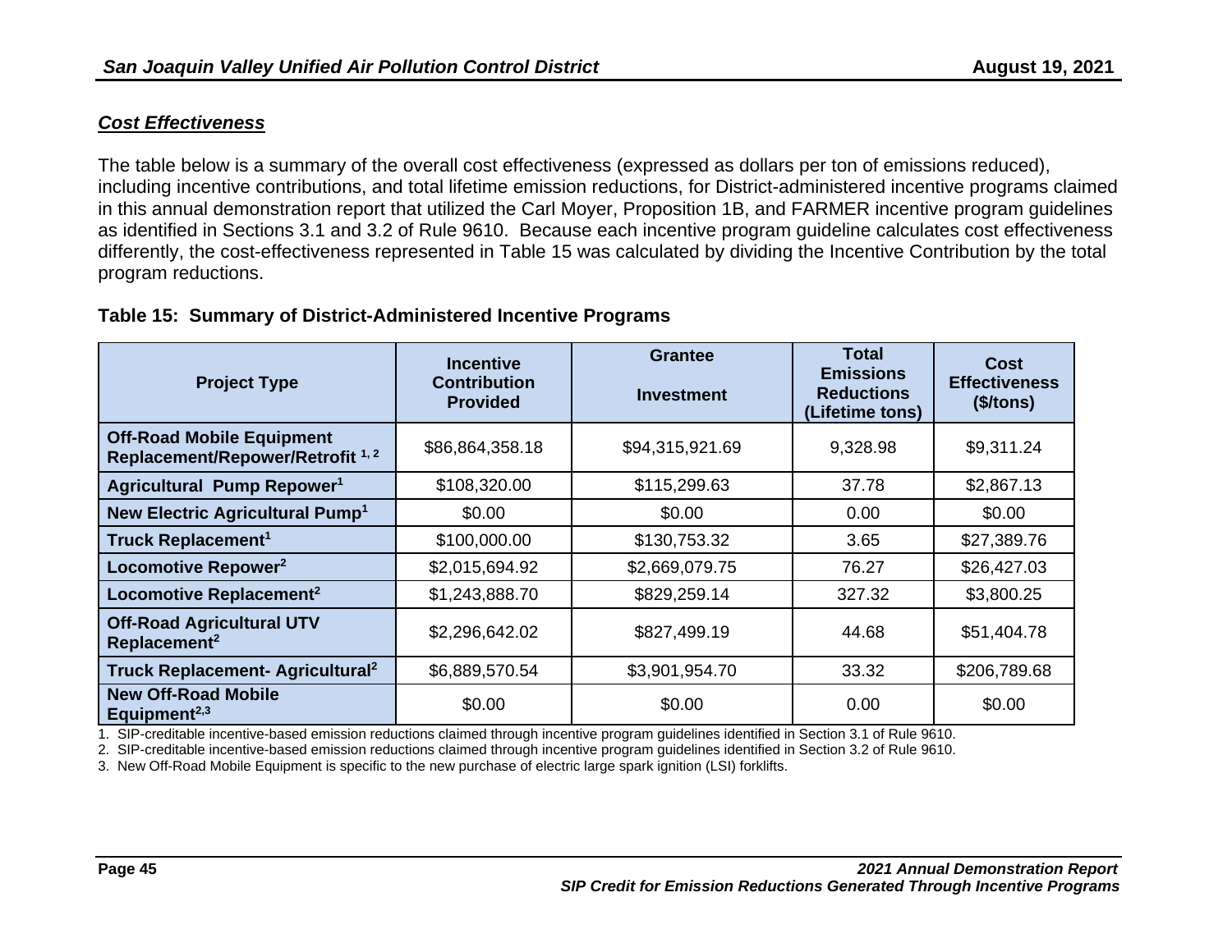***Cost Effectiveness***

The table below is a summary of the overall cost effectiveness (expressed as dollars per ton of emissions reduced), including incentive contributions, and total lifetime emission reductions, for District-administered incentive programs claimed in this annual demonstration report that utilized the Carl Moyer, Proposition 1B, and FARMER incentive program guidelines as identified in Sections 3.1 and 3.2 of Rule 9610. Because each incentive program guideline calculates cost effectiveness differently, the cost-effectiveness represented in Table 15 was calculated by dividing the Incentive Contribution by the total program reductions.

**Table 15: Summary of District-Administered Incentive Programs**

| Project Type | Incentive Contribution Provided | Grantee Investment | Total Emissions Reductions (Lifetime tons) | Cost Effectiveness ($/tons) |
|---|---|---|---|---|
| **Off-Road Mobile Equipment Replacement/Repower/Retrofit [1, 2]** | $86,864,358.18 | $94,315,921.69 | 9,328.98 | $9,311.24 |
| **Agricultural Pump Repower[1]** | $108,320.00 | $115,299.63 | 37.78 | $2,867.13 |
| **New Electric Agricultural Pump[1]** | $0.00 | $0.00 | 0.00 | $0.00 |
| **Truck Replacement[1]** | $100,000.00 | $130,753.32 | 3.65 | $27,389.76 |
| **Locomotive Repower[2]** | $2,015,694.92 | $2,669,079.75 | 76.27 | $26,427.03 |
| **Locomotive Replacement[2]** | $1,243,888.70 | $829,259.14 | 327.32 | $3,800.25 |
| **Off-Road Agricultural UTV Replacement[2]** | $2,296,642.02 | $827,499.19 | 44.68 | $51,404.78 |
| **Truck Replacement- Agricultural[2]** | $6,889,570.54 | $3,901,954.70 | 33.32 | $206,789.68 |
| **New Off-Road Mobile Equipment[2,3]** | $0.00 | $0.00 | 0.00 | $0.00 |

1. SIP-creditable incentive-based emission reductions claimed through incentive program guidelines identified in Section 3.1 of Rule 9610.
2. SIP-creditable incentive-based emission reductions claimed through incentive program guidelines identified in Section 3.2 of Rule 9610.
3. New Off-Road Mobile Equipment is specific to the new purchase of electric large spark ignition (LSI) forklifts.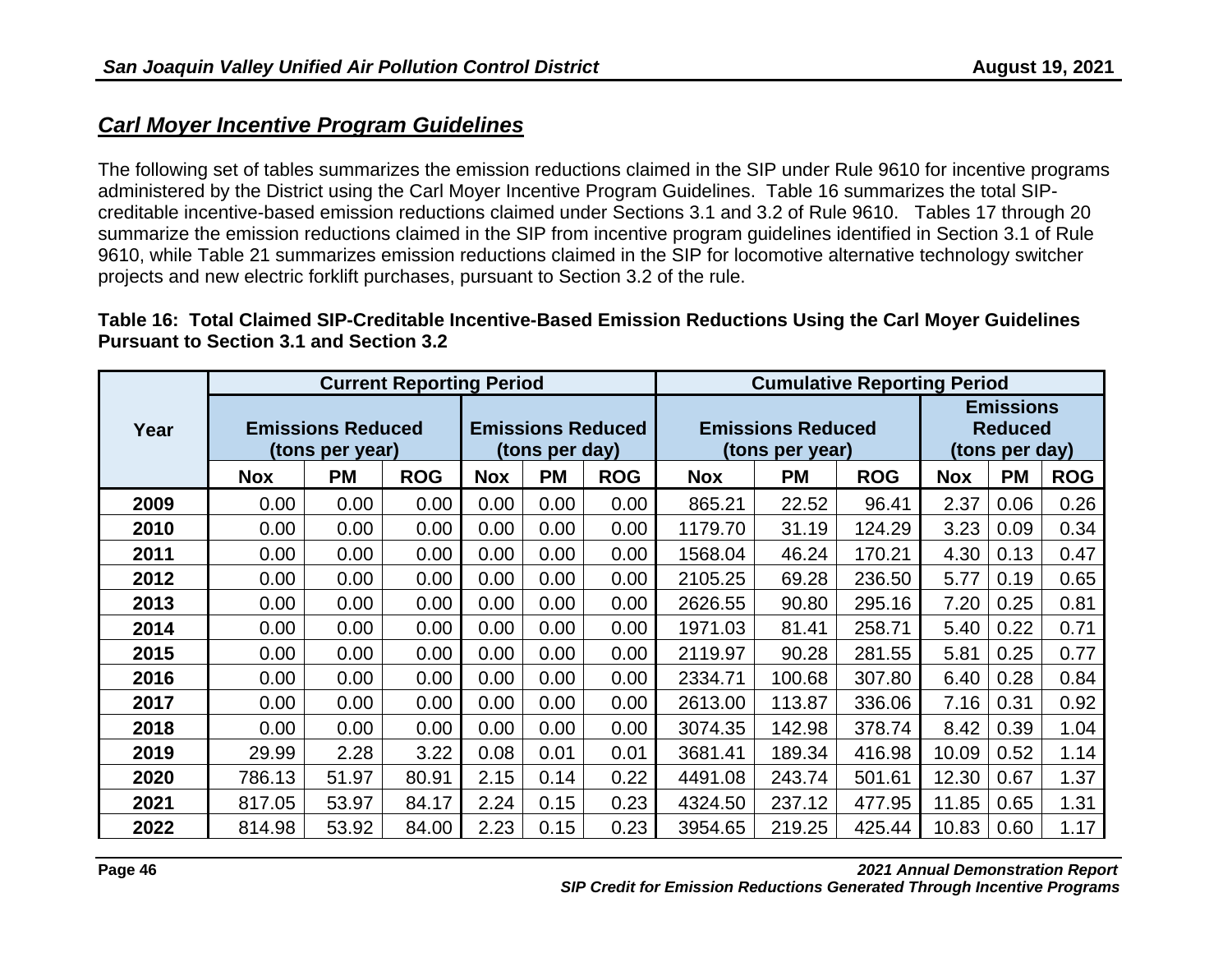## *Carl Moyer Incentive Program Guidelines*

The following set of tables summarizes the emission reductions claimed in the SIP under Rule 9610 for incentive programs administered by the District using the Carl Moyer Incentive Program Guidelines. Table 16 summarizes the total SIP-creditable incentive-based emission reductions claimed under Sections 3.1 and 3.2 of Rule 9610. Tables 17 through 20 summarize the emission reductions claimed in the SIP from incentive program guidelines identified in Section 3.1 of Rule 9610, while Table 21 summarizes emission reductions claimed in the SIP for locomotive alternative technology switcher projects and new electric forklift purchases, pursuant to Section 3.2 of the rule.

**Table 16: Total Claimed SIP-Creditable Incentive-Based Emission Reductions Using the Carl Moyer Guidelines Pursuant to Section 3.1 and Section 3.2**

| Year | Current Reporting Period | | | | | | Cumulative Reporting Period | | | | | |
|---|---|---|---|---|---|---|---|---|---|---|---|---|
| | Emissions Reduced (tons per year) | | | Emissions Reduced (tons per day) | | | Emissions Reduced (tons per year) | | | Emissions Reduced (tons per day) | | |
| | Nox | PM | ROG | Nox | PM | ROG | Nox | PM | ROG | Nox | PM | ROG |
| 2009 | 0.00 | 0.00 | 0.00 | 0.00 | 0.00 | 0.00 | 865.21 | 22.52 | 96.41 | 2.37 | 0.06 | 0.26 |
| 2010 | 0.00 | 0.00 | 0.00 | 0.00 | 0.00 | 0.00 | 1179.70 | 31.19 | 124.29 | 3.23 | 0.09 | 0.34 |
| 2011 | 0.00 | 0.00 | 0.00 | 0.00 | 0.00 | 0.00 | 1568.04 | 46.24 | 170.21 | 4.30 | 0.13 | 0.47 |
| 2012 | 0.00 | 0.00 | 0.00 | 0.00 | 0.00 | 0.00 | 2105.25 | 69.28 | 236.50 | 5.77 | 0.19 | 0.65 |
| 2013 | 0.00 | 0.00 | 0.00 | 0.00 | 0.00 | 0.00 | 2626.55 | 90.80 | 295.16 | 7.20 | 0.25 | 0.81 |
| 2014 | 0.00 | 0.00 | 0.00 | 0.00 | 0.00 | 0.00 | 1971.03 | 81.41 | 258.71 | 5.40 | 0.22 | 0.71 |
| 2015 | 0.00 | 0.00 | 0.00 | 0.00 | 0.00 | 0.00 | 2119.97 | 90.28 | 281.55 | 5.81 | 0.25 | 0.77 |
| 2016 | 0.00 | 0.00 | 0.00 | 0.00 | 0.00 | 0.00 | 2334.71 | 100.68 | 307.80 | 6.40 | 0.28 | 0.84 |
| 2017 | 0.00 | 0.00 | 0.00 | 0.00 | 0.00 | 0.00 | 2613.00 | 113.87 | 336.06 | 7.16 | 0.31 | 0.92 |
| 2018 | 0.00 | 0.00 | 0.00 | 0.00 | 0.00 | 0.00 | 3074.35 | 142.98 | 378.74 | 8.42 | 0.39 | 1.04 |
| 2019 | 29.99 | 2.28 | 3.22 | 0.08 | 0.01 | 0.01 | 3681.41 | 189.34 | 416.98 | 10.09 | 0.52 | 1.14 |
| 2020 | 786.13 | 51.97 | 80.91 | 2.15 | 0.14 | 0.22 | 4491.08 | 243.74 | 501.61 | 12.30 | 0.67 | 1.37 |
| 2021 | 817.05 | 53.97 | 84.17 | 2.24 | 0.15 | 0.23 | 4324.50 | 237.12 | 477.95 | 11.85 | 0.65 | 1.31 |
| 2022 | 814.98 | 53.92 | 84.00 | 2.23 | 0.15 | 0.23 | 3954.65 | 219.25 | 425.44 | 10.83 | 0.60 | 1.17 |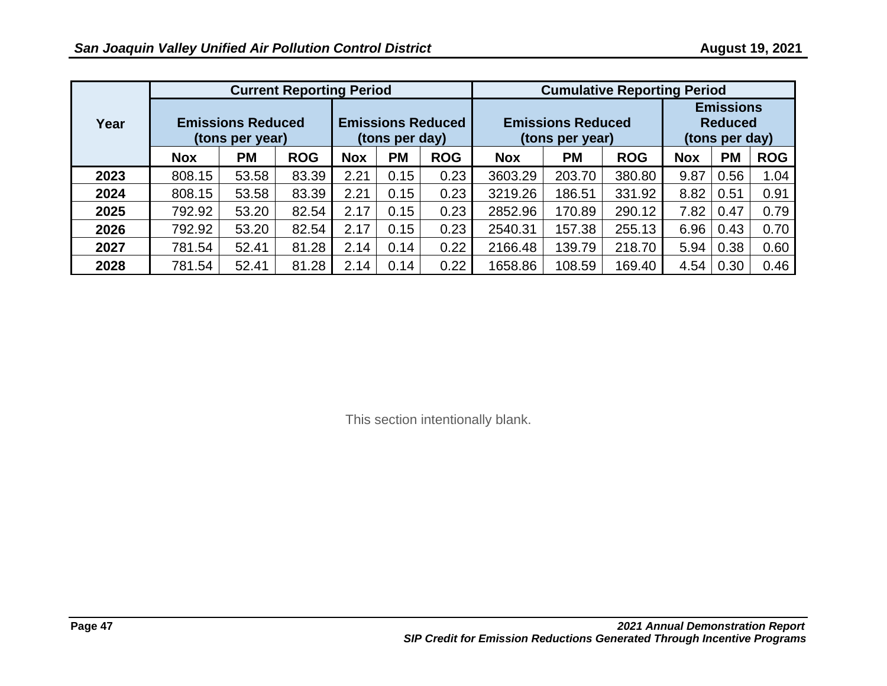| Year | Current Reporting Period | | | | | | Cumulative Reporting Period | | | | | |
|---|---|---|---|---|---|---|---|---|---|---|---|---|
| | Emissions Reduced (tons per year) | | | Emissions Reduced (tons per day) | | | Emissions Reduced (tons per year) | | | Emissions Reduced (tons per day) | | |
| | Nox | PM | ROG | Nox | PM | ROG | Nox | PM | ROG | Nox | PM | ROG |
| 2023 | 808.15 | 53.58 | 83.39 | 2.21 | 0.15 | 0.23 | 3603.29 | 203.70 | 380.80 | 9.87 | 0.56 | 1.04 |
| 2024 | 808.15 | 53.58 | 83.39 | 2.21 | 0.15 | 0.23 | 3219.26 | 186.51 | 331.92 | 8.82 | 0.51 | 0.91 |
| 2025 | 792.92 | 53.20 | 82.54 | 2.17 | 0.15 | 0.23 | 2852.96 | 170.89 | 290.12 | 7.82 | 0.47 | 0.79 |
| 2026 | 792.92 | 53.20 | 82.54 | 2.17 | 0.15 | 0.23 | 2540.31 | 157.38 | 255.13 | 6.96 | 0.43 | 0.70 |
| 2027 | 781.54 | 52.41 | 81.28 | 2.14 | 0.14 | 0.22 | 2166.48 | 139.79 | 218.70 | 5.94 | 0.38 | 0.60 |
| 2028 | 781.54 | 52.41 | 81.28 | 2.14 | 0.14 | 0.22 | 1658.86 | 108.59 | 169.40 | 4.54 | 0.30 | 0.46 |

This section intentionally blank.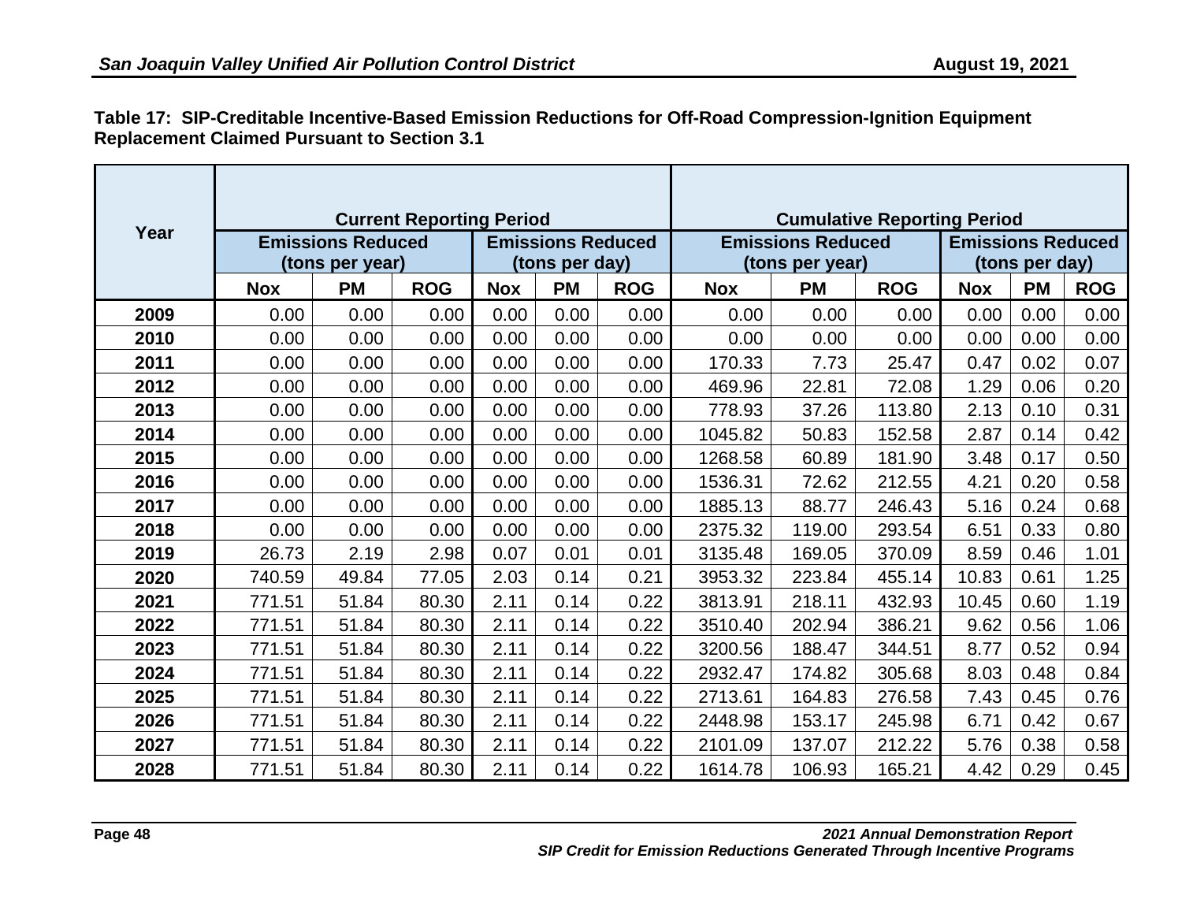**Table 17: SIP-Creditable Incentive-Based Emission Reductions for Off-Road Compression-Ignition Equipment Replacement Claimed Pursuant to Section 3.1**

| Year | Current Reporting Period | | | | | | Cumulative Reporting Period | | | | | |
|---|---|---|---|---|---|---|---|---|---|---|---|---|
| | Emissions Reduced (tons per year) | | | Emissions Reduced (tons per day) | | | Emissions Reduced (tons per year) | | | Emissions Reduced (tons per day) | | |
| | Nox | PM | ROG | Nox | PM | ROG | Nox | PM | ROG | Nox | PM | ROG |
| 2009 | 0.00 | 0.00 | 0.00 | 0.00 | 0.00 | 0.00 | 0.00 | 0.00 | 0.00 | 0.00 | 0.00 | 0.00 |
| 2010 | 0.00 | 0.00 | 0.00 | 0.00 | 0.00 | 0.00 | 0.00 | 0.00 | 0.00 | 0.00 | 0.00 | 0.00 |
| 2011 | 0.00 | 0.00 | 0.00 | 0.00 | 0.00 | 0.00 | 170.33 | 7.73 | 25.47 | 0.47 | 0.02 | 0.07 |
| 2012 | 0.00 | 0.00 | 0.00 | 0.00 | 0.00 | 0.00 | 469.96 | 22.81 | 72.08 | 1.29 | 0.06 | 0.20 |
| 2013 | 0.00 | 0.00 | 0.00 | 0.00 | 0.00 | 0.00 | 778.93 | 37.26 | 113.80 | 2.13 | 0.10 | 0.31 |
| 2014 | 0.00 | 0.00 | 0.00 | 0.00 | 0.00 | 0.00 | 1045.82 | 50.83 | 152.58 | 2.87 | 0.14 | 0.42 |
| 2015 | 0.00 | 0.00 | 0.00 | 0.00 | 0.00 | 0.00 | 1268.58 | 60.89 | 181.90 | 3.48 | 0.17 | 0.50 |
| 2016 | 0.00 | 0.00 | 0.00 | 0.00 | 0.00 | 0.00 | 1536.31 | 72.62 | 212.55 | 4.21 | 0.20 | 0.58 |
| 2017 | 0.00 | 0.00 | 0.00 | 0.00 | 0.00 | 0.00 | 1885.13 | 88.77 | 246.43 | 5.16 | 0.24 | 0.68 |
| 2018 | 0.00 | 0.00 | 0.00 | 0.00 | 0.00 | 0.00 | 2375.32 | 119.00 | 293.54 | 6.51 | 0.33 | 0.80 |
| 2019 | 26.73 | 2.19 | 2.98 | 0.07 | 0.01 | 0.01 | 3135.48 | 169.05 | 370.09 | 8.59 | 0.46 | 1.01 |
| 2020 | 740.59 | 49.84 | 77.05 | 2.03 | 0.14 | 0.21 | 3953.32 | 223.84 | 455.14 | 10.83 | 0.61 | 1.25 |
| 2021 | 771.51 | 51.84 | 80.30 | 2.11 | 0.14 | 0.22 | 3813.91 | 218.11 | 432.93 | 10.45 | 0.60 | 1.19 |
| 2022 | 771.51 | 51.84 | 80.30 | 2.11 | 0.14 | 0.22 | 3510.40 | 202.94 | 386.21 | 9.62 | 0.56 | 1.06 |
| 2023 | 771.51 | 51.84 | 80.30 | 2.11 | 0.14 | 0.22 | 3200.56 | 188.47 | 344.51 | 8.77 | 0.52 | 0.94 |
| 2024 | 771.51 | 51.84 | 80.30 | 2.11 | 0.14 | 0.22 | 2932.47 | 174.82 | 305.68 | 8.03 | 0.48 | 0.84 |
| 2025 | 771.51 | 51.84 | 80.30 | 2.11 | 0.14 | 0.22 | 2713.61 | 164.83 | 276.58 | 7.43 | 0.45 | 0.76 |
| 2026 | 771.51 | 51.84 | 80.30 | 2.11 | 0.14 | 0.22 | 2448.98 | 153.17 | 245.98 | 6.71 | 0.42 | 0.67 |
| 2027 | 771.51 | 51.84 | 80.30 | 2.11 | 0.14 | 0.22 | 2101.09 | 137.07 | 212.22 | 5.76 | 0.38 | 0.58 |
| 2028 | 771.51 | 51.84 | 80.30 | 2.11 | 0.14 | 0.22 | 1614.78 | 106.93 | 165.21 | 4.42 | 0.29 | 0.45 |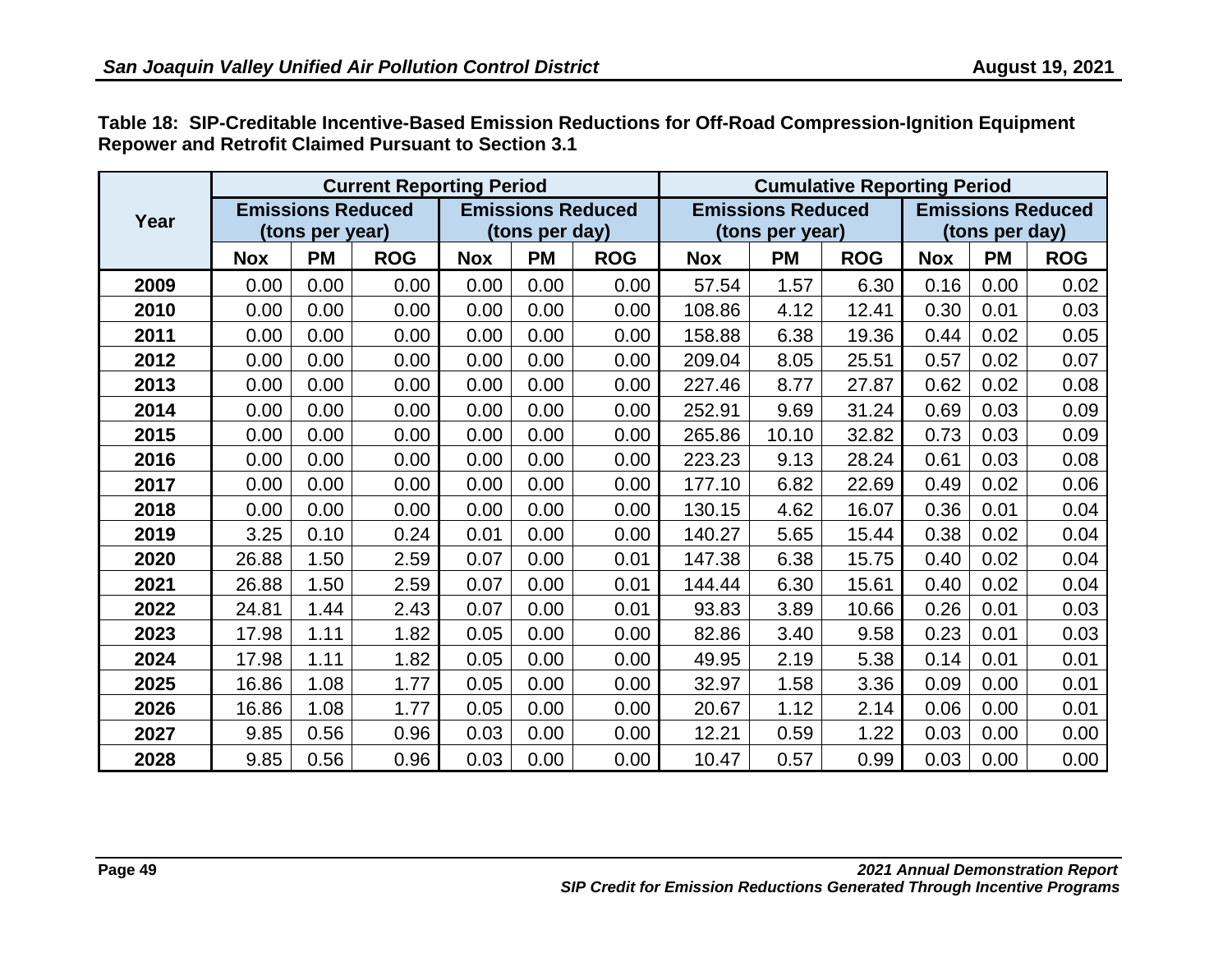**Table 18: SIP-Creditable Incentive-Based Emission Reductions for Off-Road Compression-Ignition Equipment Repower and Retrofit Claimed Pursuant to Section 3.1**

| Year | Current Reporting Period | | | | | | Cumulative Reporting Period | | | | | |
|---|---|---|---|---|---|---|---|---|---|---|---|---|
| | Emissions Reduced (tons per year) | | | Emissions Reduced (tons per day) | | | Emissions Reduced (tons per year) | | | Emissions Reduced (tons per day) | | |
| | Nox | PM | ROG | Nox | PM | ROG | Nox | PM | ROG | Nox | PM | ROG |
| **2009** | 0.00 | 0.00 | 0.00 | 0.00 | 0.00 | 0.00 | 57.54 | 1.57 | 6.30 | 0.16 | 0.00 | 0.02 |
| **2010** | 0.00 | 0.00 | 0.00 | 0.00 | 0.00 | 0.00 | 108.86 | 4.12 | 12.41 | 0.30 | 0.01 | 0.03 |
| **2011** | 0.00 | 0.00 | 0.00 | 0.00 | 0.00 | 0.00 | 158.88 | 6.38 | 19.36 | 0.44 | 0.02 | 0.05 |
| **2012** | 0.00 | 0.00 | 0.00 | 0.00 | 0.00 | 0.00 | 209.04 | 8.05 | 25.51 | 0.57 | 0.02 | 0.07 |
| **2013** | 0.00 | 0.00 | 0.00 | 0.00 | 0.00 | 0.00 | 227.46 | 8.77 | 27.87 | 0.62 | 0.02 | 0.08 |
| **2014** | 0.00 | 0.00 | 0.00 | 0.00 | 0.00 | 0.00 | 252.91 | 9.69 | 31.24 | 0.69 | 0.03 | 0.09 |
| **2015** | 0.00 | 0.00 | 0.00 | 0.00 | 0.00 | 0.00 | 265.86 | 10.10 | 32.82 | 0.73 | 0.03 | 0.09 |
| **2016** | 0.00 | 0.00 | 0.00 | 0.00 | 0.00 | 0.00 | 223.23 | 9.13 | 28.24 | 0.61 | 0.03 | 0.08 |
| **2017** | 0.00 | 0.00 | 0.00 | 0.00 | 0.00 | 0.00 | 177.10 | 6.82 | 22.69 | 0.49 | 0.02 | 0.06 |
| **2018** | 0.00 | 0.00 | 0.00 | 0.00 | 0.00 | 0.00 | 130.15 | 4.62 | 16.07 | 0.36 | 0.01 | 0.04 |
| **2019** | 3.25 | 0.10 | 0.24 | 0.01 | 0.00 | 0.00 | 140.27 | 5.65 | 15.44 | 0.38 | 0.02 | 0.04 |
| **2020** | 26.88 | 1.50 | 2.59 | 0.07 | 0.00 | 0.01 | 147.38 | 6.38 | 15.75 | 0.40 | 0.02 | 0.04 |
| **2021** | 26.88 | 1.50 | 2.59 | 0.07 | 0.00 | 0.01 | 144.44 | 6.30 | 15.61 | 0.40 | 0.02 | 0.04 |
| **2022** | 24.81 | 1.44 | 2.43 | 0.07 | 0.00 | 0.01 | 93.83 | 3.89 | 10.66 | 0.26 | 0.01 | 0.03 |
| **2023** | 17.98 | 1.11 | 1.82 | 0.05 | 0.00 | 0.00 | 82.86 | 3.40 | 9.58 | 0.23 | 0.01 | 0.03 |
| **2024** | 17.98 | 1.11 | 1.82 | 0.05 | 0.00 | 0.00 | 49.95 | 2.19 | 5.38 | 0.14 | 0.01 | 0.01 |
| **2025** | 16.86 | 1.08 | 1.77 | 0.05 | 0.00 | 0.00 | 32.97 | 1.58 | 3.36 | 0.09 | 0.00 | 0.01 |
| **2026** | 16.86 | 1.08 | 1.77 | 0.05 | 0.00 | 0.00 | 20.67 | 1.12 | 2.14 | 0.06 | 0.00 | 0.01 |
| **2027** | 9.85 | 0.56 | 0.96 | 0.03 | 0.00 | 0.00 | 12.21 | 0.59 | 1.22 | 0.03 | 0.00 | 0.00 |
| **2028** | 9.85 | 0.56 | 0.96 | 0.03 | 0.00 | 0.00 | 10.47 | 0.57 | 0.99 | 0.03 | 0.00 | 0.00 |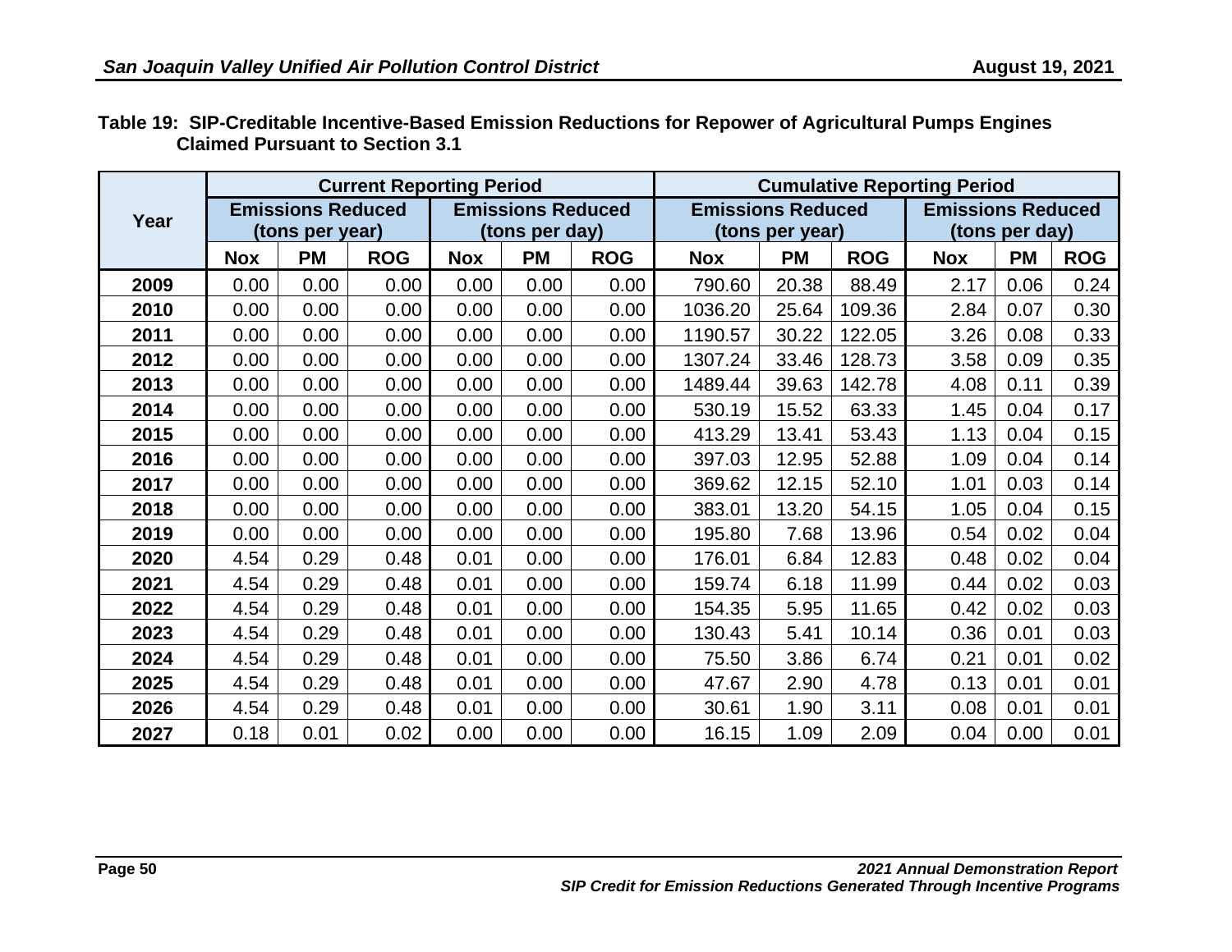**Table 19: SIP-Creditable Incentive-Based Emission Reductions for Repower of Agricultural Pumps Engines Claimed Pursuant to Section 3.1**

| Year | Current Reporting Period | | | | | | Cumulative Reporting Period | | | | | |
|---|---|---|---|---|---|---|---|---|---|---|---|---|
| | Emissions Reduced (tons per year) | | | Emissions Reduced (tons per day) | | | Emissions Reduced (tons per year) | | | Emissions Reduced (tons per day) | | |
| | Nox | PM | ROG | Nox | PM | ROG | Nox | PM | ROG | Nox | PM | ROG |
| 2009 | 0.00 | 0.00 | 0.00 | 0.00 | 0.00 | 0.00 | 790.60 | 20.38 | 88.49 | 2.17 | 0.06 | 0.24 |
| 2010 | 0.00 | 0.00 | 0.00 | 0.00 | 0.00 | 0.00 | 1036.20 | 25.64 | 109.36 | 2.84 | 0.07 | 0.30 |
| 2011 | 0.00 | 0.00 | 0.00 | 0.00 | 0.00 | 0.00 | 1190.57 | 30.22 | 122.05 | 3.26 | 0.08 | 0.33 |
| 2012 | 0.00 | 0.00 | 0.00 | 0.00 | 0.00 | 0.00 | 1307.24 | 33.46 | 128.73 | 3.58 | 0.09 | 0.35 |
| 2013 | 0.00 | 0.00 | 0.00 | 0.00 | 0.00 | 0.00 | 1489.44 | 39.63 | 142.78 | 4.08 | 0.11 | 0.39 |
| 2014 | 0.00 | 0.00 | 0.00 | 0.00 | 0.00 | 0.00 | 530.19 | 15.52 | 63.33 | 1.45 | 0.04 | 0.17 |
| 2015 | 0.00 | 0.00 | 0.00 | 0.00 | 0.00 | 0.00 | 413.29 | 13.41 | 53.43 | 1.13 | 0.04 | 0.15 |
| 2016 | 0.00 | 0.00 | 0.00 | 0.00 | 0.00 | 0.00 | 397.03 | 12.95 | 52.88 | 1.09 | 0.04 | 0.14 |
| 2017 | 0.00 | 0.00 | 0.00 | 0.00 | 0.00 | 0.00 | 369.62 | 12.15 | 52.10 | 1.01 | 0.03 | 0.14 |
| 2018 | 0.00 | 0.00 | 0.00 | 0.00 | 0.00 | 0.00 | 383.01 | 13.20 | 54.15 | 1.05 | 0.04 | 0.15 |
| 2019 | 0.00 | 0.00 | 0.00 | 0.00 | 0.00 | 0.00 | 195.80 | 7.68 | 13.96 | 0.54 | 0.02 | 0.04 |
| 2020 | 4.54 | 0.29 | 0.48 | 0.01 | 0.00 | 0.00 | 176.01 | 6.84 | 12.83 | 0.48 | 0.02 | 0.04 |
| 2021 | 4.54 | 0.29 | 0.48 | 0.01 | 0.00 | 0.00 | 159.74 | 6.18 | 11.99 | 0.44 | 0.02 | 0.03 |
| 2022 | 4.54 | 0.29 | 0.48 | 0.01 | 0.00 | 0.00 | 154.35 | 5.95 | 11.65 | 0.42 | 0.02 | 0.03 |
| 2023 | 4.54 | 0.29 | 0.48 | 0.01 | 0.00 | 0.00 | 130.43 | 5.41 | 10.14 | 0.36 | 0.01 | 0.03 |
| 2024 | 4.54 | 0.29 | 0.48 | 0.01 | 0.00 | 0.00 | 75.50 | 3.86 | 6.74 | 0.21 | 0.01 | 0.02 |
| 2025 | 4.54 | 0.29 | 0.48 | 0.01 | 0.00 | 0.00 | 47.67 | 2.90 | 4.78 | 0.13 | 0.01 | 0.01 |
| 2026 | 4.54 | 0.29 | 0.48 | 0.01 | 0.00 | 0.00 | 30.61 | 1.90 | 3.11 | 0.08 | 0.01 | 0.01 |
| 2027 | 0.18 | 0.01 | 0.02 | 0.00 | 0.00 | 0.00 | 16.15 | 1.09 | 2.09 | 0.04 | 0.00 | 0.01 |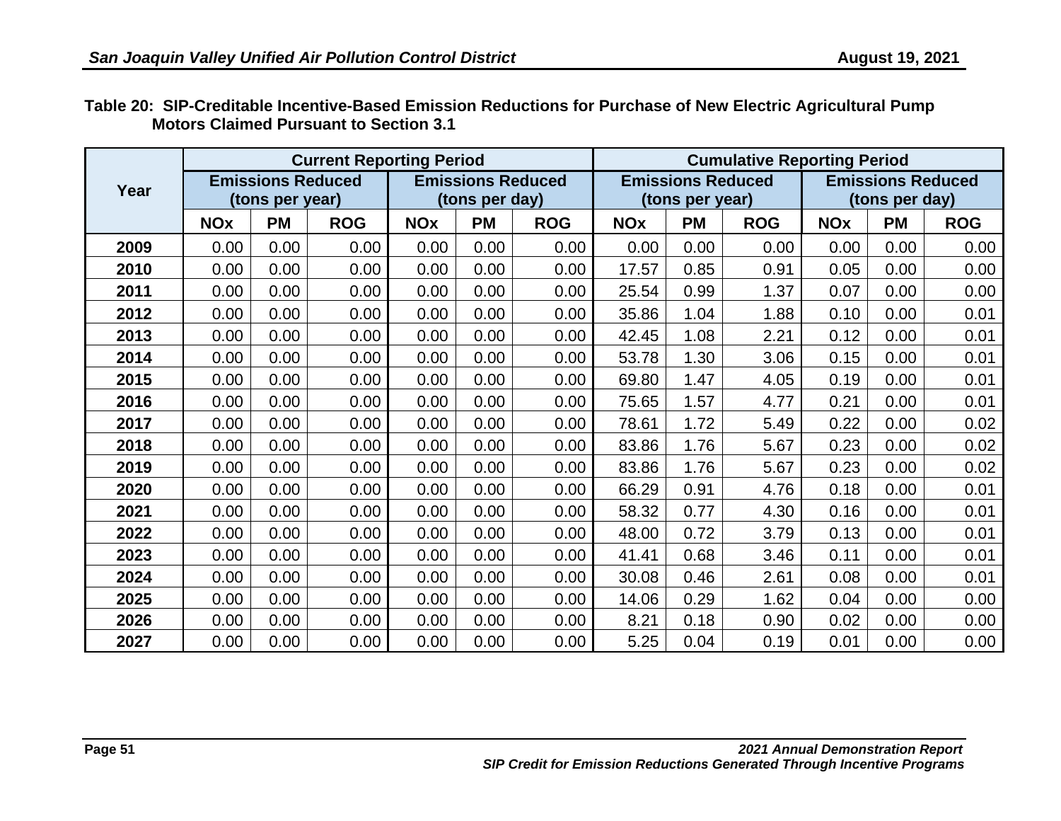**Table 20: SIP-Creditable Incentive-Based Emission Reductions for Purchase of New Electric Agricultural Pump Motors Claimed Pursuant to Section 3.1**

| Year | Current Reporting Period | | | | | | Cumulative Reporting Period | | | | | |
|---|---|---|---|---|---|---|---|---|---|---|---|---|
| | Emissions Reduced (tons per year) | | | Emissions Reduced (tons per day) | | | Emissions Reduced (tons per year) | | | Emissions Reduced (tons per day) | | |
| | NOx | PM | ROG | NOx | PM | ROG | NOx | PM | ROG | NOx | PM | ROG |
| 2009 | 0.00 | 0.00 | 0.00 | 0.00 | 0.00 | 0.00 | 0.00 | 0.00 | 0.00 | 0.00 | 0.00 | 0.00 |
| 2010 | 0.00 | 0.00 | 0.00 | 0.00 | 0.00 | 0.00 | 17.57 | 0.85 | 0.91 | 0.05 | 0.00 | 0.00 |
| 2011 | 0.00 | 0.00 | 0.00 | 0.00 | 0.00 | 0.00 | 25.54 | 0.99 | 1.37 | 0.07 | 0.00 | 0.00 |
| 2012 | 0.00 | 0.00 | 0.00 | 0.00 | 0.00 | 0.00 | 35.86 | 1.04 | 1.88 | 0.10 | 0.00 | 0.01 |
| 2013 | 0.00 | 0.00 | 0.00 | 0.00 | 0.00 | 0.00 | 42.45 | 1.08 | 2.21 | 0.12 | 0.00 | 0.01 |
| 2014 | 0.00 | 0.00 | 0.00 | 0.00 | 0.00 | 0.00 | 53.78 | 1.30 | 3.06 | 0.15 | 0.00 | 0.01 |
| 2015 | 0.00 | 0.00 | 0.00 | 0.00 | 0.00 | 0.00 | 69.80 | 1.47 | 4.05 | 0.19 | 0.00 | 0.01 |
| 2016 | 0.00 | 0.00 | 0.00 | 0.00 | 0.00 | 0.00 | 75.65 | 1.57 | 4.77 | 0.21 | 0.00 | 0.01 |
| 2017 | 0.00 | 0.00 | 0.00 | 0.00 | 0.00 | 0.00 | 78.61 | 1.72 | 5.49 | 0.22 | 0.00 | 0.02 |
| 2018 | 0.00 | 0.00 | 0.00 | 0.00 | 0.00 | 0.00 | 83.86 | 1.76 | 5.67 | 0.23 | 0.00 | 0.02 |
| 2019 | 0.00 | 0.00 | 0.00 | 0.00 | 0.00 | 0.00 | 83.86 | 1.76 | 5.67 | 0.23 | 0.00 | 0.02 |
| 2020 | 0.00 | 0.00 | 0.00 | 0.00 | 0.00 | 0.00 | 66.29 | 0.91 | 4.76 | 0.18 | 0.00 | 0.01 |
| 2021 | 0.00 | 0.00 | 0.00 | 0.00 | 0.00 | 0.00 | 58.32 | 0.77 | 4.30 | 0.16 | 0.00 | 0.01 |
| 2022 | 0.00 | 0.00 | 0.00 | 0.00 | 0.00 | 0.00 | 48.00 | 0.72 | 3.79 | 0.13 | 0.00 | 0.01 |
| 2023 | 0.00 | 0.00 | 0.00 | 0.00 | 0.00 | 0.00 | 41.41 | 0.68 | 3.46 | 0.11 | 0.00 | 0.01 |
| 2024 | 0.00 | 0.00 | 0.00 | 0.00 | 0.00 | 0.00 | 30.08 | 0.46 | 2.61 | 0.08 | 0.00 | 0.01 |
| 2025 | 0.00 | 0.00 | 0.00 | 0.00 | 0.00 | 0.00 | 14.06 | 0.29 | 1.62 | 0.04 | 0.00 | 0.00 |
| 2026 | 0.00 | 0.00 | 0.00 | 0.00 | 0.00 | 0.00 | 8.21 | 0.18 | 0.90 | 0.02 | 0.00 | 0.00 |
| 2027 | 0.00 | 0.00 | 0.00 | 0.00 | 0.00 | 0.00 | 5.25 | 0.04 | 0.19 | 0.01 | 0.00 | 0.00 |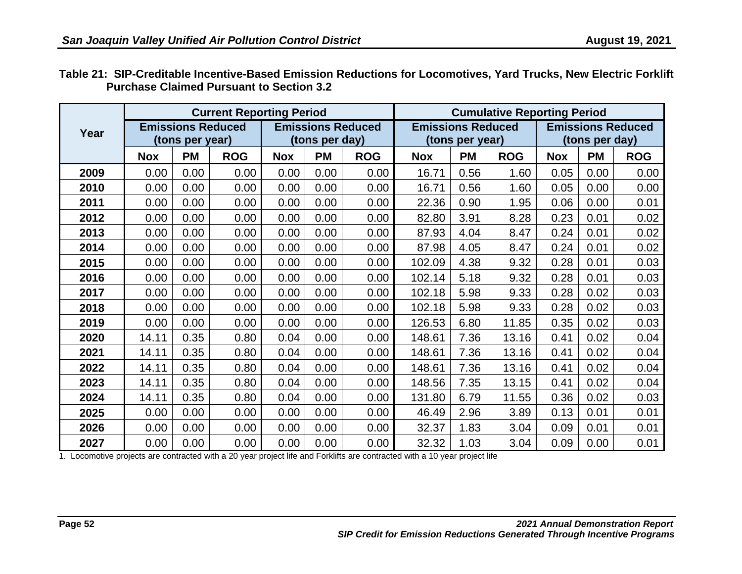**Table 21: SIP-Creditable Incentive-Based Emission Reductions for Locomotives, Yard Trucks, New Electric Forklift Purchase Claimed Pursuant to Section 3.2**

| Year | Current Reporting Period | | | | | | Cumulative Reporting Period | | | | | |
|---|---|---|---|---|---|---|---|---|---|---|---|---|
| | Emissions Reduced (tons per year) | | | Emissions Reduced (tons per day) | | | Emissions Reduced (tons per year) | | | Emissions Reduced (tons per day) | | |
| | Nox | PM | ROG | Nox | PM | ROG | Nox | PM | ROG | Nox | PM | ROG |
| 2009 | 0.00 | 0.00 | 0.00 | 0.00 | 0.00 | 0.00 | 16.71 | 0.56 | 1.60 | 0.05 | 0.00 | 0.00 |
| 2010 | 0.00 | 0.00 | 0.00 | 0.00 | 0.00 | 0.00 | 16.71 | 0.56 | 1.60 | 0.05 | 0.00 | 0.00 |
| 2011 | 0.00 | 0.00 | 0.00 | 0.00 | 0.00 | 0.00 | 22.36 | 0.90 | 1.95 | 0.06 | 0.00 | 0.01 |
| 2012 | 0.00 | 0.00 | 0.00 | 0.00 | 0.00 | 0.00 | 82.80 | 3.91 | 8.28 | 0.23 | 0.01 | 0.02 |
| 2013 | 0.00 | 0.00 | 0.00 | 0.00 | 0.00 | 0.00 | 87.93 | 4.04 | 8.47 | 0.24 | 0.01 | 0.02 |
| 2014 | 0.00 | 0.00 | 0.00 | 0.00 | 0.00 | 0.00 | 87.98 | 4.05 | 8.47 | 0.24 | 0.01 | 0.02 |
| 2015 | 0.00 | 0.00 | 0.00 | 0.00 | 0.00 | 0.00 | 102.09 | 4.38 | 9.32 | 0.28 | 0.01 | 0.03 |
| 2016 | 0.00 | 0.00 | 0.00 | 0.00 | 0.00 | 0.00 | 102.14 | 5.18 | 9.32 | 0.28 | 0.01 | 0.03 |
| 2017 | 0.00 | 0.00 | 0.00 | 0.00 | 0.00 | 0.00 | 102.18 | 5.98 | 9.33 | 0.28 | 0.02 | 0.03 |
| 2018 | 0.00 | 0.00 | 0.00 | 0.00 | 0.00 | 0.00 | 102.18 | 5.98 | 9.33 | 0.28 | 0.02 | 0.03 |
| 2019 | 0.00 | 0.00 | 0.00 | 0.00 | 0.00 | 0.00 | 126.53 | 6.80 | 11.85 | 0.35 | 0.02 | 0.03 |
| 2020 | 14.11 | 0.35 | 0.80 | 0.04 | 0.00 | 0.00 | 148.61 | 7.36 | 13.16 | 0.41 | 0.02 | 0.04 |
| 2021 | 14.11 | 0.35 | 0.80 | 0.04 | 0.00 | 0.00 | 148.61 | 7.36 | 13.16 | 0.41 | 0.02 | 0.04 |
| 2022 | 14.11 | 0.35 | 0.80 | 0.04 | 0.00 | 0.00 | 148.61 | 7.36 | 13.16 | 0.41 | 0.02 | 0.04 |
| 2023 | 14.11 | 0.35 | 0.80 | 0.04 | 0.00 | 0.00 | 148.56 | 7.35 | 13.15 | 0.41 | 0.02 | 0.04 |
| 2024 | 14.11 | 0.35 | 0.80 | 0.04 | 0.00 | 0.00 | 131.80 | 6.79 | 11.55 | 0.36 | 0.02 | 0.03 |
| 2025 | 0.00 | 0.00 | 0.00 | 0.00 | 0.00 | 0.00 | 46.49 | 2.96 | 3.89 | 0.13 | 0.01 | 0.01 |
| 2026 | 0.00 | 0.00 | 0.00 | 0.00 | 0.00 | 0.00 | 32.37 | 1.83 | 3.04 | 0.09 | 0.01 | 0.01 |
| 2027 | 0.00 | 0.00 | 0.00 | 0.00 | 0.00 | 0.00 | 32.32 | 1.03 | 3.04 | 0.09 | 0.00 | 0.01 |

1. Locomotive projects are contracted with a 20 year project life and Forklifts are contracted with a 10 year project life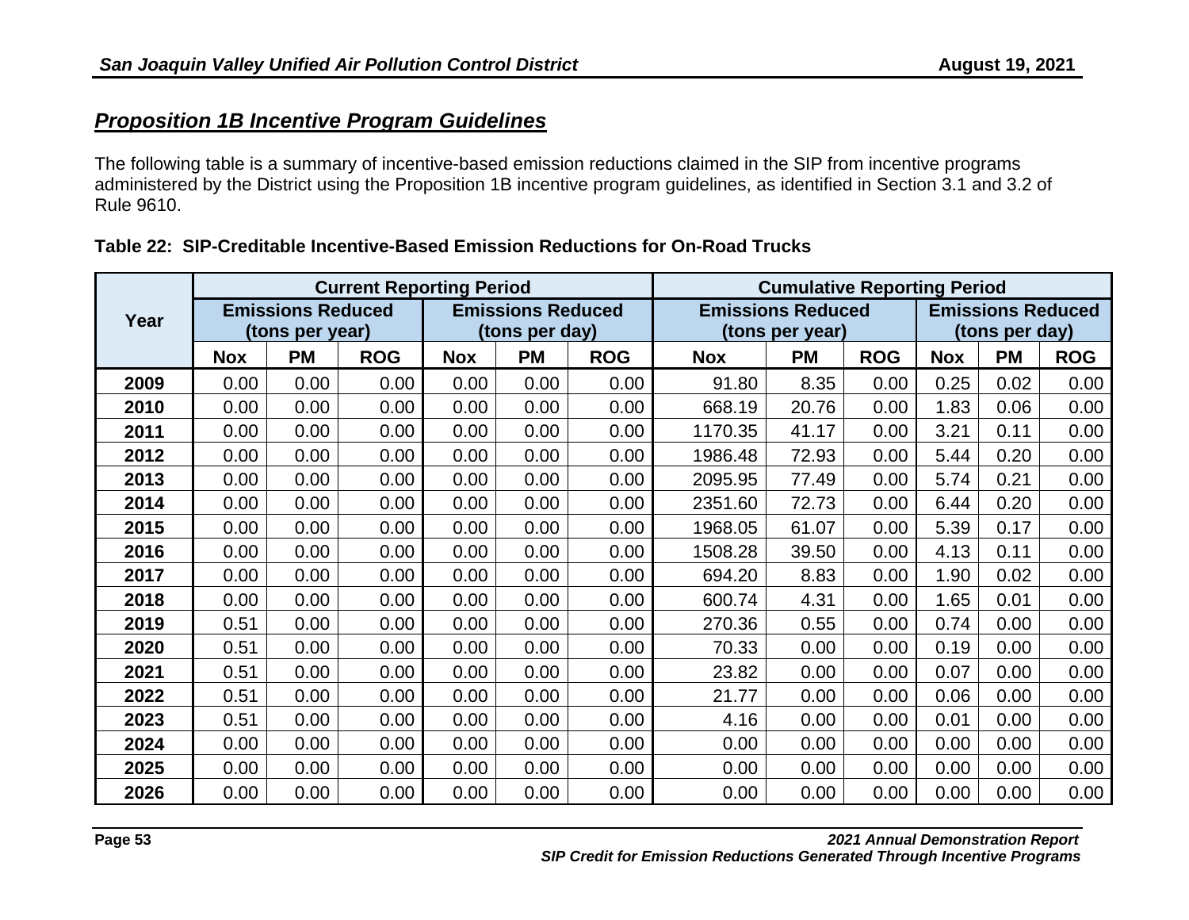## *Proposition 1B Incentive Program Guidelines*

The following table is a summary of incentive-based emission reductions claimed in the SIP from incentive programs administered by the District using the Proposition 1B incentive program guidelines, as identified in Section 3.1 and 3.2 of Rule 9610.

**Table 22: SIP-Creditable Incentive-Based Emission Reductions for On-Road Trucks**

| Year | Current Reporting Period | | | | | | Cumulative Reporting Period | | | | | |
|---|---|---|---|---|---|---|---|---|---|---|---|---|
| | Emissions Reduced (tons per year) | | | Emissions Reduced (tons per day) | | | Emissions Reduced (tons per year) | | | Emissions Reduced (tons per day) | | |
| | Nox | PM | ROG | Nox | PM | ROG | Nox | PM | ROG | Nox | PM | ROG |
| **2009** | 0.00 | 0.00 | 0.00 | 0.00 | 0.00 | 0.00 | 91.80 | 8.35 | 0.00 | 0.25 | 0.02 | 0.00 |
| **2010** | 0.00 | 0.00 | 0.00 | 0.00 | 0.00 | 0.00 | 668.19 | 20.76 | 0.00 | 1.83 | 0.06 | 0.00 |
| **2011** | 0.00 | 0.00 | 0.00 | 0.00 | 0.00 | 0.00 | 1170.35 | 41.17 | 0.00 | 3.21 | 0.11 | 0.00 |
| **2012** | 0.00 | 0.00 | 0.00 | 0.00 | 0.00 | 0.00 | 1986.48 | 72.93 | 0.00 | 5.44 | 0.20 | 0.00 |
| **2013** | 0.00 | 0.00 | 0.00 | 0.00 | 0.00 | 0.00 | 2095.95 | 77.49 | 0.00 | 5.74 | 0.21 | 0.00 |
| **2014** | 0.00 | 0.00 | 0.00 | 0.00 | 0.00 | 0.00 | 2351.60 | 72.73 | 0.00 | 6.44 | 0.20 | 0.00 |
| **2015** | 0.00 | 0.00 | 0.00 | 0.00 | 0.00 | 0.00 | 1968.05 | 61.07 | 0.00 | 5.39 | 0.17 | 0.00 |
| **2016** | 0.00 | 0.00 | 0.00 | 0.00 | 0.00 | 0.00 | 1508.28 | 39.50 | 0.00 | 4.13 | 0.11 | 0.00 |
| **2017** | 0.00 | 0.00 | 0.00 | 0.00 | 0.00 | 0.00 | 694.20 | 8.83 | 0.00 | 1.90 | 0.02 | 0.00 |
| **2018** | 0.00 | 0.00 | 0.00 | 0.00 | 0.00 | 0.00 | 600.74 | 4.31 | 0.00 | 1.65 | 0.01 | 0.00 |
| **2019** | 0.51 | 0.00 | 0.00 | 0.00 | 0.00 | 0.00 | 270.36 | 0.55 | 0.00 | 0.74 | 0.00 | 0.00 |
| **2020** | 0.51 | 0.00 | 0.00 | 0.00 | 0.00 | 0.00 | 70.33 | 0.00 | 0.00 | 0.19 | 0.00 | 0.00 |
| **2021** | 0.51 | 0.00 | 0.00 | 0.00 | 0.00 | 0.00 | 23.82 | 0.00 | 0.00 | 0.07 | 0.00 | 0.00 |
| **2022** | 0.51 | 0.00 | 0.00 | 0.00 | 0.00 | 0.00 | 21.77 | 0.00 | 0.00 | 0.06 | 0.00 | 0.00 |
| **2023** | 0.51 | 0.00 | 0.00 | 0.00 | 0.00 | 0.00 | 4.16 | 0.00 | 0.00 | 0.01 | 0.00 | 0.00 |
| **2024** | 0.00 | 0.00 | 0.00 | 0.00 | 0.00 | 0.00 | 0.00 | 0.00 | 0.00 | 0.00 | 0.00 | 0.00 |
| **2025** | 0.00 | 0.00 | 0.00 | 0.00 | 0.00 | 0.00 | 0.00 | 0.00 | 0.00 | 0.00 | 0.00 | 0.00 |
| **2026** | 0.00 | 0.00 | 0.00 | 0.00 | 0.00 | 0.00 | 0.00 | 0.00 | 0.00 | 0.00 | 0.00 | 0.00 |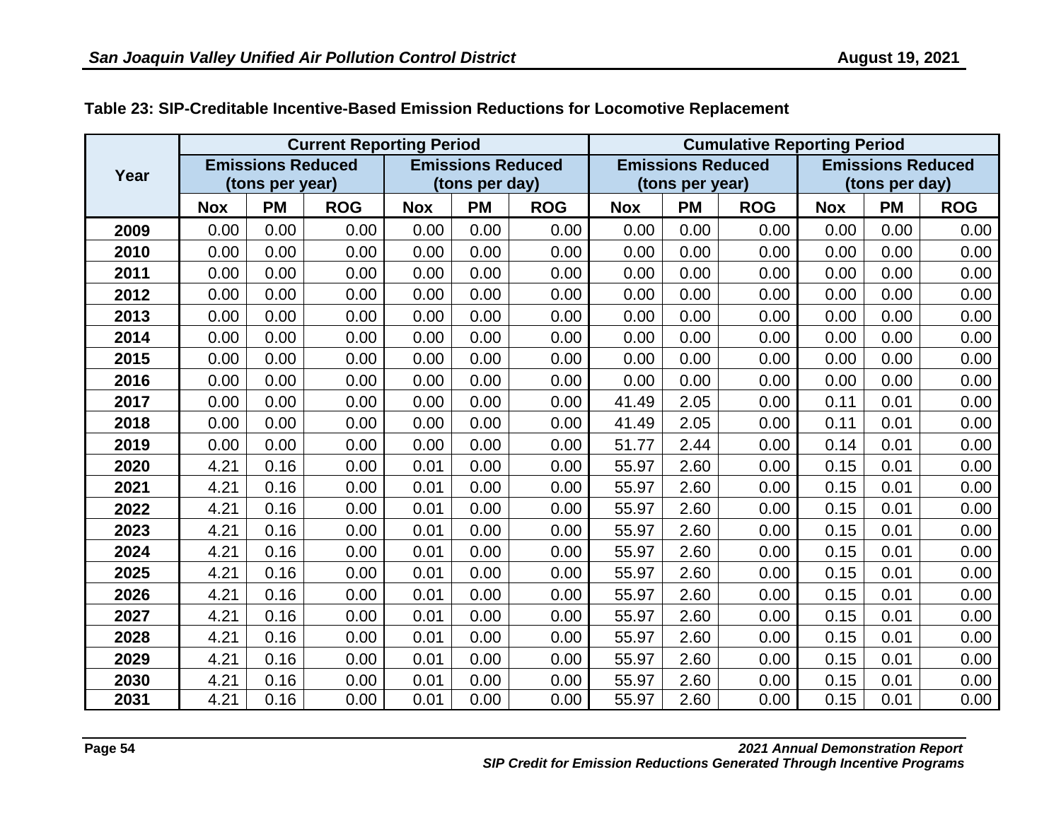**Table 23: SIP-Creditable Incentive-Based Emission Reductions for Locomotive Replacement**

| Year | Current Reporting Period | | | | | | Cumulative Reporting Period | | | | | |
|---|---|---|---|---|---|---|---|---|---|---|---|---|
| | Emissions Reduced (tons per year) | | | Emissions Reduced (tons per day) | | | Emissions Reduced (tons per year) | | | Emissions Reduced (tons per day) | | |
| | Nox | PM | ROG | Nox | PM | ROG | Nox | PM | ROG | Nox | PM | ROG |
| 2009 | 0.00 | 0.00 | 0.00 | 0.00 | 0.00 | 0.00 | 0.00 | 0.00 | 0.00 | 0.00 | 0.00 | 0.00 |
| 2010 | 0.00 | 0.00 | 0.00 | 0.00 | 0.00 | 0.00 | 0.00 | 0.00 | 0.00 | 0.00 | 0.00 | 0.00 |
| 2011 | 0.00 | 0.00 | 0.00 | 0.00 | 0.00 | 0.00 | 0.00 | 0.00 | 0.00 | 0.00 | 0.00 | 0.00 |
| 2012 | 0.00 | 0.00 | 0.00 | 0.00 | 0.00 | 0.00 | 0.00 | 0.00 | 0.00 | 0.00 | 0.00 | 0.00 |
| 2013 | 0.00 | 0.00 | 0.00 | 0.00 | 0.00 | 0.00 | 0.00 | 0.00 | 0.00 | 0.00 | 0.00 | 0.00 |
| 2014 | 0.00 | 0.00 | 0.00 | 0.00 | 0.00 | 0.00 | 0.00 | 0.00 | 0.00 | 0.00 | 0.00 | 0.00 |
| 2015 | 0.00 | 0.00 | 0.00 | 0.00 | 0.00 | 0.00 | 0.00 | 0.00 | 0.00 | 0.00 | 0.00 | 0.00 |
| 2016 | 0.00 | 0.00 | 0.00 | 0.00 | 0.00 | 0.00 | 0.00 | 0.00 | 0.00 | 0.00 | 0.00 | 0.00 |
| 2017 | 0.00 | 0.00 | 0.00 | 0.00 | 0.00 | 0.00 | 41.49 | 2.05 | 0.00 | 0.11 | 0.01 | 0.00 |
| 2018 | 0.00 | 0.00 | 0.00 | 0.00 | 0.00 | 0.00 | 41.49 | 2.05 | 0.00 | 0.11 | 0.01 | 0.00 |
| 2019 | 0.00 | 0.00 | 0.00 | 0.00 | 0.00 | 0.00 | 51.77 | 2.44 | 0.00 | 0.14 | 0.01 | 0.00 |
| 2020 | 4.21 | 0.16 | 0.00 | 0.01 | 0.00 | 0.00 | 55.97 | 2.60 | 0.00 | 0.15 | 0.01 | 0.00 |
| 2021 | 4.21 | 0.16 | 0.00 | 0.01 | 0.00 | 0.00 | 55.97 | 2.60 | 0.00 | 0.15 | 0.01 | 0.00 |
| 2022 | 4.21 | 0.16 | 0.00 | 0.01 | 0.00 | 0.00 | 55.97 | 2.60 | 0.00 | 0.15 | 0.01 | 0.00 |
| 2023 | 4.21 | 0.16 | 0.00 | 0.01 | 0.00 | 0.00 | 55.97 | 2.60 | 0.00 | 0.15 | 0.01 | 0.00 |
| 2024 | 4.21 | 0.16 | 0.00 | 0.01 | 0.00 | 0.00 | 55.97 | 2.60 | 0.00 | 0.15 | 0.01 | 0.00 |
| 2025 | 4.21 | 0.16 | 0.00 | 0.01 | 0.00 | 0.00 | 55.97 | 2.60 | 0.00 | 0.15 | 0.01 | 0.00 |
| 2026 | 4.21 | 0.16 | 0.00 | 0.01 | 0.00 | 0.00 | 55.97 | 2.60 | 0.00 | 0.15 | 0.01 | 0.00 |
| 2027 | 4.21 | 0.16 | 0.00 | 0.01 | 0.00 | 0.00 | 55.97 | 2.60 | 0.00 | 0.15 | 0.01 | 0.00 |
| 2028 | 4.21 | 0.16 | 0.00 | 0.01 | 0.00 | 0.00 | 55.97 | 2.60 | 0.00 | 0.15 | 0.01 | 0.00 |
| 2029 | 4.21 | 0.16 | 0.00 | 0.01 | 0.00 | 0.00 | 55.97 | 2.60 | 0.00 | 0.15 | 0.01 | 0.00 |
| 2030 | 4.21 | 0.16 | 0.00 | 0.01 | 0.00 | 0.00 | 55.97 | 2.60 | 0.00 | 0.15 | 0.01 | 0.00 |
| 2031 | 4.21 | 0.16 | 0.00 | 0.01 | 0.00 | 0.00 | 55.97 | 2.60 | 0.00 | 0.15 | 0.01 | 0.00 |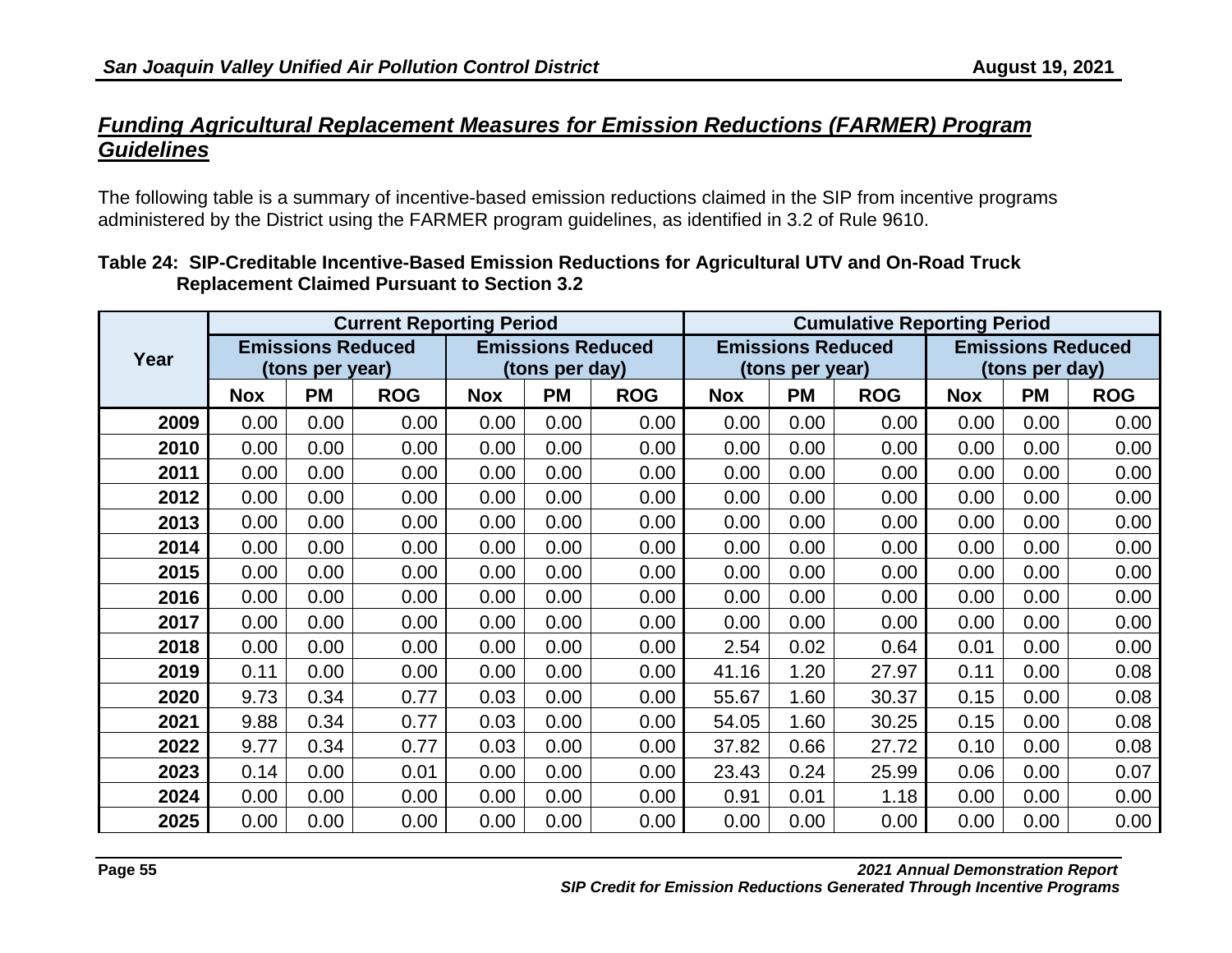## *Funding Agricultural Replacement Measures for Emission Reductions (FARMER) Program Guidelines*

The following table is a summary of incentive-based emission reductions claimed in the SIP from incentive programs administered by the District using the FARMER program guidelines, as identified in 3.2 of Rule 9610.

**Table 24: SIP-Creditable Incentive-Based Emission Reductions for Agricultural UTV and On-Road Truck Replacement Claimed Pursuant to Section 3.2**

| Year | Current Reporting Period | | | | | | Cumulative Reporting Period | | | | | |
|---|---|---|---|---|---|---|---|---|---|---|---|---|
| | Emissions Reduced (tons per year) | | | Emissions Reduced (tons per day) | | | Emissions Reduced (tons per year) | | | Emissions Reduced (tons per day) | | |
| | Nox | PM | ROG | Nox | PM | ROG | Nox | PM | ROG | Nox | PM | ROG |
| **2009** | 0.00 | 0.00 | 0.00 | 0.00 | 0.00 | 0.00 | 0.00 | 0.00 | 0.00 | 0.00 | 0.00 | 0.00 |
| **2010** | 0.00 | 0.00 | 0.00 | 0.00 | 0.00 | 0.00 | 0.00 | 0.00 | 0.00 | 0.00 | 0.00 | 0.00 |
| **2011** | 0.00 | 0.00 | 0.00 | 0.00 | 0.00 | 0.00 | 0.00 | 0.00 | 0.00 | 0.00 | 0.00 | 0.00 |
| **2012** | 0.00 | 0.00 | 0.00 | 0.00 | 0.00 | 0.00 | 0.00 | 0.00 | 0.00 | 0.00 | 0.00 | 0.00 |
| **2013** | 0.00 | 0.00 | 0.00 | 0.00 | 0.00 | 0.00 | 0.00 | 0.00 | 0.00 | 0.00 | 0.00 | 0.00 |
| **2014** | 0.00 | 0.00 | 0.00 | 0.00 | 0.00 | 0.00 | 0.00 | 0.00 | 0.00 | 0.00 | 0.00 | 0.00 |
| **2015** | 0.00 | 0.00 | 0.00 | 0.00 | 0.00 | 0.00 | 0.00 | 0.00 | 0.00 | 0.00 | 0.00 | 0.00 |
| **2016** | 0.00 | 0.00 | 0.00 | 0.00 | 0.00 | 0.00 | 0.00 | 0.00 | 0.00 | 0.00 | 0.00 | 0.00 |
| **2017** | 0.00 | 0.00 | 0.00 | 0.00 | 0.00 | 0.00 | 0.00 | 0.00 | 0.00 | 0.00 | 0.00 | 0.00 |
| **2018** | 0.00 | 0.00 | 0.00 | 0.00 | 0.00 | 0.00 | 2.54 | 0.02 | 0.64 | 0.01 | 0.00 | 0.00 |
| **2019** | 0.11 | 0.00 | 0.00 | 0.00 | 0.00 | 0.00 | 41.16 | 1.20 | 27.97 | 0.11 | 0.00 | 0.08 |
| **2020** | 9.73 | 0.34 | 0.77 | 0.03 | 0.00 | 0.00 | 55.67 | 1.60 | 30.37 | 0.15 | 0.00 | 0.08 |
| **2021** | 9.88 | 0.34 | 0.77 | 0.03 | 0.00 | 0.00 | 54.05 | 1.60 | 30.25 | 0.15 | 0.00 | 0.08 |
| **2022** | 9.77 | 0.34 | 0.77 | 0.03 | 0.00 | 0.00 | 37.82 | 0.66 | 27.72 | 0.10 | 0.00 | 0.08 |
| **2023** | 0.14 | 0.00 | 0.01 | 0.00 | 0.00 | 0.00 | 23.43 | 0.24 | 25.99 | 0.06 | 0.00 | 0.07 |
| **2024** | 0.00 | 0.00 | 0.00 | 0.00 | 0.00 | 0.00 | 0.91 | 0.01 | 1.18 | 0.00 | 0.00 | 0.00 |
| **2025** | 0.00 | 0.00 | 0.00 | 0.00 | 0.00 | 0.00 | 0.00 | 0.00 | 0.00 | 0.00 | 0.00 | 0.00 |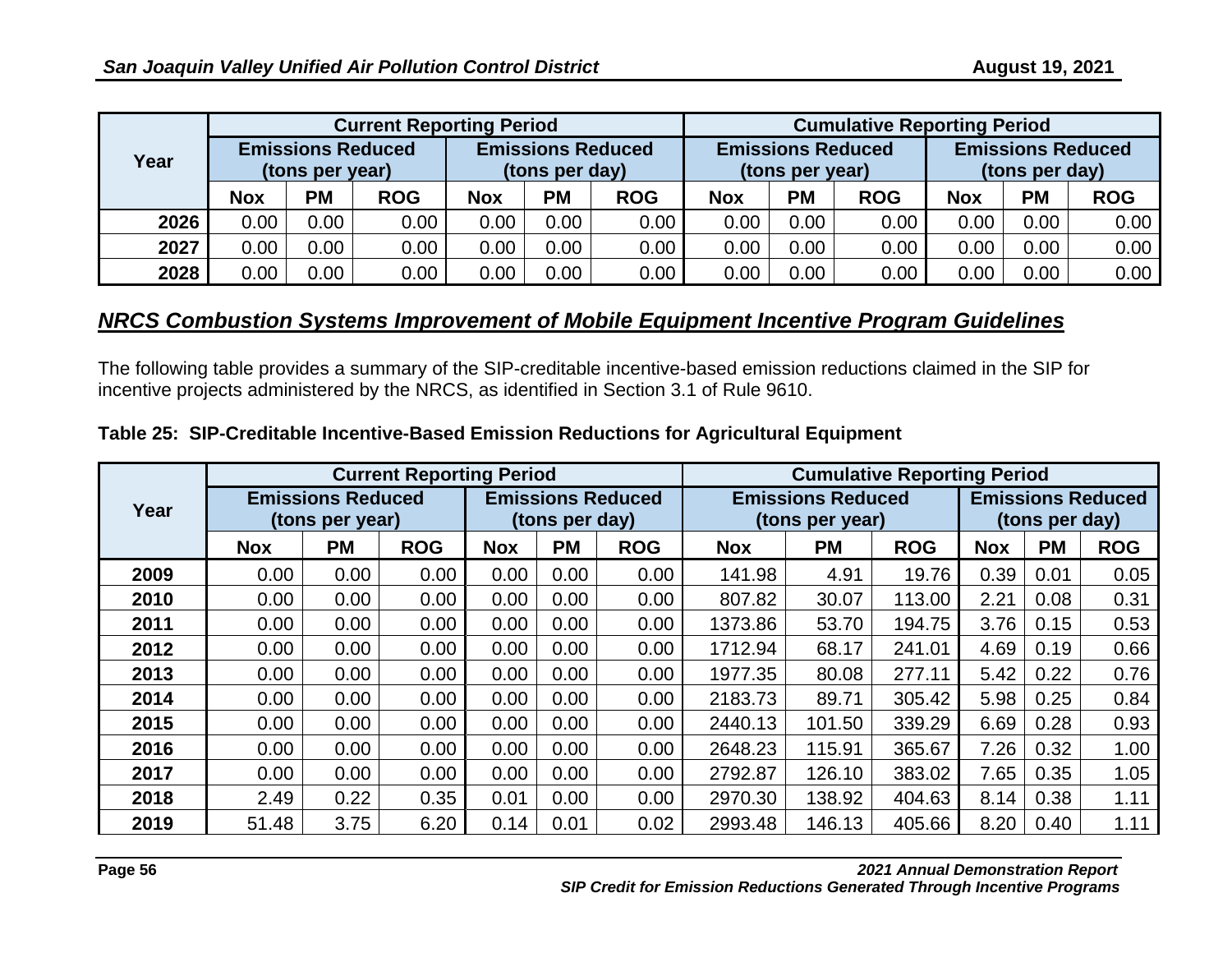| Year | Current Reporting Period | | | | | | Cumulative Reporting Period | | | | | |
|---|---|---|---|---|---|---|---|---|---|---|---|---|
| | Emissions Reduced (tons per year) | | | Emissions Reduced (tons per day) | | | Emissions Reduced (tons per year) | | | Emissions Reduced (tons per day) | | |
| | Nox | PM | ROG | Nox | PM | ROG | Nox | PM | ROG | Nox | PM | ROG |
| 2026 | 0.00 | 0.00 | 0.00 | 0.00 | 0.00 | 0.00 | 0.00 | 0.00 | 0.00 | 0.00 | 0.00 | 0.00 |
| 2027 | 0.00 | 0.00 | 0.00 | 0.00 | 0.00 | 0.00 | 0.00 | 0.00 | 0.00 | 0.00 | 0.00 | 0.00 |
| 2028 | 0.00 | 0.00 | 0.00 | 0.00 | 0.00 | 0.00 | 0.00 | 0.00 | 0.00 | 0.00 | 0.00 | 0.00 |

## *NRCS Combustion Systems Improvement of Mobile Equipment Incentive Program Guidelines*

The following table provides a summary of the SIP-creditable incentive-based emission reductions claimed in the SIP for incentive projects administered by the NRCS, as identified in Section 3.1 of Rule 9610.

**Table 25: SIP-Creditable Incentive-Based Emission Reductions for Agricultural Equipment**

| Year | Current Reporting Period | | | | | | Cumulative Reporting Period | | | | | |
|---|---|---|---|---|---|---|---|---|---|---|---|---|
| | Emissions Reduced (tons per year) | | | Emissions Reduced (tons per day) | | | Emissions Reduced (tons per year) | | | Emissions Reduced (tons per day) | | |
| | Nox | PM | ROG | Nox | PM | ROG | Nox | PM | ROG | Nox | PM | ROG |
| 2009 | 0.00 | 0.00 | 0.00 | 0.00 | 0.00 | 0.00 | 141.98 | 4.91 | 19.76 | 0.39 | 0.01 | 0.05 |
| 2010 | 0.00 | 0.00 | 0.00 | 0.00 | 0.00 | 0.00 | 807.82 | 30.07 | 113.00 | 2.21 | 0.08 | 0.31 |
| 2011 | 0.00 | 0.00 | 0.00 | 0.00 | 0.00 | 0.00 | 1373.86 | 53.70 | 194.75 | 3.76 | 0.15 | 0.53 |
| 2012 | 0.00 | 0.00 | 0.00 | 0.00 | 0.00 | 0.00 | 1712.94 | 68.17 | 241.01 | 4.69 | 0.19 | 0.66 |
| 2013 | 0.00 | 0.00 | 0.00 | 0.00 | 0.00 | 0.00 | 1977.35 | 80.08 | 277.11 | 5.42 | 0.22 | 0.76 |
| 2014 | 0.00 | 0.00 | 0.00 | 0.00 | 0.00 | 0.00 | 2183.73 | 89.71 | 305.42 | 5.98 | 0.25 | 0.84 |
| 2015 | 0.00 | 0.00 | 0.00 | 0.00 | 0.00 | 0.00 | 2440.13 | 101.50 | 339.29 | 6.69 | 0.28 | 0.93 |
| 2016 | 0.00 | 0.00 | 0.00 | 0.00 | 0.00 | 0.00 | 2648.23 | 115.91 | 365.67 | 7.26 | 0.32 | 1.00 |
| 2017 | 0.00 | 0.00 | 0.00 | 0.00 | 0.00 | 0.00 | 2792.87 | 126.10 | 383.02 | 7.65 | 0.35 | 1.05 |
| 2018 | 2.49 | 0.22 | 0.35 | 0.01 | 0.00 | 0.00 | 2970.30 | 138.92 | 404.63 | 8.14 | 0.38 | 1.11 |
| 2019 | 51.48 | 3.75 | 6.20 | 0.14 | 0.01 | 0.02 | 2993.48 | 146.13 | 405.66 | 8.20 | 0.40 | 1.11 |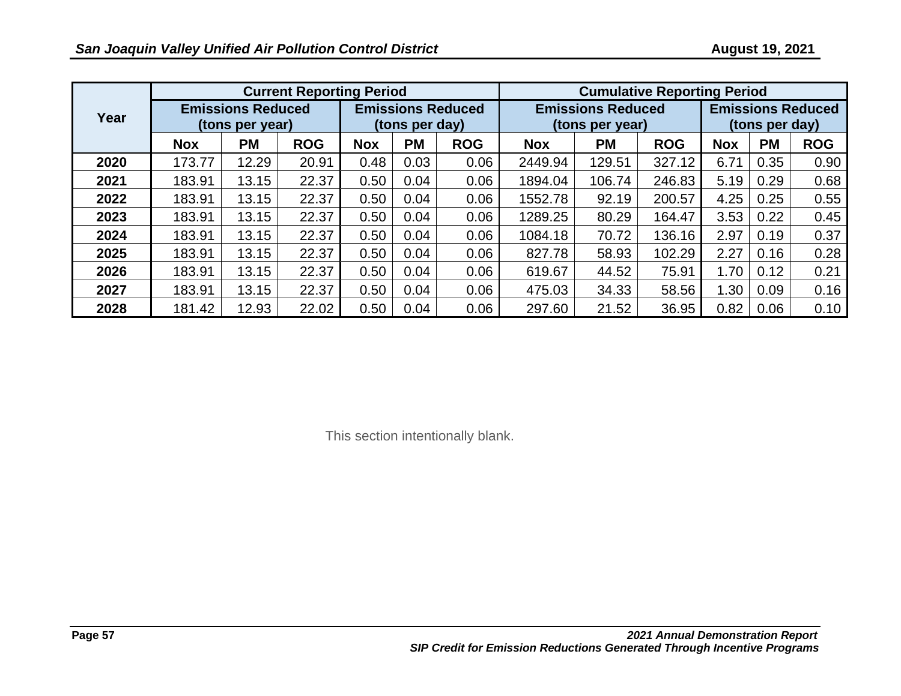| Year | Current Reporting Period | | | | | | Cumulative Reporting Period | | | | | |
|---|---|---|---|---|---|---|---|---|---|---|---|---|
| | Emissions Reduced (tons per year) | | | Emissions Reduced (tons per day) | | | Emissions Reduced (tons per year) | | | Emissions Reduced (tons per day) | | |
| | Nox | PM | ROG | Nox | PM | ROG | Nox | PM | ROG | Nox | PM | ROG |
| 2020 | 173.77 | 12.29 | 20.91 | 0.48 | 0.03 | 0.06 | 2449.94 | 129.51 | 327.12 | 6.71 | 0.35 | 0.90 |
| 2021 | 183.91 | 13.15 | 22.37 | 0.50 | 0.04 | 0.06 | 1894.04 | 106.74 | 246.83 | 5.19 | 0.29 | 0.68 |
| 2022 | 183.91 | 13.15 | 22.37 | 0.50 | 0.04 | 0.06 | 1552.78 | 92.19 | 200.57 | 4.25 | 0.25 | 0.55 |
| 2023 | 183.91 | 13.15 | 22.37 | 0.50 | 0.04 | 0.06 | 1289.25 | 80.29 | 164.47 | 3.53 | 0.22 | 0.45 |
| 2024 | 183.91 | 13.15 | 22.37 | 0.50 | 0.04 | 0.06 | 1084.18 | 70.72 | 136.16 | 2.97 | 0.19 | 0.37 |
| 2025 | 183.91 | 13.15 | 22.37 | 0.50 | 0.04 | 0.06 | 827.78 | 58.93 | 102.29 | 2.27 | 0.16 | 0.28 |
| 2026 | 183.91 | 13.15 | 22.37 | 0.50 | 0.04 | 0.06 | 619.67 | 44.52 | 75.91 | 1.70 | 0.12 | 0.21 |
| 2027 | 183.91 | 13.15 | 22.37 | 0.50 | 0.04 | 0.06 | 475.03 | 34.33 | 58.56 | 1.30 | 0.09 | 0.16 |
| 2028 | 181.42 | 12.93 | 22.02 | 0.50 | 0.04 | 0.06 | 297.60 | 21.52 | 36.95 | 0.82 | 0.06 | 0.10 |

This section intentionally blank.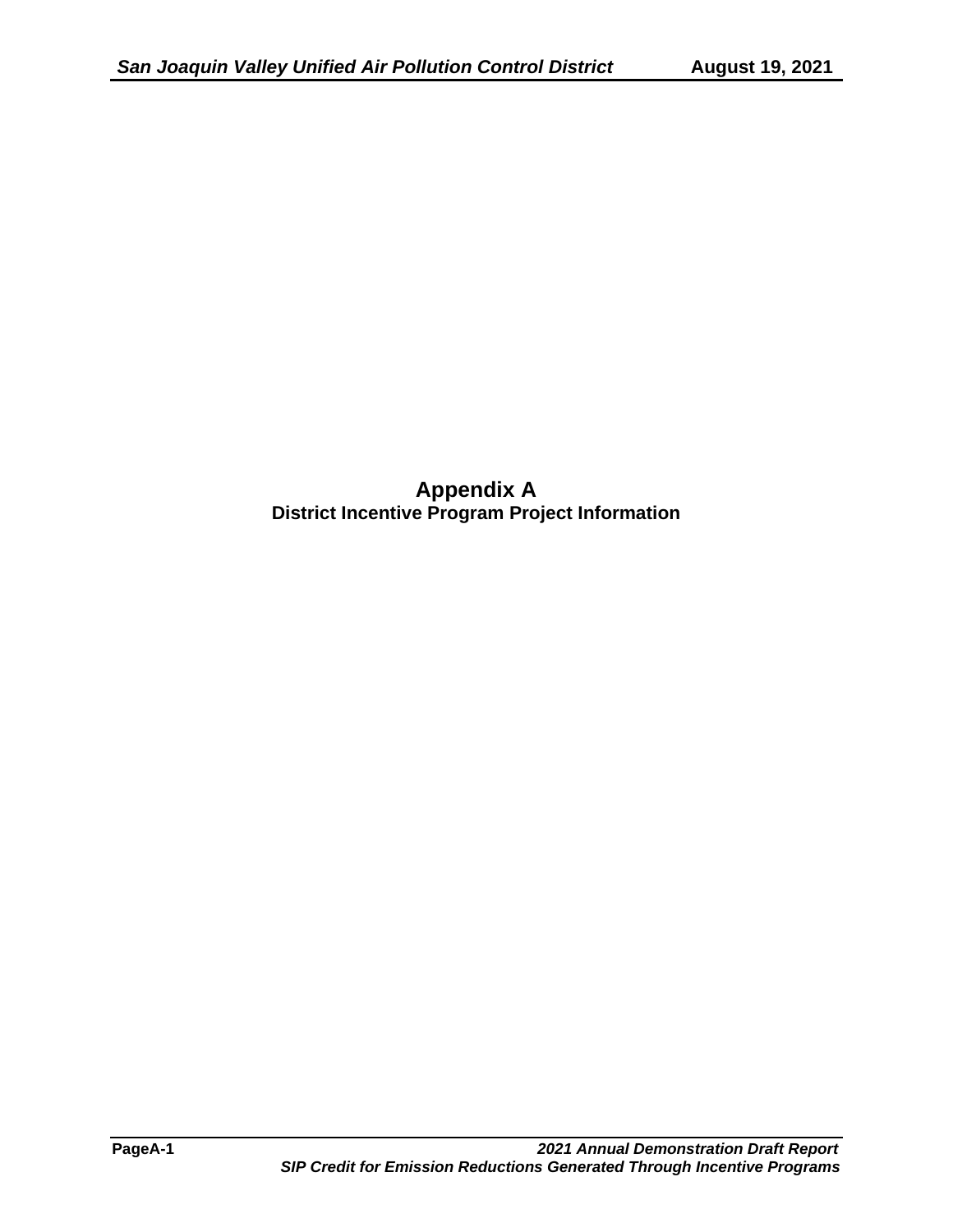# Appendix A

## District Incentive Program Project Information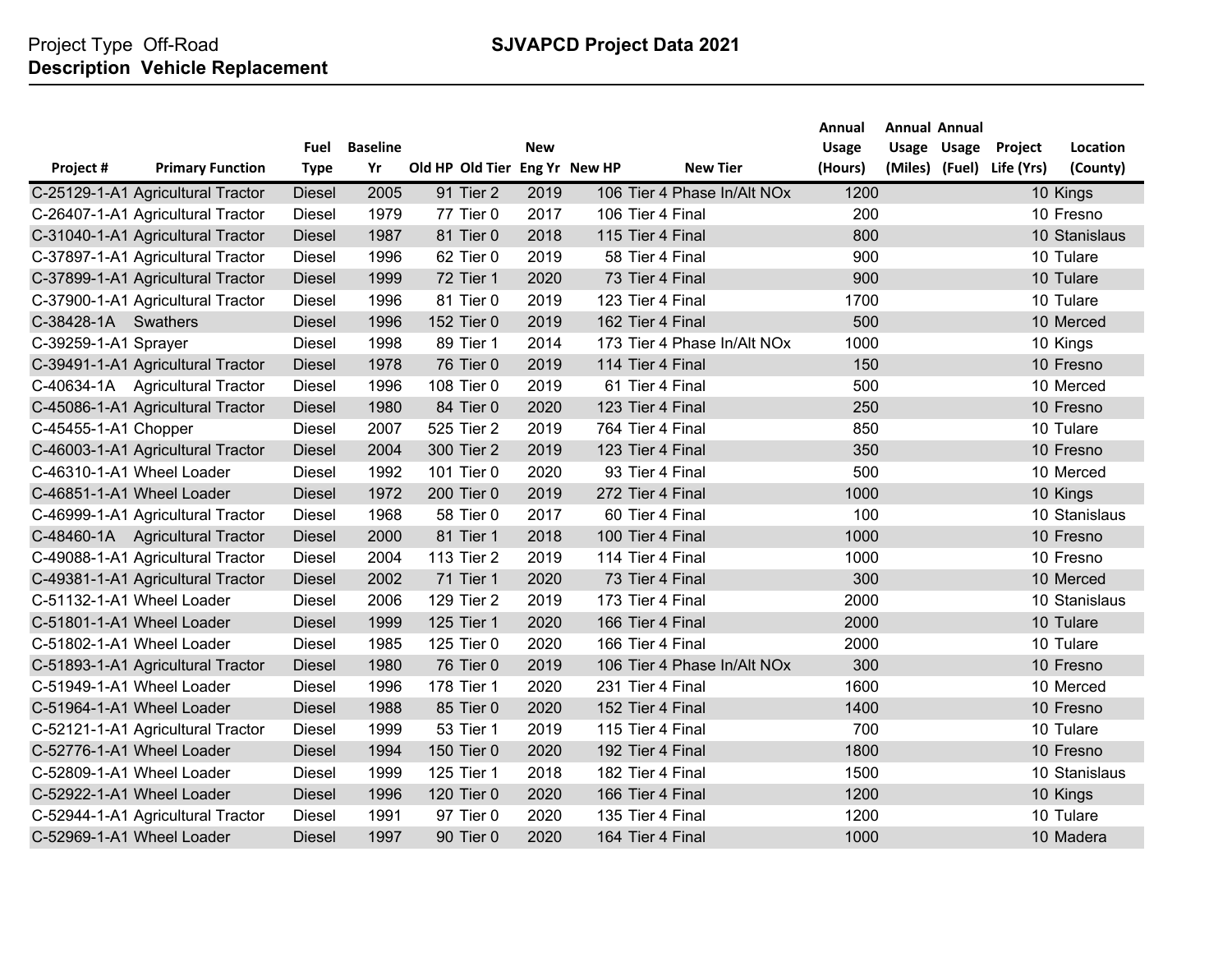Project Type Off-Road

**SJVAPCD Project Data 2021**

**Description Vehicle Replacement**

| Project # | Primary Function | Fuel Type | Baseline Yr | Old HP | Old Tier | New Eng Yr | New HP | New Tier | Annual Usage (Hours) | Annual Usage (Miles) | Annual Usage (Fuel) | Project Life (Yrs) | Location (County) |
|---|---|---|---|---|---|---|---|---|---|---|---|---|---|
| C-25129-1-A1 | Agricultural Tractor | Diesel | 2005 | 91 | Tier 2 | 2019 | 106 | Tier 4 Phase In/Alt NOx | 1200 | | | 10 | Kings |
| C-26407-1-A1 | Agricultural Tractor | Diesel | 1979 | 77 | Tier 0 | 2017 | 106 | Tier 4 Final | 200 | | | 10 | Fresno |
| C-31040-1-A1 | Agricultural Tractor | Diesel | 1987 | 81 | Tier 0 | 2018 | 115 | Tier 4 Final | 800 | | | 10 | Stanislaus |
| C-37897-1-A1 | Agricultural Tractor | Diesel | 1996 | 62 | Tier 0 | 2019 | 58 | Tier 4 Final | 900 | | | 10 | Tulare |
| C-37899-1-A1 | Agricultural Tractor | Diesel | 1999 | 72 | Tier 1 | 2020 | 73 | Tier 4 Final | 900 | | | 10 | Tulare |
| C-37900-1-A1 | Agricultural Tractor | Diesel | 1996 | 81 | Tier 0 | 2019 | 123 | Tier 4 Final | 1700 | | | 10 | Tulare |
| C-38428-1A | Swathers | Diesel | 1996 | 152 | Tier 0 | 2019 | 162 | Tier 4 Final | 500 | | | 10 | Merced |
| C-39259-1-A1 | Sprayer | Diesel | 1998 | 89 | Tier 1 | 2014 | 173 | Tier 4 Phase In/Alt NOx | 1000 | | | 10 | Kings |
| C-39491-1-A1 | Agricultural Tractor | Diesel | 1978 | 76 | Tier 0 | 2019 | 114 | Tier 4 Final | 150 | | | 10 | Fresno |
| C-40634-1A | Agricultural Tractor | Diesel | 1996 | 108 | Tier 0 | 2019 | 61 | Tier 4 Final | 500 | | | 10 | Merced |
| C-45086-1-A1 | Agricultural Tractor | Diesel | 1980 | 84 | Tier 0 | 2020 | 123 | Tier 4 Final | 250 | | | 10 | Fresno |
| C-45455-1-A1 | Chopper | Diesel | 2007 | 525 | Tier 2 | 2019 | 764 | Tier 4 Final | 850 | | | 10 | Tulare |
| C-46003-1-A1 | Agricultural Tractor | Diesel | 2004 | 300 | Tier 2 | 2019 | 123 | Tier 4 Final | 350 | | | 10 | Fresno |
| C-46310-1-A1 | Wheel Loader | Diesel | 1992 | 101 | Tier 0 | 2020 | 93 | Tier 4 Final | 500 | | | 10 | Merced |
| C-46851-1-A1 | Wheel Loader | Diesel | 1972 | 200 | Tier 0 | 2019 | 272 | Tier 4 Final | 1000 | | | 10 | Kings |
| C-46999-1-A1 | Agricultural Tractor | Diesel | 1968 | 58 | Tier 0 | 2017 | 60 | Tier 4 Final | 100 | | | 10 | Stanislaus |
| C-48460-1A | Agricultural Tractor | Diesel | 2000 | 81 | Tier 1 | 2018 | 100 | Tier 4 Final | 1000 | | | 10 | Fresno |
| C-49088-1-A1 | Agricultural Tractor | Diesel | 2004 | 113 | Tier 2 | 2019 | 114 | Tier 4 Final | 1000 | | | 10 | Fresno |
| C-49381-1-A1 | Agricultural Tractor | Diesel | 2002 | 71 | Tier 1 | 2020 | 73 | Tier 4 Final | 300 | | | 10 | Merced |
| C-51132-1-A1 | Wheel Loader | Diesel | 2006 | 129 | Tier 2 | 2019 | 173 | Tier 4 Final | 2000 | | | 10 | Stanislaus |
| C-51801-1-A1 | Wheel Loader | Diesel | 1999 | 125 | Tier 1 | 2020 | 166 | Tier 4 Final | 2000 | | | 10 | Tulare |
| C-51802-1-A1 | Wheel Loader | Diesel | 1985 | 125 | Tier 0 | 2020 | 166 | Tier 4 Final | 2000 | | | 10 | Tulare |
| C-51893-1-A1 | Agricultural Tractor | Diesel | 1980 | 76 | Tier 0 | 2019 | 106 | Tier 4 Phase In/Alt NOx | 300 | | | 10 | Fresno |
| C-51949-1-A1 | Wheel Loader | Diesel | 1996 | 178 | Tier 1 | 2020 | 231 | Tier 4 Final | 1600 | | | 10 | Merced |
| C-51964-1-A1 | Wheel Loader | Diesel | 1988 | 85 | Tier 0 | 2020 | 152 | Tier 4 Final | 1400 | | | 10 | Fresno |
| C-52121-1-A1 | Agricultural Tractor | Diesel | 1999 | 53 | Tier 1 | 2019 | 115 | Tier 4 Final | 700 | | | 10 | Tulare |
| C-52776-1-A1 | Wheel Loader | Diesel | 1994 | 150 | Tier 0 | 2020 | 192 | Tier 4 Final | 1800 | | | 10 | Fresno |
| C-52809-1-A1 | Wheel Loader | Diesel | 1999 | 125 | Tier 1 | 2018 | 182 | Tier 4 Final | 1500 | | | 10 | Stanislaus |
| C-52922-1-A1 | Wheel Loader | Diesel | 1996 | 120 | Tier 0 | 2020 | 166 | Tier 4 Final | 1200 | | | 10 | Kings |
| C-52944-1-A1 | Agricultural Tractor | Diesel | 1991 | 97 | Tier 0 | 2020 | 135 | Tier 4 Final | 1200 | | | 10 | Tulare |
| C-52969-1-A1 | Wheel Loader | Diesel | 1997 | 90 | Tier 0 | 2020 | 164 | Tier 4 Final | 1000 | | | 10 | Madera |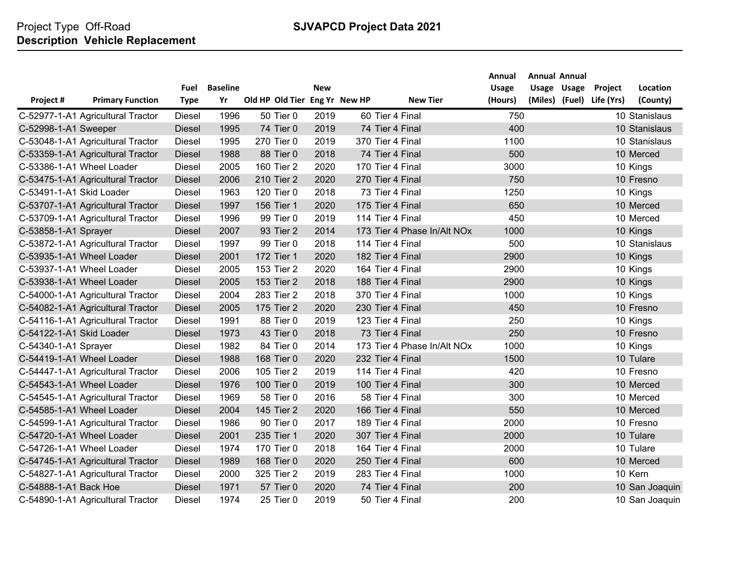Project Type Off-Road
**Description Vehicle Replacement**

**SJVAPCD Project Data 2021**

| Project # | Primary Function | Fuel Type | Baseline Yr | Old HP | Old Tier | New Eng Yr | New HP | New Tier | Annual Usage (Hours) | Annual Usage (Miles) | Annual Usage (Fuel) | Project Life (Yrs) | Location (County) |
|---|---|---|---|---|---|---|---|---|---|---|---|---|---|
| C-52977-1-A1 | Agricultural Tractor | Diesel | 1996 | 50 | Tier 0 | 2019 | 60 | Tier 4 Final | 750 | | | 10 | Stanislaus |
| C-52998-1-A1 | Sweeper | Diesel | 1995 | 74 | Tier 0 | 2019 | 74 | Tier 4 Final | 400 | | | 10 | Stanislaus |
| C-53048-1-A1 | Agricultural Tractor | Diesel | 1995 | 270 | Tier 0 | 2019 | 370 | Tier 4 Final | 1100 | | | 10 | Stanislaus |
| C-53359-1-A1 | Agricultural Tractor | Diesel | 1988 | 88 | Tier 0 | 2018 | 74 | Tier 4 Final | 500 | | | 10 | Merced |
| C-53386-1-A1 | Wheel Loader | Diesel | 2005 | 160 | Tier 2 | 2020 | 170 | Tier 4 Final | 3000 | | | 10 | Kings |
| C-53475-1-A1 | Agricultural Tractor | Diesel | 2006 | 210 | Tier 2 | 2020 | 270 | Tier 4 Final | 750 | | | 10 | Fresno |
| C-53491-1-A1 | Skid Loader | Diesel | 1963 | 120 | Tier 0 | 2018 | 73 | Tier 4 Final | 1250 | | | 10 | Kings |
| C-53707-1-A1 | Agricultural Tractor | Diesel | 1997 | 156 | Tier 1 | 2020 | 175 | Tier 4 Final | 650 | | | 10 | Merced |
| C-53709-1-A1 | Agricultural Tractor | Diesel | 1996 | 99 | Tier 0 | 2019 | 114 | Tier 4 Final | 450 | | | 10 | Merced |
| C-53858-1-A1 | Sprayer | Diesel | 2007 | 93 | Tier 2 | 2014 | 173 | Tier 4 Phase In/Alt NOx | 1000 | | | 10 | Kings |
| C-53872-1-A1 | Agricultural Tractor | Diesel | 1997 | 99 | Tier 0 | 2018 | 114 | Tier 4 Final | 500 | | | 10 | Stanislaus |
| C-53935-1-A1 | Wheel Loader | Diesel | 2001 | 172 | Tier 1 | 2020 | 182 | Tier 4 Final | 2900 | | | 10 | Kings |
| C-53937-1-A1 | Wheel Loader | Diesel | 2005 | 153 | Tier 2 | 2020 | 164 | Tier 4 Final | 2900 | | | 10 | Kings |
| C-53938-1-A1 | Wheel Loader | Diesel | 2005 | 153 | Tier 2 | 2018 | 188 | Tier 4 Final | 2900 | | | 10 | Kings |
| C-54000-1-A1 | Agricultural Tractor | Diesel | 2004 | 283 | Tier 2 | 2018 | 370 | Tier 4 Final | 1000 | | | 10 | Kings |
| C-54082-1-A1 | Agricultural Tractor | Diesel | 2005 | 175 | Tier 2 | 2020 | 230 | Tier 4 Final | 450 | | | 10 | Fresno |
| C-54116-1-A1 | Agricultural Tractor | Diesel | 1991 | 88 | Tier 0 | 2019 | 123 | Tier 4 Final | 250 | | | 10 | Kings |
| C-54122-1-A1 | Skid Loader | Diesel | 1973 | 43 | Tier 0 | 2018 | 73 | Tier 4 Final | 250 | | | 10 | Fresno |
| C-54340-1-A1 | Sprayer | Diesel | 1982 | 84 | Tier 0 | 2014 | 173 | Tier 4 Phase In/Alt NOx | 1000 | | | 10 | Kings |
| C-54419-1-A1 | Wheel Loader | Diesel | 1988 | 168 | Tier 0 | 2020 | 232 | Tier 4 Final | 1500 | | | 10 | Tulare |
| C-54447-1-A1 | Agricultural Tractor | Diesel | 2006 | 105 | Tier 2 | 2019 | 114 | Tier 4 Final | 420 | | | 10 | Fresno |
| C-54543-1-A1 | Wheel Loader | Diesel | 1976 | 100 | Tier 0 | 2019 | 100 | Tier 4 Final | 300 | | | 10 | Merced |
| C-54545-1-A1 | Agricultural Tractor | Diesel | 1969 | 58 | Tier 0 | 2016 | 58 | Tier 4 Final | 300 | | | 10 | Merced |
| C-54585-1-A1 | Wheel Loader | Diesel | 2004 | 145 | Tier 2 | 2020 | 166 | Tier 4 Final | 550 | | | 10 | Merced |
| C-54599-1-A1 | Agricultural Tractor | Diesel | 1986 | 90 | Tier 0 | 2017 | 189 | Tier 4 Final | 2000 | | | 10 | Fresno |
| C-54720-1-A1 | Wheel Loader | Diesel | 2001 | 235 | Tier 1 | 2020 | 307 | Tier 4 Final | 2000 | | | 10 | Tulare |
| C-54726-1-A1 | Wheel Loader | Diesel | 1974 | 170 | Tier 0 | 2018 | 164 | Tier 4 Final | 2000 | | | 10 | Tulare |
| C-54745-1-A1 | Agricultural Tractor | Diesel | 1989 | 168 | Tier 0 | 2020 | 250 | Tier 4 Final | 600 | | | 10 | Merced |
| C-54827-1-A1 | Agricultural Tractor | Diesel | 2000 | 325 | Tier 2 | 2019 | 283 | Tier 4 Final | 1000 | | | 10 | Kern |
| C-54888-1-A1 | Back Hoe | Diesel | 1971 | 57 | Tier 0 | 2020 | 74 | Tier 4 Final | 200 | | | 10 | San Joaquin |
| C-54890-1-A1 | Agricultural Tractor | Diesel | 1974 | 25 | Tier 0 | 2019 | 50 | Tier 4 Final | 200 | | | 10 | San Joaquin |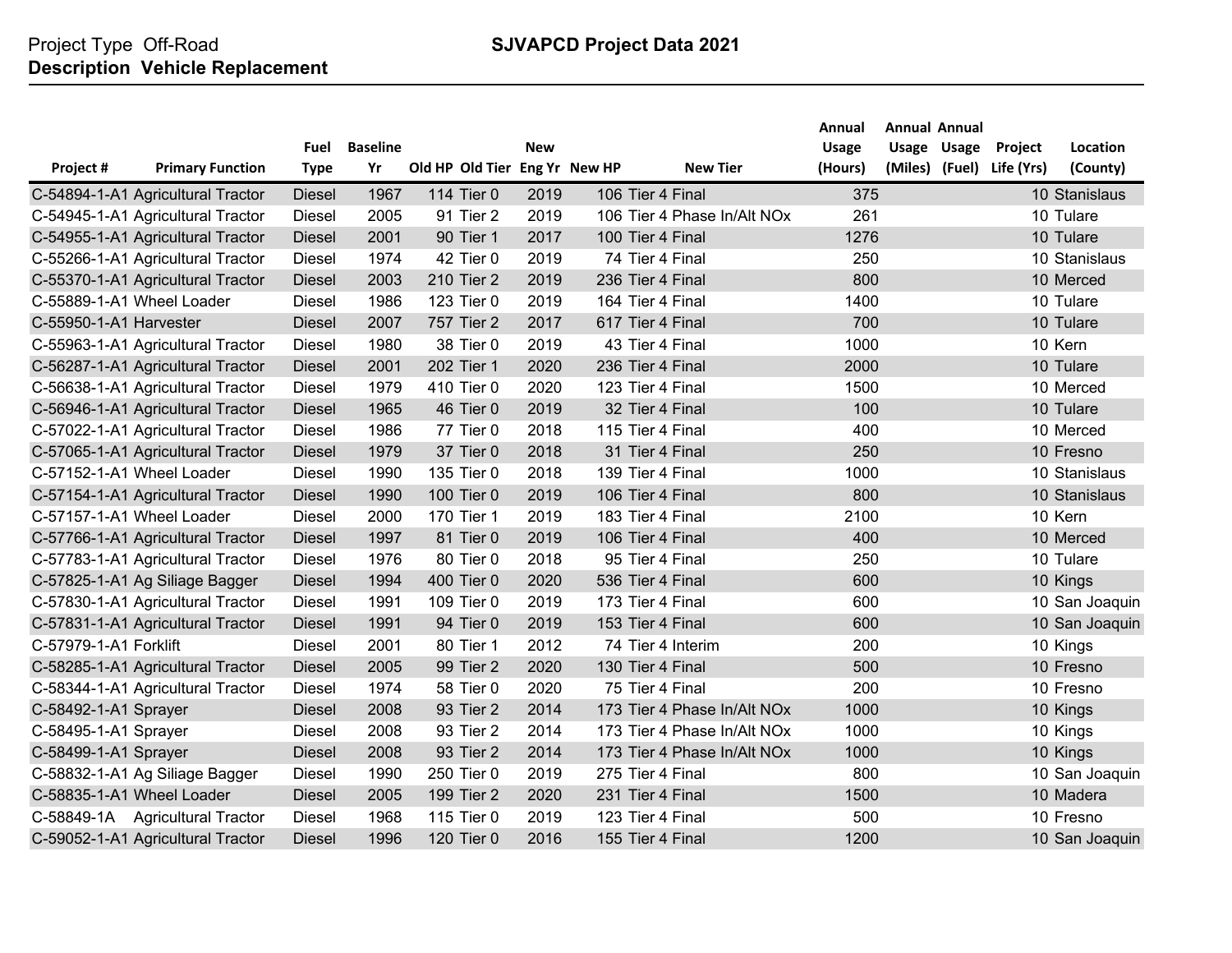Project Type Off-Road **SJVAPCD Project Data 2021**
**Description Vehicle Replacement**

| Project # | Primary Function | Fuel Type | Baseline Yr | Old HP | Old Tier | New Eng Yr | New HP | New Tier | Annual Usage (Hours) | Annual Usage (Miles) | Annual Usage (Fuel) | Project Life (Yrs) | Location (County) |
|---|---|---|---|---|---|---|---|---|---|---|---|---|---|
| C-54894-1-A1 | Agricultural Tractor | Diesel | 1967 | 114 | Tier 0 | 2019 | 106 | Tier 4 Final | 375 | | | 10 | Stanislaus |
| C-54945-1-A1 | Agricultural Tractor | Diesel | 2005 | 91 | Tier 2 | 2019 | 106 | Tier 4 Phase In/Alt NOx | 261 | | | 10 | Tulare |
| C-54955-1-A1 | Agricultural Tractor | Diesel | 2001 | 90 | Tier 1 | 2017 | 100 | Tier 4 Final | 1276 | | | 10 | Tulare |
| C-55266-1-A1 | Agricultural Tractor | Diesel | 1974 | 42 | Tier 0 | 2019 | 74 | Tier 4 Final | 250 | | | 10 | Stanislaus |
| C-55370-1-A1 | Agricultural Tractor | Diesel | 2003 | 210 | Tier 2 | 2019 | 236 | Tier 4 Final | 800 | | | 10 | Merced |
| C-55889-1-A1 | Wheel Loader | Diesel | 1986 | 123 | Tier 0 | 2019 | 164 | Tier 4 Final | 1400 | | | 10 | Tulare |
| C-55950-1-A1 | Harvester | Diesel | 2007 | 757 | Tier 2 | 2017 | 617 | Tier 4 Final | 700 | | | 10 | Tulare |
| C-55963-1-A1 | Agricultural Tractor | Diesel | 1980 | 38 | Tier 0 | 2019 | 43 | Tier 4 Final | 1000 | | | 10 | Kern |
| C-56287-1-A1 | Agricultural Tractor | Diesel | 2001 | 202 | Tier 1 | 2020 | 236 | Tier 4 Final | 2000 | | | 10 | Tulare |
| C-56638-1-A1 | Agricultural Tractor | Diesel | 1979 | 410 | Tier 0 | 2020 | 123 | Tier 4 Final | 1500 | | | 10 | Merced |
| C-56946-1-A1 | Agricultural Tractor | Diesel | 1965 | 46 | Tier 0 | 2019 | 32 | Tier 4 Final | 100 | | | 10 | Tulare |
| C-57022-1-A1 | Agricultural Tractor | Diesel | 1986 | 77 | Tier 0 | 2018 | 115 | Tier 4 Final | 400 | | | 10 | Merced |
| C-57065-1-A1 | Agricultural Tractor | Diesel | 1979 | 37 | Tier 0 | 2018 | 31 | Tier 4 Final | 250 | | | 10 | Fresno |
| C-57152-1-A1 | Wheel Loader | Diesel | 1990 | 135 | Tier 0 | 2018 | 139 | Tier 4 Final | 1000 | | | 10 | Stanislaus |
| C-57154-1-A1 | Agricultural Tractor | Diesel | 1990 | 100 | Tier 0 | 2019 | 106 | Tier 4 Final | 800 | | | 10 | Stanislaus |
| C-57157-1-A1 | Wheel Loader | Diesel | 2000 | 170 | Tier 1 | 2019 | 183 | Tier 4 Final | 2100 | | | 10 | Kern |
| C-57766-1-A1 | Agricultural Tractor | Diesel | 1997 | 81 | Tier 0 | 2019 | 106 | Tier 4 Final | 400 | | | 10 | Merced |
| C-57783-1-A1 | Agricultural Tractor | Diesel | 1976 | 80 | Tier 0 | 2018 | 95 | Tier 4 Final | 250 | | | 10 | Tulare |
| C-57825-1-A1 | Ag Siliage Bagger | Diesel | 1994 | 400 | Tier 0 | 2020 | 536 | Tier 4 Final | 600 | | | 10 | Kings |
| C-57830-1-A1 | Agricultural Tractor | Diesel | 1991 | 109 | Tier 0 | 2019 | 173 | Tier 4 Final | 600 | | | 10 | San Joaquin |
| C-57831-1-A1 | Agricultural Tractor | Diesel | 1991 | 94 | Tier 0 | 2019 | 153 | Tier 4 Final | 600 | | | 10 | San Joaquin |
| C-57979-1-A1 | Forklift | Diesel | 2001 | 80 | Tier 1 | 2012 | 74 | Tier 4 Interim | 200 | | | 10 | Kings |
| C-58285-1-A1 | Agricultural Tractor | Diesel | 2005 | 99 | Tier 2 | 2020 | 130 | Tier 4 Final | 500 | | | 10 | Fresno |
| C-58344-1-A1 | Agricultural Tractor | Diesel | 1974 | 58 | Tier 0 | 2020 | 75 | Tier 4 Final | 200 | | | 10 | Fresno |
| C-58492-1-A1 | Sprayer | Diesel | 2008 | 93 | Tier 2 | 2014 | 173 | Tier 4 Phase In/Alt NOx | 1000 | | | 10 | Kings |
| C-58495-1-A1 | Sprayer | Diesel | 2008 | 93 | Tier 2 | 2014 | 173 | Tier 4 Phase In/Alt NOx | 1000 | | | 10 | Kings |
| C-58499-1-A1 | Sprayer | Diesel | 2008 | 93 | Tier 2 | 2014 | 173 | Tier 4 Phase In/Alt NOx | 1000 | | | 10 | Kings |
| C-58832-1-A1 | Ag Siliage Bagger | Diesel | 1990 | 250 | Tier 0 | 2019 | 275 | Tier 4 Final | 800 | | | 10 | San Joaquin |
| C-58835-1-A1 | Wheel Loader | Diesel | 2005 | 199 | Tier 2 | 2020 | 231 | Tier 4 Final | 1500 | | | 10 | Madera |
| C-58849-1A | Agricultural Tractor | Diesel | 1968 | 115 | Tier 0 | 2019 | 123 | Tier 4 Final | 500 | | | 10 | Fresno |
| C-59052-1-A1 | Agricultural Tractor | Diesel | 1996 | 120 | Tier 0 | 2016 | 155 | Tier 4 Final | 1200 | | | 10 | San Joaquin |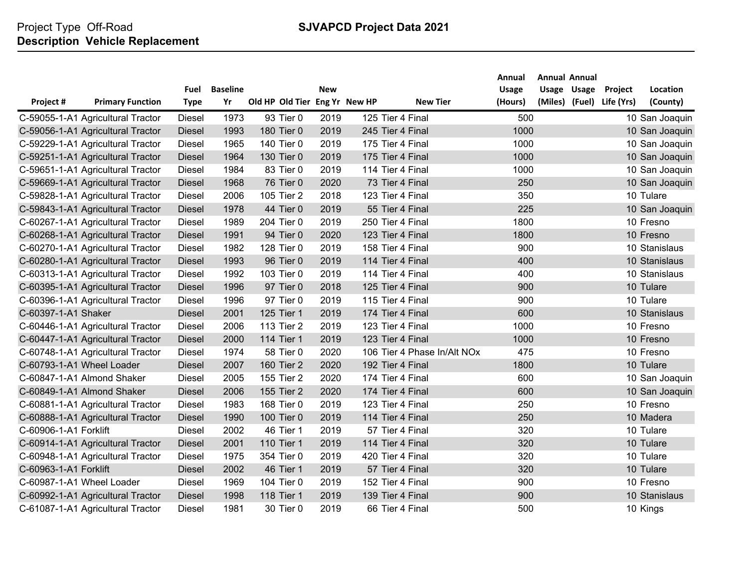Project Type Off-Road

**Description Vehicle Replacement**

**SJVAPCD Project Data 2021**

| Project # | Primary Function | Fuel Type | Baseline Yr | Old HP | Old Tier | New Eng Yr | New HP | New Tier | Annual Usage (Hours) | Annual Usage (Miles) | Annual Usage (Fuel) | Project Life (Yrs) | Location (County) |
|---|---|---|---|---|---|---|---|---|---|---|---|---|---|
| C-59055-1-A1 | Agricultural Tractor | Diesel | 1973 | 93 | Tier 0 | 2019 | 125 | Tier 4 Final | 500 | | | 10 | San Joaquin |
| C-59056-1-A1 | Agricultural Tractor | Diesel | 1993 | 180 | Tier 0 | 2019 | 245 | Tier 4 Final | 1000 | | | 10 | San Joaquin |
| C-59229-1-A1 | Agricultural Tractor | Diesel | 1965 | 140 | Tier 0 | 2019 | 175 | Tier 4 Final | 1000 | | | 10 | San Joaquin |
| C-59251-1-A1 | Agricultural Tractor | Diesel | 1964 | 130 | Tier 0 | 2019 | 175 | Tier 4 Final | 1000 | | | 10 | San Joaquin |
| C-59651-1-A1 | Agricultural Tractor | Diesel | 1984 | 83 | Tier 0 | 2019 | 114 | Tier 4 Final | 1000 | | | 10 | San Joaquin |
| C-59669-1-A1 | Agricultural Tractor | Diesel | 1968 | 76 | Tier 0 | 2020 | 73 | Tier 4 Final | 250 | | | 10 | San Joaquin |
| C-59828-1-A1 | Agricultural Tractor | Diesel | 2006 | 105 | Tier 2 | 2018 | 123 | Tier 4 Final | 350 | | | 10 | Tulare |
| C-59843-1-A1 | Agricultural Tractor | Diesel | 1978 | 44 | Tier 0 | 2019 | 55 | Tier 4 Final | 225 | | | 10 | San Joaquin |
| C-60267-1-A1 | Agricultural Tractor | Diesel | 1989 | 204 | Tier 0 | 2019 | 250 | Tier 4 Final | 1800 | | | 10 | Fresno |
| C-60268-1-A1 | Agricultural Tractor | Diesel | 1991 | 94 | Tier 0 | 2020 | 123 | Tier 4 Final | 1800 | | | 10 | Fresno |
| C-60270-1-A1 | Agricultural Tractor | Diesel | 1982 | 128 | Tier 0 | 2019 | 158 | Tier 4 Final | 900 | | | 10 | Stanislaus |
| C-60280-1-A1 | Agricultural Tractor | Diesel | 1993 | 96 | Tier 0 | 2019 | 114 | Tier 4 Final | 400 | | | 10 | Stanislaus |
| C-60313-1-A1 | Agricultural Tractor | Diesel | 1992 | 103 | Tier 0 | 2019 | 114 | Tier 4 Final | 400 | | | 10 | Stanislaus |
| C-60395-1-A1 | Agricultural Tractor | Diesel | 1996 | 97 | Tier 0 | 2018 | 125 | Tier 4 Final | 900 | | | 10 | Tulare |
| C-60396-1-A1 | Agricultural Tractor | Diesel | 1996 | 97 | Tier 0 | 2019 | 115 | Tier 4 Final | 900 | | | 10 | Tulare |
| C-60397-1-A1 | Shaker | Diesel | 2001 | 125 | Tier 1 | 2019 | 174 | Tier 4 Final | 600 | | | 10 | Stanislaus |
| C-60446-1-A1 | Agricultural Tractor | Diesel | 2006 | 113 | Tier 2 | 2019 | 123 | Tier 4 Final | 1000 | | | 10 | Fresno |
| C-60447-1-A1 | Agricultural Tractor | Diesel | 2000 | 114 | Tier 1 | 2019 | 123 | Tier 4 Final | 1000 | | | 10 | Fresno |
| C-60748-1-A1 | Agricultural Tractor | Diesel | 1974 | 58 | Tier 0 | 2020 | 106 | Tier 4 Phase In/Alt NOx | 475 | | | 10 | Fresno |
| C-60793-1-A1 | Wheel Loader | Diesel | 2007 | 160 | Tier 2 | 2020 | 192 | Tier 4 Final | 1800 | | | 10 | Tulare |
| C-60847-1-A1 | Almond Shaker | Diesel | 2005 | 155 | Tier 2 | 2020 | 174 | Tier 4 Final | 600 | | | 10 | San Joaquin |
| C-60849-1-A1 | Almond Shaker | Diesel | 2006 | 155 | Tier 2 | 2020 | 174 | Tier 4 Final | 600 | | | 10 | San Joaquin |
| C-60881-1-A1 | Agricultural Tractor | Diesel | 1983 | 168 | Tier 0 | 2019 | 123 | Tier 4 Final | 250 | | | 10 | Fresno |
| C-60888-1-A1 | Agricultural Tractor | Diesel | 1990 | 100 | Tier 0 | 2019 | 114 | Tier 4 Final | 250 | | | 10 | Madera |
| C-60906-1-A1 | Forklift | Diesel | 2002 | 46 | Tier 1 | 2019 | 57 | Tier 4 Final | 320 | | | 10 | Tulare |
| C-60914-1-A1 | Agricultural Tractor | Diesel | 2001 | 110 | Tier 1 | 2019 | 114 | Tier 4 Final | 320 | | | 10 | Tulare |
| C-60948-1-A1 | Agricultural Tractor | Diesel | 1975 | 354 | Tier 0 | 2019 | 420 | Tier 4 Final | 320 | | | 10 | Tulare |
| C-60963-1-A1 | Forklift | Diesel | 2002 | 46 | Tier 1 | 2019 | 57 | Tier 4 Final | 320 | | | 10 | Tulare |
| C-60987-1-A1 | Wheel Loader | Diesel | 1969 | 104 | Tier 0 | 2019 | 152 | Tier 4 Final | 900 | | | 10 | Fresno |
| C-60992-1-A1 | Agricultural Tractor | Diesel | 1998 | 118 | Tier 1 | 2019 | 139 | Tier 4 Final | 900 | | | 10 | Stanislaus |
| C-61087-1-A1 | Agricultural Tractor | Diesel | 1981 | 30 | Tier 0 | 2019 | 66 | Tier 4 Final | 500 | | | 10 | Kings |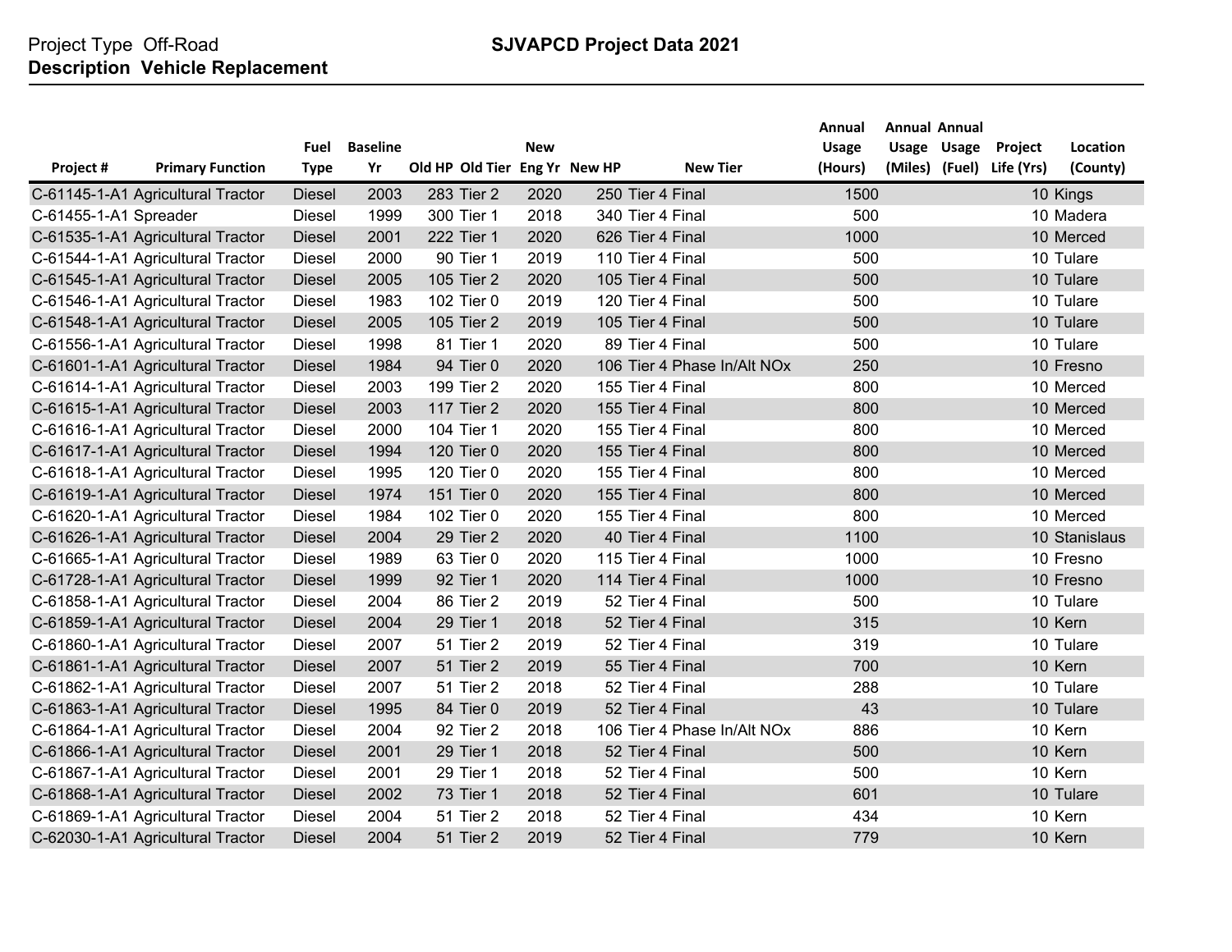Project Type Off-Road **SJVAPCD Project Data 2021**

**Description Vehicle Replacement**

| Project # | Primary Function | Fuel Type | Baseline Yr | Old HP | Old Tier | New Eng Yr | New HP | New Tier | Annual Usage (Hours) | Annual Usage (Miles) | Annual Usage (Fuel) | Project Life (Yrs) | Location (County) |
|---|---|---|---|---|---|---|---|---|---|---|---|---|---|
| C-61145-1-A1 | Agricultural Tractor | Diesel | 2003 | 283 | Tier 2 | 2020 | 250 | Tier 4 Final | 1500 | | | 10 | Kings |
| C-61455-1-A1 | Spreader | Diesel | 1999 | 300 | Tier 1 | 2018 | 340 | Tier 4 Final | 500 | | | 10 | Madera |
| C-61535-1-A1 | Agricultural Tractor | Diesel | 2001 | 222 | Tier 1 | 2020 | 626 | Tier 4 Final | 1000 | | | 10 | Merced |
| C-61544-1-A1 | Agricultural Tractor | Diesel | 2000 | 90 | Tier 1 | 2019 | 110 | Tier 4 Final | 500 | | | 10 | Tulare |
| C-61545-1-A1 | Agricultural Tractor | Diesel | 2005 | 105 | Tier 2 | 2020 | 105 | Tier 4 Final | 500 | | | 10 | Tulare |
| C-61546-1-A1 | Agricultural Tractor | Diesel | 1983 | 102 | Tier 0 | 2019 | 120 | Tier 4 Final | 500 | | | 10 | Tulare |
| C-61548-1-A1 | Agricultural Tractor | Diesel | 2005 | 105 | Tier 2 | 2019 | 105 | Tier 4 Final | 500 | | | 10 | Tulare |
| C-61556-1-A1 | Agricultural Tractor | Diesel | 1998 | 81 | Tier 1 | 2020 | 89 | Tier 4 Final | 500 | | | 10 | Tulare |
| C-61601-1-A1 | Agricultural Tractor | Diesel | 1984 | 94 | Tier 0 | 2020 | 106 | Tier 4 Phase In/Alt NOx | 250 | | | 10 | Fresno |
| C-61614-1-A1 | Agricultural Tractor | Diesel | 2003 | 199 | Tier 2 | 2020 | 155 | Tier 4 Final | 800 | | | 10 | Merced |
| C-61615-1-A1 | Agricultural Tractor | Diesel | 2003 | 117 | Tier 2 | 2020 | 155 | Tier 4 Final | 800 | | | 10 | Merced |
| C-61616-1-A1 | Agricultural Tractor | Diesel | 2000 | 104 | Tier 1 | 2020 | 155 | Tier 4 Final | 800 | | | 10 | Merced |
| C-61617-1-A1 | Agricultural Tractor | Diesel | 1994 | 120 | Tier 0 | 2020 | 155 | Tier 4 Final | 800 | | | 10 | Merced |
| C-61618-1-A1 | Agricultural Tractor | Diesel | 1995 | 120 | Tier 0 | 2020 | 155 | Tier 4 Final | 800 | | | 10 | Merced |
| C-61619-1-A1 | Agricultural Tractor | Diesel | 1974 | 151 | Tier 0 | 2020 | 155 | Tier 4 Final | 800 | | | 10 | Merced |
| C-61620-1-A1 | Agricultural Tractor | Diesel | 1984 | 102 | Tier 0 | 2020 | 155 | Tier 4 Final | 800 | | | 10 | Merced |
| C-61626-1-A1 | Agricultural Tractor | Diesel | 2004 | 29 | Tier 2 | 2020 | 40 | Tier 4 Final | 1100 | | | 10 | Stanislaus |
| C-61665-1-A1 | Agricultural Tractor | Diesel | 1989 | 63 | Tier 0 | 2020 | 115 | Tier 4 Final | 1000 | | | 10 | Fresno |
| C-61728-1-A1 | Agricultural Tractor | Diesel | 1999 | 92 | Tier 1 | 2020 | 114 | Tier 4 Final | 1000 | | | 10 | Fresno |
| C-61858-1-A1 | Agricultural Tractor | Diesel | 2004 | 86 | Tier 2 | 2019 | 52 | Tier 4 Final | 500 | | | 10 | Tulare |
| C-61859-1-A1 | Agricultural Tractor | Diesel | 2004 | 29 | Tier 1 | 2018 | 52 | Tier 4 Final | 315 | | | 10 | Kern |
| C-61860-1-A1 | Agricultural Tractor | Diesel | 2007 | 51 | Tier 2 | 2019 | 52 | Tier 4 Final | 319 | | | 10 | Tulare |
| C-61861-1-A1 | Agricultural Tractor | Diesel | 2007 | 51 | Tier 2 | 2019 | 55 | Tier 4 Final | 700 | | | 10 | Kern |
| C-61862-1-A1 | Agricultural Tractor | Diesel | 2007 | 51 | Tier 2 | 2018 | 52 | Tier 4 Final | 288 | | | 10 | Tulare |
| C-61863-1-A1 | Agricultural Tractor | Diesel | 1995 | 84 | Tier 0 | 2019 | 52 | Tier 4 Final | 43 | | | 10 | Tulare |
| C-61864-1-A1 | Agricultural Tractor | Diesel | 2004 | 92 | Tier 2 | 2018 | 106 | Tier 4 Phase In/Alt NOx | 886 | | | 10 | Kern |
| C-61866-1-A1 | Agricultural Tractor | Diesel | 2001 | 29 | Tier 1 | 2018 | 52 | Tier 4 Final | 500 | | | 10 | Kern |
| C-61867-1-A1 | Agricultural Tractor | Diesel | 2001 | 29 | Tier 1 | 2018 | 52 | Tier 4 Final | 500 | | | 10 | Kern |
| C-61868-1-A1 | Agricultural Tractor | Diesel | 2002 | 73 | Tier 1 | 2018 | 52 | Tier 4 Final | 601 | | | 10 | Tulare |
| C-61869-1-A1 | Agricultural Tractor | Diesel | 2004 | 51 | Tier 2 | 2018 | 52 | Tier 4 Final | 434 | | | 10 | Kern |
| C-62030-1-A1 | Agricultural Tractor | Diesel | 2004 | 51 | Tier 2 | 2019 | 52 | Tier 4 Final | 779 | | | 10 | Kern |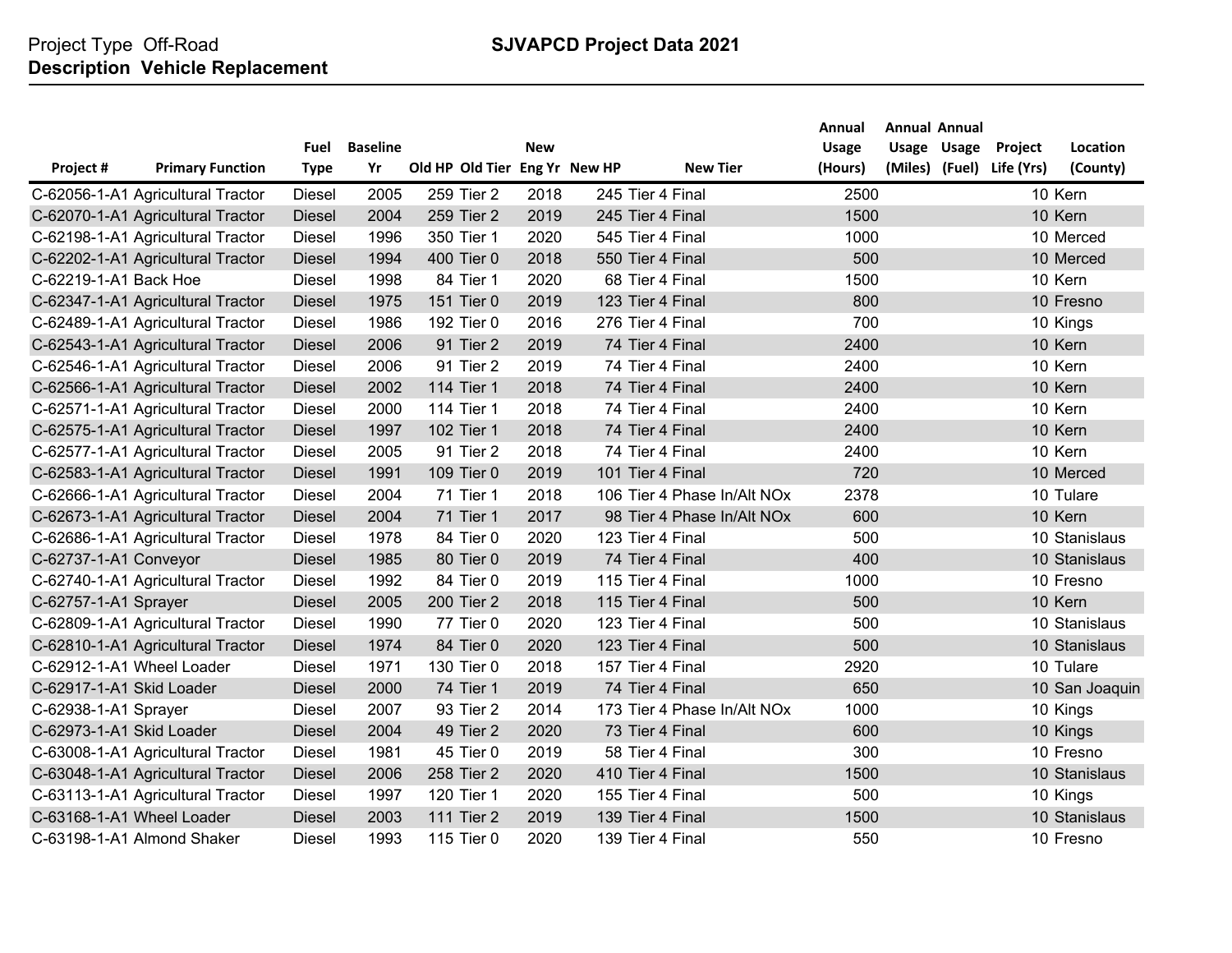Project Type Off-Road
**Description Vehicle Replacement**

**SJVAPCD Project Data 2021**

| Project # | Primary Function | Fuel Type | Baseline Yr | Old HP | Old Tier | New Eng Yr | New HP | New Tier | Annual Usage (Hours) | Annual Usage (Miles) | Annual Usage (Fuel) | Project Life (Yrs) | Location (County) |
|---|---|---|---|---|---|---|---|---|---|---|---|---|---|
| C-62056-1-A1 | Agricultural Tractor | Diesel | 2005 | 259 | Tier 2 | 2018 | 245 | Tier 4 Final | 2500 | | | 10 | Kern |
| C-62070-1-A1 | Agricultural Tractor | Diesel | 2004 | 259 | Tier 2 | 2019 | 245 | Tier 4 Final | 1500 | | | 10 | Kern |
| C-62198-1-A1 | Agricultural Tractor | Diesel | 1996 | 350 | Tier 1 | 2020 | 545 | Tier 4 Final | 1000 | | | 10 | Merced |
| C-62202-1-A1 | Agricultural Tractor | Diesel | 1994 | 400 | Tier 0 | 2018 | 550 | Tier 4 Final | 500 | | | 10 | Merced |
| C-62219-1-A1 | Back Hoe | Diesel | 1998 | 84 | Tier 1 | 2020 | 68 | Tier 4 Final | 1500 | | | 10 | Kern |
| C-62347-1-A1 | Agricultural Tractor | Diesel | 1975 | 151 | Tier 0 | 2019 | 123 | Tier 4 Final | 800 | | | 10 | Fresno |
| C-62489-1-A1 | Agricultural Tractor | Diesel | 1986 | 192 | Tier 0 | 2016 | 276 | Tier 4 Final | 700 | | | 10 | Kings |
| C-62543-1-A1 | Agricultural Tractor | Diesel | 2006 | 91 | Tier 2 | 2019 | 74 | Tier 4 Final | 2400 | | | 10 | Kern |
| C-62546-1-A1 | Agricultural Tractor | Diesel | 2006 | 91 | Tier 2 | 2019 | 74 | Tier 4 Final | 2400 | | | 10 | Kern |
| C-62566-1-A1 | Agricultural Tractor | Diesel | 2002 | 114 | Tier 1 | 2018 | 74 | Tier 4 Final | 2400 | | | 10 | Kern |
| C-62571-1-A1 | Agricultural Tractor | Diesel | 2000 | 114 | Tier 1 | 2018 | 74 | Tier 4 Final | 2400 | | | 10 | Kern |
| C-62575-1-A1 | Agricultural Tractor | Diesel | 1997 | 102 | Tier 1 | 2018 | 74 | Tier 4 Final | 2400 | | | 10 | Kern |
| C-62577-1-A1 | Agricultural Tractor | Diesel | 2005 | 91 | Tier 2 | 2018 | 74 | Tier 4 Final | 2400 | | | 10 | Kern |
| C-62583-1-A1 | Agricultural Tractor | Diesel | 1991 | 109 | Tier 0 | 2019 | 101 | Tier 4 Final | 720 | | | 10 | Merced |
| C-62666-1-A1 | Agricultural Tractor | Diesel | 2004 | 71 | Tier 1 | 2018 | 106 | Tier 4 Phase In/Alt NOx | 2378 | | | 10 | Tulare |
| C-62673-1-A1 | Agricultural Tractor | Diesel | 2004 | 71 | Tier 1 | 2017 | 98 | Tier 4 Phase In/Alt NOx | 600 | | | 10 | Kern |
| C-62686-1-A1 | Agricultural Tractor | Diesel | 1978 | 84 | Tier 0 | 2020 | 123 | Tier 4 Final | 500 | | | 10 | Stanislaus |
| C-62737-1-A1 | Conveyor | Diesel | 1985 | 80 | Tier 0 | 2019 | 74 | Tier 4 Final | 400 | | | 10 | Stanislaus |
| C-62740-1-A1 | Agricultural Tractor | Diesel | 1992 | 84 | Tier 0 | 2019 | 115 | Tier 4 Final | 1000 | | | 10 | Fresno |
| C-62757-1-A1 | Sprayer | Diesel | 2005 | 200 | Tier 2 | 2018 | 115 | Tier 4 Final | 500 | | | 10 | Kern |
| C-62809-1-A1 | Agricultural Tractor | Diesel | 1990 | 77 | Tier 0 | 2020 | 123 | Tier 4 Final | 500 | | | 10 | Stanislaus |
| C-62810-1-A1 | Agricultural Tractor | Diesel | 1974 | 84 | Tier 0 | 2020 | 123 | Tier 4 Final | 500 | | | 10 | Stanislaus |
| C-62912-1-A1 | Wheel Loader | Diesel | 1971 | 130 | Tier 0 | 2018 | 157 | Tier 4 Final | 2920 | | | 10 | Tulare |
| C-62917-1-A1 | Skid Loader | Diesel | 2000 | 74 | Tier 1 | 2019 | 74 | Tier 4 Final | 650 | | | 10 | San Joaquin |
| C-62938-1-A1 | Sprayer | Diesel | 2007 | 93 | Tier 2 | 2014 | 173 | Tier 4 Phase In/Alt NOx | 1000 | | | 10 | Kings |
| C-62973-1-A1 | Skid Loader | Diesel | 2004 | 49 | Tier 2 | 2020 | 73 | Tier 4 Final | 600 | | | 10 | Kings |
| C-63008-1-A1 | Agricultural Tractor | Diesel | 1981 | 45 | Tier 0 | 2019 | 58 | Tier 4 Final | 300 | | | 10 | Fresno |
| C-63048-1-A1 | Agricultural Tractor | Diesel | 2006 | 258 | Tier 2 | 2020 | 410 | Tier 4 Final | 1500 | | | 10 | Stanislaus |
| C-63113-1-A1 | Agricultural Tractor | Diesel | 1997 | 120 | Tier 1 | 2020 | 155 | Tier 4 Final | 500 | | | 10 | Kings |
| C-63168-1-A1 | Wheel Loader | Diesel | 2003 | 111 | Tier 2 | 2019 | 139 | Tier 4 Final | 1500 | | | 10 | Stanislaus |
| C-63198-1-A1 | Almond Shaker | Diesel | 1993 | 115 | Tier 0 | 2020 | 139 | Tier 4 Final | 550 | | | 10 | Fresno |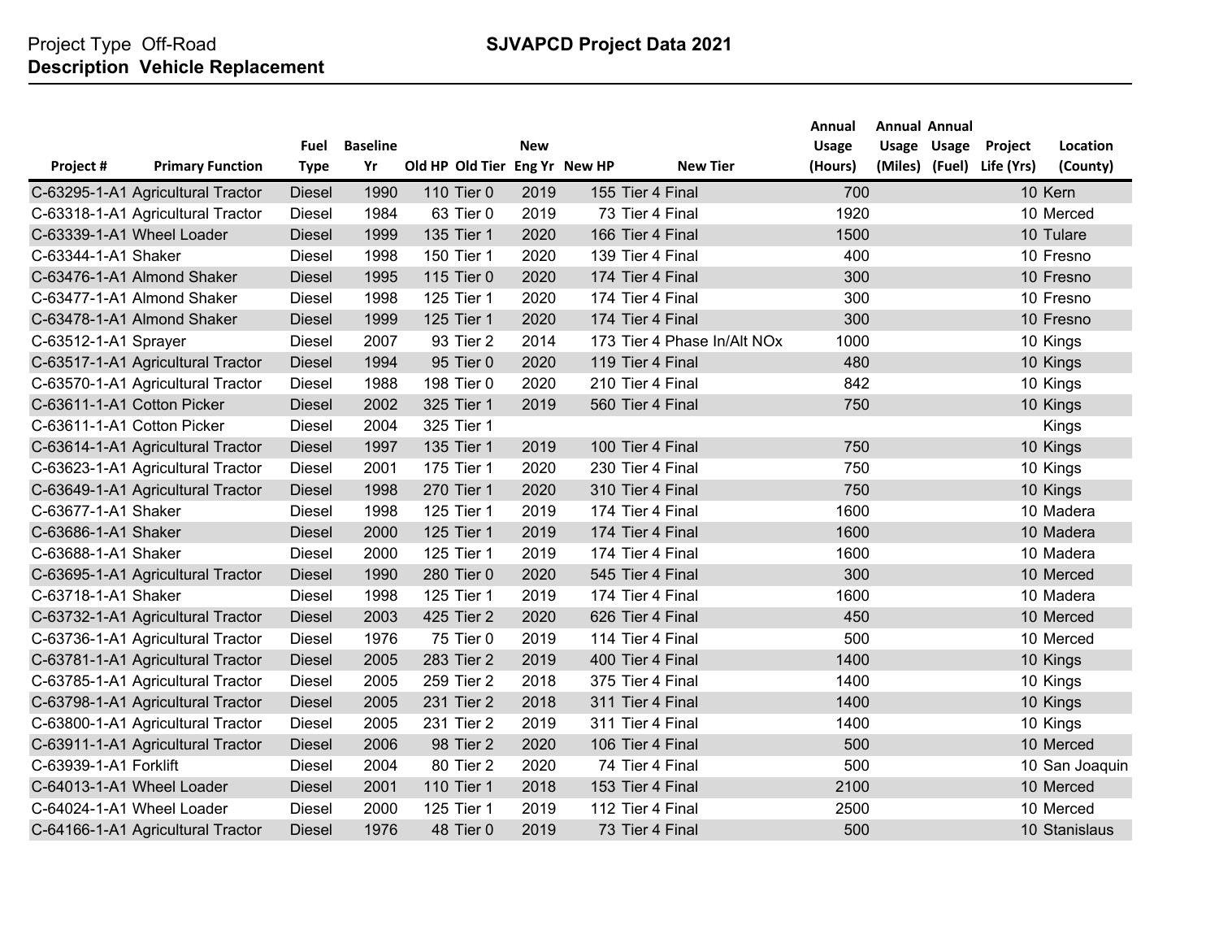Project Type Off-Road
**Description Vehicle Replacement**

**SJVAPCD Project Data 2021**

| Project # | Primary Function | Fuel Type | Baseline Yr | Old HP | Old Tier | New Eng Yr | New HP | New Tier | Annual Usage (Hours) | Annual Usage (Miles) | Annual Usage (Fuel) | Project Life (Yrs) | Location (County) |
|---|---|---|---|---|---|---|---|---|---|---|---|---|---|
| C-63295-1-A1 | Agricultural Tractor | Diesel | 1990 | 110 | Tier 0 | 2019 | 155 | Tier 4 Final | 700 | | | 10 | Kern |
| C-63318-1-A1 | Agricultural Tractor | Diesel | 1984 | 63 | Tier 0 | 2019 | 73 | Tier 4 Final | 1920 | | | 10 | Merced |
| C-63339-1-A1 | Wheel Loader | Diesel | 1999 | 135 | Tier 1 | 2020 | 166 | Tier 4 Final | 1500 | | | 10 | Tulare |
| C-63344-1-A1 | Shaker | Diesel | 1998 | 150 | Tier 1 | 2020 | 139 | Tier 4 Final | 400 | | | 10 | Fresno |
| C-63476-1-A1 | Almond Shaker | Diesel | 1995 | 115 | Tier 0 | 2020 | 174 | Tier 4 Final | 300 | | | 10 | Fresno |
| C-63477-1-A1 | Almond Shaker | Diesel | 1998 | 125 | Tier 1 | 2020 | 174 | Tier 4 Final | 300 | | | 10 | Fresno |
| C-63478-1-A1 | Almond Shaker | Diesel | 1999 | 125 | Tier 1 | 2020 | 174 | Tier 4 Final | 300 | | | 10 | Fresno |
| C-63512-1-A1 | Sprayer | Diesel | 2007 | 93 | Tier 2 | 2014 | 173 | Tier 4 Phase In/Alt NOx | 1000 | | | 10 | Kings |
| C-63517-1-A1 | Agricultural Tractor | Diesel | 1994 | 95 | Tier 0 | 2020 | 119 | Tier 4 Final | 480 | | | 10 | Kings |
| C-63570-1-A1 | Agricultural Tractor | Diesel | 1988 | 198 | Tier 0 | 2020 | 210 | Tier 4 Final | 842 | | | 10 | Kings |
| C-63611-1-A1 | Cotton Picker | Diesel | 2002 | 325 | Tier 1 | 2019 | 560 | Tier 4 Final | 750 | | | 10 | Kings |
| C-63611-1-A1 | Cotton Picker | Diesel | 2004 | 325 | Tier 1 | | | | | | | | Kings |
| C-63614-1-A1 | Agricultural Tractor | Diesel | 1997 | 135 | Tier 1 | 2019 | 100 | Tier 4 Final | 750 | | | 10 | Kings |
| C-63623-1-A1 | Agricultural Tractor | Diesel | 2001 | 175 | Tier 1 | 2020 | 230 | Tier 4 Final | 750 | | | 10 | Kings |
| C-63649-1-A1 | Agricultural Tractor | Diesel | 1998 | 270 | Tier 1 | 2020 | 310 | Tier 4 Final | 750 | | | 10 | Kings |
| C-63677-1-A1 | Shaker | Diesel | 1998 | 125 | Tier 1 | 2019 | 174 | Tier 4 Final | 1600 | | | 10 | Madera |
| C-63686-1-A1 | Shaker | Diesel | 2000 | 125 | Tier 1 | 2019 | 174 | Tier 4 Final | 1600 | | | 10 | Madera |
| C-63688-1-A1 | Shaker | Diesel | 2000 | 125 | Tier 1 | 2019 | 174 | Tier 4 Final | 1600 | | | 10 | Madera |
| C-63695-1-A1 | Agricultural Tractor | Diesel | 1990 | 280 | Tier 0 | 2020 | 545 | Tier 4 Final | 300 | | | 10 | Merced |
| C-63718-1-A1 | Shaker | Diesel | 1998 | 125 | Tier 1 | 2019 | 174 | Tier 4 Final | 1600 | | | 10 | Madera |
| C-63732-1-A1 | Agricultural Tractor | Diesel | 2003 | 425 | Tier 2 | 2020 | 626 | Tier 4 Final | 450 | | | 10 | Merced |
| C-63736-1-A1 | Agricultural Tractor | Diesel | 1976 | 75 | Tier 0 | 2019 | 114 | Tier 4 Final | 500 | | | 10 | Merced |
| C-63781-1-A1 | Agricultural Tractor | Diesel | 2005 | 283 | Tier 2 | 2019 | 400 | Tier 4 Final | 1400 | | | 10 | Kings |
| C-63785-1-A1 | Agricultural Tractor | Diesel | 2005 | 259 | Tier 2 | 2018 | 375 | Tier 4 Final | 1400 | | | 10 | Kings |
| C-63798-1-A1 | Agricultural Tractor | Diesel | 2005 | 231 | Tier 2 | 2018 | 311 | Tier 4 Final | 1400 | | | 10 | Kings |
| C-63800-1-A1 | Agricultural Tractor | Diesel | 2005 | 231 | Tier 2 | 2019 | 311 | Tier 4 Final | 1400 | | | 10 | Kings |
| C-63911-1-A1 | Agricultural Tractor | Diesel | 2006 | 98 | Tier 2 | 2020 | 106 | Tier 4 Final | 500 | | | 10 | Merced |
| C-63939-1-A1 | Forklift | Diesel | 2004 | 80 | Tier 2 | 2020 | 74 | Tier 4 Final | 500 | | | 10 | San Joaquin |
| C-64013-1-A1 | Wheel Loader | Diesel | 2001 | 110 | Tier 1 | 2018 | 153 | Tier 4 Final | 2100 | | | 10 | Merced |
| C-64024-1-A1 | Wheel Loader | Diesel | 2000 | 125 | Tier 1 | 2019 | 112 | Tier 4 Final | 2500 | | | 10 | Merced |
| C-64166-1-A1 | Agricultural Tractor | Diesel | 1976 | 48 | Tier 0 | 2019 | 73 | Tier 4 Final | 500 | | | 10 | Stanislaus |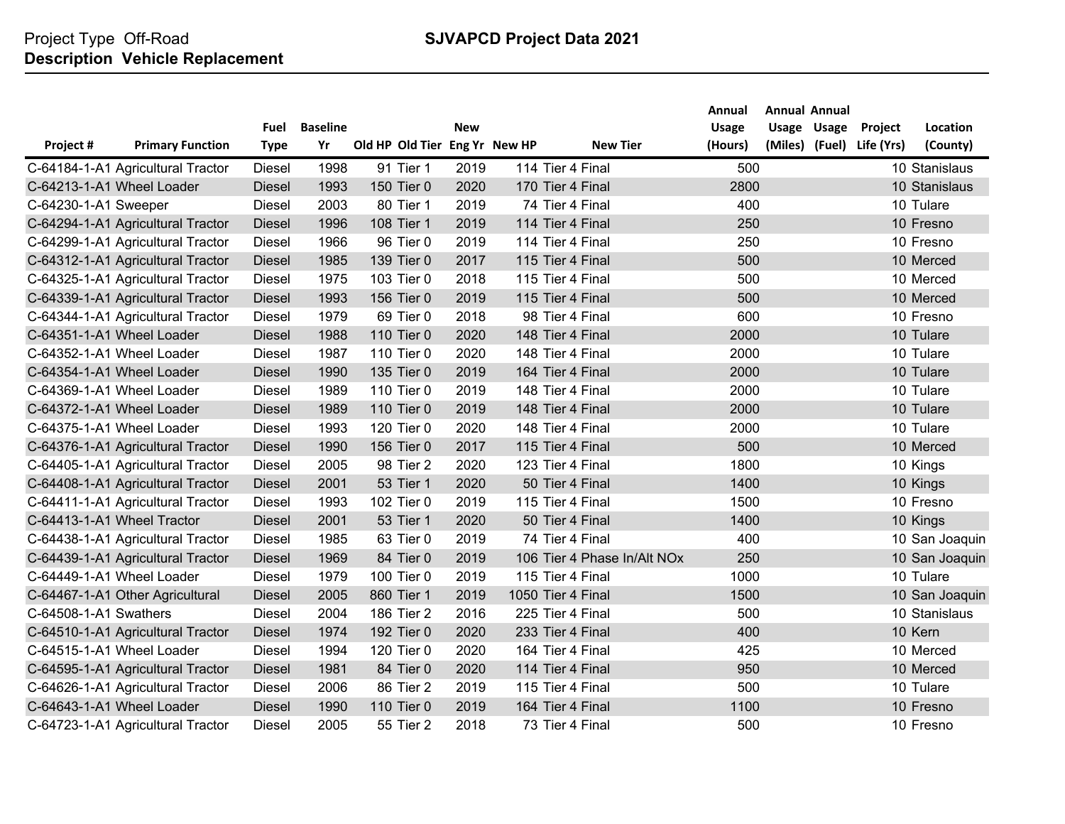Project Type Off-Road

**Description Vehicle Replacement**

**SJVAPCD Project Data 2021**

| Project # | Primary Function | Fuel Type | Baseline Yr | Old HP | Old Tier | New Eng Yr | New HP | New Tier | Annual Usage (Hours) | Annual Usage (Miles) | Annual Usage (Fuel) | Project Life (Yrs) | Location (County) |
|---|---|---|---|---|---|---|---|---|---|---|---|---|---|
| C-64184-1-A1 | Agricultural Tractor | Diesel | 1998 | 91 | Tier 1 | 2019 | 114 | Tier 4 Final | 500 | | | 10 | Stanislaus |
| C-64213-1-A1 | Wheel Loader | Diesel | 1993 | 150 | Tier 0 | 2020 | 170 | Tier 4 Final | 2800 | | | 10 | Stanislaus |
| C-64230-1-A1 | Sweeper | Diesel | 2003 | 80 | Tier 1 | 2019 | 74 | Tier 4 Final | 400 | | | 10 | Tulare |
| C-64294-1-A1 | Agricultural Tractor | Diesel | 1996 | 108 | Tier 1 | 2019 | 114 | Tier 4 Final | 250 | | | 10 | Fresno |
| C-64299-1-A1 | Agricultural Tractor | Diesel | 1966 | 96 | Tier 0 | 2019 | 114 | Tier 4 Final | 250 | | | 10 | Fresno |
| C-64312-1-A1 | Agricultural Tractor | Diesel | 1985 | 139 | Tier 0 | 2017 | 115 | Tier 4 Final | 500 | | | 10 | Merced |
| C-64325-1-A1 | Agricultural Tractor | Diesel | 1975 | 103 | Tier 0 | 2018 | 115 | Tier 4 Final | 500 | | | 10 | Merced |
| C-64339-1-A1 | Agricultural Tractor | Diesel | 1993 | 156 | Tier 0 | 2019 | 115 | Tier 4 Final | 500 | | | 10 | Merced |
| C-64344-1-A1 | Agricultural Tractor | Diesel | 1979 | 69 | Tier 0 | 2018 | 98 | Tier 4 Final | 600 | | | 10 | Fresno |
| C-64351-1-A1 | Wheel Loader | Diesel | 1988 | 110 | Tier 0 | 2020 | 148 | Tier 4 Final | 2000 | | | 10 | Tulare |
| C-64352-1-A1 | Wheel Loader | Diesel | 1987 | 110 | Tier 0 | 2020 | 148 | Tier 4 Final | 2000 | | | 10 | Tulare |
| C-64354-1-A1 | Wheel Loader | Diesel | 1990 | 135 | Tier 0 | 2019 | 164 | Tier 4 Final | 2000 | | | 10 | Tulare |
| C-64369-1-A1 | Wheel Loader | Diesel | 1989 | 110 | Tier 0 | 2019 | 148 | Tier 4 Final | 2000 | | | 10 | Tulare |
| C-64372-1-A1 | Wheel Loader | Diesel | 1989 | 110 | Tier 0 | 2019 | 148 | Tier 4 Final | 2000 | | | 10 | Tulare |
| C-64375-1-A1 | Wheel Loader | Diesel | 1993 | 120 | Tier 0 | 2020 | 148 | Tier 4 Final | 2000 | | | 10 | Tulare |
| C-64376-1-A1 | Agricultural Tractor | Diesel | 1990 | 156 | Tier 0 | 2017 | 115 | Tier 4 Final | 500 | | | 10 | Merced |
| C-64405-1-A1 | Agricultural Tractor | Diesel | 2005 | 98 | Tier 2 | 2020 | 123 | Tier 4 Final | 1800 | | | 10 | Kings |
| C-64408-1-A1 | Agricultural Tractor | Diesel | 2001 | 53 | Tier 1 | 2020 | 50 | Tier 4 Final | 1400 | | | 10 | Kings |
| C-64411-1-A1 | Agricultural Tractor | Diesel | 1993 | 102 | Tier 0 | 2019 | 115 | Tier 4 Final | 1500 | | | 10 | Fresno |
| C-64413-1-A1 | Wheel Tractor | Diesel | 2001 | 53 | Tier 1 | 2020 | 50 | Tier 4 Final | 1400 | | | 10 | Kings |
| C-64438-1-A1 | Agricultural Tractor | Diesel | 1985 | 63 | Tier 0 | 2019 | 74 | Tier 4 Final | 400 | | | 10 | San Joaquin |
| C-64439-1-A1 | Agricultural Tractor | Diesel | 1969 | 84 | Tier 0 | 2019 | 106 | Tier 4 Phase In/Alt NOx | 250 | | | 10 | San Joaquin |
| C-64449-1-A1 | Wheel Loader | Diesel | 1979 | 100 | Tier 0 | 2019 | 115 | Tier 4 Final | 1000 | | | 10 | Tulare |
| C-64467-1-A1 | Other Agricultural | Diesel | 2005 | 860 | Tier 1 | 2019 | 1050 | Tier 4 Final | 1500 | | | 10 | San Joaquin |
| C-64508-1-A1 | Swathers | Diesel | 2004 | 186 | Tier 2 | 2016 | 225 | Tier 4 Final | 500 | | | 10 | Stanislaus |
| C-64510-1-A1 | Agricultural Tractor | Diesel | 1974 | 192 | Tier 0 | 2020 | 233 | Tier 4 Final | 400 | | | 10 | Kern |
| C-64515-1-A1 | Wheel Loader | Diesel | 1994 | 120 | Tier 0 | 2020 | 164 | Tier 4 Final | 425 | | | 10 | Merced |
| C-64595-1-A1 | Agricultural Tractor | Diesel | 1981 | 84 | Tier 0 | 2020 | 114 | Tier 4 Final | 950 | | | 10 | Merced |
| C-64626-1-A1 | Agricultural Tractor | Diesel | 2006 | 86 | Tier 2 | 2019 | 115 | Tier 4 Final | 500 | | | 10 | Tulare |
| C-64643-1-A1 | Wheel Loader | Diesel | 1990 | 110 | Tier 0 | 2019 | 164 | Tier 4 Final | 1100 | | | 10 | Fresno |
| C-64723-1-A1 | Agricultural Tractor | Diesel | 2005 | 55 | Tier 2 | 2018 | 73 | Tier 4 Final | 500 | | | 10 | Fresno |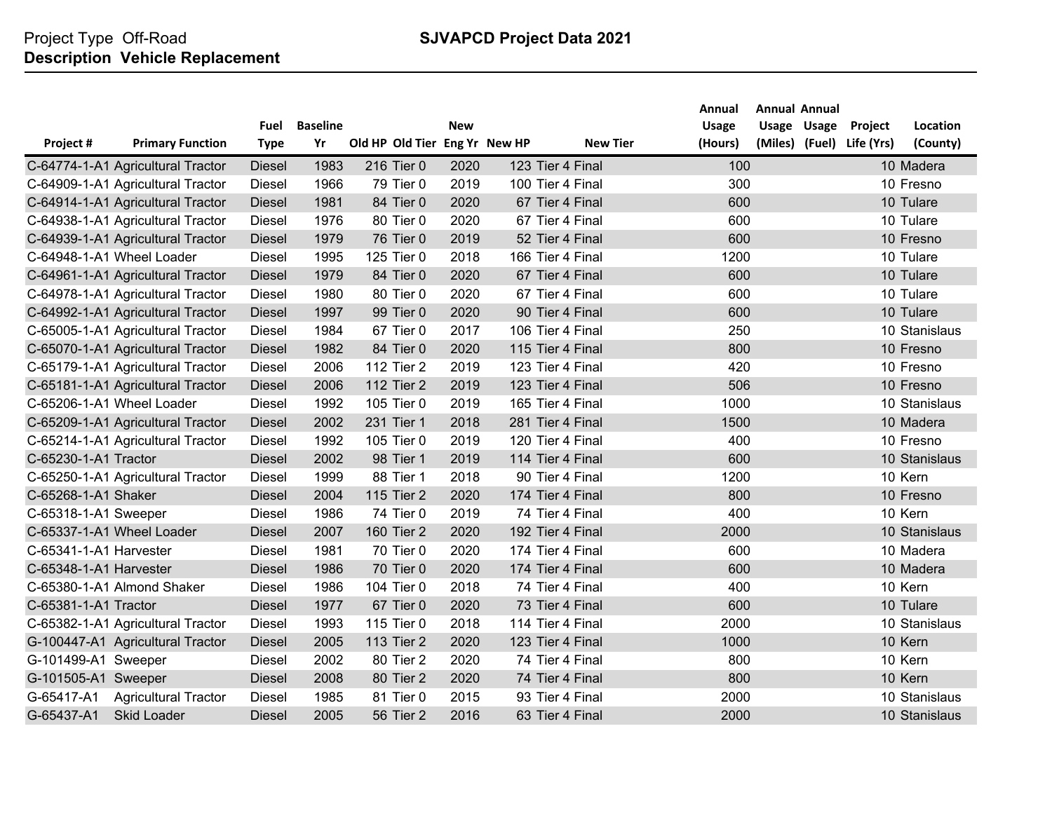Project Type Off-Road

**Description Vehicle Replacement**

**SJVAPCD Project Data 2021**

| Project # | Primary Function | Fuel Type | Baseline Yr | Old HP | Old Tier | New Eng Yr | New HP | New Tier | Annual Usage (Hours) | Annual Usage (Miles) | Annual Usage (Fuel) | Project Life (Yrs) | Location (County) |
|---|---|---|---|---|---|---|---|---|---|---|---|---|---|
| C-64774-1-A1 | Agricultural Tractor | Diesel | 1983 | 216 | Tier 0 | 2020 | 123 | Tier 4 Final | 100 | | | 10 | Madera |
| C-64909-1-A1 | Agricultural Tractor | Diesel | 1966 | 79 | Tier 0 | 2019 | 100 | Tier 4 Final | 300 | | | 10 | Fresno |
| C-64914-1-A1 | Agricultural Tractor | Diesel | 1981 | 84 | Tier 0 | 2020 | 67 | Tier 4 Final | 600 | | | 10 | Tulare |
| C-64938-1-A1 | Agricultural Tractor | Diesel | 1976 | 80 | Tier 0 | 2020 | 67 | Tier 4 Final | 600 | | | 10 | Tulare |
| C-64939-1-A1 | Agricultural Tractor | Diesel | 1979 | 76 | Tier 0 | 2019 | 52 | Tier 4 Final | 600 | | | 10 | Fresno |
| C-64948-1-A1 | Wheel Loader | Diesel | 1995 | 125 | Tier 0 | 2018 | 166 | Tier 4 Final | 1200 | | | 10 | Tulare |
| C-64961-1-A1 | Agricultural Tractor | Diesel | 1979 | 84 | Tier 0 | 2020 | 67 | Tier 4 Final | 600 | | | 10 | Tulare |
| C-64978-1-A1 | Agricultural Tractor | Diesel | 1980 | 80 | Tier 0 | 2020 | 67 | Tier 4 Final | 600 | | | 10 | Tulare |
| C-64992-1-A1 | Agricultural Tractor | Diesel | 1997 | 99 | Tier 0 | 2020 | 90 | Tier 4 Final | 600 | | | 10 | Tulare |
| C-65005-1-A1 | Agricultural Tractor | Diesel | 1984 | 67 | Tier 0 | 2017 | 106 | Tier 4 Final | 250 | | | 10 | Stanislaus |
| C-65070-1-A1 | Agricultural Tractor | Diesel | 1982 | 84 | Tier 0 | 2020 | 115 | Tier 4 Final | 800 | | | 10 | Fresno |
| C-65179-1-A1 | Agricultural Tractor | Diesel | 2006 | 112 | Tier 2 | 2019 | 123 | Tier 4 Final | 420 | | | 10 | Fresno |
| C-65181-1-A1 | Agricultural Tractor | Diesel | 2006 | 112 | Tier 2 | 2019 | 123 | Tier 4 Final | 506 | | | 10 | Fresno |
| C-65206-1-A1 | Wheel Loader | Diesel | 1992 | 105 | Tier 0 | 2019 | 165 | Tier 4 Final | 1000 | | | 10 | Stanislaus |
| C-65209-1-A1 | Agricultural Tractor | Diesel | 2002 | 231 | Tier 1 | 2018 | 281 | Tier 4 Final | 1500 | | | 10 | Madera |
| C-65214-1-A1 | Agricultural Tractor | Diesel | 1992 | 105 | Tier 0 | 2019 | 120 | Tier 4 Final | 400 | | | 10 | Fresno |
| C-65230-1-A1 | Tractor | Diesel | 2002 | 98 | Tier 1 | 2019 | 114 | Tier 4 Final | 600 | | | 10 | Stanislaus |
| C-65250-1-A1 | Agricultural Tractor | Diesel | 1999 | 88 | Tier 1 | 2018 | 90 | Tier 4 Final | 1200 | | | 10 | Kern |
| C-65268-1-A1 | Shaker | Diesel | 2004 | 115 | Tier 2 | 2020 | 174 | Tier 4 Final | 800 | | | 10 | Fresno |
| C-65318-1-A1 | Sweeper | Diesel | 1986 | 74 | Tier 0 | 2019 | 74 | Tier 4 Final | 400 | | | 10 | Kern |
| C-65337-1-A1 | Wheel Loader | Diesel | 2007 | 160 | Tier 2 | 2020 | 192 | Tier 4 Final | 2000 | | | 10 | Stanislaus |
| C-65341-1-A1 | Harvester | Diesel | 1981 | 70 | Tier 0 | 2020 | 174 | Tier 4 Final | 600 | | | 10 | Madera |
| C-65348-1-A1 | Harvester | Diesel | 1986 | 70 | Tier 0 | 2020 | 174 | Tier 4 Final | 600 | | | 10 | Madera |
| C-65380-1-A1 | Almond Shaker | Diesel | 1986 | 104 | Tier 0 | 2018 | 74 | Tier 4 Final | 400 | | | 10 | Kern |
| C-65381-1-A1 | Tractor | Diesel | 1977 | 67 | Tier 0 | 2020 | 73 | Tier 4 Final | 600 | | | 10 | Tulare |
| C-65382-1-A1 | Agricultural Tractor | Diesel | 1993 | 115 | Tier 0 | 2018 | 114 | Tier 4 Final | 2000 | | | 10 | Stanislaus |
| G-100447-A1 | Agricultural Tractor | Diesel | 2005 | 113 | Tier 2 | 2020 | 123 | Tier 4 Final | 1000 | | | 10 | Kern |
| G-101499-A1 | Sweeper | Diesel | 2002 | 80 | Tier 2 | 2020 | 74 | Tier 4 Final | 800 | | | 10 | Kern |
| G-101505-A1 | Sweeper | Diesel | 2008 | 80 | Tier 2 | 2020 | 74 | Tier 4 Final | 800 | | | 10 | Kern |
| G-65417-A1 | Agricultural Tractor | Diesel | 1985 | 81 | Tier 0 | 2015 | 93 | Tier 4 Final | 2000 | | | 10 | Stanislaus |
| G-65437-A1 | Skid Loader | Diesel | 2005 | 56 | Tier 2 | 2016 | 63 | Tier 4 Final | 2000 | | | 10 | Stanislaus |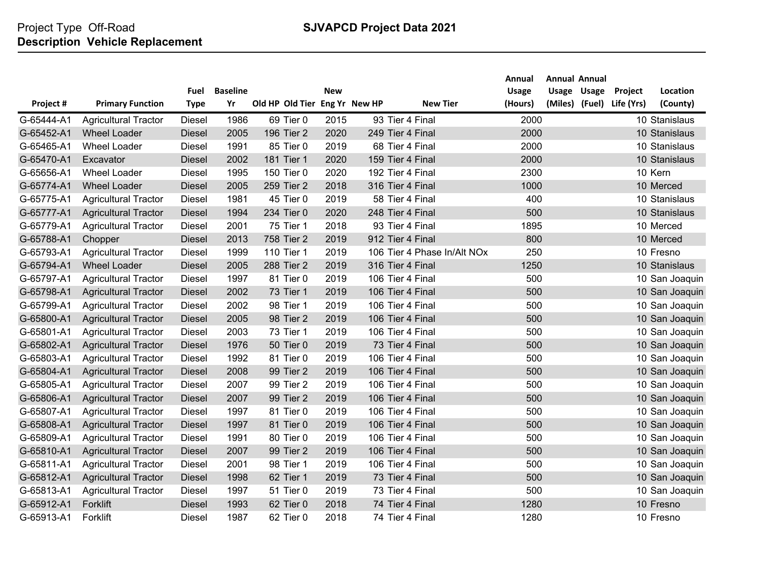Project Type Off-Road

**Description Vehicle Replacement**

**SJVAPCD Project Data 2021**

| Project # | Primary Function | Fuel Type | Baseline Yr | Old HP | Old Tier | New Eng Yr | New HP | New Tier | Annual Usage (Hours) | Annual Usage (Miles) | Annual Usage (Fuel) | Project Life (Yrs) | Location (County) |
|---|---|---|---|---|---|---|---|---|---|---|---|---|---|
| G-65444-A1 | Agricultural Tractor | Diesel | 1986 | 69 | Tier 0 | 2015 | 93 | Tier 4 Final | 2000 | | | 10 | Stanislaus |
| G-65452-A1 | Wheel Loader | Diesel | 2005 | 196 | Tier 2 | 2020 | 249 | Tier 4 Final | 2000 | | | 10 | Stanislaus |
| G-65465-A1 | Wheel Loader | Diesel | 1991 | 85 | Tier 0 | 2019 | 68 | Tier 4 Final | 2000 | | | 10 | Stanislaus |
| G-65470-A1 | Excavator | Diesel | 2002 | 181 | Tier 1 | 2020 | 159 | Tier 4 Final | 2000 | | | 10 | Stanislaus |
| G-65656-A1 | Wheel Loader | Diesel | 1995 | 150 | Tier 0 | 2020 | 192 | Tier 4 Final | 2300 | | | 10 | Kern |
| G-65774-A1 | Wheel Loader | Diesel | 2005 | 259 | Tier 2 | 2018 | 316 | Tier 4 Final | 1000 | | | 10 | Merced |
| G-65775-A1 | Agricultural Tractor | Diesel | 1981 | 45 | Tier 0 | 2019 | 58 | Tier 4 Final | 400 | | | 10 | Stanislaus |
| G-65777-A1 | Agricultural Tractor | Diesel | 1994 | 234 | Tier 0 | 2020 | 248 | Tier 4 Final | 500 | | | 10 | Stanislaus |
| G-65779-A1 | Agricultural Tractor | Diesel | 2001 | 75 | Tier 1 | 2018 | 93 | Tier 4 Final | 1895 | | | 10 | Merced |
| G-65788-A1 | Chopper | Diesel | 2013 | 758 | Tier 2 | 2019 | 912 | Tier 4 Final | 800 | | | 10 | Merced |
| G-65793-A1 | Agricultural Tractor | Diesel | 1999 | 110 | Tier 1 | 2019 | 106 | Tier 4 Phase In/Alt NOx | 250 | | | 10 | Fresno |
| G-65794-A1 | Wheel Loader | Diesel | 2005 | 288 | Tier 2 | 2019 | 316 | Tier 4 Final | 1250 | | | 10 | Stanislaus |
| G-65797-A1 | Agricultural Tractor | Diesel | 1997 | 81 | Tier 0 | 2019 | 106 | Tier 4 Final | 500 | | | 10 | San Joaquin |
| G-65798-A1 | Agricultural Tractor | Diesel | 2002 | 73 | Tier 1 | 2019 | 106 | Tier 4 Final | 500 | | | 10 | San Joaquin |
| G-65799-A1 | Agricultural Tractor | Diesel | 2002 | 98 | Tier 1 | 2019 | 106 | Tier 4 Final | 500 | | | 10 | San Joaquin |
| G-65800-A1 | Agricultural Tractor | Diesel | 2005 | 98 | Tier 2 | 2019 | 106 | Tier 4 Final | 500 | | | 10 | San Joaquin |
| G-65801-A1 | Agricultural Tractor | Diesel | 2003 | 73 | Tier 1 | 2019 | 106 | Tier 4 Final | 500 | | | 10 | San Joaquin |
| G-65802-A1 | Agricultural Tractor | Diesel | 1976 | 50 | Tier 0 | 2019 | 73 | Tier 4 Final | 500 | | | 10 | San Joaquin |
| G-65803-A1 | Agricultural Tractor | Diesel | 1992 | 81 | Tier 0 | 2019 | 106 | Tier 4 Final | 500 | | | 10 | San Joaquin |
| G-65804-A1 | Agricultural Tractor | Diesel | 2008 | 99 | Tier 2 | 2019 | 106 | Tier 4 Final | 500 | | | 10 | San Joaquin |
| G-65805-A1 | Agricultural Tractor | Diesel | 2007 | 99 | Tier 2 | 2019 | 106 | Tier 4 Final | 500 | | | 10 | San Joaquin |
| G-65806-A1 | Agricultural Tractor | Diesel | 2007 | 99 | Tier 2 | 2019 | 106 | Tier 4 Final | 500 | | | 10 | San Joaquin |
| G-65807-A1 | Agricultural Tractor | Diesel | 1997 | 81 | Tier 0 | 2019 | 106 | Tier 4 Final | 500 | | | 10 | San Joaquin |
| G-65808-A1 | Agricultural Tractor | Diesel | 1997 | 81 | Tier 0 | 2019 | 106 | Tier 4 Final | 500 | | | 10 | San Joaquin |
| G-65809-A1 | Agricultural Tractor | Diesel | 1991 | 80 | Tier 0 | 2019 | 106 | Tier 4 Final | 500 | | | 10 | San Joaquin |
| G-65810-A1 | Agricultural Tractor | Diesel | 2007 | 99 | Tier 2 | 2019 | 106 | Tier 4 Final | 500 | | | 10 | San Joaquin |
| G-65811-A1 | Agricultural Tractor | Diesel | 2001 | 98 | Tier 1 | 2019 | 106 | Tier 4 Final | 500 | | | 10 | San Joaquin |
| G-65812-A1 | Agricultural Tractor | Diesel | 1998 | 62 | Tier 1 | 2019 | 73 | Tier 4 Final | 500 | | | 10 | San Joaquin |
| G-65813-A1 | Agricultural Tractor | Diesel | 1997 | 51 | Tier 0 | 2019 | 73 | Tier 4 Final | 500 | | | 10 | San Joaquin |
| G-65912-A1 | Forklift | Diesel | 1993 | 62 | Tier 0 | 2018 | 74 | Tier 4 Final | 1280 | | | 10 | Fresno |
| G-65913-A1 | Forklift | Diesel | 1987 | 62 | Tier 0 | 2018 | 74 | Tier 4 Final | 1280 | | | 10 | Fresno |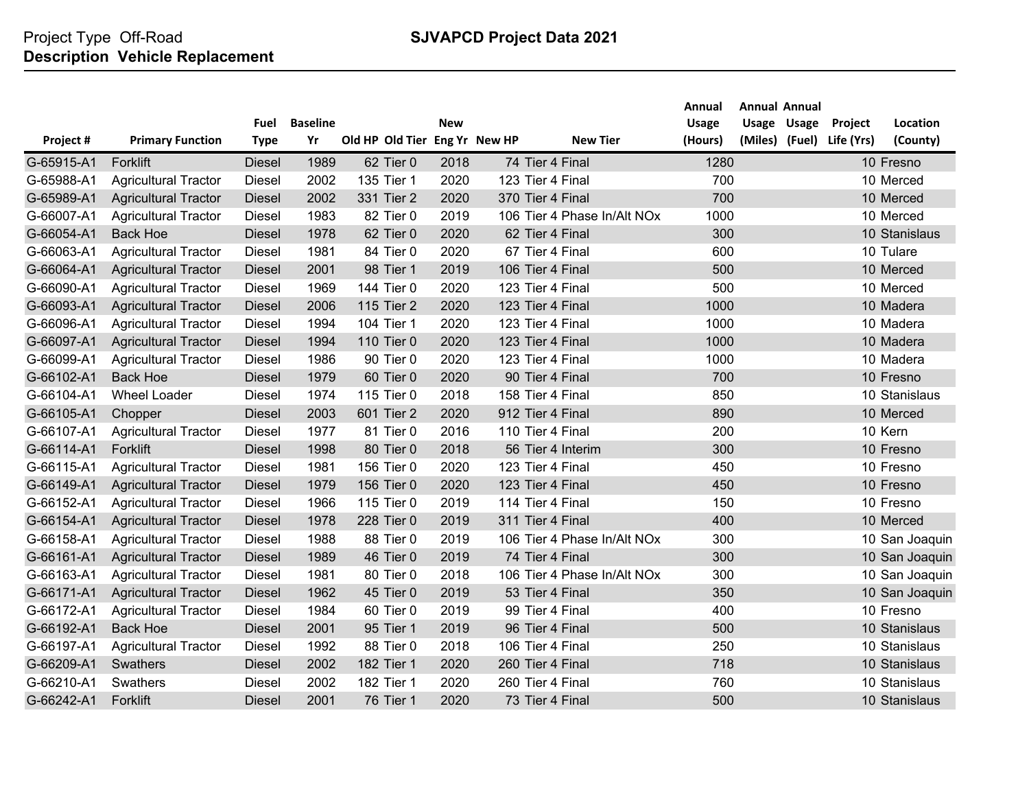Project Type Off-Road

**Description Vehicle Replacement**

**SJVAPCD Project Data 2021**

| Project # | Primary Function | Fuel Type | Baseline Yr | Old HP | Old Tier | New Eng Yr | New HP | New Tier | Annual Usage (Hours) | Annual Usage (Miles) | Annual Usage (Fuel) | Project Life (Yrs) | Location (County) |
|---|---|---|---|---|---|---|---|---|---|---|---|---|---|
| G-65915-A1 | Forklift | Diesel | 1989 | 62 | Tier 0 | 2018 | 74 | Tier 4 Final | 1280 | | | 10 | Fresno |
| G-65988-A1 | Agricultural Tractor | Diesel | 2002 | 135 | Tier 1 | 2020 | 123 | Tier 4 Final | 700 | | | 10 | Merced |
| G-65989-A1 | Agricultural Tractor | Diesel | 2002 | 331 | Tier 2 | 2020 | 370 | Tier 4 Final | 700 | | | 10 | Merced |
| G-66007-A1 | Agricultural Tractor | Diesel | 1983 | 82 | Tier 0 | 2019 | 106 | Tier 4 Phase In/Alt NOx | 1000 | | | 10 | Merced |
| G-66054-A1 | Back Hoe | Diesel | 1978 | 62 | Tier 0 | 2020 | 62 | Tier 4 Final | 300 | | | 10 | Stanislaus |
| G-66063-A1 | Agricultural Tractor | Diesel | 1981 | 84 | Tier 0 | 2020 | 67 | Tier 4 Final | 600 | | | 10 | Tulare |
| G-66064-A1 | Agricultural Tractor | Diesel | 2001 | 98 | Tier 1 | 2019 | 106 | Tier 4 Final | 500 | | | 10 | Merced |
| G-66090-A1 | Agricultural Tractor | Diesel | 1969 | 144 | Tier 0 | 2020 | 123 | Tier 4 Final | 500 | | | 10 | Merced |
| G-66093-A1 | Agricultural Tractor | Diesel | 2006 | 115 | Tier 2 | 2020 | 123 | Tier 4 Final | 1000 | | | 10 | Madera |
| G-66096-A1 | Agricultural Tractor | Diesel | 1994 | 104 | Tier 1 | 2020 | 123 | Tier 4 Final | 1000 | | | 10 | Madera |
| G-66097-A1 | Agricultural Tractor | Diesel | 1994 | 110 | Tier 0 | 2020 | 123 | Tier 4 Final | 1000 | | | 10 | Madera |
| G-66099-A1 | Agricultural Tractor | Diesel | 1986 | 90 | Tier 0 | 2020 | 123 | Tier 4 Final | 1000 | | | 10 | Madera |
| G-66102-A1 | Back Hoe | Diesel | 1979 | 60 | Tier 0 | 2020 | 90 | Tier 4 Final | 700 | | | 10 | Fresno |
| G-66104-A1 | Wheel Loader | Diesel | 1974 | 115 | Tier 0 | 2018 | 158 | Tier 4 Final | 850 | | | 10 | Stanislaus |
| G-66105-A1 | Chopper | Diesel | 2003 | 601 | Tier 2 | 2020 | 912 | Tier 4 Final | 890 | | | 10 | Merced |
| G-66107-A1 | Agricultural Tractor | Diesel | 1977 | 81 | Tier 0 | 2016 | 110 | Tier 4 Final | 200 | | | 10 | Kern |
| G-66114-A1 | Forklift | Diesel | 1998 | 80 | Tier 0 | 2018 | 56 | Tier 4 Interim | 300 | | | 10 | Fresno |
| G-66115-A1 | Agricultural Tractor | Diesel | 1981 | 156 | Tier 0 | 2020 | 123 | Tier 4 Final | 450 | | | 10 | Fresno |
| G-66149-A1 | Agricultural Tractor | Diesel | 1979 | 156 | Tier 0 | 2020 | 123 | Tier 4 Final | 450 | | | 10 | Fresno |
| G-66152-A1 | Agricultural Tractor | Diesel | 1966 | 115 | Tier 0 | 2019 | 114 | Tier 4 Final | 150 | | | 10 | Fresno |
| G-66154-A1 | Agricultural Tractor | Diesel | 1978 | 228 | Tier 0 | 2019 | 311 | Tier 4 Final | 400 | | | 10 | Merced |
| G-66158-A1 | Agricultural Tractor | Diesel | 1988 | 88 | Tier 0 | 2019 | 106 | Tier 4 Phase In/Alt NOx | 300 | | | 10 | San Joaquin |
| G-66161-A1 | Agricultural Tractor | Diesel | 1989 | 46 | Tier 0 | 2019 | 74 | Tier 4 Final | 300 | | | 10 | San Joaquin |
| G-66163-A1 | Agricultural Tractor | Diesel | 1981 | 80 | Tier 0 | 2018 | 106 | Tier 4 Phase In/Alt NOx | 300 | | | 10 | San Joaquin |
| G-66171-A1 | Agricultural Tractor | Diesel | 1962 | 45 | Tier 0 | 2019 | 53 | Tier 4 Final | 350 | | | 10 | San Joaquin |
| G-66172-A1 | Agricultural Tractor | Diesel | 1984 | 60 | Tier 0 | 2019 | 99 | Tier 4 Final | 400 | | | 10 | Fresno |
| G-66192-A1 | Back Hoe | Diesel | 2001 | 95 | Tier 1 | 2019 | 96 | Tier 4 Final | 500 | | | 10 | Stanislaus |
| G-66197-A1 | Agricultural Tractor | Diesel | 1992 | 88 | Tier 0 | 2018 | 106 | Tier 4 Final | 250 | | | 10 | Stanislaus |
| G-66209-A1 | Swathers | Diesel | 2002 | 182 | Tier 1 | 2020 | 260 | Tier 4 Final | 718 | | | 10 | Stanislaus |
| G-66210-A1 | Swathers | Diesel | 2002 | 182 | Tier 1 | 2020 | 260 | Tier 4 Final | 760 | | | 10 | Stanislaus |
| G-66242-A1 | Forklift | Diesel | 2001 | 76 | Tier 1 | 2020 | 73 | Tier 4 Final | 500 | | | 10 | Stanislaus |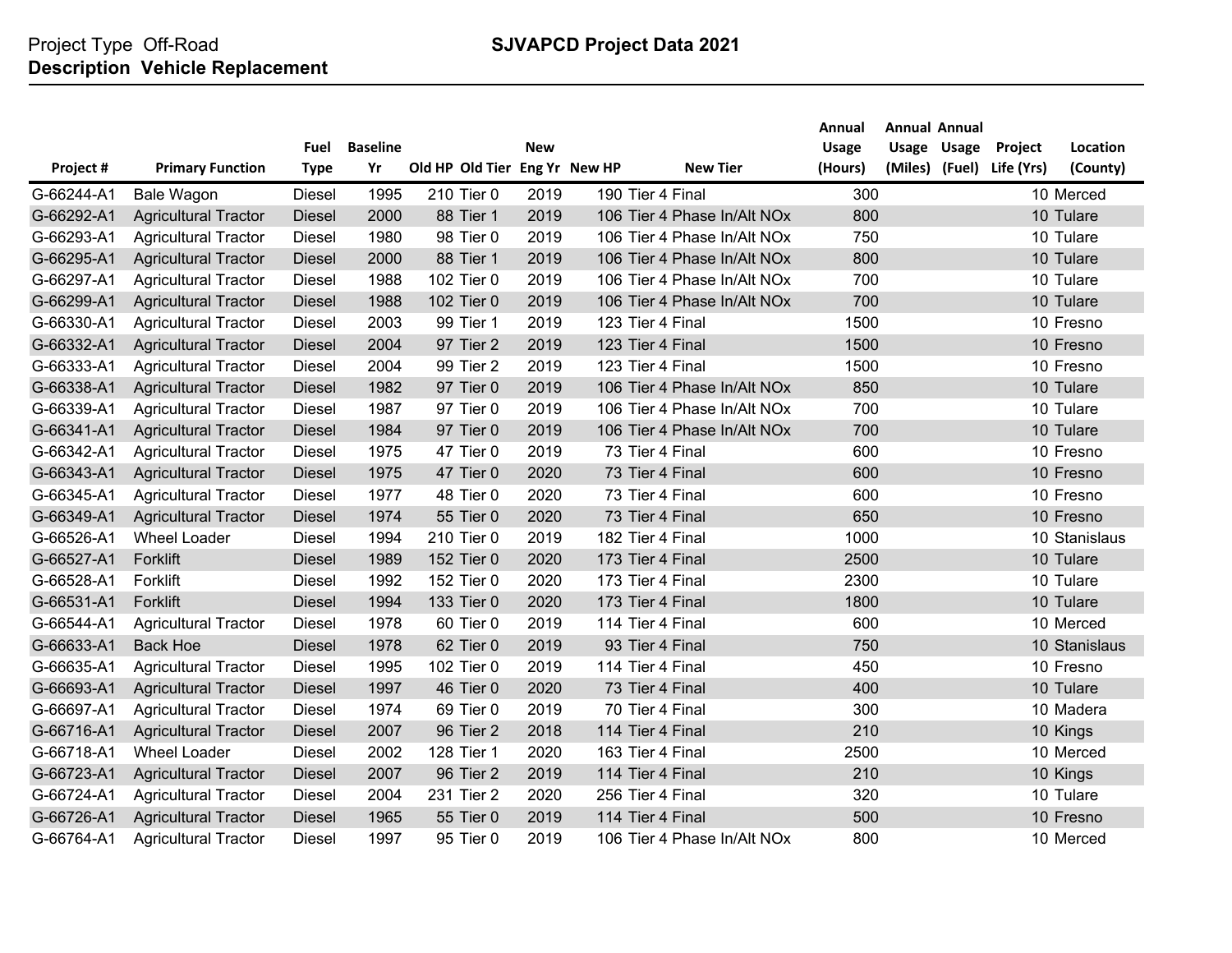Project Type Off-Road
**Description Vehicle Replacement**

**SJVAPCD Project Data 2021**

| Project # | Primary Function | Fuel Type | Baseline Yr | Old HP | Old Tier | New Eng Yr | New HP | New Tier | Annual Usage (Hours) | Annual Usage (Miles) | Annual Usage (Fuel) | Project Life (Yrs) | Location (County) |
|---|---|---|---|---|---|---|---|---|---|---|---|---|---|
| G-66244-A1 | Bale Wagon | Diesel | 1995 | 210 | Tier 0 | 2019 | 190 | Tier 4 Final | 300 | | | 10 | Merced |
| G-66292-A1 | Agricultural Tractor | Diesel | 2000 | 88 | Tier 1 | 2019 | 106 | Tier 4 Phase In/Alt NOx | 800 | | | 10 | Tulare |
| G-66293-A1 | Agricultural Tractor | Diesel | 1980 | 98 | Tier 0 | 2019 | 106 | Tier 4 Phase In/Alt NOx | 750 | | | 10 | Tulare |
| G-66295-A1 | Agricultural Tractor | Diesel | 2000 | 88 | Tier 1 | 2019 | 106 | Tier 4 Phase In/Alt NOx | 800 | | | 10 | Tulare |
| G-66297-A1 | Agricultural Tractor | Diesel | 1988 | 102 | Tier 0 | 2019 | 106 | Tier 4 Phase In/Alt NOx | 700 | | | 10 | Tulare |
| G-66299-A1 | Agricultural Tractor | Diesel | 1988 | 102 | Tier 0 | 2019 | 106 | Tier 4 Phase In/Alt NOx | 700 | | | 10 | Tulare |
| G-66330-A1 | Agricultural Tractor | Diesel | 2003 | 99 | Tier 1 | 2019 | 123 | Tier 4 Final | 1500 | | | 10 | Fresno |
| G-66332-A1 | Agricultural Tractor | Diesel | 2004 | 97 | Tier 2 | 2019 | 123 | Tier 4 Final | 1500 | | | 10 | Fresno |
| G-66333-A1 | Agricultural Tractor | Diesel | 2004 | 99 | Tier 2 | 2019 | 123 | Tier 4 Final | 1500 | | | 10 | Fresno |
| G-66338-A1 | Agricultural Tractor | Diesel | 1982 | 97 | Tier 0 | 2019 | 106 | Tier 4 Phase In/Alt NOx | 850 | | | 10 | Tulare |
| G-66339-A1 | Agricultural Tractor | Diesel | 1987 | 97 | Tier 0 | 2019 | 106 | Tier 4 Phase In/Alt NOx | 700 | | | 10 | Tulare |
| G-66341-A1 | Agricultural Tractor | Diesel | 1984 | 97 | Tier 0 | 2019 | 106 | Tier 4 Phase In/Alt NOx | 700 | | | 10 | Tulare |
| G-66342-A1 | Agricultural Tractor | Diesel | 1975 | 47 | Tier 0 | 2019 | 73 | Tier 4 Final | 600 | | | 10 | Fresno |
| G-66343-A1 | Agricultural Tractor | Diesel | 1975 | 47 | Tier 0 | 2020 | 73 | Tier 4 Final | 600 | | | 10 | Fresno |
| G-66345-A1 | Agricultural Tractor | Diesel | 1977 | 48 | Tier 0 | 2020 | 73 | Tier 4 Final | 600 | | | 10 | Fresno |
| G-66349-A1 | Agricultural Tractor | Diesel | 1974 | 55 | Tier 0 | 2020 | 73 | Tier 4 Final | 650 | | | 10 | Fresno |
| G-66526-A1 | Wheel Loader | Diesel | 1994 | 210 | Tier 0 | 2019 | 182 | Tier 4 Final | 1000 | | | 10 | Stanislaus |
| G-66527-A1 | Forklift | Diesel | 1989 | 152 | Tier 0 | 2020 | 173 | Tier 4 Final | 2500 | | | 10 | Tulare |
| G-66528-A1 | Forklift | Diesel | 1992 | 152 | Tier 0 | 2020 | 173 | Tier 4 Final | 2300 | | | 10 | Tulare |
| G-66531-A1 | Forklift | Diesel | 1994 | 133 | Tier 0 | 2020 | 173 | Tier 4 Final | 1800 | | | 10 | Tulare |
| G-66544-A1 | Agricultural Tractor | Diesel | 1978 | 60 | Tier 0 | 2019 | 114 | Tier 4 Final | 600 | | | 10 | Merced |
| G-66633-A1 | Back Hoe | Diesel | 1978 | 62 | Tier 0 | 2019 | 93 | Tier 4 Final | 750 | | | 10 | Stanislaus |
| G-66635-A1 | Agricultural Tractor | Diesel | 1995 | 102 | Tier 0 | 2019 | 114 | Tier 4 Final | 450 | | | 10 | Fresno |
| G-66693-A1 | Agricultural Tractor | Diesel | 1997 | 46 | Tier 0 | 2020 | 73 | Tier 4 Final | 400 | | | 10 | Tulare |
| G-66697-A1 | Agricultural Tractor | Diesel | 1974 | 69 | Tier 0 | 2019 | 70 | Tier 4 Final | 300 | | | 10 | Madera |
| G-66716-A1 | Agricultural Tractor | Diesel | 2007 | 96 | Tier 2 | 2018 | 114 | Tier 4 Final | 210 | | | 10 | Kings |
| G-66718-A1 | Wheel Loader | Diesel | 2002 | 128 | Tier 1 | 2020 | 163 | Tier 4 Final | 2500 | | | 10 | Merced |
| G-66723-A1 | Agricultural Tractor | Diesel | 2007 | 96 | Tier 2 | 2019 | 114 | Tier 4 Final | 210 | | | 10 | Kings |
| G-66724-A1 | Agricultural Tractor | Diesel | 2004 | 231 | Tier 2 | 2020 | 256 | Tier 4 Final | 320 | | | 10 | Tulare |
| G-66726-A1 | Agricultural Tractor | Diesel | 1965 | 55 | Tier 0 | 2019 | 114 | Tier 4 Final | 500 | | | 10 | Fresno |
| G-66764-A1 | Agricultural Tractor | Diesel | 1997 | 95 | Tier 0 | 2019 | 106 | Tier 4 Phase In/Alt NOx | 800 | | | 10 | Merced |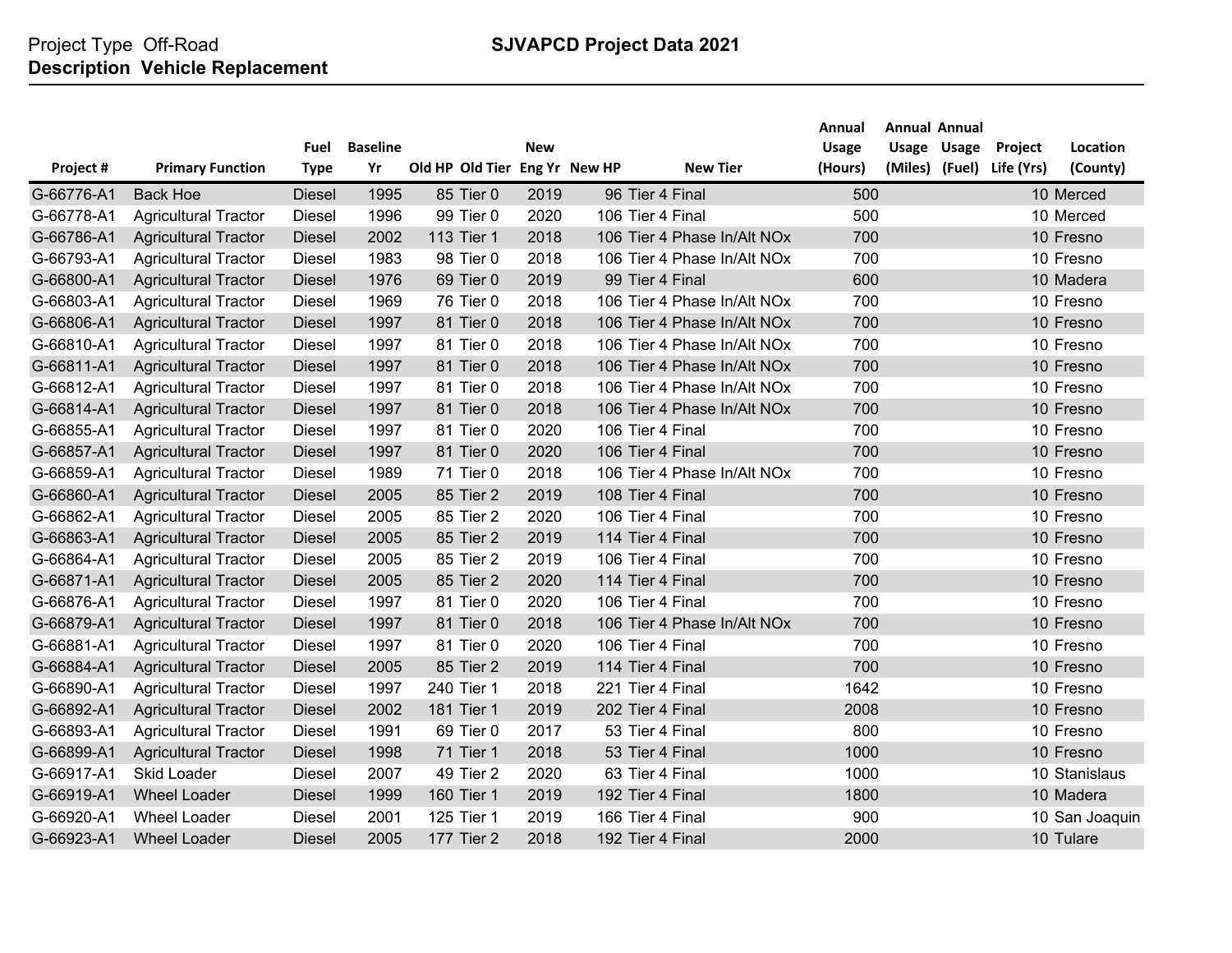Project Type Off-Road
**Description Vehicle Replacement**

**SJVAPCD Project Data 2021**

| Project # | Primary Function | Fuel Type | Baseline Yr | Old HP | Old Tier | New Eng Yr | New HP | New Tier | Annual Usage (Hours) | Annual Usage (Miles) | Annual Usage (Fuel) | Project Life (Yrs) | Location (County) |
|---|---|---|---|---|---|---|---|---|---|---|---|---|---|
| G-66776-A1 | Back Hoe | Diesel | 1995 | 85 | Tier 0 | 2019 | 96 | Tier 4 Final | 500 | | | 10 | Merced |
| G-66778-A1 | Agricultural Tractor | Diesel | 1996 | 99 | Tier 0 | 2020 | 106 | Tier 4 Final | 500 | | | 10 | Merced |
| G-66786-A1 | Agricultural Tractor | Diesel | 2002 | 113 | Tier 1 | 2018 | 106 | Tier 4 Phase In/Alt NOx | 700 | | | 10 | Fresno |
| G-66793-A1 | Agricultural Tractor | Diesel | 1983 | 98 | Tier 0 | 2018 | 106 | Tier 4 Phase In/Alt NOx | 700 | | | 10 | Fresno |
| G-66800-A1 | Agricultural Tractor | Diesel | 1976 | 69 | Tier 0 | 2019 | 99 | Tier 4 Final | 600 | | | 10 | Madera |
| G-66803-A1 | Agricultural Tractor | Diesel | 1969 | 76 | Tier 0 | 2018 | 106 | Tier 4 Phase In/Alt NOx | 700 | | | 10 | Fresno |
| G-66806-A1 | Agricultural Tractor | Diesel | 1997 | 81 | Tier 0 | 2018 | 106 | Tier 4 Phase In/Alt NOx | 700 | | | 10 | Fresno |
| G-66810-A1 | Agricultural Tractor | Diesel | 1997 | 81 | Tier 0 | 2018 | 106 | Tier 4 Phase In/Alt NOx | 700 | | | 10 | Fresno |
| G-66811-A1 | Agricultural Tractor | Diesel | 1997 | 81 | Tier 0 | 2018 | 106 | Tier 4 Phase In/Alt NOx | 700 | | | 10 | Fresno |
| G-66812-A1 | Agricultural Tractor | Diesel | 1997 | 81 | Tier 0 | 2018 | 106 | Tier 4 Phase In/Alt NOx | 700 | | | 10 | Fresno |
| G-66814-A1 | Agricultural Tractor | Diesel | 1997 | 81 | Tier 0 | 2018 | 106 | Tier 4 Phase In/Alt NOx | 700 | | | 10 | Fresno |
| G-66855-A1 | Agricultural Tractor | Diesel | 1997 | 81 | Tier 0 | 2020 | 106 | Tier 4 Final | 700 | | | 10 | Fresno |
| G-66857-A1 | Agricultural Tractor | Diesel | 1997 | 81 | Tier 0 | 2020 | 106 | Tier 4 Final | 700 | | | 10 | Fresno |
| G-66859-A1 | Agricultural Tractor | Diesel | 1989 | 71 | Tier 0 | 2018 | 106 | Tier 4 Phase In/Alt NOx | 700 | | | 10 | Fresno |
| G-66860-A1 | Agricultural Tractor | Diesel | 2005 | 85 | Tier 2 | 2019 | 108 | Tier 4 Final | 700 | | | 10 | Fresno |
| G-66862-A1 | Agricultural Tractor | Diesel | 2005 | 85 | Tier 2 | 2020 | 106 | Tier 4 Final | 700 | | | 10 | Fresno |
| G-66863-A1 | Agricultural Tractor | Diesel | 2005 | 85 | Tier 2 | 2019 | 114 | Tier 4 Final | 700 | | | 10 | Fresno |
| G-66864-A1 | Agricultural Tractor | Diesel | 2005 | 85 | Tier 2 | 2019 | 106 | Tier 4 Final | 700 | | | 10 | Fresno |
| G-66871-A1 | Agricultural Tractor | Diesel | 2005 | 85 | Tier 2 | 2020 | 114 | Tier 4 Final | 700 | | | 10 | Fresno |
| G-66876-A1 | Agricultural Tractor | Diesel | 1997 | 81 | Tier 0 | 2020 | 106 | Tier 4 Final | 700 | | | 10 | Fresno |
| G-66879-A1 | Agricultural Tractor | Diesel | 1997 | 81 | Tier 0 | 2018 | 106 | Tier 4 Phase In/Alt NOx | 700 | | | 10 | Fresno |
| G-66881-A1 | Agricultural Tractor | Diesel | 1997 | 81 | Tier 0 | 2020 | 106 | Tier 4 Final | 700 | | | 10 | Fresno |
| G-66884-A1 | Agricultural Tractor | Diesel | 2005 | 85 | Tier 2 | 2019 | 114 | Tier 4 Final | 700 | | | 10 | Fresno |
| G-66890-A1 | Agricultural Tractor | Diesel | 1997 | 240 | Tier 1 | 2018 | 221 | Tier 4 Final | 1642 | | | 10 | Fresno |
| G-66892-A1 | Agricultural Tractor | Diesel | 2002 | 181 | Tier 1 | 2019 | 202 | Tier 4 Final | 2008 | | | 10 | Fresno |
| G-66893-A1 | Agricultural Tractor | Diesel | 1991 | 69 | Tier 0 | 2017 | 53 | Tier 4 Final | 800 | | | 10 | Fresno |
| G-66899-A1 | Agricultural Tractor | Diesel | 1998 | 71 | Tier 1 | 2018 | 53 | Tier 4 Final | 1000 | | | 10 | Fresno |
| G-66917-A1 | Skid Loader | Diesel | 2007 | 49 | Tier 2 | 2020 | 63 | Tier 4 Final | 1000 | | | 10 | Stanislaus |
| G-66919-A1 | Wheel Loader | Diesel | 1999 | 160 | Tier 1 | 2019 | 192 | Tier 4 Final | 1800 | | | 10 | Madera |
| G-66920-A1 | Wheel Loader | Diesel | 2001 | 125 | Tier 1 | 2019 | 166 | Tier 4 Final | 900 | | | 10 | San Joaquin |
| G-66923-A1 | Wheel Loader | Diesel | 2005 | 177 | Tier 2 | 2018 | 192 | Tier 4 Final | 2000 | | | 10 | Tulare |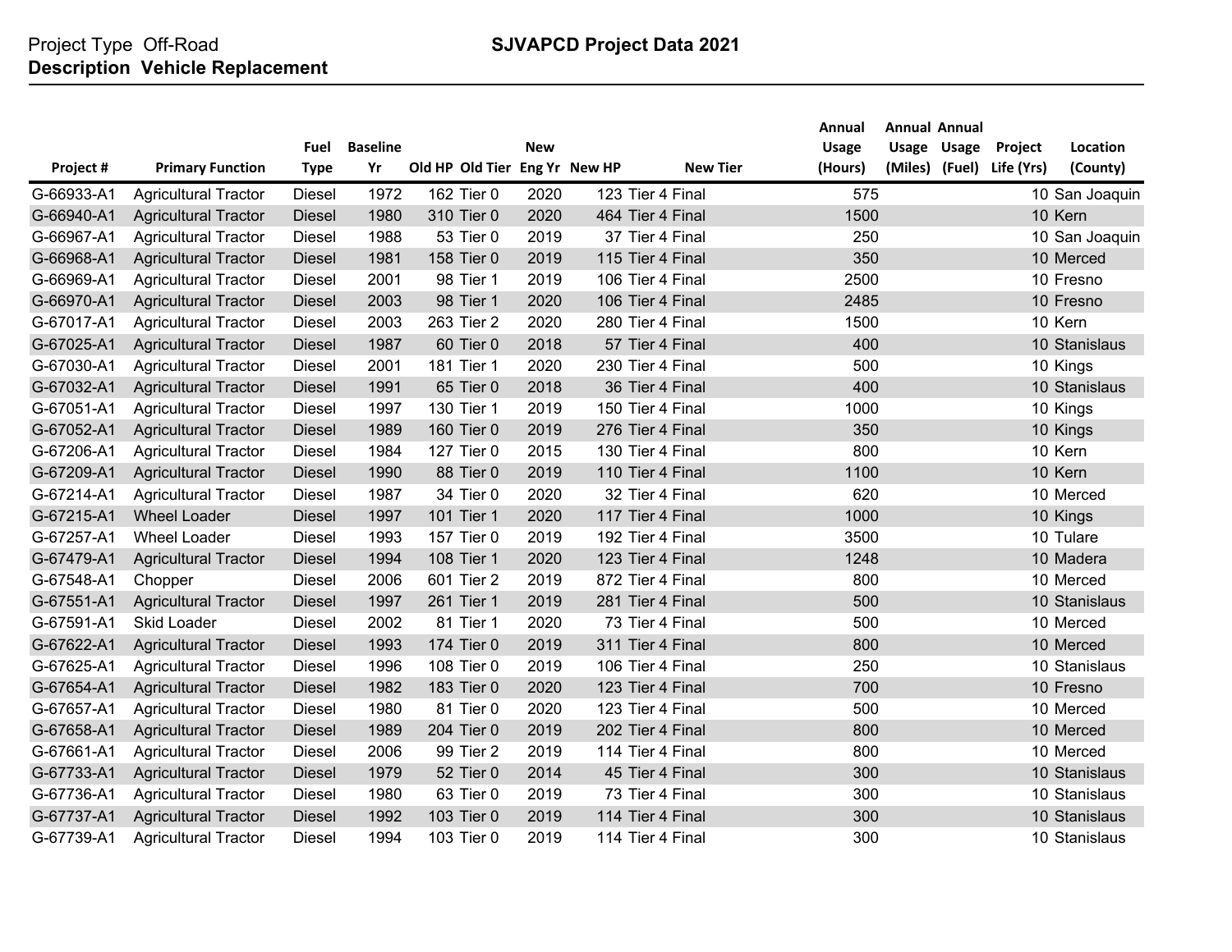Project Type Off-Road

**Description Vehicle Replacement**

**SJVAPCD Project Data 2021**

| Project # | Primary Function | Fuel Type | Baseline Yr | Old HP | Old Tier | New Eng Yr | New HP | New Tier | Annual Usage (Hours) | Annual Usage (Miles) | Annual Usage (Fuel) | Project Life (Yrs) | Location (County) |
|---|---|---|---|---|---|---|---|---|---|---|---|---|---|
| G-66933-A1 | Agricultural Tractor | Diesel | 1972 | 162 | Tier 0 | 2020 | 123 | Tier 4 Final | 575 | | | 10 | San Joaquin |
| G-66940-A1 | Agricultural Tractor | Diesel | 1980 | 310 | Tier 0 | 2020 | 464 | Tier 4 Final | 1500 | | | 10 | Kern |
| G-66967-A1 | Agricultural Tractor | Diesel | 1988 | 53 | Tier 0 | 2019 | 37 | Tier 4 Final | 250 | | | 10 | San Joaquin |
| G-66968-A1 | Agricultural Tractor | Diesel | 1981 | 158 | Tier 0 | 2019 | 115 | Tier 4 Final | 350 | | | 10 | Merced |
| G-66969-A1 | Agricultural Tractor | Diesel | 2001 | 98 | Tier 1 | 2019 | 106 | Tier 4 Final | 2500 | | | 10 | Fresno |
| G-66970-A1 | Agricultural Tractor | Diesel | 2003 | 98 | Tier 1 | 2020 | 106 | Tier 4 Final | 2485 | | | 10 | Fresno |
| G-67017-A1 | Agricultural Tractor | Diesel | 2003 | 263 | Tier 2 | 2020 | 280 | Tier 4 Final | 1500 | | | 10 | Kern |
| G-67025-A1 | Agricultural Tractor | Diesel | 1987 | 60 | Tier 0 | 2018 | 57 | Tier 4 Final | 400 | | | 10 | Stanislaus |
| G-67030-A1 | Agricultural Tractor | Diesel | 2001 | 181 | Tier 1 | 2020 | 230 | Tier 4 Final | 500 | | | 10 | Kings |
| G-67032-A1 | Agricultural Tractor | Diesel | 1991 | 65 | Tier 0 | 2018 | 36 | Tier 4 Final | 400 | | | 10 | Stanislaus |
| G-67051-A1 | Agricultural Tractor | Diesel | 1997 | 130 | Tier 1 | 2019 | 150 | Tier 4 Final | 1000 | | | 10 | Kings |
| G-67052-A1 | Agricultural Tractor | Diesel | 1989 | 160 | Tier 0 | 2019 | 276 | Tier 4 Final | 350 | | | 10 | Kings |
| G-67206-A1 | Agricultural Tractor | Diesel | 1984 | 127 | Tier 0 | 2015 | 130 | Tier 4 Final | 800 | | | 10 | Kern |
| G-67209-A1 | Agricultural Tractor | Diesel | 1990 | 88 | Tier 0 | 2019 | 110 | Tier 4 Final | 1100 | | | 10 | Kern |
| G-67214-A1 | Agricultural Tractor | Diesel | 1987 | 34 | Tier 0 | 2020 | 32 | Tier 4 Final | 620 | | | 10 | Merced |
| G-67215-A1 | Wheel Loader | Diesel | 1997 | 101 | Tier 1 | 2020 | 117 | Tier 4 Final | 1000 | | | 10 | Kings |
| G-67257-A1 | Wheel Loader | Diesel | 1993 | 157 | Tier 0 | 2019 | 192 | Tier 4 Final | 3500 | | | 10 | Tulare |
| G-67479-A1 | Agricultural Tractor | Diesel | 1994 | 108 | Tier 1 | 2020 | 123 | Tier 4 Final | 1248 | | | 10 | Madera |
| G-67548-A1 | Chopper | Diesel | 2006 | 601 | Tier 2 | 2019 | 872 | Tier 4 Final | 800 | | | 10 | Merced |
| G-67551-A1 | Agricultural Tractor | Diesel | 1997 | 261 | Tier 1 | 2019 | 281 | Tier 4 Final | 500 | | | 10 | Stanislaus |
| G-67591-A1 | Skid Loader | Diesel | 2002 | 81 | Tier 1 | 2020 | 73 | Tier 4 Final | 500 | | | 10 | Merced |
| G-67622-A1 | Agricultural Tractor | Diesel | 1993 | 174 | Tier 0 | 2019 | 311 | Tier 4 Final | 800 | | | 10 | Merced |
| G-67625-A1 | Agricultural Tractor | Diesel | 1996 | 108 | Tier 0 | 2019 | 106 | Tier 4 Final | 250 | | | 10 | Stanislaus |
| G-67654-A1 | Agricultural Tractor | Diesel | 1982 | 183 | Tier 0 | 2020 | 123 | Tier 4 Final | 700 | | | 10 | Fresno |
| G-67657-A1 | Agricultural Tractor | Diesel | 1980 | 81 | Tier 0 | 2020 | 123 | Tier 4 Final | 500 | | | 10 | Merced |
| G-67658-A1 | Agricultural Tractor | Diesel | 1989 | 204 | Tier 0 | 2019 | 202 | Tier 4 Final | 800 | | | 10 | Merced |
| G-67661-A1 | Agricultural Tractor | Diesel | 2006 | 99 | Tier 2 | 2019 | 114 | Tier 4 Final | 800 | | | 10 | Merced |
| G-67733-A1 | Agricultural Tractor | Diesel | 1979 | 52 | Tier 0 | 2014 | 45 | Tier 4 Final | 300 | | | 10 | Stanislaus |
| G-67736-A1 | Agricultural Tractor | Diesel | 1980 | 63 | Tier 0 | 2019 | 73 | Tier 4 Final | 300 | | | 10 | Stanislaus |
| G-67737-A1 | Agricultural Tractor | Diesel | 1992 | 103 | Tier 0 | 2019 | 114 | Tier 4 Final | 300 | | | 10 | Stanislaus |
| G-67739-A1 | Agricultural Tractor | Diesel | 1994 | 103 | Tier 0 | 2019 | 114 | Tier 4 Final | 300 | | | 10 | Stanislaus |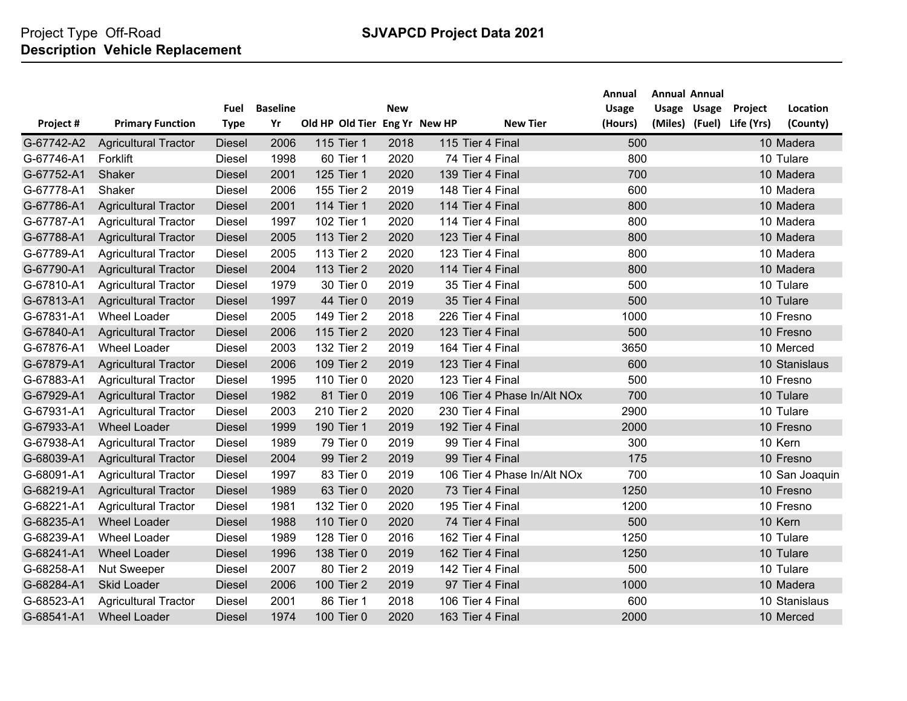Project Type Off-Road
**Description Vehicle Replacement**

**SJVAPCD Project Data 2021**

| Project # | Primary Function | Fuel Type | Baseline Yr | Old HP | Old Tier | New Eng Yr | New HP | New Tier | Annual Usage (Hours) | Annual Usage (Miles) | Annual Usage (Fuel) | Project Life (Yrs) | Location (County) |
|---|---|---|---|---|---|---|---|---|---|---|---|---|---|
| G-67742-A2 | Agricultural Tractor | Diesel | 2006 | 115 | Tier 1 | 2018 | 115 | Tier 4 Final | 500 | | | 10 | Madera |
| G-67746-A1 | Forklift | Diesel | 1998 | 60 | Tier 1 | 2020 | 74 | Tier 4 Final | 800 | | | 10 | Tulare |
| G-67752-A1 | Shaker | Diesel | 2001 | 125 | Tier 1 | 2020 | 139 | Tier 4 Final | 700 | | | 10 | Madera |
| G-67778-A1 | Shaker | Diesel | 2006 | 155 | Tier 2 | 2019 | 148 | Tier 4 Final | 600 | | | 10 | Madera |
| G-67786-A1 | Agricultural Tractor | Diesel | 2001 | 114 | Tier 1 | 2020 | 114 | Tier 4 Final | 800 | | | 10 | Madera |
| G-67787-A1 | Agricultural Tractor | Diesel | 1997 | 102 | Tier 1 | 2020 | 114 | Tier 4 Final | 800 | | | 10 | Madera |
| G-67788-A1 | Agricultural Tractor | Diesel | 2005 | 113 | Tier 2 | 2020 | 123 | Tier 4 Final | 800 | | | 10 | Madera |
| G-67789-A1 | Agricultural Tractor | Diesel | 2005 | 113 | Tier 2 | 2020 | 123 | Tier 4 Final | 800 | | | 10 | Madera |
| G-67790-A1 | Agricultural Tractor | Diesel | 2004 | 113 | Tier 2 | 2020 | 114 | Tier 4 Final | 800 | | | 10 | Madera |
| G-67810-A1 | Agricultural Tractor | Diesel | 1979 | 30 | Tier 0 | 2019 | 35 | Tier 4 Final | 500 | | | 10 | Tulare |
| G-67813-A1 | Agricultural Tractor | Diesel | 1997 | 44 | Tier 0 | 2019 | 35 | Tier 4 Final | 500 | | | 10 | Tulare |
| G-67831-A1 | Wheel Loader | Diesel | 2005 | 149 | Tier 2 | 2018 | 226 | Tier 4 Final | 1000 | | | 10 | Fresno |
| G-67840-A1 | Agricultural Tractor | Diesel | 2006 | 115 | Tier 2 | 2020 | 123 | Tier 4 Final | 500 | | | 10 | Fresno |
| G-67876-A1 | Wheel Loader | Diesel | 2003 | 132 | Tier 2 | 2019 | 164 | Tier 4 Final | 3650 | | | 10 | Merced |
| G-67879-A1 | Agricultural Tractor | Diesel | 2006 | 109 | Tier 2 | 2019 | 123 | Tier 4 Final | 600 | | | 10 | Stanislaus |
| G-67883-A1 | Agricultural Tractor | Diesel | 1995 | 110 | Tier 0 | 2020 | 123 | Tier 4 Final | 500 | | | 10 | Fresno |
| G-67929-A1 | Agricultural Tractor | Diesel | 1982 | 81 | Tier 0 | 2019 | 106 | Tier 4 Phase In/Alt NOx | 700 | | | 10 | Tulare |
| G-67931-A1 | Agricultural Tractor | Diesel | 2003 | 210 | Tier 2 | 2020 | 230 | Tier 4 Final | 2900 | | | 10 | Tulare |
| G-67933-A1 | Wheel Loader | Diesel | 1999 | 190 | Tier 1 | 2019 | 192 | Tier 4 Final | 2000 | | | 10 | Fresno |
| G-67938-A1 | Agricultural Tractor | Diesel | 1989 | 79 | Tier 0 | 2019 | 99 | Tier 4 Final | 300 | | | 10 | Kern |
| G-68039-A1 | Agricultural Tractor | Diesel | 2004 | 99 | Tier 2 | 2019 | 99 | Tier 4 Final | 175 | | | 10 | Fresno |
| G-68091-A1 | Agricultural Tractor | Diesel | 1997 | 83 | Tier 0 | 2019 | 106 | Tier 4 Phase In/Alt NOx | 700 | | | 10 | San Joaquin |
| G-68219-A1 | Agricultural Tractor | Diesel | 1989 | 63 | Tier 0 | 2020 | 73 | Tier 4 Final | 1250 | | | 10 | Fresno |
| G-68221-A1 | Agricultural Tractor | Diesel | 1981 | 132 | Tier 0 | 2020 | 195 | Tier 4 Final | 1200 | | | 10 | Fresno |
| G-68235-A1 | Wheel Loader | Diesel | 1988 | 110 | Tier 0 | 2020 | 74 | Tier 4 Final | 500 | | | 10 | Kern |
| G-68239-A1 | Wheel Loader | Diesel | 1989 | 128 | Tier 0 | 2016 | 162 | Tier 4 Final | 1250 | | | 10 | Tulare |
| G-68241-A1 | Wheel Loader | Diesel | 1996 | 138 | Tier 0 | 2019 | 162 | Tier 4 Final | 1250 | | | 10 | Tulare |
| G-68258-A1 | Nut Sweeper | Diesel | 2007 | 80 | Tier 2 | 2019 | 142 | Tier 4 Final | 500 | | | 10 | Tulare |
| G-68284-A1 | Skid Loader | Diesel | 2006 | 100 | Tier 2 | 2019 | 97 | Tier 4 Final | 1000 | | | 10 | Madera |
| G-68523-A1 | Agricultural Tractor | Diesel | 2001 | 86 | Tier 1 | 2018 | 106 | Tier 4 Final | 600 | | | 10 | Stanislaus |
| G-68541-A1 | Wheel Loader | Diesel | 1974 | 100 | Tier 0 | 2020 | 163 | Tier 4 Final | 2000 | | | 10 | Merced |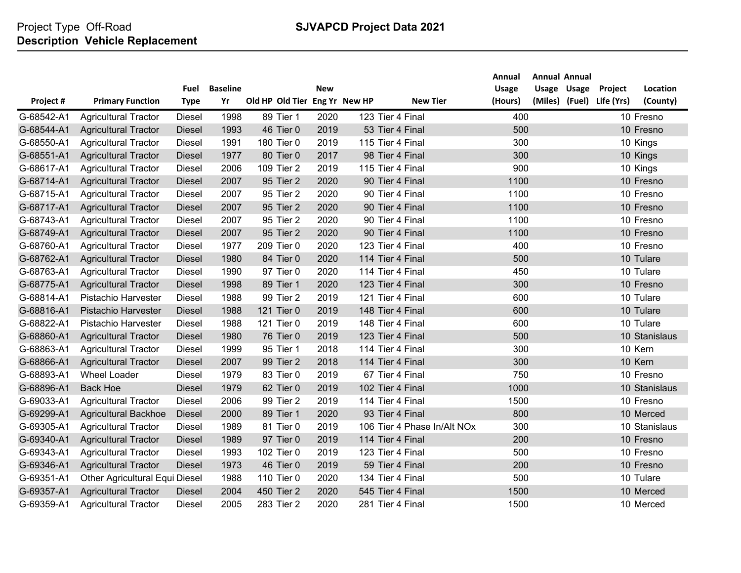Project Type Off-Road

**Description Vehicle Replacement**

**SJVAPCD Project Data 2021**

| Project # | Primary Function | Fuel Type | Baseline Yr | Old HP | Old Tier | New Eng Yr | New HP | New Tier | Annual Usage (Hours) | Annual Usage (Miles) | Annual Usage (Fuel) | Project Life (Yrs) | Location (County) |
|---|---|---|---|---|---|---|---|---|---|---|---|---|---|
| G-68542-A1 | Agricultural Tractor | Diesel | 1998 | 89 | Tier 1 | 2020 | 123 | Tier 4 Final | 400 | | | 10 | Fresno |
| G-68544-A1 | Agricultural Tractor | Diesel | 1993 | 46 | Tier 0 | 2019 | 53 | Tier 4 Final | 500 | | | 10 | Fresno |
| G-68550-A1 | Agricultural Tractor | Diesel | 1991 | 180 | Tier 0 | 2019 | 115 | Tier 4 Final | 300 | | | 10 | Kings |
| G-68551-A1 | Agricultural Tractor | Diesel | 1977 | 80 | Tier 0 | 2017 | 98 | Tier 4 Final | 300 | | | 10 | Kings |
| G-68617-A1 | Agricultural Tractor | Diesel | 2006 | 109 | Tier 2 | 2019 | 115 | Tier 4 Final | 900 | | | 10 | Kings |
| G-68714-A1 | Agricultural Tractor | Diesel | 2007 | 95 | Tier 2 | 2020 | 90 | Tier 4 Final | 1100 | | | 10 | Fresno |
| G-68715-A1 | Agricultural Tractor | Diesel | 2007 | 95 | Tier 2 | 2020 | 90 | Tier 4 Final | 1100 | | | 10 | Fresno |
| G-68717-A1 | Agricultural Tractor | Diesel | 2007 | 95 | Tier 2 | 2020 | 90 | Tier 4 Final | 1100 | | | 10 | Fresno |
| G-68743-A1 | Agricultural Tractor | Diesel | 2007 | 95 | Tier 2 | 2020 | 90 | Tier 4 Final | 1100 | | | 10 | Fresno |
| G-68749-A1 | Agricultural Tractor | Diesel | 2007 | 95 | Tier 2 | 2020 | 90 | Tier 4 Final | 1100 | | | 10 | Fresno |
| G-68760-A1 | Agricultural Tractor | Diesel | 1977 | 209 | Tier 0 | 2020 | 123 | Tier 4 Final | 400 | | | 10 | Fresno |
| G-68762-A1 | Agricultural Tractor | Diesel | 1980 | 84 | Tier 0 | 2020 | 114 | Tier 4 Final | 500 | | | 10 | Tulare |
| G-68763-A1 | Agricultural Tractor | Diesel | 1990 | 97 | Tier 0 | 2020 | 114 | Tier 4 Final | 450 | | | 10 | Tulare |
| G-68775-A1 | Agricultural Tractor | Diesel | 1998 | 89 | Tier 1 | 2020 | 123 | Tier 4 Final | 300 | | | 10 | Fresno |
| G-68814-A1 | Pistachio Harvester | Diesel | 1988 | 99 | Tier 2 | 2019 | 121 | Tier 4 Final | 600 | | | 10 | Tulare |
| G-68816-A1 | Pistachio Harvester | Diesel | 1988 | 121 | Tier 0 | 2019 | 148 | Tier 4 Final | 600 | | | 10 | Tulare |
| G-68822-A1 | Pistachio Harvester | Diesel | 1988 | 121 | Tier 0 | 2019 | 148 | Tier 4 Final | 600 | | | 10 | Tulare |
| G-68860-A1 | Agricultural Tractor | Diesel | 1980 | 76 | Tier 0 | 2019 | 123 | Tier 4 Final | 500 | | | 10 | Stanislaus |
| G-68863-A1 | Agricultural Tractor | Diesel | 1999 | 95 | Tier 1 | 2018 | 114 | Tier 4 Final | 300 | | | 10 | Kern |
| G-68866-A1 | Agricultural Tractor | Diesel | 2007 | 99 | Tier 2 | 2018 | 114 | Tier 4 Final | 300 | | | 10 | Kern |
| G-68893-A1 | Wheel Loader | Diesel | 1979 | 83 | Tier 0 | 2019 | 67 | Tier 4 Final | 750 | | | 10 | Fresno |
| G-68896-A1 | Back Hoe | Diesel | 1979 | 62 | Tier 0 | 2019 | 102 | Tier 4 Final | 1000 | | | 10 | Stanislaus |
| G-69033-A1 | Agricultural Tractor | Diesel | 2006 | 99 | Tier 2 | 2019 | 114 | Tier 4 Final | 1500 | | | 10 | Fresno |
| G-69299-A1 | Agricultural Backhoe | Diesel | 2000 | 89 | Tier 1 | 2020 | 93 | Tier 4 Final | 800 | | | 10 | Merced |
| G-69305-A1 | Agricultural Tractor | Diesel | 1989 | 81 | Tier 0 | 2019 | 106 | Tier 4 Phase In/Alt NOx | 300 | | | 10 | Stanislaus |
| G-69340-A1 | Agricultural Tractor | Diesel | 1989 | 97 | Tier 0 | 2019 | 114 | Tier 4 Final | 200 | | | 10 | Fresno |
| G-69343-A1 | Agricultural Tractor | Diesel | 1993 | 102 | Tier 0 | 2019 | 123 | Tier 4 Final | 500 | | | 10 | Fresno |
| G-69346-A1 | Agricultural Tractor | Diesel | 1973 | 46 | Tier 0 | 2019 | 59 | Tier 4 Final | 200 | | | 10 | Fresno |
| G-69351-A1 | Other Agricultural Equi | Diesel | 1988 | 110 | Tier 0 | 2020 | 134 | Tier 4 Final | 500 | | | 10 | Tulare |
| G-69357-A1 | Agricultural Tractor | Diesel | 2004 | 450 | Tier 2 | 2020 | 545 | Tier 4 Final | 1500 | | | 10 | Merced |
| G-69359-A1 | Agricultural Tractor | Diesel | 2005 | 283 | Tier 2 | 2020 | 281 | Tier 4 Final | 1500 | | | 10 | Merced |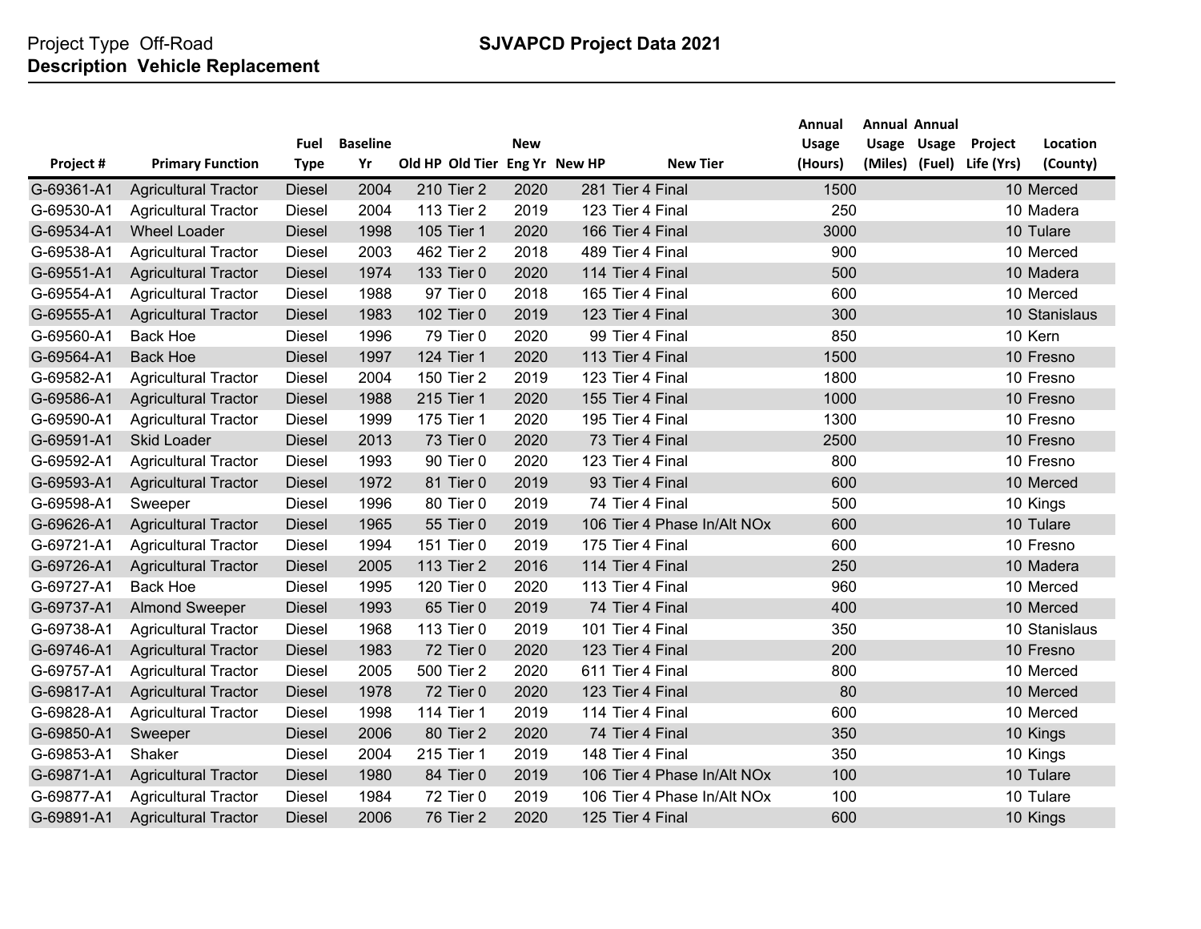Project Type Off-Road
**Description Vehicle Replacement**

**SJVAPCD Project Data 2021**

| Project # | Primary Function | Fuel Type | Baseline Yr | Old HP | Old Tier | New Eng Yr | New HP | New Tier | Annual Usage (Hours) | Annual Usage (Miles) | Annual Usage (Fuel) | Project Life (Yrs) | Location (County) |
|---|---|---|---|---|---|---|---|---|---|---|---|---|---|
| G-69361-A1 | Agricultural Tractor | Diesel | 2004 | 210 | Tier 2 | 2020 | 281 | Tier 4 Final | 1500 | | | 10 | Merced |
| G-69530-A1 | Agricultural Tractor | Diesel | 2004 | 113 | Tier 2 | 2019 | 123 | Tier 4 Final | 250 | | | 10 | Madera |
| G-69534-A1 | Wheel Loader | Diesel | 1998 | 105 | Tier 1 | 2020 | 166 | Tier 4 Final | 3000 | | | 10 | Tulare |
| G-69538-A1 | Agricultural Tractor | Diesel | 2003 | 462 | Tier 2 | 2018 | 489 | Tier 4 Final | 900 | | | 10 | Merced |
| G-69551-A1 | Agricultural Tractor | Diesel | 1974 | 133 | Tier 0 | 2020 | 114 | Tier 4 Final | 500 | | | 10 | Madera |
| G-69554-A1 | Agricultural Tractor | Diesel | 1988 | 97 | Tier 0 | 2018 | 165 | Tier 4 Final | 600 | | | 10 | Merced |
| G-69555-A1 | Agricultural Tractor | Diesel | 1983 | 102 | Tier 0 | 2019 | 123 | Tier 4 Final | 300 | | | 10 | Stanislaus |
| G-69560-A1 | Back Hoe | Diesel | 1996 | 79 | Tier 0 | 2020 | 99 | Tier 4 Final | 850 | | | 10 | Kern |
| G-69564-A1 | Back Hoe | Diesel | 1997 | 124 | Tier 1 | 2020 | 113 | Tier 4 Final | 1500 | | | 10 | Fresno |
| G-69582-A1 | Agricultural Tractor | Diesel | 2004 | 150 | Tier 2 | 2019 | 123 | Tier 4 Final | 1800 | | | 10 | Fresno |
| G-69586-A1 | Agricultural Tractor | Diesel | 1988 | 215 | Tier 1 | 2020 | 155 | Tier 4 Final | 1000 | | | 10 | Fresno |
| G-69590-A1 | Agricultural Tractor | Diesel | 1999 | 175 | Tier 1 | 2020 | 195 | Tier 4 Final | 1300 | | | 10 | Fresno |
| G-69591-A1 | Skid Loader | Diesel | 2013 | 73 | Tier 0 | 2020 | 73 | Tier 4 Final | 2500 | | | 10 | Fresno |
| G-69592-A1 | Agricultural Tractor | Diesel | 1993 | 90 | Tier 0 | 2020 | 123 | Tier 4 Final | 800 | | | 10 | Fresno |
| G-69593-A1 | Agricultural Tractor | Diesel | 1972 | 81 | Tier 0 | 2019 | 93 | Tier 4 Final | 600 | | | 10 | Merced |
| G-69598-A1 | Sweeper | Diesel | 1996 | 80 | Tier 0 | 2019 | 74 | Tier 4 Final | 500 | | | 10 | Kings |
| G-69626-A1 | Agricultural Tractor | Diesel | 1965 | 55 | Tier 0 | 2019 | 106 | Tier 4 Phase In/Alt NOx | 600 | | | 10 | Tulare |
| G-69721-A1 | Agricultural Tractor | Diesel | 1994 | 151 | Tier 0 | 2019 | 175 | Tier 4 Final | 600 | | | 10 | Fresno |
| G-69726-A1 | Agricultural Tractor | Diesel | 2005 | 113 | Tier 2 | 2016 | 114 | Tier 4 Final | 250 | | | 10 | Madera |
| G-69727-A1 | Back Hoe | Diesel | 1995 | 120 | Tier 0 | 2020 | 113 | Tier 4 Final | 960 | | | 10 | Merced |
| G-69737-A1 | Almond Sweeper | Diesel | 1993 | 65 | Tier 0 | 2019 | 74 | Tier 4 Final | 400 | | | 10 | Merced |
| G-69738-A1 | Agricultural Tractor | Diesel | 1968 | 113 | Tier 0 | 2019 | 101 | Tier 4 Final | 350 | | | 10 | Stanislaus |
| G-69746-A1 | Agricultural Tractor | Diesel | 1983 | 72 | Tier 0 | 2020 | 123 | Tier 4 Final | 200 | | | 10 | Fresno |
| G-69757-A1 | Agricultural Tractor | Diesel | 2005 | 500 | Tier 2 | 2020 | 611 | Tier 4 Final | 800 | | | 10 | Merced |
| G-69817-A1 | Agricultural Tractor | Diesel | 1978 | 72 | Tier 0 | 2020 | 123 | Tier 4 Final | 80 | | | 10 | Merced |
| G-69828-A1 | Agricultural Tractor | Diesel | 1998 | 114 | Tier 1 | 2019 | 114 | Tier 4 Final | 600 | | | 10 | Merced |
| G-69850-A1 | Sweeper | Diesel | 2006 | 80 | Tier 2 | 2020 | 74 | Tier 4 Final | 350 | | | 10 | Kings |
| G-69853-A1 | Shaker | Diesel | 2004 | 215 | Tier 1 | 2019 | 148 | Tier 4 Final | 350 | | | 10 | Kings |
| G-69871-A1 | Agricultural Tractor | Diesel | 1980 | 84 | Tier 0 | 2019 | 106 | Tier 4 Phase In/Alt NOx | 100 | | | 10 | Tulare |
| G-69877-A1 | Agricultural Tractor | Diesel | 1984 | 72 | Tier 0 | 2019 | 106 | Tier 4 Phase In/Alt NOx | 100 | | | 10 | Tulare |
| G-69891-A1 | Agricultural Tractor | Diesel | 2006 | 76 | Tier 2 | 2020 | 125 | Tier 4 Final | 600 | | | 10 | Kings |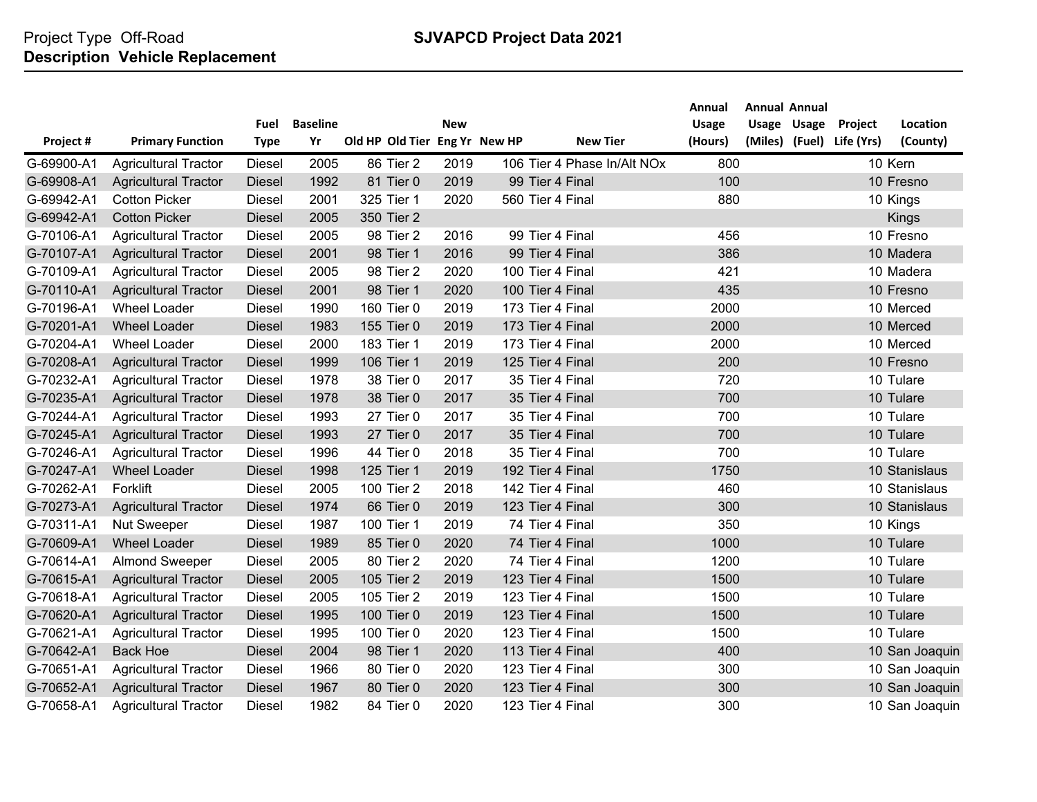Project Type Off-Road
**Description Vehicle Replacement**

**SJVAPCD Project Data 2021**

| Project # | Primary Function | Fuel Type | Baseline Yr | Old HP | Old Tier | New Eng Yr | New HP | New Tier | Annual Usage (Hours) | Annual Usage (Miles) | Annual Usage (Fuel) | Project Life (Yrs) | Location (County) |
|---|---|---|---|---|---|---|---|---|---|---|---|---|---|
| G-69900-A1 | Agricultural Tractor | Diesel | 2005 | 86 | Tier 2 | 2019 | 106 | Tier 4 Phase In/Alt NOx | 800 | | | 10 | Kern |
| G-69908-A1 | Agricultural Tractor | Diesel | 1992 | 81 | Tier 0 | 2019 | 99 | Tier 4 Final | 100 | | | 10 | Fresno |
| G-69942-A1 | Cotton Picker | Diesel | 2001 | 325 | Tier 1 | 2020 | 560 | Tier 4 Final | 880 | | | 10 | Kings |
| G-69942-A1 | Cotton Picker | Diesel | 2005 | 350 | Tier 2 | | | | | | | | Kings |
| G-70106-A1 | Agricultural Tractor | Diesel | 2005 | 98 | Tier 2 | 2016 | 99 | Tier 4 Final | 456 | | | 10 | Fresno |
| G-70107-A1 | Agricultural Tractor | Diesel | 2001 | 98 | Tier 1 | 2016 | 99 | Tier 4 Final | 386 | | | 10 | Madera |
| G-70109-A1 | Agricultural Tractor | Diesel | 2005 | 98 | Tier 2 | 2020 | 100 | Tier 4 Final | 421 | | | 10 | Madera |
| G-70110-A1 | Agricultural Tractor | Diesel | 2001 | 98 | Tier 1 | 2020 | 100 | Tier 4 Final | 435 | | | 10 | Fresno |
| G-70196-A1 | Wheel Loader | Diesel | 1990 | 160 | Tier 0 | 2019 | 173 | Tier 4 Final | 2000 | | | 10 | Merced |
| G-70201-A1 | Wheel Loader | Diesel | 1983 | 155 | Tier 0 | 2019 | 173 | Tier 4 Final | 2000 | | | 10 | Merced |
| G-70204-A1 | Wheel Loader | Diesel | 2000 | 183 | Tier 1 | 2019 | 173 | Tier 4 Final | 2000 | | | 10 | Merced |
| G-70208-A1 | Agricultural Tractor | Diesel | 1999 | 106 | Tier 1 | 2019 | 125 | Tier 4 Final | 200 | | | 10 | Fresno |
| G-70232-A1 | Agricultural Tractor | Diesel | 1978 | 38 | Tier 0 | 2017 | 35 | Tier 4 Final | 720 | | | 10 | Tulare |
| G-70235-A1 | Agricultural Tractor | Diesel | 1978 | 38 | Tier 0 | 2017 | 35 | Tier 4 Final | 700 | | | 10 | Tulare |
| G-70244-A1 | Agricultural Tractor | Diesel | 1993 | 27 | Tier 0 | 2017 | 35 | Tier 4 Final | 700 | | | 10 | Tulare |
| G-70245-A1 | Agricultural Tractor | Diesel | 1993 | 27 | Tier 0 | 2017 | 35 | Tier 4 Final | 700 | | | 10 | Tulare |
| G-70246-A1 | Agricultural Tractor | Diesel | 1996 | 44 | Tier 0 | 2018 | 35 | Tier 4 Final | 700 | | | 10 | Tulare |
| G-70247-A1 | Wheel Loader | Diesel | 1998 | 125 | Tier 1 | 2019 | 192 | Tier 4 Final | 1750 | | | 10 | Stanislaus |
| G-70262-A1 | Forklift | Diesel | 2005 | 100 | Tier 2 | 2018 | 142 | Tier 4 Final | 460 | | | 10 | Stanislaus |
| G-70273-A1 | Agricultural Tractor | Diesel | 1974 | 66 | Tier 0 | 2019 | 123 | Tier 4 Final | 300 | | | 10 | Stanislaus |
| G-70311-A1 | Nut Sweeper | Diesel | 1987 | 100 | Tier 1 | 2019 | 74 | Tier 4 Final | 350 | | | 10 | Kings |
| G-70609-A1 | Wheel Loader | Diesel | 1989 | 85 | Tier 0 | 2020 | 74 | Tier 4 Final | 1000 | | | 10 | Tulare |
| G-70614-A1 | Almond Sweeper | Diesel | 2005 | 80 | Tier 2 | 2020 | 74 | Tier 4 Final | 1200 | | | 10 | Tulare |
| G-70615-A1 | Agricultural Tractor | Diesel | 2005 | 105 | Tier 2 | 2019 | 123 | Tier 4 Final | 1500 | | | 10 | Tulare |
| G-70618-A1 | Agricultural Tractor | Diesel | 2005 | 105 | Tier 2 | 2019 | 123 | Tier 4 Final | 1500 | | | 10 | Tulare |
| G-70620-A1 | Agricultural Tractor | Diesel | 1995 | 100 | Tier 0 | 2019 | 123 | Tier 4 Final | 1500 | | | 10 | Tulare |
| G-70621-A1 | Agricultural Tractor | Diesel | 1995 | 100 | Tier 0 | 2020 | 123 | Tier 4 Final | 1500 | | | 10 | Tulare |
| G-70642-A1 | Back Hoe | Diesel | 2004 | 98 | Tier 1 | 2020 | 113 | Tier 4 Final | 400 | | | 10 | San Joaquin |
| G-70651-A1 | Agricultural Tractor | Diesel | 1966 | 80 | Tier 0 | 2020 | 123 | Tier 4 Final | 300 | | | 10 | San Joaquin |
| G-70652-A1 | Agricultural Tractor | Diesel | 1967 | 80 | Tier 0 | 2020 | 123 | Tier 4 Final | 300 | | | 10 | San Joaquin |
| G-70658-A1 | Agricultural Tractor | Diesel | 1982 | 84 | Tier 0 | 2020 | 123 | Tier 4 Final | 300 | | | 10 | San Joaquin |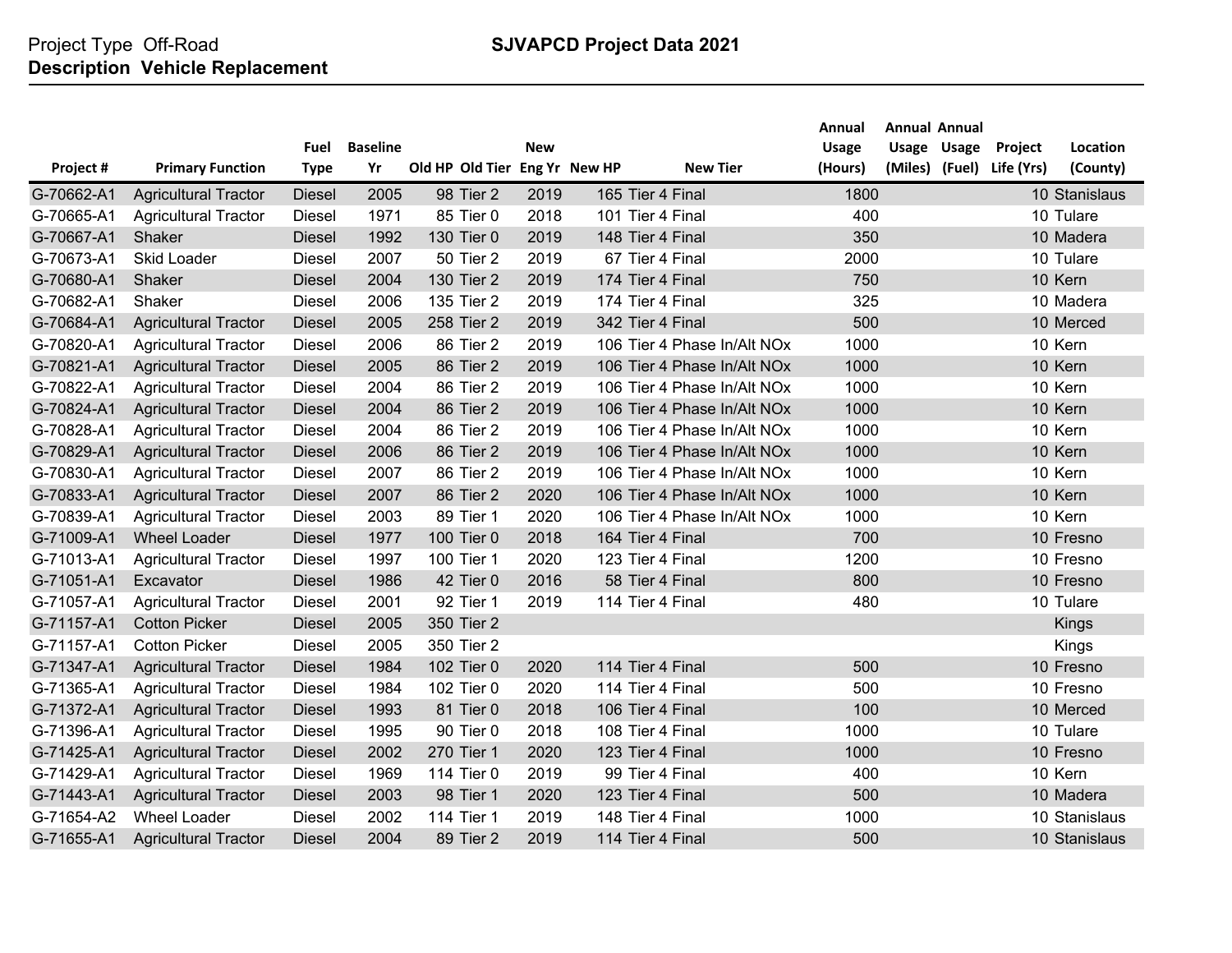Project Type Off-Road

**Description Vehicle Replacement**

**SJVAPCD Project Data 2021**

| Project # | Primary Function | Fuel Type | Baseline Yr | Old HP | Old Tier | New Eng Yr | New HP | New Tier | Annual Usage (Hours) | Annual Usage (Miles) | Annual Usage (Fuel) | Project Life (Yrs) | Location (County) |
|---|---|---|---|---|---|---|---|---|---|---|---|---|---|
| G-70662-A1 | Agricultural Tractor | Diesel | 2005 | 98 | Tier 2 | 2019 | 165 | Tier 4 Final | 1800 | | | 10 | Stanislaus |
| G-70665-A1 | Agricultural Tractor | Diesel | 1971 | 85 | Tier 0 | 2018 | 101 | Tier 4 Final | 400 | | | 10 | Tulare |
| G-70667-A1 | Shaker | Diesel | 1992 | 130 | Tier 0 | 2019 | 148 | Tier 4 Final | 350 | | | 10 | Madera |
| G-70673-A1 | Skid Loader | Diesel | 2007 | 50 | Tier 2 | 2019 | 67 | Tier 4 Final | 2000 | | | 10 | Tulare |
| G-70680-A1 | Shaker | Diesel | 2004 | 130 | Tier 2 | 2019 | 174 | Tier 4 Final | 750 | | | 10 | Kern |
| G-70682-A1 | Shaker | Diesel | 2006 | 135 | Tier 2 | 2019 | 174 | Tier 4 Final | 325 | | | 10 | Madera |
| G-70684-A1 | Agricultural Tractor | Diesel | 2005 | 258 | Tier 2 | 2019 | 342 | Tier 4 Final | 500 | | | 10 | Merced |
| G-70820-A1 | Agricultural Tractor | Diesel | 2006 | 86 | Tier 2 | 2019 | 106 | Tier 4 Phase In/Alt NOx | 1000 | | | 10 | Kern |
| G-70821-A1 | Agricultural Tractor | Diesel | 2005 | 86 | Tier 2 | 2019 | 106 | Tier 4 Phase In/Alt NOx | 1000 | | | 10 | Kern |
| G-70822-A1 | Agricultural Tractor | Diesel | 2004 | 86 | Tier 2 | 2019 | 106 | Tier 4 Phase In/Alt NOx | 1000 | | | 10 | Kern |
| G-70824-A1 | Agricultural Tractor | Diesel | 2004 | 86 | Tier 2 | 2019 | 106 | Tier 4 Phase In/Alt NOx | 1000 | | | 10 | Kern |
| G-70828-A1 | Agricultural Tractor | Diesel | 2004 | 86 | Tier 2 | 2019 | 106 | Tier 4 Phase In/Alt NOx | 1000 | | | 10 | Kern |
| G-70829-A1 | Agricultural Tractor | Diesel | 2006 | 86 | Tier 2 | 2019 | 106 | Tier 4 Phase In/Alt NOx | 1000 | | | 10 | Kern |
| G-70830-A1 | Agricultural Tractor | Diesel | 2007 | 86 | Tier 2 | 2019 | 106 | Tier 4 Phase In/Alt NOx | 1000 | | | 10 | Kern |
| G-70833-A1 | Agricultural Tractor | Diesel | 2007 | 86 | Tier 2 | 2020 | 106 | Tier 4 Phase In/Alt NOx | 1000 | | | 10 | Kern |
| G-70839-A1 | Agricultural Tractor | Diesel | 2003 | 89 | Tier 1 | 2020 | 106 | Tier 4 Phase In/Alt NOx | 1000 | | | 10 | Kern |
| G-71009-A1 | Wheel Loader | Diesel | 1977 | 100 | Tier 0 | 2018 | 164 | Tier 4 Final | 700 | | | 10 | Fresno |
| G-71013-A1 | Agricultural Tractor | Diesel | 1997 | 100 | Tier 1 | 2020 | 123 | Tier 4 Final | 1200 | | | 10 | Fresno |
| G-71051-A1 | Excavator | Diesel | 1986 | 42 | Tier 0 | 2016 | 58 | Tier 4 Final | 800 | | | 10 | Fresno |
| G-71057-A1 | Agricultural Tractor | Diesel | 2001 | 92 | Tier 1 | 2019 | 114 | Tier 4 Final | 480 | | | 10 | Tulare |
| G-71157-A1 | Cotton Picker | Diesel | 2005 | 350 | Tier 2 | | | | | | | | Kings |
| G-71157-A1 | Cotton Picker | Diesel | 2005 | 350 | Tier 2 | | | | | | | | Kings |
| G-71347-A1 | Agricultural Tractor | Diesel | 1984 | 102 | Tier 0 | 2020 | 114 | Tier 4 Final | 500 | | | 10 | Fresno |
| G-71365-A1 | Agricultural Tractor | Diesel | 1984 | 102 | Tier 0 | 2020 | 114 | Tier 4 Final | 500 | | | 10 | Fresno |
| G-71372-A1 | Agricultural Tractor | Diesel | 1993 | 81 | Tier 0 | 2018 | 106 | Tier 4 Final | 100 | | | 10 | Merced |
| G-71396-A1 | Agricultural Tractor | Diesel | 1995 | 90 | Tier 0 | 2018 | 108 | Tier 4 Final | 1000 | | | 10 | Tulare |
| G-71425-A1 | Agricultural Tractor | Diesel | 2002 | 270 | Tier 1 | 2020 | 123 | Tier 4 Final | 1000 | | | 10 | Fresno |
| G-71429-A1 | Agricultural Tractor | Diesel | 1969 | 114 | Tier 0 | 2019 | 99 | Tier 4 Final | 400 | | | 10 | Kern |
| G-71443-A1 | Agricultural Tractor | Diesel | 2003 | 98 | Tier 1 | 2020 | 123 | Tier 4 Final | 500 | | | 10 | Madera |
| G-71654-A2 | Wheel Loader | Diesel | 2002 | 114 | Tier 1 | 2019 | 148 | Tier 4 Final | 1000 | | | 10 | Stanislaus |
| G-71655-A1 | Agricultural Tractor | Diesel | 2004 | 89 | Tier 2 | 2019 | 114 | Tier 4 Final | 500 | | | 10 | Stanislaus |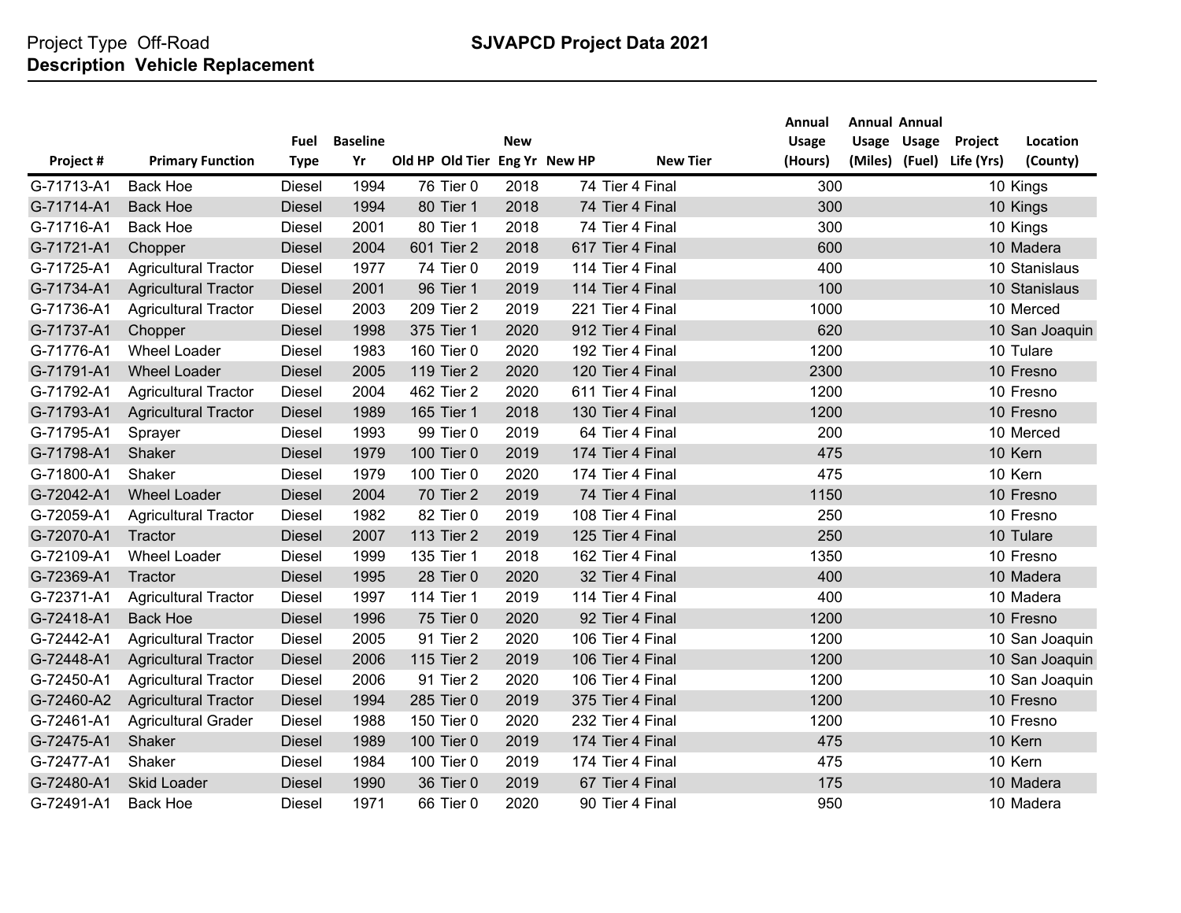Project Type Off-Road

**Description Vehicle Replacement**

**SJVAPCD Project Data 2021**

| Project # | Primary Function | Fuel Type | Baseline Yr | Old HP | Old Tier | New Eng Yr | New HP | New Tier | Annual Usage (Hours) | Annual Usage (Miles) | Annual Usage (Fuel) | Project Life (Yrs) | Location (County) |
|---|---|---|---|---|---|---|---|---|---|---|---|---|---|
| G-71713-A1 | Back Hoe | Diesel | 1994 | 76 | Tier 0 | 2018 | 74 | Tier 4 Final | 300 | | | 10 | Kings |
| G-71714-A1 | Back Hoe | Diesel | 1994 | 80 | Tier 1 | 2018 | 74 | Tier 4 Final | 300 | | | 10 | Kings |
| G-71716-A1 | Back Hoe | Diesel | 2001 | 80 | Tier 1 | 2018 | 74 | Tier 4 Final | 300 | | | 10 | Kings |
| G-71721-A1 | Chopper | Diesel | 2004 | 601 | Tier 2 | 2018 | 617 | Tier 4 Final | 600 | | | 10 | Madera |
| G-71725-A1 | Agricultural Tractor | Diesel | 1977 | 74 | Tier 0 | 2019 | 114 | Tier 4 Final | 400 | | | 10 | Stanislaus |
| G-71734-A1 | Agricultural Tractor | Diesel | 2001 | 96 | Tier 1 | 2019 | 114 | Tier 4 Final | 100 | | | 10 | Stanislaus |
| G-71736-A1 | Agricultural Tractor | Diesel | 2003 | 209 | Tier 2 | 2019 | 221 | Tier 4 Final | 1000 | | | 10 | Merced |
| G-71737-A1 | Chopper | Diesel | 1998 | 375 | Tier 1 | 2020 | 912 | Tier 4 Final | 620 | | | 10 | San Joaquin |
| G-71776-A1 | Wheel Loader | Diesel | 1983 | 160 | Tier 0 | 2020 | 192 | Tier 4 Final | 1200 | | | 10 | Tulare |
| G-71791-A1 | Wheel Loader | Diesel | 2005 | 119 | Tier 2 | 2020 | 120 | Tier 4 Final | 2300 | | | 10 | Fresno |
| G-71792-A1 | Agricultural Tractor | Diesel | 2004 | 462 | Tier 2 | 2020 | 611 | Tier 4 Final | 1200 | | | 10 | Fresno |
| G-71793-A1 | Agricultural Tractor | Diesel | 1989 | 165 | Tier 1 | 2018 | 130 | Tier 4 Final | 1200 | | | 10 | Fresno |
| G-71795-A1 | Sprayer | Diesel | 1993 | 99 | Tier 0 | 2019 | 64 | Tier 4 Final | 200 | | | 10 | Merced |
| G-71798-A1 | Shaker | Diesel | 1979 | 100 | Tier 0 | 2019 | 174 | Tier 4 Final | 475 | | | 10 | Kern |
| G-71800-A1 | Shaker | Diesel | 1979 | 100 | Tier 0 | 2020 | 174 | Tier 4 Final | 475 | | | 10 | Kern |
| G-72042-A1 | Wheel Loader | Diesel | 2004 | 70 | Tier 2 | 2019 | 74 | Tier 4 Final | 1150 | | | 10 | Fresno |
| G-72059-A1 | Agricultural Tractor | Diesel | 1982 | 82 | Tier 0 | 2019 | 108 | Tier 4 Final | 250 | | | 10 | Fresno |
| G-72070-A1 | Tractor | Diesel | 2007 | 113 | Tier 2 | 2019 | 125 | Tier 4 Final | 250 | | | 10 | Tulare |
| G-72109-A1 | Wheel Loader | Diesel | 1999 | 135 | Tier 1 | 2018 | 162 | Tier 4 Final | 1350 | | | 10 | Fresno |
| G-72369-A1 | Tractor | Diesel | 1995 | 28 | Tier 0 | 2020 | 32 | Tier 4 Final | 400 | | | 10 | Madera |
| G-72371-A1 | Agricultural Tractor | Diesel | 1997 | 114 | Tier 1 | 2019 | 114 | Tier 4 Final | 400 | | | 10 | Madera |
| G-72418-A1 | Back Hoe | Diesel | 1996 | 75 | Tier 0 | 2020 | 92 | Tier 4 Final | 1200 | | | 10 | Fresno |
| G-72442-A1 | Agricultural Tractor | Diesel | 2005 | 91 | Tier 2 | 2020 | 106 | Tier 4 Final | 1200 | | | 10 | San Joaquin |
| G-72448-A1 | Agricultural Tractor | Diesel | 2006 | 115 | Tier 2 | 2019 | 106 | Tier 4 Final | 1200 | | | 10 | San Joaquin |
| G-72450-A1 | Agricultural Tractor | Diesel | 2006 | 91 | Tier 2 | 2020 | 106 | Tier 4 Final | 1200 | | | 10 | San Joaquin |
| G-72460-A2 | Agricultural Tractor | Diesel | 1994 | 285 | Tier 0 | 2019 | 375 | Tier 4 Final | 1200 | | | 10 | Fresno |
| G-72461-A1 | Agricultural Grader | Diesel | 1988 | 150 | Tier 0 | 2020 | 232 | Tier 4 Final | 1200 | | | 10 | Fresno |
| G-72475-A1 | Shaker | Diesel | 1989 | 100 | Tier 0 | 2019 | 174 | Tier 4 Final | 475 | | | 10 | Kern |
| G-72477-A1 | Shaker | Diesel | 1984 | 100 | Tier 0 | 2019 | 174 | Tier 4 Final | 475 | | | 10 | Kern |
| G-72480-A1 | Skid Loader | Diesel | 1990 | 36 | Tier 0 | 2019 | 67 | Tier 4 Final | 175 | | | 10 | Madera |
| G-72491-A1 | Back Hoe | Diesel | 1971 | 66 | Tier 0 | 2020 | 90 | Tier 4 Final | 950 | | | 10 | Madera |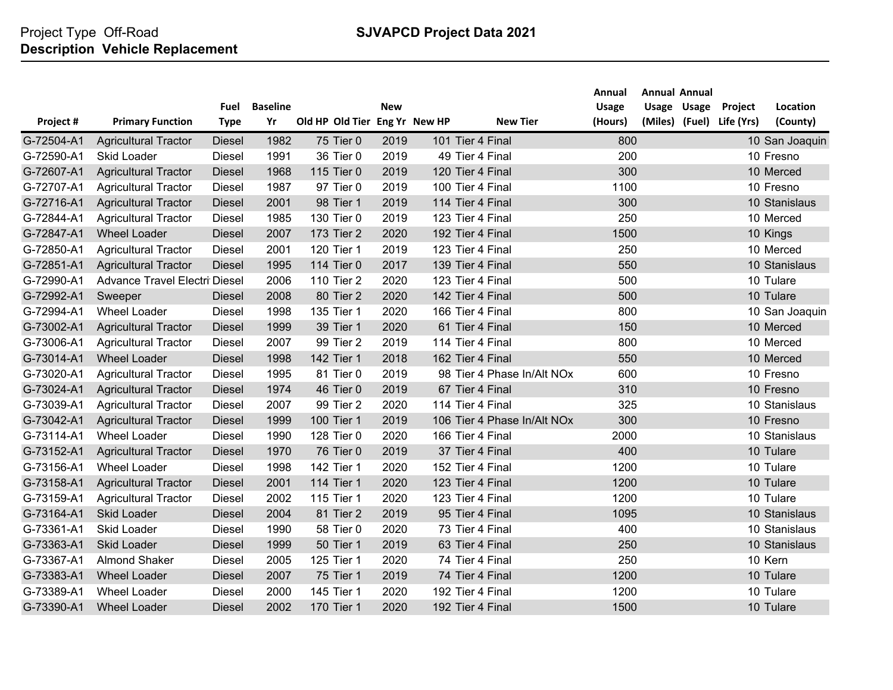Project Type Off-Road

**SJVAPCD Project Data 2021**

**Description Vehicle Replacement**

| Project # | Primary Function | Fuel Type | Baseline Yr | Old HP | Old Tier | New Eng Yr | New HP | New Tier | Annual Usage (Hours) | Annual Usage (Miles) | Annual Usage (Fuel) | Project Life (Yrs) | Location (County) |
|---|---|---|---|---|---|---|---|---|---|---|---|---|---|
| G-72504-A1 | Agricultural Tractor | Diesel | 1982 | 75 | Tier 0 | 2019 | 101 | Tier 4 Final | 800 | | | 10 | San Joaquin |
| G-72590-A1 | Skid Loader | Diesel | 1991 | 36 | Tier 0 | 2019 | 49 | Tier 4 Final | 200 | | | 10 | Fresno |
| G-72607-A1 | Agricultural Tractor | Diesel | 1968 | 115 | Tier 0 | 2019 | 120 | Tier 4 Final | 300 | | | 10 | Merced |
| G-72707-A1 | Agricultural Tractor | Diesel | 1987 | 97 | Tier 0 | 2019 | 100 | Tier 4 Final | 1100 | | | 10 | Fresno |
| G-72716-A1 | Agricultural Tractor | Diesel | 2001 | 98 | Tier 1 | 2019 | 114 | Tier 4 Final | 300 | | | 10 | Stanislaus |
| G-72844-A1 | Agricultural Tractor | Diesel | 1985 | 130 | Tier 0 | 2019 | 123 | Tier 4 Final | 250 | | | 10 | Merced |
| G-72847-A1 | Wheel Loader | Diesel | 2007 | 173 | Tier 2 | 2020 | 192 | Tier 4 Final | 1500 | | | 10 | Kings |
| G-72850-A1 | Agricultural Tractor | Diesel | 2001 | 120 | Tier 1 | 2019 | 123 | Tier 4 Final | 250 | | | 10 | Merced |
| G-72851-A1 | Agricultural Tractor | Diesel | 1995 | 114 | Tier 0 | 2017 | 139 | Tier 4 Final | 550 | | | 10 | Stanislaus |
| G-72990-A1 | Advance Travel Electri | Diesel | 2006 | 110 | Tier 2 | 2020 | 123 | Tier 4 Final | 500 | | | 10 | Tulare |
| G-72992-A1 | Sweeper | Diesel | 2008 | 80 | Tier 2 | 2020 | 142 | Tier 4 Final | 500 | | | 10 | Tulare |
| G-72994-A1 | Wheel Loader | Diesel | 1998 | 135 | Tier 1 | 2020 | 166 | Tier 4 Final | 800 | | | 10 | San Joaquin |
| G-73002-A1 | Agricultural Tractor | Diesel | 1999 | 39 | Tier 1 | 2020 | 61 | Tier 4 Final | 150 | | | 10 | Merced |
| G-73006-A1 | Agricultural Tractor | Diesel | 2007 | 99 | Tier 2 | 2019 | 114 | Tier 4 Final | 800 | | | 10 | Merced |
| G-73014-A1 | Wheel Loader | Diesel | 1998 | 142 | Tier 1 | 2018 | 162 | Tier 4 Final | 550 | | | 10 | Merced |
| G-73020-A1 | Agricultural Tractor | Diesel | 1995 | 81 | Tier 0 | 2019 | 98 | Tier 4 Phase In/Alt NOx | 600 | | | 10 | Fresno |
| G-73024-A1 | Agricultural Tractor | Diesel | 1974 | 46 | Tier 0 | 2019 | 67 | Tier 4 Final | 310 | | | 10 | Fresno |
| G-73039-A1 | Agricultural Tractor | Diesel | 2007 | 99 | Tier 2 | 2020 | 114 | Tier 4 Final | 325 | | | 10 | Stanislaus |
| G-73042-A1 | Agricultural Tractor | Diesel | 1999 | 100 | Tier 1 | 2019 | 106 | Tier 4 Phase In/Alt NOx | 300 | | | 10 | Fresno |
| G-73114-A1 | Wheel Loader | Diesel | 1990 | 128 | Tier 0 | 2020 | 166 | Tier 4 Final | 2000 | | | 10 | Stanislaus |
| G-73152-A1 | Agricultural Tractor | Diesel | 1970 | 76 | Tier 0 | 2019 | 37 | Tier 4 Final | 400 | | | 10 | Tulare |
| G-73156-A1 | Wheel Loader | Diesel | 1998 | 142 | Tier 1 | 2020 | 152 | Tier 4 Final | 1200 | | | 10 | Tulare |
| G-73158-A1 | Agricultural Tractor | Diesel | 2001 | 114 | Tier 1 | 2020 | 123 | Tier 4 Final | 1200 | | | 10 | Tulare |
| G-73159-A1 | Agricultural Tractor | Diesel | 2002 | 115 | Tier 1 | 2020 | 123 | Tier 4 Final | 1200 | | | 10 | Tulare |
| G-73164-A1 | Skid Loader | Diesel | 2004 | 81 | Tier 2 | 2019 | 95 | Tier 4 Final | 1095 | | | 10 | Stanislaus |
| G-73361-A1 | Skid Loader | Diesel | 1990 | 58 | Tier 0 | 2020 | 73 | Tier 4 Final | 400 | | | 10 | Stanislaus |
| G-73363-A1 | Skid Loader | Diesel | 1999 | 50 | Tier 1 | 2019 | 63 | Tier 4 Final | 250 | | | 10 | Stanislaus |
| G-73367-A1 | Almond Shaker | Diesel | 2005 | 125 | Tier 1 | 2020 | 74 | Tier 4 Final | 250 | | | 10 | Kern |
| G-73383-A1 | Wheel Loader | Diesel | 2007 | 75 | Tier 1 | 2019 | 74 | Tier 4 Final | 1200 | | | 10 | Tulare |
| G-73389-A1 | Wheel Loader | Diesel | 2000 | 145 | Tier 1 | 2020 | 192 | Tier 4 Final | 1200 | | | 10 | Tulare |
| G-73390-A1 | Wheel Loader | Diesel | 2002 | 170 | Tier 1 | 2020 | 192 | Tier 4 Final | 1500 | | | 10 | Tulare |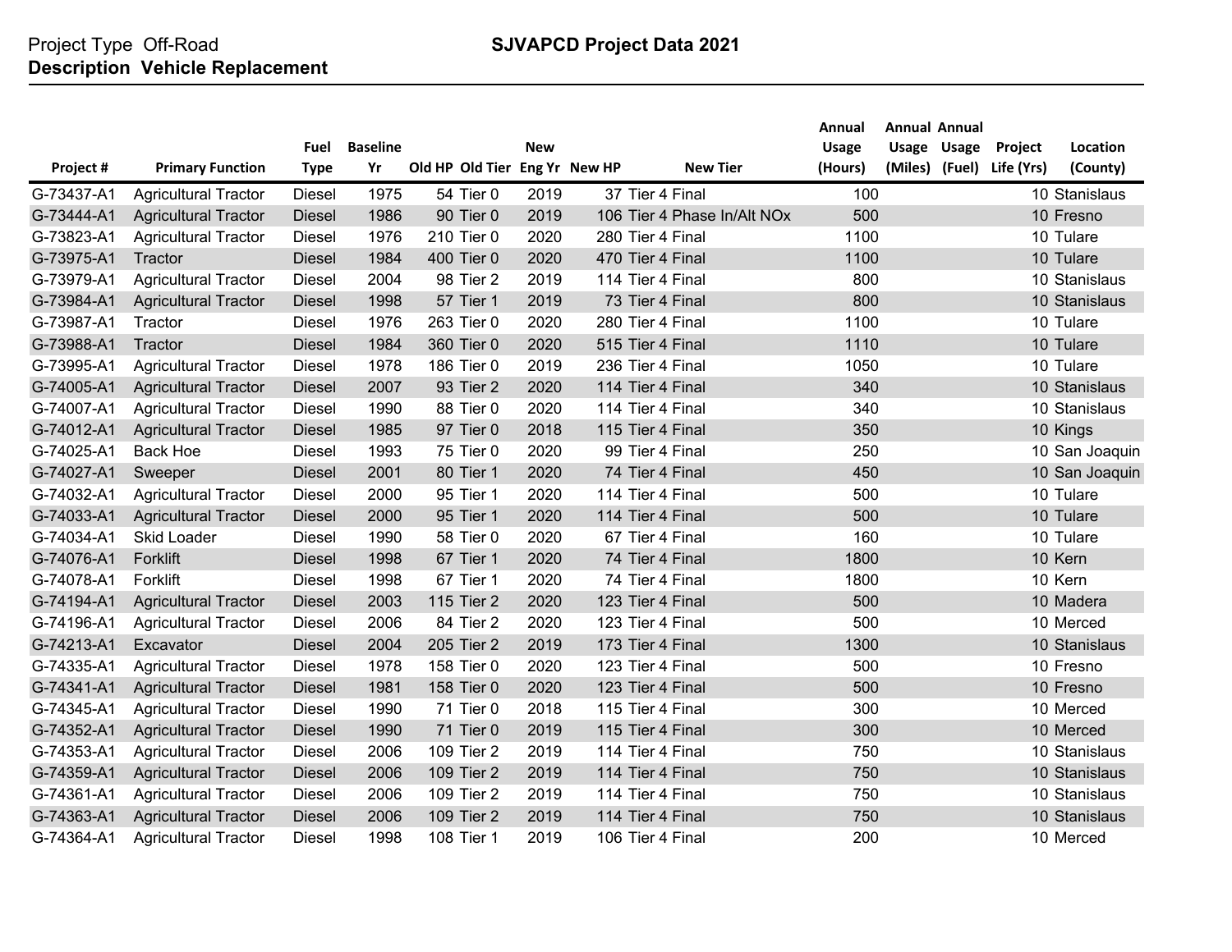Project Type Off-Road **SJVAPCD Project Data 2021**

**Description Vehicle Replacement**

| Project # | Primary Function | Fuel Type | Baseline Yr | Old HP | Old Tier | New Eng Yr | New HP | New Tier | Annual Usage (Hours) | Annual Usage (Miles) | Annual Usage (Fuel) | Project Life (Yrs) | Location (County) |
|---|---|---|---|---|---|---|---|---|---|---|---|---|---|
| G-73437-A1 | Agricultural Tractor | Diesel | 1975 | 54 | Tier 0 | 2019 | 37 | Tier 4 Final | 100 | | | 10 | Stanislaus |
| G-73444-A1 | Agricultural Tractor | Diesel | 1986 | 90 | Tier 0 | 2019 | 106 | Tier 4 Phase In/Alt NOx | 500 | | | 10 | Fresno |
| G-73823-A1 | Agricultural Tractor | Diesel | 1976 | 210 | Tier 0 | 2020 | 280 | Tier 4 Final | 1100 | | | 10 | Tulare |
| G-73975-A1 | Tractor | Diesel | 1984 | 400 | Tier 0 | 2020 | 470 | Tier 4 Final | 1100 | | | 10 | Tulare |
| G-73979-A1 | Agricultural Tractor | Diesel | 2004 | 98 | Tier 2 | 2019 | 114 | Tier 4 Final | 800 | | | 10 | Stanislaus |
| G-73984-A1 | Agricultural Tractor | Diesel | 1998 | 57 | Tier 1 | 2019 | 73 | Tier 4 Final | 800 | | | 10 | Stanislaus |
| G-73987-A1 | Tractor | Diesel | 1976 | 263 | Tier 0 | 2020 | 280 | Tier 4 Final | 1100 | | | 10 | Tulare |
| G-73988-A1 | Tractor | Diesel | 1984 | 360 | Tier 0 | 2020 | 515 | Tier 4 Final | 1110 | | | 10 | Tulare |
| G-73995-A1 | Agricultural Tractor | Diesel | 1978 | 186 | Tier 0 | 2019 | 236 | Tier 4 Final | 1050 | | | 10 | Tulare |
| G-74005-A1 | Agricultural Tractor | Diesel | 2007 | 93 | Tier 2 | 2020 | 114 | Tier 4 Final | 340 | | | 10 | Stanislaus |
| G-74007-A1 | Agricultural Tractor | Diesel | 1990 | 88 | Tier 0 | 2020 | 114 | Tier 4 Final | 340 | | | 10 | Stanislaus |
| G-74012-A1 | Agricultural Tractor | Diesel | 1985 | 97 | Tier 0 | 2018 | 115 | Tier 4 Final | 350 | | | 10 | Kings |
| G-74025-A1 | Back Hoe | Diesel | 1993 | 75 | Tier 0 | 2020 | 99 | Tier 4 Final | 250 | | | 10 | San Joaquin |
| G-74027-A1 | Sweeper | Diesel | 2001 | 80 | Tier 1 | 2020 | 74 | Tier 4 Final | 450 | | | 10 | San Joaquin |
| G-74032-A1 | Agricultural Tractor | Diesel | 2000 | 95 | Tier 1 | 2020 | 114 | Tier 4 Final | 500 | | | 10 | Tulare |
| G-74033-A1 | Agricultural Tractor | Diesel | 2000 | 95 | Tier 1 | 2020 | 114 | Tier 4 Final | 500 | | | 10 | Tulare |
| G-74034-A1 | Skid Loader | Diesel | 1990 | 58 | Tier 0 | 2020 | 67 | Tier 4 Final | 160 | | | 10 | Tulare |
| G-74076-A1 | Forklift | Diesel | 1998 | 67 | Tier 1 | 2020 | 74 | Tier 4 Final | 1800 | | | 10 | Kern |
| G-74078-A1 | Forklift | Diesel | 1998 | 67 | Tier 1 | 2020 | 74 | Tier 4 Final | 1800 | | | 10 | Kern |
| G-74194-A1 | Agricultural Tractor | Diesel | 2003 | 115 | Tier 2 | 2020 | 123 | Tier 4 Final | 500 | | | 10 | Madera |
| G-74196-A1 | Agricultural Tractor | Diesel | 2006 | 84 | Tier 2 | 2020 | 123 | Tier 4 Final | 500 | | | 10 | Merced |
| G-74213-A1 | Excavator | Diesel | 2004 | 205 | Tier 2 | 2019 | 173 | Tier 4 Final | 1300 | | | 10 | Stanislaus |
| G-74335-A1 | Agricultural Tractor | Diesel | 1978 | 158 | Tier 0 | 2020 | 123 | Tier 4 Final | 500 | | | 10 | Fresno |
| G-74341-A1 | Agricultural Tractor | Diesel | 1981 | 158 | Tier 0 | 2020 | 123 | Tier 4 Final | 500 | | | 10 | Fresno |
| G-74345-A1 | Agricultural Tractor | Diesel | 1990 | 71 | Tier 0 | 2018 | 115 | Tier 4 Final | 300 | | | 10 | Merced |
| G-74352-A1 | Agricultural Tractor | Diesel | 1990 | 71 | Tier 0 | 2019 | 115 | Tier 4 Final | 300 | | | 10 | Merced |
| G-74353-A1 | Agricultural Tractor | Diesel | 2006 | 109 | Tier 2 | 2019 | 114 | Tier 4 Final | 750 | | | 10 | Stanislaus |
| G-74359-A1 | Agricultural Tractor | Diesel | 2006 | 109 | Tier 2 | 2019 | 114 | Tier 4 Final | 750 | | | 10 | Stanislaus |
| G-74361-A1 | Agricultural Tractor | Diesel | 2006 | 109 | Tier 2 | 2019 | 114 | Tier 4 Final | 750 | | | 10 | Stanislaus |
| G-74363-A1 | Agricultural Tractor | Diesel | 2006 | 109 | Tier 2 | 2019 | 114 | Tier 4 Final | 750 | | | 10 | Stanislaus |
| G-74364-A1 | Agricultural Tractor | Diesel | 1998 | 108 | Tier 1 | 2019 | 106 | Tier 4 Final | 200 | | | 10 | Merced |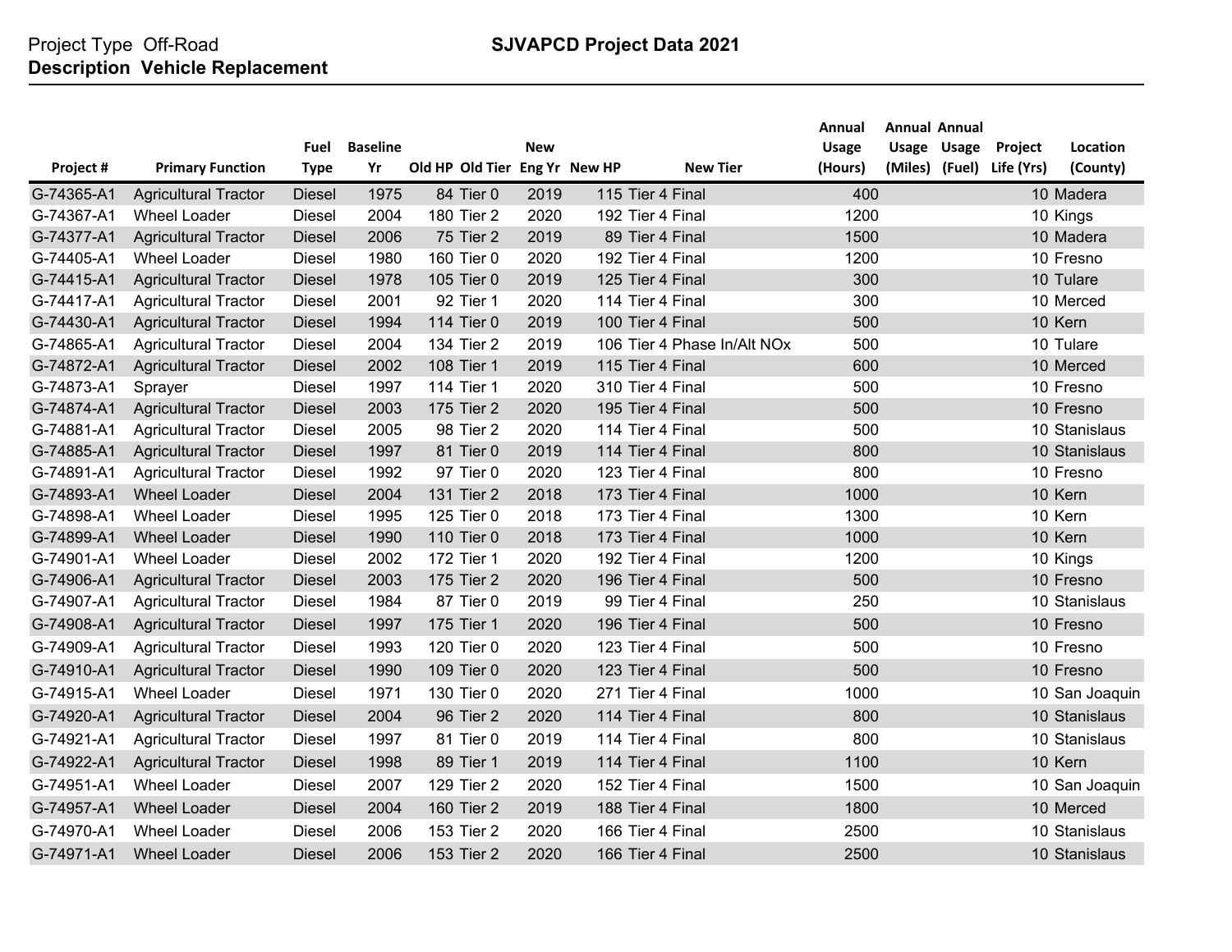Project Type Off-Road

**Description Vehicle Replacement**

**SJVAPCD Project Data 2021**

| Project # | Primary Function | Fuel Type | Baseline Yr | Old HP | Old Tier | New Eng Yr | New HP | New Tier | Annual Usage (Hours) | Annual Usage (Miles) | Annual Usage (Fuel) | Project Life (Yrs) | Location (County) |
|---|---|---|---|---|---|---|---|---|---|---|---|---|---|
| G-74365-A1 | Agricultural Tractor | Diesel | 1975 | 84 | Tier 0 | 2019 | 115 | Tier 4 Final | 400 | | | 10 | Madera |
| G-74367-A1 | Wheel Loader | Diesel | 2004 | 180 | Tier 2 | 2020 | 192 | Tier 4 Final | 1200 | | | 10 | Kings |
| G-74377-A1 | Agricultural Tractor | Diesel | 2006 | 75 | Tier 2 | 2019 | 89 | Tier 4 Final | 1500 | | | 10 | Madera |
| G-74405-A1 | Wheel Loader | Diesel | 1980 | 160 | Tier 0 | 2020 | 192 | Tier 4 Final | 1200 | | | 10 | Fresno |
| G-74415-A1 | Agricultural Tractor | Diesel | 1978 | 105 | Tier 0 | 2019 | 125 | Tier 4 Final | 300 | | | 10 | Tulare |
| G-74417-A1 | Agricultural Tractor | Diesel | 2001 | 92 | Tier 1 | 2020 | 114 | Tier 4 Final | 300 | | | 10 | Merced |
| G-74430-A1 | Agricultural Tractor | Diesel | 1994 | 114 | Tier 0 | 2019 | 100 | Tier 4 Final | 500 | | | 10 | Kern |
| G-74865-A1 | Agricultural Tractor | Diesel | 2004 | 134 | Tier 2 | 2019 | 106 | Tier 4 Phase In/Alt NOx | 500 | | | 10 | Tulare |
| G-74872-A1 | Agricultural Tractor | Diesel | 2002 | 108 | Tier 1 | 2019 | 115 | Tier 4 Final | 600 | | | 10 | Merced |
| G-74873-A1 | Sprayer | Diesel | 1997 | 114 | Tier 1 | 2020 | 310 | Tier 4 Final | 500 | | | 10 | Fresno |
| G-74874-A1 | Agricultural Tractor | Diesel | 2003 | 175 | Tier 2 | 2020 | 195 | Tier 4 Final | 500 | | | 10 | Fresno |
| G-74881-A1 | Agricultural Tractor | Diesel | 2005 | 98 | Tier 2 | 2020 | 114 | Tier 4 Final | 500 | | | 10 | Stanislaus |
| G-74885-A1 | Agricultural Tractor | Diesel | 1997 | 81 | Tier 0 | 2019 | 114 | Tier 4 Final | 800 | | | 10 | Stanislaus |
| G-74891-A1 | Agricultural Tractor | Diesel | 1992 | 97 | Tier 0 | 2020 | 123 | Tier 4 Final | 800 | | | 10 | Fresno |
| G-74893-A1 | Wheel Loader | Diesel | 2004 | 131 | Tier 2 | 2018 | 173 | Tier 4 Final | 1000 | | | 10 | Kern |
| G-74898-A1 | Wheel Loader | Diesel | 1995 | 125 | Tier 0 | 2018 | 173 | Tier 4 Final | 1300 | | | 10 | Kern |
| G-74899-A1 | Wheel Loader | Diesel | 1990 | 110 | Tier 0 | 2018 | 173 | Tier 4 Final | 1000 | | | 10 | Kern |
| G-74901-A1 | Wheel Loader | Diesel | 2002 | 172 | Tier 1 | 2020 | 192 | Tier 4 Final | 1200 | | | 10 | Kings |
| G-74906-A1 | Agricultural Tractor | Diesel | 2003 | 175 | Tier 2 | 2020 | 196 | Tier 4 Final | 500 | | | 10 | Fresno |
| G-74907-A1 | Agricultural Tractor | Diesel | 1984 | 87 | Tier 0 | 2019 | 99 | Tier 4 Final | 250 | | | 10 | Stanislaus |
| G-74908-A1 | Agricultural Tractor | Diesel | 1997 | 175 | Tier 1 | 2020 | 196 | Tier 4 Final | 500 | | | 10 | Fresno |
| G-74909-A1 | Agricultural Tractor | Diesel | 1993 | 120 | Tier 0 | 2020 | 123 | Tier 4 Final | 500 | | | 10 | Fresno |
| G-74910-A1 | Agricultural Tractor | Diesel | 1990 | 109 | Tier 0 | 2020 | 123 | Tier 4 Final | 500 | | | 10 | Fresno |
| G-74915-A1 | Wheel Loader | Diesel | 1971 | 130 | Tier 0 | 2020 | 271 | Tier 4 Final | 1000 | | | 10 | San Joaquin |
| G-74920-A1 | Agricultural Tractor | Diesel | 2004 | 96 | Tier 2 | 2020 | 114 | Tier 4 Final | 800 | | | 10 | Stanislaus |
| G-74921-A1 | Agricultural Tractor | Diesel | 1997 | 81 | Tier 0 | 2019 | 114 | Tier 4 Final | 800 | | | 10 | Stanislaus |
| G-74922-A1 | Agricultural Tractor | Diesel | 1998 | 89 | Tier 1 | 2019 | 114 | Tier 4 Final | 1100 | | | 10 | Kern |
| G-74951-A1 | Wheel Loader | Diesel | 2007 | 129 | Tier 2 | 2020 | 152 | Tier 4 Final | 1500 | | | 10 | San Joaquin |
| G-74957-A1 | Wheel Loader | Diesel | 2004 | 160 | Tier 2 | 2019 | 188 | Tier 4 Final | 1800 | | | 10 | Merced |
| G-74970-A1 | Wheel Loader | Diesel | 2006 | 153 | Tier 2 | 2020 | 166 | Tier 4 Final | 2500 | | | 10 | Stanislaus |
| G-74971-A1 | Wheel Loader | Diesel | 2006 | 153 | Tier 2 | 2020 | 166 | Tier 4 Final | 2500 | | | 10 | Stanislaus |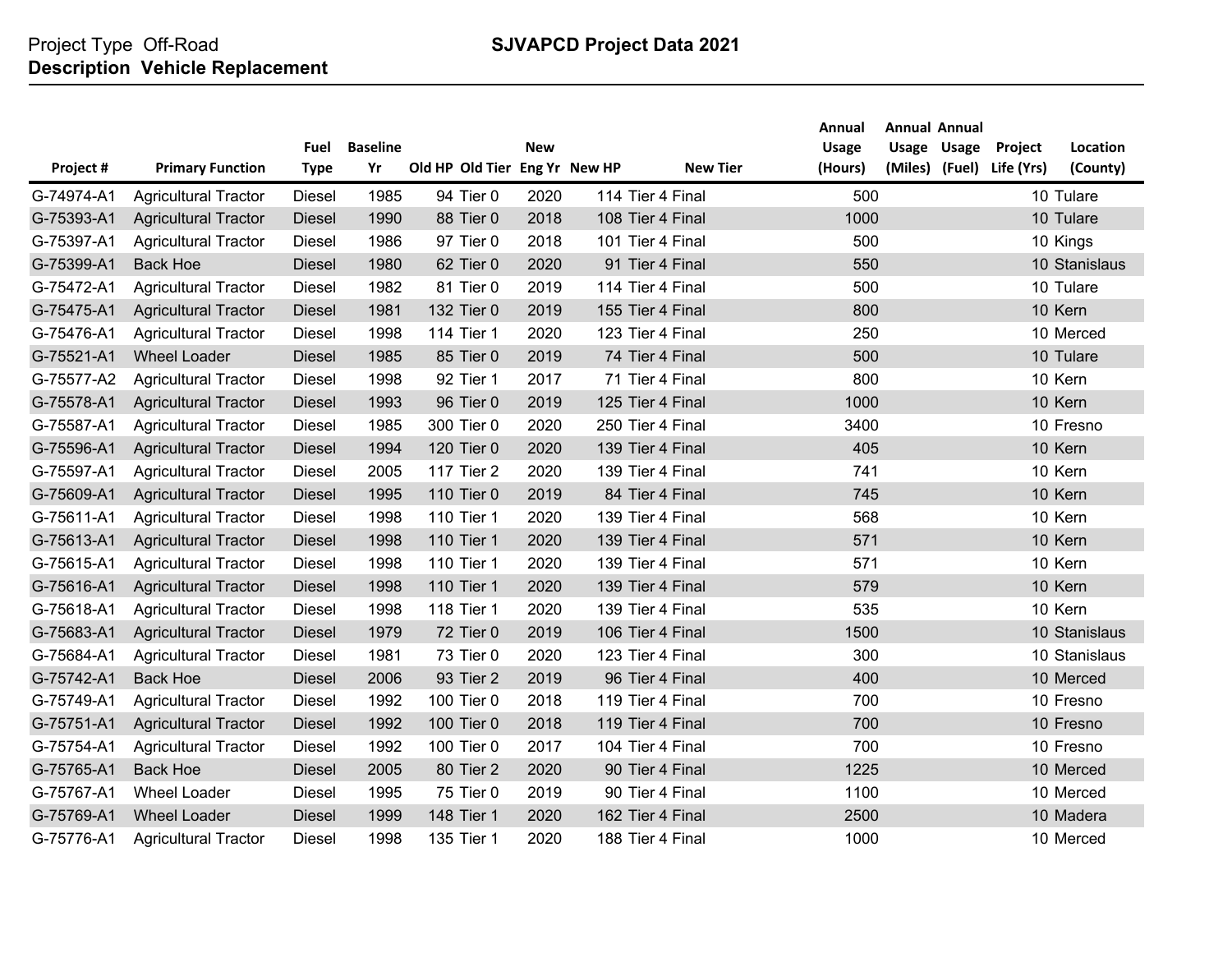Project Type Off-Road

**Description Vehicle Replacement**

**SJVAPCD Project Data 2021**

| Project # | Primary Function | Fuel Type | Baseline Yr | Old HP | Old Tier | New Eng Yr | New HP | New Tier | Annual Usage (Hours) | Annual Usage (Miles) | Annual Usage (Fuel) | Project Life (Yrs) | Location (County) |
|---|---|---|---|---|---|---|---|---|---|---|---|---|---|
| G-74974-A1 | Agricultural Tractor | Diesel | 1985 | 94 | Tier 0 | 2020 | 114 | Tier 4 Final | 500 | | | 10 | Tulare |
| G-75393-A1 | Agricultural Tractor | Diesel | 1990 | 88 | Tier 0 | 2018 | 108 | Tier 4 Final | 1000 | | | 10 | Tulare |
| G-75397-A1 | Agricultural Tractor | Diesel | 1986 | 97 | Tier 0 | 2018 | 101 | Tier 4 Final | 500 | | | 10 | Kings |
| G-75399-A1 | Back Hoe | Diesel | 1980 | 62 | Tier 0 | 2020 | 91 | Tier 4 Final | 550 | | | 10 | Stanislaus |
| G-75472-A1 | Agricultural Tractor | Diesel | 1982 | 81 | Tier 0 | 2019 | 114 | Tier 4 Final | 500 | | | 10 | Tulare |
| G-75475-A1 | Agricultural Tractor | Diesel | 1981 | 132 | Tier 0 | 2019 | 155 | Tier 4 Final | 800 | | | 10 | Kern |
| G-75476-A1 | Agricultural Tractor | Diesel | 1998 | 114 | Tier 1 | 2020 | 123 | Tier 4 Final | 250 | | | 10 | Merced |
| G-75521-A1 | Wheel Loader | Diesel | 1985 | 85 | Tier 0 | 2019 | 74 | Tier 4 Final | 500 | | | 10 | Tulare |
| G-75577-A2 | Agricultural Tractor | Diesel | 1998 | 92 | Tier 1 | 2017 | 71 | Tier 4 Final | 800 | | | 10 | Kern |
| G-75578-A1 | Agricultural Tractor | Diesel | 1993 | 96 | Tier 0 | 2019 | 125 | Tier 4 Final | 1000 | | | 10 | Kern |
| G-75587-A1 | Agricultural Tractor | Diesel | 1985 | 300 | Tier 0 | 2020 | 250 | Tier 4 Final | 3400 | | | 10 | Fresno |
| G-75596-A1 | Agricultural Tractor | Diesel | 1994 | 120 | Tier 0 | 2020 | 139 | Tier 4 Final | 405 | | | 10 | Kern |
| G-75597-A1 | Agricultural Tractor | Diesel | 2005 | 117 | Tier 2 | 2020 | 139 | Tier 4 Final | 741 | | | 10 | Kern |
| G-75609-A1 | Agricultural Tractor | Diesel | 1995 | 110 | Tier 0 | 2019 | 84 | Tier 4 Final | 745 | | | 10 | Kern |
| G-75611-A1 | Agricultural Tractor | Diesel | 1998 | 110 | Tier 1 | 2020 | 139 | Tier 4 Final | 568 | | | 10 | Kern |
| G-75613-A1 | Agricultural Tractor | Diesel | 1998 | 110 | Tier 1 | 2020 | 139 | Tier 4 Final | 571 | | | 10 | Kern |
| G-75615-A1 | Agricultural Tractor | Diesel | 1998 | 110 | Tier 1 | 2020 | 139 | Tier 4 Final | 571 | | | 10 | Kern |
| G-75616-A1 | Agricultural Tractor | Diesel | 1998 | 110 | Tier 1 | 2020 | 139 | Tier 4 Final | 579 | | | 10 | Kern |
| G-75618-A1 | Agricultural Tractor | Diesel | 1998 | 118 | Tier 1 | 2020 | 139 | Tier 4 Final | 535 | | | 10 | Kern |
| G-75683-A1 | Agricultural Tractor | Diesel | 1979 | 72 | Tier 0 | 2019 | 106 | Tier 4 Final | 1500 | | | 10 | Stanislaus |
| G-75684-A1 | Agricultural Tractor | Diesel | 1981 | 73 | Tier 0 | 2020 | 123 | Tier 4 Final | 300 | | | 10 | Stanislaus |
| G-75742-A1 | Back Hoe | Diesel | 2006 | 93 | Tier 2 | 2019 | 96 | Tier 4 Final | 400 | | | 10 | Merced |
| G-75749-A1 | Agricultural Tractor | Diesel | 1992 | 100 | Tier 0 | 2018 | 119 | Tier 4 Final | 700 | | | 10 | Fresno |
| G-75751-A1 | Agricultural Tractor | Diesel | 1992 | 100 | Tier 0 | 2018 | 119 | Tier 4 Final | 700 | | | 10 | Fresno |
| G-75754-A1 | Agricultural Tractor | Diesel | 1992 | 100 | Tier 0 | 2017 | 104 | Tier 4 Final | 700 | | | 10 | Fresno |
| G-75765-A1 | Back Hoe | Diesel | 2005 | 80 | Tier 2 | 2020 | 90 | Tier 4 Final | 1225 | | | 10 | Merced |
| G-75767-A1 | Wheel Loader | Diesel | 1995 | 75 | Tier 0 | 2019 | 90 | Tier 4 Final | 1100 | | | 10 | Merced |
| G-75769-A1 | Wheel Loader | Diesel | 1999 | 148 | Tier 1 | 2020 | 162 | Tier 4 Final | 2500 | | | 10 | Madera |
| G-75776-A1 | Agricultural Tractor | Diesel | 1998 | 135 | Tier 1 | 2020 | 188 | Tier 4 Final | 1000 | | | 10 | Merced |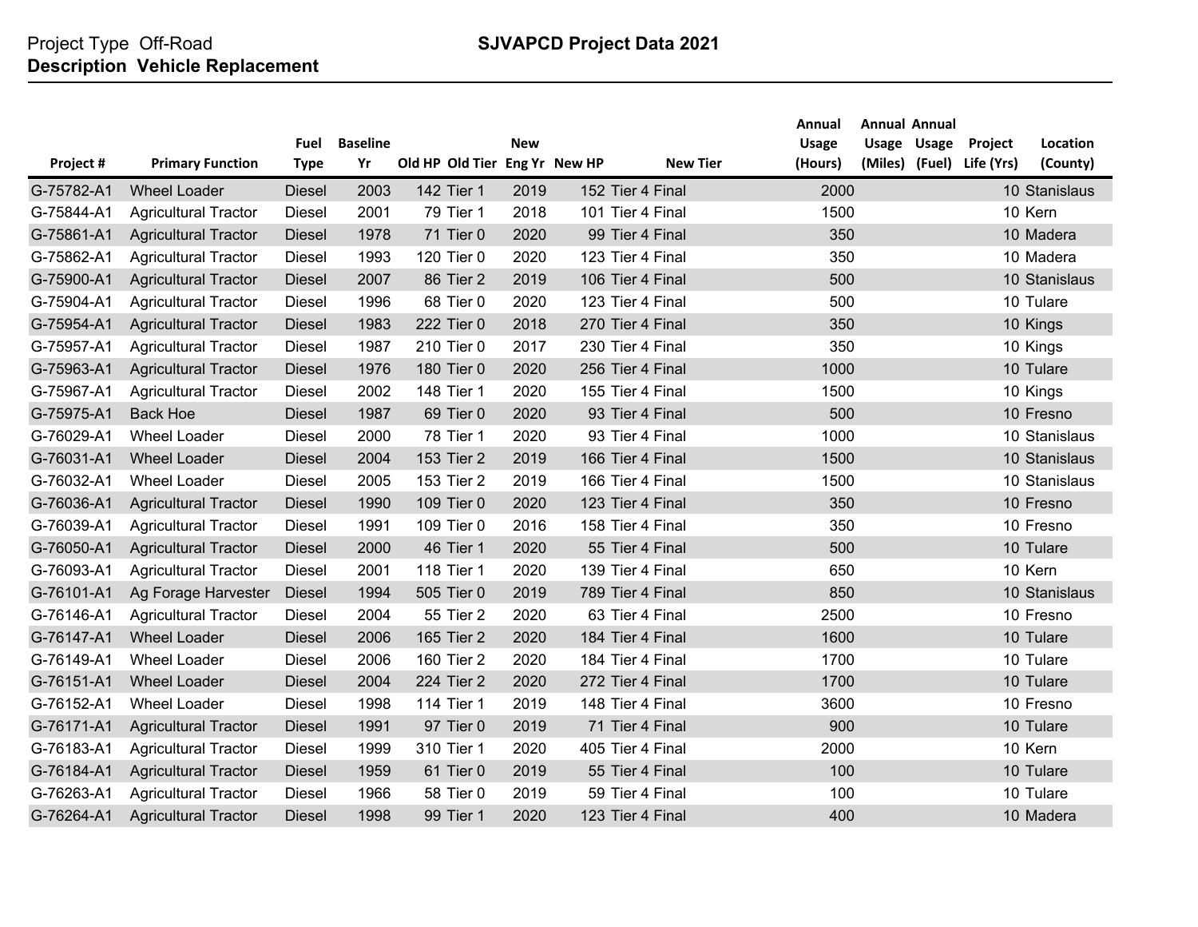Project Type Off-Road

**Description Vehicle Replacement**

## SJVAPCD Project Data 2021

| Project # | Primary Function | Fuel Type | Baseline Yr | Old HP | Old Tier | New Eng Yr | New HP | New Tier | Annual Usage (Hours) | Annual Usage (Miles) | Annual Usage (Fuel) | Project Life (Yrs) | Location (County) |
|---|---|---|---|---|---|---|---|---|---|---|---|---|---|
| G-75782-A1 | Wheel Loader | Diesel | 2003 | 142 | Tier 1 | 2019 | 152 | Tier 4 Final | 2000 | | | 10 | Stanislaus |
| G-75844-A1 | Agricultural Tractor | Diesel | 2001 | 79 | Tier 1 | 2018 | 101 | Tier 4 Final | 1500 | | | 10 | Kern |
| G-75861-A1 | Agricultural Tractor | Diesel | 1978 | 71 | Tier 0 | 2020 | 99 | Tier 4 Final | 350 | | | 10 | Madera |
| G-75862-A1 | Agricultural Tractor | Diesel | 1993 | 120 | Tier 0 | 2020 | 123 | Tier 4 Final | 350 | | | 10 | Madera |
| G-75900-A1 | Agricultural Tractor | Diesel | 2007 | 86 | Tier 2 | 2019 | 106 | Tier 4 Final | 500 | | | 10 | Stanislaus |
| G-75904-A1 | Agricultural Tractor | Diesel | 1996 | 68 | Tier 0 | 2020 | 123 | Tier 4 Final | 500 | | | 10 | Tulare |
| G-75954-A1 | Agricultural Tractor | Diesel | 1983 | 222 | Tier 0 | 2018 | 270 | Tier 4 Final | 350 | | | 10 | Kings |
| G-75957-A1 | Agricultural Tractor | Diesel | 1987 | 210 | Tier 0 | 2017 | 230 | Tier 4 Final | 350 | | | 10 | Kings |
| G-75963-A1 | Agricultural Tractor | Diesel | 1976 | 180 | Tier 0 | 2020 | 256 | Tier 4 Final | 1000 | | | 10 | Tulare |
| G-75967-A1 | Agricultural Tractor | Diesel | 2002 | 148 | Tier 1 | 2020 | 155 | Tier 4 Final | 1500 | | | 10 | Kings |
| G-75975-A1 | Back Hoe | Diesel | 1987 | 69 | Tier 0 | 2020 | 93 | Tier 4 Final | 500 | | | 10 | Fresno |
| G-76029-A1 | Wheel Loader | Diesel | 2000 | 78 | Tier 1 | 2020 | 93 | Tier 4 Final | 1000 | | | 10 | Stanislaus |
| G-76031-A1 | Wheel Loader | Diesel | 2004 | 153 | Tier 2 | 2019 | 166 | Tier 4 Final | 1500 | | | 10 | Stanislaus |
| G-76032-A1 | Wheel Loader | Diesel | 2005 | 153 | Tier 2 | 2019 | 166 | Tier 4 Final | 1500 | | | 10 | Stanislaus |
| G-76036-A1 | Agricultural Tractor | Diesel | 1990 | 109 | Tier 0 | 2020 | 123 | Tier 4 Final | 350 | | | 10 | Fresno |
| G-76039-A1 | Agricultural Tractor | Diesel | 1991 | 109 | Tier 0 | 2016 | 158 | Tier 4 Final | 350 | | | 10 | Fresno |
| G-76050-A1 | Agricultural Tractor | Diesel | 2000 | 46 | Tier 1 | 2020 | 55 | Tier 4 Final | 500 | | | 10 | Tulare |
| G-76093-A1 | Agricultural Tractor | Diesel | 2001 | 118 | Tier 1 | 2020 | 139 | Tier 4 Final | 650 | | | 10 | Kern |
| G-76101-A1 | Ag Forage Harvester | Diesel | 1994 | 505 | Tier 0 | 2019 | 789 | Tier 4 Final | 850 | | | 10 | Stanislaus |
| G-76146-A1 | Agricultural Tractor | Diesel | 2004 | 55 | Tier 2 | 2020 | 63 | Tier 4 Final | 2500 | | | 10 | Fresno |
| G-76147-A1 | Wheel Loader | Diesel | 2006 | 165 | Tier 2 | 2020 | 184 | Tier 4 Final | 1600 | | | 10 | Tulare |
| G-76149-A1 | Wheel Loader | Diesel | 2006 | 160 | Tier 2 | 2020 | 184 | Tier 4 Final | 1700 | | | 10 | Tulare |
| G-76151-A1 | Wheel Loader | Diesel | 2004 | 224 | Tier 2 | 2020 | 272 | Tier 4 Final | 1700 | | | 10 | Tulare |
| G-76152-A1 | Wheel Loader | Diesel | 1998 | 114 | Tier 1 | 2019 | 148 | Tier 4 Final | 3600 | | | 10 | Fresno |
| G-76171-A1 | Agricultural Tractor | Diesel | 1991 | 97 | Tier 0 | 2019 | 71 | Tier 4 Final | 900 | | | 10 | Tulare |
| G-76183-A1 | Agricultural Tractor | Diesel | 1999 | 310 | Tier 1 | 2020 | 405 | Tier 4 Final | 2000 | | | 10 | Kern |
| G-76184-A1 | Agricultural Tractor | Diesel | 1959 | 61 | Tier 0 | 2019 | 55 | Tier 4 Final | 100 | | | 10 | Tulare |
| G-76263-A1 | Agricultural Tractor | Diesel | 1966 | 58 | Tier 0 | 2019 | 59 | Tier 4 Final | 100 | | | 10 | Tulare |
| G-76264-A1 | Agricultural Tractor | Diesel | 1998 | 99 | Tier 1 | 2020 | 123 | Tier 4 Final | 400 | | | 10 | Madera |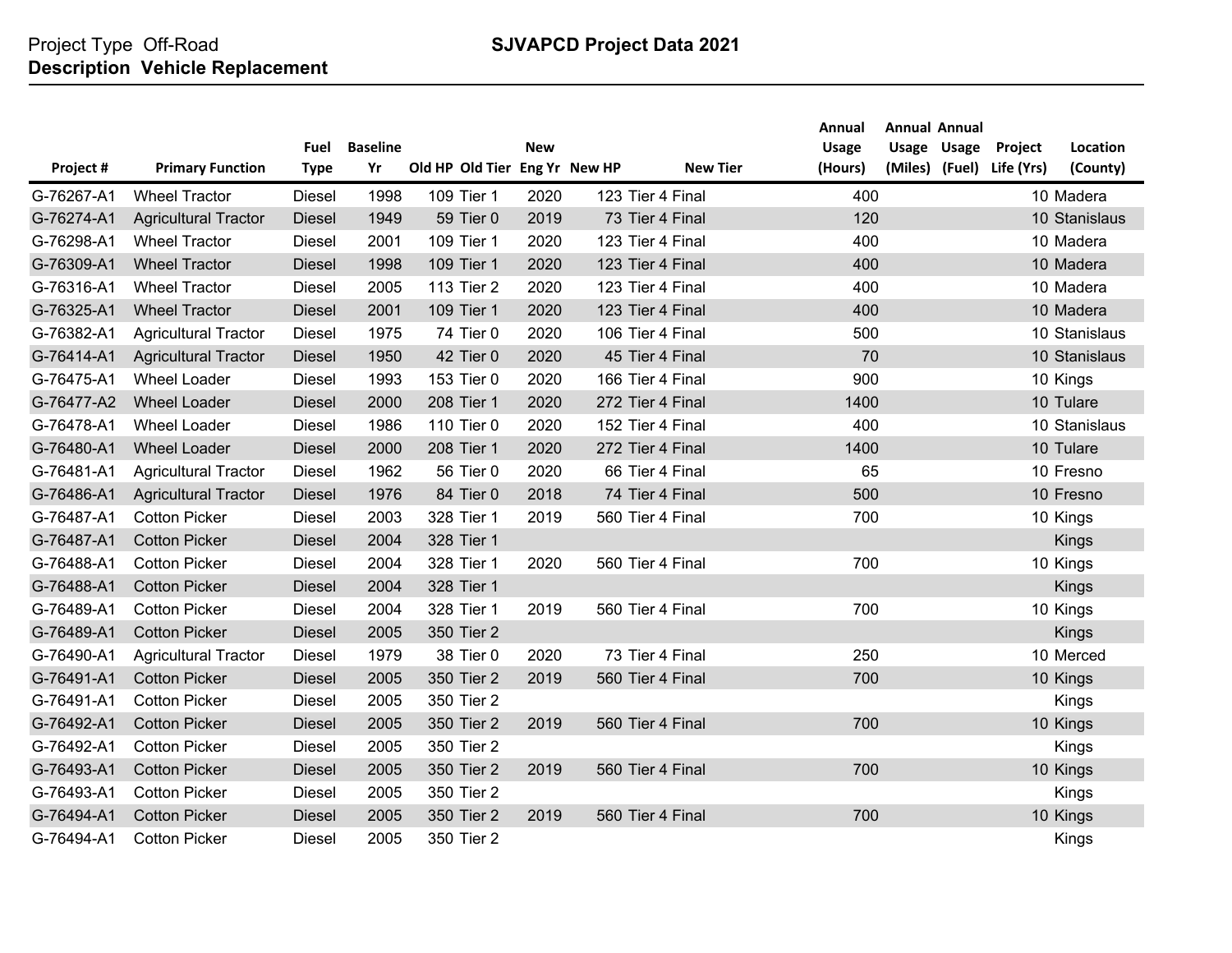Project Type Off-Road

**Description Vehicle Replacement**

**SJVAPCD Project Data 2021**

| Project # | Primary Function | Fuel Type | Baseline Yr | Old HP | Old Tier | New Eng Yr | New HP | New Tier | Annual Usage (Hours) | Annual Usage (Miles) | Annual Usage (Fuel) | Project Life (Yrs) | Location (County) |
|---|---|---|---|---|---|---|---|---|---|---|---|---|---|
| G-76267-A1 | Wheel Tractor | Diesel | 1998 | 109 | Tier 1 | 2020 | 123 | Tier 4 Final | 400 | | | 10 | Madera |
| G-76274-A1 | Agricultural Tractor | Diesel | 1949 | 59 | Tier 0 | 2019 | 73 | Tier 4 Final | 120 | | | 10 | Stanislaus |
| G-76298-A1 | Wheel Tractor | Diesel | 2001 | 109 | Tier 1 | 2020 | 123 | Tier 4 Final | 400 | | | 10 | Madera |
| G-76309-A1 | Wheel Tractor | Diesel | 1998 | 109 | Tier 1 | 2020 | 123 | Tier 4 Final | 400 | | | 10 | Madera |
| G-76316-A1 | Wheel Tractor | Diesel | 2005 | 113 | Tier 2 | 2020 | 123 | Tier 4 Final | 400 | | | 10 | Madera |
| G-76325-A1 | Wheel Tractor | Diesel | 2001 | 109 | Tier 1 | 2020 | 123 | Tier 4 Final | 400 | | | 10 | Madera |
| G-76382-A1 | Agricultural Tractor | Diesel | 1975 | 74 | Tier 0 | 2020 | 106 | Tier 4 Final | 500 | | | 10 | Stanislaus |
| G-76414-A1 | Agricultural Tractor | Diesel | 1950 | 42 | Tier 0 | 2020 | 45 | Tier 4 Final | 70 | | | 10 | Stanislaus |
| G-76475-A1 | Wheel Loader | Diesel | 1993 | 153 | Tier 0 | 2020 | 166 | Tier 4 Final | 900 | | | 10 | Kings |
| G-76477-A2 | Wheel Loader | Diesel | 2000 | 208 | Tier 1 | 2020 | 272 | Tier 4 Final | 1400 | | | 10 | Tulare |
| G-76478-A1 | Wheel Loader | Diesel | 1986 | 110 | Tier 0 | 2020 | 152 | Tier 4 Final | 400 | | | 10 | Stanislaus |
| G-76480-A1 | Wheel Loader | Diesel | 2000 | 208 | Tier 1 | 2020 | 272 | Tier 4 Final | 1400 | | | 10 | Tulare |
| G-76481-A1 | Agricultural Tractor | Diesel | 1962 | 56 | Tier 0 | 2020 | 66 | Tier 4 Final | 65 | | | 10 | Fresno |
| G-76486-A1 | Agricultural Tractor | Diesel | 1976 | 84 | Tier 0 | 2018 | 74 | Tier 4 Final | 500 | | | 10 | Fresno |
| G-76487-A1 | Cotton Picker | Diesel | 2003 | 328 | Tier 1 | 2019 | 560 | Tier 4 Final | 700 | | | 10 | Kings |
| G-76487-A1 | Cotton Picker | Diesel | 2004 | 328 | Tier 1 | | | | | | | | Kings |
| G-76488-A1 | Cotton Picker | Diesel | 2004 | 328 | Tier 1 | 2020 | 560 | Tier 4 Final | 700 | | | 10 | Kings |
| G-76488-A1 | Cotton Picker | Diesel | 2004 | 328 | Tier 1 | | | | | | | | Kings |
| G-76489-A1 | Cotton Picker | Diesel | 2004 | 328 | Tier 1 | 2019 | 560 | Tier 4 Final | 700 | | | 10 | Kings |
| G-76489-A1 | Cotton Picker | Diesel | 2005 | 350 | Tier 2 | | | | | | | | Kings |
| G-76490-A1 | Agricultural Tractor | Diesel | 1979 | 38 | Tier 0 | 2020 | 73 | Tier 4 Final | 250 | | | 10 | Merced |
| G-76491-A1 | Cotton Picker | Diesel | 2005 | 350 | Tier 2 | 2019 | 560 | Tier 4 Final | 700 | | | 10 | Kings |
| G-76491-A1 | Cotton Picker | Diesel | 2005 | 350 | Tier 2 | | | | | | | | Kings |
| G-76492-A1 | Cotton Picker | Diesel | 2005 | 350 | Tier 2 | 2019 | 560 | Tier 4 Final | 700 | | | 10 | Kings |
| G-76492-A1 | Cotton Picker | Diesel | 2005 | 350 | Tier 2 | | | | | | | | Kings |
| G-76493-A1 | Cotton Picker | Diesel | 2005 | 350 | Tier 2 | 2019 | 560 | Tier 4 Final | 700 | | | 10 | Kings |
| G-76493-A1 | Cotton Picker | Diesel | 2005 | 350 | Tier 2 | | | | | | | | Kings |
| G-76494-A1 | Cotton Picker | Diesel | 2005 | 350 | Tier 2 | 2019 | 560 | Tier 4 Final | 700 | | | 10 | Kings |
| G-76494-A1 | Cotton Picker | Diesel | 2005 | 350 | Tier 2 | | | | | | | | Kings |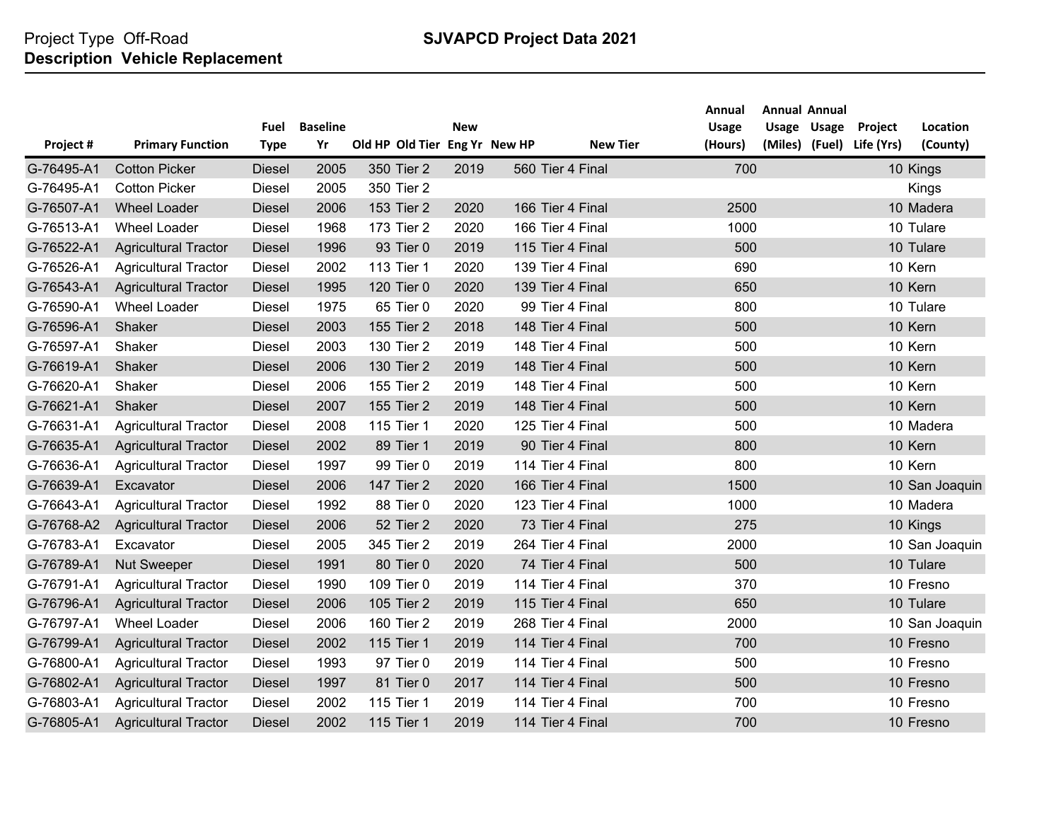Project Type Off-Road

**Description Vehicle Replacement**

**SJVAPCD Project Data 2021**

| Project # | Primary Function | Fuel Type | Baseline Yr | Old HP | Old Tier | New Eng Yr | New HP | New Tier | Annual Usage (Hours) | Annual Usage (Miles) | Annual Usage (Fuel) | Project Life (Yrs) | Location (County) |
|---|---|---|---|---|---|---|---|---|---|---|---|---|---|
| G-76495-A1 | Cotton Picker | Diesel | 2005 | 350 | Tier 2 | 2019 | 560 | Tier 4 Final | 700 | | | 10 | Kings |
| G-76495-A1 | Cotton Picker | Diesel | 2005 | 350 | Tier 2 | | | | | | | | Kings |
| G-76507-A1 | Wheel Loader | Diesel | 2006 | 153 | Tier 2 | 2020 | 166 | Tier 4 Final | 2500 | | | 10 | Madera |
| G-76513-A1 | Wheel Loader | Diesel | 1968 | 173 | Tier 2 | 2020 | 166 | Tier 4 Final | 1000 | | | 10 | Tulare |
| G-76522-A1 | Agricultural Tractor | Diesel | 1996 | 93 | Tier 0 | 2019 | 115 | Tier 4 Final | 500 | | | 10 | Tulare |
| G-76526-A1 | Agricultural Tractor | Diesel | 2002 | 113 | Tier 1 | 2020 | 139 | Tier 4 Final | 690 | | | 10 | Kern |
| G-76543-A1 | Agricultural Tractor | Diesel | 1995 | 120 | Tier 0 | 2020 | 139 | Tier 4 Final | 650 | | | 10 | Kern |
| G-76590-A1 | Wheel Loader | Diesel | 1975 | 65 | Tier 0 | 2020 | 99 | Tier 4 Final | 800 | | | 10 | Tulare |
| G-76596-A1 | Shaker | Diesel | 2003 | 155 | Tier 2 | 2018 | 148 | Tier 4 Final | 500 | | | 10 | Kern |
| G-76597-A1 | Shaker | Diesel | 2003 | 130 | Tier 2 | 2019 | 148 | Tier 4 Final | 500 | | | 10 | Kern |
| G-76619-A1 | Shaker | Diesel | 2006 | 130 | Tier 2 | 2019 | 148 | Tier 4 Final | 500 | | | 10 | Kern |
| G-76620-A1 | Shaker | Diesel | 2006 | 155 | Tier 2 | 2019 | 148 | Tier 4 Final | 500 | | | 10 | Kern |
| G-76621-A1 | Shaker | Diesel | 2007 | 155 | Tier 2 | 2019 | 148 | Tier 4 Final | 500 | | | 10 | Kern |
| G-76631-A1 | Agricultural Tractor | Diesel | 2008 | 115 | Tier 1 | 2020 | 125 | Tier 4 Final | 500 | | | 10 | Madera |
| G-76635-A1 | Agricultural Tractor | Diesel | 2002 | 89 | Tier 1 | 2019 | 90 | Tier 4 Final | 800 | | | 10 | Kern |
| G-76636-A1 | Agricultural Tractor | Diesel | 1997 | 99 | Tier 0 | 2019 | 114 | Tier 4 Final | 800 | | | 10 | Kern |
| G-76639-A1 | Excavator | Diesel | 2006 | 147 | Tier 2 | 2020 | 166 | Tier 4 Final | 1500 | | | 10 | San Joaquin |
| G-76643-A1 | Agricultural Tractor | Diesel | 1992 | 88 | Tier 0 | 2020 | 123 | Tier 4 Final | 1000 | | | 10 | Madera |
| G-76768-A2 | Agricultural Tractor | Diesel | 2006 | 52 | Tier 2 | 2020 | 73 | Tier 4 Final | 275 | | | 10 | Kings |
| G-76783-A1 | Excavator | Diesel | 2005 | 345 | Tier 2 | 2019 | 264 | Tier 4 Final | 2000 | | | 10 | San Joaquin |
| G-76789-A1 | Nut Sweeper | Diesel | 1991 | 80 | Tier 0 | 2020 | 74 | Tier 4 Final | 500 | | | 10 | Tulare |
| G-76791-A1 | Agricultural Tractor | Diesel | 1990 | 109 | Tier 0 | 2019 | 114 | Tier 4 Final | 370 | | | 10 | Fresno |
| G-76796-A1 | Agricultural Tractor | Diesel | 2006 | 105 | Tier 2 | 2019 | 115 | Tier 4 Final | 650 | | | 10 | Tulare |
| G-76797-A1 | Wheel Loader | Diesel | 2006 | 160 | Tier 2 | 2019 | 268 | Tier 4 Final | 2000 | | | 10 | San Joaquin |
| G-76799-A1 | Agricultural Tractor | Diesel | 2002 | 115 | Tier 1 | 2019 | 114 | Tier 4 Final | 700 | | | 10 | Fresno |
| G-76800-A1 | Agricultural Tractor | Diesel | 1993 | 97 | Tier 0 | 2019 | 114 | Tier 4 Final | 500 | | | 10 | Fresno |
| G-76802-A1 | Agricultural Tractor | Diesel | 1997 | 81 | Tier 0 | 2017 | 114 | Tier 4 Final | 500 | | | 10 | Fresno |
| G-76803-A1 | Agricultural Tractor | Diesel | 2002 | 115 | Tier 1 | 2019 | 114 | Tier 4 Final | 700 | | | 10 | Fresno |
| G-76805-A1 | Agricultural Tractor | Diesel | 2002 | 115 | Tier 1 | 2019 | 114 | Tier 4 Final | 700 | | | 10 | Fresno |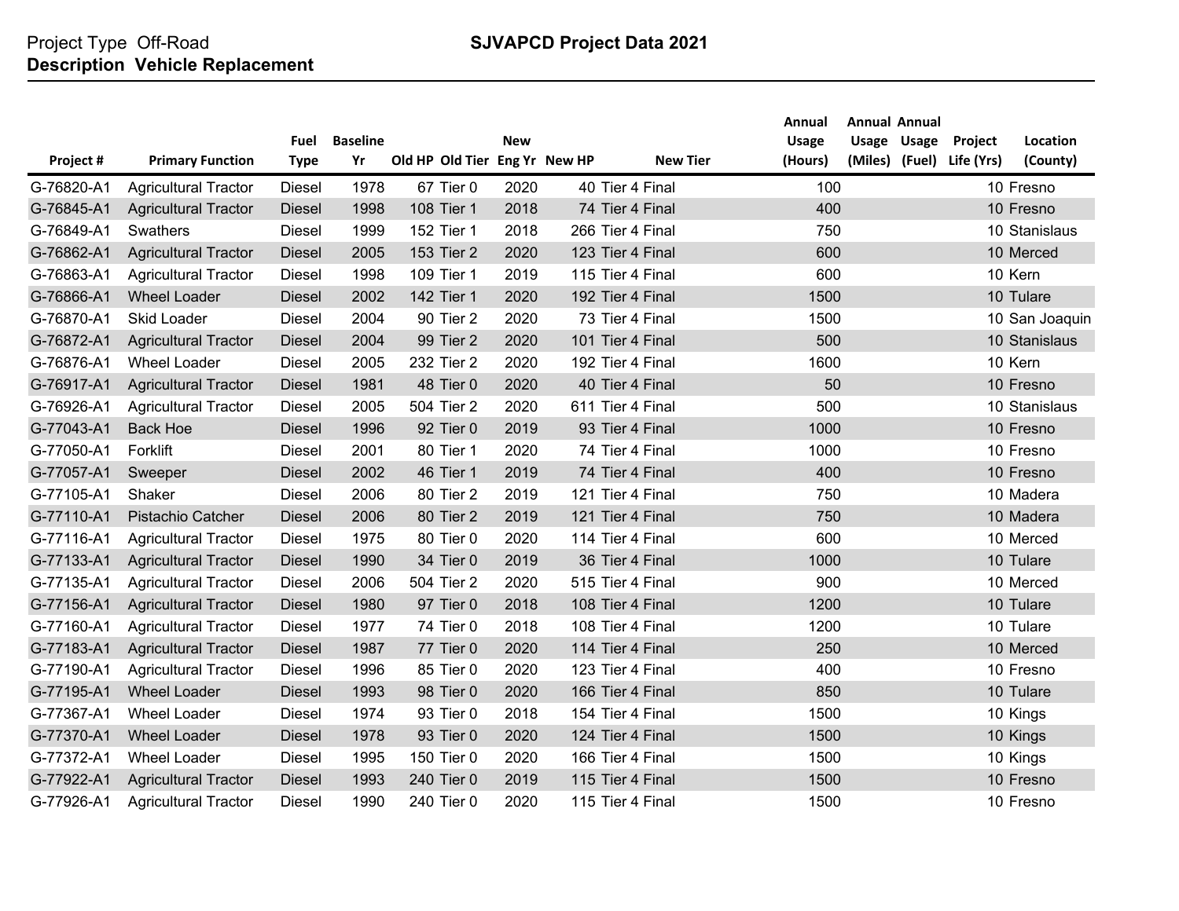Project Type Off-Road

**Description Vehicle Replacement**

**SJVAPCD Project Data 2021**

| Project # | Primary Function | Fuel Type | Baseline Yr | Old HP | Old Tier | New Eng Yr | New HP | New Tier | Annual Usage (Hours) | Annual Usage (Miles) | Annual Usage (Fuel) | Project Life (Yrs) | Location (County) |
|---|---|---|---|---|---|---|---|---|---|---|---|---|---|
| G-76820-A1 | Agricultural Tractor | Diesel | 1978 | 67 | Tier 0 | 2020 | 40 | Tier 4 Final | 100 | | | 10 | Fresno |
| G-76845-A1 | Agricultural Tractor | Diesel | 1998 | 108 | Tier 1 | 2018 | 74 | Tier 4 Final | 400 | | | 10 | Fresno |
| G-76849-A1 | Swathers | Diesel | 1999 | 152 | Tier 1 | 2018 | 266 | Tier 4 Final | 750 | | | 10 | Stanislaus |
| G-76862-A1 | Agricultural Tractor | Diesel | 2005 | 153 | Tier 2 | 2020 | 123 | Tier 4 Final | 600 | | | 10 | Merced |
| G-76863-A1 | Agricultural Tractor | Diesel | 1998 | 109 | Tier 1 | 2019 | 115 | Tier 4 Final | 600 | | | 10 | Kern |
| G-76866-A1 | Wheel Loader | Diesel | 2002 | 142 | Tier 1 | 2020 | 192 | Tier 4 Final | 1500 | | | 10 | Tulare |
| G-76870-A1 | Skid Loader | Diesel | 2004 | 90 | Tier 2 | 2020 | 73 | Tier 4 Final | 1500 | | | 10 | San Joaquin |
| G-76872-A1 | Agricultural Tractor | Diesel | 2004 | 99 | Tier 2 | 2020 | 101 | Tier 4 Final | 500 | | | 10 | Stanislaus |
| G-76876-A1 | Wheel Loader | Diesel | 2005 | 232 | Tier 2 | 2020 | 192 | Tier 4 Final | 1600 | | | 10 | Kern |
| G-76917-A1 | Agricultural Tractor | Diesel | 1981 | 48 | Tier 0 | 2020 | 40 | Tier 4 Final | 50 | | | 10 | Fresno |
| G-76926-A1 | Agricultural Tractor | Diesel | 2005 | 504 | Tier 2 | 2020 | 611 | Tier 4 Final | 500 | | | 10 | Stanislaus |
| G-77043-A1 | Back Hoe | Diesel | 1996 | 92 | Tier 0 | 2019 | 93 | Tier 4 Final | 1000 | | | 10 | Fresno |
| G-77050-A1 | Forklift | Diesel | 2001 | 80 | Tier 1 | 2020 | 74 | Tier 4 Final | 1000 | | | 10 | Fresno |
| G-77057-A1 | Sweeper | Diesel | 2002 | 46 | Tier 1 | 2019 | 74 | Tier 4 Final | 400 | | | 10 | Fresno |
| G-77105-A1 | Shaker | Diesel | 2006 | 80 | Tier 2 | 2019 | 121 | Tier 4 Final | 750 | | | 10 | Madera |
| G-77110-A1 | Pistachio Catcher | Diesel | 2006 | 80 | Tier 2 | 2019 | 121 | Tier 4 Final | 750 | | | 10 | Madera |
| G-77116-A1 | Agricultural Tractor | Diesel | 1975 | 80 | Tier 0 | 2020 | 114 | Tier 4 Final | 600 | | | 10 | Merced |
| G-77133-A1 | Agricultural Tractor | Diesel | 1990 | 34 | Tier 0 | 2019 | 36 | Tier 4 Final | 1000 | | | 10 | Tulare |
| G-77135-A1 | Agricultural Tractor | Diesel | 2006 | 504 | Tier 2 | 2020 | 515 | Tier 4 Final | 900 | | | 10 | Merced |
| G-77156-A1 | Agricultural Tractor | Diesel | 1980 | 97 | Tier 0 | 2018 | 108 | Tier 4 Final | 1200 | | | 10 | Tulare |
| G-77160-A1 | Agricultural Tractor | Diesel | 1977 | 74 | Tier 0 | 2018 | 108 | Tier 4 Final | 1200 | | | 10 | Tulare |
| G-77183-A1 | Agricultural Tractor | Diesel | 1987 | 77 | Tier 0 | 2020 | 114 | Tier 4 Final | 250 | | | 10 | Merced |
| G-77190-A1 | Agricultural Tractor | Diesel | 1996 | 85 | Tier 0 | 2020 | 123 | Tier 4 Final | 400 | | | 10 | Fresno |
| G-77195-A1 | Wheel Loader | Diesel | 1993 | 98 | Tier 0 | 2020 | 166 | Tier 4 Final | 850 | | | 10 | Tulare |
| G-77367-A1 | Wheel Loader | Diesel | 1974 | 93 | Tier 0 | 2018 | 154 | Tier 4 Final | 1500 | | | 10 | Kings |
| G-77370-A1 | Wheel Loader | Diesel | 1978 | 93 | Tier 0 | 2020 | 124 | Tier 4 Final | 1500 | | | 10 | Kings |
| G-77372-A1 | Wheel Loader | Diesel | 1995 | 150 | Tier 0 | 2020 | 166 | Tier 4 Final | 1500 | | | 10 | Kings |
| G-77922-A1 | Agricultural Tractor | Diesel | 1993 | 240 | Tier 0 | 2019 | 115 | Tier 4 Final | 1500 | | | 10 | Fresno |
| G-77926-A1 | Agricultural Tractor | Diesel | 1990 | 240 | Tier 0 | 2020 | 115 | Tier 4 Final | 1500 | | | 10 | Fresno |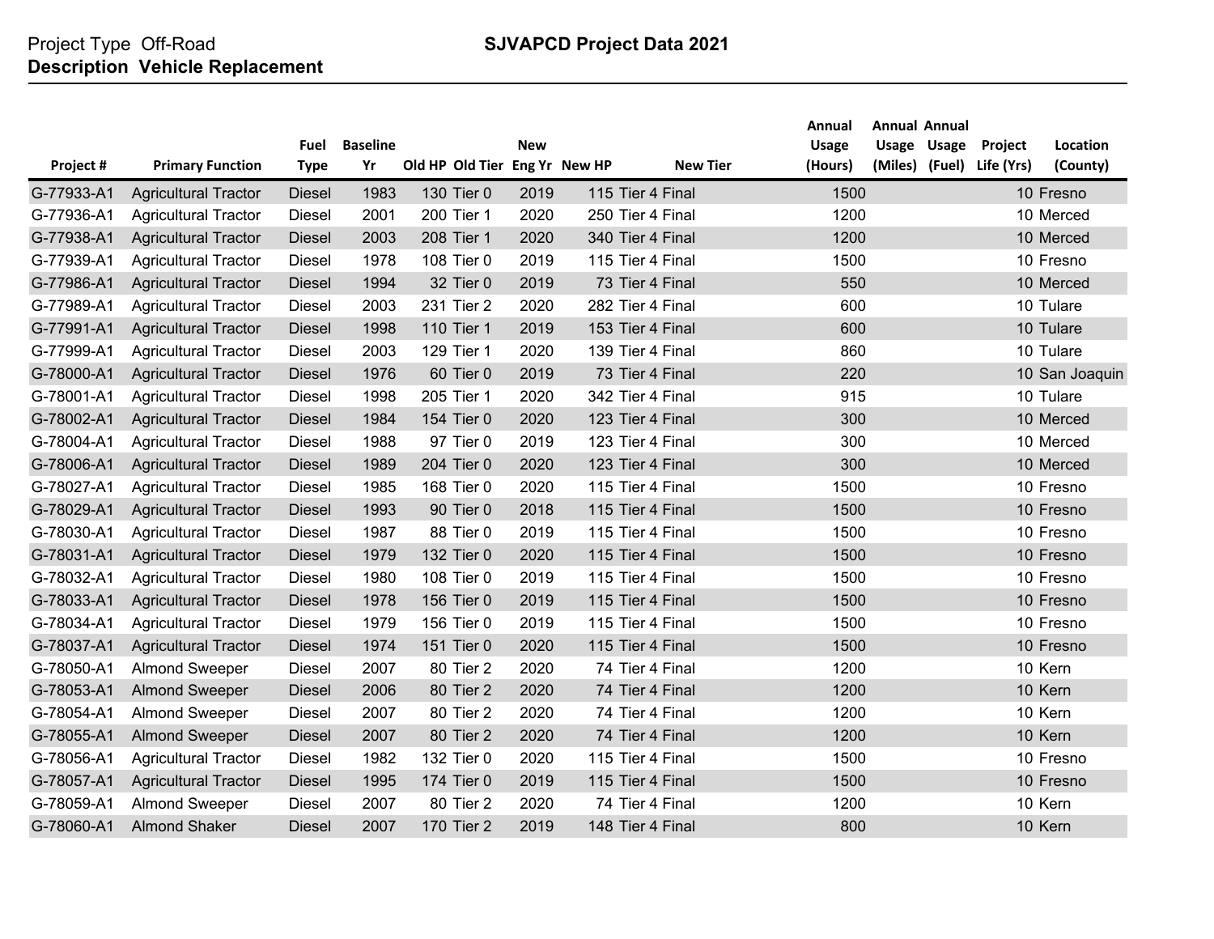Project Type Off-Road
**Description Vehicle Replacement**

**SJVAPCD Project Data 2021**

| Project # | Primary Function | Fuel Type | Baseline Yr | Old HP | Old Tier | New Eng Yr | New HP | New Tier | Annual Usage (Hours) | Annual Usage (Miles) | Annual Usage (Fuel) | Project Life (Yrs) | Location (County) |
|---|---|---|---|---|---|---|---|---|---|---|---|---|---|
| G-77933-A1 | Agricultural Tractor | Diesel | 1983 | 130 | Tier 0 | 2019 | 115 | Tier 4 Final | 1500 | | | 10 | Fresno |
| G-77936-A1 | Agricultural Tractor | Diesel | 2001 | 200 | Tier 1 | 2020 | 250 | Tier 4 Final | 1200 | | | 10 | Merced |
| G-77938-A1 | Agricultural Tractor | Diesel | 2003 | 208 | Tier 1 | 2020 | 340 | Tier 4 Final | 1200 | | | 10 | Merced |
| G-77939-A1 | Agricultural Tractor | Diesel | 1978 | 108 | Tier 0 | 2019 | 115 | Tier 4 Final | 1500 | | | 10 | Fresno |
| G-77986-A1 | Agricultural Tractor | Diesel | 1994 | 32 | Tier 0 | 2019 | 73 | Tier 4 Final | 550 | | | 10 | Merced |
| G-77989-A1 | Agricultural Tractor | Diesel | 2003 | 231 | Tier 2 | 2020 | 282 | Tier 4 Final | 600 | | | 10 | Tulare |
| G-77991-A1 | Agricultural Tractor | Diesel | 1998 | 110 | Tier 1 | 2019 | 153 | Tier 4 Final | 600 | | | 10 | Tulare |
| G-77999-A1 | Agricultural Tractor | Diesel | 2003 | 129 | Tier 1 | 2020 | 139 | Tier 4 Final | 860 | | | 10 | Tulare |
| G-78000-A1 | Agricultural Tractor | Diesel | 1976 | 60 | Tier 0 | 2019 | 73 | Tier 4 Final | 220 | | | 10 | San Joaquin |
| G-78001-A1 | Agricultural Tractor | Diesel | 1998 | 205 | Tier 1 | 2020 | 342 | Tier 4 Final | 915 | | | 10 | Tulare |
| G-78002-A1 | Agricultural Tractor | Diesel | 1984 | 154 | Tier 0 | 2020 | 123 | Tier 4 Final | 300 | | | 10 | Merced |
| G-78004-A1 | Agricultural Tractor | Diesel | 1988 | 97 | Tier 0 | 2019 | 123 | Tier 4 Final | 300 | | | 10 | Merced |
| G-78006-A1 | Agricultural Tractor | Diesel | 1989 | 204 | Tier 0 | 2020 | 123 | Tier 4 Final | 300 | | | 10 | Merced |
| G-78027-A1 | Agricultural Tractor | Diesel | 1985 | 168 | Tier 0 | 2020 | 115 | Tier 4 Final | 1500 | | | 10 | Fresno |
| G-78029-A1 | Agricultural Tractor | Diesel | 1993 | 90 | Tier 0 | 2018 | 115 | Tier 4 Final | 1500 | | | 10 | Fresno |
| G-78030-A1 | Agricultural Tractor | Diesel | 1987 | 88 | Tier 0 | 2019 | 115 | Tier 4 Final | 1500 | | | 10 | Fresno |
| G-78031-A1 | Agricultural Tractor | Diesel | 1979 | 132 | Tier 0 | 2020 | 115 | Tier 4 Final | 1500 | | | 10 | Fresno |
| G-78032-A1 | Agricultural Tractor | Diesel | 1980 | 108 | Tier 0 | 2019 | 115 | Tier 4 Final | 1500 | | | 10 | Fresno |
| G-78033-A1 | Agricultural Tractor | Diesel | 1978 | 156 | Tier 0 | 2019 | 115 | Tier 4 Final | 1500 | | | 10 | Fresno |
| G-78034-A1 | Agricultural Tractor | Diesel | 1979 | 156 | Tier 0 | 2019 | 115 | Tier 4 Final | 1500 | | | 10 | Fresno |
| G-78037-A1 | Agricultural Tractor | Diesel | 1974 | 151 | Tier 0 | 2020 | 115 | Tier 4 Final | 1500 | | | 10 | Fresno |
| G-78050-A1 | Almond Sweeper | Diesel | 2007 | 80 | Tier 2 | 2020 | 74 | Tier 4 Final | 1200 | | | 10 | Kern |
| G-78053-A1 | Almond Sweeper | Diesel | 2006 | 80 | Tier 2 | 2020 | 74 | Tier 4 Final | 1200 | | | 10 | Kern |
| G-78054-A1 | Almond Sweeper | Diesel | 2007 | 80 | Tier 2 | 2020 | 74 | Tier 4 Final | 1200 | | | 10 | Kern |
| G-78055-A1 | Almond Sweeper | Diesel | 2007 | 80 | Tier 2 | 2020 | 74 | Tier 4 Final | 1200 | | | 10 | Kern |
| G-78056-A1 | Agricultural Tractor | Diesel | 1982 | 132 | Tier 0 | 2020 | 115 | Tier 4 Final | 1500 | | | 10 | Fresno |
| G-78057-A1 | Agricultural Tractor | Diesel | 1995 | 174 | Tier 0 | 2019 | 115 | Tier 4 Final | 1500 | | | 10 | Fresno |
| G-78059-A1 | Almond Sweeper | Diesel | 2007 | 80 | Tier 2 | 2020 | 74 | Tier 4 Final | 1200 | | | 10 | Kern |
| G-78060-A1 | Almond Shaker | Diesel | 2007 | 170 | Tier 2 | 2019 | 148 | Tier 4 Final | 800 | | | 10 | Kern |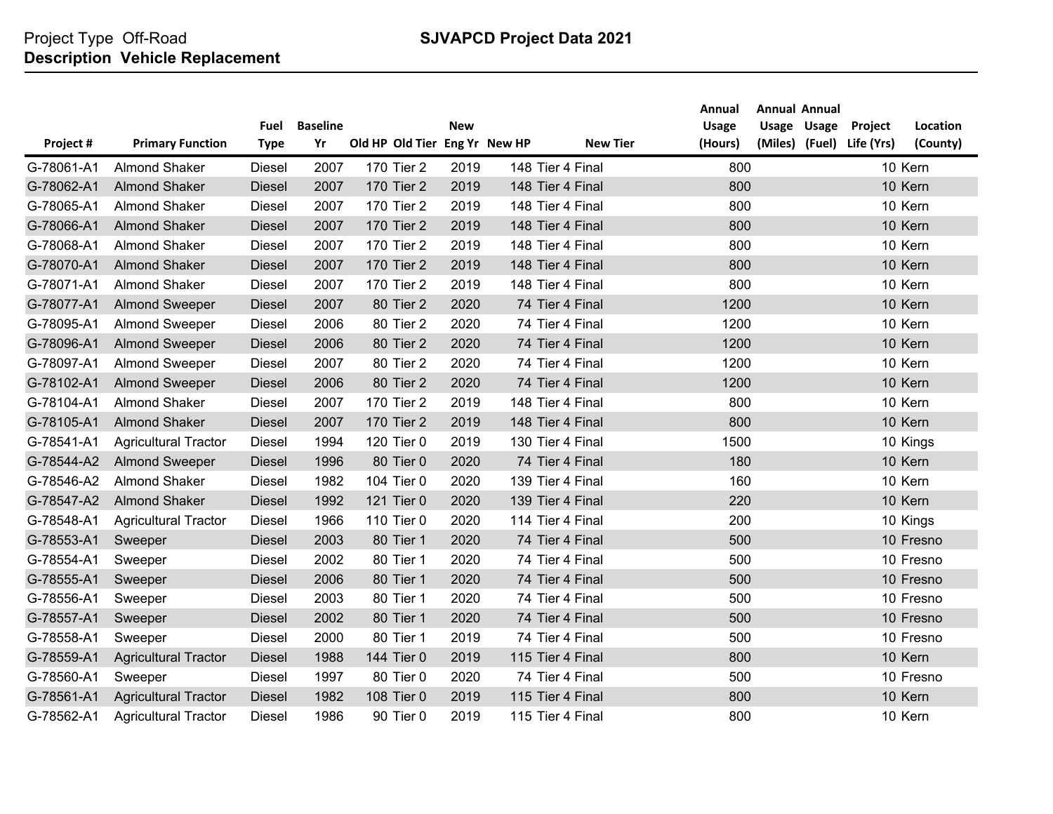Project Type Off-Road

**Description Vehicle Replacement**

**SJVAPCD Project Data 2021**

| Project # | Primary Function | Fuel Type | Baseline Yr | Old HP | Old Tier | New Eng Yr | New HP | New Tier | Annual Usage (Hours) | Annual Usage (Miles) | Annual Usage (Fuel) | Project Life (Yrs) | Location (County) |
|---|---|---|---|---|---|---|---|---|---|---|---|---|---|
| G-78061-A1 | Almond Shaker | Diesel | 2007 | 170 | Tier 2 | 2019 | 148 | Tier 4 Final | 800 | | | 10 | Kern |
| G-78062-A1 | Almond Shaker | Diesel | 2007 | 170 | Tier 2 | 2019 | 148 | Tier 4 Final | 800 | | | 10 | Kern |
| G-78065-A1 | Almond Shaker | Diesel | 2007 | 170 | Tier 2 | 2019 | 148 | Tier 4 Final | 800 | | | 10 | Kern |
| G-78066-A1 | Almond Shaker | Diesel | 2007 | 170 | Tier 2 | 2019 | 148 | Tier 4 Final | 800 | | | 10 | Kern |
| G-78068-A1 | Almond Shaker | Diesel | 2007 | 170 | Tier 2 | 2019 | 148 | Tier 4 Final | 800 | | | 10 | Kern |
| G-78070-A1 | Almond Shaker | Diesel | 2007 | 170 | Tier 2 | 2019 | 148 | Tier 4 Final | 800 | | | 10 | Kern |
| G-78071-A1 | Almond Shaker | Diesel | 2007 | 170 | Tier 2 | 2019 | 148 | Tier 4 Final | 800 | | | 10 | Kern |
| G-78077-A1 | Almond Sweeper | Diesel | 2007 | 80 | Tier 2 | 2020 | 74 | Tier 4 Final | 1200 | | | 10 | Kern |
| G-78095-A1 | Almond Sweeper | Diesel | 2006 | 80 | Tier 2 | 2020 | 74 | Tier 4 Final | 1200 | | | 10 | Kern |
| G-78096-A1 | Almond Sweeper | Diesel | 2006 | 80 | Tier 2 | 2020 | 74 | Tier 4 Final | 1200 | | | 10 | Kern |
| G-78097-A1 | Almond Sweeper | Diesel | 2007 | 80 | Tier 2 | 2020 | 74 | Tier 4 Final | 1200 | | | 10 | Kern |
| G-78102-A1 | Almond Sweeper | Diesel | 2006 | 80 | Tier 2 | 2020 | 74 | Tier 4 Final | 1200 | | | 10 | Kern |
| G-78104-A1 | Almond Shaker | Diesel | 2007 | 170 | Tier 2 | 2019 | 148 | Tier 4 Final | 800 | | | 10 | Kern |
| G-78105-A1 | Almond Shaker | Diesel | 2007 | 170 | Tier 2 | 2019 | 148 | Tier 4 Final | 800 | | | 10 | Kern |
| G-78541-A1 | Agricultural Tractor | Diesel | 1994 | 120 | Tier 0 | 2019 | 130 | Tier 4 Final | 1500 | | | 10 | Kings |
| G-78544-A2 | Almond Sweeper | Diesel | 1996 | 80 | Tier 0 | 2020 | 74 | Tier 4 Final | 180 | | | 10 | Kern |
| G-78546-A2 | Almond Shaker | Diesel | 1982 | 104 | Tier 0 | 2020 | 139 | Tier 4 Final | 160 | | | 10 | Kern |
| G-78547-A2 | Almond Shaker | Diesel | 1992 | 121 | Tier 0 | 2020 | 139 | Tier 4 Final | 220 | | | 10 | Kern |
| G-78548-A1 | Agricultural Tractor | Diesel | 1966 | 110 | Tier 0 | 2020 | 114 | Tier 4 Final | 200 | | | 10 | Kings |
| G-78553-A1 | Sweeper | Diesel | 2003 | 80 | Tier 1 | 2020 | 74 | Tier 4 Final | 500 | | | 10 | Fresno |
| G-78554-A1 | Sweeper | Diesel | 2002 | 80 | Tier 1 | 2020 | 74 | Tier 4 Final | 500 | | | 10 | Fresno |
| G-78555-A1 | Sweeper | Diesel | 2006 | 80 | Tier 1 | 2020 | 74 | Tier 4 Final | 500 | | | 10 | Fresno |
| G-78556-A1 | Sweeper | Diesel | 2003 | 80 | Tier 1 | 2020 | 74 | Tier 4 Final | 500 | | | 10 | Fresno |
| G-78557-A1 | Sweeper | Diesel | 2002 | 80 | Tier 1 | 2020 | 74 | Tier 4 Final | 500 | | | 10 | Fresno |
| G-78558-A1 | Sweeper | Diesel | 2000 | 80 | Tier 1 | 2019 | 74 | Tier 4 Final | 500 | | | 10 | Fresno |
| G-78559-A1 | Agricultural Tractor | Diesel | 1988 | 144 | Tier 0 | 2019 | 115 | Tier 4 Final | 800 | | | 10 | Kern |
| G-78560-A1 | Sweeper | Diesel | 1997 | 80 | Tier 0 | 2020 | 74 | Tier 4 Final | 500 | | | 10 | Fresno |
| G-78561-A1 | Agricultural Tractor | Diesel | 1982 | 108 | Tier 0 | 2019 | 115 | Tier 4 Final | 800 | | | 10 | Kern |
| G-78562-A1 | Agricultural Tractor | Diesel | 1986 | 90 | Tier 0 | 2019 | 115 | Tier 4 Final | 800 | | | 10 | Kern |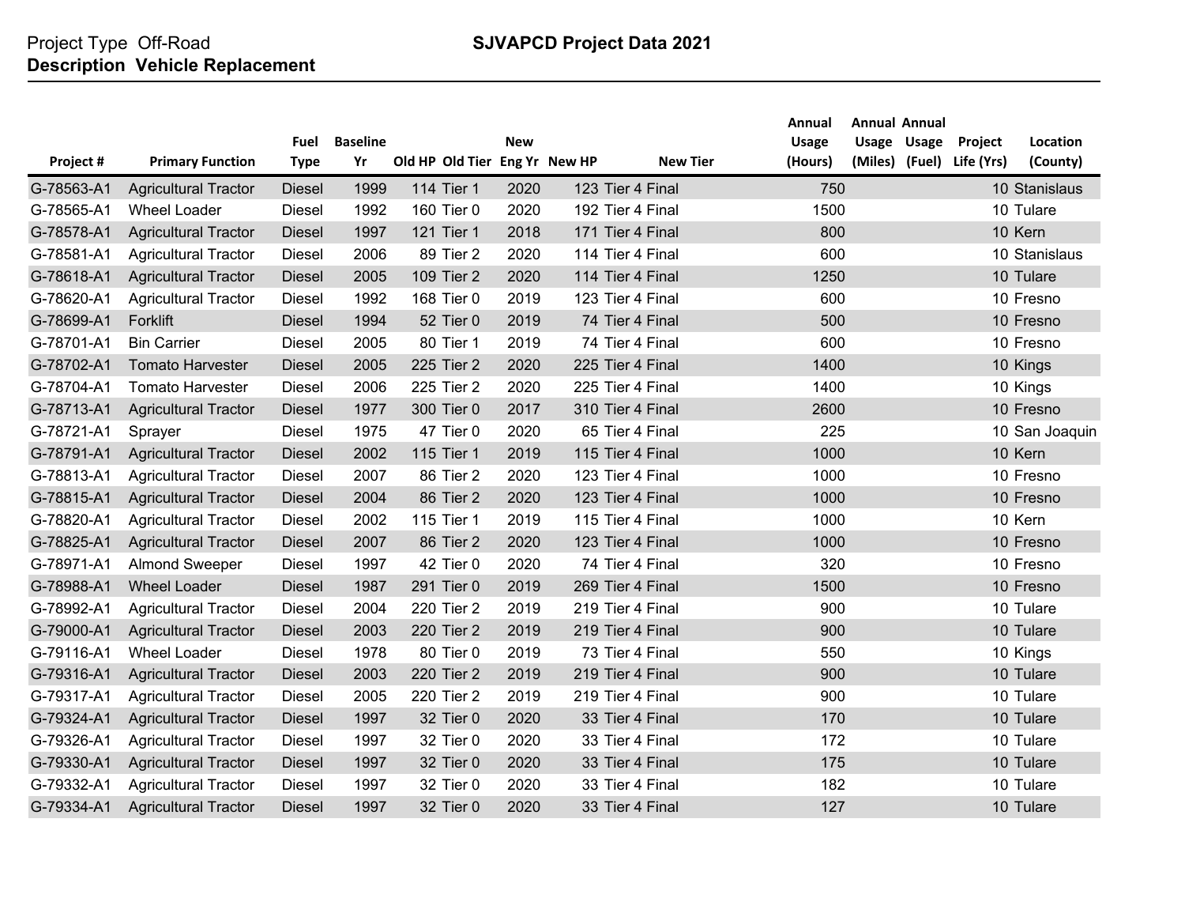Project Type Off-Road
**Description Vehicle Replacement**

**SJVAPCD Project Data 2021**

| Project # | Primary Function | Fuel Type | Baseline Yr | Old HP | Old Tier | New Eng Yr | New HP | New Tier | Annual Usage (Hours) | Annual Usage (Miles) | Annual Usage (Fuel) | Project Life (Yrs) | Location (County) |
|---|---|---|---|---|---|---|---|---|---|---|---|---|---|
| G-78563-A1 | Agricultural Tractor | Diesel | 1999 | 114 | Tier 1 | 2020 | 123 | Tier 4 Final | 750 | | | 10 | Stanislaus |
| G-78565-A1 | Wheel Loader | Diesel | 1992 | 160 | Tier 0 | 2020 | 192 | Tier 4 Final | 1500 | | | 10 | Tulare |
| G-78578-A1 | Agricultural Tractor | Diesel | 1997 | 121 | Tier 1 | 2018 | 171 | Tier 4 Final | 800 | | | 10 | Kern |
| G-78581-A1 | Agricultural Tractor | Diesel | 2006 | 89 | Tier 2 | 2020 | 114 | Tier 4 Final | 600 | | | 10 | Stanislaus |
| G-78618-A1 | Agricultural Tractor | Diesel | 2005 | 109 | Tier 2 | 2020 | 114 | Tier 4 Final | 1250 | | | 10 | Tulare |
| G-78620-A1 | Agricultural Tractor | Diesel | 1992 | 168 | Tier 0 | 2019 | 123 | Tier 4 Final | 600 | | | 10 | Fresno |
| G-78699-A1 | Forklift | Diesel | 1994 | 52 | Tier 0 | 2019 | 74 | Tier 4 Final | 500 | | | 10 | Fresno |
| G-78701-A1 | Bin Carrier | Diesel | 2005 | 80 | Tier 1 | 2019 | 74 | Tier 4 Final | 600 | | | 10 | Fresno |
| G-78702-A1 | Tomato Harvester | Diesel | 2005 | 225 | Tier 2 | 2020 | 225 | Tier 4 Final | 1400 | | | 10 | Kings |
| G-78704-A1 | Tomato Harvester | Diesel | 2006 | 225 | Tier 2 | 2020 | 225 | Tier 4 Final | 1400 | | | 10 | Kings |
| G-78713-A1 | Agricultural Tractor | Diesel | 1977 | 300 | Tier 0 | 2017 | 310 | Tier 4 Final | 2600 | | | 10 | Fresno |
| G-78721-A1 | Sprayer | Diesel | 1975 | 47 | Tier 0 | 2020 | 65 | Tier 4 Final | 225 | | | 10 | San Joaquin |
| G-78791-A1 | Agricultural Tractor | Diesel | 2002 | 115 | Tier 1 | 2019 | 115 | Tier 4 Final | 1000 | | | 10 | Kern |
| G-78813-A1 | Agricultural Tractor | Diesel | 2007 | 86 | Tier 2 | 2020 | 123 | Tier 4 Final | 1000 | | | 10 | Fresno |
| G-78815-A1 | Agricultural Tractor | Diesel | 2004 | 86 | Tier 2 | 2020 | 123 | Tier 4 Final | 1000 | | | 10 | Fresno |
| G-78820-A1 | Agricultural Tractor | Diesel | 2002 | 115 | Tier 1 | 2019 | 115 | Tier 4 Final | 1000 | | | 10 | Kern |
| G-78825-A1 | Agricultural Tractor | Diesel | 2007 | 86 | Tier 2 | 2020 | 123 | Tier 4 Final | 1000 | | | 10 | Fresno |
| G-78971-A1 | Almond Sweeper | Diesel | 1997 | 42 | Tier 0 | 2020 | 74 | Tier 4 Final | 320 | | | 10 | Fresno |
| G-78988-A1 | Wheel Loader | Diesel | 1987 | 291 | Tier 0 | 2019 | 269 | Tier 4 Final | 1500 | | | 10 | Fresno |
| G-78992-A1 | Agricultural Tractor | Diesel | 2004 | 220 | Tier 2 | 2019 | 219 | Tier 4 Final | 900 | | | 10 | Tulare |
| G-79000-A1 | Agricultural Tractor | Diesel | 2003 | 220 | Tier 2 | 2019 | 219 | Tier 4 Final | 900 | | | 10 | Tulare |
| G-79116-A1 | Wheel Loader | Diesel | 1978 | 80 | Tier 0 | 2019 | 73 | Tier 4 Final | 550 | | | 10 | Kings |
| G-79316-A1 | Agricultural Tractor | Diesel | 2003 | 220 | Tier 2 | 2019 | 219 | Tier 4 Final | 900 | | | 10 | Tulare |
| G-79317-A1 | Agricultural Tractor | Diesel | 2005 | 220 | Tier 2 | 2019 | 219 | Tier 4 Final | 900 | | | 10 | Tulare |
| G-79324-A1 | Agricultural Tractor | Diesel | 1997 | 32 | Tier 0 | 2020 | 33 | Tier 4 Final | 170 | | | 10 | Tulare |
| G-79326-A1 | Agricultural Tractor | Diesel | 1997 | 32 | Tier 0 | 2020 | 33 | Tier 4 Final | 172 | | | 10 | Tulare |
| G-79330-A1 | Agricultural Tractor | Diesel | 1997 | 32 | Tier 0 | 2020 | 33 | Tier 4 Final | 175 | | | 10 | Tulare |
| G-79332-A1 | Agricultural Tractor | Diesel | 1997 | 32 | Tier 0 | 2020 | 33 | Tier 4 Final | 182 | | | 10 | Tulare |
| G-79334-A1 | Agricultural Tractor | Diesel | 1997 | 32 | Tier 0 | 2020 | 33 | Tier 4 Final | 127 | | | 10 | Tulare |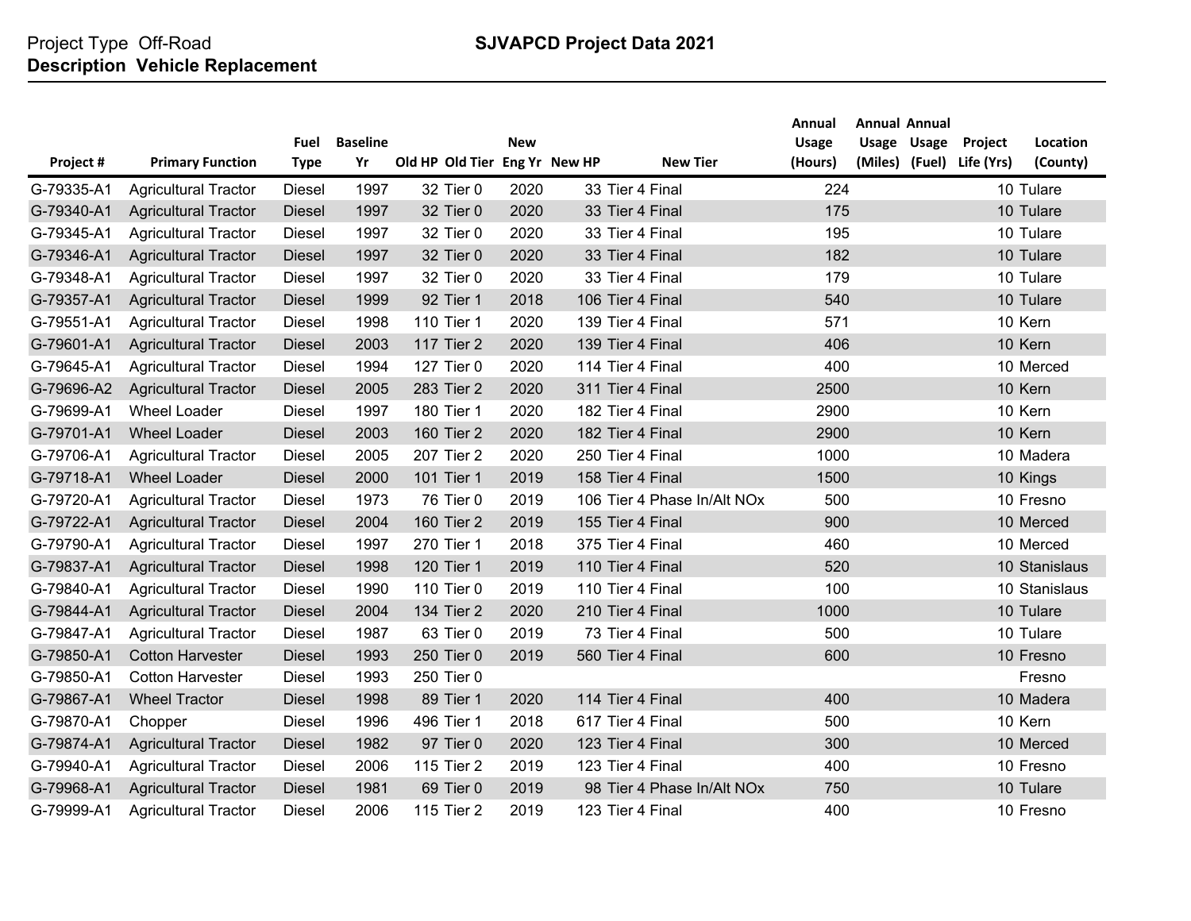Project Type Off-Road
**Description Vehicle Replacement**

**SJVAPCD Project Data 2021**

| Project # | Primary Function | Fuel Type | Baseline Yr | Old HP | Old Tier | New Eng Yr | New HP | New Tier | Annual Usage (Hours) | Annual Usage (Miles) | Annual Usage (Fuel) | Project Life (Yrs) | Location (County) |
|---|---|---|---|---|---|---|---|---|---|---|---|---|---|
| G-79335-A1 | Agricultural Tractor | Diesel | 1997 | 32 | Tier 0 | 2020 | 33 | Tier 4 Final | 224 | | | 10 | Tulare |
| G-79340-A1 | Agricultural Tractor | Diesel | 1997 | 32 | Tier 0 | 2020 | 33 | Tier 4 Final | 175 | | | 10 | Tulare |
| G-79345-A1 | Agricultural Tractor | Diesel | 1997 | 32 | Tier 0 | 2020 | 33 | Tier 4 Final | 195 | | | 10 | Tulare |
| G-79346-A1 | Agricultural Tractor | Diesel | 1997 | 32 | Tier 0 | 2020 | 33 | Tier 4 Final | 182 | | | 10 | Tulare |
| G-79348-A1 | Agricultural Tractor | Diesel | 1997 | 32 | Tier 0 | 2020 | 33 | Tier 4 Final | 179 | | | 10 | Tulare |
| G-79357-A1 | Agricultural Tractor | Diesel | 1999 | 92 | Tier 1 | 2018 | 106 | Tier 4 Final | 540 | | | 10 | Tulare |
| G-79551-A1 | Agricultural Tractor | Diesel | 1998 | 110 | Tier 1 | 2020 | 139 | Tier 4 Final | 571 | | | 10 | Kern |
| G-79601-A1 | Agricultural Tractor | Diesel | 2003 | 117 | Tier 2 | 2020 | 139 | Tier 4 Final | 406 | | | 10 | Kern |
| G-79645-A1 | Agricultural Tractor | Diesel | 1994 | 127 | Tier 0 | 2020 | 114 | Tier 4 Final | 400 | | | 10 | Merced |
| G-79696-A2 | Agricultural Tractor | Diesel | 2005 | 283 | Tier 2 | 2020 | 311 | Tier 4 Final | 2500 | | | 10 | Kern |
| G-79699-A1 | Wheel Loader | Diesel | 1997 | 180 | Tier 1 | 2020 | 182 | Tier 4 Final | 2900 | | | 10 | Kern |
| G-79701-A1 | Wheel Loader | Diesel | 2003 | 160 | Tier 2 | 2020 | 182 | Tier 4 Final | 2900 | | | 10 | Kern |
| G-79706-A1 | Agricultural Tractor | Diesel | 2005 | 207 | Tier 2 | 2020 | 250 | Tier 4 Final | 1000 | | | 10 | Madera |
| G-79718-A1 | Wheel Loader | Diesel | 2000 | 101 | Tier 1 | 2019 | 158 | Tier 4 Final | 1500 | | | 10 | Kings |
| G-79720-A1 | Agricultural Tractor | Diesel | 1973 | 76 | Tier 0 | 2019 | 106 | Tier 4 Phase In/Alt NOx | 500 | | | 10 | Fresno |
| G-79722-A1 | Agricultural Tractor | Diesel | 2004 | 160 | Tier 2 | 2019 | 155 | Tier 4 Final | 900 | | | 10 | Merced |
| G-79790-A1 | Agricultural Tractor | Diesel | 1997 | 270 | Tier 1 | 2018 | 375 | Tier 4 Final | 460 | | | 10 | Merced |
| G-79837-A1 | Agricultural Tractor | Diesel | 1998 | 120 | Tier 1 | 2019 | 110 | Tier 4 Final | 520 | | | 10 | Stanislaus |
| G-79840-A1 | Agricultural Tractor | Diesel | 1990 | 110 | Tier 0 | 2019 | 110 | Tier 4 Final | 100 | | | 10 | Stanislaus |
| G-79844-A1 | Agricultural Tractor | Diesel | 2004 | 134 | Tier 2 | 2020 | 210 | Tier 4 Final | 1000 | | | 10 | Tulare |
| G-79847-A1 | Agricultural Tractor | Diesel | 1987 | 63 | Tier 0 | 2019 | 73 | Tier 4 Final | 500 | | | 10 | Tulare |
| G-79850-A1 | Cotton Harvester | Diesel | 1993 | 250 | Tier 0 | 2019 | 560 | Tier 4 Final | 600 | | | 10 | Fresno |
| G-79850-A1 | Cotton Harvester | Diesel | 1993 | 250 | Tier 0 | | | | | | | | Fresno |
| G-79867-A1 | Wheel Tractor | Diesel | 1998 | 89 | Tier 1 | 2020 | 114 | Tier 4 Final | 400 | | | 10 | Madera |
| G-79870-A1 | Chopper | Diesel | 1996 | 496 | Tier 1 | 2018 | 617 | Tier 4 Final | 500 | | | 10 | Kern |
| G-79874-A1 | Agricultural Tractor | Diesel | 1982 | 97 | Tier 0 | 2020 | 123 | Tier 4 Final | 300 | | | 10 | Merced |
| G-79940-A1 | Agricultural Tractor | Diesel | 2006 | 115 | Tier 2 | 2019 | 123 | Tier 4 Final | 400 | | | 10 | Fresno |
| G-79968-A1 | Agricultural Tractor | Diesel | 1981 | 69 | Tier 0 | 2019 | 98 | Tier 4 Phase In/Alt NOx | 750 | | | 10 | Tulare |
| G-79999-A1 | Agricultural Tractor | Diesel | 2006 | 115 | Tier 2 | 2019 | 123 | Tier 4 Final | 400 | | | 10 | Fresno |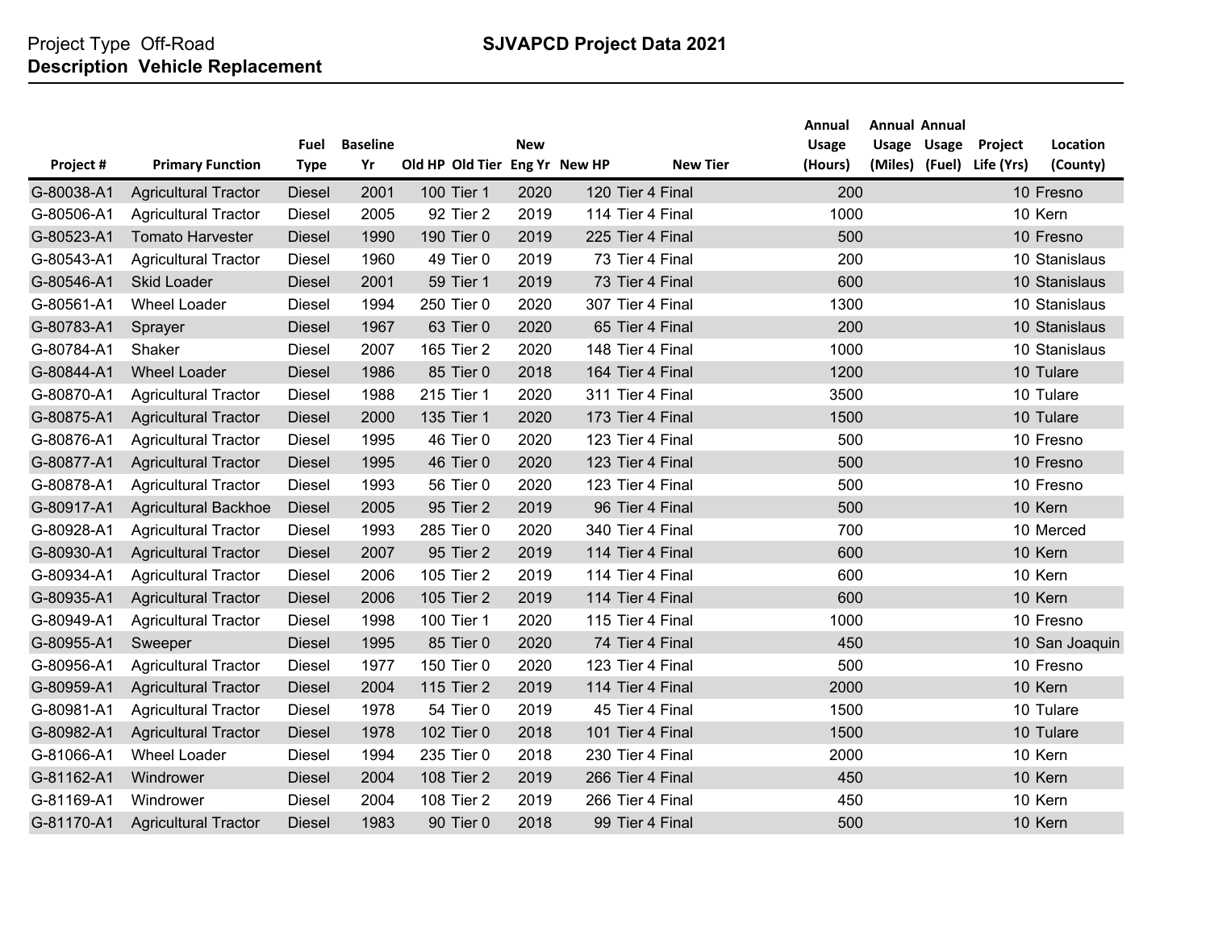Project Type Off-Road
**Description Vehicle Replacement**

**SJVAPCD Project Data 2021**

| Project # | Primary Function | Fuel Type | Baseline Yr | Old HP | Old Tier | New Eng Yr | New HP | New Tier | Annual Usage (Hours) | Annual Usage (Miles) | Annual Usage (Fuel) | Project Life (Yrs) | Location (County) |
|---|---|---|---|---|---|---|---|---|---|---|---|---|---|
| G-80038-A1 | Agricultural Tractor | Diesel | 2001 | 100 | Tier 1 | 2020 | 120 | Tier 4 Final | 200 | | | 10 | Fresno |
| G-80506-A1 | Agricultural Tractor | Diesel | 2005 | 92 | Tier 2 | 2019 | 114 | Tier 4 Final | 1000 | | | 10 | Kern |
| G-80523-A1 | Tomato Harvester | Diesel | 1990 | 190 | Tier 0 | 2019 | 225 | Tier 4 Final | 500 | | | 10 | Fresno |
| G-80543-A1 | Agricultural Tractor | Diesel | 1960 | 49 | Tier 0 | 2019 | 73 | Tier 4 Final | 200 | | | 10 | Stanislaus |
| G-80546-A1 | Skid Loader | Diesel | 2001 | 59 | Tier 1 | 2019 | 73 | Tier 4 Final | 600 | | | 10 | Stanislaus |
| G-80561-A1 | Wheel Loader | Diesel | 1994 | 250 | Tier 0 | 2020 | 307 | Tier 4 Final | 1300 | | | 10 | Stanislaus |
| G-80783-A1 | Sprayer | Diesel | 1967 | 63 | Tier 0 | 2020 | 65 | Tier 4 Final | 200 | | | 10 | Stanislaus |
| G-80784-A1 | Shaker | Diesel | 2007 | 165 | Tier 2 | 2020 | 148 | Tier 4 Final | 1000 | | | 10 | Stanislaus |
| G-80844-A1 | Wheel Loader | Diesel | 1986 | 85 | Tier 0 | 2018 | 164 | Tier 4 Final | 1200 | | | 10 | Tulare |
| G-80870-A1 | Agricultural Tractor | Diesel | 1988 | 215 | Tier 1 | 2020 | 311 | Tier 4 Final | 3500 | | | 10 | Tulare |
| G-80875-A1 | Agricultural Tractor | Diesel | 2000 | 135 | Tier 1 | 2020 | 173 | Tier 4 Final | 1500 | | | 10 | Tulare |
| G-80876-A1 | Agricultural Tractor | Diesel | 1995 | 46 | Tier 0 | 2020 | 123 | Tier 4 Final | 500 | | | 10 | Fresno |
| G-80877-A1 | Agricultural Tractor | Diesel | 1995 | 46 | Tier 0 | 2020 | 123 | Tier 4 Final | 500 | | | 10 | Fresno |
| G-80878-A1 | Agricultural Tractor | Diesel | 1993 | 56 | Tier 0 | 2020 | 123 | Tier 4 Final | 500 | | | 10 | Fresno |
| G-80917-A1 | Agricultural Backhoe | Diesel | 2005 | 95 | Tier 2 | 2019 | 96 | Tier 4 Final | 500 | | | 10 | Kern |
| G-80928-A1 | Agricultural Tractor | Diesel | 1993 | 285 | Tier 0 | 2020 | 340 | Tier 4 Final | 700 | | | 10 | Merced |
| G-80930-A1 | Agricultural Tractor | Diesel | 2007 | 95 | Tier 2 | 2019 | 114 | Tier 4 Final | 600 | | | 10 | Kern |
| G-80934-A1 | Agricultural Tractor | Diesel | 2006 | 105 | Tier 2 | 2019 | 114 | Tier 4 Final | 600 | | | 10 | Kern |
| G-80935-A1 | Agricultural Tractor | Diesel | 2006 | 105 | Tier 2 | 2019 | 114 | Tier 4 Final | 600 | | | 10 | Kern |
| G-80949-A1 | Agricultural Tractor | Diesel | 1998 | 100 | Tier 1 | 2020 | 115 | Tier 4 Final | 1000 | | | 10 | Fresno |
| G-80955-A1 | Sweeper | Diesel | 1995 | 85 | Tier 0 | 2020 | 74 | Tier 4 Final | 450 | | | 10 | San Joaquin |
| G-80956-A1 | Agricultural Tractor | Diesel | 1977 | 150 | Tier 0 | 2020 | 123 | Tier 4 Final | 500 | | | 10 | Fresno |
| G-80959-A1 | Agricultural Tractor | Diesel | 2004 | 115 | Tier 2 | 2019 | 114 | Tier 4 Final | 2000 | | | 10 | Kern |
| G-80981-A1 | Agricultural Tractor | Diesel | 1978 | 54 | Tier 0 | 2019 | 45 | Tier 4 Final | 1500 | | | 10 | Tulare |
| G-80982-A1 | Agricultural Tractor | Diesel | 1978 | 102 | Tier 0 | 2018 | 101 | Tier 4 Final | 1500 | | | 10 | Tulare |
| G-81066-A1 | Wheel Loader | Diesel | 1994 | 235 | Tier 0 | 2018 | 230 | Tier 4 Final | 2000 | | | 10 | Kern |
| G-81162-A1 | Windrower | Diesel | 2004 | 108 | Tier 2 | 2019 | 266 | Tier 4 Final | 450 | | | 10 | Kern |
| G-81169-A1 | Windrower | Diesel | 2004 | 108 | Tier 2 | 2019 | 266 | Tier 4 Final | 450 | | | 10 | Kern |
| G-81170-A1 | Agricultural Tractor | Diesel | 1983 | 90 | Tier 0 | 2018 | 99 | Tier 4 Final | 500 | | | 10 | Kern |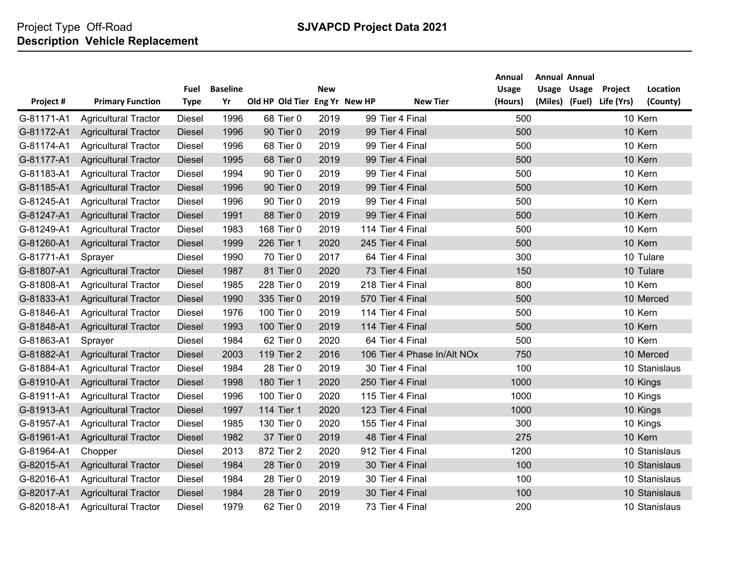Project Type Off-Road
**Description Vehicle Replacement**

**SJVAPCD Project Data 2021**

| Project # | Primary Function | Fuel Type | Baseline Yr | Old HP | Old Tier | New Eng Yr | New HP | New Tier | Annual Usage (Hours) | Annual Usage (Miles) | Annual Usage (Fuel) | Project Life (Yrs) | Location (County) |
|---|---|---|---|---|---|---|---|---|---|---|---|---|---|
| G-81171-A1 | Agricultural Tractor | Diesel | 1996 | 68 | Tier 0 | 2019 | 99 | Tier 4 Final | 500 | | | 10 | Kern |
| G-81172-A1 | Agricultural Tractor | Diesel | 1996 | 90 | Tier 0 | 2019 | 99 | Tier 4 Final | 500 | | | 10 | Kern |
| G-81174-A1 | Agricultural Tractor | Diesel | 1996 | 68 | Tier 0 | 2019 | 99 | Tier 4 Final | 500 | | | 10 | Kern |
| G-81177-A1 | Agricultural Tractor | Diesel | 1995 | 68 | Tier 0 | 2019 | 99 | Tier 4 Final | 500 | | | 10 | Kern |
| G-81183-A1 | Agricultural Tractor | Diesel | 1994 | 90 | Tier 0 | 2019 | 99 | Tier 4 Final | 500 | | | 10 | Kern |
| G-81185-A1 | Agricultural Tractor | Diesel | 1996 | 90 | Tier 0 | 2019 | 99 | Tier 4 Final | 500 | | | 10 | Kern |
| G-81245-A1 | Agricultural Tractor | Diesel | 1996 | 90 | Tier 0 | 2019 | 99 | Tier 4 Final | 500 | | | 10 | Kern |
| G-81247-A1 | Agricultural Tractor | Diesel | 1991 | 88 | Tier 0 | 2019 | 99 | Tier 4 Final | 500 | | | 10 | Kern |
| G-81249-A1 | Agricultural Tractor | Diesel | 1983 | 168 | Tier 0 | 2019 | 114 | Tier 4 Final | 500 | | | 10 | Kern |
| G-81260-A1 | Agricultural Tractor | Diesel | 1999 | 226 | Tier 1 | 2020 | 245 | Tier 4 Final | 500 | | | 10 | Kern |
| G-81771-A1 | Sprayer | Diesel | 1990 | 70 | Tier 0 | 2017 | 64 | Tier 4 Final | 300 | | | 10 | Tulare |
| G-81807-A1 | Agricultural Tractor | Diesel | 1987 | 81 | Tier 0 | 2020 | 73 | Tier 4 Final | 150 | | | 10 | Tulare |
| G-81808-A1 | Agricultural Tractor | Diesel | 1985 | 228 | Tier 0 | 2019 | 218 | Tier 4 Final | 800 | | | 10 | Kern |
| G-81833-A1 | Agricultural Tractor | Diesel | 1990 | 335 | Tier 0 | 2019 | 570 | Tier 4 Final | 500 | | | 10 | Merced |
| G-81846-A1 | Agricultural Tractor | Diesel | 1976 | 100 | Tier 0 | 2019 | 114 | Tier 4 Final | 500 | | | 10 | Kern |
| G-81848-A1 | Agricultural Tractor | Diesel | 1993 | 100 | Tier 0 | 2019 | 114 | Tier 4 Final | 500 | | | 10 | Kern |
| G-81863-A1 | Sprayer | Diesel | 1984 | 62 | Tier 0 | 2020 | 64 | Tier 4 Final | 500 | | | 10 | Kern |
| G-81882-A1 | Agricultural Tractor | Diesel | 2003 | 119 | Tier 2 | 2016 | 106 | Tier 4 Phase In/Alt NOx | 750 | | | 10 | Merced |
| G-81884-A1 | Agricultural Tractor | Diesel | 1984 | 28 | Tier 0 | 2019 | 30 | Tier 4 Final | 100 | | | 10 | Stanislaus |
| G-81910-A1 | Agricultural Tractor | Diesel | 1998 | 180 | Tier 1 | 2020 | 250 | Tier 4 Final | 1000 | | | 10 | Kings |
| G-81911-A1 | Agricultural Tractor | Diesel | 1996 | 100 | Tier 0 | 2020 | 115 | Tier 4 Final | 1000 | | | 10 | Kings |
| G-81913-A1 | Agricultural Tractor | Diesel | 1997 | 114 | Tier 1 | 2020 | 123 | Tier 4 Final | 1000 | | | 10 | Kings |
| G-81957-A1 | Agricultural Tractor | Diesel | 1985 | 130 | Tier 0 | 2020 | 155 | Tier 4 Final | 300 | | | 10 | Kings |
| G-81961-A1 | Agricultural Tractor | Diesel | 1982 | 37 | Tier 0 | 2019 | 48 | Tier 4 Final | 275 | | | 10 | Kern |
| G-81964-A1 | Chopper | Diesel | 2013 | 872 | Tier 2 | 2020 | 912 | Tier 4 Final | 1200 | | | 10 | Stanislaus |
| G-82015-A1 | Agricultural Tractor | Diesel | 1984 | 28 | Tier 0 | 2019 | 30 | Tier 4 Final | 100 | | | 10 | Stanislaus |
| G-82016-A1 | Agricultural Tractor | Diesel | 1984 | 28 | Tier 0 | 2019 | 30 | Tier 4 Final | 100 | | | 10 | Stanislaus |
| G-82017-A1 | Agricultural Tractor | Diesel | 1984 | 28 | Tier 0 | 2019 | 30 | Tier 4 Final | 100 | | | 10 | Stanislaus |
| G-82018-A1 | Agricultural Tractor | Diesel | 1979 | 62 | Tier 0 | 2019 | 73 | Tier 4 Final | 200 | | | 10 | Stanislaus |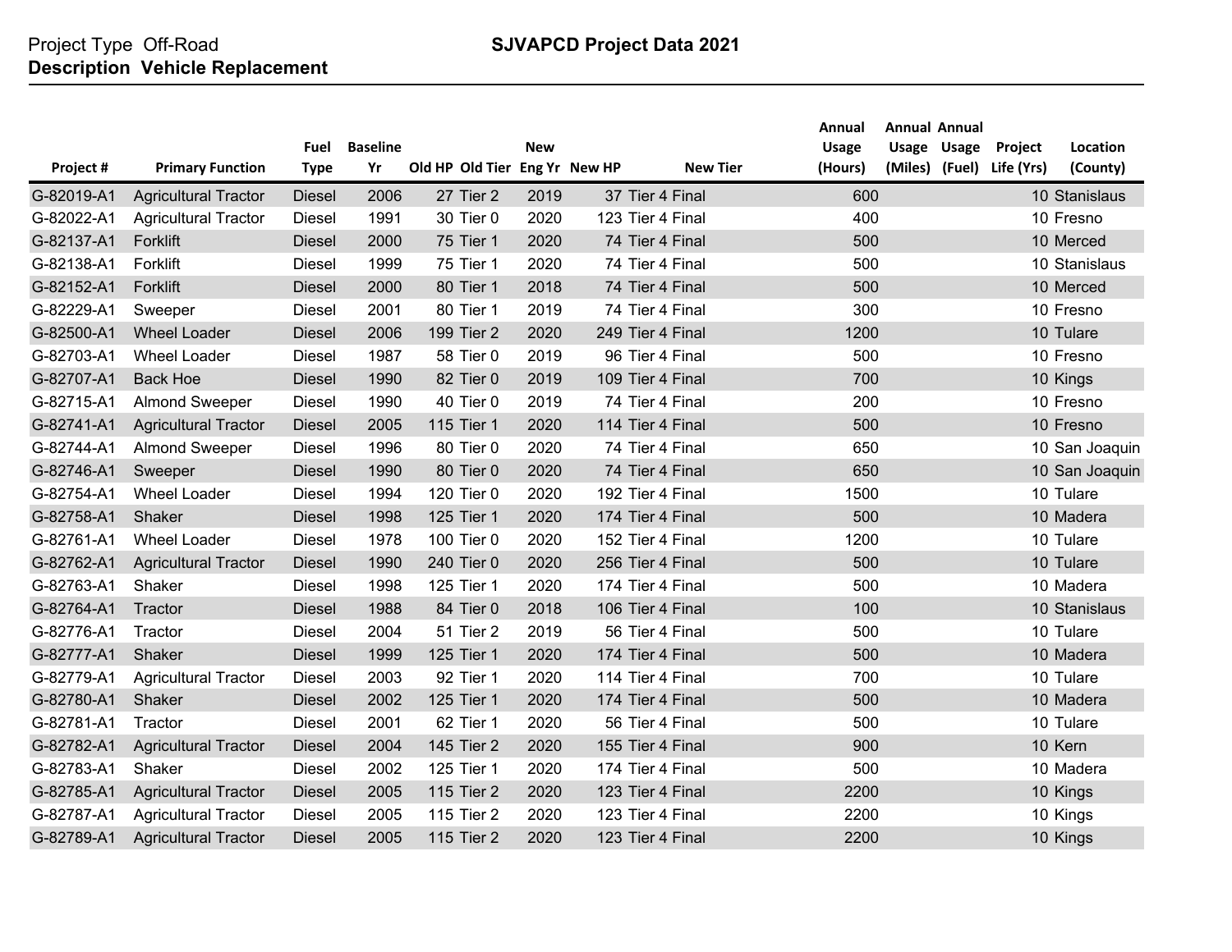Project Type Off-Road
**Description Vehicle Replacement**

**SJVAPCD Project Data 2021**

| Project # | Primary Function | Fuel Type | Baseline Yr | Old HP | Old Tier | New Eng Yr | New HP | New Tier | Annual Usage (Hours) | Annual Usage (Miles) | Annual Usage (Fuel) | Project Life (Yrs) | Location (County) |
|---|---|---|---|---|---|---|---|---|---|---|---|---|---|
| G-82019-A1 | Agricultural Tractor | Diesel | 2006 | 27 | Tier 2 | 2019 | 37 | Tier 4 Final | 600 | | | 10 | Stanislaus |
| G-82022-A1 | Agricultural Tractor | Diesel | 1991 | 30 | Tier 0 | 2020 | 123 | Tier 4 Final | 400 | | | 10 | Fresno |
| G-82137-A1 | Forklift | Diesel | 2000 | 75 | Tier 1 | 2020 | 74 | Tier 4 Final | 500 | | | 10 | Merced |
| G-82138-A1 | Forklift | Diesel | 1999 | 75 | Tier 1 | 2020 | 74 | Tier 4 Final | 500 | | | 10 | Stanislaus |
| G-82152-A1 | Forklift | Diesel | 2000 | 80 | Tier 1 | 2018 | 74 | Tier 4 Final | 500 | | | 10 | Merced |
| G-82229-A1 | Sweeper | Diesel | 2001 | 80 | Tier 1 | 2019 | 74 | Tier 4 Final | 300 | | | 10 | Fresno |
| G-82500-A1 | Wheel Loader | Diesel | 2006 | 199 | Tier 2 | 2020 | 249 | Tier 4 Final | 1200 | | | 10 | Tulare |
| G-82703-A1 | Wheel Loader | Diesel | 1987 | 58 | Tier 0 | 2019 | 96 | Tier 4 Final | 500 | | | 10 | Fresno |
| G-82707-A1 | Back Hoe | Diesel | 1990 | 82 | Tier 0 | 2019 | 109 | Tier 4 Final | 700 | | | 10 | Kings |
| G-82715-A1 | Almond Sweeper | Diesel | 1990 | 40 | Tier 0 | 2019 | 74 | Tier 4 Final | 200 | | | 10 | Fresno |
| G-82741-A1 | Agricultural Tractor | Diesel | 2005 | 115 | Tier 1 | 2020 | 114 | Tier 4 Final | 500 | | | 10 | Fresno |
| G-82744-A1 | Almond Sweeper | Diesel | 1996 | 80 | Tier 0 | 2020 | 74 | Tier 4 Final | 650 | | | 10 | San Joaquin |
| G-82746-A1 | Sweeper | Diesel | 1990 | 80 | Tier 0 | 2020 | 74 | Tier 4 Final | 650 | | | 10 | San Joaquin |
| G-82754-A1 | Wheel Loader | Diesel | 1994 | 120 | Tier 0 | 2020 | 192 | Tier 4 Final | 1500 | | | 10 | Tulare |
| G-82758-A1 | Shaker | Diesel | 1998 | 125 | Tier 1 | 2020 | 174 | Tier 4 Final | 500 | | | 10 | Madera |
| G-82761-A1 | Wheel Loader | Diesel | 1978 | 100 | Tier 0 | 2020 | 152 | Tier 4 Final | 1200 | | | 10 | Tulare |
| G-82762-A1 | Agricultural Tractor | Diesel | 1990 | 240 | Tier 0 | 2020 | 256 | Tier 4 Final | 500 | | | 10 | Tulare |
| G-82763-A1 | Shaker | Diesel | 1998 | 125 | Tier 1 | 2020 | 174 | Tier 4 Final | 500 | | | 10 | Madera |
| G-82764-A1 | Tractor | Diesel | 1988 | 84 | Tier 0 | 2018 | 106 | Tier 4 Final | 100 | | | 10 | Stanislaus |
| G-82776-A1 | Tractor | Diesel | 2004 | 51 | Tier 2 | 2019 | 56 | Tier 4 Final | 500 | | | 10 | Tulare |
| G-82777-A1 | Shaker | Diesel | 1999 | 125 | Tier 1 | 2020 | 174 | Tier 4 Final | 500 | | | 10 | Madera |
| G-82779-A1 | Agricultural Tractor | Diesel | 2003 | 92 | Tier 1 | 2020 | 114 | Tier 4 Final | 700 | | | 10 | Tulare |
| G-82780-A1 | Shaker | Diesel | 2002 | 125 | Tier 1 | 2020 | 174 | Tier 4 Final | 500 | | | 10 | Madera |
| G-82781-A1 | Tractor | Diesel | 2001 | 62 | Tier 1 | 2020 | 56 | Tier 4 Final | 500 | | | 10 | Tulare |
| G-82782-A1 | Agricultural Tractor | Diesel | 2004 | 145 | Tier 2 | 2020 | 155 | Tier 4 Final | 900 | | | 10 | Kern |
| G-82783-A1 | Shaker | Diesel | 2002 | 125 | Tier 1 | 2020 | 174 | Tier 4 Final | 500 | | | 10 | Madera |
| G-82785-A1 | Agricultural Tractor | Diesel | 2005 | 115 | Tier 2 | 2020 | 123 | Tier 4 Final | 2200 | | | 10 | Kings |
| G-82787-A1 | Agricultural Tractor | Diesel | 2005 | 115 | Tier 2 | 2020 | 123 | Tier 4 Final | 2200 | | | 10 | Kings |
| G-82789-A1 | Agricultural Tractor | Diesel | 2005 | 115 | Tier 2 | 2020 | 123 | Tier 4 Final | 2200 | | | 10 | Kings |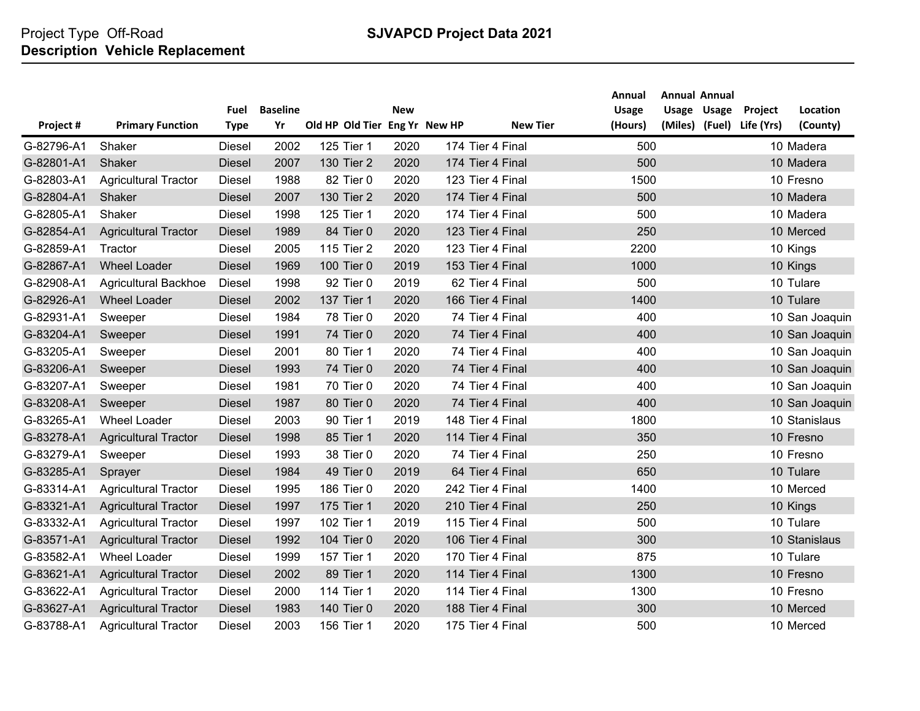Project Type Off-Road

**Description Vehicle Replacement**

**SJVAPCD Project Data 2021**

| Project # | Primary Function | Fuel Type | Baseline Yr | Old HP | Old Tier | New Eng Yr | New HP | New Tier | Annual Usage (Hours) | Annual Usage (Miles) | Annual Usage (Fuel) | Project Life (Yrs) | Location (County) |
|---|---|---|---|---|---|---|---|---|---|---|---|---|---|
| G-82796-A1 | Shaker | Diesel | 2002 | 125 | Tier 1 | 2020 | 174 | Tier 4 Final | 500 | | | 10 | Madera |
| G-82801-A1 | Shaker | Diesel | 2007 | 130 | Tier 2 | 2020 | 174 | Tier 4 Final | 500 | | | 10 | Madera |
| G-82803-A1 | Agricultural Tractor | Diesel | 1988 | 82 | Tier 0 | 2020 | 123 | Tier 4 Final | 1500 | | | 10 | Fresno |
| G-82804-A1 | Shaker | Diesel | 2007 | 130 | Tier 2 | 2020 | 174 | Tier 4 Final | 500 | | | 10 | Madera |
| G-82805-A1 | Shaker | Diesel | 1998 | 125 | Tier 1 | 2020 | 174 | Tier 4 Final | 500 | | | 10 | Madera |
| G-82854-A1 | Agricultural Tractor | Diesel | 1989 | 84 | Tier 0 | 2020 | 123 | Tier 4 Final | 250 | | | 10 | Merced |
| G-82859-A1 | Tractor | Diesel | 2005 | 115 | Tier 2 | 2020 | 123 | Tier 4 Final | 2200 | | | 10 | Kings |
| G-82867-A1 | Wheel Loader | Diesel | 1969 | 100 | Tier 0 | 2019 | 153 | Tier 4 Final | 1000 | | | 10 | Kings |
| G-82908-A1 | Agricultural Backhoe | Diesel | 1998 | 92 | Tier 0 | 2019 | 62 | Tier 4 Final | 500 | | | 10 | Tulare |
| G-82926-A1 | Wheel Loader | Diesel | 2002 | 137 | Tier 1 | 2020 | 166 | Tier 4 Final | 1400 | | | 10 | Tulare |
| G-82931-A1 | Sweeper | Diesel | 1984 | 78 | Tier 0 | 2020 | 74 | Tier 4 Final | 400 | | | 10 | San Joaquin |
| G-83204-A1 | Sweeper | Diesel | 1991 | 74 | Tier 0 | 2020 | 74 | Tier 4 Final | 400 | | | 10 | San Joaquin |
| G-83205-A1 | Sweeper | Diesel | 2001 | 80 | Tier 1 | 2020 | 74 | Tier 4 Final | 400 | | | 10 | San Joaquin |
| G-83206-A1 | Sweeper | Diesel | 1993 | 74 | Tier 0 | 2020 | 74 | Tier 4 Final | 400 | | | 10 | San Joaquin |
| G-83207-A1 | Sweeper | Diesel | 1981 | 70 | Tier 0 | 2020 | 74 | Tier 4 Final | 400 | | | 10 | San Joaquin |
| G-83208-A1 | Sweeper | Diesel | 1987 | 80 | Tier 0 | 2020 | 74 | Tier 4 Final | 400 | | | 10 | San Joaquin |
| G-83265-A1 | Wheel Loader | Diesel | 2003 | 90 | Tier 1 | 2019 | 148 | Tier 4 Final | 1800 | | | 10 | Stanislaus |
| G-83278-A1 | Agricultural Tractor | Diesel | 1998 | 85 | Tier 1 | 2020 | 114 | Tier 4 Final | 350 | | | 10 | Fresno |
| G-83279-A1 | Sweeper | Diesel | 1993 | 38 | Tier 0 | 2020 | 74 | Tier 4 Final | 250 | | | 10 | Fresno |
| G-83285-A1 | Sprayer | Diesel | 1984 | 49 | Tier 0 | 2019 | 64 | Tier 4 Final | 650 | | | 10 | Tulare |
| G-83314-A1 | Agricultural Tractor | Diesel | 1995 | 186 | Tier 0 | 2020 | 242 | Tier 4 Final | 1400 | | | 10 | Merced |
| G-83321-A1 | Agricultural Tractor | Diesel | 1997 | 175 | Tier 1 | 2020 | 210 | Tier 4 Final | 250 | | | 10 | Kings |
| G-83332-A1 | Agricultural Tractor | Diesel | 1997 | 102 | Tier 1 | 2019 | 115 | Tier 4 Final | 500 | | | 10 | Tulare |
| G-83571-A1 | Agricultural Tractor | Diesel | 1992 | 104 | Tier 0 | 2020 | 106 | Tier 4 Final | 300 | | | 10 | Stanislaus |
| G-83582-A1 | Wheel Loader | Diesel | 1999 | 157 | Tier 1 | 2020 | 170 | Tier 4 Final | 875 | | | 10 | Tulare |
| G-83621-A1 | Agricultural Tractor | Diesel | 2002 | 89 | Tier 1 | 2020 | 114 | Tier 4 Final | 1300 | | | 10 | Fresno |
| G-83622-A1 | Agricultural Tractor | Diesel | 2000 | 114 | Tier 1 | 2020 | 114 | Tier 4 Final | 1300 | | | 10 | Fresno |
| G-83627-A1 | Agricultural Tractor | Diesel | 1983 | 140 | Tier 0 | 2020 | 188 | Tier 4 Final | 300 | | | 10 | Merced |
| G-83788-A1 | Agricultural Tractor | Diesel | 2003 | 156 | Tier 1 | 2020 | 175 | Tier 4 Final | 500 | | | 10 | Merced |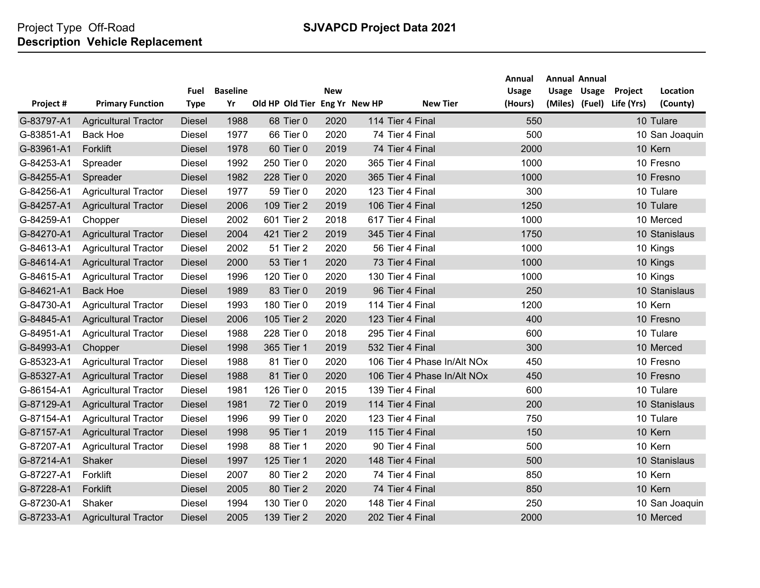Project Type Off-Road
**Description Vehicle Replacement**

**SJVAPCD Project Data 2021**

| Project # | Primary Function | Fuel Type | Baseline Yr | Old HP | Old Tier | New Eng Yr | New HP | New Tier | Annual Usage (Hours) | Annual Usage (Miles) | Annual Usage (Fuel) | Project Life (Yrs) | Location (County) |
|---|---|---|---|---|---|---|---|---|---|---|---|---|---|
| G-83797-A1 | Agricultural Tractor | Diesel | 1988 | 68 | Tier 0 | 2020 | 114 | Tier 4 Final | 550 | | | 10 | Tulare |
| G-83851-A1 | Back Hoe | Diesel | 1977 | 66 | Tier 0 | 2020 | 74 | Tier 4 Final | 500 | | | 10 | San Joaquin |
| G-83961-A1 | Forklift | Diesel | 1978 | 60 | Tier 0 | 2019 | 74 | Tier 4 Final | 2000 | | | 10 | Kern |
| G-84253-A1 | Spreader | Diesel | 1992 | 250 | Tier 0 | 2020 | 365 | Tier 4 Final | 1000 | | | 10 | Fresno |
| G-84255-A1 | Spreader | Diesel | 1982 | 228 | Tier 0 | 2020 | 365 | Tier 4 Final | 1000 | | | 10 | Fresno |
| G-84256-A1 | Agricultural Tractor | Diesel | 1977 | 59 | Tier 0 | 2020 | 123 | Tier 4 Final | 300 | | | 10 | Tulare |
| G-84257-A1 | Agricultural Tractor | Diesel | 2006 | 109 | Tier 2 | 2019 | 106 | Tier 4 Final | 1250 | | | 10 | Tulare |
| G-84259-A1 | Chopper | Diesel | 2002 | 601 | Tier 2 | 2018 | 617 | Tier 4 Final | 1000 | | | 10 | Merced |
| G-84270-A1 | Agricultural Tractor | Diesel | 2004 | 421 | Tier 2 | 2019 | 345 | Tier 4 Final | 1750 | | | 10 | Stanislaus |
| G-84613-A1 | Agricultural Tractor | Diesel | 2002 | 51 | Tier 2 | 2020 | 56 | Tier 4 Final | 1000 | | | 10 | Kings |
| G-84614-A1 | Agricultural Tractor | Diesel | 2000 | 53 | Tier 1 | 2020 | 73 | Tier 4 Final | 1000 | | | 10 | Kings |
| G-84615-A1 | Agricultural Tractor | Diesel | 1996 | 120 | Tier 0 | 2020 | 130 | Tier 4 Final | 1000 | | | 10 | Kings |
| G-84621-A1 | Back Hoe | Diesel | 1989 | 83 | Tier 0 | 2019 | 96 | Tier 4 Final | 250 | | | 10 | Stanislaus |
| G-84730-A1 | Agricultural Tractor | Diesel | 1993 | 180 | Tier 0 | 2019 | 114 | Tier 4 Final | 1200 | | | 10 | Kern |
| G-84845-A1 | Agricultural Tractor | Diesel | 2006 | 105 | Tier 2 | 2020 | 123 | Tier 4 Final | 400 | | | 10 | Fresno |
| G-84951-A1 | Agricultural Tractor | Diesel | 1988 | 228 | Tier 0 | 2018 | 295 | Tier 4 Final | 600 | | | 10 | Tulare |
| G-84993-A1 | Chopper | Diesel | 1998 | 365 | Tier 1 | 2019 | 532 | Tier 4 Final | 300 | | | 10 | Merced |
| G-85323-A1 | Agricultural Tractor | Diesel | 1988 | 81 | Tier 0 | 2020 | 106 | Tier 4 Phase In/Alt NOx | 450 | | | 10 | Fresno |
| G-85327-A1 | Agricultural Tractor | Diesel | 1988 | 81 | Tier 0 | 2020 | 106 | Tier 4 Phase In/Alt NOx | 450 | | | 10 | Fresno |
| G-86154-A1 | Agricultural Tractor | Diesel | 1981 | 126 | Tier 0 | 2015 | 139 | Tier 4 Final | 600 | | | 10 | Tulare |
| G-87129-A1 | Agricultural Tractor | Diesel | 1981 | 72 | Tier 0 | 2019 | 114 | Tier 4 Final | 200 | | | 10 | Stanislaus |
| G-87154-A1 | Agricultural Tractor | Diesel | 1996 | 99 | Tier 0 | 2020 | 123 | Tier 4 Final | 750 | | | 10 | Tulare |
| G-87157-A1 | Agricultural Tractor | Diesel | 1998 | 95 | Tier 1 | 2019 | 115 | Tier 4 Final | 150 | | | 10 | Kern |
| G-87207-A1 | Agricultural Tractor | Diesel | 1998 | 88 | Tier 1 | 2020 | 90 | Tier 4 Final | 500 | | | 10 | Kern |
| G-87214-A1 | Shaker | Diesel | 1997 | 125 | Tier 1 | 2020 | 148 | Tier 4 Final | 500 | | | 10 | Stanislaus |
| G-87227-A1 | Forklift | Diesel | 2007 | 80 | Tier 2 | 2020 | 74 | Tier 4 Final | 850 | | | 10 | Kern |
| G-87228-A1 | Forklift | Diesel | 2005 | 80 | Tier 2 | 2020 | 74 | Tier 4 Final | 850 | | | 10 | Kern |
| G-87230-A1 | Shaker | Diesel | 1994 | 130 | Tier 0 | 2020 | 148 | Tier 4 Final | 250 | | | 10 | San Joaquin |
| G-87233-A1 | Agricultural Tractor | Diesel | 2005 | 139 | Tier 2 | 2020 | 202 | Tier 4 Final | 2000 | | | 10 | Merced |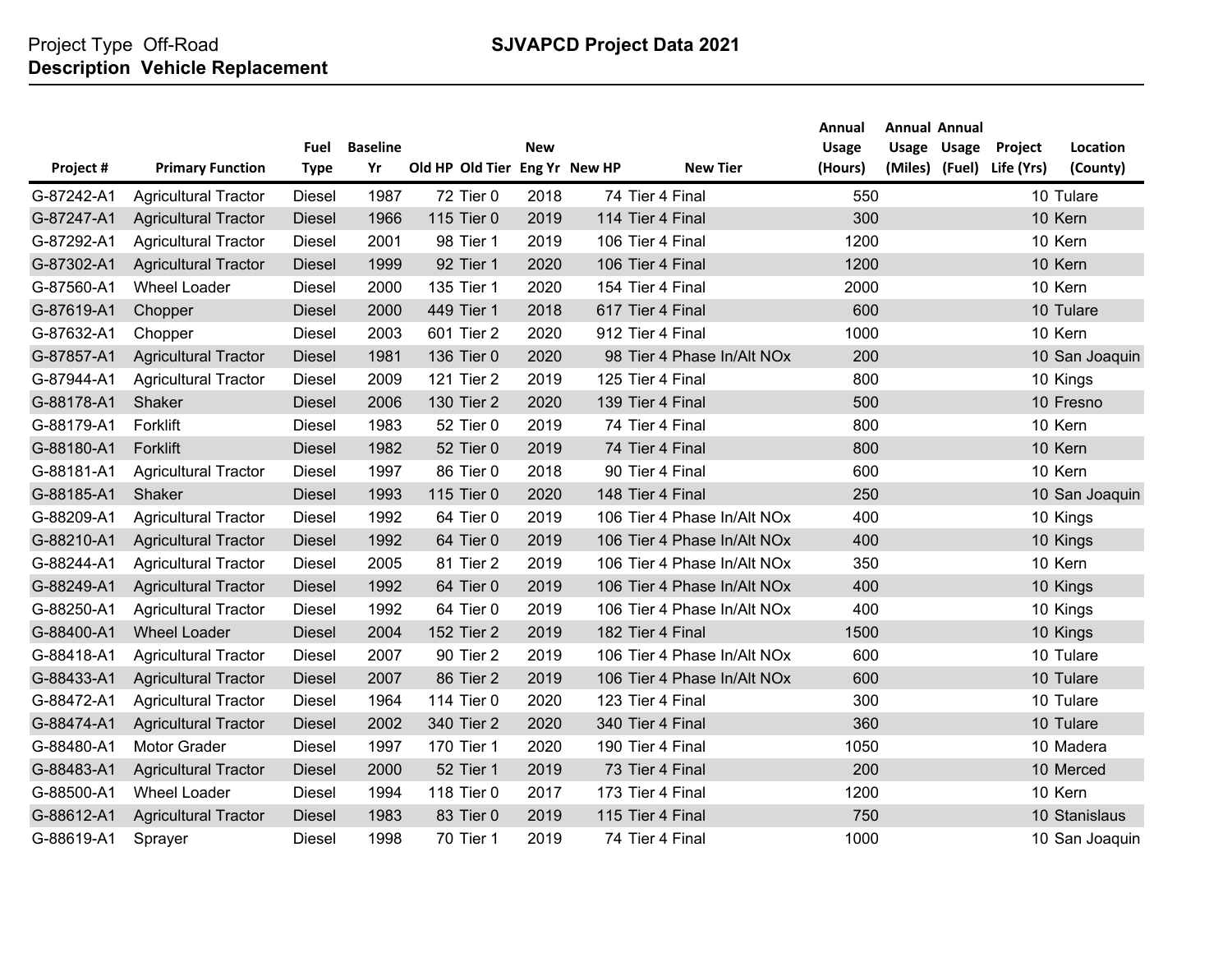Project Type Off-Road
**Description Vehicle Replacement**

**SJVAPCD Project Data 2021**

| Project # | Primary Function | Fuel Type | Baseline Yr | Old HP | Old Tier | New Eng Yr | New HP | New Tier | Annual Usage (Hours) | Annual Usage (Miles) | Annual Usage (Fuel) | Project Life (Yrs) | Location (County) |
|---|---|---|---|---|---|---|---|---|---|---|---|---|---|
| G-87242-A1 | Agricultural Tractor | Diesel | 1987 | 72 | Tier 0 | 2018 | 74 | Tier 4 Final | 550 | | | 10 | Tulare |
| G-87247-A1 | Agricultural Tractor | Diesel | 1966 | 115 | Tier 0 | 2019 | 114 | Tier 4 Final | 300 | | | 10 | Kern |
| G-87292-A1 | Agricultural Tractor | Diesel | 2001 | 98 | Tier 1 | 2019 | 106 | Tier 4 Final | 1200 | | | 10 | Kern |
| G-87302-A1 | Agricultural Tractor | Diesel | 1999 | 92 | Tier 1 | 2020 | 106 | Tier 4 Final | 1200 | | | 10 | Kern |
| G-87560-A1 | Wheel Loader | Diesel | 2000 | 135 | Tier 1 | 2020 | 154 | Tier 4 Final | 2000 | | | 10 | Kern |
| G-87619-A1 | Chopper | Diesel | 2000 | 449 | Tier 1 | 2018 | 617 | Tier 4 Final | 600 | | | 10 | Tulare |
| G-87632-A1 | Chopper | Diesel | 2003 | 601 | Tier 2 | 2020 | 912 | Tier 4 Final | 1000 | | | 10 | Kern |
| G-87857-A1 | Agricultural Tractor | Diesel | 1981 | 136 | Tier 0 | 2020 | 98 | Tier 4 Phase In/Alt NOx | 200 | | | 10 | San Joaquin |
| G-87944-A1 | Agricultural Tractor | Diesel | 2009 | 121 | Tier 2 | 2019 | 125 | Tier 4 Final | 800 | | | 10 | Kings |
| G-88178-A1 | Shaker | Diesel | 2006 | 130 | Tier 2 | 2020 | 139 | Tier 4 Final | 500 | | | 10 | Fresno |
| G-88179-A1 | Forklift | Diesel | 1983 | 52 | Tier 0 | 2019 | 74 | Tier 4 Final | 800 | | | 10 | Kern |
| G-88180-A1 | Forklift | Diesel | 1982 | 52 | Tier 0 | 2019 | 74 | Tier 4 Final | 800 | | | 10 | Kern |
| G-88181-A1 | Agricultural Tractor | Diesel | 1997 | 86 | Tier 0 | 2018 | 90 | Tier 4 Final | 600 | | | 10 | Kern |
| G-88185-A1 | Shaker | Diesel | 1993 | 115 | Tier 0 | 2020 | 148 | Tier 4 Final | 250 | | | 10 | San Joaquin |
| G-88209-A1 | Agricultural Tractor | Diesel | 1992 | 64 | Tier 0 | 2019 | 106 | Tier 4 Phase In/Alt NOx | 400 | | | 10 | Kings |
| G-88210-A1 | Agricultural Tractor | Diesel | 1992 | 64 | Tier 0 | 2019 | 106 | Tier 4 Phase In/Alt NOx | 400 | | | 10 | Kings |
| G-88244-A1 | Agricultural Tractor | Diesel | 2005 | 81 | Tier 2 | 2019 | 106 | Tier 4 Phase In/Alt NOx | 350 | | | 10 | Kern |
| G-88249-A1 | Agricultural Tractor | Diesel | 1992 | 64 | Tier 0 | 2019 | 106 | Tier 4 Phase In/Alt NOx | 400 | | | 10 | Kings |
| G-88250-A1 | Agricultural Tractor | Diesel | 1992 | 64 | Tier 0 | 2019 | 106 | Tier 4 Phase In/Alt NOx | 400 | | | 10 | Kings |
| G-88400-A1 | Wheel Loader | Diesel | 2004 | 152 | Tier 2 | 2019 | 182 | Tier 4 Final | 1500 | | | 10 | Kings |
| G-88418-A1 | Agricultural Tractor | Diesel | 2007 | 90 | Tier 2 | 2019 | 106 | Tier 4 Phase In/Alt NOx | 600 | | | 10 | Tulare |
| G-88433-A1 | Agricultural Tractor | Diesel | 2007 | 86 | Tier 2 | 2019 | 106 | Tier 4 Phase In/Alt NOx | 600 | | | 10 | Tulare |
| G-88472-A1 | Agricultural Tractor | Diesel | 1964 | 114 | Tier 0 | 2020 | 123 | Tier 4 Final | 300 | | | 10 | Tulare |
| G-88474-A1 | Agricultural Tractor | Diesel | 2002 | 340 | Tier 2 | 2020 | 340 | Tier 4 Final | 360 | | | 10 | Tulare |
| G-88480-A1 | Motor Grader | Diesel | 1997 | 170 | Tier 1 | 2020 | 190 | Tier 4 Final | 1050 | | | 10 | Madera |
| G-88483-A1 | Agricultural Tractor | Diesel | 2000 | 52 | Tier 1 | 2019 | 73 | Tier 4 Final | 200 | | | 10 | Merced |
| G-88500-A1 | Wheel Loader | Diesel | 1994 | 118 | Tier 0 | 2017 | 173 | Tier 4 Final | 1200 | | | 10 | Kern |
| G-88612-A1 | Agricultural Tractor | Diesel | 1983 | 83 | Tier 0 | 2019 | 115 | Tier 4 Final | 750 | | | 10 | Stanislaus |
| G-88619-A1 | Sprayer | Diesel | 1998 | 70 | Tier 1 | 2019 | 74 | Tier 4 Final | 1000 | | | 10 | San Joaquin |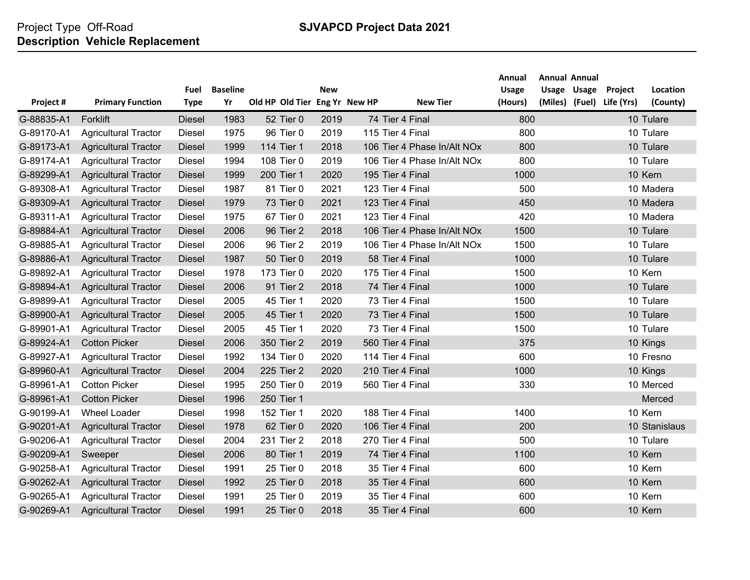Project Type Off-Road
**Description Vehicle Replacement**

**SJVAPCD Project Data 2021**

| Project # | Primary Function | Fuel Type | Baseline Yr | Old HP | Old Tier | New Eng Yr | New HP | New Tier | Annual Usage (Hours) | Annual Usage (Miles) | Annual Usage (Fuel) | Project Life (Yrs) | Location (County) |
|---|---|---|---|---|---|---|---|---|---|---|---|---|---|
| G-88835-A1 | Forklift | Diesel | 1983 | 52 | Tier 0 | 2019 | 74 | Tier 4 Final | 800 | | | 10 | Tulare |
| G-89170-A1 | Agricultural Tractor | Diesel | 1975 | 96 | Tier 0 | 2019 | 115 | Tier 4 Final | 800 | | | 10 | Tulare |
| G-89173-A1 | Agricultural Tractor | Diesel | 1999 | 114 | Tier 1 | 2018 | 106 | Tier 4 Phase In/Alt NOx | 800 | | | 10 | Tulare |
| G-89174-A1 | Agricultural Tractor | Diesel | 1994 | 108 | Tier 0 | 2019 | 106 | Tier 4 Phase In/Alt NOx | 800 | | | 10 | Tulare |
| G-89299-A1 | Agricultural Tractor | Diesel | 1999 | 200 | Tier 1 | 2020 | 195 | Tier 4 Final | 1000 | | | 10 | Kern |
| G-89308-A1 | Agricultural Tractor | Diesel | 1987 | 81 | Tier 0 | 2021 | 123 | Tier 4 Final | 500 | | | 10 | Madera |
| G-89309-A1 | Agricultural Tractor | Diesel | 1979 | 73 | Tier 0 | 2021 | 123 | Tier 4 Final | 450 | | | 10 | Madera |
| G-89311-A1 | Agricultural Tractor | Diesel | 1975 | 67 | Tier 0 | 2021 | 123 | Tier 4 Final | 420 | | | 10 | Madera |
| G-89884-A1 | Agricultural Tractor | Diesel | 2006 | 96 | Tier 2 | 2018 | 106 | Tier 4 Phase In/Alt NOx | 1500 | | | 10 | Tulare |
| G-89885-A1 | Agricultural Tractor | Diesel | 2006 | 96 | Tier 2 | 2019 | 106 | Tier 4 Phase In/Alt NOx | 1500 | | | 10 | Tulare |
| G-89886-A1 | Agricultural Tractor | Diesel | 1987 | 50 | Tier 0 | 2019 | 58 | Tier 4 Final | 1000 | | | 10 | Tulare |
| G-89892-A1 | Agricultural Tractor | Diesel | 1978 | 173 | Tier 0 | 2020 | 175 | Tier 4 Final | 1500 | | | 10 | Kern |
| G-89894-A1 | Agricultural Tractor | Diesel | 2006 | 91 | Tier 2 | 2018 | 74 | Tier 4 Final | 1000 | | | 10 | Tulare |
| G-89899-A1 | Agricultural Tractor | Diesel | 2005 | 45 | Tier 1 | 2020 | 73 | Tier 4 Final | 1500 | | | 10 | Tulare |
| G-89900-A1 | Agricultural Tractor | Diesel | 2005 | 45 | Tier 1 | 2020 | 73 | Tier 4 Final | 1500 | | | 10 | Tulare |
| G-89901-A1 | Agricultural Tractor | Diesel | 2005 | 45 | Tier 1 | 2020 | 73 | Tier 4 Final | 1500 | | | 10 | Tulare |
| G-89924-A1 | Cotton Picker | Diesel | 2006 | 350 | Tier 2 | 2019 | 560 | Tier 4 Final | 375 | | | 10 | Kings |
| G-89927-A1 | Agricultural Tractor | Diesel | 1992 | 134 | Tier 0 | 2020 | 114 | Tier 4 Final | 600 | | | 10 | Fresno |
| G-89960-A1 | Agricultural Tractor | Diesel | 2004 | 225 | Tier 2 | 2020 | 210 | Tier 4 Final | 1000 | | | 10 | Kings |
| G-89961-A1 | Cotton Picker | Diesel | 1995 | 250 | Tier 0 | 2019 | 560 | Tier 4 Final | 330 | | | 10 | Merced |
| G-89961-A1 | Cotton Picker | Diesel | 1996 | 250 | Tier 1 | | | | | | | | Merced |
| G-90199-A1 | Wheel Loader | Diesel | 1998 | 152 | Tier 1 | 2020 | 188 | Tier 4 Final | 1400 | | | 10 | Kern |
| G-90201-A1 | Agricultural Tractor | Diesel | 1978 | 62 | Tier 0 | 2020 | 106 | Tier 4 Final | 200 | | | 10 | Stanislaus |
| G-90206-A1 | Agricultural Tractor | Diesel | 2004 | 231 | Tier 2 | 2018 | 270 | Tier 4 Final | 500 | | | 10 | Tulare |
| G-90209-A1 | Sweeper | Diesel | 2006 | 80 | Tier 1 | 2019 | 74 | Tier 4 Final | 1100 | | | 10 | Kern |
| G-90258-A1 | Agricultural Tractor | Diesel | 1991 | 25 | Tier 0 | 2018 | 35 | Tier 4 Final | 600 | | | 10 | Kern |
| G-90262-A1 | Agricultural Tractor | Diesel | 1992 | 25 | Tier 0 | 2018 | 35 | Tier 4 Final | 600 | | | 10 | Kern |
| G-90265-A1 | Agricultural Tractor | Diesel | 1991 | 25 | Tier 0 | 2019 | 35 | Tier 4 Final | 600 | | | 10 | Kern |
| G-90269-A1 | Agricultural Tractor | Diesel | 1991 | 25 | Tier 0 | 2018 | 35 | Tier 4 Final | 600 | | | 10 | Kern |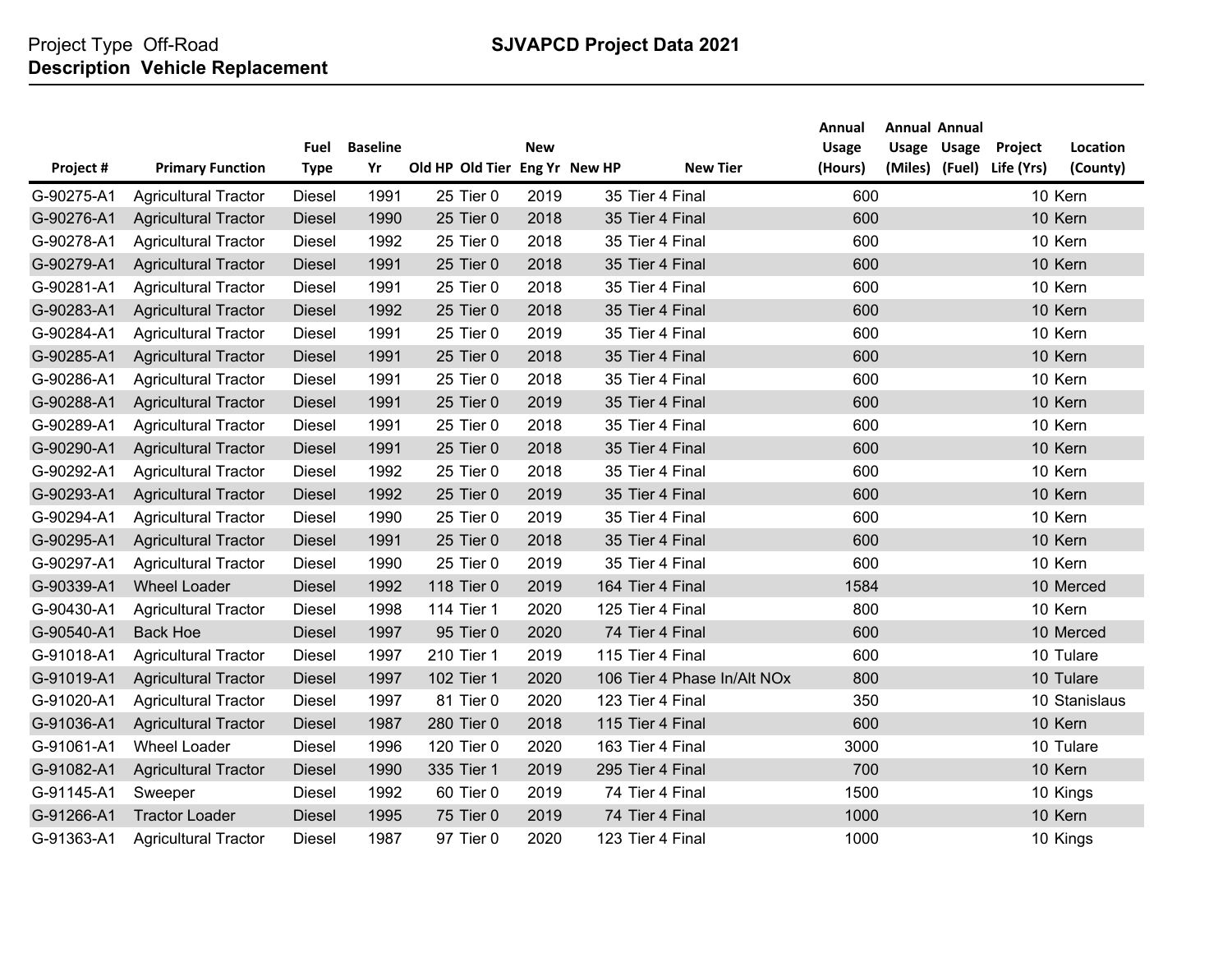Project Type Off-Road

**Description Vehicle Replacement**

**SJVAPCD Project Data 2021**

| Project # | Primary Function | Fuel Type | Baseline Yr | Old HP | Old Tier | New Eng Yr | New HP | New Tier | Annual Usage (Hours) | Annual Usage (Miles) | Annual Usage (Fuel) | Project Life (Yrs) | Location (County) |
|---|---|---|---|---|---|---|---|---|---|---|---|---|---|
| G-90275-A1 | Agricultural Tractor | Diesel | 1991 | 25 | Tier 0 | 2019 | 35 | Tier 4 Final | 600 | | | 10 | Kern |
| G-90276-A1 | Agricultural Tractor | Diesel | 1990 | 25 | Tier 0 | 2018 | 35 | Tier 4 Final | 600 | | | 10 | Kern |
| G-90278-A1 | Agricultural Tractor | Diesel | 1992 | 25 | Tier 0 | 2018 | 35 | Tier 4 Final | 600 | | | 10 | Kern |
| G-90279-A1 | Agricultural Tractor | Diesel | 1991 | 25 | Tier 0 | 2018 | 35 | Tier 4 Final | 600 | | | 10 | Kern |
| G-90281-A1 | Agricultural Tractor | Diesel | 1991 | 25 | Tier 0 | 2018 | 35 | Tier 4 Final | 600 | | | 10 | Kern |
| G-90283-A1 | Agricultural Tractor | Diesel | 1992 | 25 | Tier 0 | 2018 | 35 | Tier 4 Final | 600 | | | 10 | Kern |
| G-90284-A1 | Agricultural Tractor | Diesel | 1991 | 25 | Tier 0 | 2019 | 35 | Tier 4 Final | 600 | | | 10 | Kern |
| G-90285-A1 | Agricultural Tractor | Diesel | 1991 | 25 | Tier 0 | 2018 | 35 | Tier 4 Final | 600 | | | 10 | Kern |
| G-90286-A1 | Agricultural Tractor | Diesel | 1991 | 25 | Tier 0 | 2018 | 35 | Tier 4 Final | 600 | | | 10 | Kern |
| G-90288-A1 | Agricultural Tractor | Diesel | 1991 | 25 | Tier 0 | 2019 | 35 | Tier 4 Final | 600 | | | 10 | Kern |
| G-90289-A1 | Agricultural Tractor | Diesel | 1991 | 25 | Tier 0 | 2018 | 35 | Tier 4 Final | 600 | | | 10 | Kern |
| G-90290-A1 | Agricultural Tractor | Diesel | 1991 | 25 | Tier 0 | 2018 | 35 | Tier 4 Final | 600 | | | 10 | Kern |
| G-90292-A1 | Agricultural Tractor | Diesel | 1992 | 25 | Tier 0 | 2018 | 35 | Tier 4 Final | 600 | | | 10 | Kern |
| G-90293-A1 | Agricultural Tractor | Diesel | 1992 | 25 | Tier 0 | 2019 | 35 | Tier 4 Final | 600 | | | 10 | Kern |
| G-90294-A1 | Agricultural Tractor | Diesel | 1990 | 25 | Tier 0 | 2019 | 35 | Tier 4 Final | 600 | | | 10 | Kern |
| G-90295-A1 | Agricultural Tractor | Diesel | 1991 | 25 | Tier 0 | 2018 | 35 | Tier 4 Final | 600 | | | 10 | Kern |
| G-90297-A1 | Agricultural Tractor | Diesel | 1990 | 25 | Tier 0 | 2019 | 35 | Tier 4 Final | 600 | | | 10 | Kern |
| G-90339-A1 | Wheel Loader | Diesel | 1992 | 118 | Tier 0 | 2019 | 164 | Tier 4 Final | 1584 | | | 10 | Merced |
| G-90430-A1 | Agricultural Tractor | Diesel | 1998 | 114 | Tier 1 | 2020 | 125 | Tier 4 Final | 800 | | | 10 | Kern |
| G-90540-A1 | Back Hoe | Diesel | 1997 | 95 | Tier 0 | 2020 | 74 | Tier 4 Final | 600 | | | 10 | Merced |
| G-91018-A1 | Agricultural Tractor | Diesel | 1997 | 210 | Tier 1 | 2019 | 115 | Tier 4 Final | 600 | | | 10 | Tulare |
| G-91019-A1 | Agricultural Tractor | Diesel | 1997 | 102 | Tier 1 | 2020 | 106 | Tier 4 Phase In/Alt NOx | 800 | | | 10 | Tulare |
| G-91020-A1 | Agricultural Tractor | Diesel | 1997 | 81 | Tier 0 | 2020 | 123 | Tier 4 Final | 350 | | | 10 | Stanislaus |
| G-91036-A1 | Agricultural Tractor | Diesel | 1987 | 280 | Tier 0 | 2018 | 115 | Tier 4 Final | 600 | | | 10 | Kern |
| G-91061-A1 | Wheel Loader | Diesel | 1996 | 120 | Tier 0 | 2020 | 163 | Tier 4 Final | 3000 | | | 10 | Tulare |
| G-91082-A1 | Agricultural Tractor | Diesel | 1990 | 335 | Tier 1 | 2019 | 295 | Tier 4 Final | 700 | | | 10 | Kern |
| G-91145-A1 | Sweeper | Diesel | 1992 | 60 | Tier 0 | 2019 | 74 | Tier 4 Final | 1500 | | | 10 | Kings |
| G-91266-A1 | Tractor Loader | Diesel | 1995 | 75 | Tier 0 | 2019 | 74 | Tier 4 Final | 1000 | | | 10 | Kern |
| G-91363-A1 | Agricultural Tractor | Diesel | 1987 | 97 | Tier 0 | 2020 | 123 | Tier 4 Final | 1000 | | | 10 | Kings |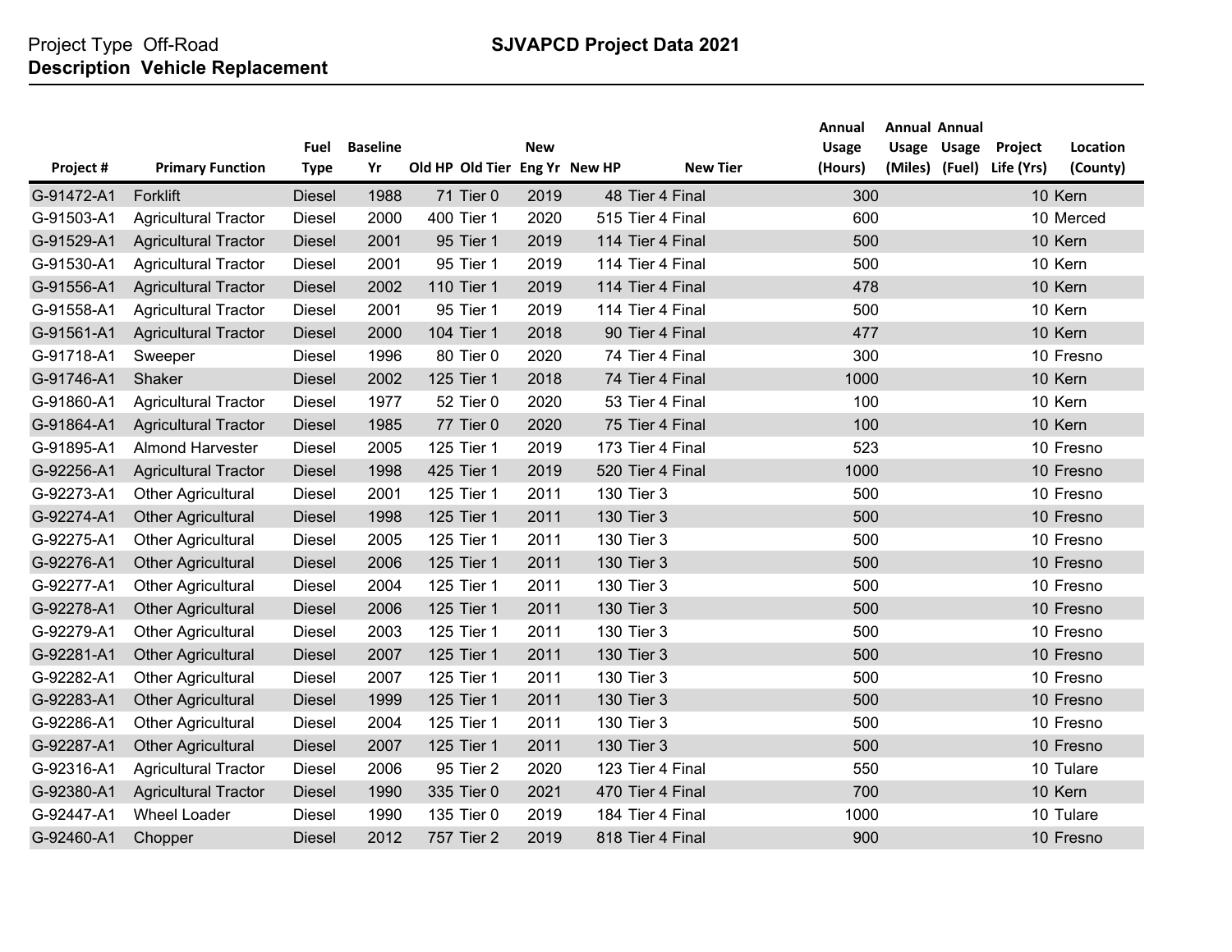Project Type Off-Road

**Description Vehicle Replacement**

**SJVAPCD Project Data 2021**

| Project # | Primary Function | Fuel Type | Baseline Yr | Old HP | Old Tier | New Eng Yr | New HP | New Tier | Annual Usage (Hours) | Annual Usage (Miles) | Annual Usage (Fuel) | Project Life (Yrs) | Location (County) |
|---|---|---|---|---|---|---|---|---|---|---|---|---|---|
| G-91472-A1 | Forklift | Diesel | 1988 | 71 | Tier 0 | 2019 | 48 | Tier 4 Final | 300 | | | 10 | Kern |
| G-91503-A1 | Agricultural Tractor | Diesel | 2000 | 400 | Tier 1 | 2020 | 515 | Tier 4 Final | 600 | | | 10 | Merced |
| G-91529-A1 | Agricultural Tractor | Diesel | 2001 | 95 | Tier 1 | 2019 | 114 | Tier 4 Final | 500 | | | 10 | Kern |
| G-91530-A1 | Agricultural Tractor | Diesel | 2001 | 95 | Tier 1 | 2019 | 114 | Tier 4 Final | 500 | | | 10 | Kern |
| G-91556-A1 | Agricultural Tractor | Diesel | 2002 | 110 | Tier 1 | 2019 | 114 | Tier 4 Final | 478 | | | 10 | Kern |
| G-91558-A1 | Agricultural Tractor | Diesel | 2001 | 95 | Tier 1 | 2019 | 114 | Tier 4 Final | 500 | | | 10 | Kern |
| G-91561-A1 | Agricultural Tractor | Diesel | 2000 | 104 | Tier 1 | 2018 | 90 | Tier 4 Final | 477 | | | 10 | Kern |
| G-91718-A1 | Sweeper | Diesel | 1996 | 80 | Tier 0 | 2020 | 74 | Tier 4 Final | 300 | | | 10 | Fresno |
| G-91746-A1 | Shaker | Diesel | 2002 | 125 | Tier 1 | 2018 | 74 | Tier 4 Final | 1000 | | | 10 | Kern |
| G-91860-A1 | Agricultural Tractor | Diesel | 1977 | 52 | Tier 0 | 2020 | 53 | Tier 4 Final | 100 | | | 10 | Kern |
| G-91864-A1 | Agricultural Tractor | Diesel | 1985 | 77 | Tier 0 | 2020 | 75 | Tier 4 Final | 100 | | | 10 | Kern |
| G-91895-A1 | Almond Harvester | Diesel | 2005 | 125 | Tier 1 | 2019 | 173 | Tier 4 Final | 523 | | | 10 | Fresno |
| G-92256-A1 | Agricultural Tractor | Diesel | 1998 | 425 | Tier 1 | 2019 | 520 | Tier 4 Final | 1000 | | | 10 | Fresno |
| G-92273-A1 | Other Agricultural | Diesel | 2001 | 125 | Tier 1 | 2011 | 130 | Tier 3 | 500 | | | 10 | Fresno |
| G-92274-A1 | Other Agricultural | Diesel | 1998 | 125 | Tier 1 | 2011 | 130 | Tier 3 | 500 | | | 10 | Fresno |
| G-92275-A1 | Other Agricultural | Diesel | 2005 | 125 | Tier 1 | 2011 | 130 | Tier 3 | 500 | | | 10 | Fresno |
| G-92276-A1 | Other Agricultural | Diesel | 2006 | 125 | Tier 1 | 2011 | 130 | Tier 3 | 500 | | | 10 | Fresno |
| G-92277-A1 | Other Agricultural | Diesel | 2004 | 125 | Tier 1 | 2011 | 130 | Tier 3 | 500 | | | 10 | Fresno |
| G-92278-A1 | Other Agricultural | Diesel | 2006 | 125 | Tier 1 | 2011 | 130 | Tier 3 | 500 | | | 10 | Fresno |
| G-92279-A1 | Other Agricultural | Diesel | 2003 | 125 | Tier 1 | 2011 | 130 | Tier 3 | 500 | | | 10 | Fresno |
| G-92281-A1 | Other Agricultural | Diesel | 2007 | 125 | Tier 1 | 2011 | 130 | Tier 3 | 500 | | | 10 | Fresno |
| G-92282-A1 | Other Agricultural | Diesel | 2007 | 125 | Tier 1 | 2011 | 130 | Tier 3 | 500 | | | 10 | Fresno |
| G-92283-A1 | Other Agricultural | Diesel | 1999 | 125 | Tier 1 | 2011 | 130 | Tier 3 | 500 | | | 10 | Fresno |
| G-92286-A1 | Other Agricultural | Diesel | 2004 | 125 | Tier 1 | 2011 | 130 | Tier 3 | 500 | | | 10 | Fresno |
| G-92287-A1 | Other Agricultural | Diesel | 2007 | 125 | Tier 1 | 2011 | 130 | Tier 3 | 500 | | | 10 | Fresno |
| G-92316-A1 | Agricultural Tractor | Diesel | 2006 | 95 | Tier 2 | 2020 | 123 | Tier 4 Final | 550 | | | 10 | Tulare |
| G-92380-A1 | Agricultural Tractor | Diesel | 1990 | 335 | Tier 0 | 2021 | 470 | Tier 4 Final | 700 | | | 10 | Kern |
| G-92447-A1 | Wheel Loader | Diesel | 1990 | 135 | Tier 0 | 2019 | 184 | Tier 4 Final | 1000 | | | 10 | Tulare |
| G-92460-A1 | Chopper | Diesel | 2012 | 757 | Tier 2 | 2019 | 818 | Tier 4 Final | 900 | | | 10 | Fresno |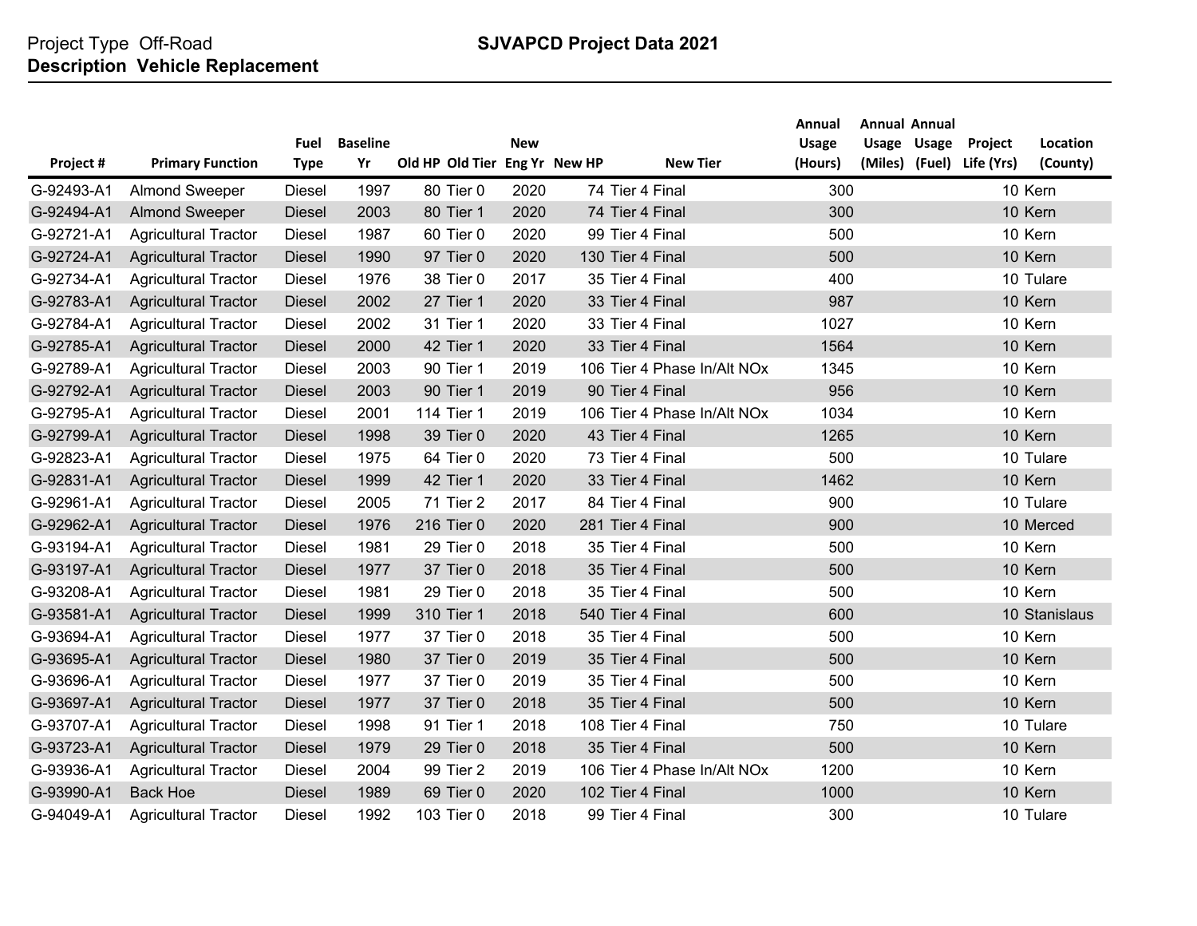Project Type Off-Road

**Description Vehicle Replacement**

**SJVAPCD Project Data 2021**

| Project # | Primary Function | Fuel Type | Baseline Yr | Old HP | Old Tier | New Eng Yr | New HP | New Tier | Annual Usage (Hours) | Annual Usage (Miles) | Annual Usage (Fuel) | Project Life (Yrs) | Location (County) |
|---|---|---|---|---|---|---|---|---|---|---|---|---|---|
| G-92493-A1 | Almond Sweeper | Diesel | 1997 | 80 | Tier 0 | 2020 | 74 | Tier 4 Final | 300 | | | 10 | Kern |
| G-92494-A1 | Almond Sweeper | Diesel | 2003 | 80 | Tier 1 | 2020 | 74 | Tier 4 Final | 300 | | | 10 | Kern |
| G-92721-A1 | Agricultural Tractor | Diesel | 1987 | 60 | Tier 0 | 2020 | 99 | Tier 4 Final | 500 | | | 10 | Kern |
| G-92724-A1 | Agricultural Tractor | Diesel | 1990 | 97 | Tier 0 | 2020 | 130 | Tier 4 Final | 500 | | | 10 | Kern |
| G-92734-A1 | Agricultural Tractor | Diesel | 1976 | 38 | Tier 0 | 2017 | 35 | Tier 4 Final | 400 | | | 10 | Tulare |
| G-92783-A1 | Agricultural Tractor | Diesel | 2002 | 27 | Tier 1 | 2020 | 33 | Tier 4 Final | 987 | | | 10 | Kern |
| G-92784-A1 | Agricultural Tractor | Diesel | 2002 | 31 | Tier 1 | 2020 | 33 | Tier 4 Final | 1027 | | | 10 | Kern |
| G-92785-A1 | Agricultural Tractor | Diesel | 2000 | 42 | Tier 1 | 2020 | 33 | Tier 4 Final | 1564 | | | 10 | Kern |
| G-92789-A1 | Agricultural Tractor | Diesel | 2003 | 90 | Tier 1 | 2019 | 106 | Tier 4 Phase In/Alt NOx | 1345 | | | 10 | Kern |
| G-92792-A1 | Agricultural Tractor | Diesel | 2003 | 90 | Tier 1 | 2019 | 90 | Tier 4 Final | 956 | | | 10 | Kern |
| G-92795-A1 | Agricultural Tractor | Diesel | 2001 | 114 | Tier 1 | 2019 | 106 | Tier 4 Phase In/Alt NOx | 1034 | | | 10 | Kern |
| G-92799-A1 | Agricultural Tractor | Diesel | 1998 | 39 | Tier 0 | 2020 | 43 | Tier 4 Final | 1265 | | | 10 | Kern |
| G-92823-A1 | Agricultural Tractor | Diesel | 1975 | 64 | Tier 0 | 2020 | 73 | Tier 4 Final | 500 | | | 10 | Tulare |
| G-92831-A1 | Agricultural Tractor | Diesel | 1999 | 42 | Tier 1 | 2020 | 33 | Tier 4 Final | 1462 | | | 10 | Kern |
| G-92961-A1 | Agricultural Tractor | Diesel | 2005 | 71 | Tier 2 | 2017 | 84 | Tier 4 Final | 900 | | | 10 | Tulare |
| G-92962-A1 | Agricultural Tractor | Diesel | 1976 | 216 | Tier 0 | 2020 | 281 | Tier 4 Final | 900 | | | 10 | Merced |
| G-93194-A1 | Agricultural Tractor | Diesel | 1981 | 29 | Tier 0 | 2018 | 35 | Tier 4 Final | 500 | | | 10 | Kern |
| G-93197-A1 | Agricultural Tractor | Diesel | 1977 | 37 | Tier 0 | 2018 | 35 | Tier 4 Final | 500 | | | 10 | Kern |
| G-93208-A1 | Agricultural Tractor | Diesel | 1981 | 29 | Tier 0 | 2018 | 35 | Tier 4 Final | 500 | | | 10 | Kern |
| G-93581-A1 | Agricultural Tractor | Diesel | 1999 | 310 | Tier 1 | 2018 | 540 | Tier 4 Final | 600 | | | 10 | Stanislaus |
| G-93694-A1 | Agricultural Tractor | Diesel | 1977 | 37 | Tier 0 | 2018 | 35 | Tier 4 Final | 500 | | | 10 | Kern |
| G-93695-A1 | Agricultural Tractor | Diesel | 1980 | 37 | Tier 0 | 2019 | 35 | Tier 4 Final | 500 | | | 10 | Kern |
| G-93696-A1 | Agricultural Tractor | Diesel | 1977 | 37 | Tier 0 | 2019 | 35 | Tier 4 Final | 500 | | | 10 | Kern |
| G-93697-A1 | Agricultural Tractor | Diesel | 1977 | 37 | Tier 0 | 2018 | 35 | Tier 4 Final | 500 | | | 10 | Kern |
| G-93707-A1 | Agricultural Tractor | Diesel | 1998 | 91 | Tier 1 | 2018 | 108 | Tier 4 Final | 750 | | | 10 | Tulare |
| G-93723-A1 | Agricultural Tractor | Diesel | 1979 | 29 | Tier 0 | 2018 | 35 | Tier 4 Final | 500 | | | 10 | Kern |
| G-93936-A1 | Agricultural Tractor | Diesel | 2004 | 99 | Tier 2 | 2019 | 106 | Tier 4 Phase In/Alt NOx | 1200 | | | 10 | Kern |
| G-93990-A1 | Back Hoe | Diesel | 1989 | 69 | Tier 0 | 2020 | 102 | Tier 4 Final | 1000 | | | 10 | Kern |
| G-94049-A1 | Agricultural Tractor | Diesel | 1992 | 103 | Tier 0 | 2018 | 99 | Tier 4 Final | 300 | | | 10 | Tulare |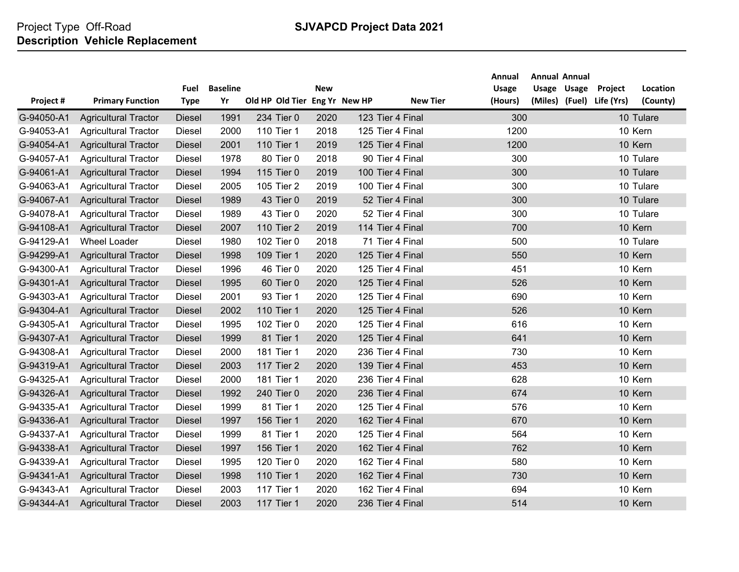Project Type Off-Road

**Description Vehicle Replacement**

**SJVAPCD Project Data 2021**

| Project # | Primary Function | Fuel Type | Baseline Yr | Old HP | Old Tier | New Eng Yr | New HP | New Tier | Annual Usage (Hours) | Annual Usage (Miles) | Annual Usage (Fuel) | Project Life (Yrs) | Location (County) |
|---|---|---|---|---|---|---|---|---|---|---|---|---|---|
| G-94050-A1 | Agricultural Tractor | Diesel | 1991 | 234 | Tier 0 | 2020 | 123 | Tier 4 Final | 300 | | | 10 | Tulare |
| G-94053-A1 | Agricultural Tractor | Diesel | 2000 | 110 | Tier 1 | 2018 | 125 | Tier 4 Final | 1200 | | | 10 | Kern |
| G-94054-A1 | Agricultural Tractor | Diesel | 2001 | 110 | Tier 1 | 2019 | 125 | Tier 4 Final | 1200 | | | 10 | Kern |
| G-94057-A1 | Agricultural Tractor | Diesel | 1978 | 80 | Tier 0 | 2018 | 90 | Tier 4 Final | 300 | | | 10 | Tulare |
| G-94061-A1 | Agricultural Tractor | Diesel | 1994 | 115 | Tier 0 | 2019 | 100 | Tier 4 Final | 300 | | | 10 | Tulare |
| G-94063-A1 | Agricultural Tractor | Diesel | 2005 | 105 | Tier 2 | 2019 | 100 | Tier 4 Final | 300 | | | 10 | Tulare |
| G-94067-A1 | Agricultural Tractor | Diesel | 1989 | 43 | Tier 0 | 2019 | 52 | Tier 4 Final | 300 | | | 10 | Tulare |
| G-94078-A1 | Agricultural Tractor | Diesel | 1989 | 43 | Tier 0 | 2020 | 52 | Tier 4 Final | 300 | | | 10 | Tulare |
| G-94108-A1 | Agricultural Tractor | Diesel | 2007 | 110 | Tier 2 | 2019 | 114 | Tier 4 Final | 700 | | | 10 | Kern |
| G-94129-A1 | Wheel Loader | Diesel | 1980 | 102 | Tier 0 | 2018 | 71 | Tier 4 Final | 500 | | | 10 | Tulare |
| G-94299-A1 | Agricultural Tractor | Diesel | 1998 | 109 | Tier 1 | 2020 | 125 | Tier 4 Final | 550 | | | 10 | Kern |
| G-94300-A1 | Agricultural Tractor | Diesel | 1996 | 46 | Tier 0 | 2020 | 125 | Tier 4 Final | 451 | | | 10 | Kern |
| G-94301-A1 | Agricultural Tractor | Diesel | 1995 | 60 | Tier 0 | 2020 | 125 | Tier 4 Final | 526 | | | 10 | Kern |
| G-94303-A1 | Agricultural Tractor | Diesel | 2001 | 93 | Tier 1 | 2020 | 125 | Tier 4 Final | 690 | | | 10 | Kern |
| G-94304-A1 | Agricultural Tractor | Diesel | 2002 | 110 | Tier 1 | 2020 | 125 | Tier 4 Final | 526 | | | 10 | Kern |
| G-94305-A1 | Agricultural Tractor | Diesel | 1995 | 102 | Tier 0 | 2020 | 125 | Tier 4 Final | 616 | | | 10 | Kern |
| G-94307-A1 | Agricultural Tractor | Diesel | 1999 | 81 | Tier 1 | 2020 | 125 | Tier 4 Final | 641 | | | 10 | Kern |
| G-94308-A1 | Agricultural Tractor | Diesel | 2000 | 181 | Tier 1 | 2020 | 236 | Tier 4 Final | 730 | | | 10 | Kern |
| G-94319-A1 | Agricultural Tractor | Diesel | 2003 | 117 | Tier 2 | 2020 | 139 | Tier 4 Final | 453 | | | 10 | Kern |
| G-94325-A1 | Agricultural Tractor | Diesel | 2000 | 181 | Tier 1 | 2020 | 236 | Tier 4 Final | 628 | | | 10 | Kern |
| G-94326-A1 | Agricultural Tractor | Diesel | 1992 | 240 | Tier 0 | 2020 | 236 | Tier 4 Final | 674 | | | 10 | Kern |
| G-94335-A1 | Agricultural Tractor | Diesel | 1999 | 81 | Tier 1 | 2020 | 125 | Tier 4 Final | 576 | | | 10 | Kern |
| G-94336-A1 | Agricultural Tractor | Diesel | 1997 | 156 | Tier 1 | 2020 | 162 | Tier 4 Final | 670 | | | 10 | Kern |
| G-94337-A1 | Agricultural Tractor | Diesel | 1999 | 81 | Tier 1 | 2020 | 125 | Tier 4 Final | 564 | | | 10 | Kern |
| G-94338-A1 | Agricultural Tractor | Diesel | 1997 | 156 | Tier 1 | 2020 | 162 | Tier 4 Final | 762 | | | 10 | Kern |
| G-94339-A1 | Agricultural Tractor | Diesel | 1995 | 120 | Tier 0 | 2020 | 162 | Tier 4 Final | 580 | | | 10 | Kern |
| G-94341-A1 | Agricultural Tractor | Diesel | 1998 | 110 | Tier 1 | 2020 | 162 | Tier 4 Final | 730 | | | 10 | Kern |
| G-94343-A1 | Agricultural Tractor | Diesel | 2003 | 117 | Tier 1 | 2020 | 162 | Tier 4 Final | 694 | | | 10 | Kern |
| G-94344-A1 | Agricultural Tractor | Diesel | 2003 | 117 | Tier 1 | 2020 | 236 | Tier 4 Final | 514 | | | 10 | Kern |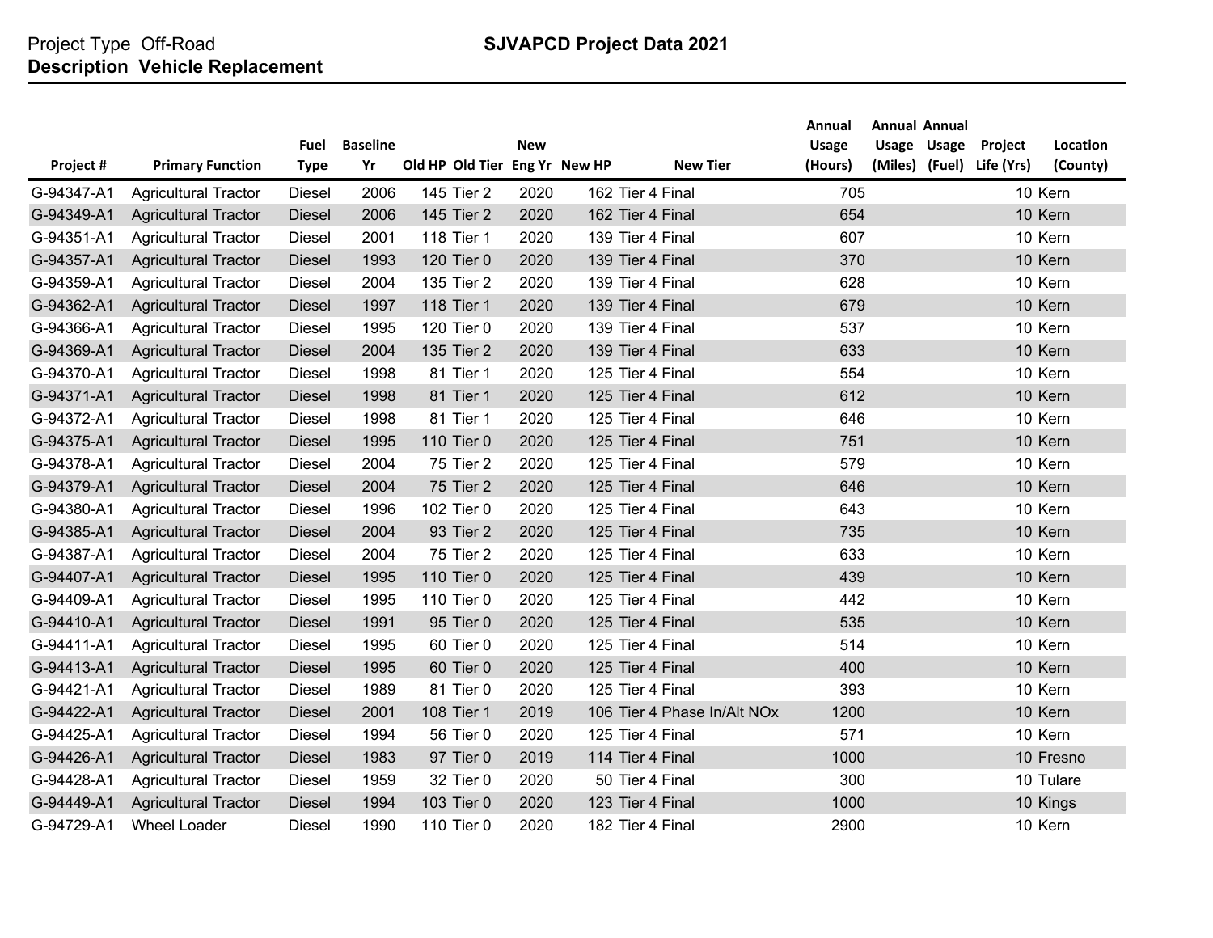Project Type Off-Road

**SJVAPCD Project Data 2021**

**Description Vehicle Replacement**

| Project # | Primary Function | Fuel Type | Baseline Yr | Old HP | Old Tier | New Eng Yr | New HP | New Tier | Annual Usage (Hours) | Annual Usage (Miles) | Annual Usage (Fuel) | Project Life (Yrs) | Location (County) |
|---|---|---|---|---|---|---|---|---|---|---|---|---|---|
| G-94347-A1 | Agricultural Tractor | Diesel | 2006 | 145 | Tier 2 | 2020 | 162 | Tier 4 Final | 705 | | | 10 | Kern |
| G-94349-A1 | Agricultural Tractor | Diesel | 2006 | 145 | Tier 2 | 2020 | 162 | Tier 4 Final | 654 | | | 10 | Kern |
| G-94351-A1 | Agricultural Tractor | Diesel | 2001 | 118 | Tier 1 | 2020 | 139 | Tier 4 Final | 607 | | | 10 | Kern |
| G-94357-A1 | Agricultural Tractor | Diesel | 1993 | 120 | Tier 0 | 2020 | 139 | Tier 4 Final | 370 | | | 10 | Kern |
| G-94359-A1 | Agricultural Tractor | Diesel | 2004 | 135 | Tier 2 | 2020 | 139 | Tier 4 Final | 628 | | | 10 | Kern |
| G-94362-A1 | Agricultural Tractor | Diesel | 1997 | 118 | Tier 1 | 2020 | 139 | Tier 4 Final | 679 | | | 10 | Kern |
| G-94366-A1 | Agricultural Tractor | Diesel | 1995 | 120 | Tier 0 | 2020 | 139 | Tier 4 Final | 537 | | | 10 | Kern |
| G-94369-A1 | Agricultural Tractor | Diesel | 2004 | 135 | Tier 2 | 2020 | 139 | Tier 4 Final | 633 | | | 10 | Kern |
| G-94370-A1 | Agricultural Tractor | Diesel | 1998 | 81 | Tier 1 | 2020 | 125 | Tier 4 Final | 554 | | | 10 | Kern |
| G-94371-A1 | Agricultural Tractor | Diesel | 1998 | 81 | Tier 1 | 2020 | 125 | Tier 4 Final | 612 | | | 10 | Kern |
| G-94372-A1 | Agricultural Tractor | Diesel | 1998 | 81 | Tier 1 | 2020 | 125 | Tier 4 Final | 646 | | | 10 | Kern |
| G-94375-A1 | Agricultural Tractor | Diesel | 1995 | 110 | Tier 0 | 2020 | 125 | Tier 4 Final | 751 | | | 10 | Kern |
| G-94378-A1 | Agricultural Tractor | Diesel | 2004 | 75 | Tier 2 | 2020 | 125 | Tier 4 Final | 579 | | | 10 | Kern |
| G-94379-A1 | Agricultural Tractor | Diesel | 2004 | 75 | Tier 2 | 2020 | 125 | Tier 4 Final | 646 | | | 10 | Kern |
| G-94380-A1 | Agricultural Tractor | Diesel | 1996 | 102 | Tier 0 | 2020 | 125 | Tier 4 Final | 643 | | | 10 | Kern |
| G-94385-A1 | Agricultural Tractor | Diesel | 2004 | 93 | Tier 2 | 2020 | 125 | Tier 4 Final | 735 | | | 10 | Kern |
| G-94387-A1 | Agricultural Tractor | Diesel | 2004 | 75 | Tier 2 | 2020 | 125 | Tier 4 Final | 633 | | | 10 | Kern |
| G-94407-A1 | Agricultural Tractor | Diesel | 1995 | 110 | Tier 0 | 2020 | 125 | Tier 4 Final | 439 | | | 10 | Kern |
| G-94409-A1 | Agricultural Tractor | Diesel | 1995 | 110 | Tier 0 | 2020 | 125 | Tier 4 Final | 442 | | | 10 | Kern |
| G-94410-A1 | Agricultural Tractor | Diesel | 1991 | 95 | Tier 0 | 2020 | 125 | Tier 4 Final | 535 | | | 10 | Kern |
| G-94411-A1 | Agricultural Tractor | Diesel | 1995 | 60 | Tier 0 | 2020 | 125 | Tier 4 Final | 514 | | | 10 | Kern |
| G-94413-A1 | Agricultural Tractor | Diesel | 1995 | 60 | Tier 0 | 2020 | 125 | Tier 4 Final | 400 | | | 10 | Kern |
| G-94421-A1 | Agricultural Tractor | Diesel | 1989 | 81 | Tier 0 | 2020 | 125 | Tier 4 Final | 393 | | | 10 | Kern |
| G-94422-A1 | Agricultural Tractor | Diesel | 2001 | 108 | Tier 1 | 2019 | 106 | Tier 4 Phase In/Alt NOx | 1200 | | | 10 | Kern |
| G-94425-A1 | Agricultural Tractor | Diesel | 1994 | 56 | Tier 0 | 2020 | 125 | Tier 4 Final | 571 | | | 10 | Kern |
| G-94426-A1 | Agricultural Tractor | Diesel | 1983 | 97 | Tier 0 | 2019 | 114 | Tier 4 Final | 1000 | | | 10 | Fresno |
| G-94428-A1 | Agricultural Tractor | Diesel | 1959 | 32 | Tier 0 | 2020 | 50 | Tier 4 Final | 300 | | | 10 | Tulare |
| G-94449-A1 | Agricultural Tractor | Diesel | 1994 | 103 | Tier 0 | 2020 | 123 | Tier 4 Final | 1000 | | | 10 | Kings |
| G-94729-A1 | Wheel Loader | Diesel | 1990 | 110 | Tier 0 | 2020 | 182 | Tier 4 Final | 2900 | | | 10 | Kern |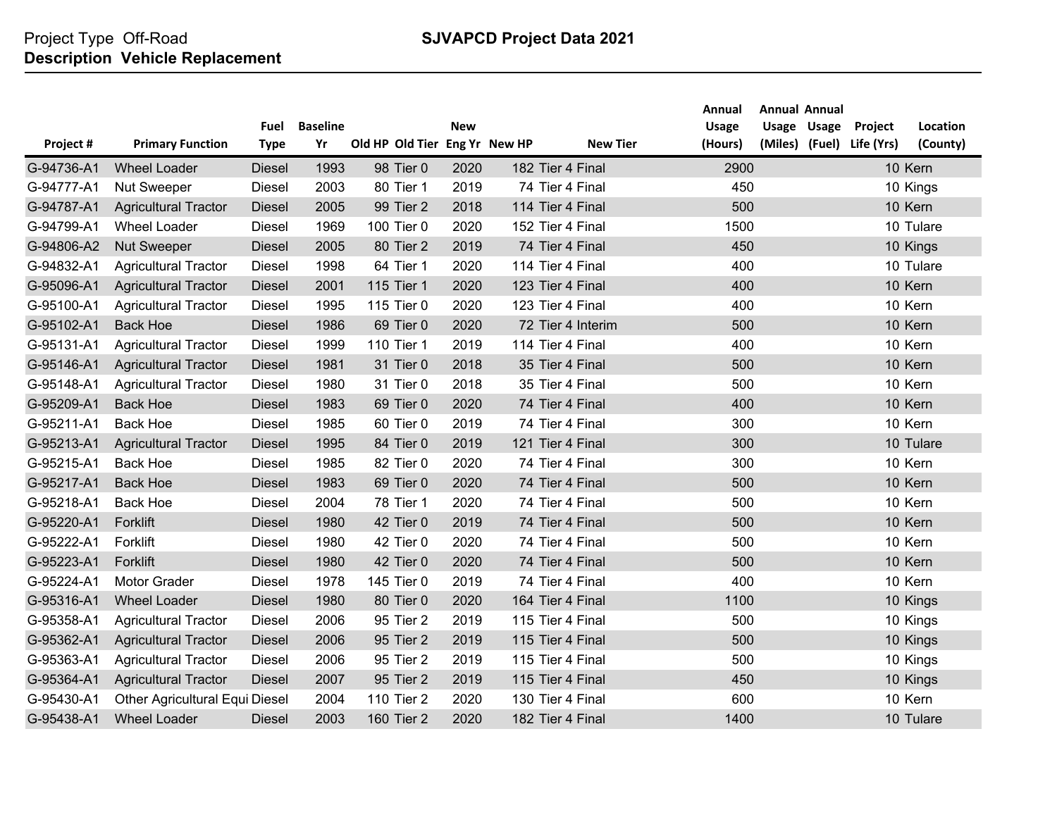Project Type Off-Road

**Description Vehicle Replacement**

**SJVAPCD Project Data 2021**

| Project # | Primary Function | Fuel Type | Baseline Yr | Old HP | Old Tier | New Eng Yr | New HP | New Tier | Annual Usage (Hours) | Annual Usage (Miles) | Annual Usage (Fuel) | Project Life (Yrs) | Location (County) |
|---|---|---|---|---|---|---|---|---|---|---|---|---|---|
| G-94736-A1 | Wheel Loader | Diesel | 1993 | 98 | Tier 0 | 2020 | 182 | Tier 4 Final | 2900 | | | 10 | Kern |
| G-94777-A1 | Nut Sweeper | Diesel | 2003 | 80 | Tier 1 | 2019 | 74 | Tier 4 Final | 450 | | | 10 | Kings |
| G-94787-A1 | Agricultural Tractor | Diesel | 2005 | 99 | Tier 2 | 2018 | 114 | Tier 4 Final | 500 | | | 10 | Kern |
| G-94799-A1 | Wheel Loader | Diesel | 1969 | 100 | Tier 0 | 2020 | 152 | Tier 4 Final | 1500 | | | 10 | Tulare |
| G-94806-A2 | Nut Sweeper | Diesel | 2005 | 80 | Tier 2 | 2019 | 74 | Tier 4 Final | 450 | | | 10 | Kings |
| G-94832-A1 | Agricultural Tractor | Diesel | 1998 | 64 | Tier 1 | 2020 | 114 | Tier 4 Final | 400 | | | 10 | Tulare |
| G-95096-A1 | Agricultural Tractor | Diesel | 2001 | 115 | Tier 1 | 2020 | 123 | Tier 4 Final | 400 | | | 10 | Kern |
| G-95100-A1 | Agricultural Tractor | Diesel | 1995 | 115 | Tier 0 | 2020 | 123 | Tier 4 Final | 400 | | | 10 | Kern |
| G-95102-A1 | Back Hoe | Diesel | 1986 | 69 | Tier 0 | 2020 | 72 | Tier 4 Interim | 500 | | | 10 | Kern |
| G-95131-A1 | Agricultural Tractor | Diesel | 1999 | 110 | Tier 1 | 2019 | 114 | Tier 4 Final | 400 | | | 10 | Kern |
| G-95146-A1 | Agricultural Tractor | Diesel | 1981 | 31 | Tier 0 | 2018 | 35 | Tier 4 Final | 500 | | | 10 | Kern |
| G-95148-A1 | Agricultural Tractor | Diesel | 1980 | 31 | Tier 0 | 2018 | 35 | Tier 4 Final | 500 | | | 10 | Kern |
| G-95209-A1 | Back Hoe | Diesel | 1983 | 69 | Tier 0 | 2020 | 74 | Tier 4 Final | 400 | | | 10 | Kern |
| G-95211-A1 | Back Hoe | Diesel | 1985 | 60 | Tier 0 | 2019 | 74 | Tier 4 Final | 300 | | | 10 | Kern |
| G-95213-A1 | Agricultural Tractor | Diesel | 1995 | 84 | Tier 0 | 2019 | 121 | Tier 4 Final | 300 | | | 10 | Tulare |
| G-95215-A1 | Back Hoe | Diesel | 1985 | 82 | Tier 0 | 2020 | 74 | Tier 4 Final | 300 | | | 10 | Kern |
| G-95217-A1 | Back Hoe | Diesel | 1983 | 69 | Tier 0 | 2020 | 74 | Tier 4 Final | 500 | | | 10 | Kern |
| G-95218-A1 | Back Hoe | Diesel | 2004 | 78 | Tier 1 | 2020 | 74 | Tier 4 Final | 500 | | | 10 | Kern |
| G-95220-A1 | Forklift | Diesel | 1980 | 42 | Tier 0 | 2019 | 74 | Tier 4 Final | 500 | | | 10 | Kern |
| G-95222-A1 | Forklift | Diesel | 1980 | 42 | Tier 0 | 2020 | 74 | Tier 4 Final | 500 | | | 10 | Kern |
| G-95223-A1 | Forklift | Diesel | 1980 | 42 | Tier 0 | 2020 | 74 | Tier 4 Final | 500 | | | 10 | Kern |
| G-95224-A1 | Motor Grader | Diesel | 1978 | 145 | Tier 0 | 2019 | 74 | Tier 4 Final | 400 | | | 10 | Kern |
| G-95316-A1 | Wheel Loader | Diesel | 1980 | 80 | Tier 0 | 2020 | 164 | Tier 4 Final | 1100 | | | 10 | Kings |
| G-95358-A1 | Agricultural Tractor | Diesel | 2006 | 95 | Tier 2 | 2019 | 115 | Tier 4 Final | 500 | | | 10 | Kings |
| G-95362-A1 | Agricultural Tractor | Diesel | 2006 | 95 | Tier 2 | 2019 | 115 | Tier 4 Final | 500 | | | 10 | Kings |
| G-95363-A1 | Agricultural Tractor | Diesel | 2006 | 95 | Tier 2 | 2019 | 115 | Tier 4 Final | 500 | | | 10 | Kings |
| G-95364-A1 | Agricultural Tractor | Diesel | 2007 | 95 | Tier 2 | 2019 | 115 | Tier 4 Final | 450 | | | 10 | Kings |
| G-95430-A1 | Other Agricultural Equi | Diesel | 2004 | 110 | Tier 2 | 2020 | 130 | Tier 4 Final | 600 | | | 10 | Kern |
| G-95438-A1 | Wheel Loader | Diesel | 2003 | 160 | Tier 2 | 2020 | 182 | Tier 4 Final | 1400 | | | 10 | Tulare |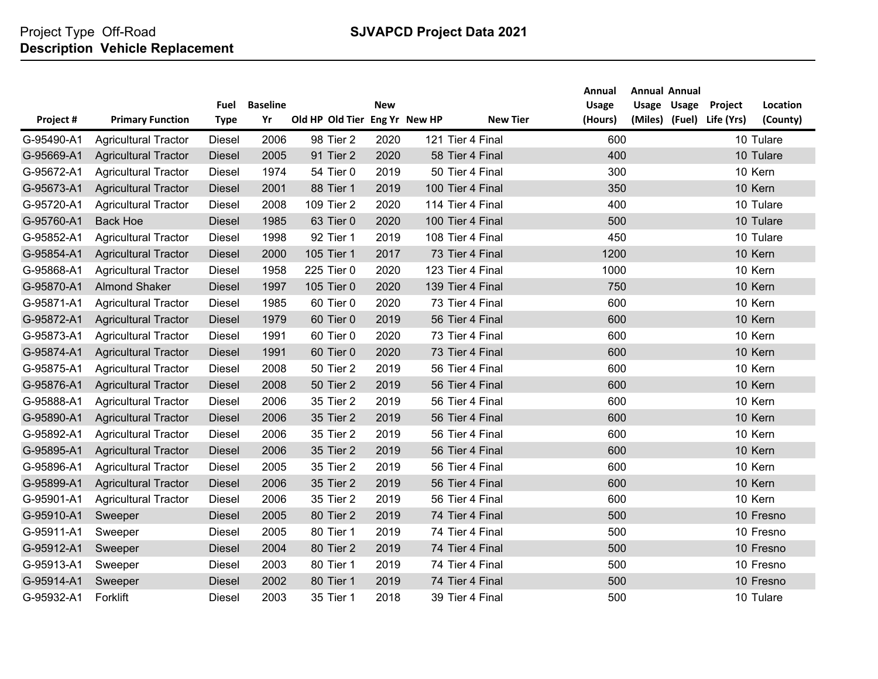Project Type Off-Road
**Description Vehicle Replacement**

**SJVAPCD Project Data 2021**

| Project # | Primary Function | Fuel Type | Baseline Yr | Old HP | Old Tier | New Eng Yr | New HP | New Tier | Annual Usage (Hours) | Annual Usage (Miles) | Annual Usage (Fuel) | Project Life (Yrs) | Location (County) |
|---|---|---|---|---|---|---|---|---|---|---|---|---|---|
| G-95490-A1 | Agricultural Tractor | Diesel | 2006 | 98 | Tier 2 | 2020 | 121 | Tier 4 Final | 600 | | | 10 | Tulare |
| G-95669-A1 | Agricultural Tractor | Diesel | 2005 | 91 | Tier 2 | 2020 | 58 | Tier 4 Final | 400 | | | 10 | Tulare |
| G-95672-A1 | Agricultural Tractor | Diesel | 1974 | 54 | Tier 0 | 2019 | 50 | Tier 4 Final | 300 | | | 10 | Kern |
| G-95673-A1 | Agricultural Tractor | Diesel | 2001 | 88 | Tier 1 | 2019 | 100 | Tier 4 Final | 350 | | | 10 | Kern |
| G-95720-A1 | Agricultural Tractor | Diesel | 2008 | 109 | Tier 2 | 2020 | 114 | Tier 4 Final | 400 | | | 10 | Tulare |
| G-95760-A1 | Back Hoe | Diesel | 1985 | 63 | Tier 0 | 2020 | 100 | Tier 4 Final | 500 | | | 10 | Tulare |
| G-95852-A1 | Agricultural Tractor | Diesel | 1998 | 92 | Tier 1 | 2019 | 108 | Tier 4 Final | 450 | | | 10 | Tulare |
| G-95854-A1 | Agricultural Tractor | Diesel | 2000 | 105 | Tier 1 | 2017 | 73 | Tier 4 Final | 1200 | | | 10 | Kern |
| G-95868-A1 | Agricultural Tractor | Diesel | 1958 | 225 | Tier 0 | 2020 | 123 | Tier 4 Final | 1000 | | | 10 | Kern |
| G-95870-A1 | Almond Shaker | Diesel | 1997 | 105 | Tier 0 | 2020 | 139 | Tier 4 Final | 750 | | | 10 | Kern |
| G-95871-A1 | Agricultural Tractor | Diesel | 1985 | 60 | Tier 0 | 2020 | 73 | Tier 4 Final | 600 | | | 10 | Kern |
| G-95872-A1 | Agricultural Tractor | Diesel | 1979 | 60 | Tier 0 | 2019 | 56 | Tier 4 Final | 600 | | | 10 | Kern |
| G-95873-A1 | Agricultural Tractor | Diesel | 1991 | 60 | Tier 0 | 2020 | 73 | Tier 4 Final | 600 | | | 10 | Kern |
| G-95874-A1 | Agricultural Tractor | Diesel | 1991 | 60 | Tier 0 | 2020 | 73 | Tier 4 Final | 600 | | | 10 | Kern |
| G-95875-A1 | Agricultural Tractor | Diesel | 2008 | 50 | Tier 2 | 2019 | 56 | Tier 4 Final | 600 | | | 10 | Kern |
| G-95876-A1 | Agricultural Tractor | Diesel | 2008 | 50 | Tier 2 | 2019 | 56 | Tier 4 Final | 600 | | | 10 | Kern |
| G-95888-A1 | Agricultural Tractor | Diesel | 2006 | 35 | Tier 2 | 2019 | 56 | Tier 4 Final | 600 | | | 10 | Kern |
| G-95890-A1 | Agricultural Tractor | Diesel | 2006 | 35 | Tier 2 | 2019 | 56 | Tier 4 Final | 600 | | | 10 | Kern |
| G-95892-A1 | Agricultural Tractor | Diesel | 2006 | 35 | Tier 2 | 2019 | 56 | Tier 4 Final | 600 | | | 10 | Kern |
| G-95895-A1 | Agricultural Tractor | Diesel | 2006 | 35 | Tier 2 | 2019 | 56 | Tier 4 Final | 600 | | | 10 | Kern |
| G-95896-A1 | Agricultural Tractor | Diesel | 2005 | 35 | Tier 2 | 2019 | 56 | Tier 4 Final | 600 | | | 10 | Kern |
| G-95899-A1 | Agricultural Tractor | Diesel | 2006 | 35 | Tier 2 | 2019 | 56 | Tier 4 Final | 600 | | | 10 | Kern |
| G-95901-A1 | Agricultural Tractor | Diesel | 2006 | 35 | Tier 2 | 2019 | 56 | Tier 4 Final | 600 | | | 10 | Kern |
| G-95910-A1 | Sweeper | Diesel | 2005 | 80 | Tier 2 | 2019 | 74 | Tier 4 Final | 500 | | | 10 | Fresno |
| G-95911-A1 | Sweeper | Diesel | 2005 | 80 | Tier 1 | 2019 | 74 | Tier 4 Final | 500 | | | 10 | Fresno |
| G-95912-A1 | Sweeper | Diesel | 2004 | 80 | Tier 2 | 2019 | 74 | Tier 4 Final | 500 | | | 10 | Fresno |
| G-95913-A1 | Sweeper | Diesel | 2003 | 80 | Tier 1 | 2019 | 74 | Tier 4 Final | 500 | | | 10 | Fresno |
| G-95914-A1 | Sweeper | Diesel | 2002 | 80 | Tier 1 | 2019 | 74 | Tier 4 Final | 500 | | | 10 | Fresno |
| G-95932-A1 | Forklift | Diesel | 2003 | 35 | Tier 1 | 2018 | 39 | Tier 4 Final | 500 | | | 10 | Tulare |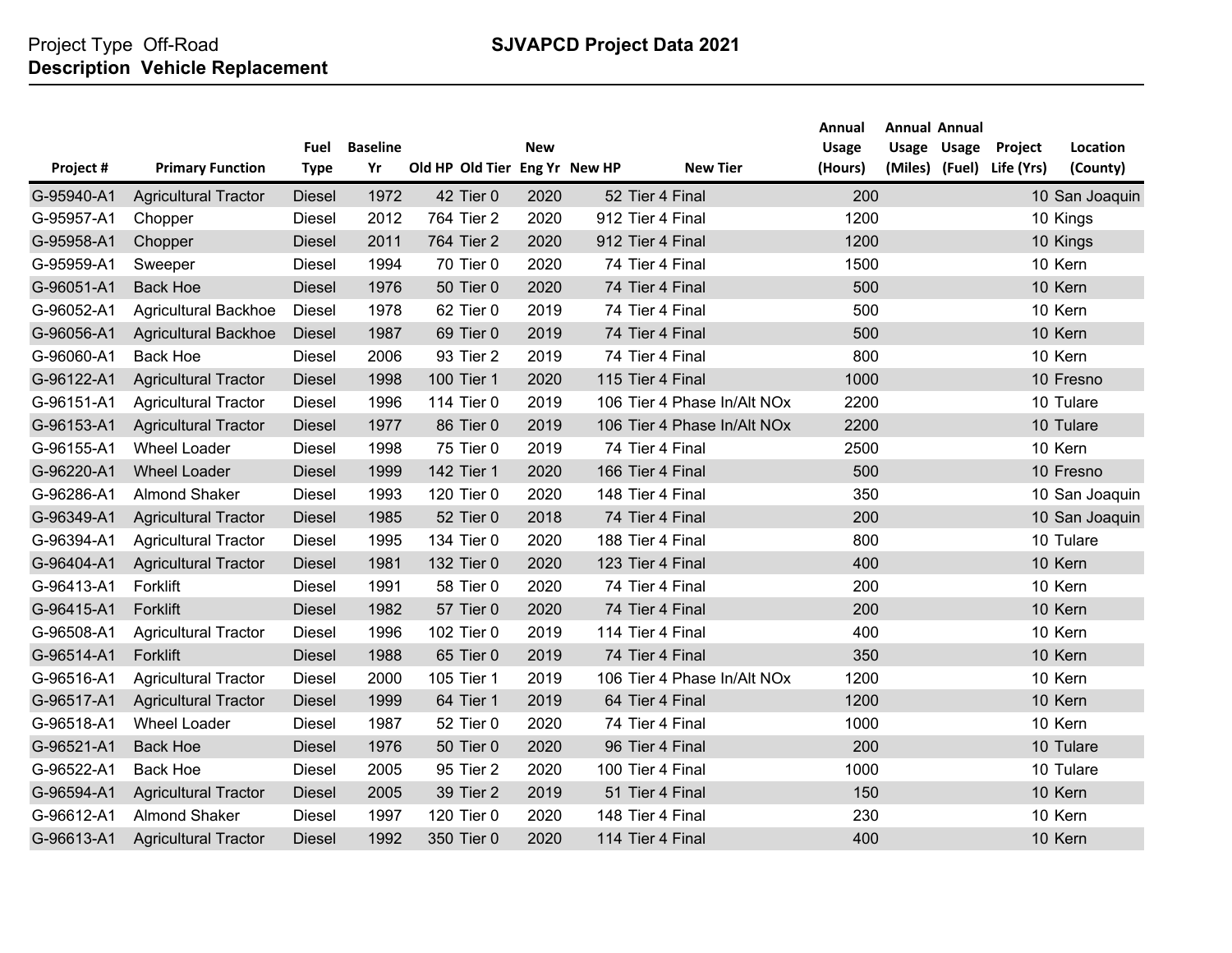Project Type Off-Road

**Description Vehicle Replacement**

**SJVAPCD Project Data 2021**

| Project # | Primary Function | Fuel Type | Baseline Yr | Old HP | Old Tier | New Eng Yr | New HP | New Tier | Annual Usage (Hours) | Annual Usage (Miles) | Annual Usage (Fuel) | Project Life (Yrs) | Location (County) |
|---|---|---|---|---|---|---|---|---|---|---|---|---|---|
| G-95940-A1 | Agricultural Tractor | Diesel | 1972 | 42 | Tier 0 | 2020 | 52 | Tier 4 Final | 200 | | | 10 | San Joaquin |
| G-95957-A1 | Chopper | Diesel | 2012 | 764 | Tier 2 | 2020 | 912 | Tier 4 Final | 1200 | | | 10 | Kings |
| G-95958-A1 | Chopper | Diesel | 2011 | 764 | Tier 2 | 2020 | 912 | Tier 4 Final | 1200 | | | 10 | Kings |
| G-95959-A1 | Sweeper | Diesel | 1994 | 70 | Tier 0 | 2020 | 74 | Tier 4 Final | 1500 | | | 10 | Kern |
| G-96051-A1 | Back Hoe | Diesel | 1976 | 50 | Tier 0 | 2020 | 74 | Tier 4 Final | 500 | | | 10 | Kern |
| G-96052-A1 | Agricultural Backhoe | Diesel | 1978 | 62 | Tier 0 | 2019 | 74 | Tier 4 Final | 500 | | | 10 | Kern |
| G-96056-A1 | Agricultural Backhoe | Diesel | 1987 | 69 | Tier 0 | 2019 | 74 | Tier 4 Final | 500 | | | 10 | Kern |
| G-96060-A1 | Back Hoe | Diesel | 2006 | 93 | Tier 2 | 2019 | 74 | Tier 4 Final | 800 | | | 10 | Kern |
| G-96122-A1 | Agricultural Tractor | Diesel | 1998 | 100 | Tier 1 | 2020 | 115 | Tier 4 Final | 1000 | | | 10 | Fresno |
| G-96151-A1 | Agricultural Tractor | Diesel | 1996 | 114 | Tier 0 | 2019 | 106 | Tier 4 Phase In/Alt NOx | 2200 | | | 10 | Tulare |
| G-96153-A1 | Agricultural Tractor | Diesel | 1977 | 86 | Tier 0 | 2019 | 106 | Tier 4 Phase In/Alt NOx | 2200 | | | 10 | Tulare |
| G-96155-A1 | Wheel Loader | Diesel | 1998 | 75 | Tier 0 | 2019 | 74 | Tier 4 Final | 2500 | | | 10 | Kern |
| G-96220-A1 | Wheel Loader | Diesel | 1999 | 142 | Tier 1 | 2020 | 166 | Tier 4 Final | 500 | | | 10 | Fresno |
| G-96286-A1 | Almond Shaker | Diesel | 1993 | 120 | Tier 0 | 2020 | 148 | Tier 4 Final | 350 | | | 10 | San Joaquin |
| G-96349-A1 | Agricultural Tractor | Diesel | 1985 | 52 | Tier 0 | 2018 | 74 | Tier 4 Final | 200 | | | 10 | San Joaquin |
| G-96394-A1 | Agricultural Tractor | Diesel | 1995 | 134 | Tier 0 | 2020 | 188 | Tier 4 Final | 800 | | | 10 | Tulare |
| G-96404-A1 | Agricultural Tractor | Diesel | 1981 | 132 | Tier 0 | 2020 | 123 | Tier 4 Final | 400 | | | 10 | Kern |
| G-96413-A1 | Forklift | Diesel | 1991 | 58 | Tier 0 | 2020 | 74 | Tier 4 Final | 200 | | | 10 | Kern |
| G-96415-A1 | Forklift | Diesel | 1982 | 57 | Tier 0 | 2020 | 74 | Tier 4 Final | 200 | | | 10 | Kern |
| G-96508-A1 | Agricultural Tractor | Diesel | 1996 | 102 | Tier 0 | 2019 | 114 | Tier 4 Final | 400 | | | 10 | Kern |
| G-96514-A1 | Forklift | Diesel | 1988 | 65 | Tier 0 | 2019 | 74 | Tier 4 Final | 350 | | | 10 | Kern |
| G-96516-A1 | Agricultural Tractor | Diesel | 2000 | 105 | Tier 1 | 2019 | 106 | Tier 4 Phase In/Alt NOx | 1200 | | | 10 | Kern |
| G-96517-A1 | Agricultural Tractor | Diesel | 1999 | 64 | Tier 1 | 2019 | 64 | Tier 4 Final | 1200 | | | 10 | Kern |
| G-96518-A1 | Wheel Loader | Diesel | 1987 | 52 | Tier 0 | 2020 | 74 | Tier 4 Final | 1000 | | | 10 | Kern |
| G-96521-A1 | Back Hoe | Diesel | 1976 | 50 | Tier 0 | 2020 | 96 | Tier 4 Final | 200 | | | 10 | Tulare |
| G-96522-A1 | Back Hoe | Diesel | 2005 | 95 | Tier 2 | 2020 | 100 | Tier 4 Final | 1000 | | | 10 | Tulare |
| G-96594-A1 | Agricultural Tractor | Diesel | 2005 | 39 | Tier 2 | 2019 | 51 | Tier 4 Final | 150 | | | 10 | Kern |
| G-96612-A1 | Almond Shaker | Diesel | 1997 | 120 | Tier 0 | 2020 | 148 | Tier 4 Final | 230 | | | 10 | Kern |
| G-96613-A1 | Agricultural Tractor | Diesel | 1992 | 350 | Tier 0 | 2020 | 114 | Tier 4 Final | 400 | | | 10 | Kern |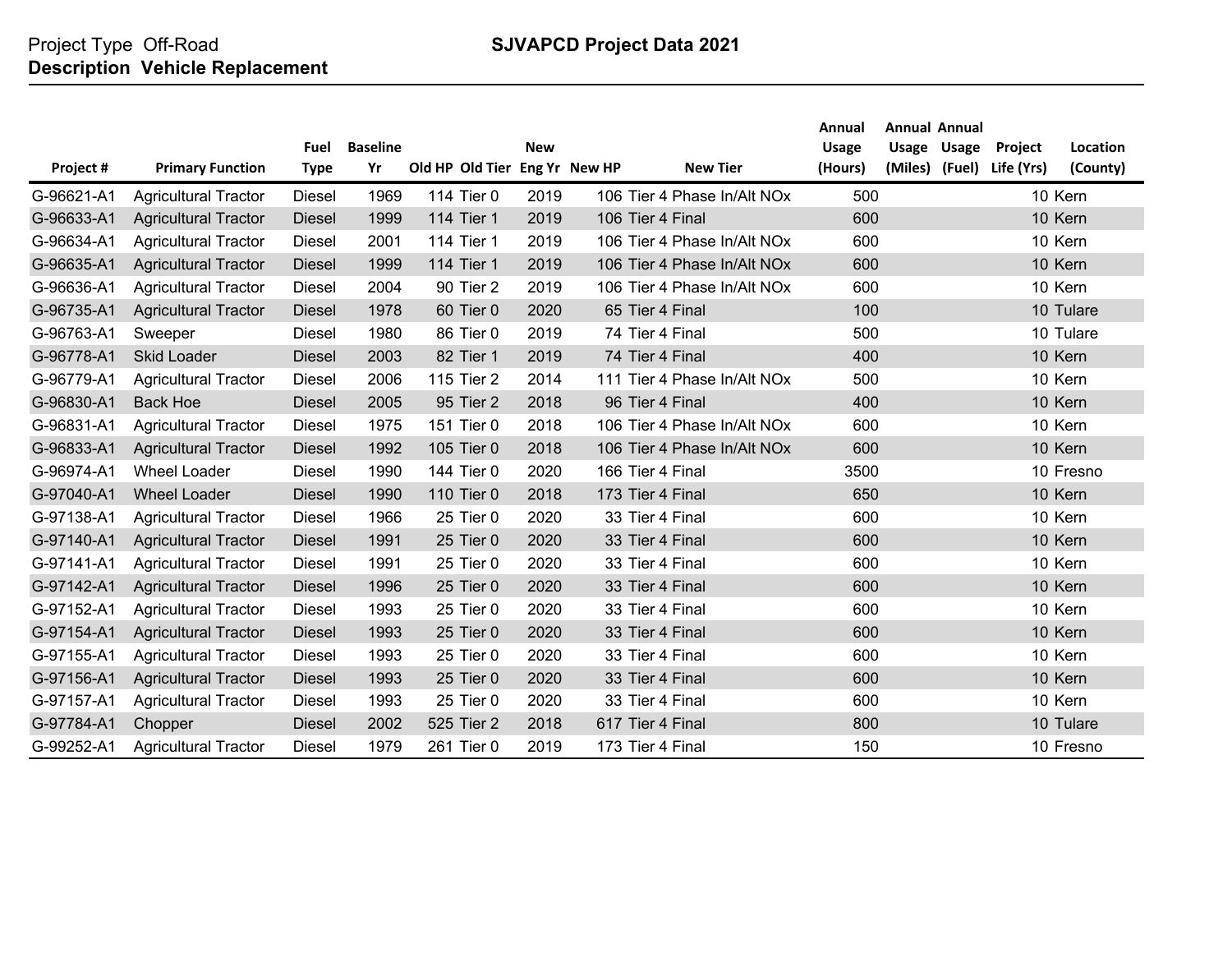Project Type Off-Road

**SJVAPCD Project Data 2021**

**Description Vehicle Replacement**

| Project # | Primary Function | Fuel Type | Baseline Yr | Old HP | Old Tier | New Eng Yr | New HP | New Tier | Annual Usage (Hours) | Annual Usage (Miles) | Annual Usage (Fuel) | Project Life (Yrs) | Location (County) |
|---|---|---|---|---|---|---|---|---|---|---|---|---|---|
| G-96621-A1 | Agricultural Tractor | Diesel | 1969 | 114 | Tier 0 | 2019 | 106 | Tier 4 Phase In/Alt NOx | 500 | | | 10 | Kern |
| G-96633-A1 | Agricultural Tractor | Diesel | 1999 | 114 | Tier 1 | 2019 | 106 | Tier 4 Final | 600 | | | 10 | Kern |
| G-96634-A1 | Agricultural Tractor | Diesel | 2001 | 114 | Tier 1 | 2019 | 106 | Tier 4 Phase In/Alt NOx | 600 | | | 10 | Kern |
| G-96635-A1 | Agricultural Tractor | Diesel | 1999 | 114 | Tier 1 | 2019 | 106 | Tier 4 Phase In/Alt NOx | 600 | | | 10 | Kern |
| G-96636-A1 | Agricultural Tractor | Diesel | 2004 | 90 | Tier 2 | 2019 | 106 | Tier 4 Phase In/Alt NOx | 600 | | | 10 | Kern |
| G-96735-A1 | Agricultural Tractor | Diesel | 1978 | 60 | Tier 0 | 2020 | 65 | Tier 4 Final | 100 | | | 10 | Tulare |
| G-96763-A1 | Sweeper | Diesel | 1980 | 86 | Tier 0 | 2019 | 74 | Tier 4 Final | 500 | | | 10 | Tulare |
| G-96778-A1 | Skid Loader | Diesel | 2003 | 82 | Tier 1 | 2019 | 74 | Tier 4 Final | 400 | | | 10 | Kern |
| G-96779-A1 | Agricultural Tractor | Diesel | 2006 | 115 | Tier 2 | 2014 | 111 | Tier 4 Phase In/Alt NOx | 500 | | | 10 | Kern |
| G-96830-A1 | Back Hoe | Diesel | 2005 | 95 | Tier 2 | 2018 | 96 | Tier 4 Final | 400 | | | 10 | Kern |
| G-96831-A1 | Agricultural Tractor | Diesel | 1975 | 151 | Tier 0 | 2018 | 106 | Tier 4 Phase In/Alt NOx | 600 | | | 10 | Kern |
| G-96833-A1 | Agricultural Tractor | Diesel | 1992 | 105 | Tier 0 | 2018 | 106 | Tier 4 Phase In/Alt NOx | 600 | | | 10 | Kern |
| G-96974-A1 | Wheel Loader | Diesel | 1990 | 144 | Tier 0 | 2020 | 166 | Tier 4 Final | 3500 | | | 10 | Fresno |
| G-97040-A1 | Wheel Loader | Diesel | 1990 | 110 | Tier 0 | 2018 | 173 | Tier 4 Final | 650 | | | 10 | Kern |
| G-97138-A1 | Agricultural Tractor | Diesel | 1966 | 25 | Tier 0 | 2020 | 33 | Tier 4 Final | 600 | | | 10 | Kern |
| G-97140-A1 | Agricultural Tractor | Diesel | 1991 | 25 | Tier 0 | 2020 | 33 | Tier 4 Final | 600 | | | 10 | Kern |
| G-97141-A1 | Agricultural Tractor | Diesel | 1991 | 25 | Tier 0 | 2020 | 33 | Tier 4 Final | 600 | | | 10 | Kern |
| G-97142-A1 | Agricultural Tractor | Diesel | 1996 | 25 | Tier 0 | 2020 | 33 | Tier 4 Final | 600 | | | 10 | Kern |
| G-97152-A1 | Agricultural Tractor | Diesel | 1993 | 25 | Tier 0 | 2020 | 33 | Tier 4 Final | 600 | | | 10 | Kern |
| G-97154-A1 | Agricultural Tractor | Diesel | 1993 | 25 | Tier 0 | 2020 | 33 | Tier 4 Final | 600 | | | 10 | Kern |
| G-97155-A1 | Agricultural Tractor | Diesel | 1993 | 25 | Tier 0 | 2020 | 33 | Tier 4 Final | 600 | | | 10 | Kern |
| G-97156-A1 | Agricultural Tractor | Diesel | 1993 | 25 | Tier 0 | 2020 | 33 | Tier 4 Final | 600 | | | 10 | Kern |
| G-97157-A1 | Agricultural Tractor | Diesel | 1993 | 25 | Tier 0 | 2020 | 33 | Tier 4 Final | 600 | | | 10 | Kern |
| G-97784-A1 | Chopper | Diesel | 2002 | 525 | Tier 2 | 2018 | 617 | Tier 4 Final | 800 | | | 10 | Tulare |
| G-99252-A1 | Agricultural Tractor | Diesel | 1979 | 261 | Tier 0 | 2019 | 173 | Tier 4 Final | 150 | | | 10 | Fresno |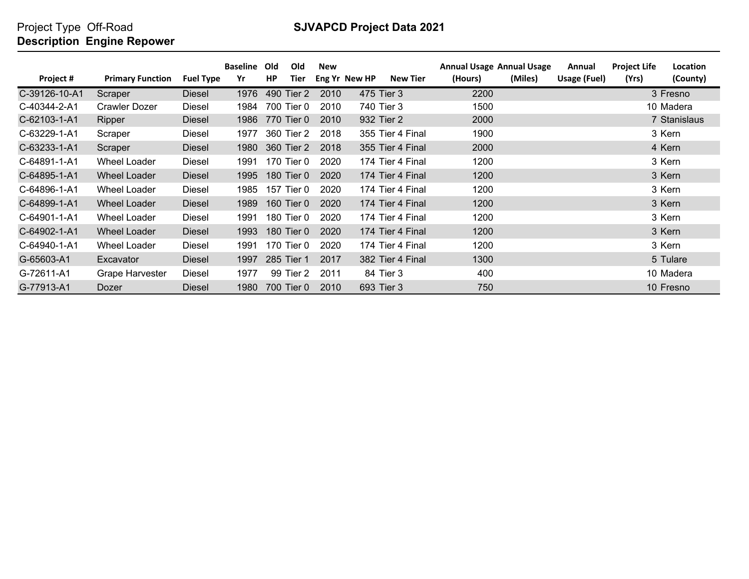Project Type Off-Road

**Description Engine Repower**

# SJVAPCD Project Data 2021

| Project # | Primary Function | Fuel Type | Baseline Yr | Old HP | Old Tier | New Eng Yr | New HP | New Tier | Annual Usage (Hours) | Annual Usage (Miles) | Annual Usage (Fuel) | Project Life (Yrs) | Location (County) |
|---|---|---|---|---|---|---|---|---|---|---|---|---|---|
| C-39126-10-A1 | Scraper | Diesel | 1976 | 490 | Tier 2 | 2010 | 475 | Tier 3 | 2200 | | | 3 | Fresno |
| C-40344-2-A1 | Crawler Dozer | Diesel | 1984 | 700 | Tier 0 | 2010 | 740 | Tier 3 | 1500 | | | 10 | Madera |
| C-62103-1-A1 | Ripper | Diesel | 1986 | 770 | Tier 0 | 2010 | 932 | Tier 2 | 2000 | | | 7 | Stanislaus |
| C-63229-1-A1 | Scraper | Diesel | 1977 | 360 | Tier 2 | 2018 | 355 | Tier 4 Final | 1900 | | | 3 | Kern |
| C-63233-1-A1 | Scraper | Diesel | 1980 | 360 | Tier 2 | 2018 | 355 | Tier 4 Final | 2000 | | | 4 | Kern |
| C-64891-1-A1 | Wheel Loader | Diesel | 1991 | 170 | Tier 0 | 2020 | 174 | Tier 4 Final | 1200 | | | 3 | Kern |
| C-64895-1-A1 | Wheel Loader | Diesel | 1995 | 180 | Tier 0 | 2020 | 174 | Tier 4 Final | 1200 | | | 3 | Kern |
| C-64896-1-A1 | Wheel Loader | Diesel | 1985 | 157 | Tier 0 | 2020 | 174 | Tier 4 Final | 1200 | | | 3 | Kern |
| C-64899-1-A1 | Wheel Loader | Diesel | 1989 | 160 | Tier 0 | 2020 | 174 | Tier 4 Final | 1200 | | | 3 | Kern |
| C-64901-1-A1 | Wheel Loader | Diesel | 1991 | 180 | Tier 0 | 2020 | 174 | Tier 4 Final | 1200 | | | 3 | Kern |
| C-64902-1-A1 | Wheel Loader | Diesel | 1993 | 180 | Tier 0 | 2020 | 174 | Tier 4 Final | 1200 | | | 3 | Kern |
| C-64940-1-A1 | Wheel Loader | Diesel | 1991 | 170 | Tier 0 | 2020 | 174 | Tier 4 Final | 1200 | | | 3 | Kern |
| G-65603-A1 | Excavator | Diesel | 1997 | 285 | Tier 1 | 2017 | 382 | Tier 4 Final | 1300 | | | 5 | Tulare |
| G-72611-A1 | Grape Harvester | Diesel | 1977 | 99 | Tier 2 | 2011 | 84 | Tier 3 | 400 | | | 10 | Madera |
| G-77913-A1 | Dozer | Diesel | 1980 | 700 | Tier 0 | 2010 | 693 | Tier 3 | 750 | | | 10 | Fresno |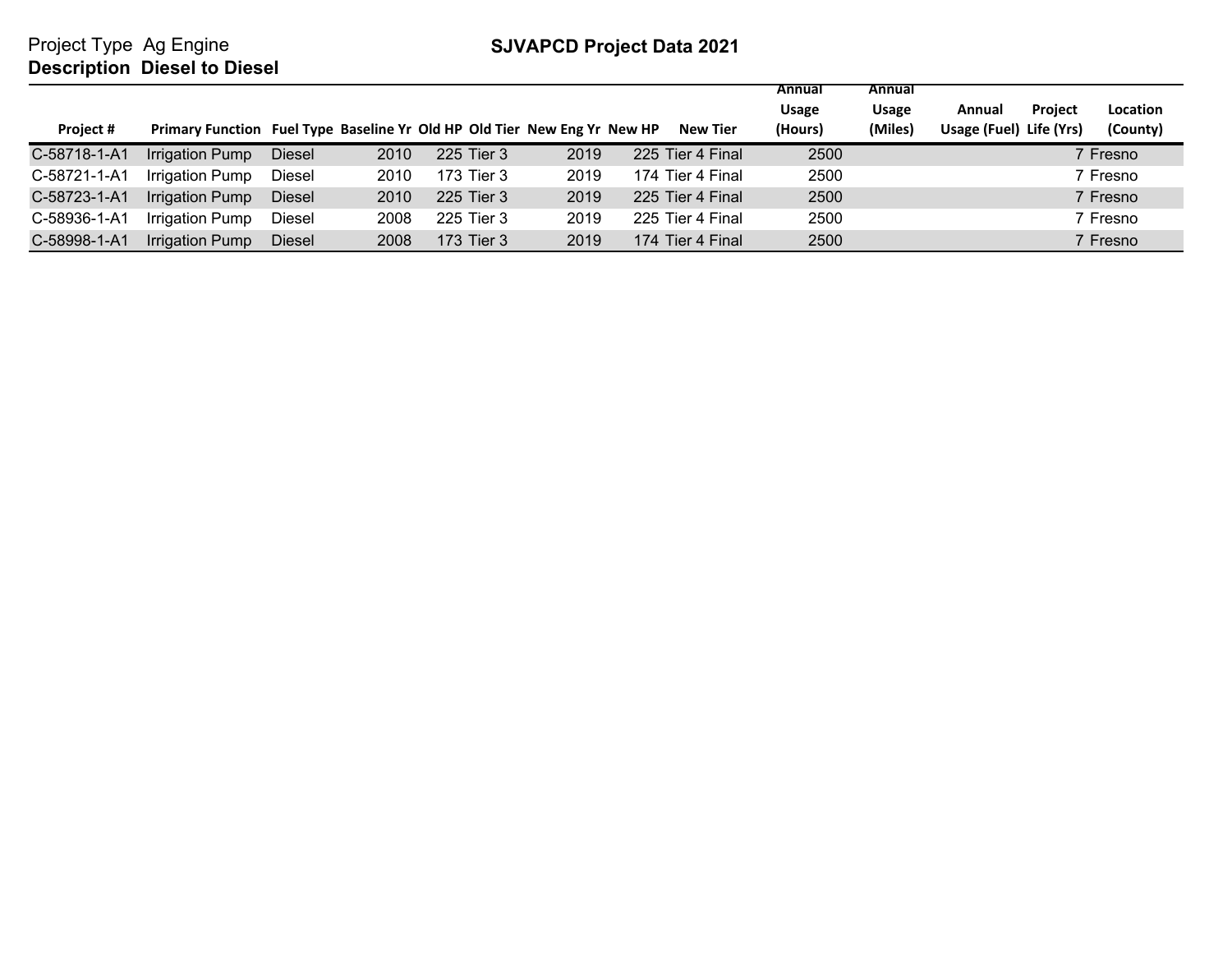Project Type Ag Engine

**Description Diesel to Diesel**

## SJVAPCD Project Data 2021

| Project # | Primary Function | Fuel Type | Baseline Yr | Old HP | Old Tier | New Eng Yr | New HP | New Tier | Annual Usage (Hours) | Annual Usage (Miles) | Annual Usage (Fuel) | Project Life (Yrs) | Location (County) |
|---|---|---|---|---|---|---|---|---|---|---|---|---|---|
| C-58718-1-A1 | Irrigation Pump | Diesel | 2010 | 225 | Tier 3 | 2019 | 225 | Tier 4 Final | 2500 | | | 7 | Fresno |
| C-58721-1-A1 | Irrigation Pump | Diesel | 2010 | 173 | Tier 3 | 2019 | 174 | Tier 4 Final | 2500 | | | 7 | Fresno |
| C-58723-1-A1 | Irrigation Pump | Diesel | 2010 | 225 | Tier 3 | 2019 | 225 | Tier 4 Final | 2500 | | | 7 | Fresno |
| C-58936-1-A1 | Irrigation Pump | Diesel | 2008 | 225 | Tier 3 | 2019 | 225 | Tier 4 Final | 2500 | | | 7 | Fresno |
| C-58998-1-A1 | Irrigation Pump | Diesel | 2008 | 173 | Tier 3 | 2019 | 174 | Tier 4 Final | 2500 | | | 7 | Fresno |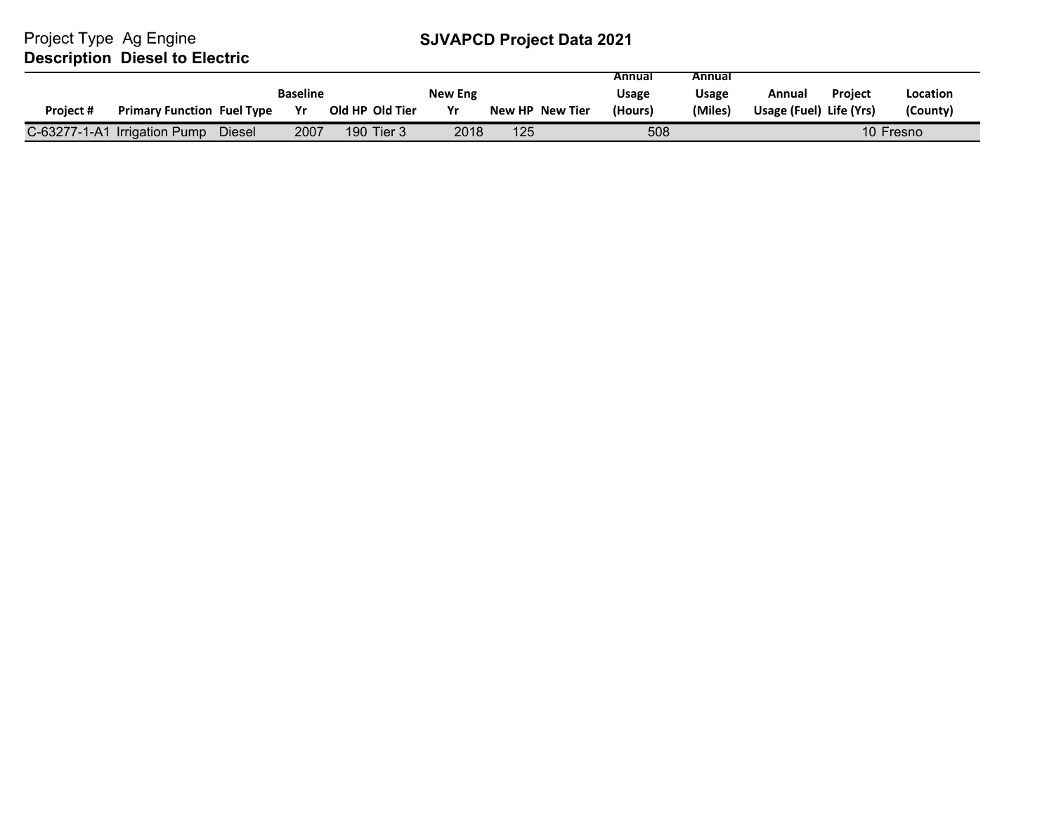Project Type Ag Engine

**Description Diesel to Electric**

# SJVAPCD Project Data 2021

| Project # | Primary Function | Fuel Type | Baseline Yr | Old HP | Old Tier | New Eng Yr | New HP | New Tier | Annual Usage (Hours) | Annual Usage (Miles) | Annual Usage (Fuel) | Project Life (Yrs) | Location (County) |
|---|---|---|---|---|---|---|---|---|---|---|---|---|---|
| C-63277-1-A1 | Irrigation Pump | Diesel | 2007 | 190 | Tier 3 | 2018 | 125 | | 508 | | | 10 | Fresno |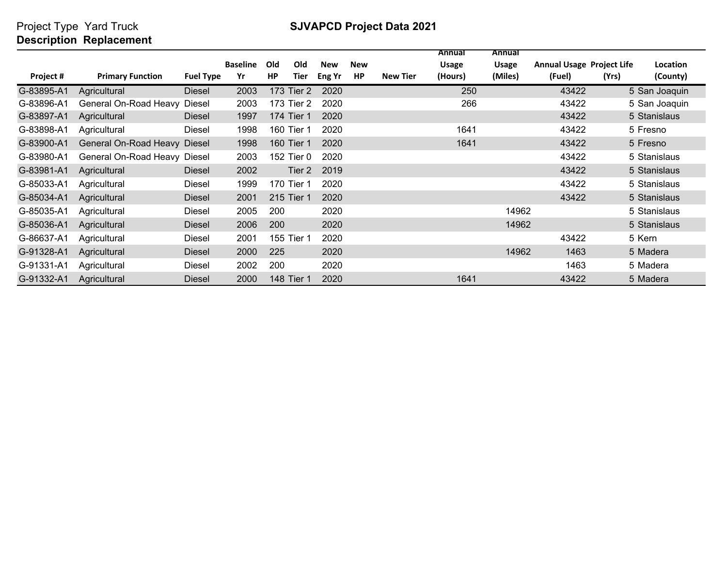Project Type Yard Truck

**Description Replacement**

**SJVAPCD Project Data 2021**

| Project # | Primary Function | Fuel Type | Baseline Yr | Old HP | Old Tier | New Eng Yr | New HP | New Tier | Annual Usage (Hours) | Annual Usage (Miles) | Annual Usage (Fuel) | Project Life (Yrs) | Location (County) |
|---|---|---|---|---|---|---|---|---|---|---|---|---|---|
| G-83895-A1 | Agricultural | Diesel | 2003 | 173 | Tier 2 | 2020 | | | 250 | | 43422 | 5 | San Joaquin |
| G-83896-A1 | General On-Road Heavy | Diesel | 2003 | 173 | Tier 2 | 2020 | | | 266 | | 43422 | 5 | San Joaquin |
| G-83897-A1 | Agricultural | Diesel | 1997 | 174 | Tier 1 | 2020 | | | | | 43422 | 5 | Stanislaus |
| G-83898-A1 | Agricultural | Diesel | 1998 | 160 | Tier 1 | 2020 | | | 1641 | | 43422 | 5 | Fresno |
| G-83900-A1 | General On-Road Heavy | Diesel | 1998 | 160 | Tier 1 | 2020 | | | 1641 | | 43422 | 5 | Fresno |
| G-83980-A1 | General On-Road Heavy | Diesel | 2003 | 152 | Tier 0 | 2020 | | | | | 43422 | 5 | Stanislaus |
| G-83981-A1 | Agricultural | Diesel | 2002 | | Tier 2 | 2019 | | | | | 43422 | 5 | Stanislaus |
| G-85033-A1 | Agricultural | Diesel | 1999 | 170 | Tier 1 | 2020 | | | | | 43422 | 5 | Stanislaus |
| G-85034-A1 | Agricultural | Diesel | 2001 | 215 | Tier 1 | 2020 | | | | | 43422 | 5 | Stanislaus |
| G-85035-A1 | Agricultural | Diesel | 2005 | 200 | | 2020 | | | | 14962 | | 5 | Stanislaus |
| G-85036-A1 | Agricultural | Diesel | 2006 | 200 | | 2020 | | | | 14962 | | 5 | Stanislaus |
| G-86637-A1 | Agricultural | Diesel | 2001 | 155 | Tier 1 | 2020 | | | | | 43422 | 5 | Kern |
| G-91328-A1 | Agricultural | Diesel | 2000 | 225 | | 2020 | | | | 14962 | 1463 | 5 | Madera |
| G-91331-A1 | Agricultural | Diesel | 2002 | 200 | | 2020 | | | | | 1463 | 5 | Madera |
| G-91332-A1 | Agricultural | Diesel | 2000 | 148 | Tier 1 | 2020 | | | 1641 | | 43422 | 5 | Madera |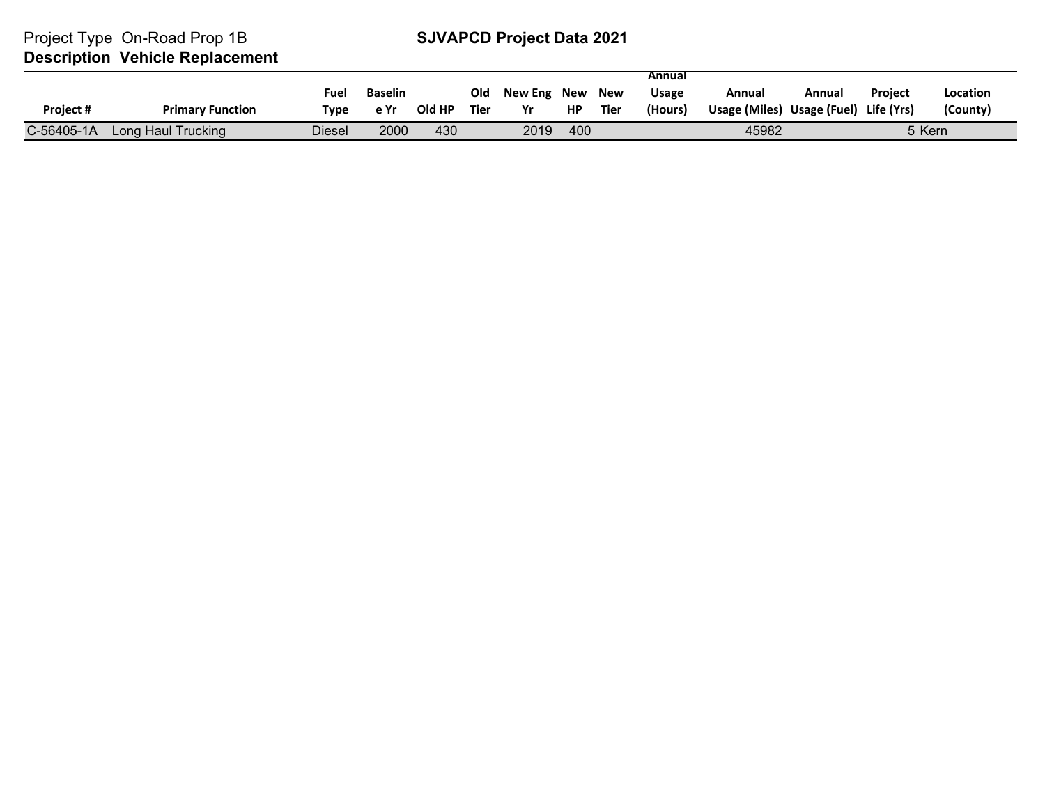Project Type On-Road Prop 1B

**SJVAPCD Project Data 2021**

**Description Vehicle Replacement**

| Project # | Primary Function | Fuel Type | Baseline Yr | Old HP | Old Tier | New Eng Yr | New HP | New Tier | Annual Usage (Hours) | Annual Usage (Miles) | Annual Usage (Fuel) | Project Life (Yrs) | Location (County) |
|---|---|---|---|---|---|---|---|---|---|---|---|---|---|
| C-56405-1A | Long Haul Trucking | Diesel | 2000 | 430 | | 2019 | 400 | | | 45982 | | 5 | Kern |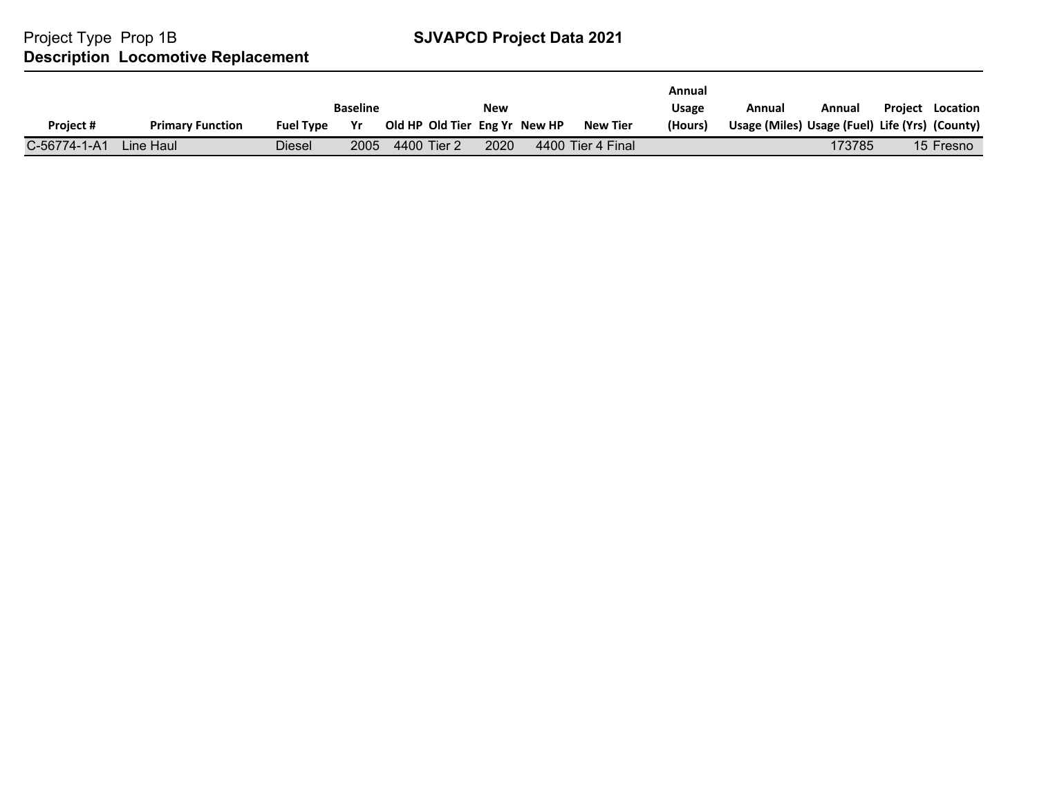Project Type Prop 1B

**SJVAPCD Project Data 2021**

**Description Locomotive Replacement**

| Project # | Primary Function | Fuel Type | Baseline Yr | Old HP | Old Tier | New Eng Yr | New HP | New Tier | Annual Usage (Hours) | Annual Usage (Miles) | Annual Usage (Fuel) | Project Life (Yrs) | Location (County) |
|---|---|---|---|---|---|---|---|---|---|---|---|---|---|
| C-56774-1-A1 | Line Haul | Diesel | 2005 | 4400 | Tier 2 | 2020 | 4400 | Tier 4 Final | | | 173785 | 15 | Fresno |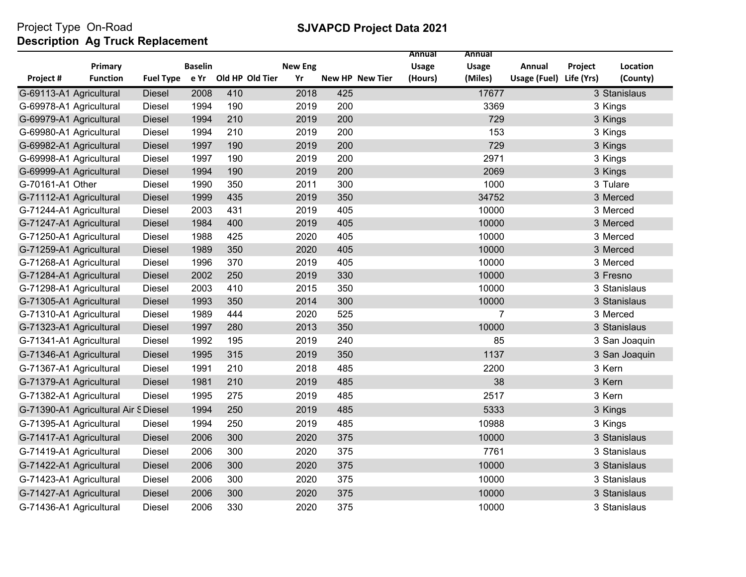Project Type On-Road

**Description Ag Truck Replacement**

**SJVAPCD Project Data 2021**

| Project # | Primary Function | Fuel Type | Baseline Yr | Old HP | Old Tier | New Eng Yr | New HP | New Tier | Annual Usage (Hours) | Annual Usage (Miles) | Annual Usage (Fuel) | Project Life (Yrs) | Location (County) |
|---|---|---|---|---|---|---|---|---|---|---|---|---|---|
| G-69113-A1 | Agricultural | Diesel | 2008 | 410 | | 2018 | 425 | | | 17677 | | 3 | Stanislaus |
| G-69978-A1 | Agricultural | Diesel | 1994 | 190 | | 2019 | 200 | | | 3369 | | 3 | Kings |
| G-69979-A1 | Agricultural | Diesel | 1994 | 210 | | 2019 | 200 | | | 729 | | 3 | Kings |
| G-69980-A1 | Agricultural | Diesel | 1994 | 210 | | 2019 | 200 | | | 153 | | 3 | Kings |
| G-69982-A1 | Agricultural | Diesel | 1997 | 190 | | 2019 | 200 | | | 729 | | 3 | Kings |
| G-69998-A1 | Agricultural | Diesel | 1997 | 190 | | 2019 | 200 | | | 2971 | | 3 | Kings |
| G-69999-A1 | Agricultural | Diesel | 1994 | 190 | | 2019 | 200 | | | 2069 | | 3 | Kings |
| G-70161-A1 | Other | Diesel | 1990 | 350 | | 2011 | 300 | | | 1000 | | 3 | Tulare |
| G-71112-A1 | Agricultural | Diesel | 1999 | 435 | | 2019 | 350 | | | 34752 | | 3 | Merced |
| G-71244-A1 | Agricultural | Diesel | 2003 | 431 | | 2019 | 405 | | | 10000 | | 3 | Merced |
| G-71247-A1 | Agricultural | Diesel | 1984 | 400 | | 2019 | 405 | | | 10000 | | 3 | Merced |
| G-71250-A1 | Agricultural | Diesel | 1988 | 425 | | 2020 | 405 | | | 10000 | | 3 | Merced |
| G-71259-A1 | Agricultural | Diesel | 1989 | 350 | | 2020 | 405 | | | 10000 | | 3 | Merced |
| G-71268-A1 | Agricultural | Diesel | 1996 | 370 | | 2019 | 405 | | | 10000 | | 3 | Merced |
| G-71284-A1 | Agricultural | Diesel | 2002 | 250 | | 2019 | 330 | | | 10000 | | 3 | Fresno |
| G-71298-A1 | Agricultural | Diesel | 2003 | 410 | | 2015 | 350 | | | 10000 | | 3 | Stanislaus |
| G-71305-A1 | Agricultural | Diesel | 1993 | 350 | | 2014 | 300 | | | 10000 | | 3 | Stanislaus |
| G-71310-A1 | Agricultural | Diesel | 1989 | 444 | | 2020 | 525 | | | 7 | | 3 | Merced |
| G-71323-A1 | Agricultural | Diesel | 1997 | 280 | | 2013 | 350 | | | 10000 | | 3 | Stanislaus |
| G-71341-A1 | Agricultural | Diesel | 1992 | 195 | | 2019 | 240 | | | 85 | | 3 | San Joaquin |
| G-71346-A1 | Agricultural | Diesel | 1995 | 315 | | 2019 | 350 | | | 1137 | | 3 | San Joaquin |
| G-71367-A1 | Agricultural | Diesel | 1991 | 210 | | 2018 | 485 | | | 2200 | | 3 | Kern |
| G-71379-A1 | Agricultural | Diesel | 1981 | 210 | | 2019 | 485 | | | 38 | | 3 | Kern |
| G-71382-A1 | Agricultural | Diesel | 1995 | 275 | | 2019 | 485 | | | 2517 | | 3 | Kern |
| G-71390-A1 | Agricultural Air S | Diesel | 1994 | 250 | | 2019 | 485 | | | 5333 | | 3 | Kings |
| G-71395-A1 | Agricultural | Diesel | 1994 | 250 | | 2019 | 485 | | | 10988 | | 3 | Kings |
| G-71417-A1 | Agricultural | Diesel | 2006 | 300 | | 2020 | 375 | | | 10000 | | 3 | Stanislaus |
| G-71419-A1 | Agricultural | Diesel | 2006 | 300 | | 2020 | 375 | | | 7761 | | 3 | Stanislaus |
| G-71422-A1 | Agricultural | Diesel | 2006 | 300 | | 2020 | 375 | | | 10000 | | 3 | Stanislaus |
| G-71423-A1 | Agricultural | Diesel | 2006 | 300 | | 2020 | 375 | | | 10000 | | 3 | Stanislaus |
| G-71427-A1 | Agricultural | Diesel | 2006 | 300 | | 2020 | 375 | | | 10000 | | 3 | Stanislaus |
| G-71436-A1 | Agricultural | Diesel | 2006 | 330 | | 2020 | 375 | | | 10000 | | 3 | Stanislaus |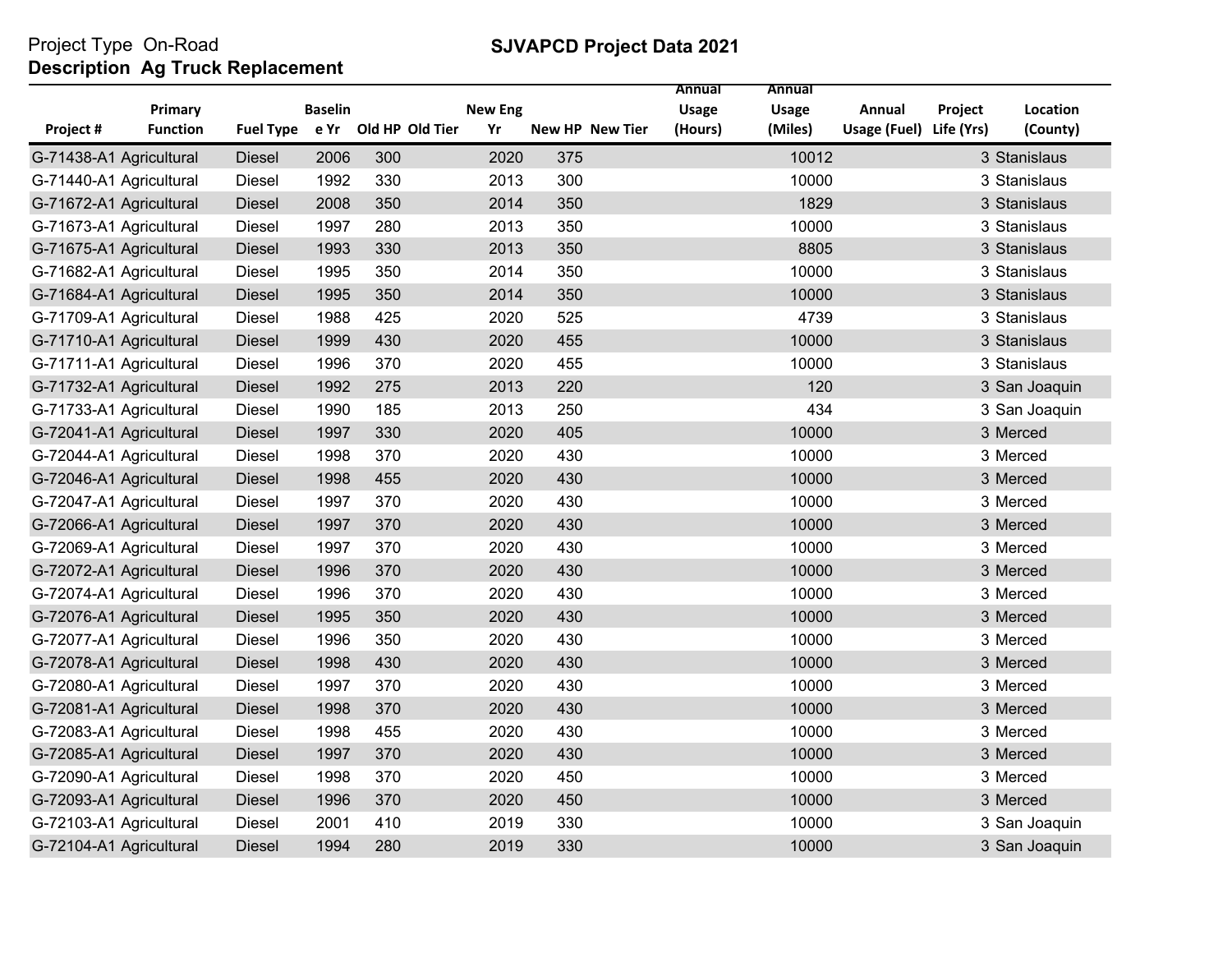Project Type On-Road
**Description Ag Truck Replacement**

**SJVAPCD Project Data 2021**

| Project # | Primary Function | Fuel Type | Baseline Yr | Old HP | Old Tier | New Eng Yr | New HP | New Tier | Annual Usage (Hours) | Annual Usage (Miles) | Annual Usage (Fuel) | Project Life (Yrs) | Location (County) |
|---|---|---|---|---|---|---|---|---|---|---|---|---|---|
| G-71438-A1 | Agricultural | Diesel | 2006 | 300 | | 2020 | 375 | | | 10012 | | 3 | Stanislaus |
| G-71440-A1 | Agricultural | Diesel | 1992 | 330 | | 2013 | 300 | | | 10000 | | 3 | Stanislaus |
| G-71672-A1 | Agricultural | Diesel | 2008 | 350 | | 2014 | 350 | | | 1829 | | 3 | Stanislaus |
| G-71673-A1 | Agricultural | Diesel | 1997 | 280 | | 2013 | 350 | | | 10000 | | 3 | Stanislaus |
| G-71675-A1 | Agricultural | Diesel | 1993 | 330 | | 2013 | 350 | | | 8805 | | 3 | Stanislaus |
| G-71682-A1 | Agricultural | Diesel | 1995 | 350 | | 2014 | 350 | | | 10000 | | 3 | Stanislaus |
| G-71684-A1 | Agricultural | Diesel | 1995 | 350 | | 2014 | 350 | | | 10000 | | 3 | Stanislaus |
| G-71709-A1 | Agricultural | Diesel | 1988 | 425 | | 2020 | 525 | | | 4739 | | 3 | Stanislaus |
| G-71710-A1 | Agricultural | Diesel | 1999 | 430 | | 2020 | 455 | | | 10000 | | 3 | Stanislaus |
| G-71711-A1 | Agricultural | Diesel | 1996 | 370 | | 2020 | 455 | | | 10000 | | 3 | Stanislaus |
| G-71732-A1 | Agricultural | Diesel | 1992 | 275 | | 2013 | 220 | | | 120 | | 3 | San Joaquin |
| G-71733-A1 | Agricultural | Diesel | 1990 | 185 | | 2013 | 250 | | | 434 | | 3 | San Joaquin |
| G-72041-A1 | Agricultural | Diesel | 1997 | 330 | | 2020 | 405 | | | 10000 | | 3 | Merced |
| G-72044-A1 | Agricultural | Diesel | 1998 | 370 | | 2020 | 430 | | | 10000 | | 3 | Merced |
| G-72046-A1 | Agricultural | Diesel | 1998 | 455 | | 2020 | 430 | | | 10000 | | 3 | Merced |
| G-72047-A1 | Agricultural | Diesel | 1997 | 370 | | 2020 | 430 | | | 10000 | | 3 | Merced |
| G-72066-A1 | Agricultural | Diesel | 1997 | 370 | | 2020 | 430 | | | 10000 | | 3 | Merced |
| G-72069-A1 | Agricultural | Diesel | 1997 | 370 | | 2020 | 430 | | | 10000 | | 3 | Merced |
| G-72072-A1 | Agricultural | Diesel | 1996 | 370 | | 2020 | 430 | | | 10000 | | 3 | Merced |
| G-72074-A1 | Agricultural | Diesel | 1996 | 370 | | 2020 | 430 | | | 10000 | | 3 | Merced |
| G-72076-A1 | Agricultural | Diesel | 1995 | 350 | | 2020 | 430 | | | 10000 | | 3 | Merced |
| G-72077-A1 | Agricultural | Diesel | 1996 | 350 | | 2020 | 430 | | | 10000 | | 3 | Merced |
| G-72078-A1 | Agricultural | Diesel | 1998 | 430 | | 2020 | 430 | | | 10000 | | 3 | Merced |
| G-72080-A1 | Agricultural | Diesel | 1997 | 370 | | 2020 | 430 | | | 10000 | | 3 | Merced |
| G-72081-A1 | Agricultural | Diesel | 1998 | 370 | | 2020 | 430 | | | 10000 | | 3 | Merced |
| G-72083-A1 | Agricultural | Diesel | 1998 | 455 | | 2020 | 430 | | | 10000 | | 3 | Merced |
| G-72085-A1 | Agricultural | Diesel | 1997 | 370 | | 2020 | 430 | | | 10000 | | 3 | Merced |
| G-72090-A1 | Agricultural | Diesel | 1998 | 370 | | 2020 | 450 | | | 10000 | | 3 | Merced |
| G-72093-A1 | Agricultural | Diesel | 1996 | 370 | | 2020 | 450 | | | 10000 | | 3 | Merced |
| G-72103-A1 | Agricultural | Diesel | 2001 | 410 | | 2019 | 330 | | | 10000 | | 3 | San Joaquin |
| G-72104-A1 | Agricultural | Diesel | 1994 | 280 | | 2019 | 330 | | | 10000 | | 3 | San Joaquin |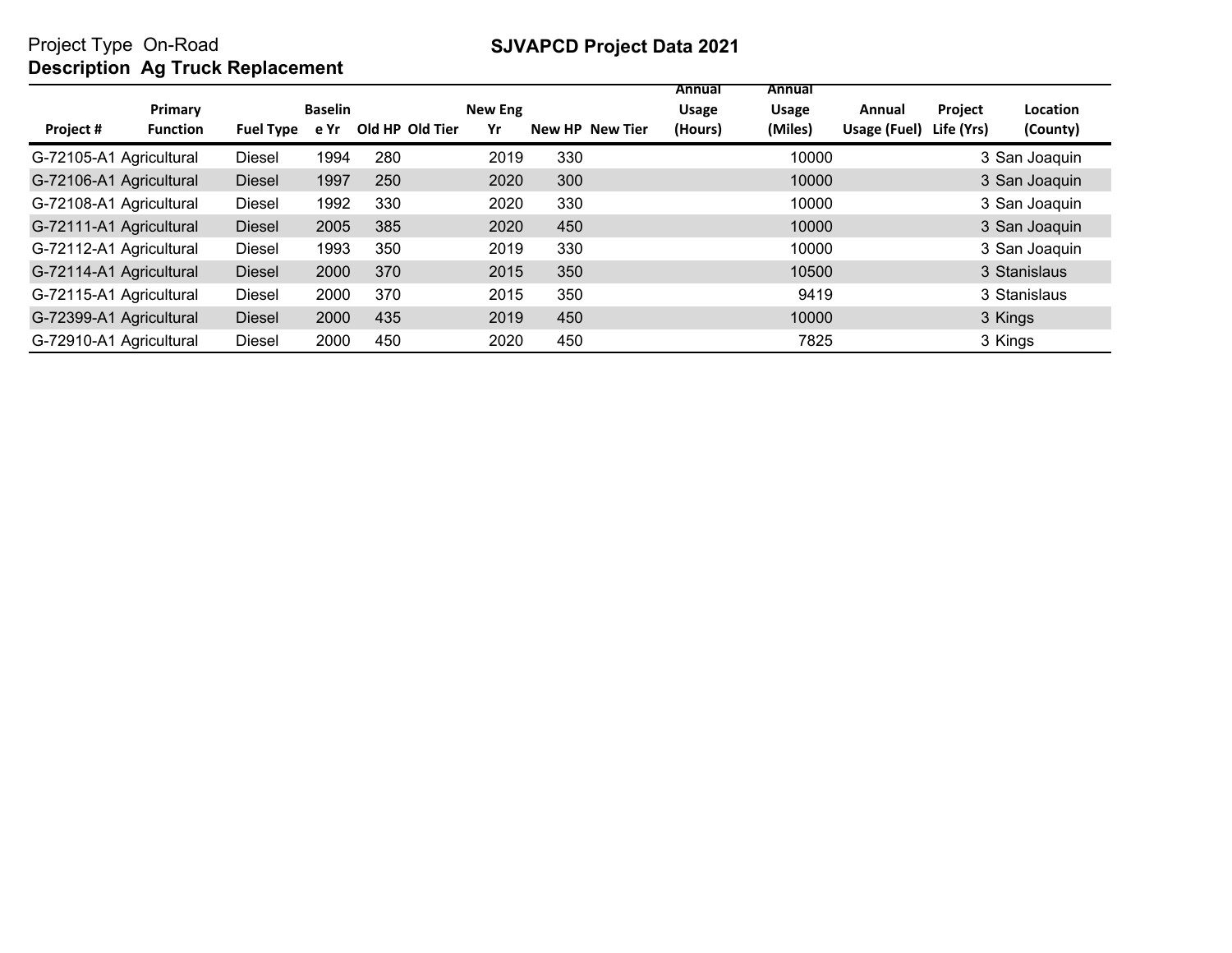Project Type On-Road

**Description Ag Truck Replacement**

## SJVAPCD Project Data 2021

| Project # | Primary Function | Fuel Type | Baseline Yr | Old HP | Old Tier | New Eng Yr | New HP | New Tier | Annual Usage (Hours) | Annual Usage (Miles) | Annual Usage (Fuel) | Project Life (Yrs) | Location (County) |
|---|---|---|---|---|---|---|---|---|---|---|---|---|---|
| G-72105-A1 | Agricultural | Diesel | 1994 | 280 | | 2019 | 330 | | | 10000 | | 3 | San Joaquin |
| G-72106-A1 | Agricultural | Diesel | 1997 | 250 | | 2020 | 300 | | | 10000 | | 3 | San Joaquin |
| G-72108-A1 | Agricultural | Diesel | 1992 | 330 | | 2020 | 330 | | | 10000 | | 3 | San Joaquin |
| G-72111-A1 | Agricultural | Diesel | 2005 | 385 | | 2020 | 450 | | | 10000 | | 3 | San Joaquin |
| G-72112-A1 | Agricultural | Diesel | 1993 | 350 | | 2019 | 330 | | | 10000 | | 3 | San Joaquin |
| G-72114-A1 | Agricultural | Diesel | 2000 | 370 | | 2015 | 350 | | | 10500 | | 3 | Stanislaus |
| G-72115-A1 | Agricultural | Diesel | 2000 | 370 | | 2015 | 350 | | | 9419 | | 3 | Stanislaus |
| G-72399-A1 | Agricultural | Diesel | 2000 | 435 | | 2019 | 450 | | | 10000 | | 3 | Kings |
| G-72910-A1 | Agricultural | Diesel | 2000 | 450 | | 2020 | 450 | | | 7825 | | 3 | Kings |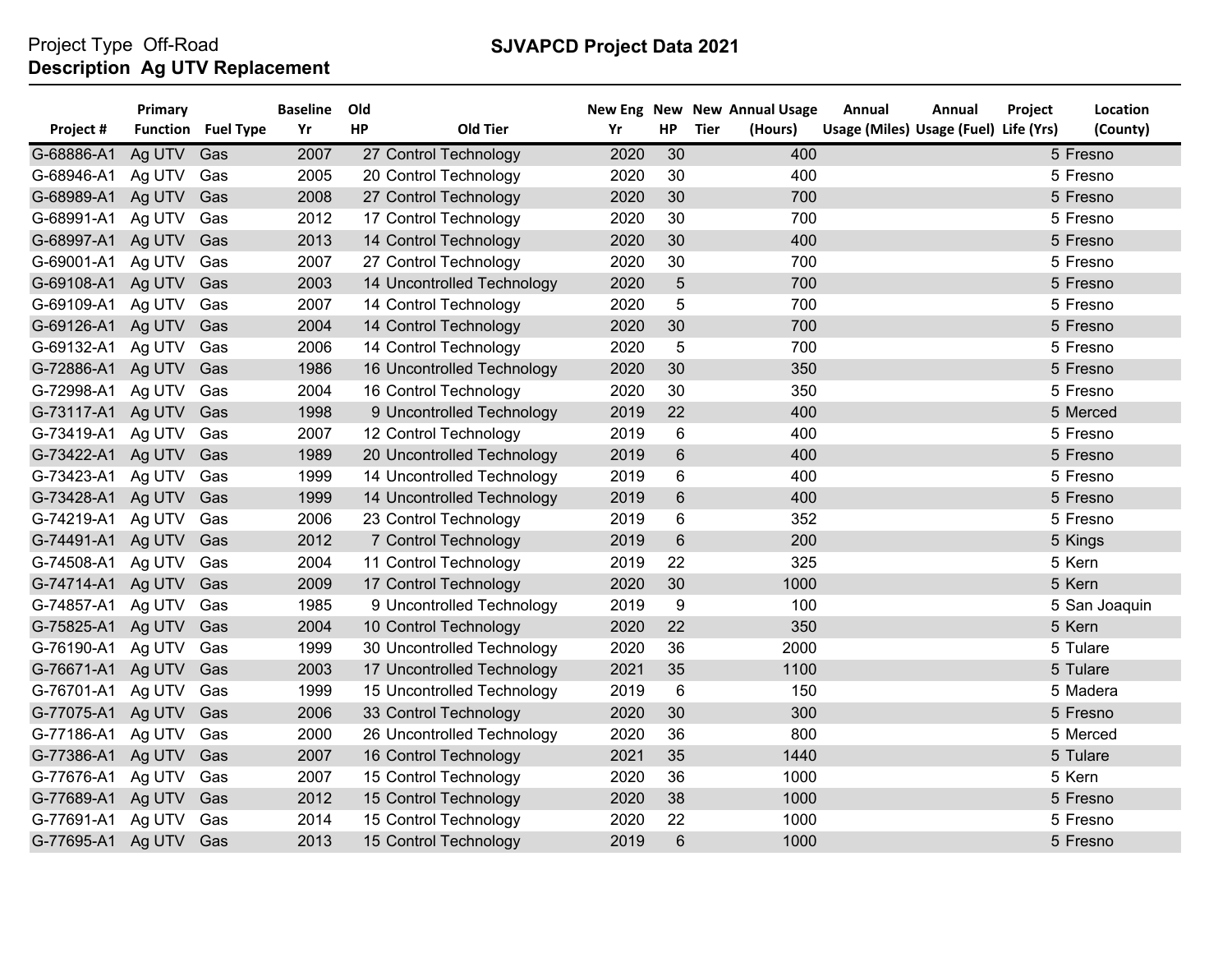Project Type Off-Road

**Description Ag UTV Replacement**

**SJVAPCD Project Data 2021**

| Project # | Primary Function | Fuel Type | Baseline Yr | Old HP | Old Tier | New Eng Yr | New HP | New Tier | Annual Usage (Hours) | Annual Usage (Miles) | Annual Usage (Fuel) | Project Life (Yrs) | Location (County) |
|---|---|---|---|---|---|---|---|---|---|---|---|---|---|
| G-68886-A1 | Ag UTV | Gas | 2007 | 27 | Control Technology | 2020 | 30 | | 400 | | | 5 | Fresno |
| G-68946-A1 | Ag UTV | Gas | 2005 | 20 | Control Technology | 2020 | 30 | | 400 | | | 5 | Fresno |
| G-68989-A1 | Ag UTV | Gas | 2008 | 27 | Control Technology | 2020 | 30 | | 700 | | | 5 | Fresno |
| G-68991-A1 | Ag UTV | Gas | 2012 | 17 | Control Technology | 2020 | 30 | | 700 | | | 5 | Fresno |
| G-68997-A1 | Ag UTV | Gas | 2013 | 14 | Control Technology | 2020 | 30 | | 400 | | | 5 | Fresno |
| G-69001-A1 | Ag UTV | Gas | 2007 | 27 | Control Technology | 2020 | 30 | | 700 | | | 5 | Fresno |
| G-69108-A1 | Ag UTV | Gas | 2003 | 14 | Uncontrolled Technology | 2020 | 5 | | 700 | | | 5 | Fresno |
| G-69109-A1 | Ag UTV | Gas | 2007 | 14 | Control Technology | 2020 | 5 | | 700 | | | 5 | Fresno |
| G-69126-A1 | Ag UTV | Gas | 2004 | 14 | Control Technology | 2020 | 30 | | 700 | | | 5 | Fresno |
| G-69132-A1 | Ag UTV | Gas | 2006 | 14 | Control Technology | 2020 | 5 | | 700 | | | 5 | Fresno |
| G-72886-A1 | Ag UTV | Gas | 1986 | 16 | Uncontrolled Technology | 2020 | 30 | | 350 | | | 5 | Fresno |
| G-72998-A1 | Ag UTV | Gas | 2004 | 16 | Control Technology | 2020 | 30 | | 350 | | | 5 | Fresno |
| G-73117-A1 | Ag UTV | Gas | 1998 | 9 | Uncontrolled Technology | 2019 | 22 | | 400 | | | 5 | Merced |
| G-73419-A1 | Ag UTV | Gas | 2007 | 12 | Control Technology | 2019 | 6 | | 400 | | | 5 | Fresno |
| G-73422-A1 | Ag UTV | Gas | 1989 | 20 | Uncontrolled Technology | 2019 | 6 | | 400 | | | 5 | Fresno |
| G-73423-A1 | Ag UTV | Gas | 1999 | 14 | Uncontrolled Technology | 2019 | 6 | | 400 | | | 5 | Fresno |
| G-73428-A1 | Ag UTV | Gas | 1999 | 14 | Uncontrolled Technology | 2019 | 6 | | 400 | | | 5 | Fresno |
| G-74219-A1 | Ag UTV | Gas | 2006 | 23 | Control Technology | 2019 | 6 | | 352 | | | 5 | Fresno |
| G-74491-A1 | Ag UTV | Gas | 2012 | 7 | Control Technology | 2019 | 6 | | 200 | | | 5 | Kings |
| G-74508-A1 | Ag UTV | Gas | 2004 | 11 | Control Technology | 2019 | 22 | | 325 | | | 5 | Kern |
| G-74714-A1 | Ag UTV | Gas | 2009 | 17 | Control Technology | 2020 | 30 | | 1000 | | | 5 | Kern |
| G-74857-A1 | Ag UTV | Gas | 1985 | 9 | Uncontrolled Technology | 2019 | 9 | | 100 | | | 5 | San Joaquin |
| G-75825-A1 | Ag UTV | Gas | 2004 | 10 | Control Technology | 2020 | 22 | | 350 | | | 5 | Kern |
| G-76190-A1 | Ag UTV | Gas | 1999 | 30 | Uncontrolled Technology | 2020 | 36 | | 2000 | | | 5 | Tulare |
| G-76671-A1 | Ag UTV | Gas | 2003 | 17 | Uncontrolled Technology | 2021 | 35 | | 1100 | | | 5 | Tulare |
| G-76701-A1 | Ag UTV | Gas | 1999 | 15 | Uncontrolled Technology | 2019 | 6 | | 150 | | | 5 | Madera |
| G-77075-A1 | Ag UTV | Gas | 2006 | 33 | Control Technology | 2020 | 30 | | 300 | | | 5 | Fresno |
| G-77186-A1 | Ag UTV | Gas | 2000 | 26 | Uncontrolled Technology | 2020 | 36 | | 800 | | | 5 | Merced |
| G-77386-A1 | Ag UTV | Gas | 2007 | 16 | Control Technology | 2021 | 35 | | 1440 | | | 5 | Tulare |
| G-77676-A1 | Ag UTV | Gas | 2007 | 15 | Control Technology | 2020 | 36 | | 1000 | | | 5 | Kern |
| G-77689-A1 | Ag UTV | Gas | 2012 | 15 | Control Technology | 2020 | 38 | | 1000 | | | 5 | Fresno |
| G-77691-A1 | Ag UTV | Gas | 2014 | 15 | Control Technology | 2020 | 22 | | 1000 | | | 5 | Fresno |
| G-77695-A1 | Ag UTV | Gas | 2013 | 15 | Control Technology | 2019 | 6 | | 1000 | | | 5 | Fresno |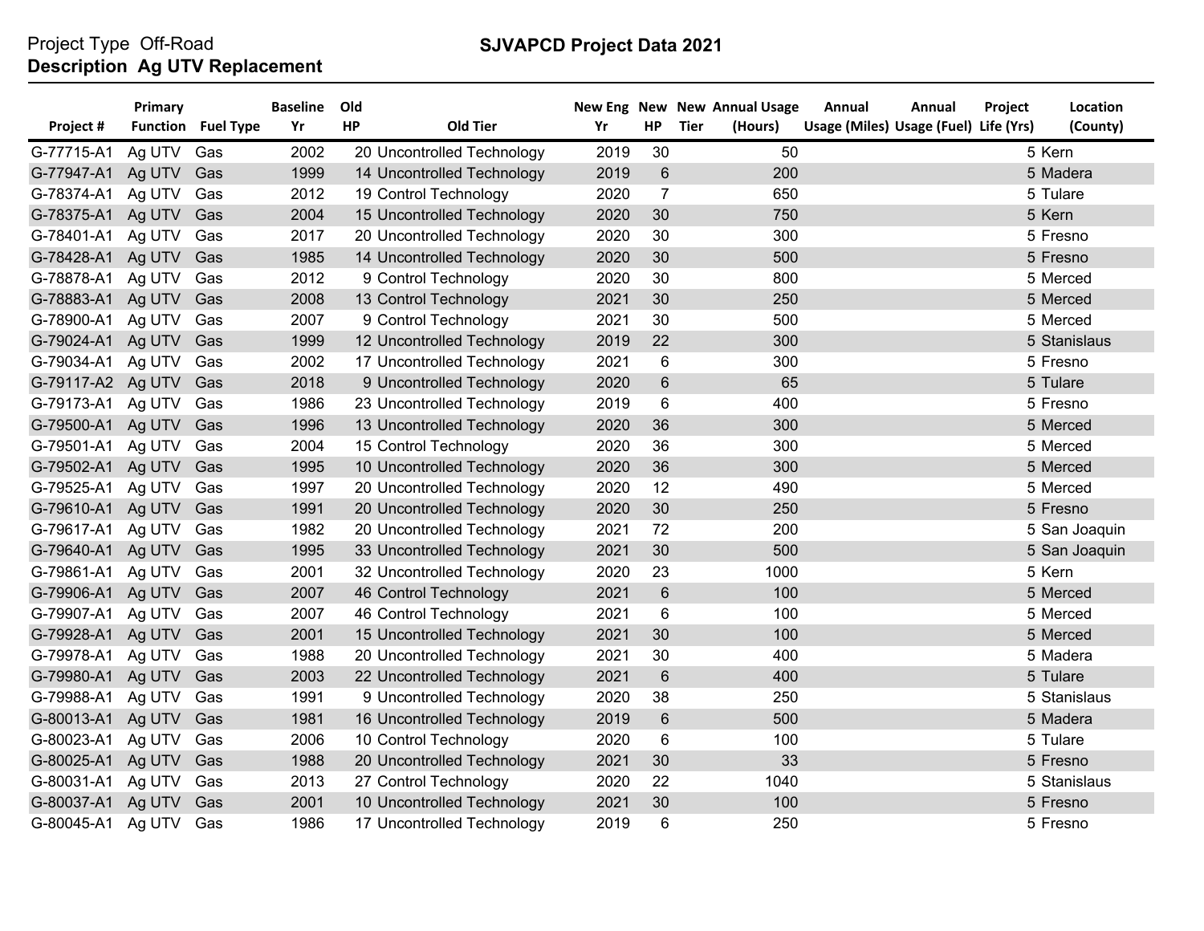Project Type Off-Road
**Description Ag UTV Replacement**

**SJVAPCD Project Data 2021**

| Project # | Primary Function | Fuel Type | Baseline Yr | Old HP | Old Tier | New Eng Yr | New HP | New Tier | Annual Usage (Hours) | Annual Usage (Miles) | Annual Usage (Fuel) | Project Life (Yrs) | Location (County) |
|---|---|---|---|---|---|---|---|---|---|---|---|---|---|
| G-77715-A1 | Ag UTV | Gas | 2002 | 20 | Uncontrolled Technology | 2019 | 30 | | 50 | | | 5 | Kern |
| G-77947-A1 | Ag UTV | Gas | 1999 | 14 | Uncontrolled Technology | 2019 | 6 | | 200 | | | 5 | Madera |
| G-78374-A1 | Ag UTV | Gas | 2012 | 19 | Control Technology | 2020 | 7 | | 650 | | | 5 | Tulare |
| G-78375-A1 | Ag UTV | Gas | 2004 | 15 | Uncontrolled Technology | 2020 | 30 | | 750 | | | 5 | Kern |
| G-78401-A1 | Ag UTV | Gas | 2017 | 20 | Uncontrolled Technology | 2020 | 30 | | 300 | | | 5 | Fresno |
| G-78428-A1 | Ag UTV | Gas | 1985 | 14 | Uncontrolled Technology | 2020 | 30 | | 500 | | | 5 | Fresno |
| G-78878-A1 | Ag UTV | Gas | 2012 | 9 | Control Technology | 2020 | 30 | | 800 | | | 5 | Merced |
| G-78883-A1 | Ag UTV | Gas | 2008 | 13 | Control Technology | 2021 | 30 | | 250 | | | 5 | Merced |
| G-78900-A1 | Ag UTV | Gas | 2007 | 9 | Control Technology | 2021 | 30 | | 500 | | | 5 | Merced |
| G-79024-A1 | Ag UTV | Gas | 1999 | 12 | Uncontrolled Technology | 2019 | 22 | | 300 | | | 5 | Stanislaus |
| G-79034-A1 | Ag UTV | Gas | 2002 | 17 | Uncontrolled Technology | 2021 | 6 | | 300 | | | 5 | Fresno |
| G-79117-A2 | Ag UTV | Gas | 2018 | 9 | Uncontrolled Technology | 2020 | 6 | | 65 | | | 5 | Tulare |
| G-79173-A1 | Ag UTV | Gas | 1986 | 23 | Uncontrolled Technology | 2019 | 6 | | 400 | | | 5 | Fresno |
| G-79500-A1 | Ag UTV | Gas | 1996 | 13 | Uncontrolled Technology | 2020 | 36 | | 300 | | | 5 | Merced |
| G-79501-A1 | Ag UTV | Gas | 2004 | 15 | Control Technology | 2020 | 36 | | 300 | | | 5 | Merced |
| G-79502-A1 | Ag UTV | Gas | 1995 | 10 | Uncontrolled Technology | 2020 | 36 | | 300 | | | 5 | Merced |
| G-79525-A1 | Ag UTV | Gas | 1997 | 20 | Uncontrolled Technology | 2020 | 12 | | 490 | | | 5 | Merced |
| G-79610-A1 | Ag UTV | Gas | 1991 | 20 | Uncontrolled Technology | 2020 | 30 | | 250 | | | 5 | Fresno |
| G-79617-A1 | Ag UTV | Gas | 1982 | 20 | Uncontrolled Technology | 2021 | 72 | | 200 | | | 5 | San Joaquin |
| G-79640-A1 | Ag UTV | Gas | 1995 | 33 | Uncontrolled Technology | 2021 | 30 | | 500 | | | 5 | San Joaquin |
| G-79861-A1 | Ag UTV | Gas | 2001 | 32 | Uncontrolled Technology | 2020 | 23 | | 1000 | | | 5 | Kern |
| G-79906-A1 | Ag UTV | Gas | 2007 | 46 | Control Technology | 2021 | 6 | | 100 | | | 5 | Merced |
| G-79907-A1 | Ag UTV | Gas | 2007 | 46 | Control Technology | 2021 | 6 | | 100 | | | 5 | Merced |
| G-79928-A1 | Ag UTV | Gas | 2001 | 15 | Uncontrolled Technology | 2021 | 30 | | 100 | | | 5 | Merced |
| G-79978-A1 | Ag UTV | Gas | 1988 | 20 | Uncontrolled Technology | 2021 | 30 | | 400 | | | 5 | Madera |
| G-79980-A1 | Ag UTV | Gas | 2003 | 22 | Uncontrolled Technology | 2021 | 6 | | 400 | | | 5 | Tulare |
| G-79988-A1 | Ag UTV | Gas | 1991 | 9 | Uncontrolled Technology | 2020 | 38 | | 250 | | | 5 | Stanislaus |
| G-80013-A1 | Ag UTV | Gas | 1981 | 16 | Uncontrolled Technology | 2019 | 6 | | 500 | | | 5 | Madera |
| G-80023-A1 | Ag UTV | Gas | 2006 | 10 | Control Technology | 2020 | 6 | | 100 | | | 5 | Tulare |
| G-80025-A1 | Ag UTV | Gas | 1988 | 20 | Uncontrolled Technology | 2021 | 30 | | 33 | | | 5 | Fresno |
| G-80031-A1 | Ag UTV | Gas | 2013 | 27 | Control Technology | 2020 | 22 | | 1040 | | | 5 | Stanislaus |
| G-80037-A1 | Ag UTV | Gas | 2001 | 10 | Uncontrolled Technology | 2021 | 30 | | 100 | | | 5 | Fresno |
| G-80045-A1 | Ag UTV | Gas | 1986 | 17 | Uncontrolled Technology | 2019 | 6 | | 250 | | | 5 | Fresno |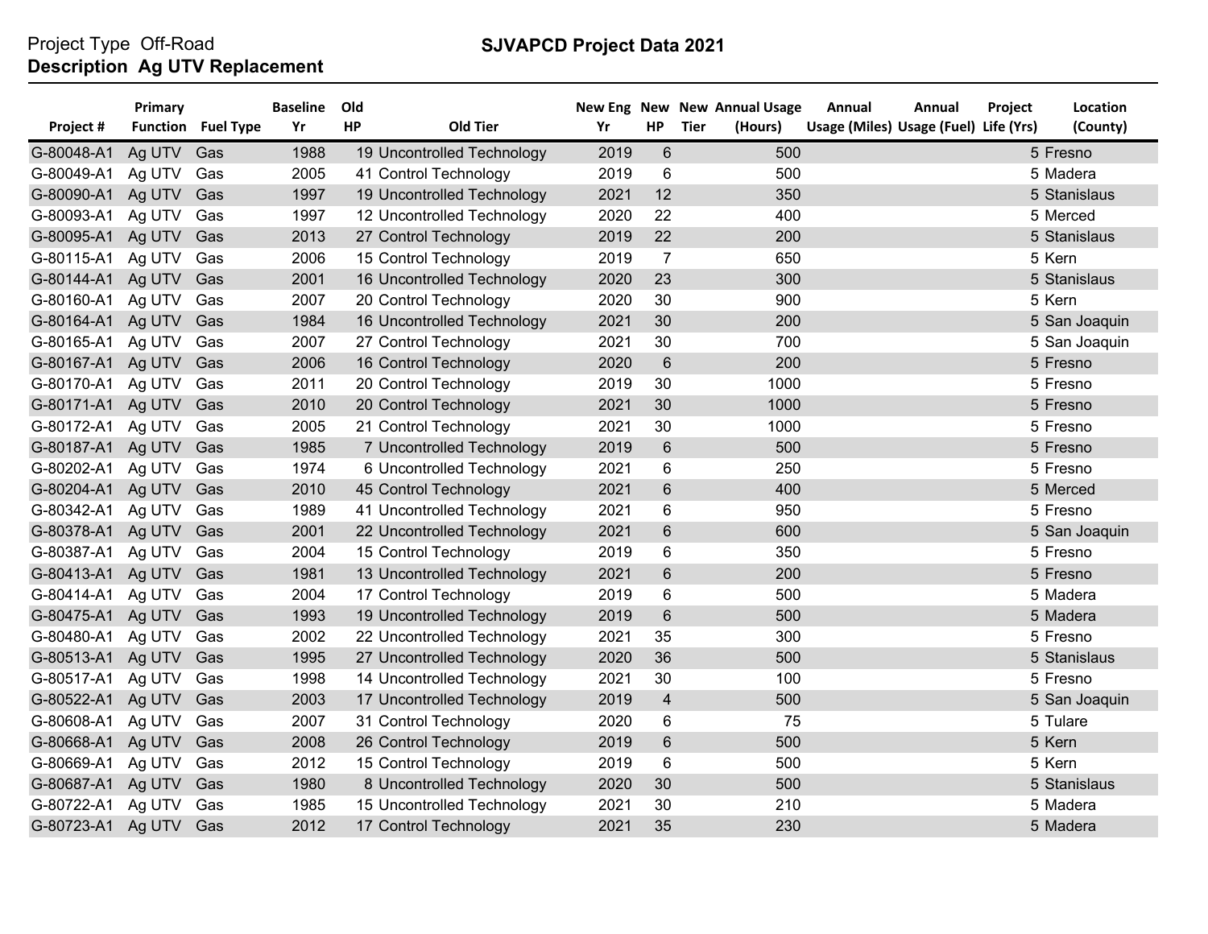Project Type Off-Road
**Description Ag UTV Replacement**

## SJVAPCD Project Data 2021

| Project # | Primary Function | Fuel Type | Baseline Yr | Old HP | Old Tier | New Eng Yr | New HP | New Tier | Annual Usage (Hours) | Annual Usage (Miles) | Annual Usage (Fuel) | Project Life (Yrs) | Location (County) |
|---|---|---|---|---|---|---|---|---|---|---|---|---|---|
| G-80048-A1 | Ag UTV | Gas | 1988 | 19 | Uncontrolled Technology | 2019 | 6 | | 500 | | | 5 | Fresno |
| G-80049-A1 | Ag UTV | Gas | 2005 | 41 | Control Technology | 2019 | 6 | | 500 | | | 5 | Madera |
| G-80090-A1 | Ag UTV | Gas | 1997 | 19 | Uncontrolled Technology | 2021 | 12 | | 350 | | | 5 | Stanislaus |
| G-80093-A1 | Ag UTV | Gas | 1997 | 12 | Uncontrolled Technology | 2020 | 22 | | 400 | | | 5 | Merced |
| G-80095-A1 | Ag UTV | Gas | 2013 | 27 | Control Technology | 2019 | 22 | | 200 | | | 5 | Stanislaus |
| G-80115-A1 | Ag UTV | Gas | 2006 | 15 | Control Technology | 2019 | 7 | | 650 | | | 5 | Kern |
| G-80144-A1 | Ag UTV | Gas | 2001 | 16 | Uncontrolled Technology | 2020 | 23 | | 300 | | | 5 | Stanislaus |
| G-80160-A1 | Ag UTV | Gas | 2007 | 20 | Control Technology | 2020 | 30 | | 900 | | | 5 | Kern |
| G-80164-A1 | Ag UTV | Gas | 1984 | 16 | Uncontrolled Technology | 2021 | 30 | | 200 | | | 5 | San Joaquin |
| G-80165-A1 | Ag UTV | Gas | 2007 | 27 | Control Technology | 2021 | 30 | | 700 | | | 5 | San Joaquin |
| G-80167-A1 | Ag UTV | Gas | 2006 | 16 | Control Technology | 2020 | 6 | | 200 | | | 5 | Fresno |
| G-80170-A1 | Ag UTV | Gas | 2011 | 20 | Control Technology | 2019 | 30 | | 1000 | | | 5 | Fresno |
| G-80171-A1 | Ag UTV | Gas | 2010 | 20 | Control Technology | 2021 | 30 | | 1000 | | | 5 | Fresno |
| G-80172-A1 | Ag UTV | Gas | 2005 | 21 | Control Technology | 2021 | 30 | | 1000 | | | 5 | Fresno |
| G-80187-A1 | Ag UTV | Gas | 1985 | 7 | Uncontrolled Technology | 2019 | 6 | | 500 | | | 5 | Fresno |
| G-80202-A1 | Ag UTV | Gas | 1974 | 6 | Uncontrolled Technology | 2021 | 6 | | 250 | | | 5 | Fresno |
| G-80204-A1 | Ag UTV | Gas | 2010 | 45 | Control Technology | 2021 | 6 | | 400 | | | 5 | Merced |
| G-80342-A1 | Ag UTV | Gas | 1989 | 41 | Uncontrolled Technology | 2021 | 6 | | 950 | | | 5 | Fresno |
| G-80378-A1 | Ag UTV | Gas | 2001 | 22 | Uncontrolled Technology | 2021 | 6 | | 600 | | | 5 | San Joaquin |
| G-80387-A1 | Ag UTV | Gas | 2004 | 15 | Control Technology | 2019 | 6 | | 350 | | | 5 | Fresno |
| G-80413-A1 | Ag UTV | Gas | 1981 | 13 | Uncontrolled Technology | 2021 | 6 | | 200 | | | 5 | Fresno |
| G-80414-A1 | Ag UTV | Gas | 2004 | 17 | Control Technology | 2019 | 6 | | 500 | | | 5 | Madera |
| G-80475-A1 | Ag UTV | Gas | 1993 | 19 | Uncontrolled Technology | 2019 | 6 | | 500 | | | 5 | Madera |
| G-80480-A1 | Ag UTV | Gas | 2002 | 22 | Uncontrolled Technology | 2021 | 35 | | 300 | | | 5 | Fresno |
| G-80513-A1 | Ag UTV | Gas | 1995 | 27 | Uncontrolled Technology | 2020 | 36 | | 500 | | | 5 | Stanislaus |
| G-80517-A1 | Ag UTV | Gas | 1998 | 14 | Uncontrolled Technology | 2021 | 30 | | 100 | | | 5 | Fresno |
| G-80522-A1 | Ag UTV | Gas | 2003 | 17 | Uncontrolled Technology | 2019 | 4 | | 500 | | | 5 | San Joaquin |
| G-80608-A1 | Ag UTV | Gas | 2007 | 31 | Control Technology | 2020 | 6 | | 75 | | | 5 | Tulare |
| G-80668-A1 | Ag UTV | Gas | 2008 | 26 | Control Technology | 2019 | 6 | | 500 | | | 5 | Kern |
| G-80669-A1 | Ag UTV | Gas | 2012 | 15 | Control Technology | 2019 | 6 | | 500 | | | 5 | Kern |
| G-80687-A1 | Ag UTV | Gas | 1980 | 8 | Uncontrolled Technology | 2020 | 30 | | 500 | | | 5 | Stanislaus |
| G-80722-A1 | Ag UTV | Gas | 1985 | 15 | Uncontrolled Technology | 2021 | 30 | | 210 | | | 5 | Madera |
| G-80723-A1 | Ag UTV | Gas | 2012 | 17 | Control Technology | 2021 | 35 | | 230 | | | 5 | Madera |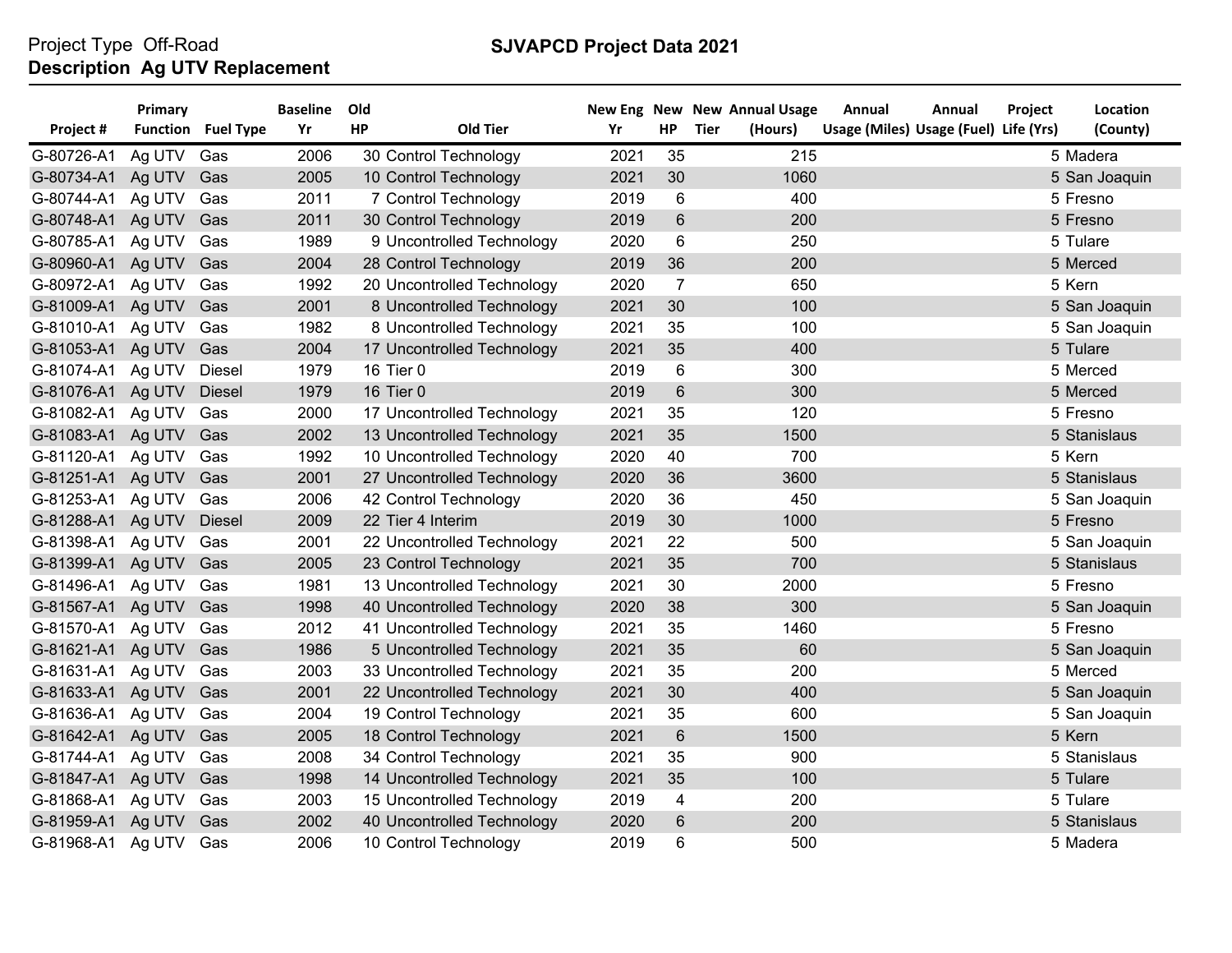Project Type Off-Road

**Description Ag UTV Replacement**

**SJVAPCD Project Data 2021**

| Project # | Primary Function | Fuel Type | Baseline Yr | Old HP | Old Tier | New Eng Yr | New HP | New Tier | Annual Usage (Hours) | Annual Usage (Miles) | Annual Usage (Fuel) | Project Life (Yrs) | Location (County) |
|---|---|---|---|---|---|---|---|---|---|---|---|---|---|
| G-80726-A1 | Ag UTV | Gas | 2006 | 30 | Control Technology | 2021 | 35 | | 215 | | | 5 | Madera |
| G-80734-A1 | Ag UTV | Gas | 2005 | 10 | Control Technology | 2021 | 30 | | 1060 | | | 5 | San Joaquin |
| G-80744-A1 | Ag UTV | Gas | 2011 | 7 | Control Technology | 2019 | 6 | | 400 | | | 5 | Fresno |
| G-80748-A1 | Ag UTV | Gas | 2011 | 30 | Control Technology | 2019 | 6 | | 200 | | | 5 | Fresno |
| G-80785-A1 | Ag UTV | Gas | 1989 | 9 | Uncontrolled Technology | 2020 | 6 | | 250 | | | 5 | Tulare |
| G-80960-A1 | Ag UTV | Gas | 2004 | 28 | Control Technology | 2019 | 36 | | 200 | | | 5 | Merced |
| G-80972-A1 | Ag UTV | Gas | 1992 | 20 | Uncontrolled Technology | 2020 | 7 | | 650 | | | 5 | Kern |
| G-81009-A1 | Ag UTV | Gas | 2001 | 8 | Uncontrolled Technology | 2021 | 30 | | 100 | | | 5 | San Joaquin |
| G-81010-A1 | Ag UTV | Gas | 1982 | 8 | Uncontrolled Technology | 2021 | 35 | | 100 | | | 5 | San Joaquin |
| G-81053-A1 | Ag UTV | Gas | 2004 | 17 | Uncontrolled Technology | 2021 | 35 | | 400 | | | 5 | Tulare |
| G-81074-A1 | Ag UTV | Diesel | 1979 | 16 | Tier 0 | 2019 | 6 | | 300 | | | 5 | Merced |
| G-81076-A1 | Ag UTV | Diesel | 1979 | 16 | Tier 0 | 2019 | 6 | | 300 | | | 5 | Merced |
| G-81082-A1 | Ag UTV | Gas | 2000 | 17 | Uncontrolled Technology | 2021 | 35 | | 120 | | | 5 | Fresno |
| G-81083-A1 | Ag UTV | Gas | 2002 | 13 | Uncontrolled Technology | 2021 | 35 | | 1500 | | | 5 | Stanislaus |
| G-81120-A1 | Ag UTV | Gas | 1992 | 10 | Uncontrolled Technology | 2020 | 40 | | 700 | | | 5 | Kern |
| G-81251-A1 | Ag UTV | Gas | 2001 | 27 | Uncontrolled Technology | 2020 | 36 | | 3600 | | | 5 | Stanislaus |
| G-81253-A1 | Ag UTV | Gas | 2006 | 42 | Control Technology | 2020 | 36 | | 450 | | | 5 | San Joaquin |
| G-81288-A1 | Ag UTV | Diesel | 2009 | 22 | Tier 4 Interim | 2019 | 30 | | 1000 | | | 5 | Fresno |
| G-81398-A1 | Ag UTV | Gas | 2001 | 22 | Uncontrolled Technology | 2021 | 22 | | 500 | | | 5 | San Joaquin |
| G-81399-A1 | Ag UTV | Gas | 2005 | 23 | Control Technology | 2021 | 35 | | 700 | | | 5 | Stanislaus |
| G-81496-A1 | Ag UTV | Gas | 1981 | 13 | Uncontrolled Technology | 2021 | 30 | | 2000 | | | 5 | Fresno |
| G-81567-A1 | Ag UTV | Gas | 1998 | 40 | Uncontrolled Technology | 2020 | 38 | | 300 | | | 5 | San Joaquin |
| G-81570-A1 | Ag UTV | Gas | 2012 | 41 | Uncontrolled Technology | 2021 | 35 | | 1460 | | | 5 | Fresno |
| G-81621-A1 | Ag UTV | Gas | 1986 | 5 | Uncontrolled Technology | 2021 | 35 | | 60 | | | 5 | San Joaquin |
| G-81631-A1 | Ag UTV | Gas | 2003 | 33 | Uncontrolled Technology | 2021 | 35 | | 200 | | | 5 | Merced |
| G-81633-A1 | Ag UTV | Gas | 2001 | 22 | Uncontrolled Technology | 2021 | 30 | | 400 | | | 5 | San Joaquin |
| G-81636-A1 | Ag UTV | Gas | 2004 | 19 | Control Technology | 2021 | 35 | | 600 | | | 5 | San Joaquin |
| G-81642-A1 | Ag UTV | Gas | 2005 | 18 | Control Technology | 2021 | 6 | | 1500 | | | 5 | Kern |
| G-81744-A1 | Ag UTV | Gas | 2008 | 34 | Control Technology | 2021 | 35 | | 900 | | | 5 | Stanislaus |
| G-81847-A1 | Ag UTV | Gas | 1998 | 14 | Uncontrolled Technology | 2021 | 35 | | 100 | | | 5 | Tulare |
| G-81868-A1 | Ag UTV | Gas | 2003 | 15 | Uncontrolled Technology | 2019 | 4 | | 200 | | | 5 | Tulare |
| G-81959-A1 | Ag UTV | Gas | 2002 | 40 | Uncontrolled Technology | 2020 | 6 | | 200 | | | 5 | Stanislaus |
| G-81968-A1 | Ag UTV | Gas | 2006 | 10 | Control Technology | 2019 | 6 | | 500 | | | 5 | Madera |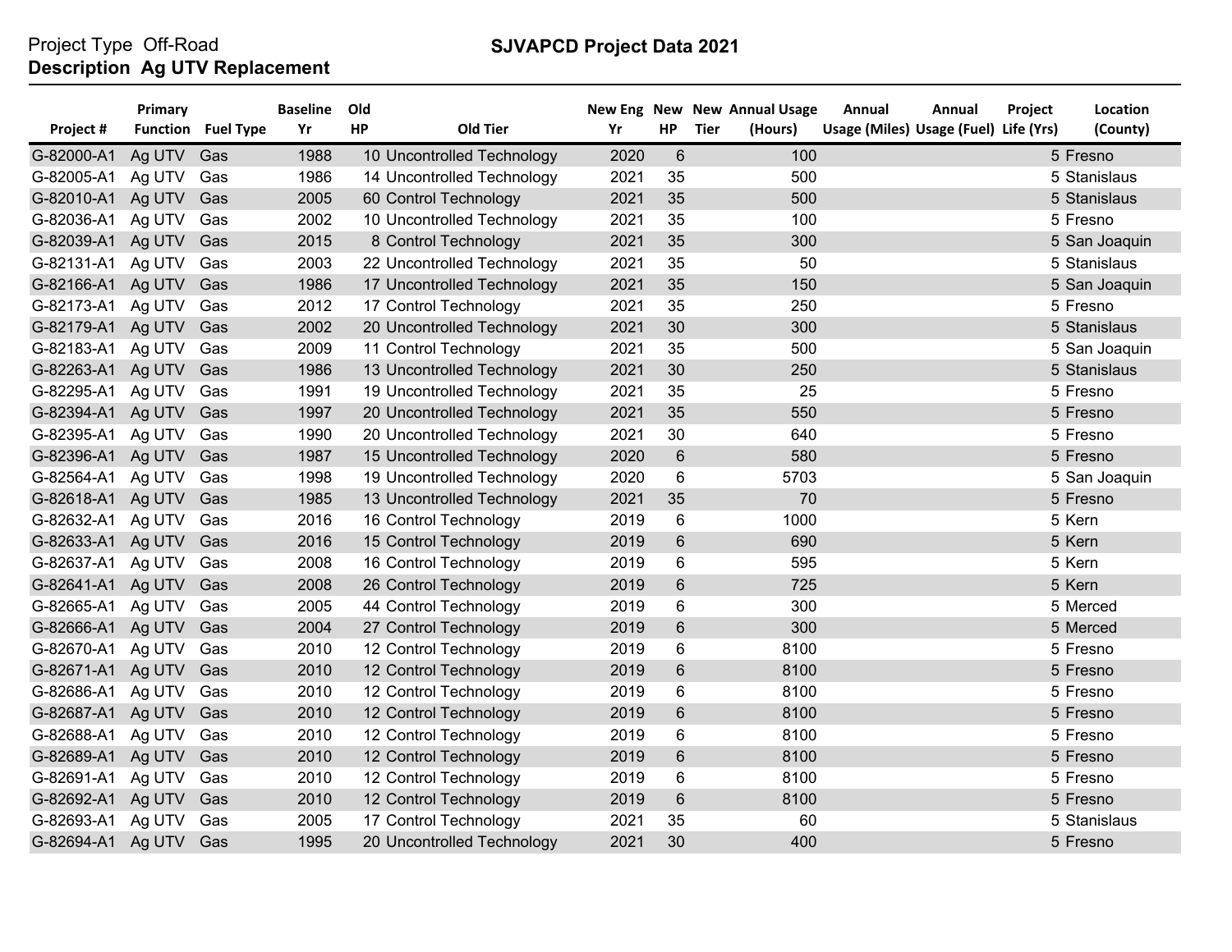Project Type Off-Road
**Description Ag UTV Replacement**

**SJVAPCD Project Data 2021**

| Project # | Primary Function | Fuel Type | Baseline Yr | Old HP | Old Tier | New Eng Yr | New HP | New Tier | Annual Usage (Hours) | Annual Usage (Miles) | Annual Usage (Fuel) | Project Life (Yrs) | Location (County) |
|---|---|---|---|---|---|---|---|---|---|---|---|---|---|
| G-82000-A1 | Ag UTV | Gas | 1988 | 10 | Uncontrolled Technology | 2020 | 6 | | 100 | | | 5 | Fresno |
| G-82005-A1 | Ag UTV | Gas | 1986 | 14 | Uncontrolled Technology | 2021 | 35 | | 500 | | | 5 | Stanislaus |
| G-82010-A1 | Ag UTV | Gas | 2005 | 60 | Control Technology | 2021 | 35 | | 500 | | | 5 | Stanislaus |
| G-82036-A1 | Ag UTV | Gas | 2002 | 10 | Uncontrolled Technology | 2021 | 35 | | 100 | | | 5 | Fresno |
| G-82039-A1 | Ag UTV | Gas | 2015 | 8 | Control Technology | 2021 | 35 | | 300 | | | 5 | San Joaquin |
| G-82131-A1 | Ag UTV | Gas | 2003 | 22 | Uncontrolled Technology | 2021 | 35 | | 50 | | | 5 | Stanislaus |
| G-82166-A1 | Ag UTV | Gas | 1986 | 17 | Uncontrolled Technology | 2021 | 35 | | 150 | | | 5 | San Joaquin |
| G-82173-A1 | Ag UTV | Gas | 2012 | 17 | Control Technology | 2021 | 35 | | 250 | | | 5 | Fresno |
| G-82179-A1 | Ag UTV | Gas | 2002 | 20 | Uncontrolled Technology | 2021 | 30 | | 300 | | | 5 | Stanislaus |
| G-82183-A1 | Ag UTV | Gas | 2009 | 11 | Control Technology | 2021 | 35 | | 500 | | | 5 | San Joaquin |
| G-82263-A1 | Ag UTV | Gas | 1986 | 13 | Uncontrolled Technology | 2021 | 30 | | 250 | | | 5 | Stanislaus |
| G-82295-A1 | Ag UTV | Gas | 1991 | 19 | Uncontrolled Technology | 2021 | 35 | | 25 | | | 5 | Fresno |
| G-82394-A1 | Ag UTV | Gas | 1997 | 20 | Uncontrolled Technology | 2021 | 35 | | 550 | | | 5 | Fresno |
| G-82395-A1 | Ag UTV | Gas | 1990 | 20 | Uncontrolled Technology | 2021 | 30 | | 640 | | | 5 | Fresno |
| G-82396-A1 | Ag UTV | Gas | 1987 | 15 | Uncontrolled Technology | 2020 | 6 | | 580 | | | 5 | Fresno |
| G-82564-A1 | Ag UTV | Gas | 1998 | 19 | Uncontrolled Technology | 2020 | 6 | | 5703 | | | 5 | San Joaquin |
| G-82618-A1 | Ag UTV | Gas | 1985 | 13 | Uncontrolled Technology | 2021 | 35 | | 70 | | | 5 | Fresno |
| G-82632-A1 | Ag UTV | Gas | 2016 | 16 | Control Technology | 2019 | 6 | | 1000 | | | 5 | Kern |
| G-82633-A1 | Ag UTV | Gas | 2016 | 15 | Control Technology | 2019 | 6 | | 690 | | | 5 | Kern |
| G-82637-A1 | Ag UTV | Gas | 2008 | 16 | Control Technology | 2019 | 6 | | 595 | | | 5 | Kern |
| G-82641-A1 | Ag UTV | Gas | 2008 | 26 | Control Technology | 2019 | 6 | | 725 | | | 5 | Kern |
| G-82665-A1 | Ag UTV | Gas | 2005 | 44 | Control Technology | 2019 | 6 | | 300 | | | 5 | Merced |
| G-82666-A1 | Ag UTV | Gas | 2004 | 27 | Control Technology | 2019 | 6 | | 300 | | | 5 | Merced |
| G-82670-A1 | Ag UTV | Gas | 2010 | 12 | Control Technology | 2019 | 6 | | 8100 | | | 5 | Fresno |
| G-82671-A1 | Ag UTV | Gas | 2010 | 12 | Control Technology | 2019 | 6 | | 8100 | | | 5 | Fresno |
| G-82686-A1 | Ag UTV | Gas | 2010 | 12 | Control Technology | 2019 | 6 | | 8100 | | | 5 | Fresno |
| G-82687-A1 | Ag UTV | Gas | 2010 | 12 | Control Technology | 2019 | 6 | | 8100 | | | 5 | Fresno |
| G-82688-A1 | Ag UTV | Gas | 2010 | 12 | Control Technology | 2019 | 6 | | 8100 | | | 5 | Fresno |
| G-82689-A1 | Ag UTV | Gas | 2010 | 12 | Control Technology | 2019 | 6 | | 8100 | | | 5 | Fresno |
| G-82691-A1 | Ag UTV | Gas | 2010 | 12 | Control Technology | 2019 | 6 | | 8100 | | | 5 | Fresno |
| G-82692-A1 | Ag UTV | Gas | 2010 | 12 | Control Technology | 2019 | 6 | | 8100 | | | 5 | Fresno |
| G-82693-A1 | Ag UTV | Gas | 2005 | 17 | Control Technology | 2021 | 35 | | 60 | | | 5 | Stanislaus |
| G-82694-A1 | Ag UTV | Gas | 1995 | 20 | Uncontrolled Technology | 2021 | 30 | | 400 | | | 5 | Fresno |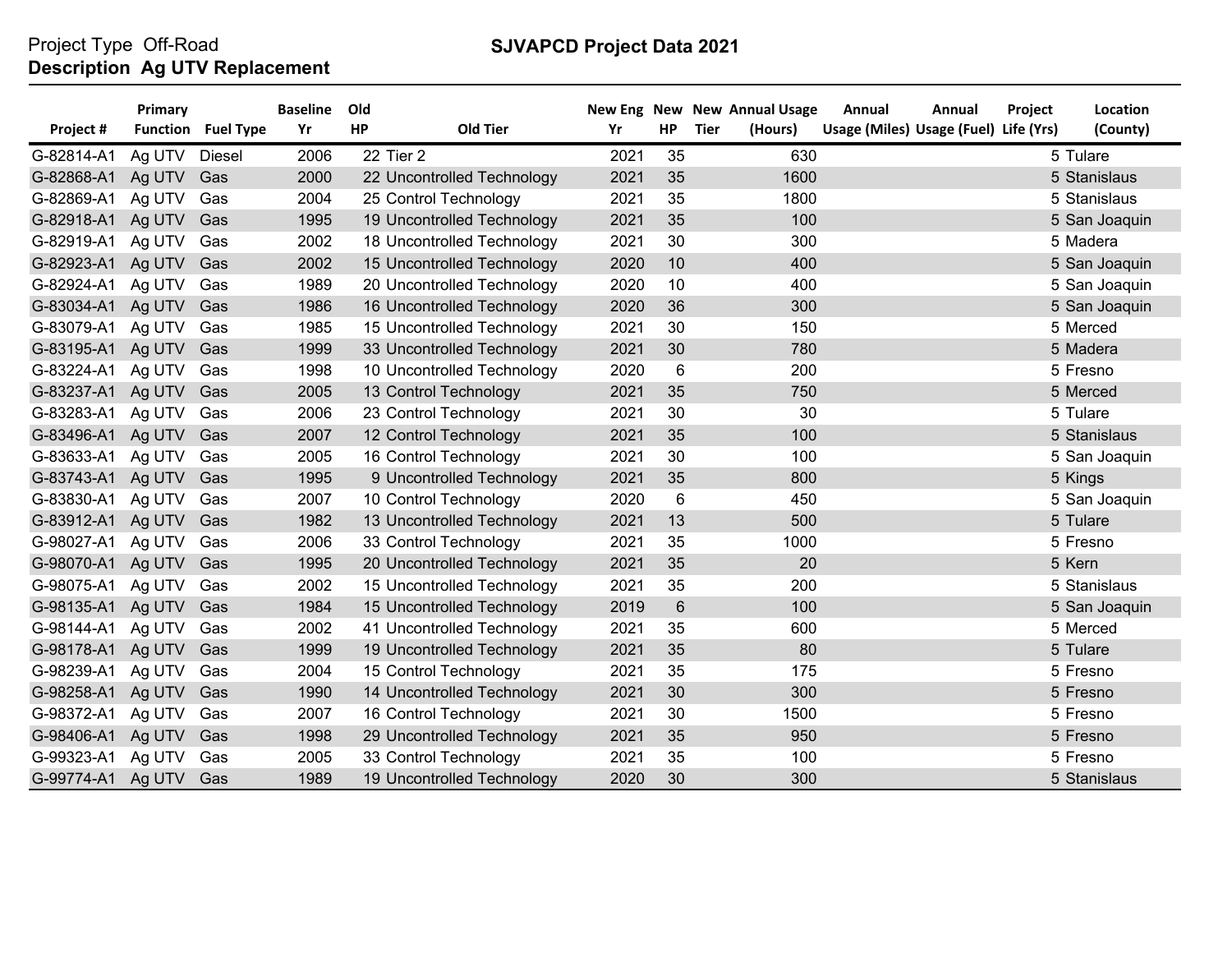Project Type Off-Road
**Description Ag UTV Replacement**

# SJVAPCD Project Data 2021

| Project # | Primary Function | Fuel Type | Baseline Yr | Old HP | Old Tier | New Eng Yr | New HP | New Tier | Annual Usage (Hours) | Annual Usage (Miles) | Annual Usage (Fuel) | Project Life (Yrs) | Location (County) |
|---|---|---|---|---|---|---|---|---|---|---|---|---|---|
| G-82814-A1 | Ag UTV | Diesel | 2006 | 22 | Tier 2 | 2021 | 35 | | 630 | | | 5 | Tulare |
| G-82868-A1 | Ag UTV | Gas | 2000 | 22 | Uncontrolled Technology | 2021 | 35 | | 1600 | | | 5 | Stanislaus |
| G-82869-A1 | Ag UTV | Gas | 2004 | 25 | Control Technology | 2021 | 35 | | 1800 | | | 5 | Stanislaus |
| G-82918-A1 | Ag UTV | Gas | 1995 | 19 | Uncontrolled Technology | 2021 | 35 | | 100 | | | 5 | San Joaquin |
| G-82919-A1 | Ag UTV | Gas | 2002 | 18 | Uncontrolled Technology | 2021 | 30 | | 300 | | | 5 | Madera |
| G-82923-A1 | Ag UTV | Gas | 2002 | 15 | Uncontrolled Technology | 2020 | 10 | | 400 | | | 5 | San Joaquin |
| G-82924-A1 | Ag UTV | Gas | 1989 | 20 | Uncontrolled Technology | 2020 | 10 | | 400 | | | 5 | San Joaquin |
| G-83034-A1 | Ag UTV | Gas | 1986 | 16 | Uncontrolled Technology | 2020 | 36 | | 300 | | | 5 | San Joaquin |
| G-83079-A1 | Ag UTV | Gas | 1985 | 15 | Uncontrolled Technology | 2021 | 30 | | 150 | | | 5 | Merced |
| G-83195-A1 | Ag UTV | Gas | 1999 | 33 | Uncontrolled Technology | 2021 | 30 | | 780 | | | 5 | Madera |
| G-83224-A1 | Ag UTV | Gas | 1998 | 10 | Uncontrolled Technology | 2020 | 6 | | 200 | | | 5 | Fresno |
| G-83237-A1 | Ag UTV | Gas | 2005 | 13 | Control Technology | 2021 | 35 | | 750 | | | 5 | Merced |
| G-83283-A1 | Ag UTV | Gas | 2006 | 23 | Control Technology | 2021 | 30 | | 30 | | | 5 | Tulare |
| G-83496-A1 | Ag UTV | Gas | 2007 | 12 | Control Technology | 2021 | 35 | | 100 | | | 5 | Stanislaus |
| G-83633-A1 | Ag UTV | Gas | 2005 | 16 | Control Technology | 2021 | 30 | | 100 | | | 5 | San Joaquin |
| G-83743-A1 | Ag UTV | Gas | 1995 | 9 | Uncontrolled Technology | 2021 | 35 | | 800 | | | 5 | Kings |
| G-83830-A1 | Ag UTV | Gas | 2007 | 10 | Control Technology | 2020 | 6 | | 450 | | | 5 | San Joaquin |
| G-83912-A1 | Ag UTV | Gas | 1982 | 13 | Uncontrolled Technology | 2021 | 13 | | 500 | | | 5 | Tulare |
| G-98027-A1 | Ag UTV | Gas | 2006 | 33 | Control Technology | 2021 | 35 | | 1000 | | | 5 | Fresno |
| G-98070-A1 | Ag UTV | Gas | 1995 | 20 | Uncontrolled Technology | 2021 | 35 | | 20 | | | 5 | Kern |
| G-98075-A1 | Ag UTV | Gas | 2002 | 15 | Uncontrolled Technology | 2021 | 35 | | 200 | | | 5 | Stanislaus |
| G-98135-A1 | Ag UTV | Gas | 1984 | 15 | Uncontrolled Technology | 2019 | 6 | | 100 | | | 5 | San Joaquin |
| G-98144-A1 | Ag UTV | Gas | 2002 | 41 | Uncontrolled Technology | 2021 | 35 | | 600 | | | 5 | Merced |
| G-98178-A1 | Ag UTV | Gas | 1999 | 19 | Uncontrolled Technology | 2021 | 35 | | 80 | | | 5 | Tulare |
| G-98239-A1 | Ag UTV | Gas | 2004 | 15 | Control Technology | 2021 | 35 | | 175 | | | 5 | Fresno |
| G-98258-A1 | Ag UTV | Gas | 1990 | 14 | Uncontrolled Technology | 2021 | 30 | | 300 | | | 5 | Fresno |
| G-98372-A1 | Ag UTV | Gas | 2007 | 16 | Control Technology | 2021 | 30 | | 1500 | | | 5 | Fresno |
| G-98406-A1 | Ag UTV | Gas | 1998 | 29 | Uncontrolled Technology | 2021 | 35 | | 950 | | | 5 | Fresno |
| G-99323-A1 | Ag UTV | Gas | 2005 | 33 | Control Technology | 2021 | 35 | | 100 | | | 5 | Fresno |
| G-99774-A1 | Ag UTV | Gas | 1989 | 19 | Uncontrolled Technology | 2020 | 30 | | 300 | | | 5 | Stanislaus |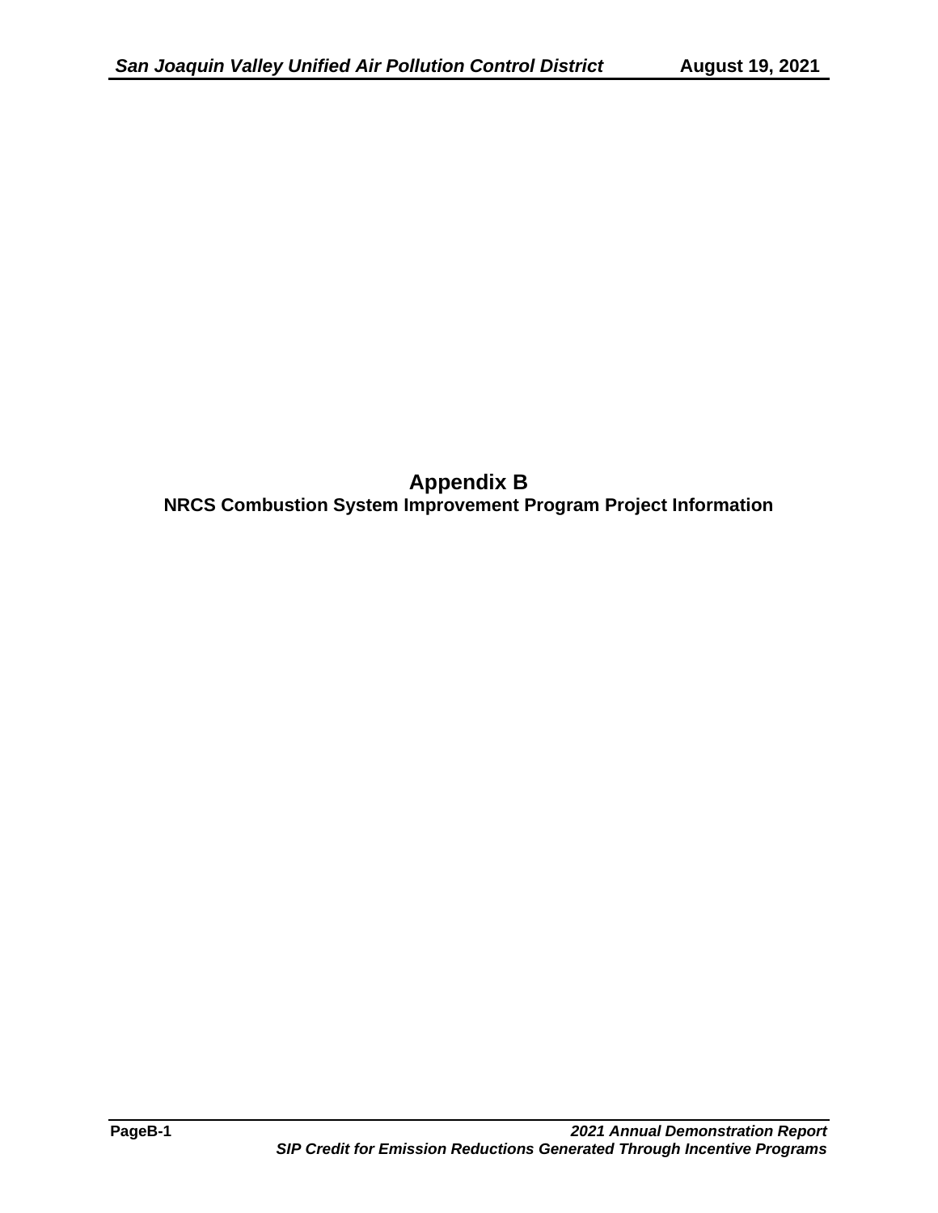# Appendix B

## NRCS Combustion System Improvement Program Project Information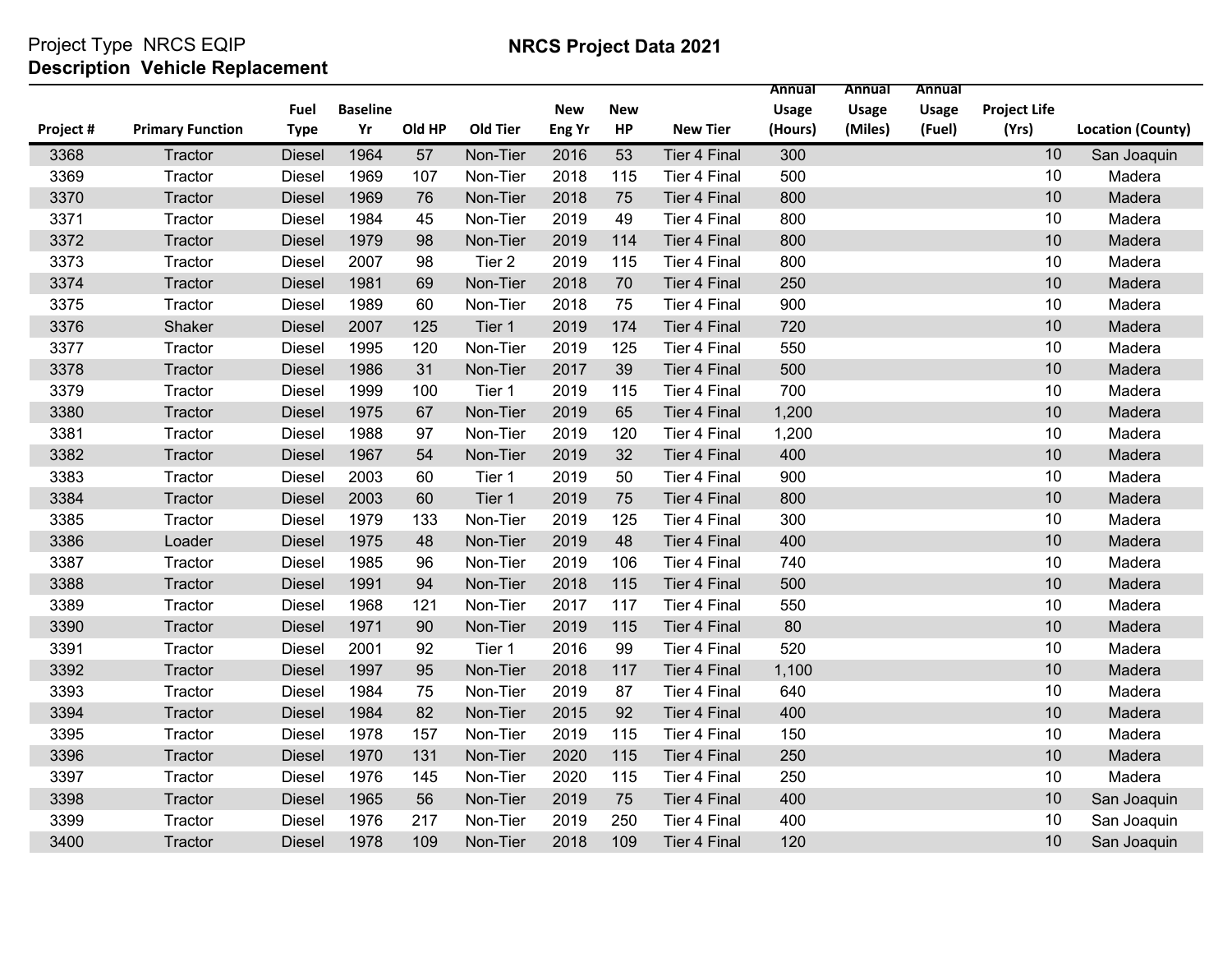Project Type NRCS EQIP
**Description Vehicle Replacement**

**NRCS Project Data 2021**

| Project # | Primary Function | Fuel Type | Baseline Yr | Old HP | Old Tier | New Eng Yr | New HP | New Tier | Annual Usage (Hours) | Annual Usage (Miles) | Annual Usage (Fuel) | Project Life (Yrs) | Location (County) |
|---|---|---|---|---|---|---|---|---|---|---|---|---|---|
| 3368 | Tractor | Diesel | 1964 | 57 | Non-Tier | 2016 | 53 | Tier 4 Final | 300 | | | 10 | San Joaquin |
| 3369 | Tractor | Diesel | 1969 | 107 | Non-Tier | 2018 | 115 | Tier 4 Final | 500 | | | 10 | Madera |
| 3370 | Tractor | Diesel | 1969 | 76 | Non-Tier | 2018 | 75 | Tier 4 Final | 800 | | | 10 | Madera |
| 3371 | Tractor | Diesel | 1984 | 45 | Non-Tier | 2019 | 49 | Tier 4 Final | 800 | | | 10 | Madera |
| 3372 | Tractor | Diesel | 1979 | 98 | Non-Tier | 2019 | 114 | Tier 4 Final | 800 | | | 10 | Madera |
| 3373 | Tractor | Diesel | 2007 | 98 | Tier 2 | 2019 | 115 | Tier 4 Final | 800 | | | 10 | Madera |
| 3374 | Tractor | Diesel | 1981 | 69 | Non-Tier | 2018 | 70 | Tier 4 Final | 250 | | | 10 | Madera |
| 3375 | Tractor | Diesel | 1989 | 60 | Non-Tier | 2018 | 75 | Tier 4 Final | 900 | | | 10 | Madera |
| 3376 | Shaker | Diesel | 2007 | 125 | Tier 1 | 2019 | 174 | Tier 4 Final | 720 | | | 10 | Madera |
| 3377 | Tractor | Diesel | 1995 | 120 | Non-Tier | 2019 | 125 | Tier 4 Final | 550 | | | 10 | Madera |
| 3378 | Tractor | Diesel | 1986 | 31 | Non-Tier | 2017 | 39 | Tier 4 Final | 500 | | | 10 | Madera |
| 3379 | Tractor | Diesel | 1999 | 100 | Tier 1 | 2019 | 115 | Tier 4 Final | 700 | | | 10 | Madera |
| 3380 | Tractor | Diesel | 1975 | 67 | Non-Tier | 2019 | 65 | Tier 4 Final | 1,200 | | | 10 | Madera |
| 3381 | Tractor | Diesel | 1988 | 97 | Non-Tier | 2019 | 120 | Tier 4 Final | 1,200 | | | 10 | Madera |
| 3382 | Tractor | Diesel | 1967 | 54 | Non-Tier | 2019 | 32 | Tier 4 Final | 400 | | | 10 | Madera |
| 3383 | Tractor | Diesel | 2003 | 60 | Tier 1 | 2019 | 50 | Tier 4 Final | 900 | | | 10 | Madera |
| 3384 | Tractor | Diesel | 2003 | 60 | Tier 1 | 2019 | 75 | Tier 4 Final | 800 | | | 10 | Madera |
| 3385 | Tractor | Diesel | 1979 | 133 | Non-Tier | 2019 | 125 | Tier 4 Final | 300 | | | 10 | Madera |
| 3386 | Loader | Diesel | 1975 | 48 | Non-Tier | 2019 | 48 | Tier 4 Final | 400 | | | 10 | Madera |
| 3387 | Tractor | Diesel | 1985 | 96 | Non-Tier | 2019 | 106 | Tier 4 Final | 740 | | | 10 | Madera |
| 3388 | Tractor | Diesel | 1991 | 94 | Non-Tier | 2018 | 115 | Tier 4 Final | 500 | | | 10 | Madera |
| 3389 | Tractor | Diesel | 1968 | 121 | Non-Tier | 2017 | 117 | Tier 4 Final | 550 | | | 10 | Madera |
| 3390 | Tractor | Diesel | 1971 | 90 | Non-Tier | 2019 | 115 | Tier 4 Final | 80 | | | 10 | Madera |
| 3391 | Tractor | Diesel | 2001 | 92 | Tier 1 | 2016 | 99 | Tier 4 Final | 520 | | | 10 | Madera |
| 3392 | Tractor | Diesel | 1997 | 95 | Non-Tier | 2018 | 117 | Tier 4 Final | 1,100 | | | 10 | Madera |
| 3393 | Tractor | Diesel | 1984 | 75 | Non-Tier | 2019 | 87 | Tier 4 Final | 640 | | | 10 | Madera |
| 3394 | Tractor | Diesel | 1984 | 82 | Non-Tier | 2015 | 92 | Tier 4 Final | 400 | | | 10 | Madera |
| 3395 | Tractor | Diesel | 1978 | 157 | Non-Tier | 2019 | 115 | Tier 4 Final | 150 | | | 10 | Madera |
| 3396 | Tractor | Diesel | 1970 | 131 | Non-Tier | 2020 | 115 | Tier 4 Final | 250 | | | 10 | Madera |
| 3397 | Tractor | Diesel | 1976 | 145 | Non-Tier | 2020 | 115 | Tier 4 Final | 250 | | | 10 | Madera |
| 3398 | Tractor | Diesel | 1965 | 56 | Non-Tier | 2019 | 75 | Tier 4 Final | 400 | | | 10 | San Joaquin |
| 3399 | Tractor | Diesel | 1976 | 217 | Non-Tier | 2019 | 250 | Tier 4 Final | 400 | | | 10 | San Joaquin |
| 3400 | Tractor | Diesel | 1978 | 109 | Non-Tier | 2018 | 109 | Tier 4 Final | 120 | | | 10 | San Joaquin |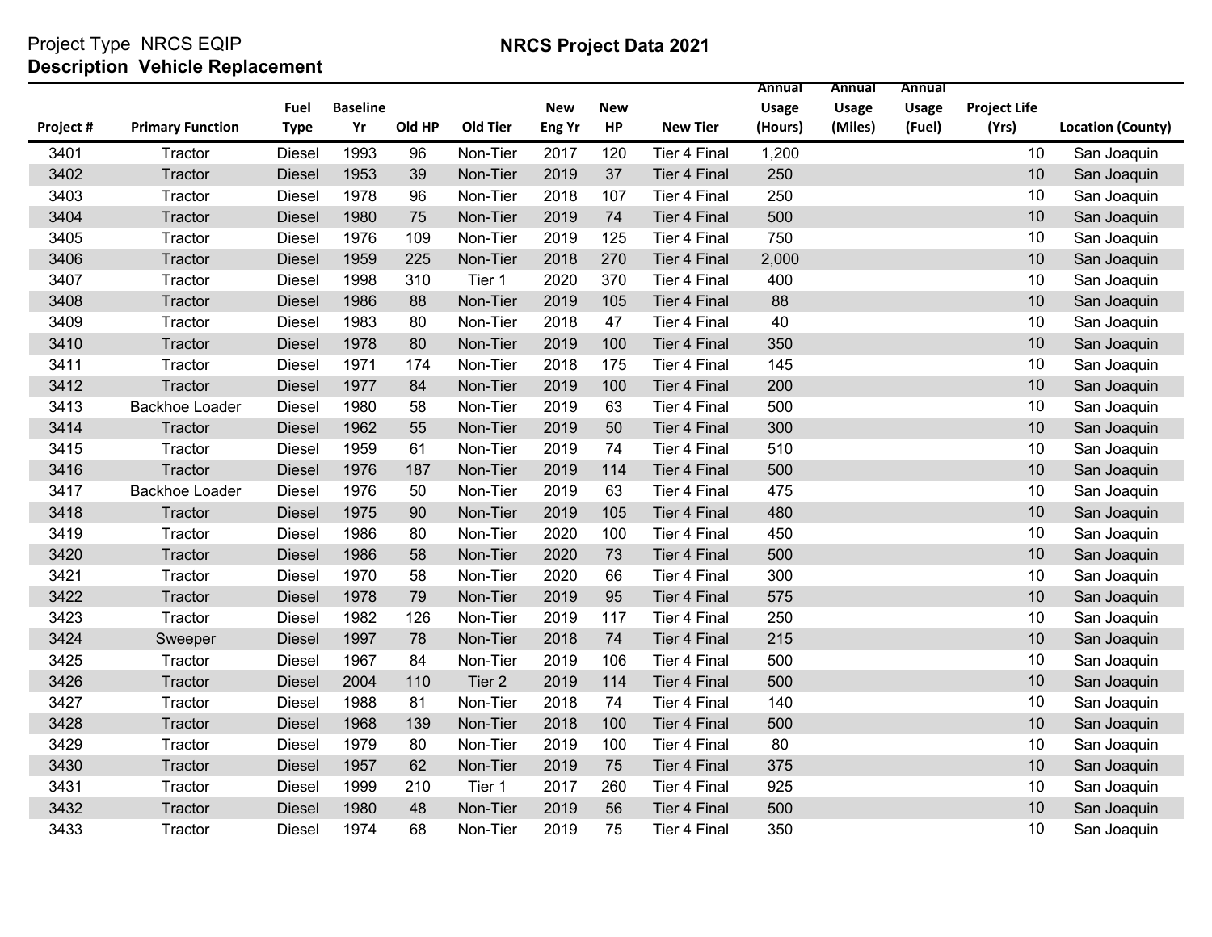Project Type NRCS EQIP

**Description Vehicle Replacement**

# NRCS Project Data 2021

| Project # | Primary Function | Fuel Type | Baseline Yr | Old HP | Old Tier | New Eng Yr | New HP | New Tier | Annual Usage (Hours) | Annual Usage (Miles) | Annual Usage (Fuel) | Project Life (Yrs) | Location (County) |
|---|---|---|---|---|---|---|---|---|---|---|---|---|---|
| 3401 | Tractor | Diesel | 1993 | 96 | Non-Tier | 2017 | 120 | Tier 4 Final | 1,200 | | | 10 | San Joaquin |
| 3402 | Tractor | Diesel | 1953 | 39 | Non-Tier | 2019 | 37 | Tier 4 Final | 250 | | | 10 | San Joaquin |
| 3403 | Tractor | Diesel | 1978 | 96 | Non-Tier | 2018 | 107 | Tier 4 Final | 250 | | | 10 | San Joaquin |
| 3404 | Tractor | Diesel | 1980 | 75 | Non-Tier | 2019 | 74 | Tier 4 Final | 500 | | | 10 | San Joaquin |
| 3405 | Tractor | Diesel | 1976 | 109 | Non-Tier | 2019 | 125 | Tier 4 Final | 750 | | | 10 | San Joaquin |
| 3406 | Tractor | Diesel | 1959 | 225 | Non-Tier | 2018 | 270 | Tier 4 Final | 2,000 | | | 10 | San Joaquin |
| 3407 | Tractor | Diesel | 1998 | 310 | Tier 1 | 2020 | 370 | Tier 4 Final | 400 | | | 10 | San Joaquin |
| 3408 | Tractor | Diesel | 1986 | 88 | Non-Tier | 2019 | 105 | Tier 4 Final | 88 | | | 10 | San Joaquin |
| 3409 | Tractor | Diesel | 1983 | 80 | Non-Tier | 2018 | 47 | Tier 4 Final | 40 | | | 10 | San Joaquin |
| 3410 | Tractor | Diesel | 1978 | 80 | Non-Tier | 2019 | 100 | Tier 4 Final | 350 | | | 10 | San Joaquin |
| 3411 | Tractor | Diesel | 1971 | 174 | Non-Tier | 2018 | 175 | Tier 4 Final | 145 | | | 10 | San Joaquin |
| 3412 | Tractor | Diesel | 1977 | 84 | Non-Tier | 2019 | 100 | Tier 4 Final | 200 | | | 10 | San Joaquin |
| 3413 | Backhoe Loader | Diesel | 1980 | 58 | Non-Tier | 2019 | 63 | Tier 4 Final | 500 | | | 10 | San Joaquin |
| 3414 | Tractor | Diesel | 1962 | 55 | Non-Tier | 2019 | 50 | Tier 4 Final | 300 | | | 10 | San Joaquin |
| 3415 | Tractor | Diesel | 1959 | 61 | Non-Tier | 2019 | 74 | Tier 4 Final | 510 | | | 10 | San Joaquin |
| 3416 | Tractor | Diesel | 1976 | 187 | Non-Tier | 2019 | 114 | Tier 4 Final | 500 | | | 10 | San Joaquin |
| 3417 | Backhoe Loader | Diesel | 1976 | 50 | Non-Tier | 2019 | 63 | Tier 4 Final | 475 | | | 10 | San Joaquin |
| 3418 | Tractor | Diesel | 1975 | 90 | Non-Tier | 2019 | 105 | Tier 4 Final | 480 | | | 10 | San Joaquin |
| 3419 | Tractor | Diesel | 1986 | 80 | Non-Tier | 2020 | 100 | Tier 4 Final | 450 | | | 10 | San Joaquin |
| 3420 | Tractor | Diesel | 1986 | 58 | Non-Tier | 2020 | 73 | Tier 4 Final | 500 | | | 10 | San Joaquin |
| 3421 | Tractor | Diesel | 1970 | 58 | Non-Tier | 2020 | 66 | Tier 4 Final | 300 | | | 10 | San Joaquin |
| 3422 | Tractor | Diesel | 1978 | 79 | Non-Tier | 2019 | 95 | Tier 4 Final | 575 | | | 10 | San Joaquin |
| 3423 | Tractor | Diesel | 1982 | 126 | Non-Tier | 2019 | 117 | Tier 4 Final | 250 | | | 10 | San Joaquin |
| 3424 | Sweeper | Diesel | 1997 | 78 | Non-Tier | 2018 | 74 | Tier 4 Final | 215 | | | 10 | San Joaquin |
| 3425 | Tractor | Diesel | 1967 | 84 | Non-Tier | 2019 | 106 | Tier 4 Final | 500 | | | 10 | San Joaquin |
| 3426 | Tractor | Diesel | 2004 | 110 | Tier 2 | 2019 | 114 | Tier 4 Final | 500 | | | 10 | San Joaquin |
| 3427 | Tractor | Diesel | 1988 | 81 | Non-Tier | 2018 | 74 | Tier 4 Final | 140 | | | 10 | San Joaquin |
| 3428 | Tractor | Diesel | 1968 | 139 | Non-Tier | 2018 | 100 | Tier 4 Final | 500 | | | 10 | San Joaquin |
| 3429 | Tractor | Diesel | 1979 | 80 | Non-Tier | 2019 | 100 | Tier 4 Final | 80 | | | 10 | San Joaquin |
| 3430 | Tractor | Diesel | 1957 | 62 | Non-Tier | 2019 | 75 | Tier 4 Final | 375 | | | 10 | San Joaquin |
| 3431 | Tractor | Diesel | 1999 | 210 | Tier 1 | 2017 | 260 | Tier 4 Final | 925 | | | 10 | San Joaquin |
| 3432 | Tractor | Diesel | 1980 | 48 | Non-Tier | 2019 | 56 | Tier 4 Final | 500 | | | 10 | San Joaquin |
| 3433 | Tractor | Diesel | 1974 | 68 | Non-Tier | 2019 | 75 | Tier 4 Final | 350 | | | 10 | San Joaquin |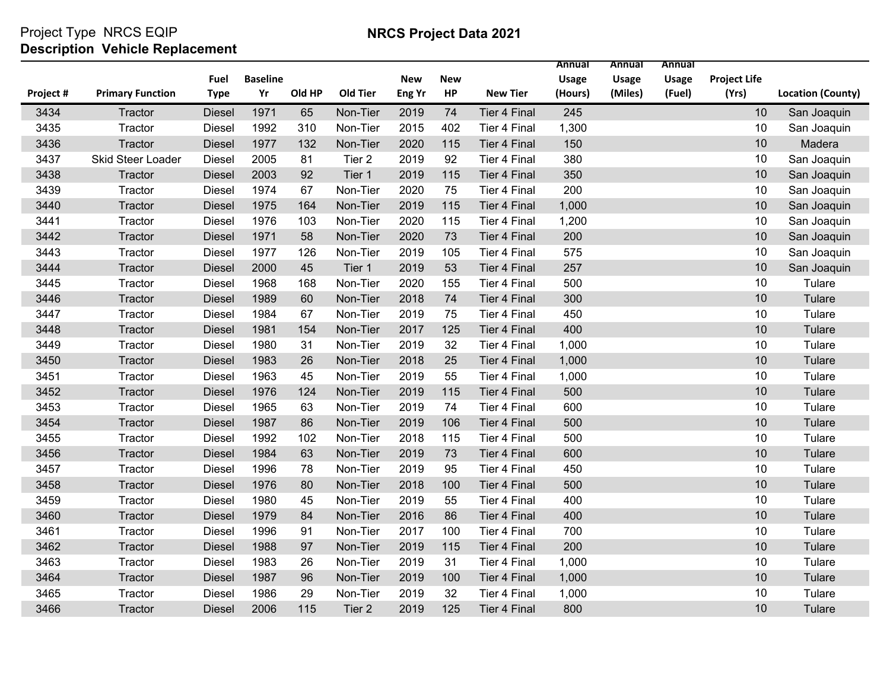Project Type NRCS EQIP
**Description Vehicle Replacement**

## NRCS Project Data 2021

| Project # | Primary Function | Fuel Type | Baseline Yr | Old HP | Old Tier | New Eng Yr | New HP | New Tier | Annual Usage (Hours) | Annual Usage (Miles) | Annual Usage (Fuel) | Project Life (Yrs) | Location (County) |
|---|---|---|---|---|---|---|---|---|---|---|---|---|---|
| 3434 | Tractor | Diesel | 1971 | 65 | Non-Tier | 2019 | 74 | Tier 4 Final | 245 | | | 10 | San Joaquin |
| 3435 | Tractor | Diesel | 1992 | 310 | Non-Tier | 2015 | 402 | Tier 4 Final | 1,300 | | | 10 | San Joaquin |
| 3436 | Tractor | Diesel | 1977 | 132 | Non-Tier | 2020 | 115 | Tier 4 Final | 150 | | | 10 | Madera |
| 3437 | Skid Steer Loader | Diesel | 2005 | 81 | Tier 2 | 2019 | 92 | Tier 4 Final | 380 | | | 10 | San Joaquin |
| 3438 | Tractor | Diesel | 2003 | 92 | Tier 1 | 2019 | 115 | Tier 4 Final | 350 | | | 10 | San Joaquin |
| 3439 | Tractor | Diesel | 1974 | 67 | Non-Tier | 2020 | 75 | Tier 4 Final | 200 | | | 10 | San Joaquin |
| 3440 | Tractor | Diesel | 1975 | 164 | Non-Tier | 2019 | 115 | Tier 4 Final | 1,000 | | | 10 | San Joaquin |
| 3441 | Tractor | Diesel | 1976 | 103 | Non-Tier | 2020 | 115 | Tier 4 Final | 1,200 | | | 10 | San Joaquin |
| 3442 | Tractor | Diesel | 1971 | 58 | Non-Tier | 2020 | 73 | Tier 4 Final | 200 | | | 10 | San Joaquin |
| 3443 | Tractor | Diesel | 1977 | 126 | Non-Tier | 2019 | 105 | Tier 4 Final | 575 | | | 10 | San Joaquin |
| 3444 | Tractor | Diesel | 2000 | 45 | Tier 1 | 2019 | 53 | Tier 4 Final | 257 | | | 10 | San Joaquin |
| 3445 | Tractor | Diesel | 1968 | 168 | Non-Tier | 2020 | 155 | Tier 4 Final | 500 | | | 10 | Tulare |
| 3446 | Tractor | Diesel | 1989 | 60 | Non-Tier | 2018 | 74 | Tier 4 Final | 300 | | | 10 | Tulare |
| 3447 | Tractor | Diesel | 1984 | 67 | Non-Tier | 2019 | 75 | Tier 4 Final | 450 | | | 10 | Tulare |
| 3448 | Tractor | Diesel | 1981 | 154 | Non-Tier | 2017 | 125 | Tier 4 Final | 400 | | | 10 | Tulare |
| 3449 | Tractor | Diesel | 1980 | 31 | Non-Tier | 2019 | 32 | Tier 4 Final | 1,000 | | | 10 | Tulare |
| 3450 | Tractor | Diesel | 1983 | 26 | Non-Tier | 2018 | 25 | Tier 4 Final | 1,000 | | | 10 | Tulare |
| 3451 | Tractor | Diesel | 1963 | 45 | Non-Tier | 2019 | 55 | Tier 4 Final | 1,000 | | | 10 | Tulare |
| 3452 | Tractor | Diesel | 1976 | 124 | Non-Tier | 2019 | 115 | Tier 4 Final | 500 | | | 10 | Tulare |
| 3453 | Tractor | Diesel | 1965 | 63 | Non-Tier | 2019 | 74 | Tier 4 Final | 600 | | | 10 | Tulare |
| 3454 | Tractor | Diesel | 1987 | 86 | Non-Tier | 2019 | 106 | Tier 4 Final | 500 | | | 10 | Tulare |
| 3455 | Tractor | Diesel | 1992 | 102 | Non-Tier | 2018 | 115 | Tier 4 Final | 500 | | | 10 | Tulare |
| 3456 | Tractor | Diesel | 1984 | 63 | Non-Tier | 2019 | 73 | Tier 4 Final | 600 | | | 10 | Tulare |
| 3457 | Tractor | Diesel | 1996 | 78 | Non-Tier | 2019 | 95 | Tier 4 Final | 450 | | | 10 | Tulare |
| 3458 | Tractor | Diesel | 1976 | 80 | Non-Tier | 2018 | 100 | Tier 4 Final | 500 | | | 10 | Tulare |
| 3459 | Tractor | Diesel | 1980 | 45 | Non-Tier | 2019 | 55 | Tier 4 Final | 400 | | | 10 | Tulare |
| 3460 | Tractor | Diesel | 1979 | 84 | Non-Tier | 2016 | 86 | Tier 4 Final | 400 | | | 10 | Tulare |
| 3461 | Tractor | Diesel | 1996 | 91 | Non-Tier | 2017 | 100 | Tier 4 Final | 700 | | | 10 | Tulare |
| 3462 | Tractor | Diesel | 1988 | 97 | Non-Tier | 2019 | 115 | Tier 4 Final | 200 | | | 10 | Tulare |
| 3463 | Tractor | Diesel | 1983 | 26 | Non-Tier | 2019 | 31 | Tier 4 Final | 1,000 | | | 10 | Tulare |
| 3464 | Tractor | Diesel | 1987 | 96 | Non-Tier | 2019 | 100 | Tier 4 Final | 1,000 | | | 10 | Tulare |
| 3465 | Tractor | Diesel | 1986 | 29 | Non-Tier | 2019 | 32 | Tier 4 Final | 1,000 | | | 10 | Tulare |
| 3466 | Tractor | Diesel | 2006 | 115 | Tier 2 | 2019 | 125 | Tier 4 Final | 800 | | | 10 | Tulare |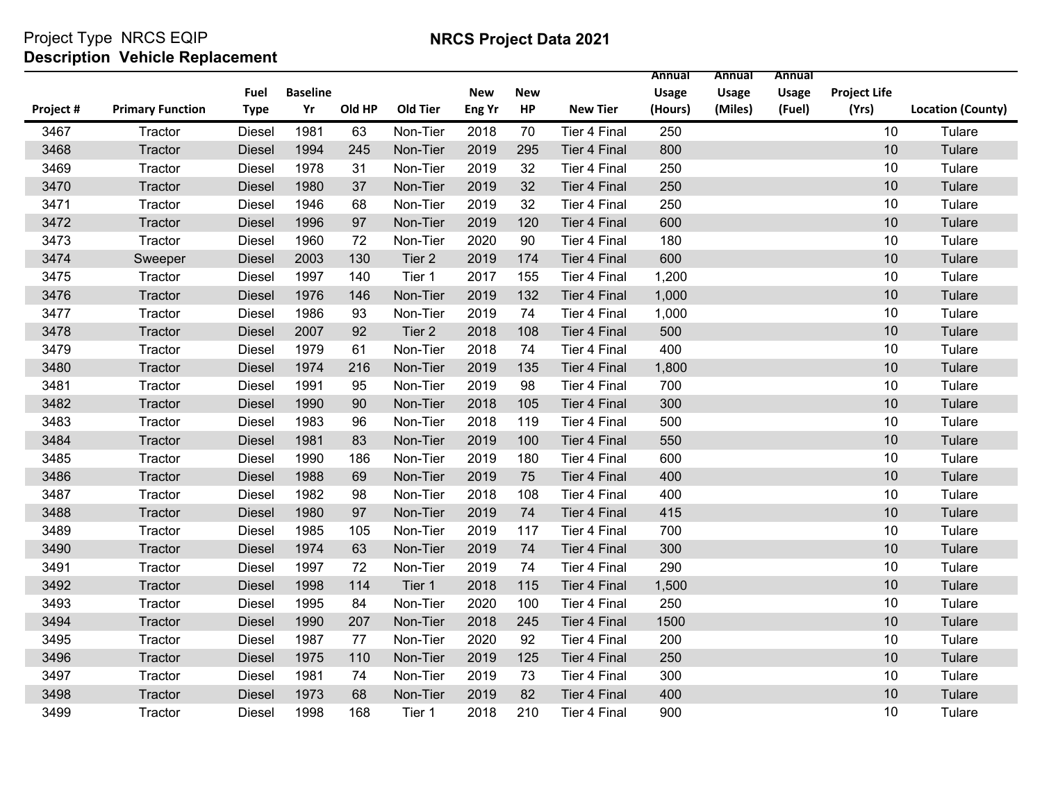Project Type NRCS EQIP

**Description Vehicle Replacement**

**NRCS Project Data 2021**

| Project # | Primary Function | Fuel Type | Baseline Yr | Old HP | Old Tier | New Eng Yr | New HP | New Tier | Annual Usage (Hours) | Annual Usage (Miles) | Annual Usage (Fuel) | Project Life (Yrs) | Location (County) |
|---|---|---|---|---|---|---|---|---|---|---|---|---|---|
| 3467 | Tractor | Diesel | 1981 | 63 | Non-Tier | 2018 | 70 | Tier 4 Final | 250 | | | 10 | Tulare |
| 3468 | Tractor | Diesel | 1994 | 245 | Non-Tier | 2019 | 295 | Tier 4 Final | 800 | | | 10 | Tulare |
| 3469 | Tractor | Diesel | 1978 | 31 | Non-Tier | 2019 | 32 | Tier 4 Final | 250 | | | 10 | Tulare |
| 3470 | Tractor | Diesel | 1980 | 37 | Non-Tier | 2019 | 32 | Tier 4 Final | 250 | | | 10 | Tulare |
| 3471 | Tractor | Diesel | 1946 | 68 | Non-Tier | 2019 | 32 | Tier 4 Final | 250 | | | 10 | Tulare |
| 3472 | Tractor | Diesel | 1996 | 97 | Non-Tier | 2019 | 120 | Tier 4 Final | 600 | | | 10 | Tulare |
| 3473 | Tractor | Diesel | 1960 | 72 | Non-Tier | 2020 | 90 | Tier 4 Final | 180 | | | 10 | Tulare |
| 3474 | Sweeper | Diesel | 2003 | 130 | Tier 2 | 2019 | 174 | Tier 4 Final | 600 | | | 10 | Tulare |
| 3475 | Tractor | Diesel | 1997 | 140 | Tier 1 | 2017 | 155 | Tier 4 Final | 1,200 | | | 10 | Tulare |
| 3476 | Tractor | Diesel | 1976 | 146 | Non-Tier | 2019 | 132 | Tier 4 Final | 1,000 | | | 10 | Tulare |
| 3477 | Tractor | Diesel | 1986 | 93 | Non-Tier | 2019 | 74 | Tier 4 Final | 1,000 | | | 10 | Tulare |
| 3478 | Tractor | Diesel | 2007 | 92 | Tier 2 | 2018 | 108 | Tier 4 Final | 500 | | | 10 | Tulare |
| 3479 | Tractor | Diesel | 1979 | 61 | Non-Tier | 2018 | 74 | Tier 4 Final | 400 | | | 10 | Tulare |
| 3480 | Tractor | Diesel | 1974 | 216 | Non-Tier | 2019 | 135 | Tier 4 Final | 1,800 | | | 10 | Tulare |
| 3481 | Tractor | Diesel | 1991 | 95 | Non-Tier | 2019 | 98 | Tier 4 Final | 700 | | | 10 | Tulare |
| 3482 | Tractor | Diesel | 1990 | 90 | Non-Tier | 2018 | 105 | Tier 4 Final | 300 | | | 10 | Tulare |
| 3483 | Tractor | Diesel | 1983 | 96 | Non-Tier | 2018 | 119 | Tier 4 Final | 500 | | | 10 | Tulare |
| 3484 | Tractor | Diesel | 1981 | 83 | Non-Tier | 2019 | 100 | Tier 4 Final | 550 | | | 10 | Tulare |
| 3485 | Tractor | Diesel | 1990 | 186 | Non-Tier | 2019 | 180 | Tier 4 Final | 600 | | | 10 | Tulare |
| 3486 | Tractor | Diesel | 1988 | 69 | Non-Tier | 2019 | 75 | Tier 4 Final | 400 | | | 10 | Tulare |
| 3487 | Tractor | Diesel | 1982 | 98 | Non-Tier | 2018 | 108 | Tier 4 Final | 400 | | | 10 | Tulare |
| 3488 | Tractor | Diesel | 1980 | 97 | Non-Tier | 2019 | 74 | Tier 4 Final | 415 | | | 10 | Tulare |
| 3489 | Tractor | Diesel | 1985 | 105 | Non-Tier | 2019 | 117 | Tier 4 Final | 700 | | | 10 | Tulare |
| 3490 | Tractor | Diesel | 1974 | 63 | Non-Tier | 2019 | 74 | Tier 4 Final | 300 | | | 10 | Tulare |
| 3491 | Tractor | Diesel | 1997 | 72 | Non-Tier | 2019 | 74 | Tier 4 Final | 290 | | | 10 | Tulare |
| 3492 | Tractor | Diesel | 1998 | 114 | Tier 1 | 2018 | 115 | Tier 4 Final | 1,500 | | | 10 | Tulare |
| 3493 | Tractor | Diesel | 1995 | 84 | Non-Tier | 2020 | 100 | Tier 4 Final | 250 | | | 10 | Tulare |
| 3494 | Tractor | Diesel | 1990 | 207 | Non-Tier | 2018 | 245 | Tier 4 Final | 1500 | | | 10 | Tulare |
| 3495 | Tractor | Diesel | 1987 | 77 | Non-Tier | 2020 | 92 | Tier 4 Final | 200 | | | 10 | Tulare |
| 3496 | Tractor | Diesel | 1975 | 110 | Non-Tier | 2019 | 125 | Tier 4 Final | 250 | | | 10 | Tulare |
| 3497 | Tractor | Diesel | 1981 | 74 | Non-Tier | 2019 | 73 | Tier 4 Final | 300 | | | 10 | Tulare |
| 3498 | Tractor | Diesel | 1973 | 68 | Non-Tier | 2019 | 82 | Tier 4 Final | 400 | | | 10 | Tulare |
| 3499 | Tractor | Diesel | 1998 | 168 | Tier 1 | 2018 | 210 | Tier 4 Final | 900 | | | 10 | Tulare |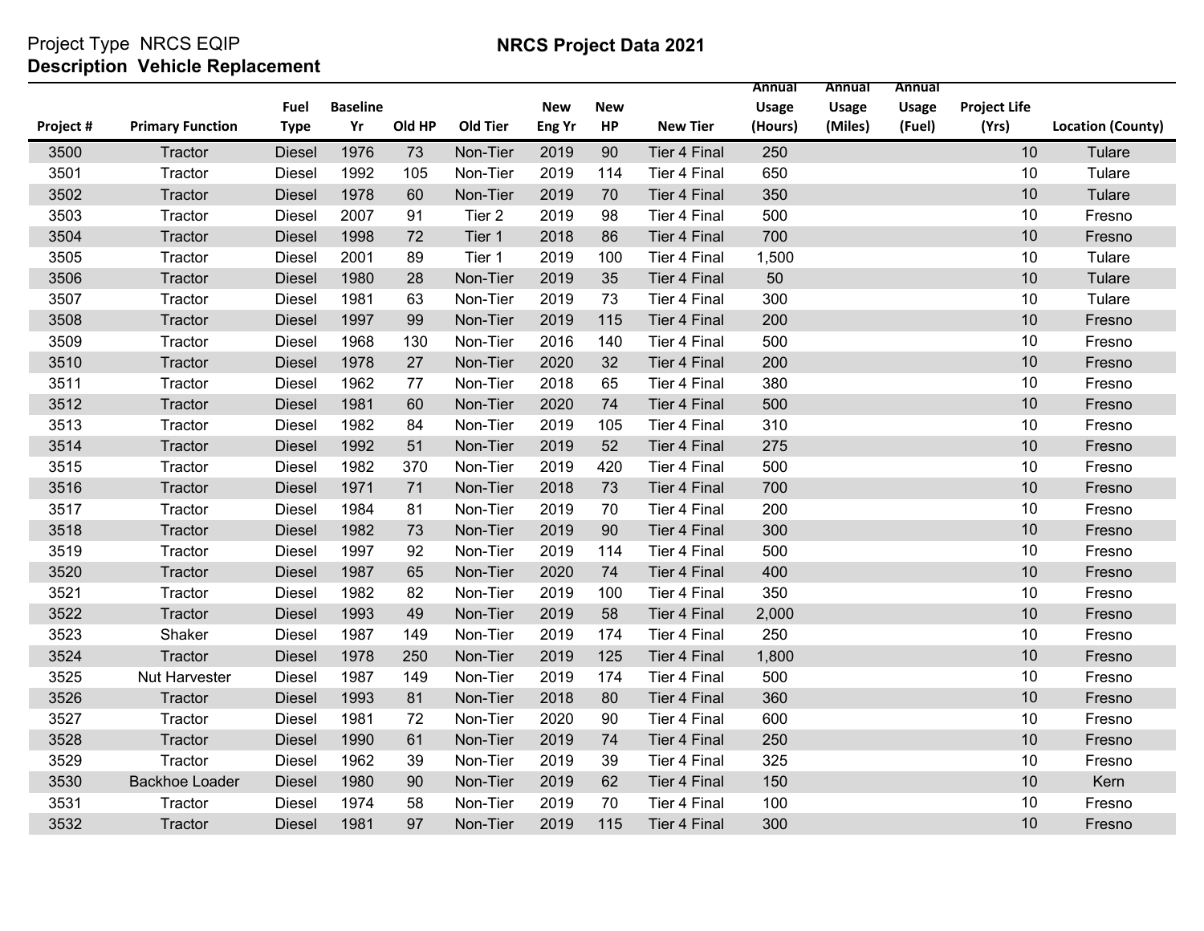Project Type NRCS EQIP

**Description Vehicle Replacement**

**NRCS Project Data 2021**

| Project # | Primary Function | Fuel Type | Baseline Yr | Old HP | Old Tier | New Eng Yr | New HP | New Tier | Annual Usage (Hours) | Annual Usage (Miles) | Annual Usage (Fuel) | Project Life (Yrs) | Location (County) |
|---|---|---|---|---|---|---|---|---|---|---|---|---|---|
| 3500 | Tractor | Diesel | 1976 | 73 | Non-Tier | 2019 | 90 | Tier 4 Final | 250 | | | 10 | Tulare |
| 3501 | Tractor | Diesel | 1992 | 105 | Non-Tier | 2019 | 114 | Tier 4 Final | 650 | | | 10 | Tulare |
| 3502 | Tractor | Diesel | 1978 | 60 | Non-Tier | 2019 | 70 | Tier 4 Final | 350 | | | 10 | Tulare |
| 3503 | Tractor | Diesel | 2007 | 91 | Tier 2 | 2019 | 98 | Tier 4 Final | 500 | | | 10 | Fresno |
| 3504 | Tractor | Diesel | 1998 | 72 | Tier 1 | 2018 | 86 | Tier 4 Final | 700 | | | 10 | Fresno |
| 3505 | Tractor | Diesel | 2001 | 89 | Tier 1 | 2019 | 100 | Tier 4 Final | 1,500 | | | 10 | Tulare |
| 3506 | Tractor | Diesel | 1980 | 28 | Non-Tier | 2019 | 35 | Tier 4 Final | 50 | | | 10 | Tulare |
| 3507 | Tractor | Diesel | 1981 | 63 | Non-Tier | 2019 | 73 | Tier 4 Final | 300 | | | 10 | Tulare |
| 3508 | Tractor | Diesel | 1997 | 99 | Non-Tier | 2019 | 115 | Tier 4 Final | 200 | | | 10 | Fresno |
| 3509 | Tractor | Diesel | 1968 | 130 | Non-Tier | 2016 | 140 | Tier 4 Final | 500 | | | 10 | Fresno |
| 3510 | Tractor | Diesel | 1978 | 27 | Non-Tier | 2020 | 32 | Tier 4 Final | 200 | | | 10 | Fresno |
| 3511 | Tractor | Diesel | 1962 | 77 | Non-Tier | 2018 | 65 | Tier 4 Final | 380 | | | 10 | Fresno |
| 3512 | Tractor | Diesel | 1981 | 60 | Non-Tier | 2020 | 74 | Tier 4 Final | 500 | | | 10 | Fresno |
| 3513 | Tractor | Diesel | 1982 | 84 | Non-Tier | 2019 | 105 | Tier 4 Final | 310 | | | 10 | Fresno |
| 3514 | Tractor | Diesel | 1992 | 51 | Non-Tier | 2019 | 52 | Tier 4 Final | 275 | | | 10 | Fresno |
| 3515 | Tractor | Diesel | 1982 | 370 | Non-Tier | 2019 | 420 | Tier 4 Final | 500 | | | 10 | Fresno |
| 3516 | Tractor | Diesel | 1971 | 71 | Non-Tier | 2018 | 73 | Tier 4 Final | 700 | | | 10 | Fresno |
| 3517 | Tractor | Diesel | 1984 | 81 | Non-Tier | 2019 | 70 | Tier 4 Final | 200 | | | 10 | Fresno |
| 3518 | Tractor | Diesel | 1982 | 73 | Non-Tier | 2019 | 90 | Tier 4 Final | 300 | | | 10 | Fresno |
| 3519 | Tractor | Diesel | 1997 | 92 | Non-Tier | 2019 | 114 | Tier 4 Final | 500 | | | 10 | Fresno |
| 3520 | Tractor | Diesel | 1987 | 65 | Non-Tier | 2020 | 74 | Tier 4 Final | 400 | | | 10 | Fresno |
| 3521 | Tractor | Diesel | 1982 | 82 | Non-Tier | 2019 | 100 | Tier 4 Final | 350 | | | 10 | Fresno |
| 3522 | Tractor | Diesel | 1993 | 49 | Non-Tier | 2019 | 58 | Tier 4 Final | 2,000 | | | 10 | Fresno |
| 3523 | Shaker | Diesel | 1987 | 149 | Non-Tier | 2019 | 174 | Tier 4 Final | 250 | | | 10 | Fresno |
| 3524 | Tractor | Diesel | 1978 | 250 | Non-Tier | 2019 | 125 | Tier 4 Final | 1,800 | | | 10 | Fresno |
| 3525 | Nut Harvester | Diesel | 1987 | 149 | Non-Tier | 2019 | 174 | Tier 4 Final | 500 | | | 10 | Fresno |
| 3526 | Tractor | Diesel | 1993 | 81 | Non-Tier | 2018 | 80 | Tier 4 Final | 360 | | | 10 | Fresno |
| 3527 | Tractor | Diesel | 1981 | 72 | Non-Tier | 2020 | 90 | Tier 4 Final | 600 | | | 10 | Fresno |
| 3528 | Tractor | Diesel | 1990 | 61 | Non-Tier | 2019 | 74 | Tier 4 Final | 250 | | | 10 | Fresno |
| 3529 | Tractor | Diesel | 1962 | 39 | Non-Tier | 2019 | 39 | Tier 4 Final | 325 | | | 10 | Fresno |
| 3530 | Backhoe Loader | Diesel | 1980 | 90 | Non-Tier | 2019 | 62 | Tier 4 Final | 150 | | | 10 | Kern |
| 3531 | Tractor | Diesel | 1974 | 58 | Non-Tier | 2019 | 70 | Tier 4 Final | 100 | | | 10 | Fresno |
| 3532 | Tractor | Diesel | 1981 | 97 | Non-Tier | 2019 | 115 | Tier 4 Final | 300 | | | 10 | Fresno |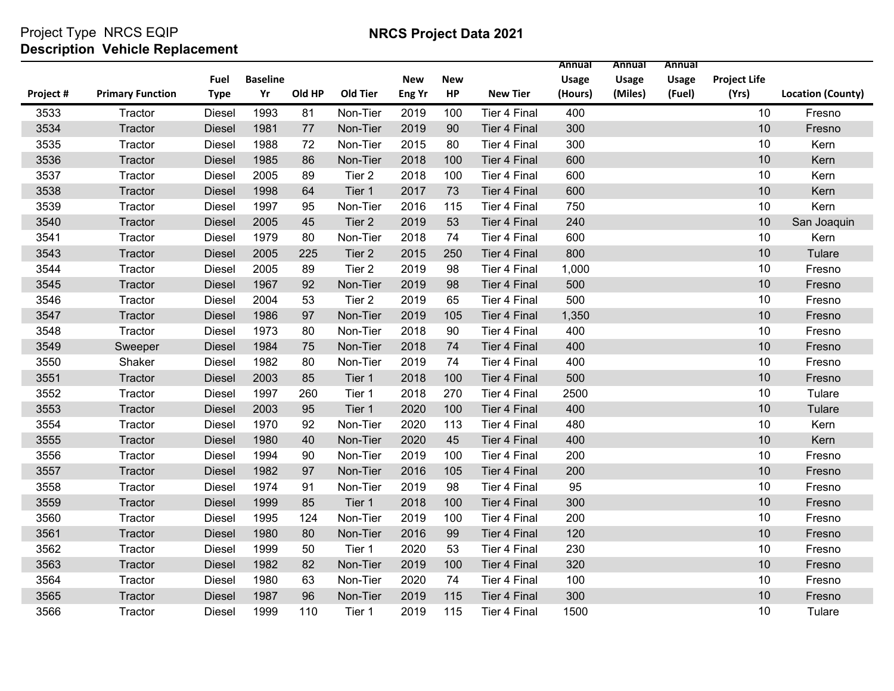Project Type NRCS EQIP

**Description Vehicle Replacement**

**NRCS Project Data 2021**

| Project # | Primary Function | Fuel Type | Baseline Yr | Old HP | Old Tier | New Eng Yr | New HP | New Tier | Annual Usage (Hours) | Annual Usage (Miles) | Annual Usage (Fuel) | Project Life (Yrs) | Location (County) |
|---|---|---|---|---|---|---|---|---|---|---|---|---|---|
| 3533 | Tractor | Diesel | 1993 | 81 | Non-Tier | 2019 | 100 | Tier 4 Final | 400 | | | 10 | Fresno |
| 3534 | Tractor | Diesel | 1981 | 77 | Non-Tier | 2019 | 90 | Tier 4 Final | 300 | | | 10 | Fresno |
| 3535 | Tractor | Diesel | 1988 | 72 | Non-Tier | 2015 | 80 | Tier 4 Final | 300 | | | 10 | Kern |
| 3536 | Tractor | Diesel | 1985 | 86 | Non-Tier | 2018 | 100 | Tier 4 Final | 600 | | | 10 | Kern |
| 3537 | Tractor | Diesel | 2005 | 89 | Tier 2 | 2018 | 100 | Tier 4 Final | 600 | | | 10 | Kern |
| 3538 | Tractor | Diesel | 1998 | 64 | Tier 1 | 2017 | 73 | Tier 4 Final | 600 | | | 10 | Kern |
| 3539 | Tractor | Diesel | 1997 | 95 | Non-Tier | 2016 | 115 | Tier 4 Final | 750 | | | 10 | Kern |
| 3540 | Tractor | Diesel | 2005 | 45 | Tier 2 | 2019 | 53 | Tier 4 Final | 240 | | | 10 | San Joaquin |
| 3541 | Tractor | Diesel | 1979 | 80 | Non-Tier | 2018 | 74 | Tier 4 Final | 600 | | | 10 | Kern |
| 3543 | Tractor | Diesel | 2005 | 225 | Tier 2 | 2015 | 250 | Tier 4 Final | 800 | | | 10 | Tulare |
| 3544 | Tractor | Diesel | 2005 | 89 | Tier 2 | 2019 | 98 | Tier 4 Final | 1,000 | | | 10 | Fresno |
| 3545 | Tractor | Diesel | 1967 | 92 | Non-Tier | 2019 | 98 | Tier 4 Final | 500 | | | 10 | Fresno |
| 3546 | Tractor | Diesel | 2004 | 53 | Tier 2 | 2019 | 65 | Tier 4 Final | 500 | | | 10 | Fresno |
| 3547 | Tractor | Diesel | 1986 | 97 | Non-Tier | 2019 | 105 | Tier 4 Final | 1,350 | | | 10 | Fresno |
| 3548 | Tractor | Diesel | 1973 | 80 | Non-Tier | 2018 | 90 | Tier 4 Final | 400 | | | 10 | Fresno |
| 3549 | Sweeper | Diesel | 1984 | 75 | Non-Tier | 2018 | 74 | Tier 4 Final | 400 | | | 10 | Fresno |
| 3550 | Shaker | Diesel | 1982 | 80 | Non-Tier | 2019 | 74 | Tier 4 Final | 400 | | | 10 | Fresno |
| 3551 | Tractor | Diesel | 2003 | 85 | Tier 1 | 2018 | 100 | Tier 4 Final | 500 | | | 10 | Fresno |
| 3552 | Tractor | Diesel | 1997 | 260 | Tier 1 | 2018 | 270 | Tier 4 Final | 2500 | | | 10 | Tulare |
| 3553 | Tractor | Diesel | 2003 | 95 | Tier 1 | 2020 | 100 | Tier 4 Final | 400 | | | 10 | Tulare |
| 3554 | Tractor | Diesel | 1970 | 92 | Non-Tier | 2020 | 113 | Tier 4 Final | 480 | | | 10 | Kern |
| 3555 | Tractor | Diesel | 1980 | 40 | Non-Tier | 2020 | 45 | Tier 4 Final | 400 | | | 10 | Kern |
| 3556 | Tractor | Diesel | 1994 | 90 | Non-Tier | 2019 | 100 | Tier 4 Final | 200 | | | 10 | Fresno |
| 3557 | Tractor | Diesel | 1982 | 97 | Non-Tier | 2016 | 105 | Tier 4 Final | 200 | | | 10 | Fresno |
| 3558 | Tractor | Diesel | 1974 | 91 | Non-Tier | 2019 | 98 | Tier 4 Final | 95 | | | 10 | Fresno |
| 3559 | Tractor | Diesel | 1999 | 85 | Tier 1 | 2018 | 100 | Tier 4 Final | 300 | | | 10 | Fresno |
| 3560 | Tractor | Diesel | 1995 | 124 | Non-Tier | 2019 | 100 | Tier 4 Final | 200 | | | 10 | Fresno |
| 3561 | Tractor | Diesel | 1980 | 80 | Non-Tier | 2016 | 99 | Tier 4 Final | 120 | | | 10 | Fresno |
| 3562 | Tractor | Diesel | 1999 | 50 | Tier 1 | 2020 | 53 | Tier 4 Final | 230 | | | 10 | Fresno |
| 3563 | Tractor | Diesel | 1982 | 82 | Non-Tier | 2019 | 100 | Tier 4 Final | 320 | | | 10 | Fresno |
| 3564 | Tractor | Diesel | 1980 | 63 | Non-Tier | 2020 | 74 | Tier 4 Final | 100 | | | 10 | Fresno |
| 3565 | Tractor | Diesel | 1987 | 96 | Non-Tier | 2019 | 115 | Tier 4 Final | 300 | | | 10 | Fresno |
| 3566 | Tractor | Diesel | 1999 | 110 | Tier 1 | 2019 | 115 | Tier 4 Final | 1500 | | | 10 | Tulare |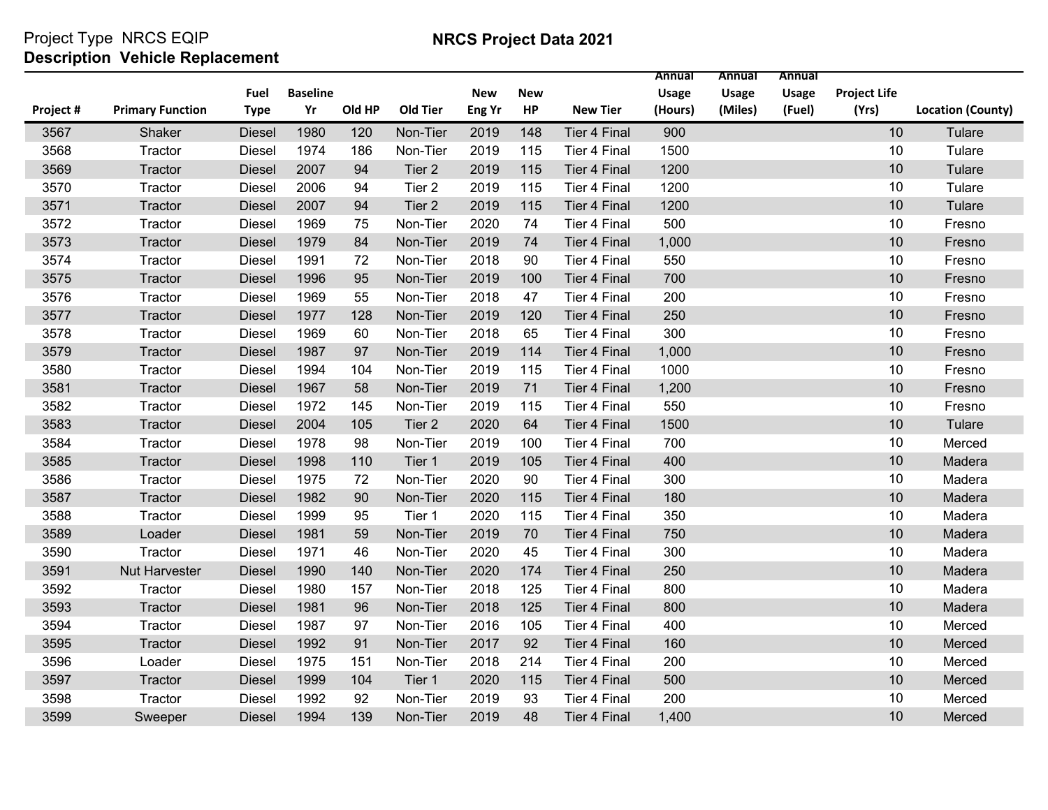Project Type NRCS EQIP

**Description Vehicle Replacement**

**NRCS Project Data 2021**

| Project # | Primary Function | Fuel Type | Baseline Yr | Old HP | Old Tier | New Eng Yr | New HP | New Tier | Annual Usage (Hours) | Annual Usage (Miles) | Annual Usage (Fuel) | Project Life (Yrs) | Location (County) |
|---|---|---|---|---|---|---|---|---|---|---|---|---|---|
| 3567 | Shaker | Diesel | 1980 | 120 | Non-Tier | 2019 | 148 | Tier 4 Final | 900 | | | 10 | Tulare |
| 3568 | Tractor | Diesel | 1974 | 186 | Non-Tier | 2019 | 115 | Tier 4 Final | 1500 | | | 10 | Tulare |
| 3569 | Tractor | Diesel | 2007 | 94 | Tier 2 | 2019 | 115 | Tier 4 Final | 1200 | | | 10 | Tulare |
| 3570 | Tractor | Diesel | 2006 | 94 | Tier 2 | 2019 | 115 | Tier 4 Final | 1200 | | | 10 | Tulare |
| 3571 | Tractor | Diesel | 2007 | 94 | Tier 2 | 2019 | 115 | Tier 4 Final | 1200 | | | 10 | Tulare |
| 3572 | Tractor | Diesel | 1969 | 75 | Non-Tier | 2020 | 74 | Tier 4 Final | 500 | | | 10 | Fresno |
| 3573 | Tractor | Diesel | 1979 | 84 | Non-Tier | 2019 | 74 | Tier 4 Final | 1,000 | | | 10 | Fresno |
| 3574 | Tractor | Diesel | 1991 | 72 | Non-Tier | 2018 | 90 | Tier 4 Final | 550 | | | 10 | Fresno |
| 3575 | Tractor | Diesel | 1996 | 95 | Non-Tier | 2019 | 100 | Tier 4 Final | 700 | | | 10 | Fresno |
| 3576 | Tractor | Diesel | 1969 | 55 | Non-Tier | 2018 | 47 | Tier 4 Final | 200 | | | 10 | Fresno |
| 3577 | Tractor | Diesel | 1977 | 128 | Non-Tier | 2019 | 120 | Tier 4 Final | 250 | | | 10 | Fresno |
| 3578 | Tractor | Diesel | 1969 | 60 | Non-Tier | 2018 | 65 | Tier 4 Final | 300 | | | 10 | Fresno |
| 3579 | Tractor | Diesel | 1987 | 97 | Non-Tier | 2019 | 114 | Tier 4 Final | 1,000 | | | 10 | Fresno |
| 3580 | Tractor | Diesel | 1994 | 104 | Non-Tier | 2019 | 115 | Tier 4 Final | 1000 | | | 10 | Fresno |
| 3581 | Tractor | Diesel | 1967 | 58 | Non-Tier | 2019 | 71 | Tier 4 Final | 1,200 | | | 10 | Fresno |
| 3582 | Tractor | Diesel | 1972 | 145 | Non-Tier | 2019 | 115 | Tier 4 Final | 550 | | | 10 | Fresno |
| 3583 | Tractor | Diesel | 2004 | 105 | Tier 2 | 2020 | 64 | Tier 4 Final | 1500 | | | 10 | Tulare |
| 3584 | Tractor | Diesel | 1978 | 98 | Non-Tier | 2019 | 100 | Tier 4 Final | 700 | | | 10 | Merced |
| 3585 | Tractor | Diesel | 1998 | 110 | Tier 1 | 2019 | 105 | Tier 4 Final | 400 | | | 10 | Madera |
| 3586 | Tractor | Diesel | 1975 | 72 | Non-Tier | 2020 | 90 | Tier 4 Final | 300 | | | 10 | Madera |
| 3587 | Tractor | Diesel | 1982 | 90 | Non-Tier | 2020 | 115 | Tier 4 Final | 180 | | | 10 | Madera |
| 3588 | Tractor | Diesel | 1999 | 95 | Tier 1 | 2020 | 115 | Tier 4 Final | 350 | | | 10 | Madera |
| 3589 | Loader | Diesel | 1981 | 59 | Non-Tier | 2019 | 70 | Tier 4 Final | 750 | | | 10 | Madera |
| 3590 | Tractor | Diesel | 1971 | 46 | Non-Tier | 2020 | 45 | Tier 4 Final | 300 | | | 10 | Madera |
| 3591 | Nut Harvester | Diesel | 1990 | 140 | Non-Tier | 2020 | 174 | Tier 4 Final | 250 | | | 10 | Madera |
| 3592 | Tractor | Diesel | 1980 | 157 | Non-Tier | 2018 | 125 | Tier 4 Final | 800 | | | 10 | Madera |
| 3593 | Tractor | Diesel | 1981 | 96 | Non-Tier | 2018 | 125 | Tier 4 Final | 800 | | | 10 | Madera |
| 3594 | Tractor | Diesel | 1987 | 97 | Non-Tier | 2016 | 105 | Tier 4 Final | 400 | | | 10 | Merced |
| 3595 | Tractor | Diesel | 1992 | 91 | Non-Tier | 2017 | 92 | Tier 4 Final | 160 | | | 10 | Merced |
| 3596 | Loader | Diesel | 1975 | 151 | Non-Tier | 2018 | 214 | Tier 4 Final | 200 | | | 10 | Merced |
| 3597 | Tractor | Diesel | 1999 | 104 | Tier 1 | 2020 | 115 | Tier 4 Final | 500 | | | 10 | Merced |
| 3598 | Tractor | Diesel | 1992 | 92 | Non-Tier | 2019 | 93 | Tier 4 Final | 200 | | | 10 | Merced |
| 3599 | Sweeper | Diesel | 1994 | 139 | Non-Tier | 2019 | 48 | Tier 4 Final | 1,400 | | | 10 | Merced |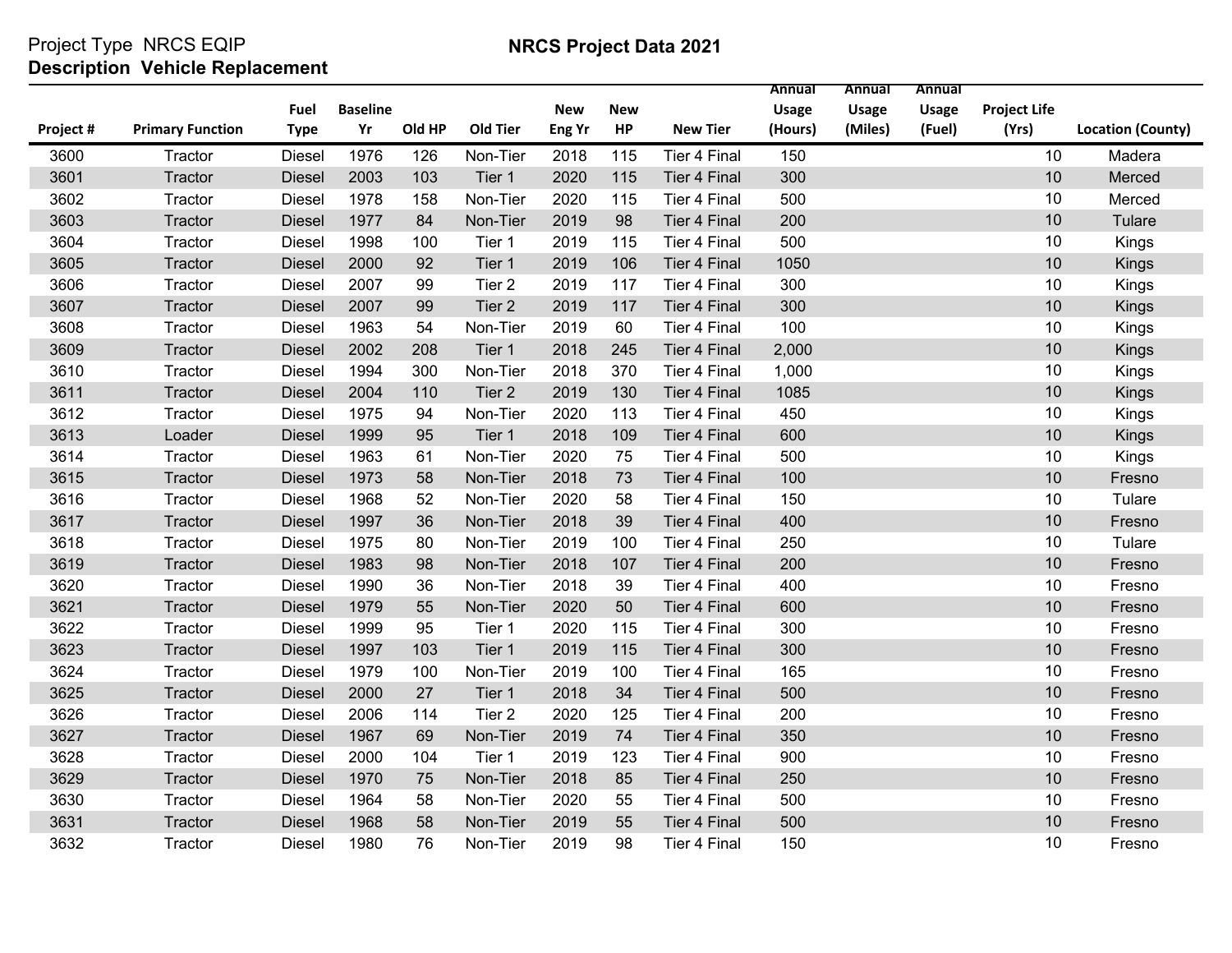Project Type NRCS EQIP

**Description Vehicle Replacement**

**NRCS Project Data 2021**

| Project # | Primary Function | Fuel Type | Baseline Yr | Old HP | Old Tier | New Eng Yr | New HP | New Tier | Annual Usage (Hours) | Annual Usage (Miles) | Annual Usage (Fuel) | Project Life (Yrs) | Location (County) |
|---|---|---|---|---|---|---|---|---|---|---|---|---|---|
| 3600 | Tractor | Diesel | 1976 | 126 | Non-Tier | 2018 | 115 | Tier 4 Final | 150 | | | 10 | Madera |
| 3601 | Tractor | Diesel | 2003 | 103 | Tier 1 | 2020 | 115 | Tier 4 Final | 300 | | | 10 | Merced |
| 3602 | Tractor | Diesel | 1978 | 158 | Non-Tier | 2020 | 115 | Tier 4 Final | 500 | | | 10 | Merced |
| 3603 | Tractor | Diesel | 1977 | 84 | Non-Tier | 2019 | 98 | Tier 4 Final | 200 | | | 10 | Tulare |
| 3604 | Tractor | Diesel | 1998 | 100 | Tier 1 | 2019 | 115 | Tier 4 Final | 500 | | | 10 | Kings |
| 3605 | Tractor | Diesel | 2000 | 92 | Tier 1 | 2019 | 106 | Tier 4 Final | 1050 | | | 10 | Kings |
| 3606 | Tractor | Diesel | 2007 | 99 | Tier 2 | 2019 | 117 | Tier 4 Final | 300 | | | 10 | Kings |
| 3607 | Tractor | Diesel | 2007 | 99 | Tier 2 | 2019 | 117 | Tier 4 Final | 300 | | | 10 | Kings |
| 3608 | Tractor | Diesel | 1963 | 54 | Non-Tier | 2019 | 60 | Tier 4 Final | 100 | | | 10 | Kings |
| 3609 | Tractor | Diesel | 2002 | 208 | Tier 1 | 2018 | 245 | Tier 4 Final | 2,000 | | | 10 | Kings |
| 3610 | Tractor | Diesel | 1994 | 300 | Non-Tier | 2018 | 370 | Tier 4 Final | 1,000 | | | 10 | Kings |
| 3611 | Tractor | Diesel | 2004 | 110 | Tier 2 | 2019 | 130 | Tier 4 Final | 1085 | | | 10 | Kings |
| 3612 | Tractor | Diesel | 1975 | 94 | Non-Tier | 2020 | 113 | Tier 4 Final | 450 | | | 10 | Kings |
| 3613 | Loader | Diesel | 1999 | 95 | Tier 1 | 2018 | 109 | Tier 4 Final | 600 | | | 10 | Kings |
| 3614 | Tractor | Diesel | 1963 | 61 | Non-Tier | 2020 | 75 | Tier 4 Final | 500 | | | 10 | Kings |
| 3615 | Tractor | Diesel | 1973 | 58 | Non-Tier | 2018 | 73 | Tier 4 Final | 100 | | | 10 | Fresno |
| 3616 | Tractor | Diesel | 1968 | 52 | Non-Tier | 2020 | 58 | Tier 4 Final | 150 | | | 10 | Tulare |
| 3617 | Tractor | Diesel | 1997 | 36 | Non-Tier | 2018 | 39 | Tier 4 Final | 400 | | | 10 | Fresno |
| 3618 | Tractor | Diesel | 1975 | 80 | Non-Tier | 2019 | 100 | Tier 4 Final | 250 | | | 10 | Tulare |
| 3619 | Tractor | Diesel | 1983 | 98 | Non-Tier | 2018 | 107 | Tier 4 Final | 200 | | | 10 | Fresno |
| 3620 | Tractor | Diesel | 1990 | 36 | Non-Tier | 2018 | 39 | Tier 4 Final | 400 | | | 10 | Fresno |
| 3621 | Tractor | Diesel | 1979 | 55 | Non-Tier | 2020 | 50 | Tier 4 Final | 600 | | | 10 | Fresno |
| 3622 | Tractor | Diesel | 1999 | 95 | Tier 1 | 2020 | 115 | Tier 4 Final | 300 | | | 10 | Fresno |
| 3623 | Tractor | Diesel | 1997 | 103 | Tier 1 | 2019 | 115 | Tier 4 Final | 300 | | | 10 | Fresno |
| 3624 | Tractor | Diesel | 1979 | 100 | Non-Tier | 2019 | 100 | Tier 4 Final | 165 | | | 10 | Fresno |
| 3625 | Tractor | Diesel | 2000 | 27 | Tier 1 | 2018 | 34 | Tier 4 Final | 500 | | | 10 | Fresno |
| 3626 | Tractor | Diesel | 2006 | 114 | Tier 2 | 2020 | 125 | Tier 4 Final | 200 | | | 10 | Fresno |
| 3627 | Tractor | Diesel | 1967 | 69 | Non-Tier | 2019 | 74 | Tier 4 Final | 350 | | | 10 | Fresno |
| 3628 | Tractor | Diesel | 2000 | 104 | Tier 1 | 2019 | 123 | Tier 4 Final | 900 | | | 10 | Fresno |
| 3629 | Tractor | Diesel | 1970 | 75 | Non-Tier | 2018 | 85 | Tier 4 Final | 250 | | | 10 | Fresno |
| 3630 | Tractor | Diesel | 1964 | 58 | Non-Tier | 2020 | 55 | Tier 4 Final | 500 | | | 10 | Fresno |
| 3631 | Tractor | Diesel | 1968 | 58 | Non-Tier | 2019 | 55 | Tier 4 Final | 500 | | | 10 | Fresno |
| 3632 | Tractor | Diesel | 1980 | 76 | Non-Tier | 2019 | 98 | Tier 4 Final | 150 | | | 10 | Fresno |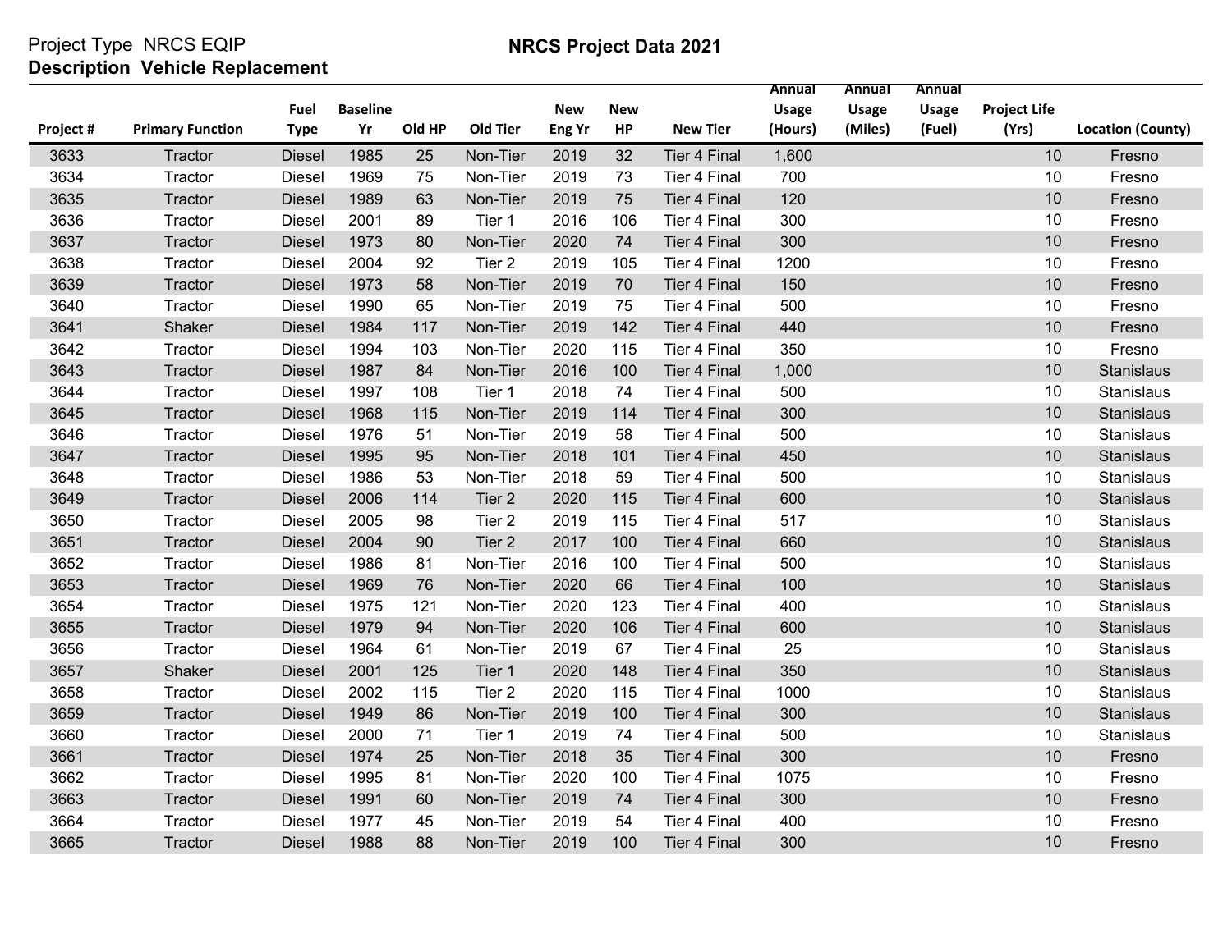Project Type NRCS EQIP
**Description Vehicle Replacement**

**NRCS Project Data 2021**

| Project # | Primary Function | Fuel Type | Baseline Yr | Old HP | Old Tier | New Eng Yr | New HP | New Tier | Annual Usage (Hours) | Annual Usage (Miles) | Annual Usage (Fuel) | Project Life (Yrs) | Location (County) |
|---|---|---|---|---|---|---|---|---|---|---|---|---|---|
| 3633 | Tractor | Diesel | 1985 | 25 | Non-Tier | 2019 | 32 | Tier 4 Final | 1,600 | | | 10 | Fresno |
| 3634 | Tractor | Diesel | 1969 | 75 | Non-Tier | 2019 | 73 | Tier 4 Final | 700 | | | 10 | Fresno |
| 3635 | Tractor | Diesel | 1989 | 63 | Non-Tier | 2019 | 75 | Tier 4 Final | 120 | | | 10 | Fresno |
| 3636 | Tractor | Diesel | 2001 | 89 | Tier 1 | 2016 | 106 | Tier 4 Final | 300 | | | 10 | Fresno |
| 3637 | Tractor | Diesel | 1973 | 80 | Non-Tier | 2020 | 74 | Tier 4 Final | 300 | | | 10 | Fresno |
| 3638 | Tractor | Diesel | 2004 | 92 | Tier 2 | 2019 | 105 | Tier 4 Final | 1200 | | | 10 | Fresno |
| 3639 | Tractor | Diesel | 1973 | 58 | Non-Tier | 2019 | 70 | Tier 4 Final | 150 | | | 10 | Fresno |
| 3640 | Tractor | Diesel | 1990 | 65 | Non-Tier | 2019 | 75 | Tier 4 Final | 500 | | | 10 | Fresno |
| 3641 | Shaker | Diesel | 1984 | 117 | Non-Tier | 2019 | 142 | Tier 4 Final | 440 | | | 10 | Fresno |
| 3642 | Tractor | Diesel | 1994 | 103 | Non-Tier | 2020 | 115 | Tier 4 Final | 350 | | | 10 | Fresno |
| 3643 | Tractor | Diesel | 1987 | 84 | Non-Tier | 2016 | 100 | Tier 4 Final | 1,000 | | | 10 | Stanislaus |
| 3644 | Tractor | Diesel | 1997 | 108 | Tier 1 | 2018 | 74 | Tier 4 Final | 500 | | | 10 | Stanislaus |
| 3645 | Tractor | Diesel | 1968 | 115 | Non-Tier | 2019 | 114 | Tier 4 Final | 300 | | | 10 | Stanislaus |
| 3646 | Tractor | Diesel | 1976 | 51 | Non-Tier | 2019 | 58 | Tier 4 Final | 500 | | | 10 | Stanislaus |
| 3647 | Tractor | Diesel | 1995 | 95 | Non-Tier | 2018 | 101 | Tier 4 Final | 450 | | | 10 | Stanislaus |
| 3648 | Tractor | Diesel | 1986 | 53 | Non-Tier | 2018 | 59 | Tier 4 Final | 500 | | | 10 | Stanislaus |
| 3649 | Tractor | Diesel | 2006 | 114 | Tier 2 | 2020 | 115 | Tier 4 Final | 600 | | | 10 | Stanislaus |
| 3650 | Tractor | Diesel | 2005 | 98 | Tier 2 | 2019 | 115 | Tier 4 Final | 517 | | | 10 | Stanislaus |
| 3651 | Tractor | Diesel | 2004 | 90 | Tier 2 | 2017 | 100 | Tier 4 Final | 660 | | | 10 | Stanislaus |
| 3652 | Tractor | Diesel | 1986 | 81 | Non-Tier | 2016 | 100 | Tier 4 Final | 500 | | | 10 | Stanislaus |
| 3653 | Tractor | Diesel | 1969 | 76 | Non-Tier | 2020 | 66 | Tier 4 Final | 100 | | | 10 | Stanislaus |
| 3654 | Tractor | Diesel | 1975 | 121 | Non-Tier | 2020 | 123 | Tier 4 Final | 400 | | | 10 | Stanislaus |
| 3655 | Tractor | Diesel | 1979 | 94 | Non-Tier | 2020 | 106 | Tier 4 Final | 600 | | | 10 | Stanislaus |
| 3656 | Tractor | Diesel | 1964 | 61 | Non-Tier | 2019 | 67 | Tier 4 Final | 25 | | | 10 | Stanislaus |
| 3657 | Shaker | Diesel | 2001 | 125 | Tier 1 | 2020 | 148 | Tier 4 Final | 350 | | | 10 | Stanislaus |
| 3658 | Tractor | Diesel | 2002 | 115 | Tier 2 | 2020 | 115 | Tier 4 Final | 1000 | | | 10 | Stanislaus |
| 3659 | Tractor | Diesel | 1949 | 86 | Non-Tier | 2019 | 100 | Tier 4 Final | 300 | | | 10 | Stanislaus |
| 3660 | Tractor | Diesel | 2000 | 71 | Tier 1 | 2019 | 74 | Tier 4 Final | 500 | | | 10 | Stanislaus |
| 3661 | Tractor | Diesel | 1974 | 25 | Non-Tier | 2018 | 35 | Tier 4 Final | 300 | | | 10 | Fresno |
| 3662 | Tractor | Diesel | 1995 | 81 | Non-Tier | 2020 | 100 | Tier 4 Final | 1075 | | | 10 | Fresno |
| 3663 | Tractor | Diesel | 1991 | 60 | Non-Tier | 2019 | 74 | Tier 4 Final | 300 | | | 10 | Fresno |
| 3664 | Tractor | Diesel | 1977 | 45 | Non-Tier | 2019 | 54 | Tier 4 Final | 400 | | | 10 | Fresno |
| 3665 | Tractor | Diesel | 1988 | 88 | Non-Tier | 2019 | 100 | Tier 4 Final | 300 | | | 10 | Fresno |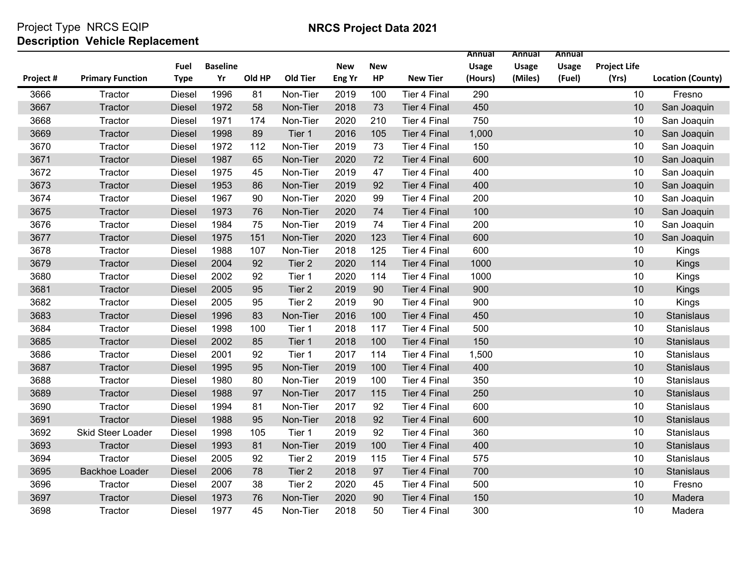Project Type NRCS EQIP

**Description Vehicle Replacement**

**NRCS Project Data 2021**

| Project # | Primary Function | Fuel Type | Baseline Yr | Old HP | Old Tier | New Eng Yr | New HP | New Tier | Annual Usage (Hours) | Annual Usage (Miles) | Annual Usage (Fuel) | Project Life (Yrs) | Location (County) |
|---|---|---|---|---|---|---|---|---|---|---|---|---|---|
| 3666 | Tractor | Diesel | 1996 | 81 | Non-Tier | 2019 | 100 | Tier 4 Final | 290 | | | 10 | Fresno |
| 3667 | Tractor | Diesel | 1972 | 58 | Non-Tier | 2018 | 73 | Tier 4 Final | 450 | | | 10 | San Joaquin |
| 3668 | Tractor | Diesel | 1971 | 174 | Non-Tier | 2020 | 210 | Tier 4 Final | 750 | | | 10 | San Joaquin |
| 3669 | Tractor | Diesel | 1998 | 89 | Tier 1 | 2016 | 105 | Tier 4 Final | 1,000 | | | 10 | San Joaquin |
| 3670 | Tractor | Diesel | 1972 | 112 | Non-Tier | 2019 | 73 | Tier 4 Final | 150 | | | 10 | San Joaquin |
| 3671 | Tractor | Diesel | 1987 | 65 | Non-Tier | 2020 | 72 | Tier 4 Final | 600 | | | 10 | San Joaquin |
| 3672 | Tractor | Diesel | 1975 | 45 | Non-Tier | 2019 | 47 | Tier 4 Final | 400 | | | 10 | San Joaquin |
| 3673 | Tractor | Diesel | 1953 | 86 | Non-Tier | 2019 | 92 | Tier 4 Final | 400 | | | 10 | San Joaquin |
| 3674 | Tractor | Diesel | 1967 | 90 | Non-Tier | 2020 | 99 | Tier 4 Final | 200 | | | 10 | San Joaquin |
| 3675 | Tractor | Diesel | 1973 | 76 | Non-Tier | 2020 | 74 | Tier 4 Final | 100 | | | 10 | San Joaquin |
| 3676 | Tractor | Diesel | 1984 | 75 | Non-Tier | 2019 | 74 | Tier 4 Final | 200 | | | 10 | San Joaquin |
| 3677 | Tractor | Diesel | 1975 | 151 | Non-Tier | 2020 | 123 | Tier 4 Final | 600 | | | 10 | San Joaquin |
| 3678 | Tractor | Diesel | 1988 | 107 | Non-Tier | 2018 | 125 | Tier 4 Final | 600 | | | 10 | Kings |
| 3679 | Tractor | Diesel | 2004 | 92 | Tier 2 | 2020 | 114 | Tier 4 Final | 1000 | | | 10 | Kings |
| 3680 | Tractor | Diesel | 2002 | 92 | Tier 1 | 2020 | 114 | Tier 4 Final | 1000 | | | 10 | Kings |
| 3681 | Tractor | Diesel | 2005 | 95 | Tier 2 | 2019 | 90 | Tier 4 Final | 900 | | | 10 | Kings |
| 3682 | Tractor | Diesel | 2005 | 95 | Tier 2 | 2019 | 90 | Tier 4 Final | 900 | | | 10 | Kings |
| 3683 | Tractor | Diesel | 1996 | 83 | Non-Tier | 2016 | 100 | Tier 4 Final | 450 | | | 10 | Stanislaus |
| 3684 | Tractor | Diesel | 1998 | 100 | Tier 1 | 2018 | 117 | Tier 4 Final | 500 | | | 10 | Stanislaus |
| 3685 | Tractor | Diesel | 2002 | 85 | Tier 1 | 2018 | 100 | Tier 4 Final | 150 | | | 10 | Stanislaus |
| 3686 | Tractor | Diesel | 2001 | 92 | Tier 1 | 2017 | 114 | Tier 4 Final | 1,500 | | | 10 | Stanislaus |
| 3687 | Tractor | Diesel | 1995 | 95 | Non-Tier | 2019 | 100 | Tier 4 Final | 400 | | | 10 | Stanislaus |
| 3688 | Tractor | Diesel | 1980 | 80 | Non-Tier | 2019 | 100 | Tier 4 Final | 350 | | | 10 | Stanislaus |
| 3689 | Tractor | Diesel | 1988 | 97 | Non-Tier | 2017 | 115 | Tier 4 Final | 250 | | | 10 | Stanislaus |
| 3690 | Tractor | Diesel | 1994 | 81 | Non-Tier | 2017 | 92 | Tier 4 Final | 600 | | | 10 | Stanislaus |
| 3691 | Tractor | Diesel | 1988 | 95 | Non-Tier | 2018 | 92 | Tier 4 Final | 600 | | | 10 | Stanislaus |
| 3692 | Skid Steer Loader | Diesel | 1998 | 105 | Tier 1 | 2019 | 92 | Tier 4 Final | 360 | | | 10 | Stanislaus |
| 3693 | Tractor | Diesel | 1993 | 81 | Non-Tier | 2019 | 100 | Tier 4 Final | 400 | | | 10 | Stanislaus |
| 3694 | Tractor | Diesel | 2005 | 92 | Tier 2 | 2019 | 115 | Tier 4 Final | 575 | | | 10 | Stanislaus |
| 3695 | Backhoe Loader | Diesel | 2006 | 78 | Tier 2 | 2018 | 97 | Tier 4 Final | 700 | | | 10 | Stanislaus |
| 3696 | Tractor | Diesel | 2007 | 38 | Tier 2 | 2020 | 45 | Tier 4 Final | 500 | | | 10 | Fresno |
| 3697 | Tractor | Diesel | 1973 | 76 | Non-Tier | 2020 | 90 | Tier 4 Final | 150 | | | 10 | Madera |
| 3698 | Tractor | Diesel | 1977 | 45 | Non-Tier | 2018 | 50 | Tier 4 Final | 300 | | | 10 | Madera |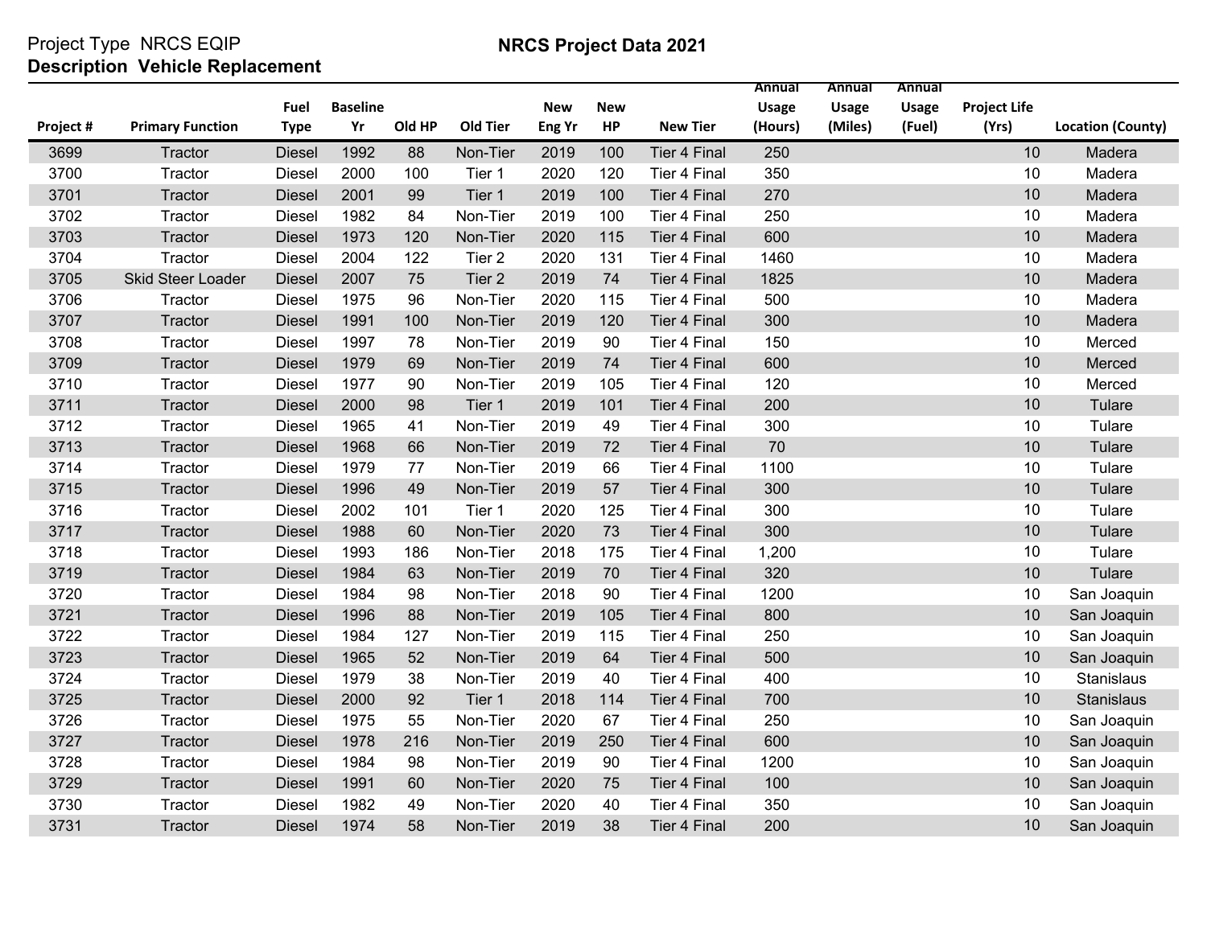Project Type NRCS EQIP

**Description Vehicle Replacement**

## NRCS Project Data 2021

| Project # | Primary Function | Fuel Type | Baseline Yr | Old HP | Old Tier | New Eng Yr | New HP | New Tier | Annual Usage (Hours) | Annual Usage (Miles) | Annual Usage (Fuel) | Project Life (Yrs) | Location (County) |
|---|---|---|---|---|---|---|---|---|---|---|---|---|---|
| 3699 | Tractor | Diesel | 1992 | 88 | Non-Tier | 2019 | 100 | Tier 4 Final | 250 | | | 10 | Madera |
| 3700 | Tractor | Diesel | 2000 | 100 | Tier 1 | 2020 | 120 | Tier 4 Final | 350 | | | 10 | Madera |
| 3701 | Tractor | Diesel | 2001 | 99 | Tier 1 | 2019 | 100 | Tier 4 Final | 270 | | | 10 | Madera |
| 3702 | Tractor | Diesel | 1982 | 84 | Non-Tier | 2019 | 100 | Tier 4 Final | 250 | | | 10 | Madera |
| 3703 | Tractor | Diesel | 1973 | 120 | Non-Tier | 2020 | 115 | Tier 4 Final | 600 | | | 10 | Madera |
| 3704 | Tractor | Diesel | 2004 | 122 | Tier 2 | 2020 | 131 | Tier 4 Final | 1460 | | | 10 | Madera |
| 3705 | Skid Steer Loader | Diesel | 2007 | 75 | Tier 2 | 2019 | 74 | Tier 4 Final | 1825 | | | 10 | Madera |
| 3706 | Tractor | Diesel | 1975 | 96 | Non-Tier | 2020 | 115 | Tier 4 Final | 500 | | | 10 | Madera |
| 3707 | Tractor | Diesel | 1991 | 100 | Non-Tier | 2019 | 120 | Tier 4 Final | 300 | | | 10 | Madera |
| 3708 | Tractor | Diesel | 1997 | 78 | Non-Tier | 2019 | 90 | Tier 4 Final | 150 | | | 10 | Merced |
| 3709 | Tractor | Diesel | 1979 | 69 | Non-Tier | 2019 | 74 | Tier 4 Final | 600 | | | 10 | Merced |
| 3710 | Tractor | Diesel | 1977 | 90 | Non-Tier | 2019 | 105 | Tier 4 Final | 120 | | | 10 | Merced |
| 3711 | Tractor | Diesel | 2000 | 98 | Tier 1 | 2019 | 101 | Tier 4 Final | 200 | | | 10 | Tulare |
| 3712 | Tractor | Diesel | 1965 | 41 | Non-Tier | 2019 | 49 | Tier 4 Final | 300 | | | 10 | Tulare |
| 3713 | Tractor | Diesel | 1968 | 66 | Non-Tier | 2019 | 72 | Tier 4 Final | 70 | | | 10 | Tulare |
| 3714 | Tractor | Diesel | 1979 | 77 | Non-Tier | 2019 | 66 | Tier 4 Final | 1100 | | | 10 | Tulare |
| 3715 | Tractor | Diesel | 1996 | 49 | Non-Tier | 2019 | 57 | Tier 4 Final | 300 | | | 10 | Tulare |
| 3716 | Tractor | Diesel | 2002 | 101 | Tier 1 | 2020 | 125 | Tier 4 Final | 300 | | | 10 | Tulare |
| 3717 | Tractor | Diesel | 1988 | 60 | Non-Tier | 2020 | 73 | Tier 4 Final | 300 | | | 10 | Tulare |
| 3718 | Tractor | Diesel | 1993 | 186 | Non-Tier | 2018 | 175 | Tier 4 Final | 1,200 | | | 10 | Tulare |
| 3719 | Tractor | Diesel | 1984 | 63 | Non-Tier | 2019 | 70 | Tier 4 Final | 320 | | | 10 | Tulare |
| 3720 | Tractor | Diesel | 1984 | 98 | Non-Tier | 2018 | 90 | Tier 4 Final | 1200 | | | 10 | San Joaquin |
| 3721 | Tractor | Diesel | 1996 | 88 | Non-Tier | 2019 | 105 | Tier 4 Final | 800 | | | 10 | San Joaquin |
| 3722 | Tractor | Diesel | 1984 | 127 | Non-Tier | 2019 | 115 | Tier 4 Final | 250 | | | 10 | San Joaquin |
| 3723 | Tractor | Diesel | 1965 | 52 | Non-Tier | 2019 | 64 | Tier 4 Final | 500 | | | 10 | San Joaquin |
| 3724 | Tractor | Diesel | 1979 | 38 | Non-Tier | 2019 | 40 | Tier 4 Final | 400 | | | 10 | Stanislaus |
| 3725 | Tractor | Diesel | 2000 | 92 | Tier 1 | 2018 | 114 | Tier 4 Final | 700 | | | 10 | Stanislaus |
| 3726 | Tractor | Diesel | 1975 | 55 | Non-Tier | 2020 | 67 | Tier 4 Final | 250 | | | 10 | San Joaquin |
| 3727 | Tractor | Diesel | 1978 | 216 | Non-Tier | 2019 | 250 | Tier 4 Final | 600 | | | 10 | San Joaquin |
| 3728 | Tractor | Diesel | 1984 | 98 | Non-Tier | 2019 | 90 | Tier 4 Final | 1200 | | | 10 | San Joaquin |
| 3729 | Tractor | Diesel | 1991 | 60 | Non-Tier | 2020 | 75 | Tier 4 Final | 100 | | | 10 | San Joaquin |
| 3730 | Tractor | Diesel | 1982 | 49 | Non-Tier | 2020 | 40 | Tier 4 Final | 350 | | | 10 | San Joaquin |
| 3731 | Tractor | Diesel | 1974 | 58 | Non-Tier | 2019 | 38 | Tier 4 Final | 200 | | | 10 | San Joaquin |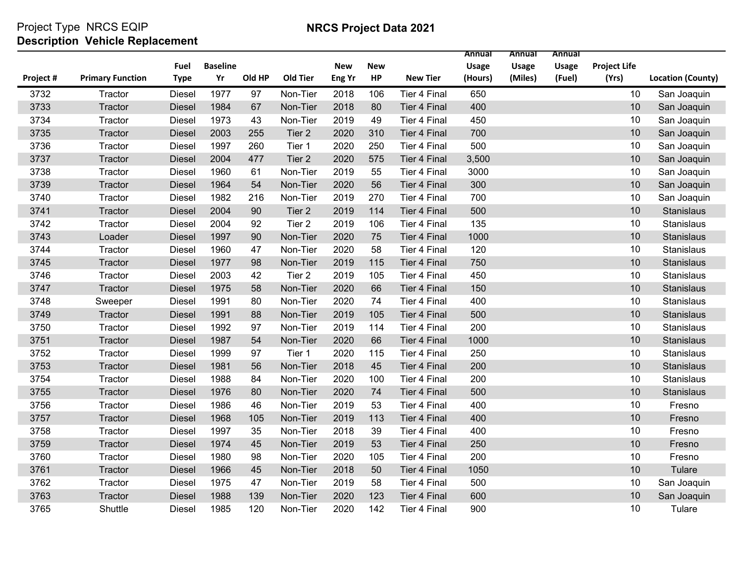Project Type NRCS EQIP
**Description Vehicle Replacement**

# NRCS Project Data 2021

| Project # | Primary Function | Fuel Type | Baseline Yr | Old HP | Old Tier | New Eng Yr | New HP | New Tier | Annual Usage (Hours) | Annual Usage (Miles) | Annual Usage (Fuel) | Project Life (Yrs) | Location (County) |
|---|---|---|---|---|---|---|---|---|---|---|---|---|---|
| 3732 | Tractor | Diesel | 1977 | 97 | Non-Tier | 2018 | 106 | Tier 4 Final | 650 | | | 10 | San Joaquin |
| 3733 | Tractor | Diesel | 1984 | 67 | Non-Tier | 2018 | 80 | Tier 4 Final | 400 | | | 10 | San Joaquin |
| 3734 | Tractor | Diesel | 1973 | 43 | Non-Tier | 2019 | 49 | Tier 4 Final | 450 | | | 10 | San Joaquin |
| 3735 | Tractor | Diesel | 2003 | 255 | Tier 2 | 2020 | 310 | Tier 4 Final | 700 | | | 10 | San Joaquin |
| 3736 | Tractor | Diesel | 1997 | 260 | Tier 1 | 2020 | 250 | Tier 4 Final | 500 | | | 10 | San Joaquin |
| 3737 | Tractor | Diesel | 2004 | 477 | Tier 2 | 2020 | 575 | Tier 4 Final | 3,500 | | | 10 | San Joaquin |
| 3738 | Tractor | Diesel | 1960 | 61 | Non-Tier | 2019 | 55 | Tier 4 Final | 3000 | | | 10 | San Joaquin |
| 3739 | Tractor | Diesel | 1964 | 54 | Non-Tier | 2020 | 56 | Tier 4 Final | 300 | | | 10 | San Joaquin |
| 3740 | Tractor | Diesel | 1982 | 216 | Non-Tier | 2019 | 270 | Tier 4 Final | 700 | | | 10 | San Joaquin |
| 3741 | Tractor | Diesel | 2004 | 90 | Tier 2 | 2019 | 114 | Tier 4 Final | 500 | | | 10 | Stanislaus |
| 3742 | Tractor | Diesel | 2004 | 92 | Tier 2 | 2019 | 106 | Tier 4 Final | 135 | | | 10 | Stanislaus |
| 3743 | Loader | Diesel | 1997 | 90 | Non-Tier | 2020 | 75 | Tier 4 Final | 1000 | | | 10 | Stanislaus |
| 3744 | Tractor | Diesel | 1960 | 47 | Non-Tier | 2020 | 58 | Tier 4 Final | 120 | | | 10 | Stanislaus |
| 3745 | Tractor | Diesel | 1977 | 98 | Non-Tier | 2019 | 115 | Tier 4 Final | 750 | | | 10 | Stanislaus |
| 3746 | Tractor | Diesel | 2003 | 42 | Tier 2 | 2019 | 105 | Tier 4 Final | 450 | | | 10 | Stanislaus |
| 3747 | Tractor | Diesel | 1975 | 58 | Non-Tier | 2020 | 66 | Tier 4 Final | 150 | | | 10 | Stanislaus |
| 3748 | Sweeper | Diesel | 1991 | 80 | Non-Tier | 2020 | 74 | Tier 4 Final | 400 | | | 10 | Stanislaus |
| 3749 | Tractor | Diesel | 1991 | 88 | Non-Tier | 2019 | 105 | Tier 4 Final | 500 | | | 10 | Stanislaus |
| 3750 | Tractor | Diesel | 1992 | 97 | Non-Tier | 2019 | 114 | Tier 4 Final | 200 | | | 10 | Stanislaus |
| 3751 | Tractor | Diesel | 1987 | 54 | Non-Tier | 2020 | 66 | Tier 4 Final | 1000 | | | 10 | Stanislaus |
| 3752 | Tractor | Diesel | 1999 | 97 | Tier 1 | 2020 | 115 | Tier 4 Final | 250 | | | 10 | Stanislaus |
| 3753 | Tractor | Diesel | 1981 | 56 | Non-Tier | 2018 | 45 | Tier 4 Final | 200 | | | 10 | Stanislaus |
| 3754 | Tractor | Diesel | 1988 | 84 | Non-Tier | 2020 | 100 | Tier 4 Final | 200 | | | 10 | Stanislaus |
| 3755 | Tractor | Diesel | 1976 | 80 | Non-Tier | 2020 | 74 | Tier 4 Final | 500 | | | 10 | Stanislaus |
| 3756 | Tractor | Diesel | 1986 | 46 | Non-Tier | 2019 | 53 | Tier 4 Final | 400 | | | 10 | Fresno |
| 3757 | Tractor | Diesel | 1968 | 105 | Non-Tier | 2019 | 113 | Tier 4 Final | 400 | | | 10 | Fresno |
| 3758 | Tractor | Diesel | 1997 | 35 | Non-Tier | 2018 | 39 | Tier 4 Final | 400 | | | 10 | Fresno |
| 3759 | Tractor | Diesel | 1974 | 45 | Non-Tier | 2019 | 53 | Tier 4 Final | 250 | | | 10 | Fresno |
| 3760 | Tractor | Diesel | 1980 | 98 | Non-Tier | 2020 | 105 | Tier 4 Final | 200 | | | 10 | Fresno |
| 3761 | Tractor | Diesel | 1966 | 45 | Non-Tier | 2018 | 50 | Tier 4 Final | 1050 | | | 10 | Tulare |
| 3762 | Tractor | Diesel | 1975 | 47 | Non-Tier | 2019 | 58 | Tier 4 Final | 500 | | | 10 | San Joaquin |
| 3763 | Tractor | Diesel | 1988 | 139 | Non-Tier | 2020 | 123 | Tier 4 Final | 600 | | | 10 | San Joaquin |
| 3765 | Shuttle | Diesel | 1985 | 120 | Non-Tier | 2020 | 142 | Tier 4 Final | 900 | | | 10 | Tulare |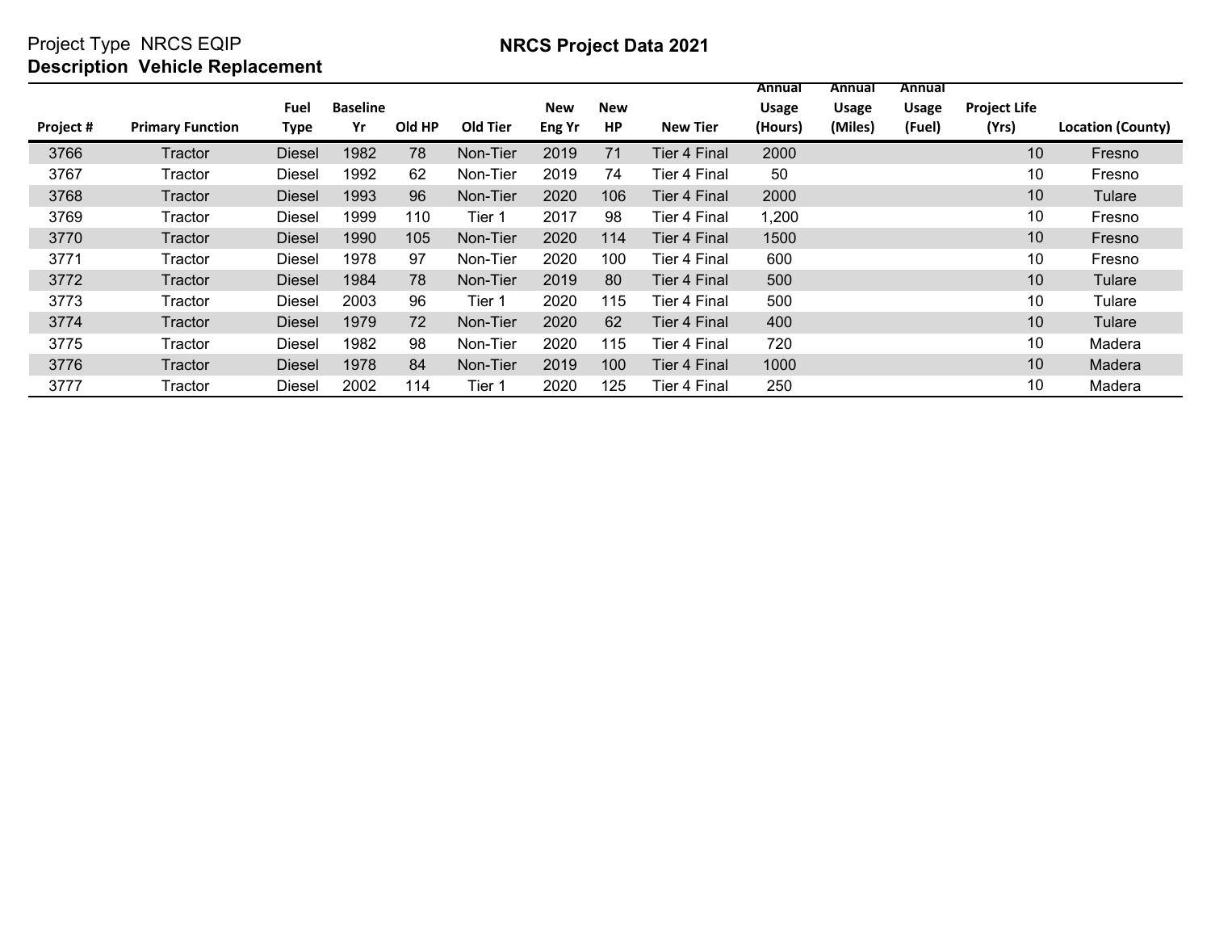Project Type NRCS EQIP
**Description Vehicle Replacement**

**NRCS Project Data 2021**

| Project # | Primary Function | Fuel Type | Baseline Yr | Old HP | Old Tier | New Eng Yr | New HP | New Tier | Annual Usage (Hours) | Annual Usage (Miles) | Annual Usage (Fuel) | Project Life (Yrs) | Location (County) |
|---|---|---|---|---|---|---|---|---|---|---|---|---|---|
| 3766 | Tractor | Diesel | 1982 | 78 | Non-Tier | 2019 | 71 | Tier 4 Final | 2000 | | | 10 | Fresno |
| 3767 | Tractor | Diesel | 1992 | 62 | Non-Tier | 2019 | 74 | Tier 4 Final | 50 | | | 10 | Fresno |
| 3768 | Tractor | Diesel | 1993 | 96 | Non-Tier | 2020 | 106 | Tier 4 Final | 2000 | | | 10 | Tulare |
| 3769 | Tractor | Diesel | 1999 | 110 | Tier 1 | 2017 | 98 | Tier 4 Final | 1,200 | | | 10 | Fresno |
| 3770 | Tractor | Diesel | 1990 | 105 | Non-Tier | 2020 | 114 | Tier 4 Final | 1500 | | | 10 | Fresno |
| 3771 | Tractor | Diesel | 1978 | 97 | Non-Tier | 2020 | 100 | Tier 4 Final | 600 | | | 10 | Fresno |
| 3772 | Tractor | Diesel | 1984 | 78 | Non-Tier | 2019 | 80 | Tier 4 Final | 500 | | | 10 | Tulare |
| 3773 | Tractor | Diesel | 2003 | 96 | Tier 1 | 2020 | 115 | Tier 4 Final | 500 | | | 10 | Tulare |
| 3774 | Tractor | Diesel | 1979 | 72 | Non-Tier | 2020 | 62 | Tier 4 Final | 400 | | | 10 | Tulare |
| 3775 | Tractor | Diesel | 1982 | 98 | Non-Tier | 2020 | 115 | Tier 4 Final | 720 | | | 10 | Madera |
| 3776 | Tractor | Diesel | 1978 | 84 | Non-Tier | 2019 | 100 | Tier 4 Final | 1000 | | | 10 | Madera |
| 3777 | Tractor | Diesel | 2002 | 114 | Tier 1 | 2020 | 125 | Tier 4 Final | 250 | | | 10 | Madera |